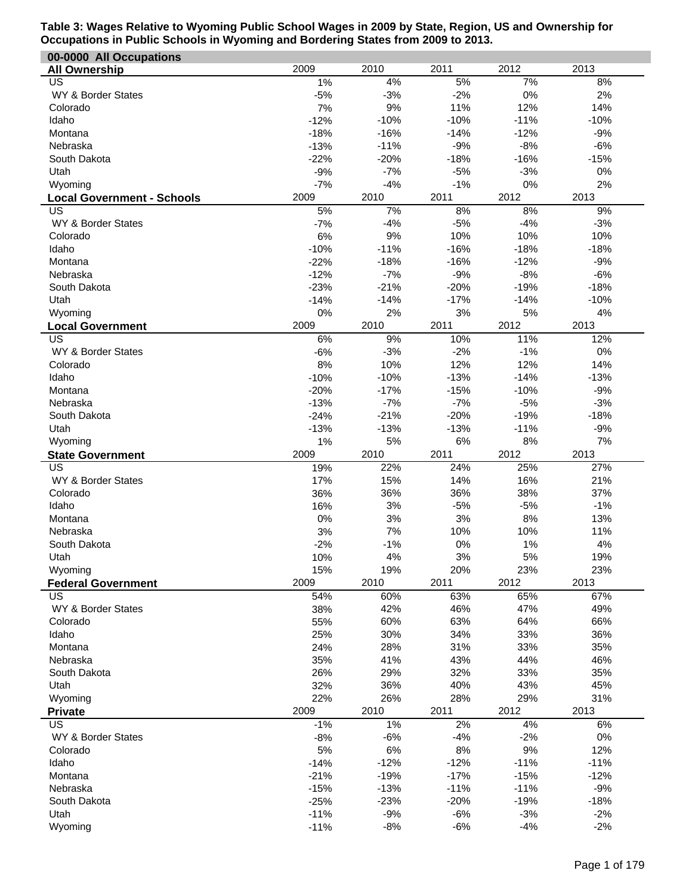**Table 3: Wages Relative to Wyoming Public School Wages in 2009 by State, Region, US and Ownership for Occupations in Public Schools in Wyoming and Bordering States from 2009 to 2013.**

**00-0000 All Occupations**

| All Ownership | 2009 | 2010 | 2011 | 2012 | 2013 |
|---|---|---|---|---|---|
| US | 1% | 4% | 5% | 7% | 8% |
| WY & Border States | -5% | -3% | -2% | 0% | 2% |
| Colorado | 7% | 9% | 11% | 12% | 14% |
| Idaho | -12% | -10% | -10% | -11% | -10% |
| Montana | -18% | -16% | -14% | -12% | -9% |
| Nebraska | -13% | -11% | -9% | -8% | -6% |
| South Dakota | -22% | -20% | -18% | -16% | -15% |
| Utah | -9% | -7% | -5% | -3% | 0% |
| Wyoming | -7% | -4% | -1% | 0% | 2% |

| Local Government - Schools | 2009 | 2010 | 2011 | 2012 | 2013 |
|---|---|---|---|---|---|
| US | 5% | 7% | 8% | 8% | 9% |
| WY & Border States | -7% | -4% | -5% | -4% | -3% |
| Colorado | 6% | 9% | 10% | 10% | 10% |
| Idaho | -10% | -11% | -16% | -18% | -18% |
| Montana | -22% | -18% | -16% | -12% | -9% |
| Nebraska | -12% | -7% | -9% | -8% | -6% |
| South Dakota | -23% | -21% | -20% | -19% | -18% |
| Utah | -14% | -14% | -17% | -14% | -10% |
| Wyoming | 0% | 2% | 3% | 5% | 4% |

| Local Government | 2009 | 2010 | 2011 | 2012 | 2013 |
|---|---|---|---|---|---|
| US | 6% | 9% | 10% | 11% | 12% |
| WY & Border States | -6% | -3% | -2% | -1% | 0% |
| Colorado | 8% | 10% | 12% | 12% | 14% |
| Idaho | -10% | -10% | -13% | -14% | -13% |
| Montana | -20% | -17% | -15% | -10% | -9% |
| Nebraska | -13% | -7% | -7% | -5% | -3% |
| South Dakota | -24% | -21% | -20% | -19% | -18% |
| Utah | -13% | -13% | -13% | -11% | -9% |
| Wyoming | 1% | 5% | 6% | 8% | 7% |

| State Government | 2009 | 2010 | 2011 | 2012 | 2013 |
|---|---|---|---|---|---|
| US | 19% | 22% | 24% | 25% | 27% |
| WY & Border States | 17% | 15% | 14% | 16% | 21% |
| Colorado | 36% | 36% | 36% | 38% | 37% |
| Idaho | 16% | 3% | -5% | -5% | -1% |
| Montana | 0% | 3% | 3% | 8% | 13% |
| Nebraska | 3% | 7% | 10% | 10% | 11% |
| South Dakota | -2% | -1% | 0% | 1% | 4% |
| Utah | 10% | 4% | 3% | 5% | 19% |
| Wyoming | 15% | 19% | 20% | 23% | 23% |

| Federal Government | 2009 | 2010 | 2011 | 2012 | 2013 |
|---|---|---|---|---|---|
| US | 54% | 60% | 63% | 65% | 67% |
| WY & Border States | 38% | 42% | 46% | 47% | 49% |
| Colorado | 55% | 60% | 63% | 64% | 66% |
| Idaho | 25% | 30% | 34% | 33% | 36% |
| Montana | 24% | 28% | 31% | 33% | 35% |
| Nebraska | 35% | 41% | 43% | 44% | 46% |
| South Dakota | 26% | 29% | 32% | 33% | 35% |
| Utah | 32% | 36% | 40% | 43% | 45% |
| Wyoming | 22% | 26% | 28% | 29% | 31% |

| Private | 2009 | 2010 | 2011 | 2012 | 2013 |
|---|---|---|---|---|---|
| US | -1% | 1% | 2% | 4% | 6% |
| WY & Border States | -8% | -6% | -4% | -2% | 0% |
| Colorado | 5% | 6% | 8% | 9% | 12% |
| Idaho | -14% | -12% | -12% | -11% | -11% |
| Montana | -21% | -19% | -17% | -15% | -12% |
| Nebraska | -15% | -13% | -11% | -11% | -9% |
| South Dakota | -25% | -23% | -20% | -19% | -18% |
| Utah | -11% | -9% | -6% | -3% | -2% |
| Wyoming | -11% | -8% | -6% | -4% | -2% |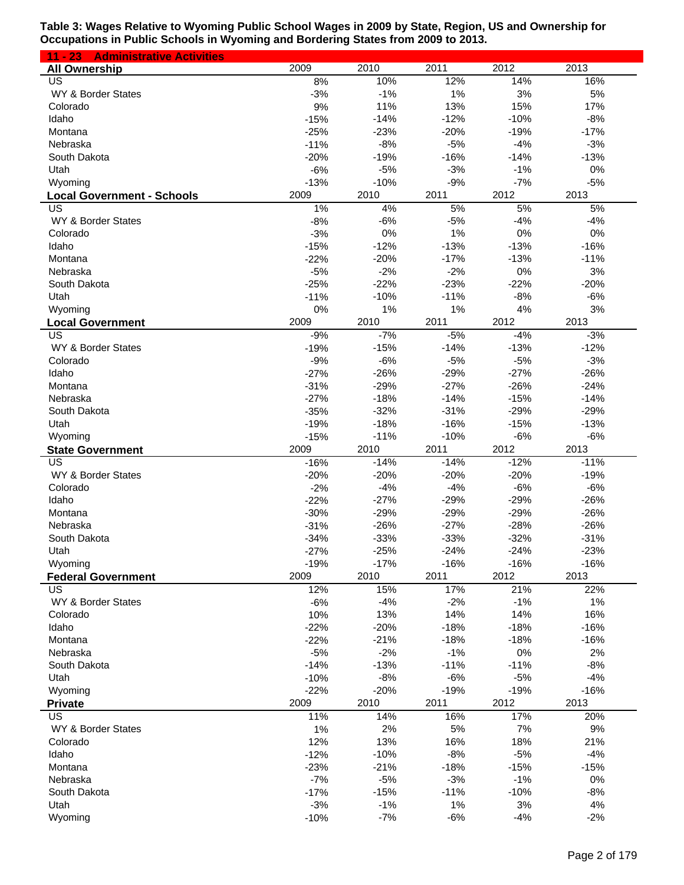**Table 3: Wages Relative to Wyoming Public School Wages in 2009 by State, Region, US and Ownership for Occupations in Public Schools in Wyoming and Bordering States from 2009 to 2013.**

**11 - 23 Administrative Activities**

| All Ownership | 2009 | 2010 | 2011 | 2012 | 2013 |
|---|---|---|---|---|---|
| US | 8% | 10% | 12% | 14% | 16% |
| WY & Border States | -3% | -1% | 1% | 3% | 5% |
| Colorado | 9% | 11% | 13% | 15% | 17% |
| Idaho | -15% | -14% | -12% | -10% | -8% |
| Montana | -25% | -23% | -20% | -19% | -17% |
| Nebraska | -11% | -8% | -5% | -4% | -3% |
| South Dakota | -20% | -19% | -16% | -14% | -13% |
| Utah | -6% | -5% | -3% | -1% | 0% |
| Wyoming | -13% | -10% | -9% | -7% | -5% |
| **Local Government - Schools** | **2009** | **2010** | **2011** | **2012** | **2013** |
| US | 1% | 4% | 5% | 5% | 5% |
| WY & Border States | -8% | -6% | -5% | -4% | -4% |
| Colorado | -3% | 0% | 1% | 0% | 0% |
| Idaho | -15% | -12% | -13% | -13% | -16% |
| Montana | -22% | -20% | -17% | -13% | -11% |
| Nebraska | -5% | -2% | -2% | 0% | 3% |
| South Dakota | -25% | -22% | -23% | -22% | -20% |
| Utah | -11% | -10% | -11% | -8% | -6% |
| Wyoming | 0% | 1% | 1% | 4% | 3% |
| **Local Government** | **2009** | **2010** | **2011** | **2012** | **2013** |
| US | -9% | -7% | -5% | -4% | -3% |
| WY & Border States | -19% | -15% | -14% | -13% | -12% |
| Colorado | -9% | -6% | -5% | -5% | -3% |
| Idaho | -27% | -26% | -29% | -27% | -26% |
| Montana | -31% | -29% | -27% | -26% | -24% |
| Nebraska | -27% | -18% | -14% | -15% | -14% |
| South Dakota | -35% | -32% | -31% | -29% | -29% |
| Utah | -19% | -18% | -16% | -15% | -13% |
| Wyoming | -15% | -11% | -10% | -6% | -6% |
| **State Government** | **2009** | **2010** | **2011** | **2012** | **2013** |
| US | -16% | -14% | -14% | -12% | -11% |
| WY & Border States | -20% | -20% | -20% | -20% | -19% |
| Colorado | -2% | -4% | -4% | -6% | -6% |
| Idaho | -22% | -27% | -29% | -29% | -26% |
| Montana | -30% | -29% | -29% | -29% | -26% |
| Nebraska | -31% | -26% | -27% | -28% | -26% |
| South Dakota | -34% | -33% | -33% | -32% | -31% |
| Utah | -27% | -25% | -24% | -24% | -23% |
| Wyoming | -19% | -17% | -16% | -16% | -16% |
| **Federal Government** | **2009** | **2010** | **2011** | **2012** | **2013** |
| US | 12% | 15% | 17% | 21% | 22% |
| WY & Border States | -6% | -4% | -2% | -1% | 1% |
| Colorado | 10% | 13% | 14% | 14% | 16% |
| Idaho | -22% | -20% | -18% | -18% | -16% |
| Montana | -22% | -21% | -18% | -18% | -16% |
| Nebraska | -5% | -2% | -1% | 0% | 2% |
| South Dakota | -14% | -13% | -11% | -11% | -8% |
| Utah | -10% | -8% | -6% | -5% | -4% |
| Wyoming | -22% | -20% | -19% | -19% | -16% |
| **Private** | **2009** | **2010** | **2011** | **2012** | **2013** |
| US | 11% | 14% | 16% | 17% | 20% |
| WY & Border States | 1% | 2% | 5% | 7% | 9% |
| Colorado | 12% | 13% | 16% | 18% | 21% |
| Idaho | -12% | -10% | -8% | -5% | -4% |
| Montana | -23% | -21% | -18% | -15% | -15% |
| Nebraska | -7% | -5% | -3% | -1% | 0% |
| South Dakota | -17% | -15% | -11% | -10% | -8% |
| Utah | -3% | -1% | 1% | 3% | 4% |
| Wyoming | -10% | -7% | -6% | -4% | -2% |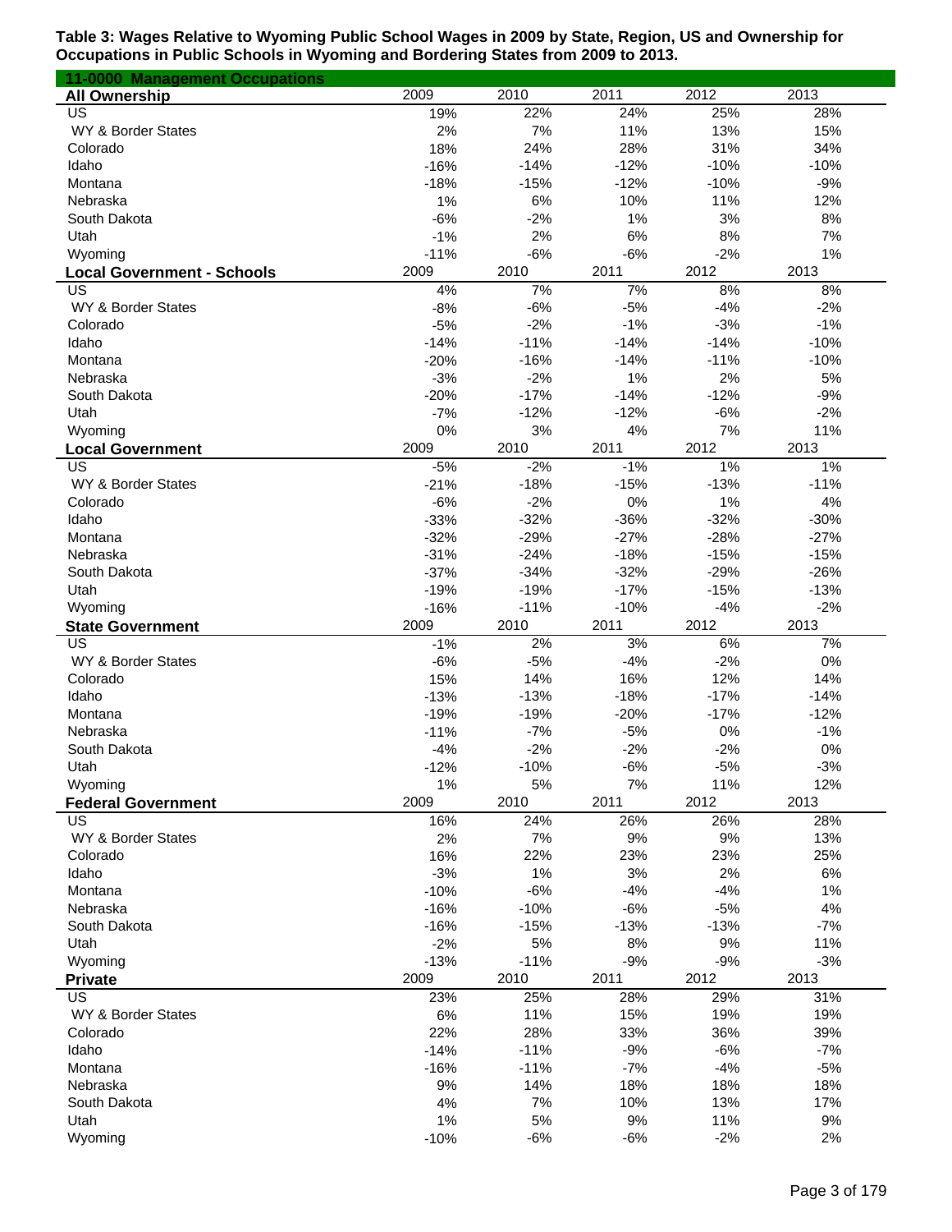**Table 3: Wages Relative to Wyoming Public School Wages in 2009 by State, Region, US and Ownership for Occupations in Public Schools in Wyoming and Bordering States from 2009 to 2013.**

**11-0000 Management Occupations**

| **All Ownership** | 2009 | 2010 | 2011 | 2012 | 2013 |
|---|---|---|---|---|---|
| US | 19% | 22% | 24% | 25% | 28% |
| WY & Border States | 2% | 7% | 11% | 13% | 15% |
| Colorado | 18% | 24% | 28% | 31% | 34% |
| Idaho | -16% | -14% | -12% | -10% | -10% |
| Montana | -18% | -15% | -12% | -10% | -9% |
| Nebraska | 1% | 6% | 10% | 11% | 12% |
| South Dakota | -6% | -2% | 1% | 3% | 8% |
| Utah | -1% | 2% | 6% | 8% | 7% |
| Wyoming | -11% | -6% | -6% | -2% | 1% |
| **Local Government - Schools** | 2009 | 2010 | 2011 | 2012 | 2013 |
| US | 4% | 7% | 7% | 8% | 8% |
| WY & Border States | -8% | -6% | -5% | -4% | -2% |
| Colorado | -5% | -2% | -1% | -3% | -1% |
| Idaho | -14% | -11% | -14% | -14% | -10% |
| Montana | -20% | -16% | -14% | -11% | -10% |
| Nebraska | -3% | -2% | 1% | 2% | 5% |
| South Dakota | -20% | -17% | -14% | -12% | -9% |
| Utah | -7% | -12% | -12% | -6% | -2% |
| Wyoming | 0% | 3% | 4% | 7% | 11% |
| **Local Government** | 2009 | 2010 | 2011 | 2012 | 2013 |
| US | -5% | -2% | -1% | 1% | 1% |
| WY & Border States | -21% | -18% | -15% | -13% | -11% |
| Colorado | -6% | -2% | 0% | 1% | 4% |
| Idaho | -33% | -32% | -36% | -32% | -30% |
| Montana | -32% | -29% | -27% | -28% | -27% |
| Nebraska | -31% | -24% | -18% | -15% | -15% |
| South Dakota | -37% | -34% | -32% | -29% | -26% |
| Utah | -19% | -19% | -17% | -15% | -13% |
| Wyoming | -16% | -11% | -10% | -4% | -2% |
| **State Government** | 2009 | 2010 | 2011 | 2012 | 2013 |
| US | -1% | 2% | 3% | 6% | 7% |
| WY & Border States | -6% | -5% | -4% | -2% | 0% |
| Colorado | 15% | 14% | 16% | 12% | 14% |
| Idaho | -13% | -13% | -18% | -17% | -14% |
| Montana | -19% | -19% | -20% | -17% | -12% |
| Nebraska | -11% | -7% | -5% | 0% | -1% |
| South Dakota | -4% | -2% | -2% | -2% | 0% |
| Utah | -12% | -10% | -6% | -5% | -3% |
| Wyoming | 1% | 5% | 7% | 11% | 12% |
| **Federal Government** | 2009 | 2010 | 2011 | 2012 | 2013 |
| US | 16% | 24% | 26% | 26% | 28% |
| WY & Border States | 2% | 7% | 9% | 9% | 13% |
| Colorado | 16% | 22% | 23% | 23% | 25% |
| Idaho | -3% | 1% | 3% | 2% | 6% |
| Montana | -10% | -6% | -4% | -4% | 1% |
| Nebraska | -16% | -10% | -6% | -5% | 4% |
| South Dakota | -16% | -15% | -13% | -13% | -7% |
| Utah | -2% | 5% | 8% | 9% | 11% |
| Wyoming | -13% | -11% | -9% | -9% | -3% |
| **Private** | 2009 | 2010 | 2011 | 2012 | 2013 |
| US | 23% | 25% | 28% | 29% | 31% |
| WY & Border States | 6% | 11% | 15% | 19% | 19% |
| Colorado | 22% | 28% | 33% | 36% | 39% |
| Idaho | -14% | -11% | -9% | -6% | -7% |
| Montana | -16% | -11% | -7% | -4% | -5% |
| Nebraska | 9% | 14% | 18% | 18% | 18% |
| South Dakota | 4% | 7% | 10% | 13% | 17% |
| Utah | 1% | 5% | 9% | 11% | 9% |
| Wyoming | -10% | -6% | -6% | -2% | 2% |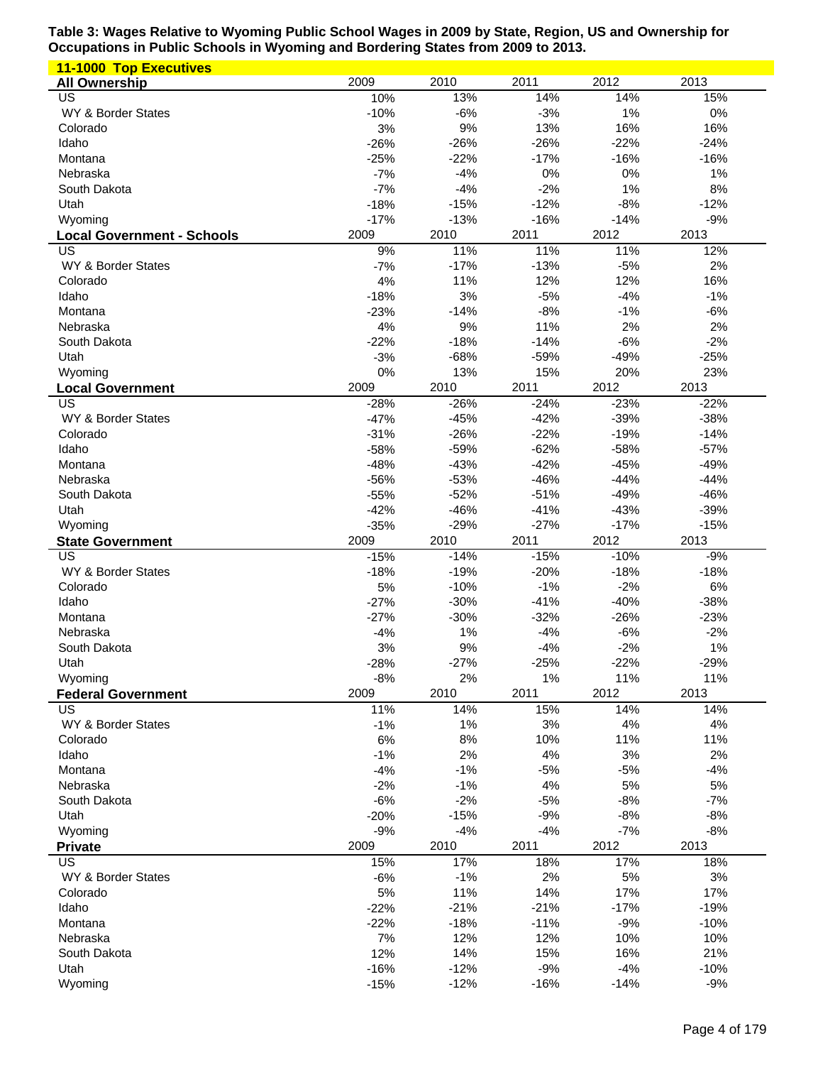**Table 3: Wages Relative to Wyoming Public School Wages in 2009 by State, Region, US and Ownership for Occupations in Public Schools in Wyoming and Bordering States from 2009 to 2013.**

**11-1000 Top Executives**

| All Ownership | 2009 | 2010 | 2011 | 2012 | 2013 |
|---|---|---|---|---|---|
| US | 10% | 13% | 14% | 14% | 15% |
| WY & Border States | -10% | -6% | -3% | 1% | 0% |
| Colorado | 3% | 9% | 13% | 16% | 16% |
| Idaho | -26% | -26% | -26% | -22% | -24% |
| Montana | -25% | -22% | -17% | -16% | -16% |
| Nebraska | -7% | -4% | 0% | 0% | 1% |
| South Dakota | -7% | -4% | -2% | 1% | 8% |
| Utah | -18% | -15% | -12% | -8% | -12% |
| Wyoming | -17% | -13% | -16% | -14% | -9% |

| Local Government - Schools | 2009 | 2010 | 2011 | 2012 | 2013 |
|---|---|---|---|---|---|
| US | 9% | 11% | 11% | 11% | 12% |
| WY & Border States | -7% | -17% | -13% | -5% | 2% |
| Colorado | 4% | 11% | 12% | 12% | 16% |
| Idaho | -18% | 3% | -5% | -4% | -1% |
| Montana | -23% | -14% | -8% | -1% | -6% |
| Nebraska | 4% | 9% | 11% | 2% | 2% |
| South Dakota | -22% | -18% | -14% | -6% | -2% |
| Utah | -3% | -68% | -59% | -49% | -25% |
| Wyoming | 0% | 13% | 15% | 20% | 23% |

| Local Government | 2009 | 2010 | 2011 | 2012 | 2013 |
|---|---|---|---|---|---|
| US | -28% | -26% | -24% | -23% | -22% |
| WY & Border States | -47% | -45% | -42% | -39% | -38% |
| Colorado | -31% | -26% | -22% | -19% | -14% |
| Idaho | -58% | -59% | -62% | -58% | -57% |
| Montana | -48% | -43% | -42% | -45% | -49% |
| Nebraska | -56% | -53% | -46% | -44% | -44% |
| South Dakota | -55% | -52% | -51% | -49% | -46% |
| Utah | -42% | -46% | -41% | -43% | -39% |
| Wyoming | -35% | -29% | -27% | -17% | -15% |

| State Government | 2009 | 2010 | 2011 | 2012 | 2013 |
|---|---|---|---|---|---|
| US | -15% | -14% | -15% | -10% | -9% |
| WY & Border States | -18% | -19% | -20% | -18% | -18% |
| Colorado | 5% | -10% | -1% | -2% | 6% |
| Idaho | -27% | -30% | -41% | -40% | -38% |
| Montana | -27% | -30% | -32% | -26% | -23% |
| Nebraska | -4% | 1% | -4% | -6% | -2% |
| South Dakota | 3% | 9% | -4% | -2% | 1% |
| Utah | -28% | -27% | -25% | -22% | -29% |
| Wyoming | -8% | 2% | 1% | 11% | 11% |

| Federal Government | 2009 | 2010 | 2011 | 2012 | 2013 |
|---|---|---|---|---|---|
| US | 11% | 14% | 15% | 14% | 14% |
| WY & Border States | -1% | 1% | 3% | 4% | 4% |
| Colorado | 6% | 8% | 10% | 11% | 11% |
| Idaho | -1% | 2% | 4% | 3% | 2% |
| Montana | -4% | -1% | -5% | -5% | -4% |
| Nebraska | -2% | -1% | 4% | 5% | 5% |
| South Dakota | -6% | -2% | -5% | -8% | -7% |
| Utah | -20% | -15% | -9% | -8% | -8% |
| Wyoming | -9% | -4% | -4% | -7% | -8% |

| Private | 2009 | 2010 | 2011 | 2012 | 2013 |
|---|---|---|---|---|---|
| US | 15% | 17% | 18% | 17% | 18% |
| WY & Border States | -6% | -1% | 2% | 5% | 3% |
| Colorado | 5% | 11% | 14% | 17% | 17% |
| Idaho | -22% | -21% | -21% | -17% | -19% |
| Montana | -22% | -18% | -11% | -9% | -10% |
| Nebraska | 7% | 12% | 12% | 10% | 10% |
| South Dakota | 12% | 14% | 15% | 16% | 21% |
| Utah | -16% | -12% | -9% | -4% | -10% |
| Wyoming | -15% | -12% | -16% | -14% | -9% |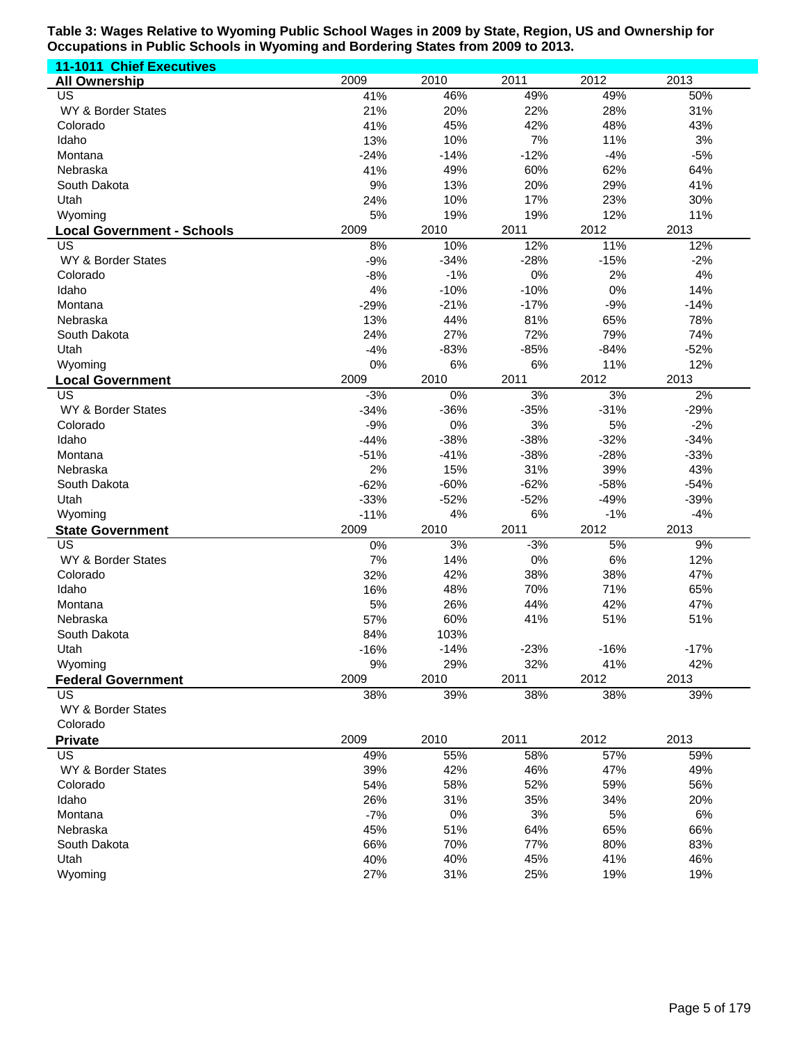**Table 3: Wages Relative to Wyoming Public School Wages in 2009 by State, Region, US and Ownership for Occupations in Public Schools in Wyoming and Bordering States from 2009 to 2013.**

**11-1011 Chief Executives**

| All Ownership | 2009 | 2010 | 2011 | 2012 | 2013 |
|---|---|---|---|---|---|
| US | 41% | 46% | 49% | 49% | 50% |
| WY & Border States | 21% | 20% | 22% | 28% | 31% |
| Colorado | 41% | 45% | 42% | 48% | 43% |
| Idaho | 13% | 10% | 7% | 11% | 3% |
| Montana | -24% | -14% | -12% | -4% | -5% |
| Nebraska | 41% | 49% | 60% | 62% | 64% |
| South Dakota | 9% | 13% | 20% | 29% | 41% |
| Utah | 24% | 10% | 17% | 23% | 30% |
| Wyoming | 5% | 19% | 19% | 12% | 11% |
| **Local Government - Schools** | **2009** | **2010** | **2011** | **2012** | **2013** |
| US | 8% | 10% | 12% | 11% | 12% |
| WY & Border States | -9% | -34% | -28% | -15% | -2% |
| Colorado | -8% | -1% | 0% | 2% | 4% |
| Idaho | 4% | -10% | -10% | 0% | 14% |
| Montana | -29% | -21% | -17% | -9% | -14% |
| Nebraska | 13% | 44% | 81% | 65% | 78% |
| South Dakota | 24% | 27% | 72% | 79% | 74% |
| Utah | -4% | -83% | -85% | -84% | -52% |
| Wyoming | 0% | 6% | 6% | 11% | 12% |
| **Local Government** | **2009** | **2010** | **2011** | **2012** | **2013** |
| US | -3% | 0% | 3% | 3% | 2% |
| WY & Border States | -34% | -36% | -35% | -31% | -29% |
| Colorado | -9% | 0% | 3% | 5% | -2% |
| Idaho | -44% | -38% | -38% | -32% | -34% |
| Montana | -51% | -41% | -38% | -28% | -33% |
| Nebraska | 2% | 15% | 31% | 39% | 43% |
| South Dakota | -62% | -60% | -62% | -58% | -54% |
| Utah | -33% | -52% | -52% | -49% | -39% |
| Wyoming | -11% | 4% | 6% | -1% | -4% |
| **State Government** | **2009** | **2010** | **2011** | **2012** | **2013** |
| US | 0% | 3% | -3% | 5% | 9% |
| WY & Border States | 7% | 14% | 0% | 6% | 12% |
| Colorado | 32% | 42% | 38% | 38% | 47% |
| Idaho | 16% | 48% | 70% | 71% | 65% |
| Montana | 5% | 26% | 44% | 42% | 47% |
| Nebraska | 57% | 60% | 41% | 51% | 51% |
| South Dakota | 84% | 103% | | | |
| Utah | -16% | -14% | -23% | -16% | -17% |
| Wyoming | 9% | 29% | 32% | 41% | 42% |
| **Federal Government** | **2009** | **2010** | **2011** | **2012** | **2013** |
| US | 38% | 39% | 38% | 38% | 39% |
| WY & Border States | | | | | |
| Colorado | | | | | |
| **Private** | **2009** | **2010** | **2011** | **2012** | **2013** |
| US | 49% | 55% | 58% | 57% | 59% |
| WY & Border States | 39% | 42% | 46% | 47% | 49% |
| Colorado | 54% | 58% | 52% | 59% | 56% |
| Idaho | 26% | 31% | 35% | 34% | 20% |
| Montana | -7% | 0% | 3% | 5% | 6% |
| Nebraska | 45% | 51% | 64% | 65% | 66% |
| South Dakota | 66% | 70% | 77% | 80% | 83% |
| Utah | 40% | 40% | 45% | 41% | 46% |
| Wyoming | 27% | 31% | 25% | 19% | 19% |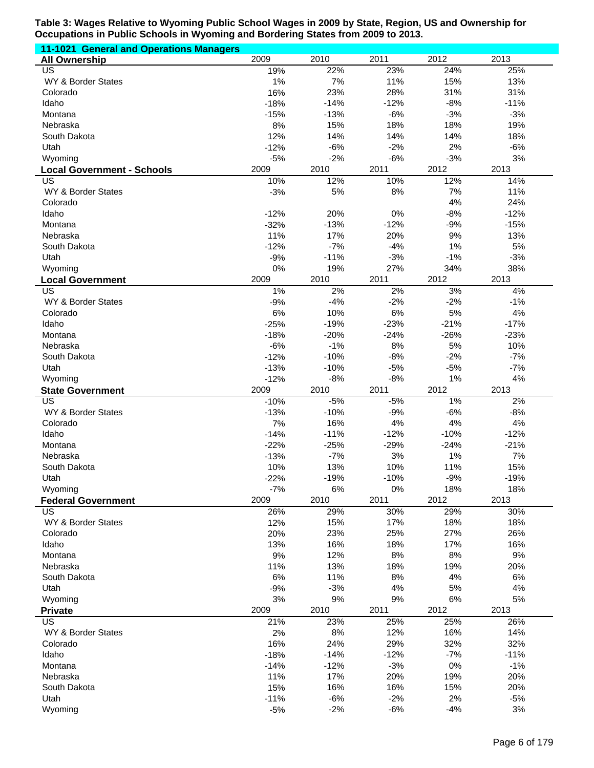**Table 3: Wages Relative to Wyoming Public School Wages in 2009 by State, Region, US and Ownership for Occupations in Public Schools in Wyoming and Bordering States from 2009 to 2013.**

**11-1021 General and Operations Managers**

| All Ownership | 2009 | 2010 | 2011 | 2012 | 2013 |
|---|---|---|---|---|---|
| US | 19% | 22% | 23% | 24% | 25% |
| WY & Border States | 1% | 7% | 11% | 15% | 13% |
| Colorado | 16% | 23% | 28% | 31% | 31% |
| Idaho | -18% | -14% | -12% | -8% | -11% |
| Montana | -15% | -13% | -6% | -3% | -3% |
| Nebraska | 8% | 15% | 18% | 18% | 19% |
| South Dakota | 12% | 14% | 14% | 14% | 18% |
| Utah | -12% | -6% | -2% | 2% | -6% |
| Wyoming | -5% | -2% | -6% | -3% | 3% |

| Local Government - Schools | 2009 | 2010 | 2011 | 2012 | 2013 |
|---|---|---|---|---|---|
| US | 10% | 12% | 10% | 12% | 14% |
| WY & Border States | -3% | 5% | 8% | 7% | 11% |
| Colorado | | | | 4% | 24% |
| Idaho | -12% | 20% | 0% | -8% | -12% |
| Montana | -32% | -13% | -12% | -9% | -15% |
| Nebraska | 11% | 17% | 20% | 9% | 13% |
| South Dakota | -12% | -7% | -4% | 1% | 5% |
| Utah | -9% | -11% | -3% | -1% | -3% |
| Wyoming | 0% | 19% | 27% | 34% | 38% |

| Local Government | 2009 | 2010 | 2011 | 2012 | 2013 |
|---|---|---|---|---|---|
| US | 1% | 2% | 2% | 3% | 4% |
| WY & Border States | -9% | -4% | -2% | -2% | -1% |
| Colorado | 6% | 10% | 6% | 5% | 4% |
| Idaho | -25% | -19% | -23% | -21% | -17% |
| Montana | -18% | -20% | -24% | -26% | -23% |
| Nebraska | -6% | -1% | 8% | 5% | 10% |
| South Dakota | -12% | -10% | -8% | -2% | -7% |
| Utah | -13% | -10% | -5% | -5% | -7% |
| Wyoming | -12% | -8% | -8% | 1% | 4% |

| State Government | 2009 | 2010 | 2011 | 2012 | 2013 |
|---|---|---|---|---|---|
| US | -10% | -5% | -5% | 1% | 2% |
| WY & Border States | -13% | -10% | -9% | -6% | -8% |
| Colorado | 7% | 16% | 4% | 4% | 4% |
| Idaho | -14% | -11% | -12% | -10% | -12% |
| Montana | -22% | -25% | -29% | -24% | -21% |
| Nebraska | -13% | -7% | 3% | 1% | 7% |
| South Dakota | 10% | 13% | 10% | 11% | 15% |
| Utah | -22% | -19% | -10% | -9% | -19% |
| Wyoming | -7% | 6% | 0% | 18% | 18% |

| Federal Government | 2009 | 2010 | 2011 | 2012 | 2013 |
|---|---|---|---|---|---|
| US | 26% | 29% | 30% | 29% | 30% |
| WY & Border States | 12% | 15% | 17% | 18% | 18% |
| Colorado | 20% | 23% | 25% | 27% | 26% |
| Idaho | 13% | 16% | 18% | 17% | 16% |
| Montana | 9% | 12% | 8% | 8% | 9% |
| Nebraska | 11% | 13% | 18% | 19% | 20% |
| South Dakota | 6% | 11% | 8% | 4% | 6% |
| Utah | -9% | -3% | 4% | 5% | 4% |
| Wyoming | 3% | 9% | 9% | 6% | 5% |

| Private | 2009 | 2010 | 2011 | 2012 | 2013 |
|---|---|---|---|---|---|
| US | 21% | 23% | 25% | 25% | 26% |
| WY & Border States | 2% | 8% | 12% | 16% | 14% |
| Colorado | 16% | 24% | 29% | 32% | 32% |
| Idaho | -18% | -14% | -12% | -7% | -11% |
| Montana | -14% | -12% | -3% | 0% | -1% |
| Nebraska | 11% | 17% | 20% | 19% | 20% |
| South Dakota | 15% | 16% | 16% | 15% | 20% |
| Utah | -11% | -6% | -2% | 2% | -5% |
| Wyoming | -5% | -2% | -6% | -4% | 3% |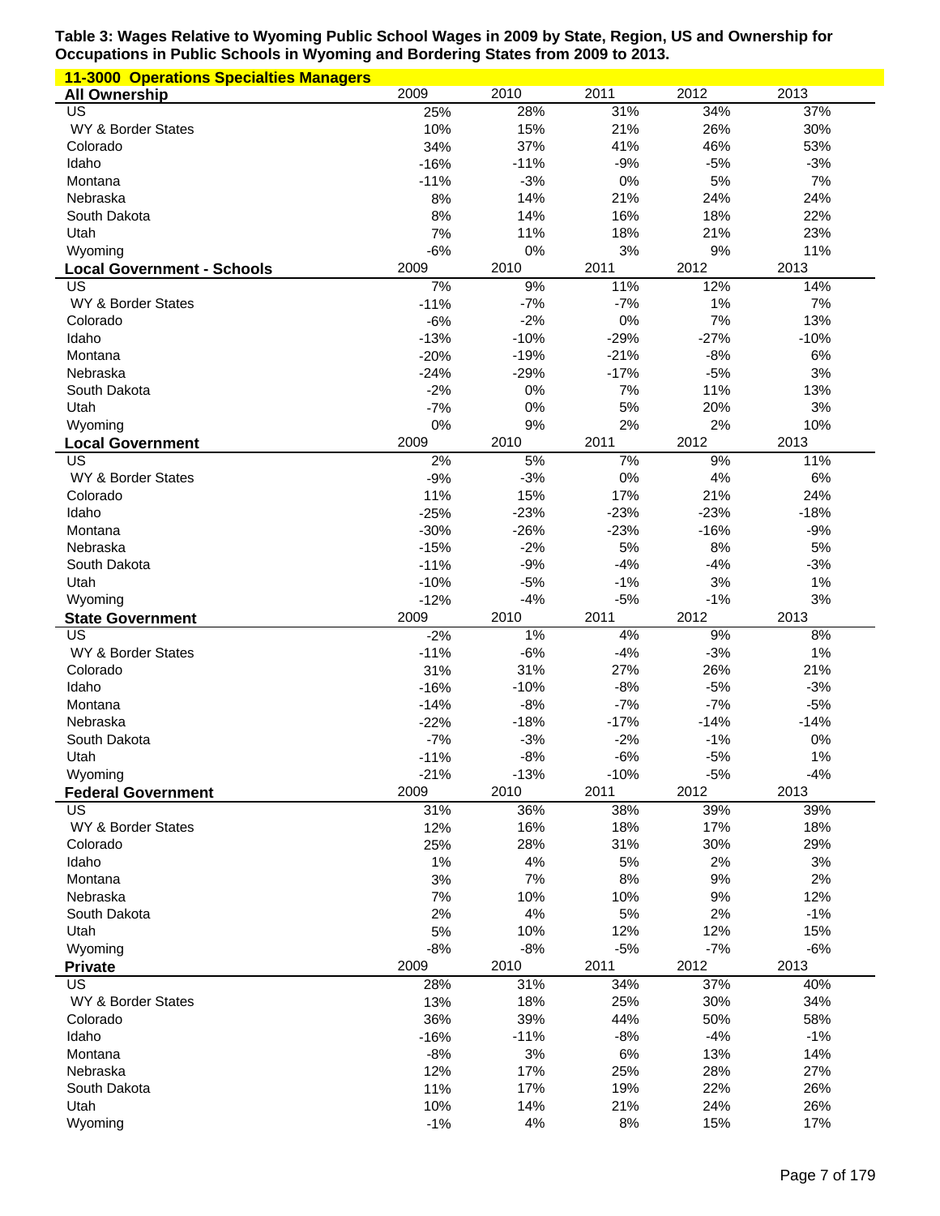**Table 3: Wages Relative to Wyoming Public School Wages in 2009 by State, Region, US and Ownership for Occupations in Public Schools in Wyoming and Bordering States from 2009 to 2013.**

**11-3000 Operations Specialties Managers**

| All Ownership | 2009 | 2010 | 2011 | 2012 | 2013 |
|---|---|---|---|---|---|
| US | 25% | 28% | 31% | 34% | 37% |
| WY & Border States | 10% | 15% | 21% | 26% | 30% |
| Colorado | 34% | 37% | 41% | 46% | 53% |
| Idaho | -16% | -11% | -9% | -5% | -3% |
| Montana | -11% | -3% | 0% | 5% | 7% |
| Nebraska | 8% | 14% | 21% | 24% | 24% |
| South Dakota | 8% | 14% | 16% | 18% | 22% |
| Utah | 7% | 11% | 18% | 21% | 23% |
| Wyoming | -6% | 0% | 3% | 9% | 11% |

| Local Government - Schools | 2009 | 2010 | 2011 | 2012 | 2013 |
|---|---|---|---|---|---|
| US | 7% | 9% | 11% | 12% | 14% |
| WY & Border States | -11% | -7% | -7% | 1% | 7% |
| Colorado | -6% | -2% | 0% | 7% | 13% |
| Idaho | -13% | -10% | -29% | -27% | -10% |
| Montana | -20% | -19% | -21% | -8% | 6% |
| Nebraska | -24% | -29% | -17% | -5% | 3% |
| South Dakota | -2% | 0% | 7% | 11% | 13% |
| Utah | -7% | 0% | 5% | 20% | 3% |
| Wyoming | 0% | 9% | 2% | 2% | 10% |

| Local Government | 2009 | 2010 | 2011 | 2012 | 2013 |
|---|---|---|---|---|---|
| US | 2% | 5% | 7% | 9% | 11% |
| WY & Border States | -9% | -3% | 0% | 4% | 6% |
| Colorado | 11% | 15% | 17% | 21% | 24% |
| Idaho | -25% | -23% | -23% | -23% | -18% |
| Montana | -30% | -26% | -23% | -16% | -9% |
| Nebraska | -15% | -2% | 5% | 8% | 5% |
| South Dakota | -11% | -9% | -4% | -4% | -3% |
| Utah | -10% | -5% | -1% | 3% | 1% |
| Wyoming | -12% | -4% | -5% | -1% | 3% |

| State Government | 2009 | 2010 | 2011 | 2012 | 2013 |
|---|---|---|---|---|---|
| US | -2% | 1% | 4% | 9% | 8% |
| WY & Border States | -11% | -6% | -4% | -3% | 1% |
| Colorado | 31% | 31% | 27% | 26% | 21% |
| Idaho | -16% | -10% | -8% | -5% | -3% |
| Montana | -14% | -8% | -7% | -7% | -5% |
| Nebraska | -22% | -18% | -17% | -14% | -14% |
| South Dakota | -7% | -3% | -2% | -1% | 0% |
| Utah | -11% | -8% | -6% | -5% | 1% |
| Wyoming | -21% | -13% | -10% | -5% | -4% |

| Federal Government | 2009 | 2010 | 2011 | 2012 | 2013 |
|---|---|---|---|---|---|
| US | 31% | 36% | 38% | 39% | 39% |
| WY & Border States | 12% | 16% | 18% | 17% | 18% |
| Colorado | 25% | 28% | 31% | 30% | 29% |
| Idaho | 1% | 4% | 5% | 2% | 3% |
| Montana | 3% | 7% | 8% | 9% | 2% |
| Nebraska | 7% | 10% | 10% | 9% | 12% |
| South Dakota | 2% | 4% | 5% | 2% | -1% |
| Utah | 5% | 10% | 12% | 12% | 15% |
| Wyoming | -8% | -8% | -5% | -7% | -6% |

| Private | 2009 | 2010 | 2011 | 2012 | 2013 |
|---|---|---|---|---|---|
| US | 28% | 31% | 34% | 37% | 40% |
| WY & Border States | 13% | 18% | 25% | 30% | 34% |
| Colorado | 36% | 39% | 44% | 50% | 58% |
| Idaho | -16% | -11% | -8% | -4% | -1% |
| Montana | -8% | 3% | 6% | 13% | 14% |
| Nebraska | 12% | 17% | 25% | 28% | 27% |
| South Dakota | 11% | 17% | 19% | 22% | 26% |
| Utah | 10% | 14% | 21% | 24% | 26% |
| Wyoming | -1% | 4% | 8% | 15% | 17% |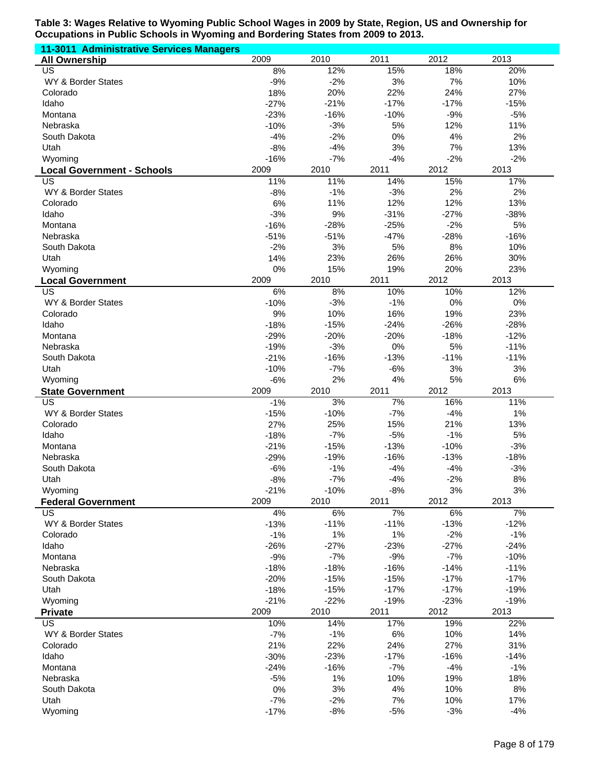**Table 3: Wages Relative to Wyoming Public School Wages in 2009 by State, Region, US and Ownership for Occupations in Public Schools in Wyoming and Bordering States from 2009 to 2013.**

**11-3011 Administrative Services Managers**

| All Ownership | 2009 | 2010 | 2011 | 2012 | 2013 |
|---|---|---|---|---|---|
| US | 8% | 12% | 15% | 18% | 20% |
| WY & Border States | -9% | -2% | 3% | 7% | 10% |
| Colorado | 18% | 20% | 22% | 24% | 27% |
| Idaho | -27% | -21% | -17% | -17% | -15% |
| Montana | -23% | -16% | -10% | -9% | -5% |
| Nebraska | -10% | -3% | 5% | 12% | 11% |
| South Dakota | -4% | -2% | 0% | 4% | 2% |
| Utah | -8% | -4% | 3% | 7% | 13% |
| Wyoming | -16% | -7% | -4% | -2% | -2% |
| **Local Government - Schools** | **2009** | **2010** | **2011** | **2012** | **2013** |
| US | 11% | 11% | 14% | 15% | 17% |
| WY & Border States | -8% | -1% | -3% | 2% | 2% |
| Colorado | 6% | 11% | 12% | 12% | 13% |
| Idaho | -3% | 9% | -31% | -27% | -38% |
| Montana | -16% | -28% | -25% | -2% | 5% |
| Nebraska | -51% | -51% | -47% | -28% | -16% |
| South Dakota | -2% | 3% | 5% | 8% | 10% |
| Utah | 14% | 23% | 26% | 26% | 30% |
| Wyoming | 0% | 15% | 19% | 20% | 23% |
| **Local Government** | **2009** | **2010** | **2011** | **2012** | **2013** |
| US | 6% | 8% | 10% | 10% | 12% |
| WY & Border States | -10% | -3% | -1% | 0% | 0% |
| Colorado | 9% | 10% | 16% | 19% | 23% |
| Idaho | -18% | -15% | -24% | -26% | -28% |
| Montana | -29% | -20% | -20% | -18% | -12% |
| Nebraska | -19% | -3% | 0% | 5% | -11% |
| South Dakota | -21% | -16% | -13% | -11% | -11% |
| Utah | -10% | -7% | -6% | 3% | 3% |
| Wyoming | -6% | 2% | 4% | 5% | 6% |
| **State Government** | **2009** | **2010** | **2011** | **2012** | **2013** |
| US | -1% | 3% | 7% | 16% | 11% |
| WY & Border States | -15% | -10% | -7% | -4% | 1% |
| Colorado | 27% | 25% | 15% | 21% | 13% |
| Idaho | -18% | -7% | -5% | -1% | 5% |
| Montana | -21% | -15% | -13% | -10% | -3% |
| Nebraska | -29% | -19% | -16% | -13% | -18% |
| South Dakota | -6% | -1% | -4% | -4% | -3% |
| Utah | -8% | -7% | -4% | -2% | 8% |
| Wyoming | -21% | -10% | -8% | 3% | 3% |
| **Federal Government** | **2009** | **2010** | **2011** | **2012** | **2013** |
| US | 4% | 6% | 7% | 6% | 7% |
| WY & Border States | -13% | -11% | -11% | -13% | -12% |
| Colorado | -1% | 1% | 1% | -2% | -1% |
| Idaho | -26% | -27% | -23% | -27% | -24% |
| Montana | -9% | -7% | -9% | -7% | -10% |
| Nebraska | -18% | -18% | -16% | -14% | -11% |
| South Dakota | -20% | -15% | -15% | -17% | -17% |
| Utah | -18% | -15% | -17% | -17% | -19% |
| Wyoming | -21% | -22% | -19% | -23% | -19% |
| **Private** | **2009** | **2010** | **2011** | **2012** | **2013** |
| US | 10% | 14% | 17% | 19% | 22% |
| WY & Border States | -7% | -1% | 6% | 10% | 14% |
| Colorado | 21% | 22% | 24% | 27% | 31% |
| Idaho | -30% | -23% | -17% | -16% | -14% |
| Montana | -24% | -16% | -7% | -4% | -1% |
| Nebraska | -5% | 1% | 10% | 19% | 18% |
| South Dakota | 0% | 3% | 4% | 10% | 8% |
| Utah | -7% | -2% | 7% | 10% | 17% |
| Wyoming | -17% | -8% | -5% | -3% | -4% |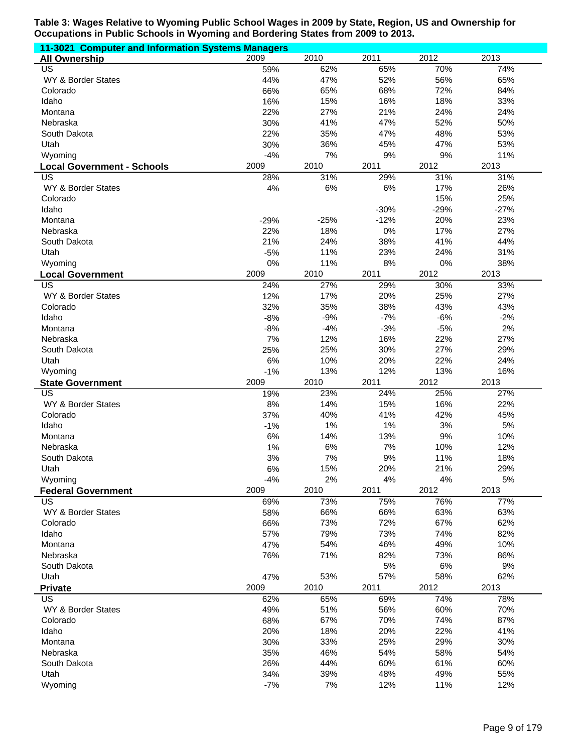**Table 3: Wages Relative to Wyoming Public School Wages in 2009 by State, Region, US and Ownership for Occupations in Public Schools in Wyoming and Bordering States from 2009 to 2013.**

**11-3021 Computer and Information Systems Managers**

| All Ownership | 2009 | 2010 | 2011 | 2012 | 2013 |
|---|---|---|---|---|---|
| US | 59% | 62% | 65% | 70% | 74% |
| WY & Border States | 44% | 47% | 52% | 56% | 65% |
| Colorado | 66% | 65% | 68% | 72% | 84% |
| Idaho | 16% | 15% | 16% | 18% | 33% |
| Montana | 22% | 27% | 21% | 24% | 24% |
| Nebraska | 30% | 41% | 47% | 52% | 50% |
| South Dakota | 22% | 35% | 47% | 48% | 53% |
| Utah | 30% | 36% | 45% | 47% | 53% |
| Wyoming | -4% | 7% | 9% | 9% | 11% |
| **Local Government - Schools** | 2009 | 2010 | 2011 | 2012 | 2013 |
| US | 28% | 31% | 29% | 31% | 31% |
| WY & Border States | 4% | 6% | 6% | 17% | 26% |
| Colorado | | | | 15% | 25% |
| Idaho | | | -30% | -29% | -27% |
| Montana | -29% | -25% | -12% | 20% | 23% |
| Nebraska | 22% | 18% | 0% | 17% | 27% |
| South Dakota | 21% | 24% | 38% | 41% | 44% |
| Utah | -5% | 11% | 23% | 24% | 31% |
| Wyoming | 0% | 11% | 8% | 0% | 38% |
| **Local Government** | 2009 | 2010 | 2011 | 2012 | 2013 |
| US | 24% | 27% | 29% | 30% | 33% |
| WY & Border States | 12% | 17% | 20% | 25% | 27% |
| Colorado | 32% | 35% | 38% | 43% | 43% |
| Idaho | -8% | -9% | -7% | -6% | -2% |
| Montana | -8% | -4% | -3% | -5% | 2% |
| Nebraska | 7% | 12% | 16% | 22% | 27% |
| South Dakota | 25% | 25% | 30% | 27% | 29% |
| Utah | 6% | 10% | 20% | 22% | 24% |
| Wyoming | -1% | 13% | 12% | 13% | 16% |
| **State Government** | 2009 | 2010 | 2011 | 2012 | 2013 |
| US | 19% | 23% | 24% | 25% | 27% |
| WY & Border States | 8% | 14% | 15% | 16% | 22% |
| Colorado | 37% | 40% | 41% | 42% | 45% |
| Idaho | -1% | 1% | 1% | 3% | 5% |
| Montana | 6% | 14% | 13% | 9% | 10% |
| Nebraska | 1% | 6% | 7% | 10% | 12% |
| South Dakota | 3% | 7% | 9% | 11% | 18% |
| Utah | 6% | 15% | 20% | 21% | 29% |
| Wyoming | -4% | 2% | 4% | 4% | 5% |
| **Federal Government** | 2009 | 2010 | 2011 | 2012 | 2013 |
| US | 69% | 73% | 75% | 76% | 77% |
| WY & Border States | 58% | 66% | 66% | 63% | 63% |
| Colorado | 66% | 73% | 72% | 67% | 62% |
| Idaho | 57% | 79% | 73% | 74% | 82% |
| Montana | 47% | 54% | 46% | 49% | 10% |
| Nebraska | 76% | 71% | 82% | 73% | 86% |
| South Dakota | | | 5% | 6% | 9% |
| Utah | 47% | 53% | 57% | 58% | 62% |
| **Private** | 2009 | 2010 | 2011 | 2012 | 2013 |
| US | 62% | 65% | 69% | 74% | 78% |
| WY & Border States | 49% | 51% | 56% | 60% | 70% |
| Colorado | 68% | 67% | 70% | 74% | 87% |
| Idaho | 20% | 18% | 20% | 22% | 41% |
| Montana | 30% | 33% | 25% | 29% | 30% |
| Nebraska | 35% | 46% | 54% | 58% | 54% |
| South Dakota | 26% | 44% | 60% | 61% | 60% |
| Utah | 34% | 39% | 48% | 49% | 55% |
| Wyoming | -7% | 7% | 12% | 11% | 12% |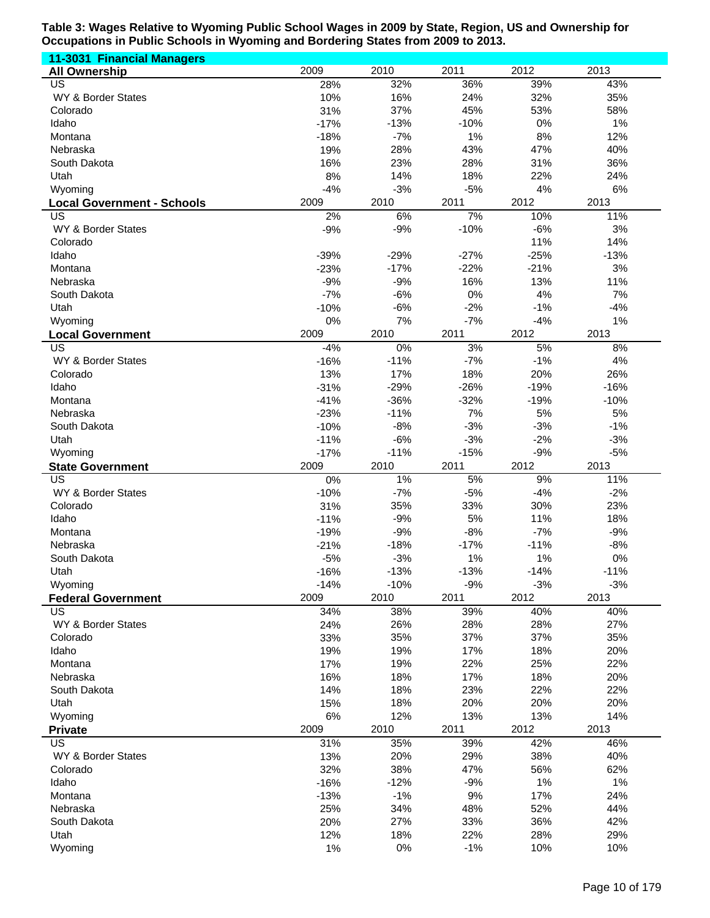**Table 3: Wages Relative to Wyoming Public School Wages in 2009 by State, Region, US and Ownership for Occupations in Public Schools in Wyoming and Bordering States from 2009 to 2013.**

**11-3031 Financial Managers**

| **All Ownership** | 2009 | 2010 | 2011 | 2012 | 2013 |
|---|---|---|---|---|---|
| US | 28% | 32% | 36% | 39% | 43% |
| WY & Border States | 10% | 16% | 24% | 32% | 35% |
| Colorado | 31% | 37% | 45% | 53% | 58% |
| Idaho | -17% | -13% | -10% | 0% | 1% |
| Montana | -18% | -7% | 1% | 8% | 12% |
| Nebraska | 19% | 28% | 43% | 47% | 40% |
| South Dakota | 16% | 23% | 28% | 31% | 36% |
| Utah | 8% | 14% | 18% | 22% | 24% |
| Wyoming | -4% | -3% | -5% | 4% | 6% |

| **Local Government - Schools** | 2009 | 2010 | 2011 | 2012 | 2013 |
|---|---|---|---|---|---|
| US | 2% | 6% | 7% | 10% | 11% |
| WY & Border States | -9% | -9% | -10% | -6% | 3% |
| Colorado | | | | 11% | 14% |
| Idaho | -39% | -29% | -27% | -25% | -13% |
| Montana | -23% | -17% | -22% | -21% | 3% |
| Nebraska | -9% | -9% | 16% | 13% | 11% |
| South Dakota | -7% | -6% | 0% | 4% | 7% |
| Utah | -10% | -6% | -2% | -1% | -4% |
| Wyoming | 0% | 7% | -7% | -4% | 1% |

| **Local Government** | 2009 | 2010 | 2011 | 2012 | 2013 |
|---|---|---|---|---|---|
| US | -4% | 0% | 3% | 5% | 8% |
| WY & Border States | -16% | -11% | -7% | -1% | 4% |
| Colorado | 13% | 17% | 18% | 20% | 26% |
| Idaho | -31% | -29% | -26% | -19% | -16% |
| Montana | -41% | -36% | -32% | -19% | -10% |
| Nebraska | -23% | -11% | 7% | 5% | 5% |
| South Dakota | -10% | -8% | -3% | -3% | -1% |
| Utah | -11% | -6% | -3% | -2% | -3% |
| Wyoming | -17% | -11% | -15% | -9% | -5% |

| **State Government** | 2009 | 2010 | 2011 | 2012 | 2013 |
|---|---|---|---|---|---|
| US | 0% | 1% | 5% | 9% | 11% |
| WY & Border States | -10% | -7% | -5% | -4% | -2% |
| Colorado | 31% | 35% | 33% | 30% | 23% |
| Idaho | -11% | -9% | 5% | 11% | 18% |
| Montana | -19% | -9% | -8% | -7% | -9% |
| Nebraska | -21% | -18% | -17% | -11% | -8% |
| South Dakota | -5% | -3% | 1% | 1% | 0% |
| Utah | -16% | -13% | -13% | -14% | -11% |
| Wyoming | -14% | -10% | -9% | -3% | -3% |

| **Federal Government** | 2009 | 2010 | 2011 | 2012 | 2013 |
|---|---|---|---|---|---|
| US | 34% | 38% | 39% | 40% | 40% |
| WY & Border States | 24% | 26% | 28% | 28% | 27% |
| Colorado | 33% | 35% | 37% | 37% | 35% |
| Idaho | 19% | 19% | 17% | 18% | 20% |
| Montana | 17% | 19% | 22% | 25% | 22% |
| Nebraska | 16% | 18% | 17% | 18% | 20% |
| South Dakota | 14% | 18% | 23% | 22% | 22% |
| Utah | 15% | 18% | 20% | 20% | 20% |
| Wyoming | 6% | 12% | 13% | 13% | 14% |

| **Private** | 2009 | 2010 | 2011 | 2012 | 2013 |
|---|---|---|---|---|---|
| US | 31% | 35% | 39% | 42% | 46% |
| WY & Border States | 13% | 20% | 29% | 38% | 40% |
| Colorado | 32% | 38% | 47% | 56% | 62% |
| Idaho | -16% | -12% | -9% | 1% | 1% |
| Montana | -13% | -1% | 9% | 17% | 24% |
| Nebraska | 25% | 34% | 48% | 52% | 44% |
| South Dakota | 20% | 27% | 33% | 36% | 42% |
| Utah | 12% | 18% | 22% | 28% | 29% |
| Wyoming | 1% | 0% | -1% | 10% | 10% |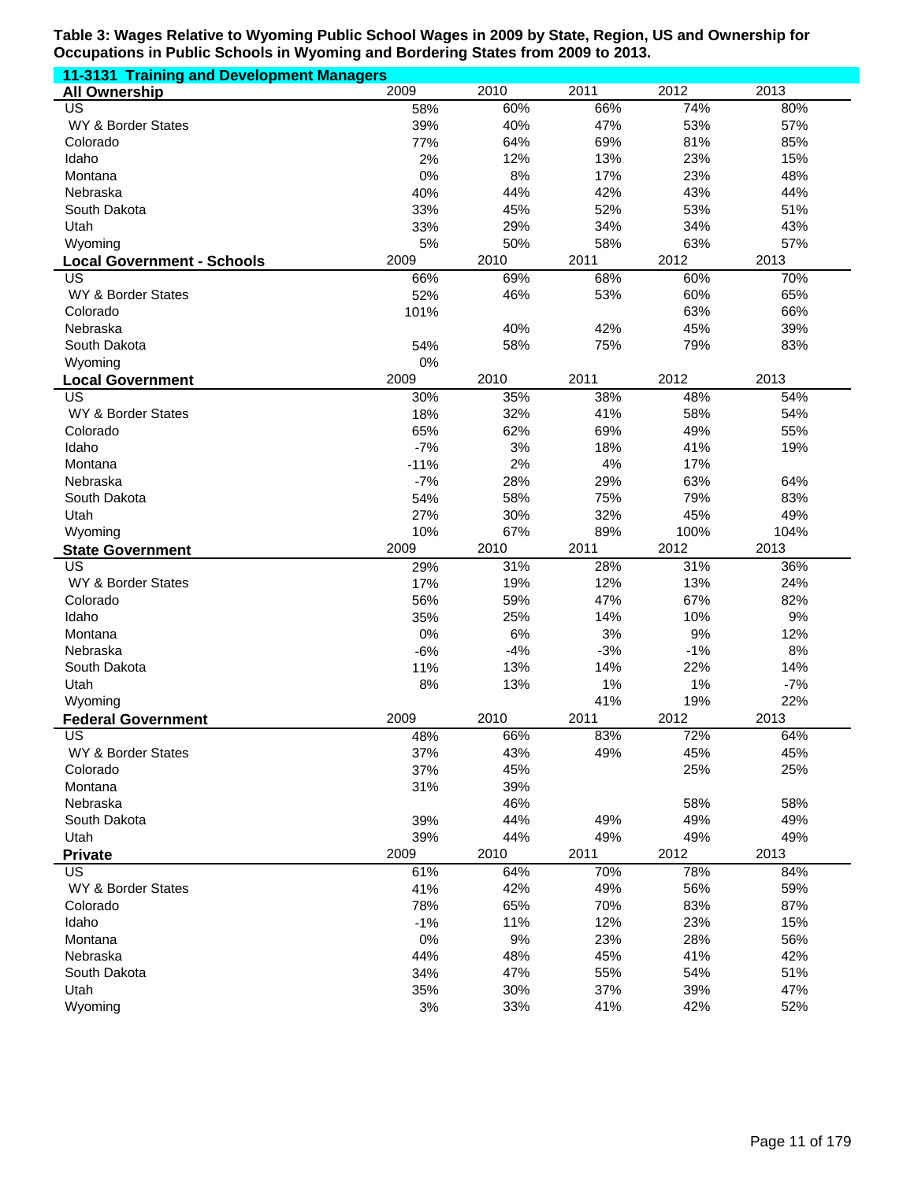**Table 3: Wages Relative to Wyoming Public School Wages in 2009 by State, Region, US and Ownership for Occupations in Public Schools in Wyoming and Bordering States from 2009 to 2013.**

**11-3131 Training and Development Managers**

| **All Ownership** | 2009 | 2010 | 2011 | 2012 | 2013 |
|---|---|---|---|---|---|
| US | 58% | 60% | 66% | 74% | 80% |
| WY & Border States | 39% | 40% | 47% | 53% | 57% |
| Colorado | 77% | 64% | 69% | 81% | 85% |
| Idaho | 2% | 12% | 13% | 23% | 15% |
| Montana | 0% | 8% | 17% | 23% | 48% |
| Nebraska | 40% | 44% | 42% | 43% | 44% |
| South Dakota | 33% | 45% | 52% | 53% | 51% |
| Utah | 33% | 29% | 34% | 34% | 43% |
| Wyoming | 5% | 50% | 58% | 63% | 57% |

| **Local Government - Schools** | 2009 | 2010 | 2011 | 2012 | 2013 |
|---|---|---|---|---|---|
| US | 66% | 69% | 68% | 60% | 70% |
| WY & Border States | 52% | 46% | 53% | 60% | 65% |
| Colorado | 101% | | | 63% | 66% |
| Nebraska | | 40% | 42% | 45% | 39% |
| South Dakota | 54% | 58% | 75% | 79% | 83% |
| Wyoming | 0% | | | | |

| **Local Government** | 2009 | 2010 | 2011 | 2012 | 2013 |
|---|---|---|---|---|---|
| US | 30% | 35% | 38% | 48% | 54% |
| WY & Border States | 18% | 32% | 41% | 58% | 54% |
| Colorado | 65% | 62% | 69% | 49% | 55% |
| Idaho | -7% | 3% | 18% | 41% | 19% |
| Montana | -11% | 2% | 4% | 17% | |
| Nebraska | -7% | 28% | 29% | 63% | 64% |
| South Dakota | 54% | 58% | 75% | 79% | 83% |
| Utah | 27% | 30% | 32% | 45% | 49% |
| Wyoming | 10% | 67% | 89% | 100% | 104% |

| **State Government** | 2009 | 2010 | 2011 | 2012 | 2013 |
|---|---|---|---|---|---|
| US | 29% | 31% | 28% | 31% | 36% |
| WY & Border States | 17% | 19% | 12% | 13% | 24% |
| Colorado | 56% | 59% | 47% | 67% | 82% |
| Idaho | 35% | 25% | 14% | 10% | 9% |
| Montana | 0% | 6% | 3% | 9% | 12% |
| Nebraska | -6% | -4% | -3% | -1% | 8% |
| South Dakota | 11% | 13% | 14% | 22% | 14% |
| Utah | 8% | 13% | 1% | 1% | -7% |
| Wyoming | | | 41% | 19% | 22% |

| **Federal Government** | 2009 | 2010 | 2011 | 2012 | 2013 |
|---|---|---|---|---|---|
| US | 48% | 66% | 83% | 72% | 64% |
| WY & Border States | 37% | 43% | 49% | 45% | 45% |
| Colorado | 37% | 45% | | 25% | 25% |
| Montana | 31% | 39% | | | |
| Nebraska | | 46% | | 58% | 58% |
| South Dakota | 39% | 44% | 49% | 49% | 49% |
| Utah | 39% | 44% | 49% | 49% | 49% |

| **Private** | 2009 | 2010 | 2011 | 2012 | 2013 |
|---|---|---|---|---|---|
| US | 61% | 64% | 70% | 78% | 84% |
| WY & Border States | 41% | 42% | 49% | 56% | 59% |
| Colorado | 78% | 65% | 70% | 83% | 87% |
| Idaho | -1% | 11% | 12% | 23% | 15% |
| Montana | 0% | 9% | 23% | 28% | 56% |
| Nebraska | 44% | 48% | 45% | 41% | 42% |
| South Dakota | 34% | 47% | 55% | 54% | 51% |
| Utah | 35% | 30% | 37% | 39% | 47% |
| Wyoming | 3% | 33% | 41% | 42% | 52% |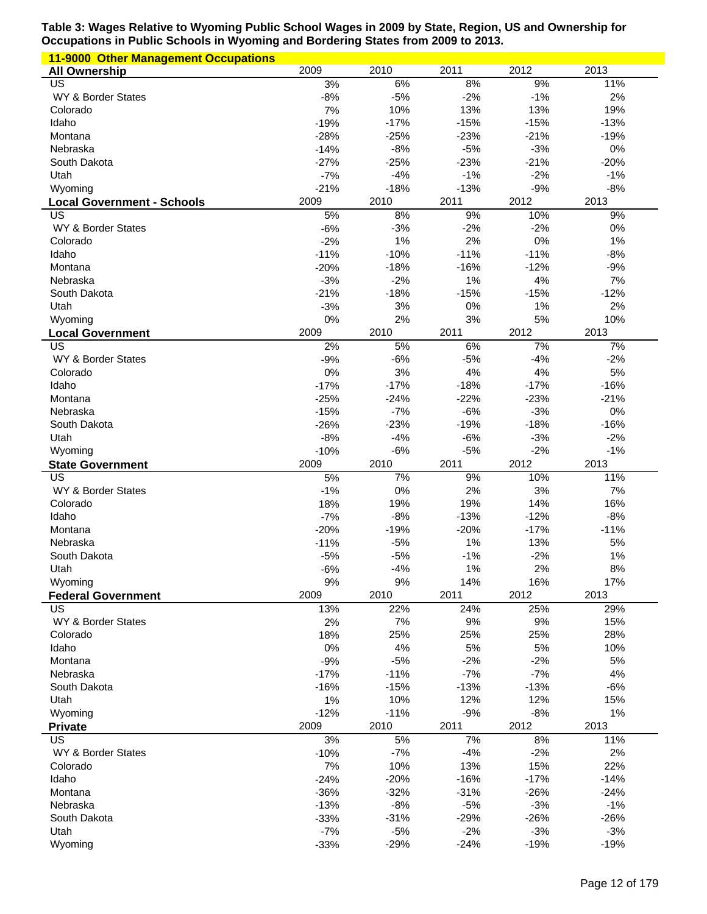**Table 3: Wages Relative to Wyoming Public School Wages in 2009 by State, Region, US and Ownership for Occupations in Public Schools in Wyoming and Bordering States from 2009 to 2013.**

**11-9000 Other Management Occupations**

| All Ownership | 2009 | 2010 | 2011 | 2012 | 2013 |
|---|---|---|---|---|---|
| US | 3% | 6% | 8% | 9% | 11% |
| WY & Border States | -8% | -5% | -2% | -1% | 2% |
| Colorado | 7% | 10% | 13% | 13% | 19% |
| Idaho | -19% | -17% | -15% | -15% | -13% |
| Montana | -28% | -25% | -23% | -21% | -19% |
| Nebraska | -14% | -8% | -5% | -3% | 0% |
| South Dakota | -27% | -25% | -23% | -21% | -20% |
| Utah | -7% | -4% | -1% | -2% | -1% |
| Wyoming | -21% | -18% | -13% | -9% | -8% |
| **Local Government - Schools** | **2009** | **2010** | **2011** | **2012** | **2013** |
| US | 5% | 8% | 9% | 10% | 9% |
| WY & Border States | -6% | -3% | -2% | -2% | 0% |
| Colorado | -2% | 1% | 2% | 0% | 1% |
| Idaho | -11% | -10% | -11% | -11% | -8% |
| Montana | -20% | -18% | -16% | -12% | -9% |
| Nebraska | -3% | -2% | 1% | 4% | 7% |
| South Dakota | -21% | -18% | -15% | -15% | -12% |
| Utah | -3% | 3% | 0% | 1% | 2% |
| Wyoming | 0% | 2% | 3% | 5% | 10% |
| **Local Government** | **2009** | **2010** | **2011** | **2012** | **2013** |
| US | 2% | 5% | 6% | 7% | 7% |
| WY & Border States | -9% | -6% | -5% | -4% | -2% |
| Colorado | 0% | 3% | 4% | 4% | 5% |
| Idaho | -17% | -17% | -18% | -17% | -16% |
| Montana | -25% | -24% | -22% | -23% | -21% |
| Nebraska | -15% | -7% | -6% | -3% | 0% |
| South Dakota | -26% | -23% | -19% | -18% | -16% |
| Utah | -8% | -4% | -6% | -3% | -2% |
| Wyoming | -10% | -6% | -5% | -2% | -1% |
| **State Government** | **2009** | **2010** | **2011** | **2012** | **2013** |
| US | 5% | 7% | 9% | 10% | 11% |
| WY & Border States | -1% | 0% | 2% | 3% | 7% |
| Colorado | 18% | 19% | 19% | 14% | 16% |
| Idaho | -7% | -8% | -13% | -12% | -8% |
| Montana | -20% | -19% | -20% | -17% | -11% |
| Nebraska | -11% | -5% | 1% | 13% | 5% |
| South Dakota | -5% | -5% | -1% | -2% | 1% |
| Utah | -6% | -4% | 1% | 2% | 8% |
| Wyoming | 9% | 9% | 14% | 16% | 17% |
| **Federal Government** | **2009** | **2010** | **2011** | **2012** | **2013** |
| US | 13% | 22% | 24% | 25% | 29% |
| WY & Border States | 2% | 7% | 9% | 9% | 15% |
| Colorado | 18% | 25% | 25% | 25% | 28% |
| Idaho | 0% | 4% | 5% | 5% | 10% |
| Montana | -9% | -5% | -2% | -2% | 5% |
| Nebraska | -17% | -11% | -7% | -7% | 4% |
| South Dakota | -16% | -15% | -13% | -13% | -6% |
| Utah | 1% | 10% | 12% | 12% | 15% |
| Wyoming | -12% | -11% | -9% | -8% | 1% |
| **Private** | **2009** | **2010** | **2011** | **2012** | **2013** |
| US | 3% | 5% | 7% | 8% | 11% |
| WY & Border States | -10% | -7% | -4% | -2% | 2% |
| Colorado | 7% | 10% | 13% | 15% | 22% |
| Idaho | -24% | -20% | -16% | -17% | -14% |
| Montana | -36% | -32% | -31% | -26% | -24% |
| Nebraska | -13% | -8% | -5% | -3% | -1% |
| South Dakota | -33% | -31% | -29% | -26% | -26% |
| Utah | -7% | -5% | -2% | -3% | -3% |
| Wyoming | -33% | -29% | -24% | -19% | -19% |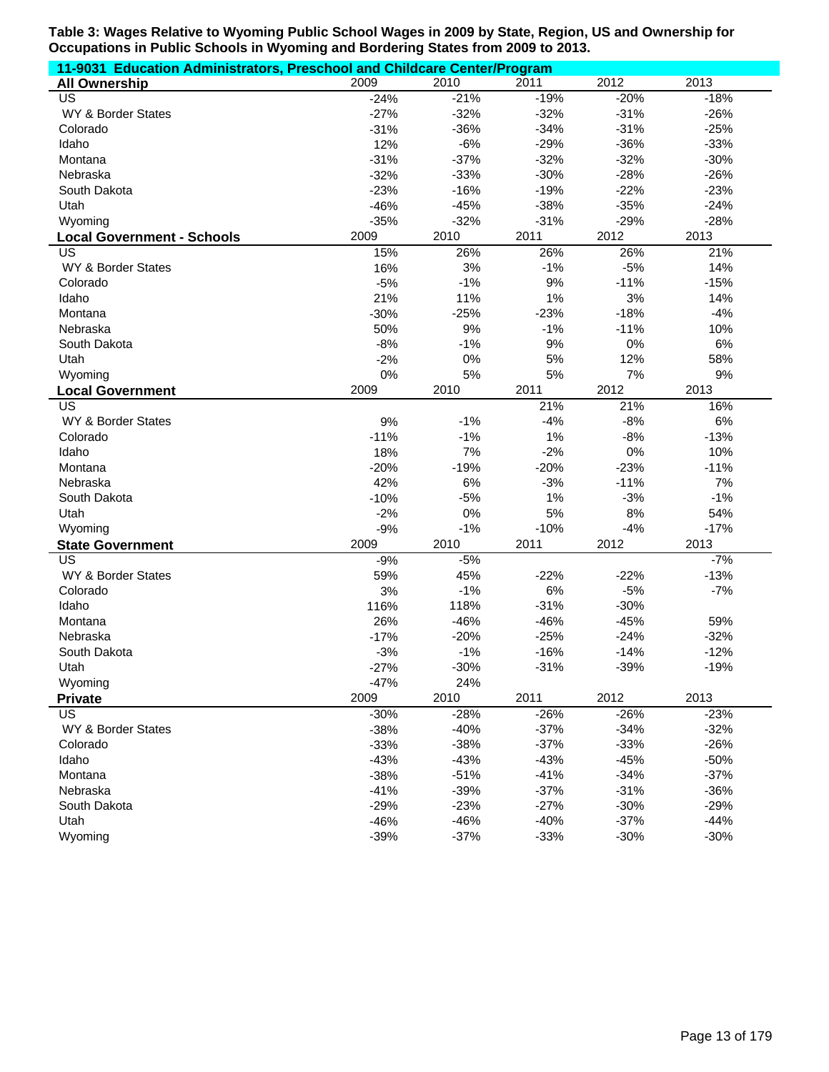**Table 3: Wages Relative to Wyoming Public School Wages in 2009 by State, Region, US and Ownership for Occupations in Public Schools in Wyoming and Bordering States from 2009 to 2013.**

**11-9031 Education Administrators, Preschool and Childcare Center/Program**

| All Ownership | 2009 | 2010 | 2011 | 2012 | 2013 |
|---|---|---|---|---|---|
| US | -24% | -21% | -19% | -20% | -18% |
| WY & Border States | -27% | -32% | -32% | -31% | -26% |
| Colorado | -31% | -36% | -34% | -31% | -25% |
| Idaho | 12% | -6% | -29% | -36% | -33% |
| Montana | -31% | -37% | -32% | -32% | -30% |
| Nebraska | -32% | -33% | -30% | -28% | -26% |
| South Dakota | -23% | -16% | -19% | -22% | -23% |
| Utah | -46% | -45% | -38% | -35% | -24% |
| Wyoming | -35% | -32% | -31% | -29% | -28% |

| Local Government - Schools | 2009 | 2010 | 2011 | 2012 | 2013 |
|---|---|---|---|---|---|
| US | 15% | 26% | 26% | 26% | 21% |
| WY & Border States | 16% | 3% | -1% | -5% | 14% |
| Colorado | -5% | -1% | 9% | -11% | -15% |
| Idaho | 21% | 11% | 1% | 3% | 14% |
| Montana | -30% | -25% | -23% | -18% | -4% |
| Nebraska | 50% | 9% | -1% | -11% | 10% |
| South Dakota | -8% | -1% | 9% | 0% | 6% |
| Utah | -2% | 0% | 5% | 12% | 58% |
| Wyoming | 0% | 5% | 5% | 7% | 9% |

| Local Government | 2009 | 2010 | 2011 | 2012 | 2013 |
|---|---|---|---|---|---|
| US | | | 21% | 21% | 16% |
| WY & Border States | 9% | -1% | -4% | -8% | 6% |
| Colorado | -11% | -1% | 1% | -8% | -13% |
| Idaho | 18% | 7% | -2% | 0% | 10% |
| Montana | -20% | -19% | -20% | -23% | -11% |
| Nebraska | 42% | 6% | -3% | -11% | 7% |
| South Dakota | -10% | -5% | 1% | -3% | -1% |
| Utah | -2% | 0% | 5% | 8% | 54% |
| Wyoming | -9% | -1% | -10% | -4% | -17% |

| State Government | 2009 | 2010 | 2011 | 2012 | 2013 |
|---|---|---|---|---|---|
| US | -9% | -5% | | | -7% |
| WY & Border States | 59% | 45% | -22% | -22% | -13% |
| Colorado | 3% | -1% | 6% | -5% | -7% |
| Idaho | 116% | 118% | -31% | -30% | |
| Montana | 26% | -46% | -46% | -45% | 59% |
| Nebraska | -17% | -20% | -25% | -24% | -32% |
| South Dakota | -3% | -1% | -16% | -14% | -12% |
| Utah | -27% | -30% | -31% | -39% | -19% |
| Wyoming | -47% | 24% | | | |

| Private | 2009 | 2010 | 2011 | 2012 | 2013 |
|---|---|---|---|---|---|
| US | -30% | -28% | -26% | -26% | -23% |
| WY & Border States | -38% | -40% | -37% | -34% | -32% |
| Colorado | -33% | -38% | -37% | -33% | -26% |
| Idaho | -43% | -43% | -43% | -45% | -50% |
| Montana | -38% | -51% | -41% | -34% | -37% |
| Nebraska | -41% | -39% | -37% | -31% | -36% |
| South Dakota | -29% | -23% | -27% | -30% | -29% |
| Utah | -46% | -46% | -40% | -37% | -44% |
| Wyoming | -39% | -37% | -33% | -30% | -30% |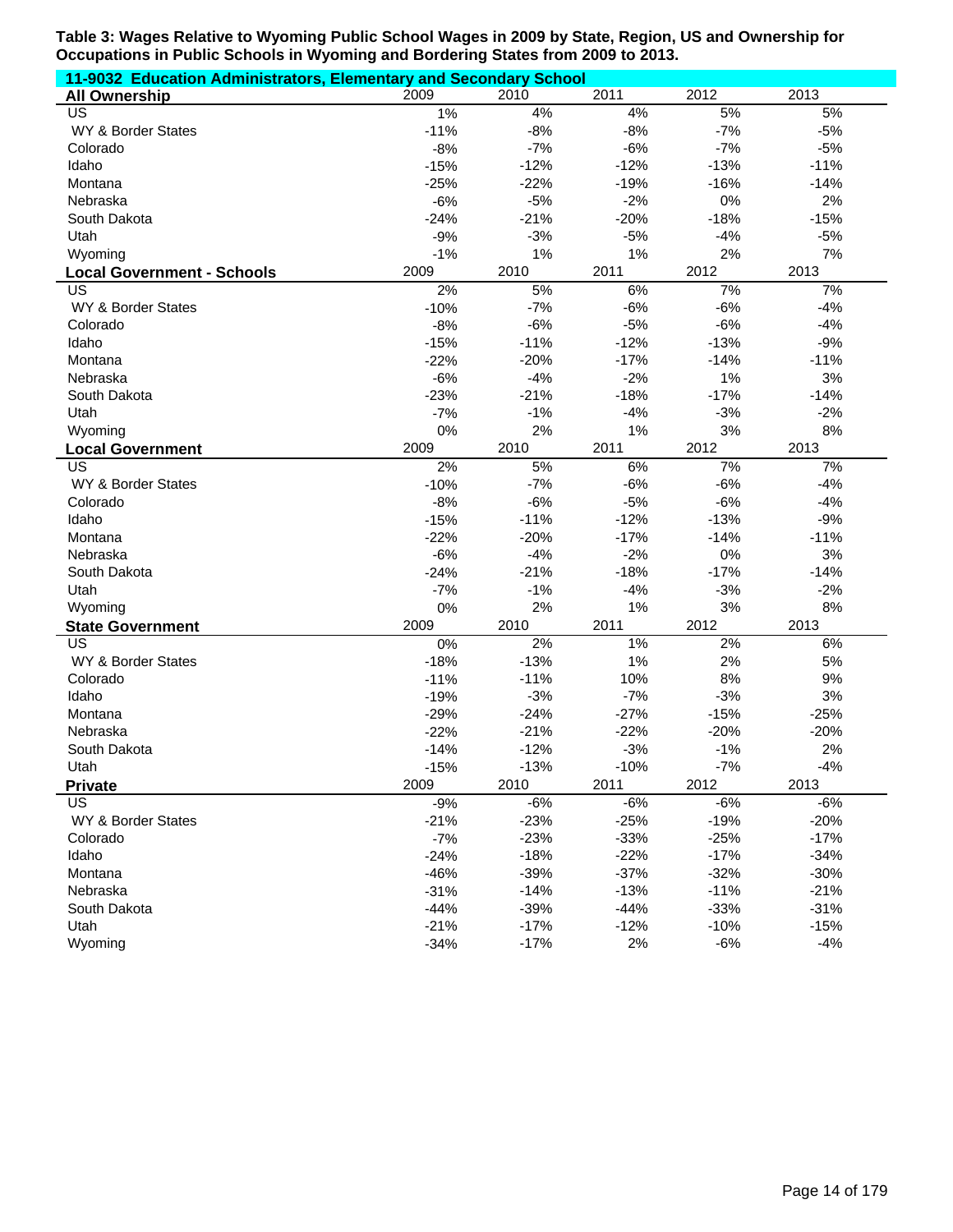**Table 3: Wages Relative to Wyoming Public School Wages in 2009 by State, Region, US and Ownership for Occupations in Public Schools in Wyoming and Bordering States from 2009 to 2013.**

**11-9032 Education Administrators, Elementary and Secondary School**

| All Ownership | 2009 | 2010 | 2011 | 2012 | 2013 |
|---|---|---|---|---|---|
| US | 1% | 4% | 4% | 5% | 5% |
| WY & Border States | -11% | -8% | -8% | -7% | -5% |
| Colorado | -8% | -7% | -6% | -7% | -5% |
| Idaho | -15% | -12% | -12% | -13% | -11% |
| Montana | -25% | -22% | -19% | -16% | -14% |
| Nebraska | -6% | -5% | -2% | 0% | 2% |
| South Dakota | -24% | -21% | -20% | -18% | -15% |
| Utah | -9% | -3% | -5% | -4% | -5% |
| Wyoming | -1% | 1% | 1% | 2% | 7% |
| **Local Government - Schools** | **2009** | **2010** | **2011** | **2012** | **2013** |
| US | 2% | 5% | 6% | 7% | 7% |
| WY & Border States | -10% | -7% | -6% | -6% | -4% |
| Colorado | -8% | -6% | -5% | -6% | -4% |
| Idaho | -15% | -11% | -12% | -13% | -9% |
| Montana | -22% | -20% | -17% | -14% | -11% |
| Nebraska | -6% | -4% | -2% | 1% | 3% |
| South Dakota | -23% | -21% | -18% | -17% | -14% |
| Utah | -7% | -1% | -4% | -3% | -2% |
| Wyoming | 0% | 2% | 1% | 3% | 8% |
| **Local Government** | **2009** | **2010** | **2011** | **2012** | **2013** |
| US | 2% | 5% | 6% | 7% | 7% |
| WY & Border States | -10% | -7% | -6% | -6% | -4% |
| Colorado | -8% | -6% | -5% | -6% | -4% |
| Idaho | -15% | -11% | -12% | -13% | -9% |
| Montana | -22% | -20% | -17% | -14% | -11% |
| Nebraska | -6% | -4% | -2% | 0% | 3% |
| South Dakota | -24% | -21% | -18% | -17% | -14% |
| Utah | -7% | -1% | -4% | -3% | -2% |
| Wyoming | 0% | 2% | 1% | 3% | 8% |
| **State Government** | **2009** | **2010** | **2011** | **2012** | **2013** |
| US | 0% | 2% | 1% | 2% | 6% |
| WY & Border States | -18% | -13% | 1% | 2% | 5% |
| Colorado | -11% | -11% | 10% | 8% | 9% |
| Idaho | -19% | -3% | -7% | -3% | 3% |
| Montana | -29% | -24% | -27% | -15% | -25% |
| Nebraska | -22% | -21% | -22% | -20% | -20% |
| South Dakota | -14% | -12% | -3% | -1% | 2% |
| Utah | -15% | -13% | -10% | -7% | -4% |
| **Private** | **2009** | **2010** | **2011** | **2012** | **2013** |
| US | -9% | -6% | -6% | -6% | -6% |
| WY & Border States | -21% | -23% | -25% | -19% | -20% |
| Colorado | -7% | -23% | -33% | -25% | -17% |
| Idaho | -24% | -18% | -22% | -17% | -34% |
| Montana | -46% | -39% | -37% | -32% | -30% |
| Nebraska | -31% | -14% | -13% | -11% | -21% |
| South Dakota | -44% | -39% | -44% | -33% | -31% |
| Utah | -21% | -17% | -12% | -10% | -15% |
| Wyoming | -34% | -17% | 2% | -6% | -4% |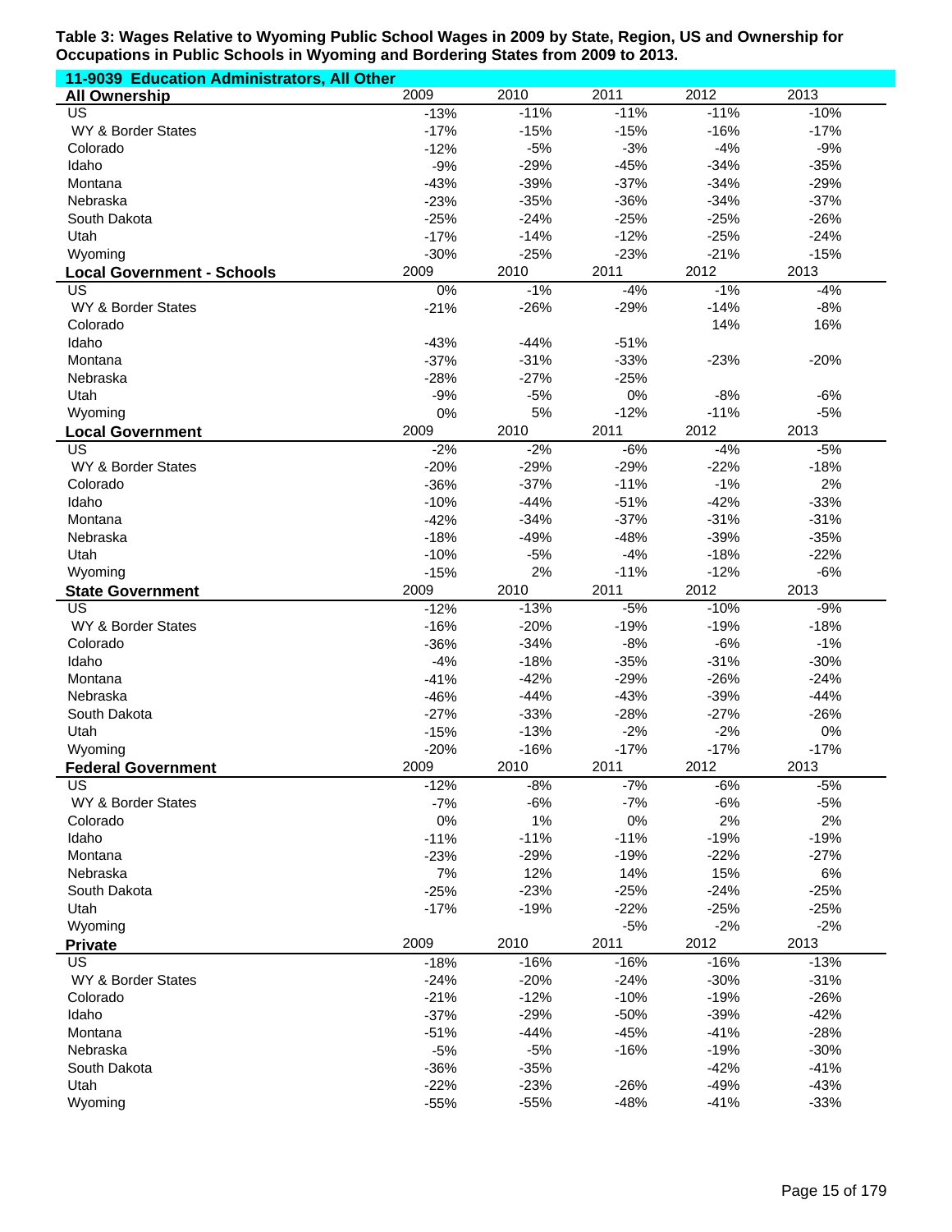**Table 3: Wages Relative to Wyoming Public School Wages in 2009 by State, Region, US and Ownership for Occupations in Public Schools in Wyoming and Bordering States from 2009 to 2013.**

**11-9039 Education Administrators, All Other**

| **All Ownership** | 2009 | 2010 | 2011 | 2012 | 2013 |
|---|---|---|---|---|---|
| US | -13% | -11% | -11% | -11% | -10% |
| WY & Border States | -17% | -15% | -15% | -16% | -17% |
| Colorado | -12% | -5% | -3% | -4% | -9% |
| Idaho | -9% | -29% | -45% | -34% | -35% |
| Montana | -43% | -39% | -37% | -34% | -29% |
| Nebraska | -23% | -35% | -36% | -34% | -37% |
| South Dakota | -25% | -24% | -25% | -25% | -26% |
| Utah | -17% | -14% | -12% | -25% | -24% |
| Wyoming | -30% | -25% | -23% | -21% | -15% |
| **Local Government - Schools** | 2009 | 2010 | 2011 | 2012 | 2013 |
| US | 0% | -1% | -4% | -1% | -4% |
| WY & Border States | -21% | -26% | -29% | -14% | -8% |
| Colorado | | | | 14% | 16% |
| Idaho | -43% | -44% | -51% | | |
| Montana | -37% | -31% | -33% | -23% | -20% |
| Nebraska | -28% | -27% | -25% | | |
| Utah | -9% | -5% | 0% | -8% | -6% |
| Wyoming | 0% | 5% | -12% | -11% | -5% |
| **Local Government** | 2009 | 2010 | 2011 | 2012 | 2013 |
| US | -2% | -2% | -6% | -4% | -5% |
| WY & Border States | -20% | -29% | -29% | -22% | -18% |
| Colorado | -36% | -37% | -11% | -1% | 2% |
| Idaho | -10% | -44% | -51% | -42% | -33% |
| Montana | -42% | -34% | -37% | -31% | -31% |
| Nebraska | -18% | -49% | -48% | -39% | -35% |
| Utah | -10% | -5% | -4% | -18% | -22% |
| Wyoming | -15% | 2% | -11% | -12% | -6% |
| **State Government** | 2009 | 2010 | 2011 | 2012 | 2013 |
| US | -12% | -13% | -5% | -10% | -9% |
| WY & Border States | -16% | -20% | -19% | -19% | -18% |
| Colorado | -36% | -34% | -8% | -6% | -1% |
| Idaho | -4% | -18% | -35% | -31% | -30% |
| Montana | -41% | -42% | -29% | -26% | -24% |
| Nebraska | -46% | -44% | -43% | -39% | -44% |
| South Dakota | -27% | -33% | -28% | -27% | -26% |
| Utah | -15% | -13% | -2% | -2% | 0% |
| Wyoming | -20% | -16% | -17% | -17% | -17% |
| **Federal Government** | 2009 | 2010 | 2011 | 2012 | 2013 |
| US | -12% | -8% | -7% | -6% | -5% |
| WY & Border States | -7% | -6% | -7% | -6% | -5% |
| Colorado | 0% | 1% | 0% | 2% | 2% |
| Idaho | -11% | -11% | -11% | -19% | -19% |
| Montana | -23% | -29% | -19% | -22% | -27% |
| Nebraska | 7% | 12% | 14% | 15% | 6% |
| South Dakota | -25% | -23% | -25% | -24% | -25% |
| Utah | -17% | -19% | -22% | -25% | -25% |
| Wyoming | | | -5% | -2% | -2% |
| **Private** | 2009 | 2010 | 2011 | 2012 | 2013 |
| US | -18% | -16% | -16% | -16% | -13% |
| WY & Border States | -24% | -20% | -24% | -30% | -31% |
| Colorado | -21% | -12% | -10% | -19% | -26% |
| Idaho | -37% | -29% | -50% | -39% | -42% |
| Montana | -51% | -44% | -45% | -41% | -28% |
| Nebraska | -5% | -5% | -16% | -19% | -30% |
| South Dakota | -36% | -35% | | -42% | -41% |
| Utah | -22% | -23% | -26% | -49% | -43% |
| Wyoming | -55% | -55% | -48% | -41% | -33% |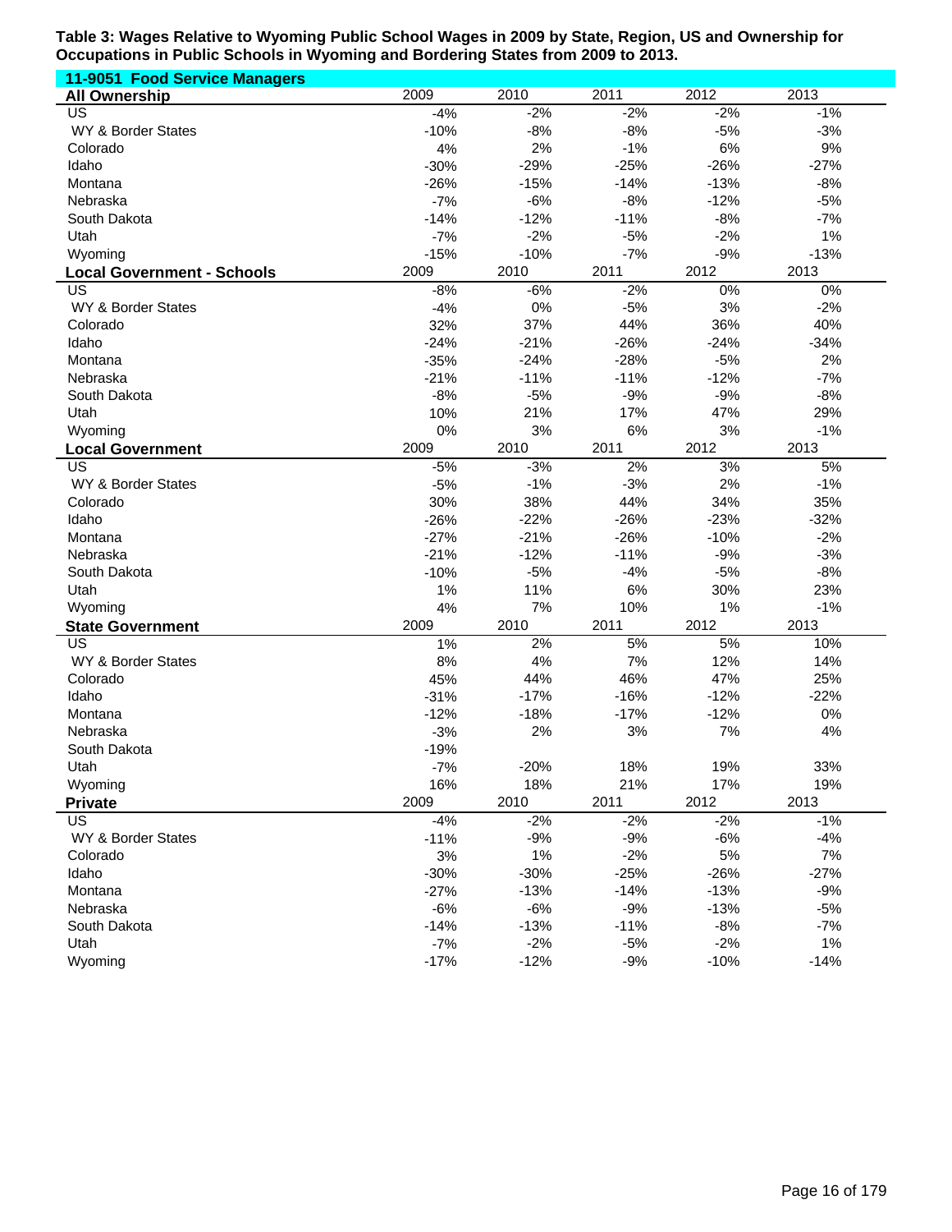**Table 3: Wages Relative to Wyoming Public School Wages in 2009 by State, Region, US and Ownership for Occupations in Public Schools in Wyoming and Bordering States from 2009 to 2013.**

**11-9051 Food Service Managers**

| All Ownership | 2009 | 2010 | 2011 | 2012 | 2013 |
|---|---|---|---|---|---|
| US | -4% | -2% | -2% | -2% | -1% |
| WY & Border States | -10% | -8% | -8% | -5% | -3% |
| Colorado | 4% | 2% | -1% | 6% | 9% |
| Idaho | -30% | -29% | -25% | -26% | -27% |
| Montana | -26% | -15% | -14% | -13% | -8% |
| Nebraska | -7% | -6% | -8% | -12% | -5% |
| South Dakota | -14% | -12% | -11% | -8% | -7% |
| Utah | -7% | -2% | -5% | -2% | 1% |
| Wyoming | -15% | -10% | -7% | -9% | -13% |

| Local Government - Schools | 2009 | 2010 | 2011 | 2012 | 2013 |
|---|---|---|---|---|---|
| US | -8% | -6% | -2% | 0% | 0% |
| WY & Border States | -4% | 0% | -5% | 3% | -2% |
| Colorado | 32% | 37% | 44% | 36% | 40% |
| Idaho | -24% | -21% | -26% | -24% | -34% |
| Montana | -35% | -24% | -28% | -5% | 2% |
| Nebraska | -21% | -11% | -11% | -12% | -7% |
| South Dakota | -8% | -5% | -9% | -9% | -8% |
| Utah | 10% | 21% | 17% | 47% | 29% |
| Wyoming | 0% | 3% | 6% | 3% | -1% |

| Local Government | 2009 | 2010 | 2011 | 2012 | 2013 |
|---|---|---|---|---|---|
| US | -5% | -3% | 2% | 3% | 5% |
| WY & Border States | -5% | -1% | -3% | 2% | -1% |
| Colorado | 30% | 38% | 44% | 34% | 35% |
| Idaho | -26% | -22% | -26% | -23% | -32% |
| Montana | -27% | -21% | -26% | -10% | -2% |
| Nebraska | -21% | -12% | -11% | -9% | -3% |
| South Dakota | -10% | -5% | -4% | -5% | -8% |
| Utah | 1% | 11% | 6% | 30% | 23% |
| Wyoming | 4% | 7% | 10% | 1% | -1% |

| State Government | 2009 | 2010 | 2011 | 2012 | 2013 |
|---|---|---|---|---|---|
| US | 1% | 2% | 5% | 5% | 10% |
| WY & Border States | 8% | 4% | 7% | 12% | 14% |
| Colorado | 45% | 44% | 46% | 47% | 25% |
| Idaho | -31% | -17% | -16% | -12% | -22% |
| Montana | -12% | -18% | -17% | -12% | 0% |
| Nebraska | -3% | 2% | 3% | 7% | 4% |
| South Dakota | -19% | | | | |
| Utah | -7% | -20% | 18% | 19% | 33% |
| Wyoming | 16% | 18% | 21% | 17% | 19% |

| Private | 2009 | 2010 | 2011 | 2012 | 2013 |
|---|---|---|---|---|---|
| US | -4% | -2% | -2% | -2% | -1% |
| WY & Border States | -11% | -9% | -9% | -6% | -4% |
| Colorado | 3% | 1% | -2% | 5% | 7% |
| Idaho | -30% | -30% | -25% | -26% | -27% |
| Montana | -27% | -13% | -14% | -13% | -9% |
| Nebraska | -6% | -6% | -9% | -13% | -5% |
| South Dakota | -14% | -13% | -11% | -8% | -7% |
| Utah | -7% | -2% | -5% | -2% | 1% |
| Wyoming | -17% | -12% | -9% | -10% | -14% |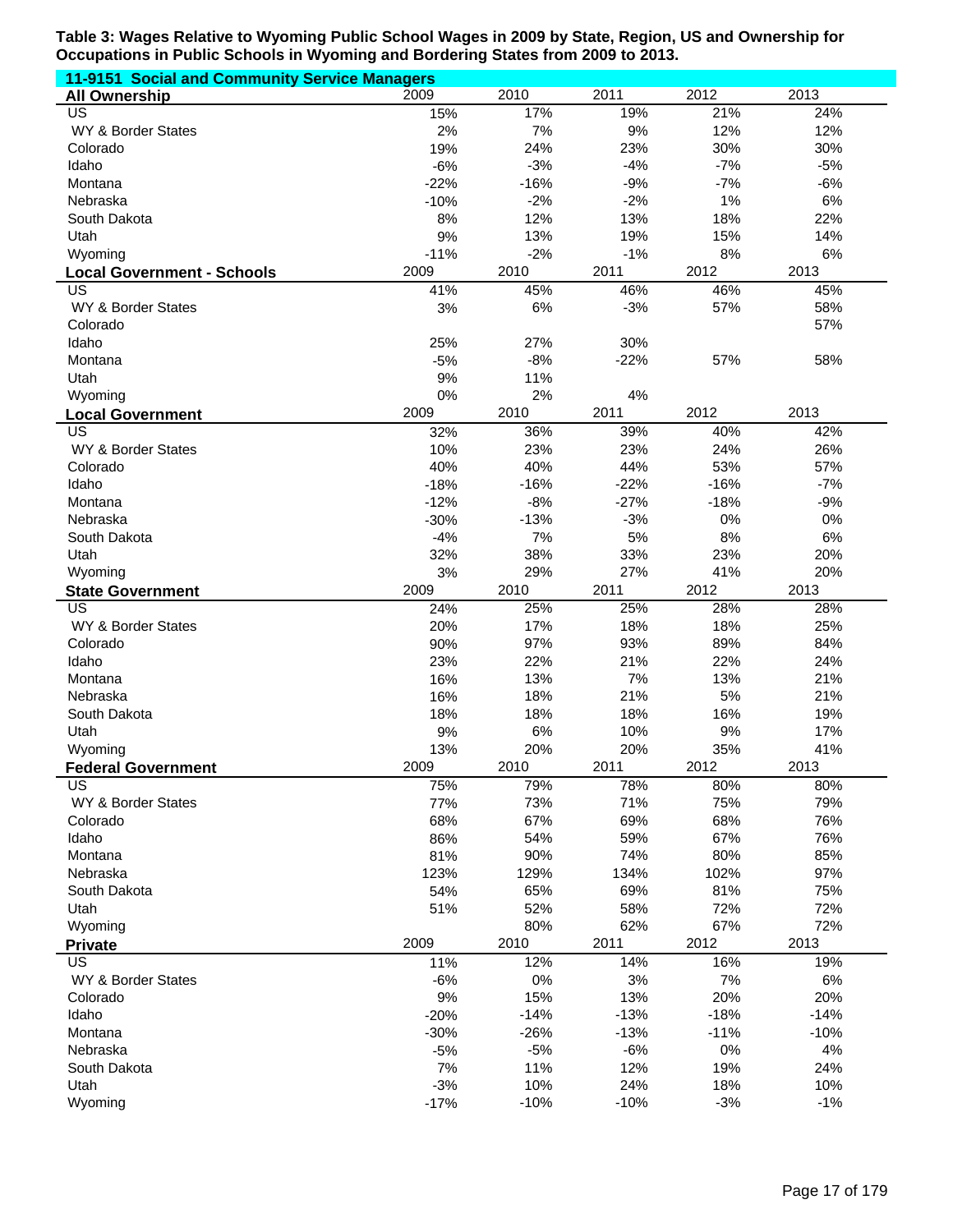**Table 3: Wages Relative to Wyoming Public School Wages in 2009 by State, Region, US and Ownership for Occupations in Public Schools in Wyoming and Bordering States from 2009 to 2013.**

**11-9151 Social and Community Service Managers**

| **All Ownership** | 2009 | 2010 | 2011 | 2012 | 2013 |
|---|---|---|---|---|---|
| US | 15% | 17% | 19% | 21% | 24% |
| WY & Border States | 2% | 7% | 9% | 12% | 12% |
| Colorado | 19% | 24% | 23% | 30% | 30% |
| Idaho | -6% | -3% | -4% | -7% | -5% |
| Montana | -22% | -16% | -9% | -7% | -6% |
| Nebraska | -10% | -2% | -2% | 1% | 6% |
| South Dakota | 8% | 12% | 13% | 18% | 22% |
| Utah | 9% | 13% | 19% | 15% | 14% |
| Wyoming | -11% | -2% | -1% | 8% | 6% |

| **Local Government - Schools** | 2009 | 2010 | 2011 | 2012 | 2013 |
|---|---|---|---|---|---|
| US | 41% | 45% | 46% | 46% | 45% |
| WY & Border States | 3% | 6% | -3% | 57% | 58% |
| Colorado | | | | | 57% |
| Idaho | 25% | 27% | 30% | | |
| Montana | -5% | -8% | -22% | 57% | 58% |
| Utah | 9% | 11% | | | |
| Wyoming | 0% | 2% | 4% | | |

| **Local Government** | 2009 | 2010 | 2011 | 2012 | 2013 |
|---|---|---|---|---|---|
| US | 32% | 36% | 39% | 40% | 42% |
| WY & Border States | 10% | 23% | 23% | 24% | 26% |
| Colorado | 40% | 40% | 44% | 53% | 57% |
| Idaho | -18% | -16% | -22% | -16% | -7% |
| Montana | -12% | -8% | -27% | -18% | -9% |
| Nebraska | -30% | -13% | -3% | 0% | 0% |
| South Dakota | -4% | 7% | 5% | 8% | 6% |
| Utah | 32% | 38% | 33% | 23% | 20% |
| Wyoming | 3% | 29% | 27% | 41% | 20% |

| **State Government** | 2009 | 2010 | 2011 | 2012 | 2013 |
|---|---|---|---|---|---|
| US | 24% | 25% | 25% | 28% | 28% |
| WY & Border States | 20% | 17% | 18% | 18% | 25% |
| Colorado | 90% | 97% | 93% | 89% | 84% |
| Idaho | 23% | 22% | 21% | 22% | 24% |
| Montana | 16% | 13% | 7% | 13% | 21% |
| Nebraska | 16% | 18% | 21% | 5% | 21% |
| South Dakota | 18% | 18% | 18% | 16% | 19% |
| Utah | 9% | 6% | 10% | 9% | 17% |
| Wyoming | 13% | 20% | 20% | 35% | 41% |

| **Federal Government** | 2009 | 2010 | 2011 | 2012 | 2013 |
|---|---|---|---|---|---|
| US | 75% | 79% | 78% | 80% | 80% |
| WY & Border States | 77% | 73% | 71% | 75% | 79% |
| Colorado | 68% | 67% | 69% | 68% | 76% |
| Idaho | 86% | 54% | 59% | 67% | 76% |
| Montana | 81% | 90% | 74% | 80% | 85% |
| Nebraska | 123% | 129% | 134% | 102% | 97% |
| South Dakota | 54% | 65% | 69% | 81% | 75% |
| Utah | 51% | 52% | 58% | 72% | 72% |
| Wyoming | | 80% | 62% | 67% | 72% |

| **Private** | 2009 | 2010 | 2011 | 2012 | 2013 |
|---|---|---|---|---|---|
| US | 11% | 12% | 14% | 16% | 19% |
| WY & Border States | -6% | 0% | 3% | 7% | 6% |
| Colorado | 9% | 15% | 13% | 20% | 20% |
| Idaho | -20% | -14% | -13% | -18% | -14% |
| Montana | -30% | -26% | -13% | -11% | -10% |
| Nebraska | -5% | -5% | -6% | 0% | 4% |
| South Dakota | 7% | 11% | 12% | 19% | 24% |
| Utah | -3% | 10% | 24% | 18% | 10% |
| Wyoming | -17% | -10% | -10% | -3% | -1% |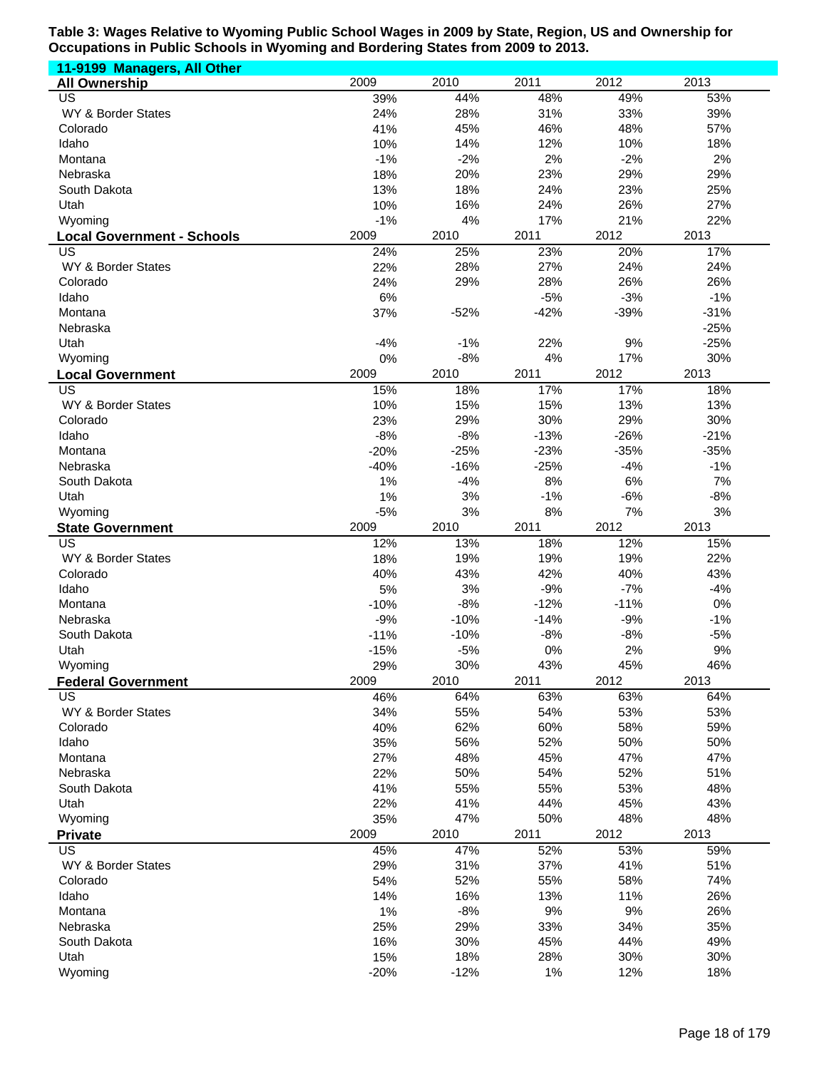**Table 3: Wages Relative to Wyoming Public School Wages in 2009 by State, Region, US and Ownership for Occupations in Public Schools in Wyoming and Bordering States from 2009 to 2013.**

**11-9199 Managers, All Other**

| All Ownership | 2009 | 2010 | 2011 | 2012 | 2013 |
|---|---|---|---|---|---|
| US | 39% | 44% | 48% | 49% | 53% |
| WY & Border States | 24% | 28% | 31% | 33% | 39% |
| Colorado | 41% | 45% | 46% | 48% | 57% |
| Idaho | 10% | 14% | 12% | 10% | 18% |
| Montana | -1% | -2% | 2% | -2% | 2% |
| Nebraska | 18% | 20% | 23% | 29% | 29% |
| South Dakota | 13% | 18% | 24% | 23% | 25% |
| Utah | 10% | 16% | 24% | 26% | 27% |
| Wyoming | -1% | 4% | 17% | 21% | 22% |
| **Local Government - Schools** | **2009** | **2010** | **2011** | **2012** | **2013** |
| US | 24% | 25% | 23% | 20% | 17% |
| WY & Border States | 22% | 28% | 27% | 24% | 24% |
| Colorado | 24% | 29% | 28% | 26% | 26% |
| Idaho | 6% | | -5% | -3% | -1% |
| Montana | 37% | -52% | -42% | -39% | -31% |
| Nebraska | | | | | -25% |
| Utah | -4% | -1% | 22% | 9% | -25% |
| Wyoming | 0% | -8% | 4% | 17% | 30% |
| **Local Government** | **2009** | **2010** | **2011** | **2012** | **2013** |
| US | 15% | 18% | 17% | 17% | 18% |
| WY & Border States | 10% | 15% | 15% | 13% | 13% |
| Colorado | 23% | 29% | 30% | 29% | 30% |
| Idaho | -8% | -8% | -13% | -26% | -21% |
| Montana | -20% | -25% | -23% | -35% | -35% |
| Nebraska | -40% | -16% | -25% | -4% | -1% |
| South Dakota | 1% | -4% | 8% | 6% | 7% |
| Utah | 1% | 3% | -1% | -6% | -8% |
| Wyoming | -5% | 3% | 8% | 7% | 3% |
| **State Government** | **2009** | **2010** | **2011** | **2012** | **2013** |
| US | 12% | 13% | 18% | 12% | 15% |
| WY & Border States | 18% | 19% | 19% | 19% | 22% |
| Colorado | 40% | 43% | 42% | 40% | 43% |
| Idaho | 5% | 3% | -9% | -7% | -4% |
| Montana | -10% | -8% | -12% | -11% | 0% |
| Nebraska | -9% | -10% | -14% | -9% | -1% |
| South Dakota | -11% | -10% | -8% | -8% | -5% |
| Utah | -15% | -5% | 0% | 2% | 9% |
| Wyoming | 29% | 30% | 43% | 45% | 46% |
| **Federal Government** | **2009** | **2010** | **2011** | **2012** | **2013** |
| US | 46% | 64% | 63% | 63% | 64% |
| WY & Border States | 34% | 55% | 54% | 53% | 53% |
| Colorado | 40% | 62% | 60% | 58% | 59% |
| Idaho | 35% | 56% | 52% | 50% | 50% |
| Montana | 27% | 48% | 45% | 47% | 47% |
| Nebraska | 22% | 50% | 54% | 52% | 51% |
| South Dakota | 41% | 55% | 55% | 53% | 48% |
| Utah | 22% | 41% | 44% | 45% | 43% |
| Wyoming | 35% | 47% | 50% | 48% | 48% |
| **Private** | **2009** | **2010** | **2011** | **2012** | **2013** |
| US | 45% | 47% | 52% | 53% | 59% |
| WY & Border States | 29% | 31% | 37% | 41% | 51% |
| Colorado | 54% | 52% | 55% | 58% | 74% |
| Idaho | 14% | 16% | 13% | 11% | 26% |
| Montana | 1% | -8% | 9% | 9% | 26% |
| Nebraska | 25% | 29% | 33% | 34% | 35% |
| South Dakota | 16% | 30% | 45% | 44% | 49% |
| Utah | 15% | 18% | 28% | 30% | 30% |
| Wyoming | -20% | -12% | 1% | 12% | 18% |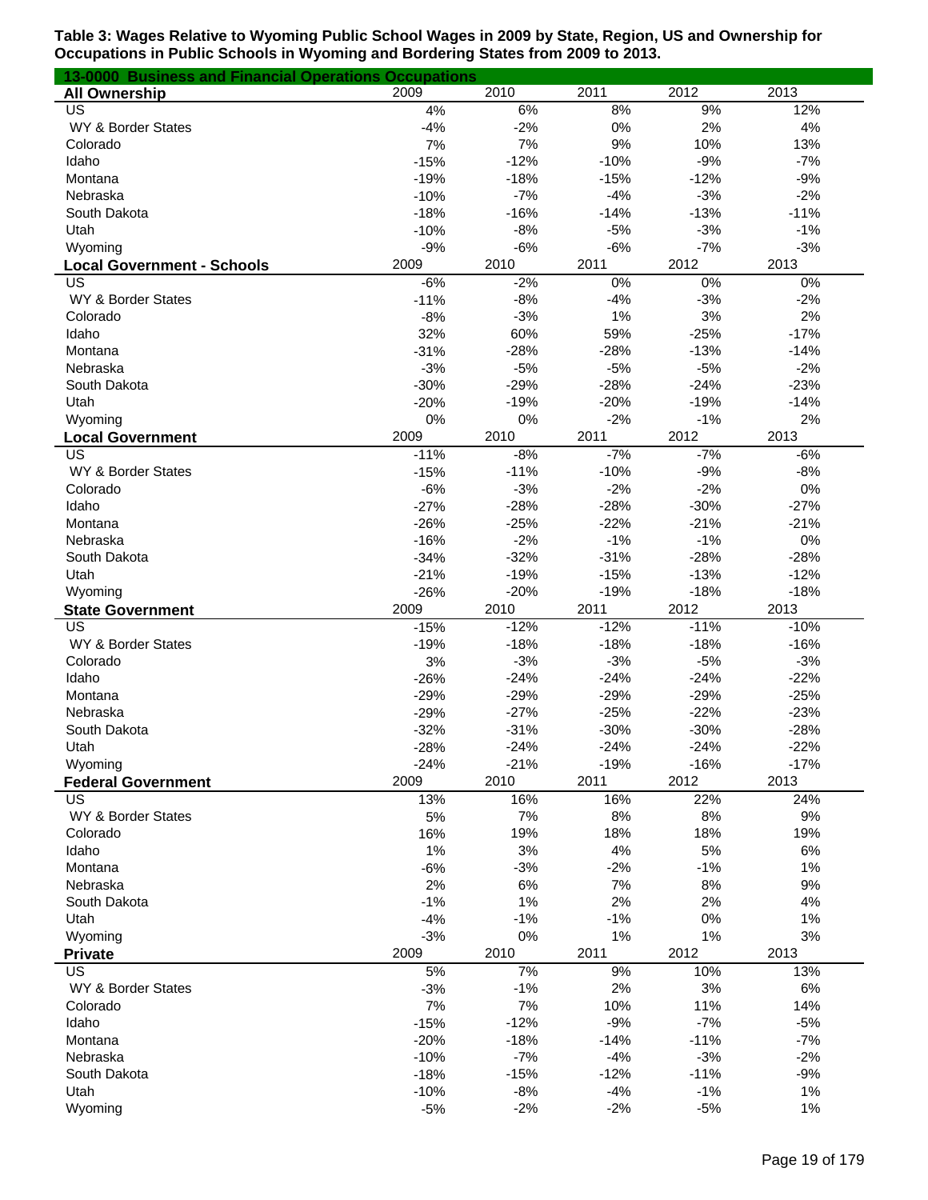**Table 3: Wages Relative to Wyoming Public School Wages in 2009 by State, Region, US and Ownership for Occupations in Public Schools in Wyoming and Bordering States from 2009 to 2013.**

**13-0000 Business and Financial Operations Occupations**

| All Ownership | 2009 | 2010 | 2011 | 2012 | 2013 |
|---|---|---|---|---|---|
| US | 4% | 6% | 8% | 9% | 12% |
| WY & Border States | -4% | -2% | 0% | 2% | 4% |
| Colorado | 7% | 7% | 9% | 10% | 13% |
| Idaho | -15% | -12% | -10% | -9% | -7% |
| Montana | -19% | -18% | -15% | -12% | -9% |
| Nebraska | -10% | -7% | -4% | -3% | -2% |
| South Dakota | -18% | -16% | -14% | -13% | -11% |
| Utah | -10% | -8% | -5% | -3% | -1% |
| Wyoming | -9% | -6% | -6% | -7% | -3% |
| **Local Government - Schools** | **2009** | **2010** | **2011** | **2012** | **2013** |
| US | -6% | -2% | 0% | 0% | 0% |
| WY & Border States | -11% | -8% | -4% | -3% | -2% |
| Colorado | -8% | -3% | 1% | 3% | 2% |
| Idaho | 32% | 60% | 59% | -25% | -17% |
| Montana | -31% | -28% | -28% | -13% | -14% |
| Nebraska | -3% | -5% | -5% | -5% | -2% |
| South Dakota | -30% | -29% | -28% | -24% | -23% |
| Utah | -20% | -19% | -20% | -19% | -14% |
| Wyoming | 0% | 0% | -2% | -1% | 2% |
| **Local Government** | **2009** | **2010** | **2011** | **2012** | **2013** |
| US | -11% | -8% | -7% | -7% | -6% |
| WY & Border States | -15% | -11% | -10% | -9% | -8% |
| Colorado | -6% | -3% | -2% | -2% | 0% |
| Idaho | -27% | -28% | -28% | -30% | -27% |
| Montana | -26% | -25% | -22% | -21% | -21% |
| Nebraska | -16% | -2% | -1% | -1% | 0% |
| South Dakota | -34% | -32% | -31% | -28% | -28% |
| Utah | -21% | -19% | -15% | -13% | -12% |
| Wyoming | -26% | -20% | -19% | -18% | -18% |
| **State Government** | **2009** | **2010** | **2011** | **2012** | **2013** |
| US | -15% | -12% | -12% | -11% | -10% |
| WY & Border States | -19% | -18% | -18% | -18% | -16% |
| Colorado | 3% | -3% | -3% | -5% | -3% |
| Idaho | -26% | -24% | -24% | -24% | -22% |
| Montana | -29% | -29% | -29% | -29% | -25% |
| Nebraska | -29% | -27% | -25% | -22% | -23% |
| South Dakota | -32% | -31% | -30% | -30% | -28% |
| Utah | -28% | -24% | -24% | -24% | -22% |
| Wyoming | -24% | -21% | -19% | -16% | -17% |
| **Federal Government** | **2009** | **2010** | **2011** | **2012** | **2013** |
| US | 13% | 16% | 16% | 22% | 24% |
| WY & Border States | 5% | 7% | 8% | 8% | 9% |
| Colorado | 16% | 19% | 18% | 18% | 19% |
| Idaho | 1% | 3% | 4% | 5% | 6% |
| Montana | -6% | -3% | -2% | -1% | 1% |
| Nebraska | 2% | 6% | 7% | 8% | 9% |
| South Dakota | -1% | 1% | 2% | 2% | 4% |
| Utah | -4% | -1% | -1% | 0% | 1% |
| Wyoming | -3% | 0% | 1% | 1% | 3% |
| **Private** | **2009** | **2010** | **2011** | **2012** | **2013** |
| US | 5% | 7% | 9% | 10% | 13% |
| WY & Border States | -3% | -1% | 2% | 3% | 6% |
| Colorado | 7% | 7% | 10% | 11% | 14% |
| Idaho | -15% | -12% | -9% | -7% | -5% |
| Montana | -20% | -18% | -14% | -11% | -7% |
| Nebraska | -10% | -7% | -4% | -3% | -2% |
| South Dakota | -18% | -15% | -12% | -11% | -9% |
| Utah | -10% | -8% | -4% | -1% | 1% |
| Wyoming | -5% | -2% | -2% | -5% | 1% |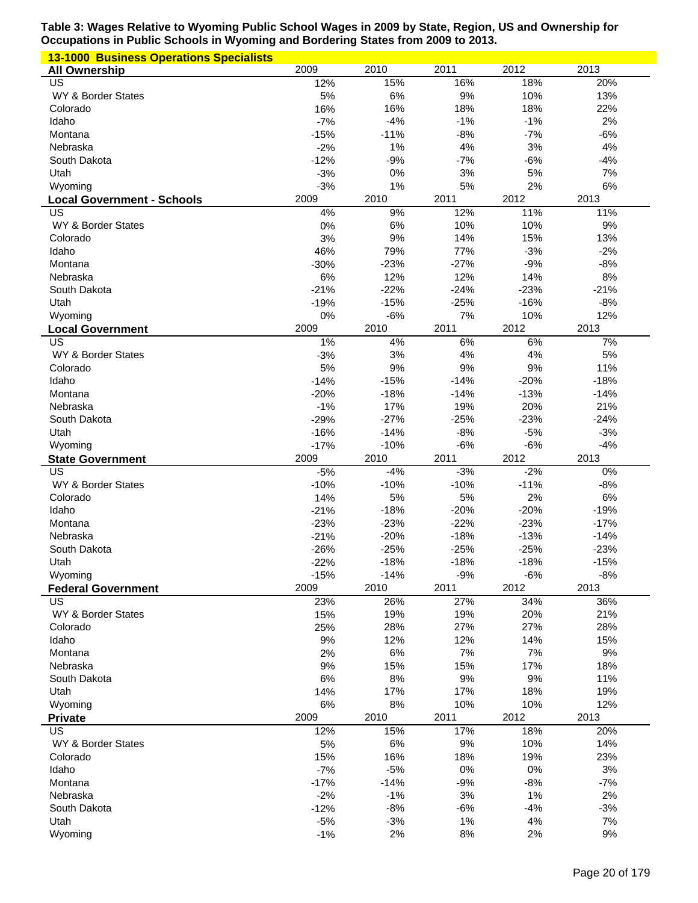**Table 3: Wages Relative to Wyoming Public School Wages in 2009 by State, Region, US and Ownership for Occupations in Public Schools in Wyoming and Bordering States from 2009 to 2013.**

**13-1000 Business Operations Specialists**

| All Ownership | 2009 | 2010 | 2011 | 2012 | 2013 |
|---|---|---|---|---|---|
| US | 12% | 15% | 16% | 18% | 20% |
| WY & Border States | 5% | 6% | 9% | 10% | 13% |
| Colorado | 16% | 16% | 18% | 18% | 22% |
| Idaho | -7% | -4% | -1% | -1% | 2% |
| Montana | -15% | -11% | -8% | -7% | -6% |
| Nebraska | -2% | 1% | 4% | 3% | 4% |
| South Dakota | -12% | -9% | -7% | -6% | -4% |
| Utah | -3% | 0% | 3% | 5% | 7% |
| Wyoming | -3% | 1% | 5% | 2% | 6% |
| **Local Government - Schools** | 2009 | 2010 | 2011 | 2012 | 2013 |
| US | 4% | 9% | 12% | 11% | 11% |
| WY & Border States | 0% | 6% | 10% | 10% | 9% |
| Colorado | 3% | 9% | 14% | 15% | 13% |
| Idaho | 46% | 79% | 77% | -3% | -2% |
| Montana | -30% | -23% | -27% | -9% | -8% |
| Nebraska | 6% | 12% | 12% | 14% | 8% |
| South Dakota | -21% | -22% | -24% | -23% | -21% |
| Utah | -19% | -15% | -25% | -16% | -8% |
| Wyoming | 0% | -6% | 7% | 10% | 12% |
| **Local Government** | 2009 | 2010 | 2011 | 2012 | 2013 |
| US | 1% | 4% | 6% | 6% | 7% |
| WY & Border States | -3% | 3% | 4% | 4% | 5% |
| Colorado | 5% | 9% | 9% | 9% | 11% |
| Idaho | -14% | -15% | -14% | -20% | -18% |
| Montana | -20% | -18% | -14% | -13% | -14% |
| Nebraska | -1% | 17% | 19% | 20% | 21% |
| South Dakota | -29% | -27% | -25% | -23% | -24% |
| Utah | -16% | -14% | -8% | -5% | -3% |
| Wyoming | -17% | -10% | -6% | -6% | -4% |
| **State Government** | 2009 | 2010 | 2011 | 2012 | 2013 |
| US | -5% | -4% | -3% | -2% | 0% |
| WY & Border States | -10% | -10% | -10% | -11% | -8% |
| Colorado | 14% | 5% | 5% | 2% | 6% |
| Idaho | -21% | -18% | -20% | -20% | -19% |
| Montana | -23% | -23% | -22% | -23% | -17% |
| Nebraska | -21% | -20% | -18% | -13% | -14% |
| South Dakota | -26% | -25% | -25% | -25% | -23% |
| Utah | -22% | -18% | -18% | -18% | -15% |
| Wyoming | -15% | -14% | -9% | -6% | -8% |
| **Federal Government** | 2009 | 2010 | 2011 | 2012 | 2013 |
| US | 23% | 26% | 27% | 34% | 36% |
| WY & Border States | 15% | 19% | 19% | 20% | 21% |
| Colorado | 25% | 28% | 27% | 27% | 28% |
| Idaho | 9% | 12% | 12% | 14% | 15% |
| Montana | 2% | 6% | 7% | 7% | 9% |
| Nebraska | 9% | 15% | 15% | 17% | 18% |
| South Dakota | 6% | 8% | 9% | 9% | 11% |
| Utah | 14% | 17% | 17% | 18% | 19% |
| Wyoming | 6% | 8% | 10% | 10% | 12% |
| **Private** | 2009 | 2010 | 2011 | 2012 | 2013 |
| US | 12% | 15% | 17% | 18% | 20% |
| WY & Border States | 5% | 6% | 9% | 10% | 14% |
| Colorado | 15% | 16% | 18% | 19% | 23% |
| Idaho | -7% | -5% | 0% | 0% | 3% |
| Montana | -17% | -14% | -9% | -8% | -7% |
| Nebraska | -2% | -1% | 3% | 1% | 2% |
| South Dakota | -12% | -8% | -6% | -4% | -3% |
| Utah | -5% | -3% | 1% | 4% | 7% |
| Wyoming | -1% | 2% | 8% | 2% | 9% |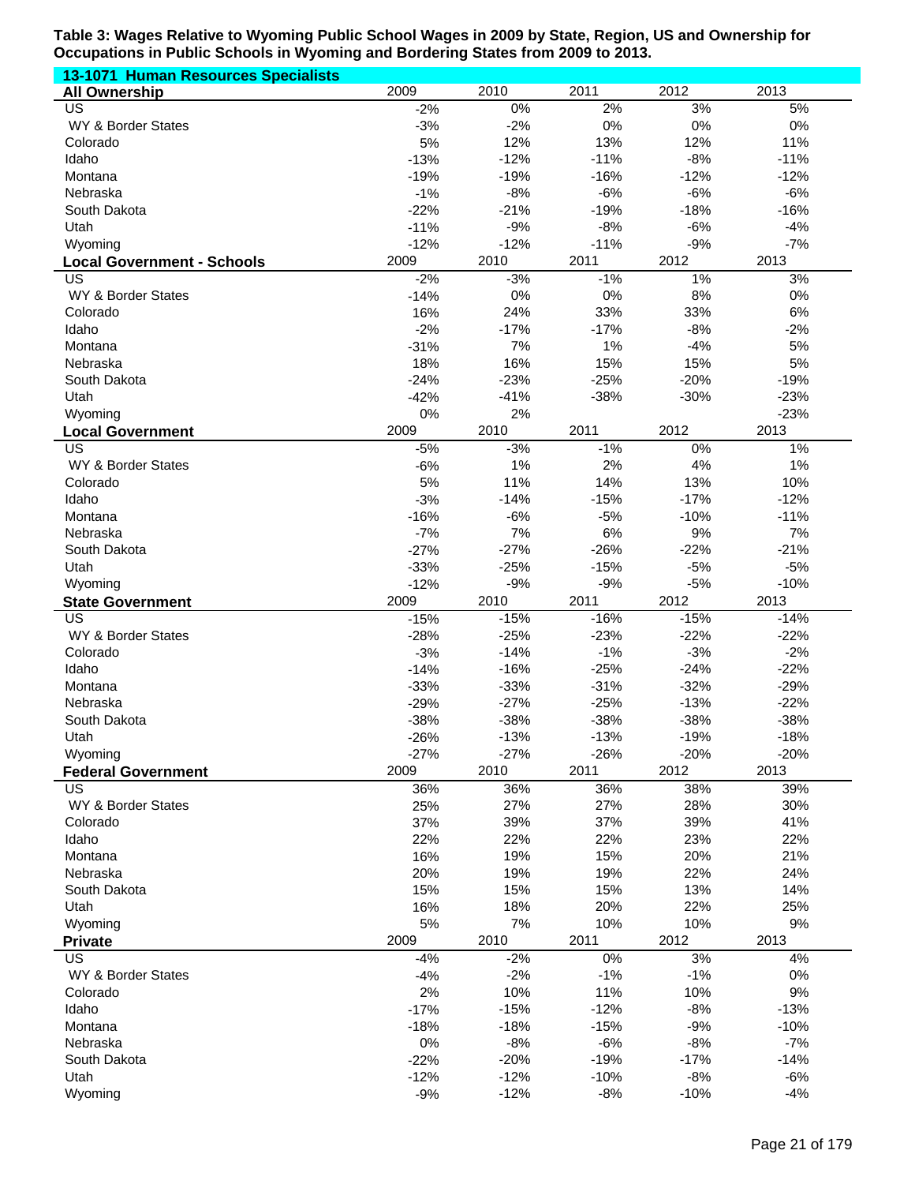**Table 3: Wages Relative to Wyoming Public School Wages in 2009 by State, Region, US and Ownership for Occupations in Public Schools in Wyoming and Bordering States from 2009 to 2013.**

**13-1071 Human Resources Specialists**

| **All Ownership** | 2009 | 2010 | 2011 | 2012 | 2013 |
|---|---|---|---|---|---|
| US | -2% | 0% | 2% | 3% | 5% |
| WY & Border States | -3% | -2% | 0% | 0% | 0% |
| Colorado | 5% | 12% | 13% | 12% | 11% |
| Idaho | -13% | -12% | -11% | -8% | -11% |
| Montana | -19% | -19% | -16% | -12% | -12% |
| Nebraska | -1% | -8% | -6% | -6% | -6% |
| South Dakota | -22% | -21% | -19% | -18% | -16% |
| Utah | -11% | -9% | -8% | -6% | -4% |
| Wyoming | -12% | -12% | -11% | -9% | -7% |
| **Local Government - Schools** | 2009 | 2010 | 2011 | 2012 | 2013 |
| US | -2% | -3% | -1% | 1% | 3% |
| WY & Border States | -14% | 0% | 0% | 8% | 0% |
| Colorado | 16% | 24% | 33% | 33% | 6% |
| Idaho | -2% | -17% | -17% | -8% | -2% |
| Montana | -31% | 7% | 1% | -4% | 5% |
| Nebraska | 18% | 16% | 15% | 15% | 5% |
| South Dakota | -24% | -23% | -25% | -20% | -19% |
| Utah | -42% | -41% | -38% | -30% | -23% |
| Wyoming | 0% | 2% | | | -23% |
| **Local Government** | 2009 | 2010 | 2011 | 2012 | 2013 |
| US | -5% | -3% | -1% | 0% | 1% |
| WY & Border States | -6% | 1% | 2% | 4% | 1% |
| Colorado | 5% | 11% | 14% | 13% | 10% |
| Idaho | -3% | -14% | -15% | -17% | -12% |
| Montana | -16% | -6% | -5% | -10% | -11% |
| Nebraska | -7% | 7% | 6% | 9% | 7% |
| South Dakota | -27% | -27% | -26% | -22% | -21% |
| Utah | -33% | -25% | -15% | -5% | -5% |
| Wyoming | -12% | -9% | -9% | -5% | -10% |
| **State Government** | 2009 | 2010 | 2011 | 2012 | 2013 |
| US | -15% | -15% | -16% | -15% | -14% |
| WY & Border States | -28% | -25% | -23% | -22% | -22% |
| Colorado | -3% | -14% | -1% | -3% | -2% |
| Idaho | -14% | -16% | -25% | -24% | -22% |
| Montana | -33% | -33% | -31% | -32% | -29% |
| Nebraska | -29% | -27% | -25% | -13% | -22% |
| South Dakota | -38% | -38% | -38% | -38% | -38% |
| Utah | -26% | -13% | -13% | -19% | -18% |
| Wyoming | -27% | -27% | -26% | -20% | -20% |
| **Federal Government** | 2009 | 2010 | 2011 | 2012 | 2013 |
| US | 36% | 36% | 36% | 38% | 39% |
| WY & Border States | 25% | 27% | 27% | 28% | 30% |
| Colorado | 37% | 39% | 37% | 39% | 41% |
| Idaho | 22% | 22% | 22% | 23% | 22% |
| Montana | 16% | 19% | 15% | 20% | 21% |
| Nebraska | 20% | 19% | 19% | 22% | 24% |
| South Dakota | 15% | 15% | 15% | 13% | 14% |
| Utah | 16% | 18% | 20% | 22% | 25% |
| Wyoming | 5% | 7% | 10% | 10% | 9% |
| **Private** | 2009 | 2010 | 2011 | 2012 | 2013 |
| US | -4% | -2% | 0% | 3% | 4% |
| WY & Border States | -4% | -2% | -1% | -1% | 0% |
| Colorado | 2% | 10% | 11% | 10% | 9% |
| Idaho | -17% | -15% | -12% | -8% | -13% |
| Montana | -18% | -18% | -15% | -9% | -10% |
| Nebraska | 0% | -8% | -6% | -8% | -7% |
| South Dakota | -22% | -20% | -19% | -17% | -14% |
| Utah | -12% | -12% | -10% | -8% | -6% |
| Wyoming | -9% | -12% | -8% | -10% | -4% |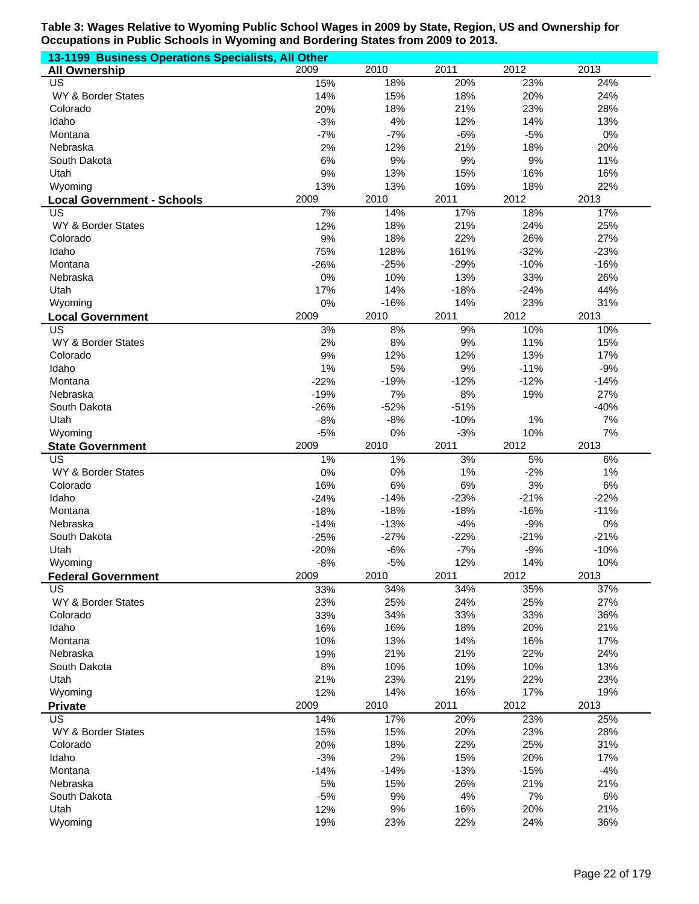**Table 3: Wages Relative to Wyoming Public School Wages in 2009 by State, Region, US and Ownership for Occupations in Public Schools in Wyoming and Bordering States from 2009 to 2013.**

**13-1199 Business Operations Specialists, All Other**

| **All Ownership** | 2009 | 2010 | 2011 | 2012 | 2013 |
|---|---|---|---|---|---|
| US | 15% | 18% | 20% | 23% | 24% |
| WY & Border States | 14% | 15% | 18% | 20% | 24% |
| Colorado | 20% | 18% | 21% | 23% | 28% |
| Idaho | -3% | 4% | 12% | 14% | 13% |
| Montana | -7% | -7% | -6% | -5% | 0% |
| Nebraska | 2% | 12% | 21% | 18% | 20% |
| South Dakota | 6% | 9% | 9% | 9% | 11% |
| Utah | 9% | 13% | 15% | 16% | 16% |
| Wyoming | 13% | 13% | 16% | 18% | 22% |
| **Local Government - Schools** | 2009 | 2010 | 2011 | 2012 | 2013 |
| US | 7% | 14% | 17% | 18% | 17% |
| WY & Border States | 12% | 18% | 21% | 24% | 25% |
| Colorado | 9% | 18% | 22% | 26% | 27% |
| Idaho | 75% | 128% | 161% | -32% | -23% |
| Montana | -26% | -25% | -29% | -10% | -16% |
| Nebraska | 0% | 10% | 13% | 33% | 26% |
| Utah | 17% | 14% | -18% | -24% | 44% |
| Wyoming | 0% | -16% | 14% | 23% | 31% |
| **Local Government** | 2009 | 2010 | 2011 | 2012 | 2013 |
| US | 3% | 8% | 9% | 10% | 10% |
| WY & Border States | 2% | 8% | 9% | 11% | 15% |
| Colorado | 9% | 12% | 12% | 13% | 17% |
| Idaho | 1% | 5% | 9% | -11% | -9% |
| Montana | -22% | -19% | -12% | -12% | -14% |
| Nebraska | -19% | 7% | 8% | 19% | 27% |
| South Dakota | -26% | -52% | -51% | | -40% |
| Utah | -8% | -8% | -10% | 1% | 7% |
| Wyoming | -5% | 0% | -3% | 10% | 7% |
| **State Government** | 2009 | 2010 | 2011 | 2012 | 2013 |
| US | 1% | 1% | 3% | 5% | 6% |
| WY & Border States | 0% | 0% | 1% | -2% | 1% |
| Colorado | 16% | 6% | 6% | 3% | 6% |
| Idaho | -24% | -14% | -23% | -21% | -22% |
| Montana | -18% | -18% | -18% | -16% | -11% |
| Nebraska | -14% | -13% | -4% | -9% | 0% |
| South Dakota | -25% | -27% | -22% | -21% | -21% |
| Utah | -20% | -6% | -7% | -9% | -10% |
| Wyoming | -8% | -5% | 12% | 14% | 10% |
| **Federal Government** | 2009 | 2010 | 2011 | 2012 | 2013 |
| US | 33% | 34% | 34% | 35% | 37% |
| WY & Border States | 23% | 25% | 24% | 25% | 27% |
| Colorado | 33% | 34% | 33% | 33% | 36% |
| Idaho | 16% | 16% | 18% | 20% | 21% |
| Montana | 10% | 13% | 14% | 16% | 17% |
| Nebraska | 19% | 21% | 21% | 22% | 24% |
| South Dakota | 8% | 10% | 10% | 10% | 13% |
| Utah | 21% | 23% | 21% | 22% | 23% |
| Wyoming | 12% | 14% | 16% | 17% | 19% |
| **Private** | 2009 | 2010 | 2011 | 2012 | 2013 |
| US | 14% | 17% | 20% | 23% | 25% |
| WY & Border States | 15% | 15% | 20% | 23% | 28% |
| Colorado | 20% | 18% | 22% | 25% | 31% |
| Idaho | -3% | 2% | 15% | 20% | 17% |
| Montana | -14% | -14% | -13% | -15% | -4% |
| Nebraska | 5% | 15% | 26% | 21% | 21% |
| South Dakota | -5% | 9% | 4% | 7% | 6% |
| Utah | 12% | 9% | 16% | 20% | 21% |
| Wyoming | 19% | 23% | 22% | 24% | 36% |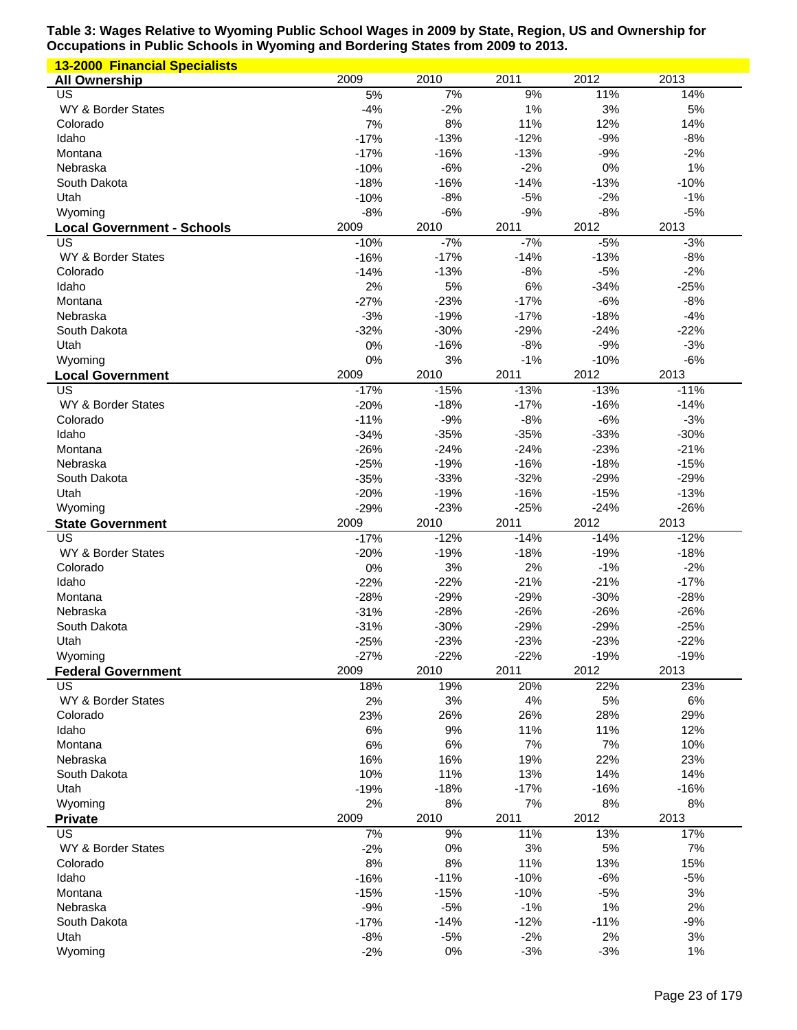**Table 3: Wages Relative to Wyoming Public School Wages in 2009 by State, Region, US and Ownership for Occupations in Public Schools in Wyoming and Bordering States from 2009 to 2013.**

**13-2000 Financial Specialists**

| All Ownership | 2009 | 2010 | 2011 | 2012 | 2013 |
|---|---|---|---|---|---|
| US | 5% | 7% | 9% | 11% | 14% |
| WY & Border States | -4% | -2% | 1% | 3% | 5% |
| Colorado | 7% | 8% | 11% | 12% | 14% |
| Idaho | -17% | -13% | -12% | -9% | -8% |
| Montana | -17% | -16% | -13% | -9% | -2% |
| Nebraska | -10% | -6% | -2% | 0% | 1% |
| South Dakota | -18% | -16% | -14% | -13% | -10% |
| Utah | -10% | -8% | -5% | -2% | -1% |
| Wyoming | -8% | -6% | -9% | -8% | -5% |

| Local Government - Schools | 2009 | 2010 | 2011 | 2012 | 2013 |
|---|---|---|---|---|---|
| US | -10% | -7% | -7% | -5% | -3% |
| WY & Border States | -16% | -17% | -14% | -13% | -8% |
| Colorado | -14% | -13% | -8% | -5% | -2% |
| Idaho | 2% | 5% | 6% | -34% | -25% |
| Montana | -27% | -23% | -17% | -6% | -8% |
| Nebraska | -3% | -19% | -17% | -18% | -4% |
| South Dakota | -32% | -30% | -29% | -24% | -22% |
| Utah | 0% | -16% | -8% | -9% | -3% |
| Wyoming | 0% | 3% | -1% | -10% | -6% |

| Local Government | 2009 | 2010 | 2011 | 2012 | 2013 |
|---|---|---|---|---|---|
| US | -17% | -15% | -13% | -13% | -11% |
| WY & Border States | -20% | -18% | -17% | -16% | -14% |
| Colorado | -11% | -9% | -8% | -6% | -3% |
| Idaho | -34% | -35% | -35% | -33% | -30% |
| Montana | -26% | -24% | -24% | -23% | -21% |
| Nebraska | -25% | -19% | -16% | -18% | -15% |
| South Dakota | -35% | -33% | -32% | -29% | -29% |
| Utah | -20% | -19% | -16% | -15% | -13% |
| Wyoming | -29% | -23% | -25% | -24% | -26% |

| State Government | 2009 | 2010 | 2011 | 2012 | 2013 |
|---|---|---|---|---|---|
| US | -17% | -12% | -14% | -14% | -12% |
| WY & Border States | -20% | -19% | -18% | -19% | -18% |
| Colorado | 0% | 3% | 2% | -1% | -2% |
| Idaho | -22% | -22% | -21% | -21% | -17% |
| Montana | -28% | -29% | -29% | -30% | -28% |
| Nebraska | -31% | -28% | -26% | -26% | -26% |
| South Dakota | -31% | -30% | -29% | -29% | -25% |
| Utah | -25% | -23% | -23% | -23% | -22% |
| Wyoming | -27% | -22% | -22% | -19% | -19% |

| Federal Government | 2009 | 2010 | 2011 | 2012 | 2013 |
|---|---|---|---|---|---|
| US | 18% | 19% | 20% | 22% | 23% |
| WY & Border States | 2% | 3% | 4% | 5% | 6% |
| Colorado | 23% | 26% | 26% | 28% | 29% |
| Idaho | 6% | 9% | 11% | 11% | 12% |
| Montana | 6% | 6% | 7% | 7% | 10% |
| Nebraska | 16% | 16% | 19% | 22% | 23% |
| South Dakota | 10% | 11% | 13% | 14% | 14% |
| Utah | -19% | -18% | -17% | -16% | -16% |
| Wyoming | 2% | 8% | 7% | 8% | 8% |

| Private | 2009 | 2010 | 2011 | 2012 | 2013 |
|---|---|---|---|---|---|
| US | 7% | 9% | 11% | 13% | 17% |
| WY & Border States | -2% | 0% | 3% | 5% | 7% |
| Colorado | 8% | 8% | 11% | 13% | 15% |
| Idaho | -16% | -11% | -10% | -6% | -5% |
| Montana | -15% | -15% | -10% | -5% | 3% |
| Nebraska | -9% | -5% | -1% | 1% | 2% |
| South Dakota | -17% | -14% | -12% | -11% | -9% |
| Utah | -8% | -5% | -2% | 2% | 3% |
| Wyoming | -2% | 0% | -3% | -3% | 1% |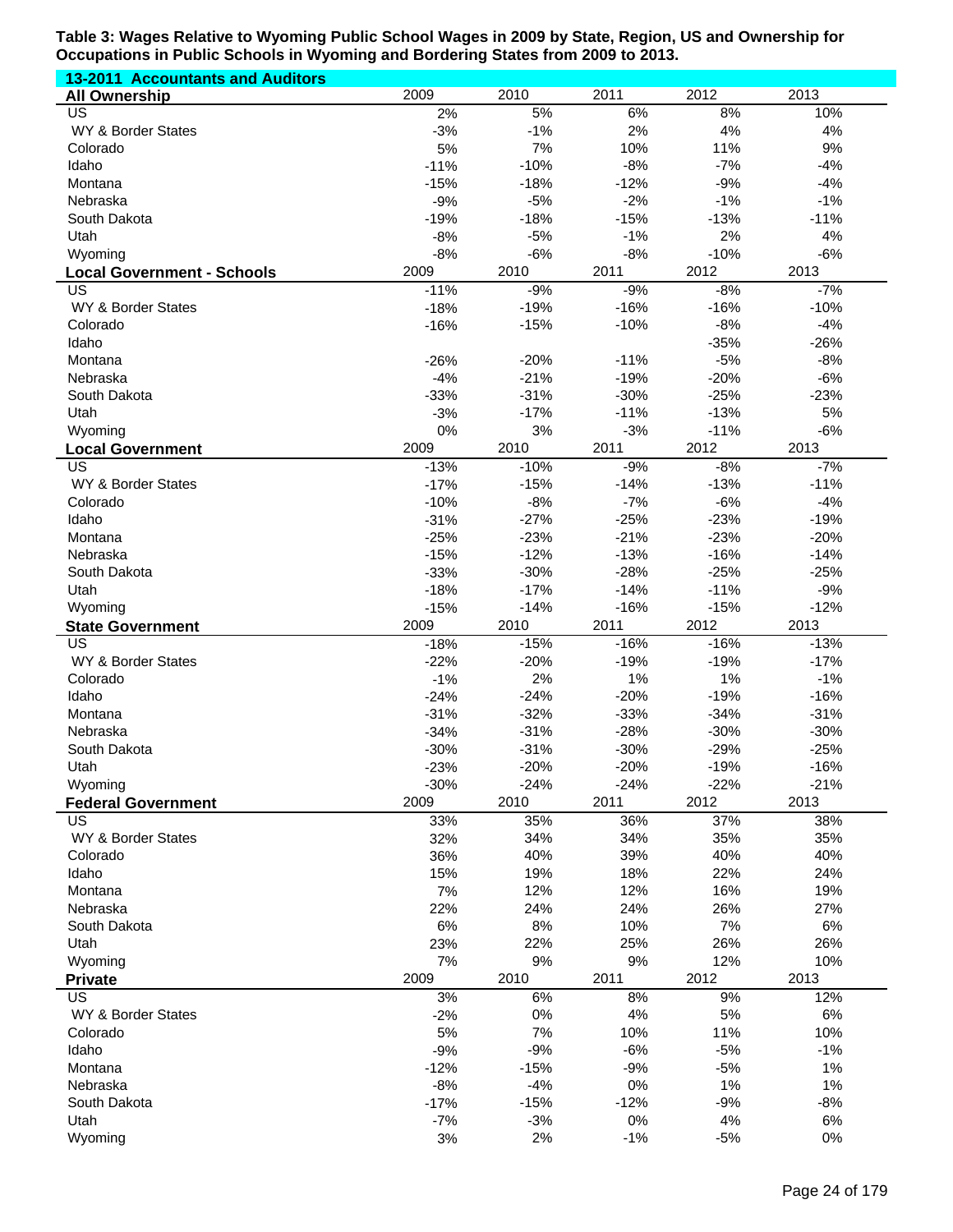**Table 3: Wages Relative to Wyoming Public School Wages in 2009 by State, Region, US and Ownership for Occupations in Public Schools in Wyoming and Bordering States from 2009 to 2013.**

**13-2011 Accountants and Auditors**

| **All Ownership** | 2009 | 2010 | 2011 | 2012 | 2013 |
|---|---|---|---|---|---|
| US | 2% | 5% | 6% | 8% | 10% |
| WY & Border States | -3% | -1% | 2% | 4% | 4% |
| Colorado | 5% | 7% | 10% | 11% | 9% |
| Idaho | -11% | -10% | -8% | -7% | -4% |
| Montana | -15% | -18% | -12% | -9% | -4% |
| Nebraska | -9% | -5% | -2% | -1% | -1% |
| South Dakota | -19% | -18% | -15% | -13% | -11% |
| Utah | -8% | -5% | -1% | 2% | 4% |
| Wyoming | -8% | -6% | -8% | -10% | -6% |
| **Local Government - Schools** | 2009 | 2010 | 2011 | 2012 | 2013 |
| US | -11% | -9% | -9% | -8% | -7% |
| WY & Border States | -18% | -19% | -16% | -16% | -10% |
| Colorado | -16% | -15% | -10% | -8% | -4% |
| Idaho | | | | -35% | -26% |
| Montana | -26% | -20% | -11% | -5% | -8% |
| Nebraska | -4% | -21% | -19% | -20% | -6% |
| South Dakota | -33% | -31% | -30% | -25% | -23% |
| Utah | -3% | -17% | -11% | -13% | 5% |
| Wyoming | 0% | 3% | -3% | -11% | -6% |
| **Local Government** | 2009 | 2010 | 2011 | 2012 | 2013 |
| US | -13% | -10% | -9% | -8% | -7% |
| WY & Border States | -17% | -15% | -14% | -13% | -11% |
| Colorado | -10% | -8% | -7% | -6% | -4% |
| Idaho | -31% | -27% | -25% | -23% | -19% |
| Montana | -25% | -23% | -21% | -23% | -20% |
| Nebraska | -15% | -12% | -13% | -16% | -14% |
| South Dakota | -33% | -30% | -28% | -25% | -25% |
| Utah | -18% | -17% | -14% | -11% | -9% |
| Wyoming | -15% | -14% | -16% | -15% | -12% |
| **State Government** | 2009 | 2010 | 2011 | 2012 | 2013 |
| US | -18% | -15% | -16% | -16% | -13% |
| WY & Border States | -22% | -20% | -19% | -19% | -17% |
| Colorado | -1% | 2% | 1% | 1% | -1% |
| Idaho | -24% | -24% | -20% | -19% | -16% |
| Montana | -31% | -32% | -33% | -34% | -31% |
| Nebraska | -34% | -31% | -28% | -30% | -30% |
| South Dakota | -30% | -31% | -30% | -29% | -25% |
| Utah | -23% | -20% | -20% | -19% | -16% |
| Wyoming | -30% | -24% | -24% | -22% | -21% |
| **Federal Government** | 2009 | 2010 | 2011 | 2012 | 2013 |
| US | 33% | 35% | 36% | 37% | 38% |
| WY & Border States | 32% | 34% | 34% | 35% | 35% |
| Colorado | 36% | 40% | 39% | 40% | 40% |
| Idaho | 15% | 19% | 18% | 22% | 24% |
| Montana | 7% | 12% | 12% | 16% | 19% |
| Nebraska | 22% | 24% | 24% | 26% | 27% |
| South Dakota | 6% | 8% | 10% | 7% | 6% |
| Utah | 23% | 22% | 25% | 26% | 26% |
| Wyoming | 7% | 9% | 9% | 12% | 10% |
| **Private** | 2009 | 2010 | 2011 | 2012 | 2013 |
| US | 3% | 6% | 8% | 9% | 12% |
| WY & Border States | -2% | 0% | 4% | 5% | 6% |
| Colorado | 5% | 7% | 10% | 11% | 10% |
| Idaho | -9% | -9% | -6% | -5% | -1% |
| Montana | -12% | -15% | -9% | -5% | 1% |
| Nebraska | -8% | -4% | 0% | 1% | 1% |
| South Dakota | -17% | -15% | -12% | -9% | -8% |
| Utah | -7% | -3% | 0% | 4% | 6% |
| Wyoming | 3% | 2% | -1% | -5% | 0% |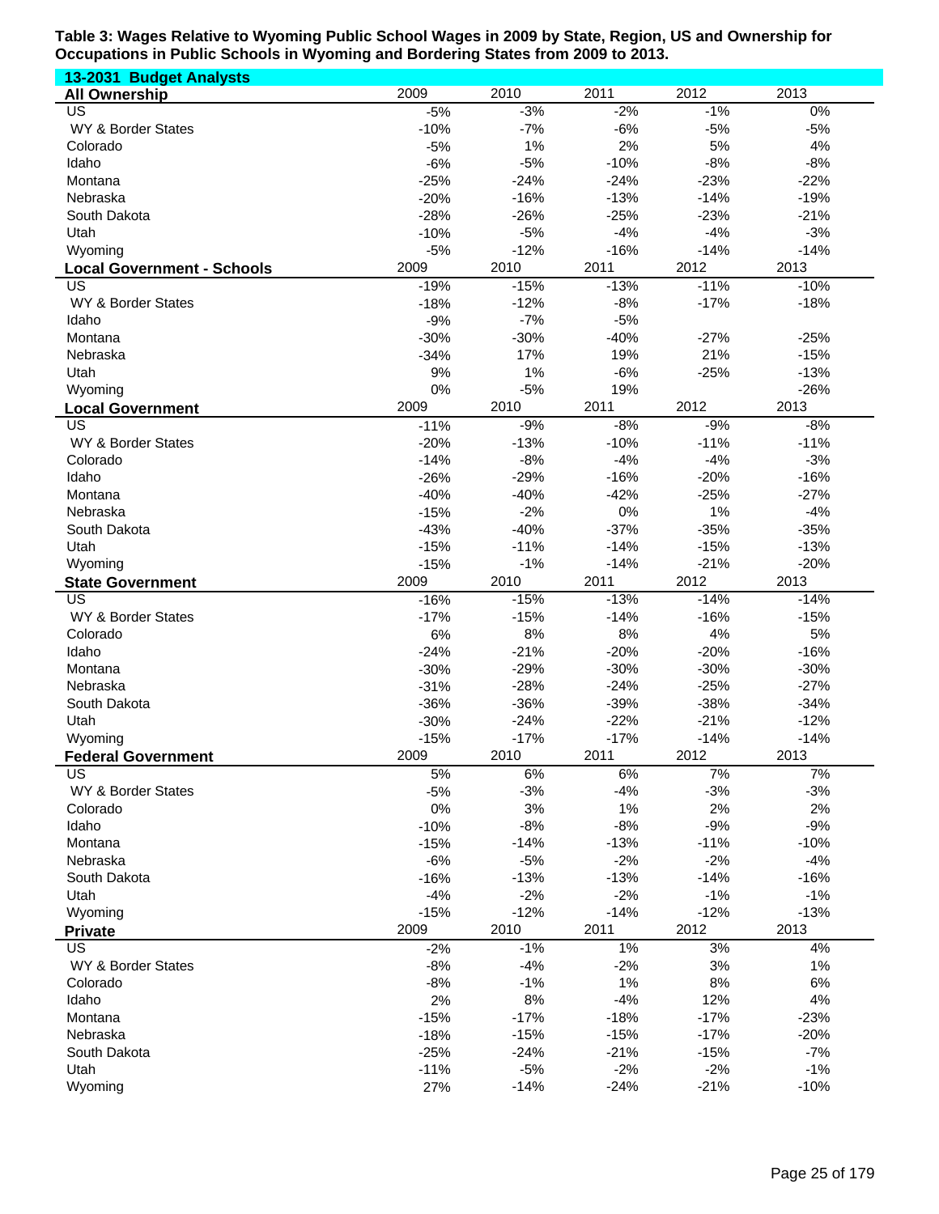**Table 3: Wages Relative to Wyoming Public School Wages in 2009 by State, Region, US and Ownership for Occupations in Public Schools in Wyoming and Bordering States from 2009 to 2013.**

**13-2031 Budget Analysts**

| All Ownership | 2009 | 2010 | 2011 | 2012 | 2013 |
|---|---|---|---|---|---|
| US | -5% | -3% | -2% | -1% | 0% |
| WY & Border States | -10% | -7% | -6% | -5% | -5% |
| Colorado | -5% | 1% | 2% | 5% | 4% |
| Idaho | -6% | -5% | -10% | -8% | -8% |
| Montana | -25% | -24% | -24% | -23% | -22% |
| Nebraska | -20% | -16% | -13% | -14% | -19% |
| South Dakota | -28% | -26% | -25% | -23% | -21% |
| Utah | -10% | -5% | -4% | -4% | -3% |
| Wyoming | -5% | -12% | -16% | -14% | -14% |
| **Local Government - Schools** | 2009 | 2010 | 2011 | 2012 | 2013 |
| US | -19% | -15% | -13% | -11% | -10% |
| WY & Border States | -18% | -12% | -8% | -17% | -18% |
| Idaho | -9% | -7% | -5% | | |
| Montana | -30% | -30% | -40% | -27% | -25% |
| Nebraska | -34% | 17% | 19% | 21% | -15% |
| Utah | 9% | 1% | -6% | -25% | -13% |
| Wyoming | 0% | -5% | 19% | | -26% |
| **Local Government** | 2009 | 2010 | 2011 | 2012 | 2013 |
| US | -11% | -9% | -8% | -9% | -8% |
| WY & Border States | -20% | -13% | -10% | -11% | -11% |
| Colorado | -14% | -8% | -4% | -4% | -3% |
| Idaho | -26% | -29% | -16% | -20% | -16% |
| Montana | -40% | -40% | -42% | -25% | -27% |
| Nebraska | -15% | -2% | 0% | 1% | -4% |
| South Dakota | -43% | -40% | -37% | -35% | -35% |
| Utah | -15% | -11% | -14% | -15% | -13% |
| Wyoming | -15% | -1% | -14% | -21% | -20% |
| **State Government** | 2009 | 2010 | 2011 | 2012 | 2013 |
| US | -16% | -15% | -13% | -14% | -14% |
| WY & Border States | -17% | -15% | -14% | -16% | -15% |
| Colorado | 6% | 8% | 8% | 4% | 5% |
| Idaho | -24% | -21% | -20% | -20% | -16% |
| Montana | -30% | -29% | -30% | -30% | -30% |
| Nebraska | -31% | -28% | -24% | -25% | -27% |
| South Dakota | -36% | -36% | -39% | -38% | -34% |
| Utah | -30% | -24% | -22% | -21% | -12% |
| Wyoming | -15% | -17% | -17% | -14% | -14% |
| **Federal Government** | 2009 | 2010 | 2011 | 2012 | 2013 |
| US | 5% | 6% | 6% | 7% | 7% |
| WY & Border States | -5% | -3% | -4% | -3% | -3% |
| Colorado | 0% | 3% | 1% | 2% | 2% |
| Idaho | -10% | -8% | -8% | -9% | -9% |
| Montana | -15% | -14% | -13% | -11% | -10% |
| Nebraska | -6% | -5% | -2% | -2% | -4% |
| South Dakota | -16% | -13% | -13% | -14% | -16% |
| Utah | -4% | -2% | -2% | -1% | -1% |
| Wyoming | -15% | -12% | -14% | -12% | -13% |
| **Private** | 2009 | 2010 | 2011 | 2012 | 2013 |
| US | -2% | -1% | 1% | 3% | 4% |
| WY & Border States | -8% | -4% | -2% | 3% | 1% |
| Colorado | -8% | -1% | 1% | 8% | 6% |
| Idaho | 2% | 8% | -4% | 12% | 4% |
| Montana | -15% | -17% | -18% | -17% | -23% |
| Nebraska | -18% | -15% | -15% | -17% | -20% |
| South Dakota | -25% | -24% | -21% | -15% | -7% |
| Utah | -11% | -5% | -2% | -2% | -1% |
| Wyoming | 27% | -14% | -24% | -21% | -10% |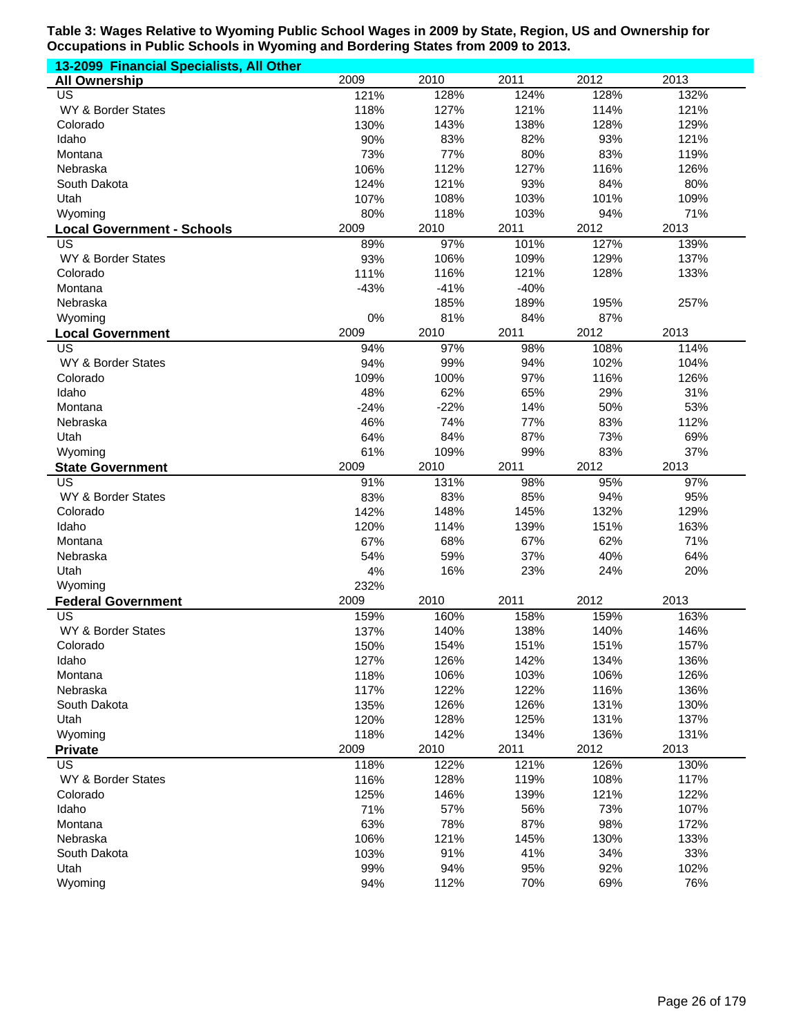**Table 3: Wages Relative to Wyoming Public School Wages in 2009 by State, Region, US and Ownership for Occupations in Public Schools in Wyoming and Bordering States from 2009 to 2013.**

**13-2099 Financial Specialists, All Other**

| All Ownership | 2009 | 2010 | 2011 | 2012 | 2013 |
|---|---|---|---|---|---|
| US | 121% | 128% | 124% | 128% | 132% |
| WY & Border States | 118% | 127% | 121% | 114% | 121% |
| Colorado | 130% | 143% | 138% | 128% | 129% |
| Idaho | 90% | 83% | 82% | 93% | 121% |
| Montana | 73% | 77% | 80% | 83% | 119% |
| Nebraska | 106% | 112% | 127% | 116% | 126% |
| South Dakota | 124% | 121% | 93% | 84% | 80% |
| Utah | 107% | 108% | 103% | 101% | 109% |
| Wyoming | 80% | 118% | 103% | 94% | 71% |

| Local Government - Schools | 2009 | 2010 | 2011 | 2012 | 2013 |
|---|---|---|---|---|---|
| US | 89% | 97% | 101% | 127% | 139% |
| WY & Border States | 93% | 106% | 109% | 129% | 137% |
| Colorado | 111% | 116% | 121% | 128% | 133% |
| Montana | -43% | -41% | -40% | | |
| Nebraska | | 185% | 189% | 195% | 257% |
| Wyoming | 0% | 81% | 84% | 87% | |

| Local Government | 2009 | 2010 | 2011 | 2012 | 2013 |
|---|---|---|---|---|---|
| US | 94% | 97% | 98% | 108% | 114% |
| WY & Border States | 94% | 99% | 94% | 102% | 104% |
| Colorado | 109% | 100% | 97% | 116% | 126% |
| Idaho | 48% | 62% | 65% | 29% | 31% |
| Montana | -24% | -22% | 14% | 50% | 53% |
| Nebraska | 46% | 74% | 77% | 83% | 112% |
| Utah | 64% | 84% | 87% | 73% | 69% |
| Wyoming | 61% | 109% | 99% | 83% | 37% |

| State Government | 2009 | 2010 | 2011 | 2012 | 2013 |
|---|---|---|---|---|---|
| US | 91% | 131% | 98% | 95% | 97% |
| WY & Border States | 83% | 83% | 85% | 94% | 95% |
| Colorado | 142% | 148% | 145% | 132% | 129% |
| Idaho | 120% | 114% | 139% | 151% | 163% |
| Montana | 67% | 68% | 67% | 62% | 71% |
| Nebraska | 54% | 59% | 37% | 40% | 64% |
| Utah | 4% | 16% | 23% | 24% | 20% |
| Wyoming | 232% | | | | |

| Federal Government | 2009 | 2010 | 2011 | 2012 | 2013 |
|---|---|---|---|---|---|
| US | 159% | 160% | 158% | 159% | 163% |
| WY & Border States | 137% | 140% | 138% | 140% | 146% |
| Colorado | 150% | 154% | 151% | 151% | 157% |
| Idaho | 127% | 126% | 142% | 134% | 136% |
| Montana | 118% | 106% | 103% | 106% | 126% |
| Nebraska | 117% | 122% | 122% | 116% | 136% |
| South Dakota | 135% | 126% | 126% | 131% | 130% |
| Utah | 120% | 128% | 125% | 131% | 137% |
| Wyoming | 118% | 142% | 134% | 136% | 131% |

| Private | 2009 | 2010 | 2011 | 2012 | 2013 |
|---|---|---|---|---|---|
| US | 118% | 122% | 121% | 126% | 130% |
| WY & Border States | 116% | 128% | 119% | 108% | 117% |
| Colorado | 125% | 146% | 139% | 121% | 122% |
| Idaho | 71% | 57% | 56% | 73% | 107% |
| Montana | 63% | 78% | 87% | 98% | 172% |
| Nebraska | 106% | 121% | 145% | 130% | 133% |
| South Dakota | 103% | 91% | 41% | 34% | 33% |
| Utah | 99% | 94% | 95% | 92% | 102% |
| Wyoming | 94% | 112% | 70% | 69% | 76% |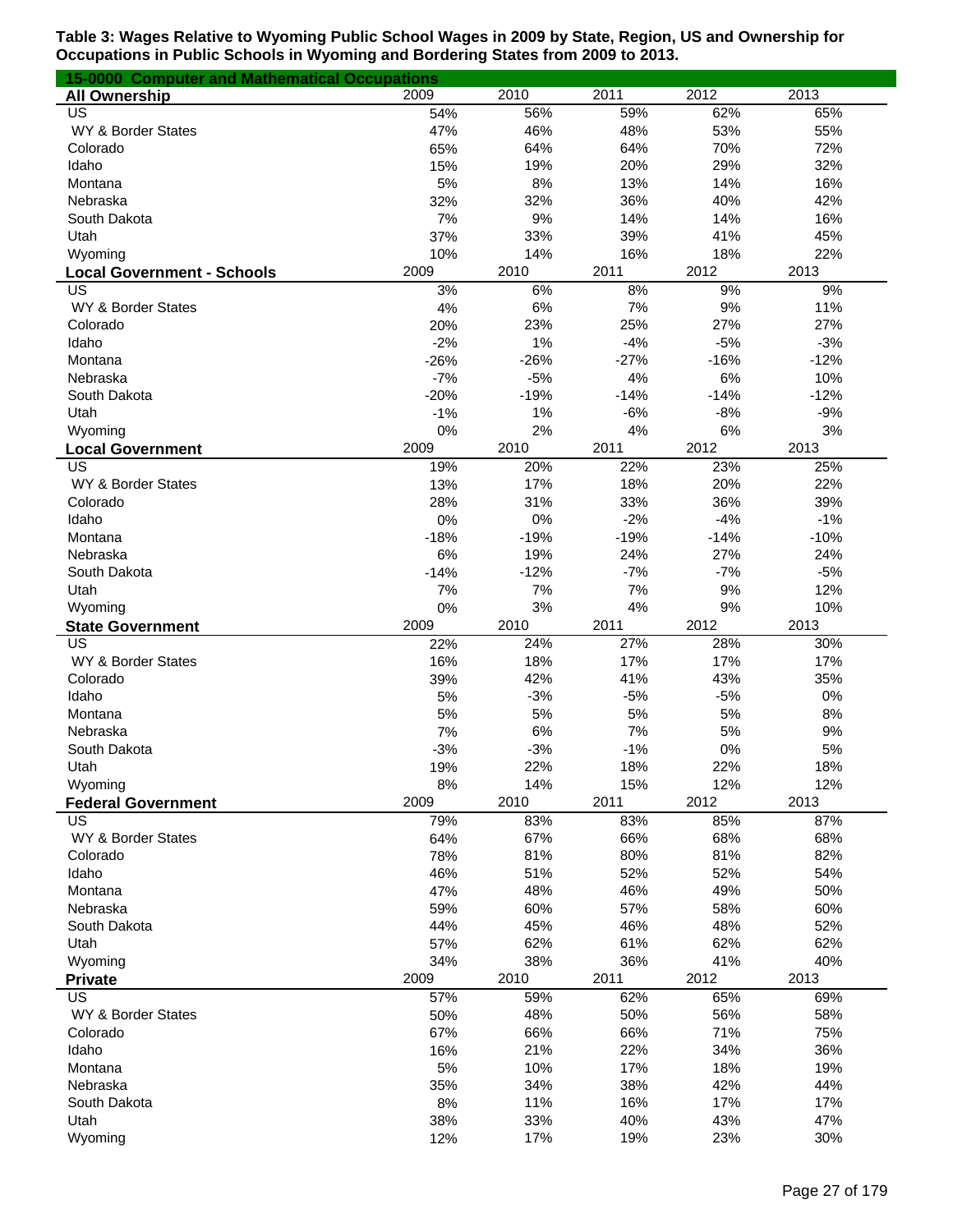**Table 3: Wages Relative to Wyoming Public School Wages in 2009 by State, Region, US and Ownership for Occupations in Public Schools in Wyoming and Bordering States from 2009 to 2013.**

**15-0000 Computer and Mathematical Occupations**

| **All Ownership** | 2009 | 2010 | 2011 | 2012 | 2013 |
|---|---|---|---|---|---|
| US | 54% | 56% | 59% | 62% | 65% |
| WY & Border States | 47% | 46% | 48% | 53% | 55% |
| Colorado | 65% | 64% | 64% | 70% | 72% |
| Idaho | 15% | 19% | 20% | 29% | 32% |
| Montana | 5% | 8% | 13% | 14% | 16% |
| Nebraska | 32% | 32% | 36% | 40% | 42% |
| South Dakota | 7% | 9% | 14% | 14% | 16% |
| Utah | 37% | 33% | 39% | 41% | 45% |
| Wyoming | 10% | 14% | 16% | 18% | 22% |
| **Local Government - Schools** | 2009 | 2010 | 2011 | 2012 | 2013 |
| US | 3% | 6% | 8% | 9% | 9% |
| WY & Border States | 4% | 6% | 7% | 9% | 11% |
| Colorado | 20% | 23% | 25% | 27% | 27% |
| Idaho | -2% | 1% | -4% | -5% | -3% |
| Montana | -26% | -26% | -27% | -16% | -12% |
| Nebraska | -7% | -5% | 4% | 6% | 10% |
| South Dakota | -20% | -19% | -14% | -14% | -12% |
| Utah | -1% | 1% | -6% | -8% | -9% |
| Wyoming | 0% | 2% | 4% | 6% | 3% |
| **Local Government** | 2009 | 2010 | 2011 | 2012 | 2013 |
| US | 19% | 20% | 22% | 23% | 25% |
| WY & Border States | 13% | 17% | 18% | 20% | 22% |
| Colorado | 28% | 31% | 33% | 36% | 39% |
| Idaho | 0% | 0% | -2% | -4% | -1% |
| Montana | -18% | -19% | -19% | -14% | -10% |
| Nebraska | 6% | 19% | 24% | 27% | 24% |
| South Dakota | -14% | -12% | -7% | -7% | -5% |
| Utah | 7% | 7% | 7% | 9% | 12% |
| Wyoming | 0% | 3% | 4% | 9% | 10% |
| **State Government** | 2009 | 2010 | 2011 | 2012 | 2013 |
| US | 22% | 24% | 27% | 28% | 30% |
| WY & Border States | 16% | 18% | 17% | 17% | 17% |
| Colorado | 39% | 42% | 41% | 43% | 35% |
| Idaho | 5% | -3% | -5% | -5% | 0% |
| Montana | 5% | 5% | 5% | 5% | 8% |
| Nebraska | 7% | 6% | 7% | 5% | 9% |
| South Dakota | -3% | -3% | -1% | 0% | 5% |
| Utah | 19% | 22% | 18% | 22% | 18% |
| Wyoming | 8% | 14% | 15% | 12% | 12% |
| **Federal Government** | 2009 | 2010 | 2011 | 2012 | 2013 |
| US | 79% | 83% | 83% | 85% | 87% |
| WY & Border States | 64% | 67% | 66% | 68% | 68% |
| Colorado | 78% | 81% | 80% | 81% | 82% |
| Idaho | 46% | 51% | 52% | 52% | 54% |
| Montana | 47% | 48% | 46% | 49% | 50% |
| Nebraska | 59% | 60% | 57% | 58% | 60% |
| South Dakota | 44% | 45% | 46% | 48% | 52% |
| Utah | 57% | 62% | 61% | 62% | 62% |
| Wyoming | 34% | 38% | 36% | 41% | 40% |
| **Private** | 2009 | 2010 | 2011 | 2012 | 2013 |
| US | 57% | 59% | 62% | 65% | 69% |
| WY & Border States | 50% | 48% | 50% | 56% | 58% |
| Colorado | 67% | 66% | 66% | 71% | 75% |
| Idaho | 16% | 21% | 22% | 34% | 36% |
| Montana | 5% | 10% | 17% | 18% | 19% |
| Nebraska | 35% | 34% | 38% | 42% | 44% |
| South Dakota | 8% | 11% | 16% | 17% | 17% |
| Utah | 38% | 33% | 40% | 43% | 47% |
| Wyoming | 12% | 17% | 19% | 23% | 30% |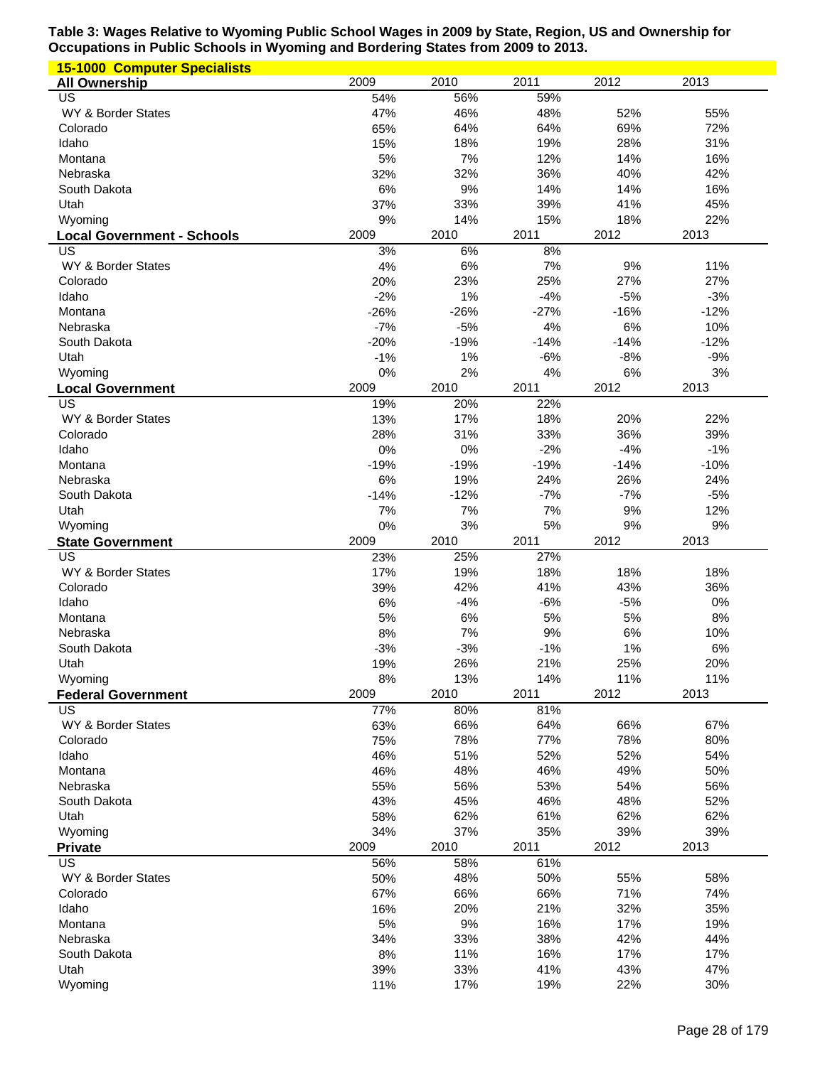**Table 3: Wages Relative to Wyoming Public School Wages in 2009 by State, Region, US and Ownership for Occupations in Public Schools in Wyoming and Bordering States from 2009 to 2013.**

**15-1000 Computer Specialists**

| All Ownership | 2009 | 2010 | 2011 | 2012 | 2013 |
|---|---|---|---|---|---|
| US | 54% | 56% | 59% | | |
| WY & Border States | 47% | 46% | 48% | 52% | 55% |
| Colorado | 65% | 64% | 64% | 69% | 72% |
| Idaho | 15% | 18% | 19% | 28% | 31% |
| Montana | 5% | 7% | 12% | 14% | 16% |
| Nebraska | 32% | 32% | 36% | 40% | 42% |
| South Dakota | 6% | 9% | 14% | 14% | 16% |
| Utah | 37% | 33% | 39% | 41% | 45% |
| Wyoming | 9% | 14% | 15% | 18% | 22% |

| Local Government - Schools | 2009 | 2010 | 2011 | 2012 | 2013 |
|---|---|---|---|---|---|
| US | 3% | 6% | 8% | | |
| WY & Border States | 4% | 6% | 7% | 9% | 11% |
| Colorado | 20% | 23% | 25% | 27% | 27% |
| Idaho | -2% | 1% | -4% | -5% | -3% |
| Montana | -26% | -26% | -27% | -16% | -12% |
| Nebraska | -7% | -5% | 4% | 6% | 10% |
| South Dakota | -20% | -19% | -14% | -14% | -12% |
| Utah | -1% | 1% | -6% | -8% | -9% |
| Wyoming | 0% | 2% | 4% | 6% | 3% |

| Local Government | 2009 | 2010 | 2011 | 2012 | 2013 |
|---|---|---|---|---|---|
| US | 19% | 20% | 22% | | |
| WY & Border States | 13% | 17% | 18% | 20% | 22% |
| Colorado | 28% | 31% | 33% | 36% | 39% |
| Idaho | 0% | 0% | -2% | -4% | -1% |
| Montana | -19% | -19% | -19% | -14% | -10% |
| Nebraska | 6% | 19% | 24% | 26% | 24% |
| South Dakota | -14% | -12% | -7% | -7% | -5% |
| Utah | 7% | 7% | 7% | 9% | 12% |
| Wyoming | 0% | 3% | 5% | 9% | 9% |

| State Government | 2009 | 2010 | 2011 | 2012 | 2013 |
|---|---|---|---|---|---|
| US | 23% | 25% | 27% | | |
| WY & Border States | 17% | 19% | 18% | 18% | 18% |
| Colorado | 39% | 42% | 41% | 43% | 36% |
| Idaho | 6% | -4% | -6% | -5% | 0% |
| Montana | 5% | 6% | 5% | 5% | 8% |
| Nebraska | 8% | 7% | 9% | 6% | 10% |
| South Dakota | -3% | -3% | -1% | 1% | 6% |
| Utah | 19% | 26% | 21% | 25% | 20% |
| Wyoming | 8% | 13% | 14% | 11% | 11% |

| Federal Government | 2009 | 2010 | 2011 | 2012 | 2013 |
|---|---|---|---|---|---|
| US | 77% | 80% | 81% | | |
| WY & Border States | 63% | 66% | 64% | 66% | 67% |
| Colorado | 75% | 78% | 77% | 78% | 80% |
| Idaho | 46% | 51% | 52% | 52% | 54% |
| Montana | 46% | 48% | 46% | 49% | 50% |
| Nebraska | 55% | 56% | 53% | 54% | 56% |
| South Dakota | 43% | 45% | 46% | 48% | 52% |
| Utah | 58% | 62% | 61% | 62% | 62% |
| Wyoming | 34% | 37% | 35% | 39% | 39% |

| Private | 2009 | 2010 | 2011 | 2012 | 2013 |
|---|---|---|---|---|---|
| US | 56% | 58% | 61% | | |
| WY & Border States | 50% | 48% | 50% | 55% | 58% |
| Colorado | 67% | 66% | 66% | 71% | 74% |
| Idaho | 16% | 20% | 21% | 32% | 35% |
| Montana | 5% | 9% | 16% | 17% | 19% |
| Nebraska | 34% | 33% | 38% | 42% | 44% |
| South Dakota | 8% | 11% | 16% | 17% | 17% |
| Utah | 39% | 33% | 41% | 43% | 47% |
| Wyoming | 11% | 17% | 19% | 22% | 30% |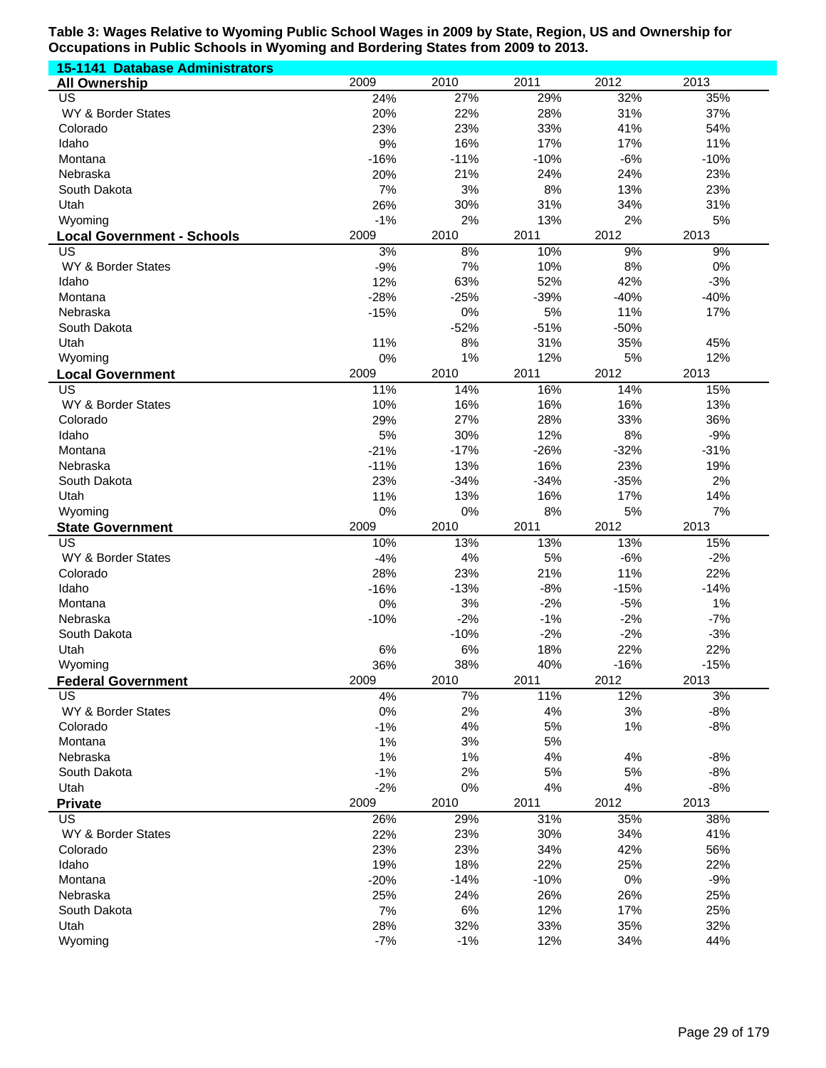**Table 3: Wages Relative to Wyoming Public School Wages in 2009 by State, Region, US and Ownership for Occupations in Public Schools in Wyoming and Bordering States from 2009 to 2013.**

**15-1141 Database Administrators**

| All Ownership | 2009 | 2010 | 2011 | 2012 | 2013 |
|---|---|---|---|---|---|
| US | 24% | 27% | 29% | 32% | 35% |
| WY & Border States | 20% | 22% | 28% | 31% | 37% |
| Colorado | 23% | 23% | 33% | 41% | 54% |
| Idaho | 9% | 16% | 17% | 17% | 11% |
| Montana | -16% | -11% | -10% | -6% | -10% |
| Nebraska | 20% | 21% | 24% | 24% | 23% |
| South Dakota | 7% | 3% | 8% | 13% | 23% |
| Utah | 26% | 30% | 31% | 34% | 31% |
| Wyoming | -1% | 2% | 13% | 2% | 5% |
| **Local Government - Schools** | **2009** | **2010** | **2011** | **2012** | **2013** |
| US | 3% | 8% | 10% | 9% | 9% |
| WY & Border States | -9% | 7% | 10% | 8% | 0% |
| Idaho | 12% | 63% | 52% | 42% | -3% |
| Montana | -28% | -25% | -39% | -40% | -40% |
| Nebraska | -15% | 0% | 5% | 11% | 17% |
| South Dakota | | -52% | -51% | -50% | |
| Utah | 11% | 8% | 31% | 35% | 45% |
| Wyoming | 0% | 1% | 12% | 5% | 12% |
| **Local Government** | **2009** | **2010** | **2011** | **2012** | **2013** |
| US | 11% | 14% | 16% | 14% | 15% |
| WY & Border States | 10% | 16% | 16% | 16% | 13% |
| Colorado | 29% | 27% | 28% | 33% | 36% |
| Idaho | 5% | 30% | 12% | 8% | -9% |
| Montana | -21% | -17% | -26% | -32% | -31% |
| Nebraska | -11% | 13% | 16% | 23% | 19% |
| South Dakota | 23% | -34% | -34% | -35% | 2% |
| Utah | 11% | 13% | 16% | 17% | 14% |
| Wyoming | 0% | 0% | 8% | 5% | 7% |
| **State Government** | **2009** | **2010** | **2011** | **2012** | **2013** |
| US | 10% | 13% | 13% | 13% | 15% |
| WY & Border States | -4% | 4% | 5% | -6% | -2% |
| Colorado | 28% | 23% | 21% | 11% | 22% |
| Idaho | -16% | -13% | -8% | -15% | -14% |
| Montana | 0% | 3% | -2% | -5% | 1% |
| Nebraska | -10% | -2% | -1% | -2% | -7% |
| South Dakota | | -10% | -2% | -2% | -3% |
| Utah | 6% | 6% | 18% | 22% | 22% |
| Wyoming | 36% | 38% | 40% | -16% | -15% |
| **Federal Government** | **2009** | **2010** | **2011** | **2012** | **2013** |
| US | 4% | 7% | 11% | 12% | 3% |
| WY & Border States | 0% | 2% | 4% | 3% | -8% |
| Colorado | -1% | 4% | 5% | 1% | -8% |
| Montana | 1% | 3% | 5% | | |
| Nebraska | 1% | 1% | 4% | 4% | -8% |
| South Dakota | -1% | 2% | 5% | 5% | -8% |
| Utah | -2% | 0% | 4% | 4% | -8% |
| **Private** | **2009** | **2010** | **2011** | **2012** | **2013** |
| US | 26% | 29% | 31% | 35% | 38% |
| WY & Border States | 22% | 23% | 30% | 34% | 41% |
| Colorado | 23% | 23% | 34% | 42% | 56% |
| Idaho | 19% | 18% | 22% | 25% | 22% |
| Montana | -20% | -14% | -10% | 0% | -9% |
| Nebraska | 25% | 24% | 26% | 26% | 25% |
| South Dakota | 7% | 6% | 12% | 17% | 25% |
| Utah | 28% | 32% | 33% | 35% | 32% |
| Wyoming | -7% | -1% | 12% | 34% | 44% |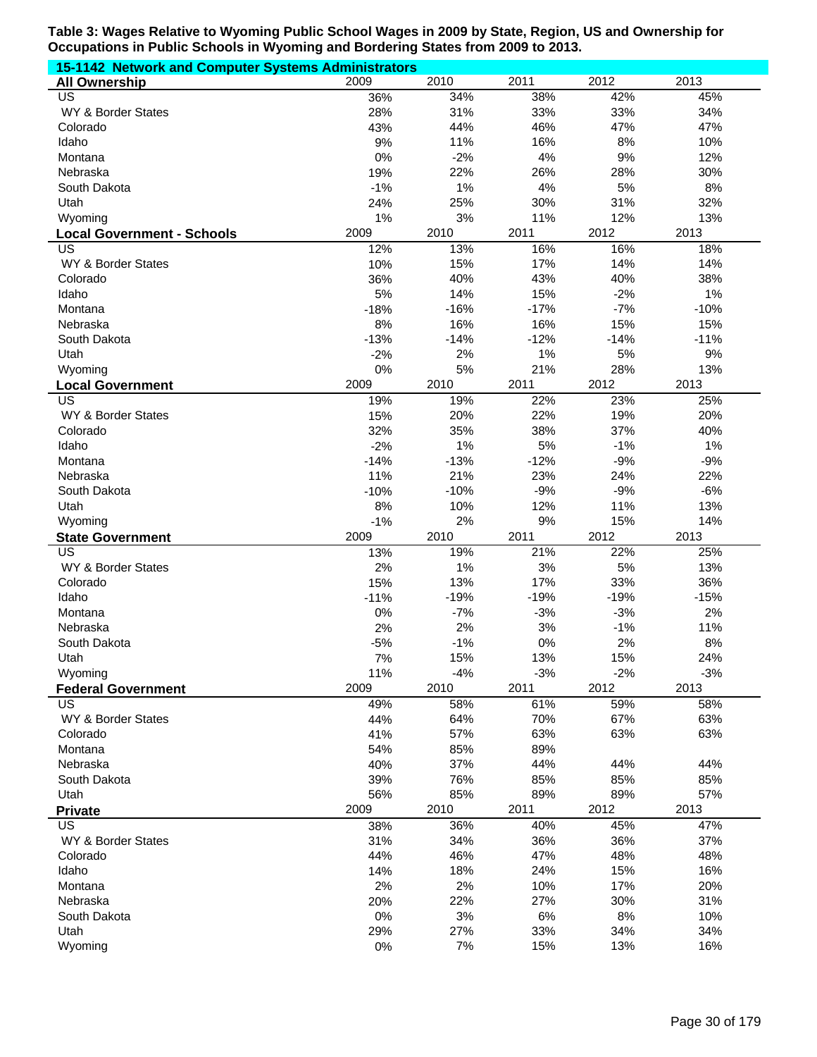**Table 3: Wages Relative to Wyoming Public School Wages in 2009 by State, Region, US and Ownership for Occupations in Public Schools in Wyoming and Bordering States from 2009 to 2013.**

**15-1142 Network and Computer Systems Administrators**

| All Ownership | 2009 | 2010 | 2011 | 2012 | 2013 |
|---|---|---|---|---|---|
| US | 36% | 34% | 38% | 42% | 45% |
| WY & Border States | 28% | 31% | 33% | 33% | 34% |
| Colorado | 43% | 44% | 46% | 47% | 47% |
| Idaho | 9% | 11% | 16% | 8% | 10% |
| Montana | 0% | -2% | 4% | 9% | 12% |
| Nebraska | 19% | 22% | 26% | 28% | 30% |
| South Dakota | -1% | 1% | 4% | 5% | 8% |
| Utah | 24% | 25% | 30% | 31% | 32% |
| Wyoming | 1% | 3% | 11% | 12% | 13% |
| **Local Government - Schools** | **2009** | **2010** | **2011** | **2012** | **2013** |
| US | 12% | 13% | 16% | 16% | 18% |
| WY & Border States | 10% | 15% | 17% | 14% | 14% |
| Colorado | 36% | 40% | 43% | 40% | 38% |
| Idaho | 5% | 14% | 15% | -2% | 1% |
| Montana | -18% | -16% | -17% | -7% | -10% |
| Nebraska | 8% | 16% | 16% | 15% | 15% |
| South Dakota | -13% | -14% | -12% | -14% | -11% |
| Utah | -2% | 2% | 1% | 5% | 9% |
| Wyoming | 0% | 5% | 21% | 28% | 13% |
| **Local Government** | **2009** | **2010** | **2011** | **2012** | **2013** |
| US | 19% | 19% | 22% | 23% | 25% |
| WY & Border States | 15% | 20% | 22% | 19% | 20% |
| Colorado | 32% | 35% | 38% | 37% | 40% |
| Idaho | -2% | 1% | 5% | -1% | 1% |
| Montana | -14% | -13% | -12% | -9% | -9% |
| Nebraska | 11% | 21% | 23% | 24% | 22% |
| South Dakota | -10% | -10% | -9% | -9% | -6% |
| Utah | 8% | 10% | 12% | 11% | 13% |
| Wyoming | -1% | 2% | 9% | 15% | 14% |
| **State Government** | **2009** | **2010** | **2011** | **2012** | **2013** |
| US | 13% | 19% | 21% | 22% | 25% |
| WY & Border States | 2% | 1% | 3% | 5% | 13% |
| Colorado | 15% | 13% | 17% | 33% | 36% |
| Idaho | -11% | -19% | -19% | -19% | -15% |
| Montana | 0% | -7% | -3% | -3% | 2% |
| Nebraska | 2% | 2% | 3% | -1% | 11% |
| South Dakota | -5% | -1% | 0% | 2% | 8% |
| Utah | 7% | 15% | 13% | 15% | 24% |
| Wyoming | 11% | -4% | -3% | -2% | -3% |
| **Federal Government** | **2009** | **2010** | **2011** | **2012** | **2013** |
| US | 49% | 58% | 61% | 59% | 58% |
| WY & Border States | 44% | 64% | 70% | 67% | 63% |
| Colorado | 41% | 57% | 63% | 63% | 63% |
| Montana | 54% | 85% | 89% | | |
| Nebraska | 40% | 37% | 44% | 44% | 44% |
| South Dakota | 39% | 76% | 85% | 85% | 85% |
| Utah | 56% | 85% | 89% | 89% | 57% |
| **Private** | **2009** | **2010** | **2011** | **2012** | **2013** |
| US | 38% | 36% | 40% | 45% | 47% |
| WY & Border States | 31% | 34% | 36% | 36% | 37% |
| Colorado | 44% | 46% | 47% | 48% | 48% |
| Idaho | 14% | 18% | 24% | 15% | 16% |
| Montana | 2% | 2% | 10% | 17% | 20% |
| Nebraska | 20% | 22% | 27% | 30% | 31% |
| South Dakota | 0% | 3% | 6% | 8% | 10% |
| Utah | 29% | 27% | 33% | 34% | 34% |
| Wyoming | 0% | 7% | 15% | 13% | 16% |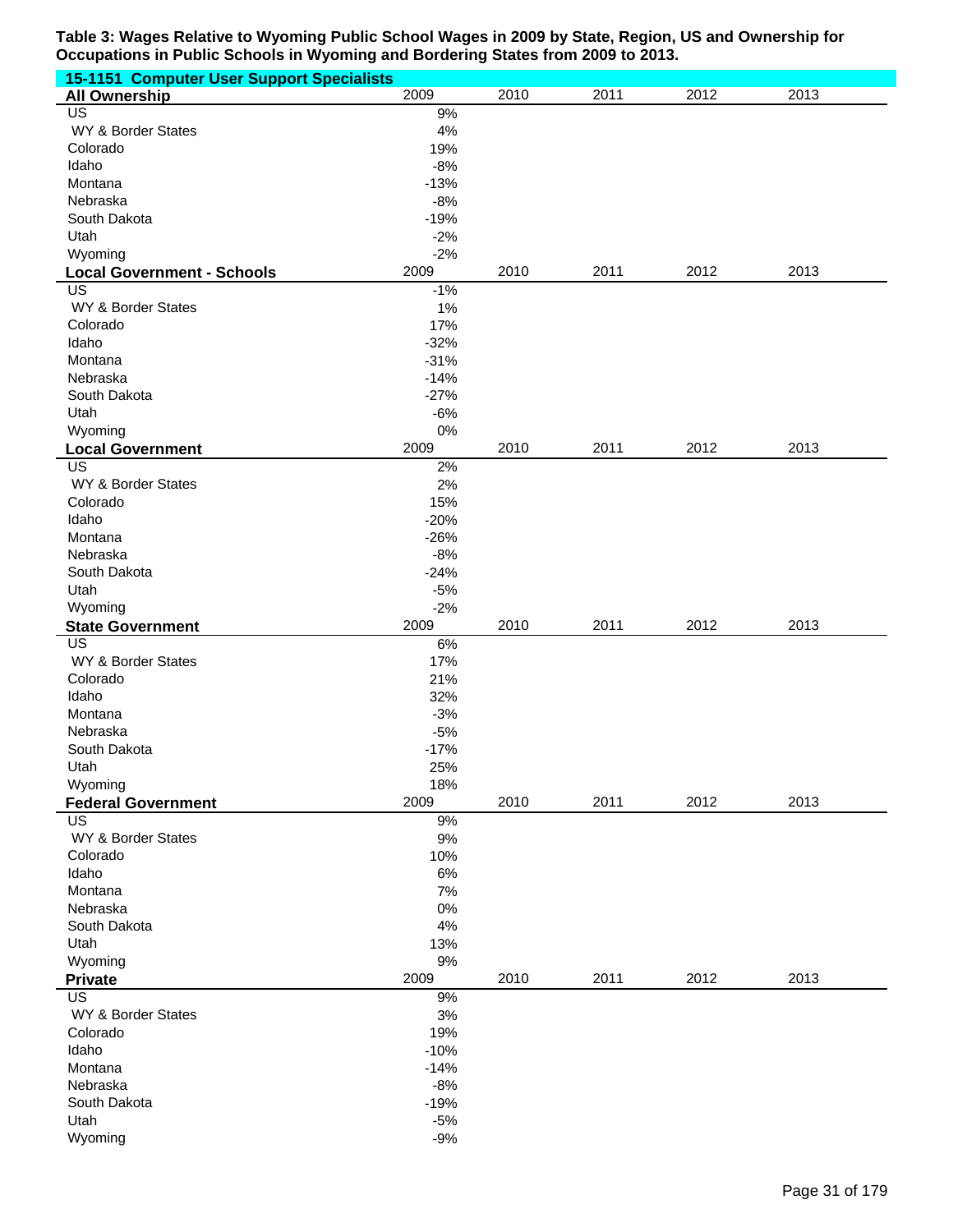**Table 3: Wages Relative to Wyoming Public School Wages in 2009 by State, Region, US and Ownership for Occupations in Public Schools in Wyoming and Bordering States from 2009 to 2013.**

**15-1151 Computer User Support Specialists**

| All Ownership | 2009 | 2010 | 2011 | 2012 | 2013 |
|---|---|---|---|---|---|
| US | 9% | | | | |
| WY & Border States | 4% | | | | |
| Colorado | 19% | | | | |
| Idaho | -8% | | | | |
| Montana | -13% | | | | |
| Nebraska | -8% | | | | |
| South Dakota | -19% | | | | |
| Utah | -2% | | | | |
| Wyoming | -2% | | | | |

| Local Government - Schools | 2009 | 2010 | 2011 | 2012 | 2013 |
|---|---|---|---|---|---|
| US | -1% | | | | |
| WY & Border States | 1% | | | | |
| Colorado | 17% | | | | |
| Idaho | -32% | | | | |
| Montana | -31% | | | | |
| Nebraska | -14% | | | | |
| South Dakota | -27% | | | | |
| Utah | -6% | | | | |
| Wyoming | 0% | | | | |

| Local Government | 2009 | 2010 | 2011 | 2012 | 2013 |
|---|---|---|---|---|---|
| US | 2% | | | | |
| WY & Border States | 2% | | | | |
| Colorado | 15% | | | | |
| Idaho | -20% | | | | |
| Montana | -26% | | | | |
| Nebraska | -8% | | | | |
| South Dakota | -24% | | | | |
| Utah | -5% | | | | |
| Wyoming | -2% | | | | |

| State Government | 2009 | 2010 | 2011 | 2012 | 2013 |
|---|---|---|---|---|---|
| US | 6% | | | | |
| WY & Border States | 17% | | | | |
| Colorado | 21% | | | | |
| Idaho | 32% | | | | |
| Montana | -3% | | | | |
| Nebraska | -5% | | | | |
| South Dakota | -17% | | | | |
| Utah | 25% | | | | |
| Wyoming | 18% | | | | |

| Federal Government | 2009 | 2010 | 2011 | 2012 | 2013 |
|---|---|---|---|---|---|
| US | 9% | | | | |
| WY & Border States | 9% | | | | |
| Colorado | 10% | | | | |
| Idaho | 6% | | | | |
| Montana | 7% | | | | |
| Nebraska | 0% | | | | |
| South Dakota | 4% | | | | |
| Utah | 13% | | | | |
| Wyoming | 9% | | | | |

| Private | 2009 | 2010 | 2011 | 2012 | 2013 |
|---|---|---|---|---|---|
| US | 9% | | | | |
| WY & Border States | 3% | | | | |
| Colorado | 19% | | | | |
| Idaho | -10% | | | | |
| Montana | -14% | | | | |
| Nebraska | -8% | | | | |
| South Dakota | -19% | | | | |
| Utah | -5% | | | | |
| Wyoming | -9% | | | | |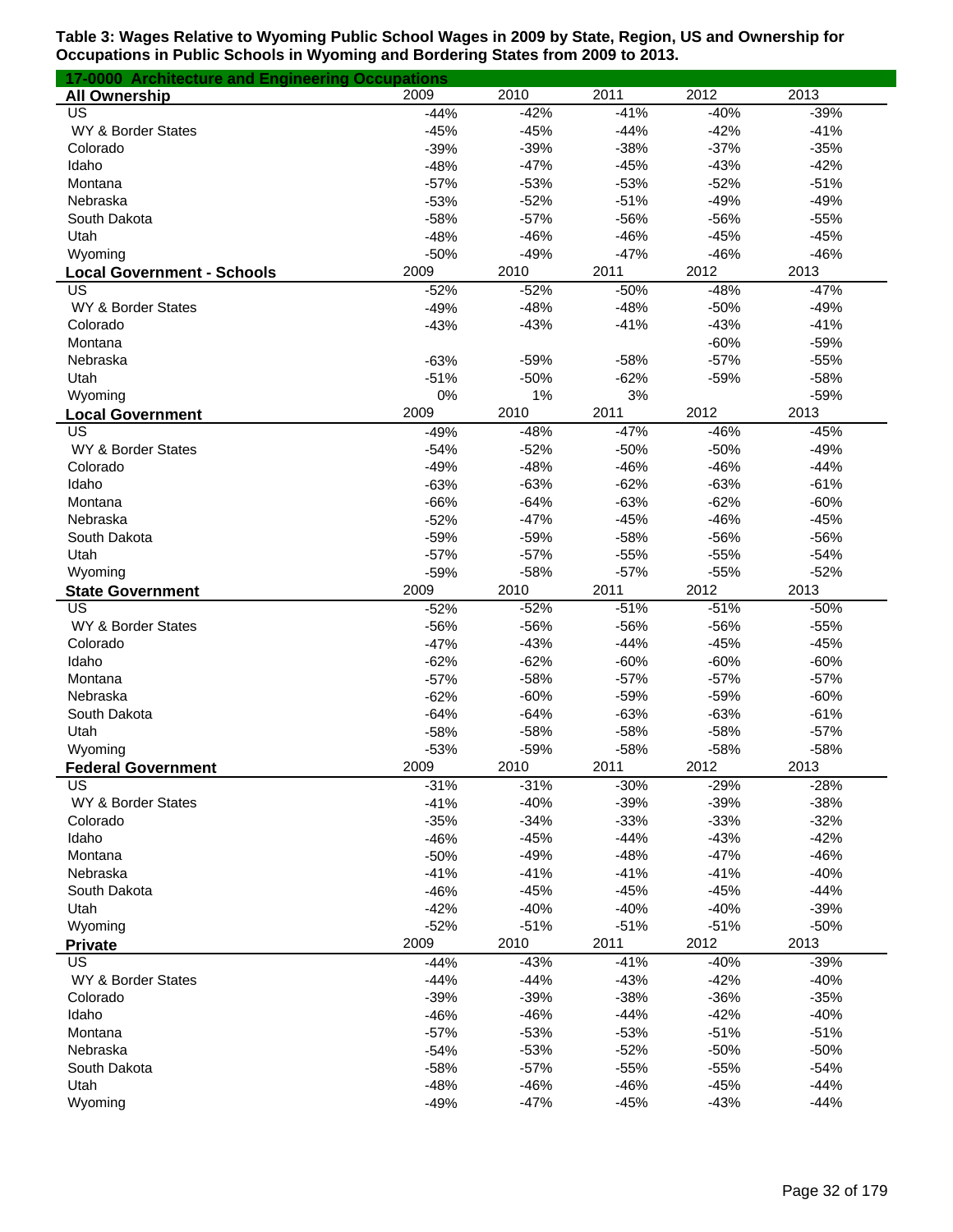**Table 3: Wages Relative to Wyoming Public School Wages in 2009 by State, Region, US and Ownership for Occupations in Public Schools in Wyoming and Bordering States from 2009 to 2013.**

**17-0000 Architecture and Engineering Occupations**

| **All Ownership** | 2009 | 2010 | 2011 | 2012 | 2013 |
|---|---|---|---|---|---|
| US | -44% | -42% | -41% | -40% | -39% |
| WY & Border States | -45% | -45% | -44% | -42% | -41% |
| Colorado | -39% | -39% | -38% | -37% | -35% |
| Idaho | -48% | -47% | -45% | -43% | -42% |
| Montana | -57% | -53% | -53% | -52% | -51% |
| Nebraska | -53% | -52% | -51% | -49% | -49% |
| South Dakota | -58% | -57% | -56% | -56% | -55% |
| Utah | -48% | -46% | -46% | -45% | -45% |
| Wyoming | -50% | -49% | -47% | -46% | -46% |
| **Local Government - Schools** | 2009 | 2010 | 2011 | 2012 | 2013 |
| US | -52% | -52% | -50% | -48% | -47% |
| WY & Border States | -49% | -48% | -48% | -50% | -49% |
| Colorado | -43% | -43% | -41% | -43% | -41% |
| Montana | | | | -60% | -59% |
| Nebraska | -63% | -59% | -58% | -57% | -55% |
| Utah | -51% | -50% | -62% | -59% | -58% |
| Wyoming | 0% | 1% | 3% | | -59% |
| **Local Government** | 2009 | 2010 | 2011 | 2012 | 2013 |
| US | -49% | -48% | -47% | -46% | -45% |
| WY & Border States | -54% | -52% | -50% | -50% | -49% |
| Colorado | -49% | -48% | -46% | -46% | -44% |
| Idaho | -63% | -63% | -62% | -63% | -61% |
| Montana | -66% | -64% | -63% | -62% | -60% |
| Nebraska | -52% | -47% | -45% | -46% | -45% |
| South Dakota | -59% | -59% | -58% | -56% | -56% |
| Utah | -57% | -57% | -55% | -55% | -54% |
| Wyoming | -59% | -58% | -57% | -55% | -52% |
| **State Government** | 2009 | 2010 | 2011 | 2012 | 2013 |
| US | -52% | -52% | -51% | -51% | -50% |
| WY & Border States | -56% | -56% | -56% | -56% | -55% |
| Colorado | -47% | -43% | -44% | -45% | -45% |
| Idaho | -62% | -62% | -60% | -60% | -60% |
| Montana | -57% | -58% | -57% | -57% | -57% |
| Nebraska | -62% | -60% | -59% | -59% | -60% |
| South Dakota | -64% | -64% | -63% | -63% | -61% |
| Utah | -58% | -58% | -58% | -58% | -57% |
| Wyoming | -53% | -59% | -58% | -58% | -58% |
| **Federal Government** | 2009 | 2010 | 2011 | 2012 | 2013 |
| US | -31% | -31% | -30% | -29% | -28% |
| WY & Border States | -41% | -40% | -39% | -39% | -38% |
| Colorado | -35% | -34% | -33% | -33% | -32% |
| Idaho | -46% | -45% | -44% | -43% | -42% |
| Montana | -50% | -49% | -48% | -47% | -46% |
| Nebraska | -41% | -41% | -41% | -41% | -40% |
| South Dakota | -46% | -45% | -45% | -45% | -44% |
| Utah | -42% | -40% | -40% | -40% | -39% |
| Wyoming | -52% | -51% | -51% | -51% | -50% |
| **Private** | 2009 | 2010 | 2011 | 2012 | 2013 |
| US | -44% | -43% | -41% | -40% | -39% |
| WY & Border States | -44% | -44% | -43% | -42% | -40% |
| Colorado | -39% | -39% | -38% | -36% | -35% |
| Idaho | -46% | -46% | -44% | -42% | -40% |
| Montana | -57% | -53% | -53% | -51% | -51% |
| Nebraska | -54% | -53% | -52% | -50% | -50% |
| South Dakota | -58% | -57% | -55% | -55% | -54% |
| Utah | -48% | -46% | -46% | -45% | -44% |
| Wyoming | -49% | -47% | -45% | -43% | -44% |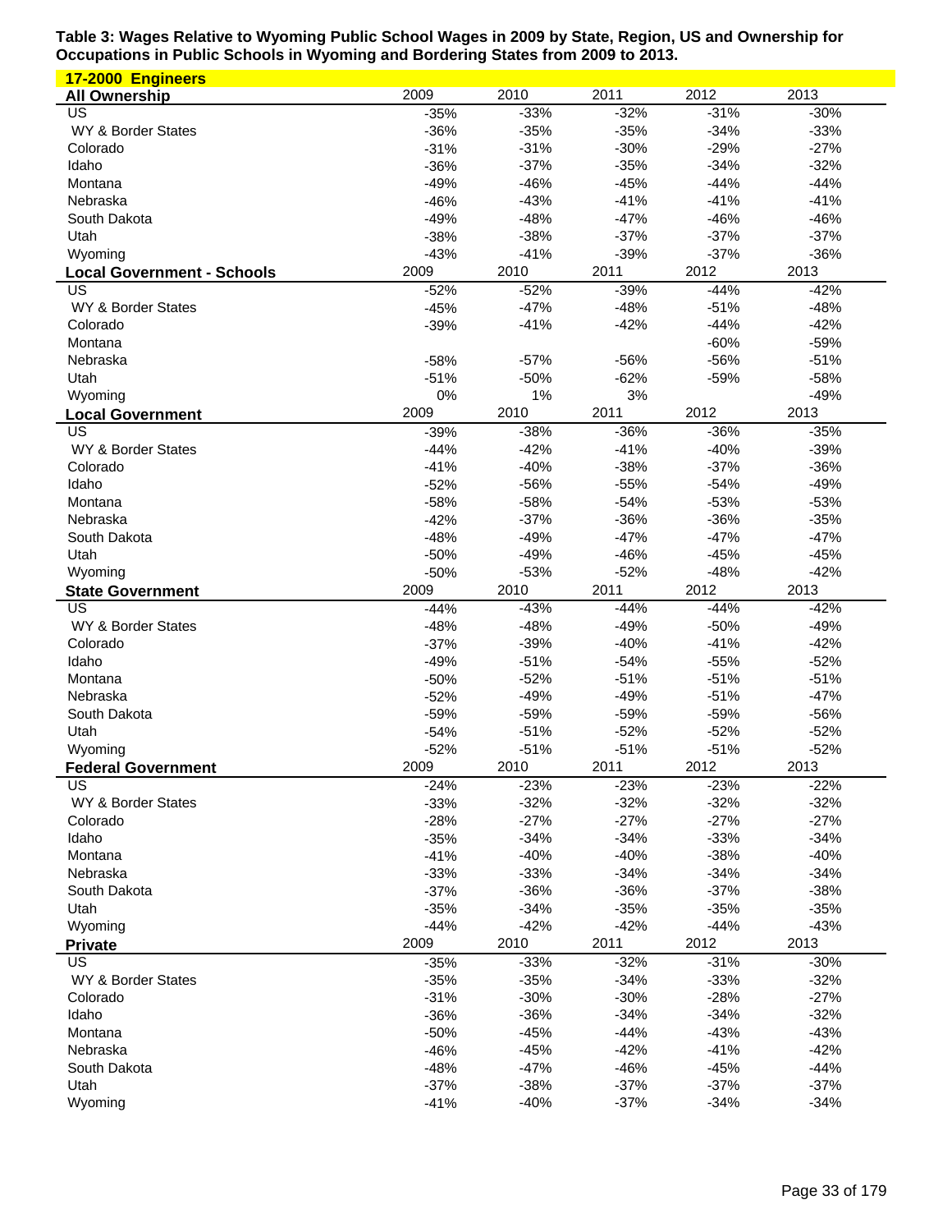**Table 3: Wages Relative to Wyoming Public School Wages in 2009 by State, Region, US and Ownership for Occupations in Public Schools in Wyoming and Bordering States from 2009 to 2013.**

**17-2000 Engineers**

| All Ownership | 2009 | 2010 | 2011 | 2012 | 2013 |
|---|---|---|---|---|---|
| US | -35% | -33% | -32% | -31% | -30% |
| WY & Border States | -36% | -35% | -35% | -34% | -33% |
| Colorado | -31% | -31% | -30% | -29% | -27% |
| Idaho | -36% | -37% | -35% | -34% | -32% |
| Montana | -49% | -46% | -45% | -44% | -44% |
| Nebraska | -46% | -43% | -41% | -41% | -41% |
| South Dakota | -49% | -48% | -47% | -46% | -46% |
| Utah | -38% | -38% | -37% | -37% | -37% |
| Wyoming | -43% | -41% | -39% | -37% | -36% |
| **Local Government - Schools** | **2009** | **2010** | **2011** | **2012** | **2013** |
| US | -52% | -52% | -39% | -44% | -42% |
| WY & Border States | -45% | -47% | -48% | -51% | -48% |
| Colorado | -39% | -41% | -42% | -44% | -42% |
| Montana | | | | -60% | -59% |
| Nebraska | -58% | -57% | -56% | -56% | -51% |
| Utah | -51% | -50% | -62% | -59% | -58% |
| Wyoming | 0% | 1% | 3% | | -49% |
| **Local Government** | **2009** | **2010** | **2011** | **2012** | **2013** |
| US | -39% | -38% | -36% | -36% | -35% |
| WY & Border States | -44% | -42% | -41% | -40% | -39% |
| Colorado | -41% | -40% | -38% | -37% | -36% |
| Idaho | -52% | -56% | -55% | -54% | -49% |
| Montana | -58% | -58% | -54% | -53% | -53% |
| Nebraska | -42% | -37% | -36% | -36% | -35% |
| South Dakota | -48% | -49% | -47% | -47% | -47% |
| Utah | -50% | -49% | -46% | -45% | -45% |
| Wyoming | -50% | -53% | -52% | -48% | -42% |
| **State Government** | **2009** | **2010** | **2011** | **2012** | **2013** |
| US | -44% | -43% | -44% | -44% | -42% |
| WY & Border States | -48% | -48% | -49% | -50% | -49% |
| Colorado | -37% | -39% | -40% | -41% | -42% |
| Idaho | -49% | -51% | -54% | -55% | -52% |
| Montana | -50% | -52% | -51% | -51% | -51% |
| Nebraska | -52% | -49% | -49% | -51% | -47% |
| South Dakota | -59% | -59% | -59% | -59% | -56% |
| Utah | -54% | -51% | -52% | -52% | -52% |
| Wyoming | -52% | -51% | -51% | -51% | -52% |
| **Federal Government** | **2009** | **2010** | **2011** | **2012** | **2013** |
| US | -24% | -23% | -23% | -23% | -22% |
| WY & Border States | -33% | -32% | -32% | -32% | -32% |
| Colorado | -28% | -27% | -27% | -27% | -27% |
| Idaho | -35% | -34% | -34% | -33% | -34% |
| Montana | -41% | -40% | -40% | -38% | -40% |
| Nebraska | -33% | -33% | -34% | -34% | -34% |
| South Dakota | -37% | -36% | -36% | -37% | -38% |
| Utah | -35% | -34% | -35% | -35% | -35% |
| Wyoming | -44% | -42% | -42% | -44% | -43% |
| **Private** | **2009** | **2010** | **2011** | **2012** | **2013** |
| US | -35% | -33% | -32% | -31% | -30% |
| WY & Border States | -35% | -35% | -34% | -33% | -32% |
| Colorado | -31% | -30% | -30% | -28% | -27% |
| Idaho | -36% | -36% | -34% | -34% | -32% |
| Montana | -50% | -45% | -44% | -43% | -43% |
| Nebraska | -46% | -45% | -42% | -41% | -42% |
| South Dakota | -48% | -47% | -46% | -45% | -44% |
| Utah | -37% | -38% | -37% | -37% | -37% |
| Wyoming | -41% | -40% | -37% | -34% | -34% |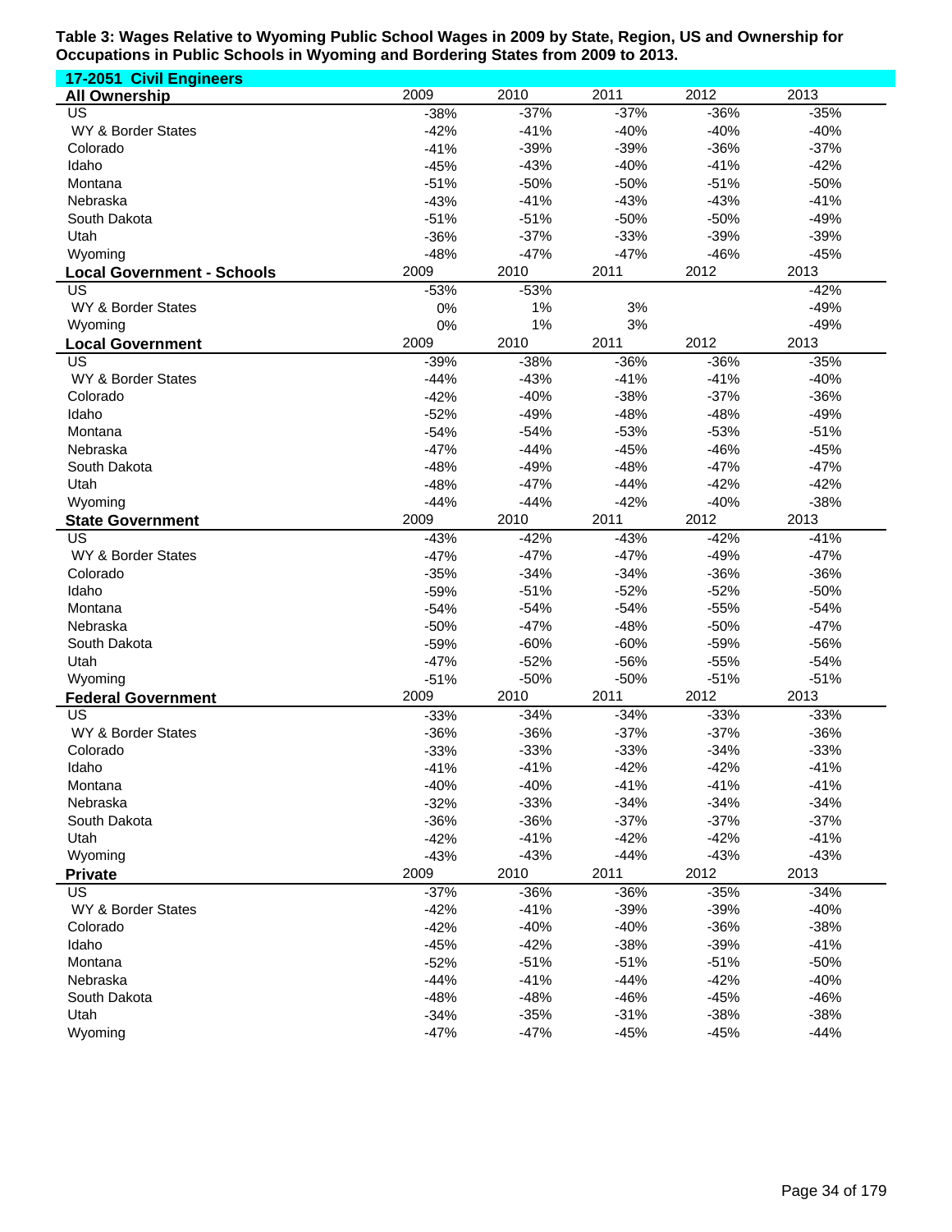**Table 3: Wages Relative to Wyoming Public School Wages in 2009 by State, Region, US and Ownership for Occupations in Public Schools in Wyoming and Bordering States from 2009 to 2013.**

**17-2051 Civil Engineers**

| All Ownership | 2009 | 2010 | 2011 | 2012 | 2013 |
|---|---|---|---|---|---|
| US | -38% | -37% | -37% | -36% | -35% |
| WY & Border States | -42% | -41% | -40% | -40% | -40% |
| Colorado | -41% | -39% | -39% | -36% | -37% |
| Idaho | -45% | -43% | -40% | -41% | -42% |
| Montana | -51% | -50% | -50% | -51% | -50% |
| Nebraska | -43% | -41% | -43% | -43% | -41% |
| South Dakota | -51% | -51% | -50% | -50% | -49% |
| Utah | -36% | -37% | -33% | -39% | -39% |
| Wyoming | -48% | -47% | -47% | -46% | -45% |
| **Local Government - Schools** | **2009** | **2010** | **2011** | **2012** | **2013** |
| US | -53% | -53% | | | -42% |
| WY & Border States | 0% | 1% | 3% | | -49% |
| Wyoming | 0% | 1% | 3% | | -49% |
| **Local Government** | **2009** | **2010** | **2011** | **2012** | **2013** |
| US | -39% | -38% | -36% | -36% | -35% |
| WY & Border States | -44% | -43% | -41% | -41% | -40% |
| Colorado | -42% | -40% | -38% | -37% | -36% |
| Idaho | -52% | -49% | -48% | -48% | -49% |
| Montana | -54% | -54% | -53% | -53% | -51% |
| Nebraska | -47% | -44% | -45% | -46% | -45% |
| South Dakota | -48% | -49% | -48% | -47% | -47% |
| Utah | -48% | -47% | -44% | -42% | -42% |
| Wyoming | -44% | -44% | -42% | -40% | -38% |
| **State Government** | **2009** | **2010** | **2011** | **2012** | **2013** |
| US | -43% | -42% | -43% | -42% | -41% |
| WY & Border States | -47% | -47% | -47% | -49% | -47% |
| Colorado | -35% | -34% | -34% | -36% | -36% |
| Idaho | -59% | -51% | -52% | -52% | -50% |
| Montana | -54% | -54% | -54% | -55% | -54% |
| Nebraska | -50% | -47% | -48% | -50% | -47% |
| South Dakota | -59% | -60% | -60% | -59% | -56% |
| Utah | -47% | -52% | -56% | -55% | -54% |
| Wyoming | -51% | -50% | -50% | -51% | -51% |
| **Federal Government** | **2009** | **2010** | **2011** | **2012** | **2013** |
| US | -33% | -34% | -34% | -33% | -33% |
| WY & Border States | -36% | -36% | -37% | -37% | -36% |
| Colorado | -33% | -33% | -33% | -34% | -33% |
| Idaho | -41% | -41% | -42% | -42% | -41% |
| Montana | -40% | -40% | -41% | -41% | -41% |
| Nebraska | -32% | -33% | -34% | -34% | -34% |
| South Dakota | -36% | -36% | -37% | -37% | -37% |
| Utah | -42% | -41% | -42% | -42% | -41% |
| Wyoming | -43% | -43% | -44% | -43% | -43% |
| **Private** | **2009** | **2010** | **2011** | **2012** | **2013** |
| US | -37% | -36% | -36% | -35% | -34% |
| WY & Border States | -42% | -41% | -39% | -39% | -40% |
| Colorado | -42% | -40% | -40% | -36% | -38% |
| Idaho | -45% | -42% | -38% | -39% | -41% |
| Montana | -52% | -51% | -51% | -51% | -50% |
| Nebraska | -44% | -41% | -44% | -42% | -40% |
| South Dakota | -48% | -48% | -46% | -45% | -46% |
| Utah | -34% | -35% | -31% | -38% | -38% |
| Wyoming | -47% | -47% | -45% | -45% | -44% |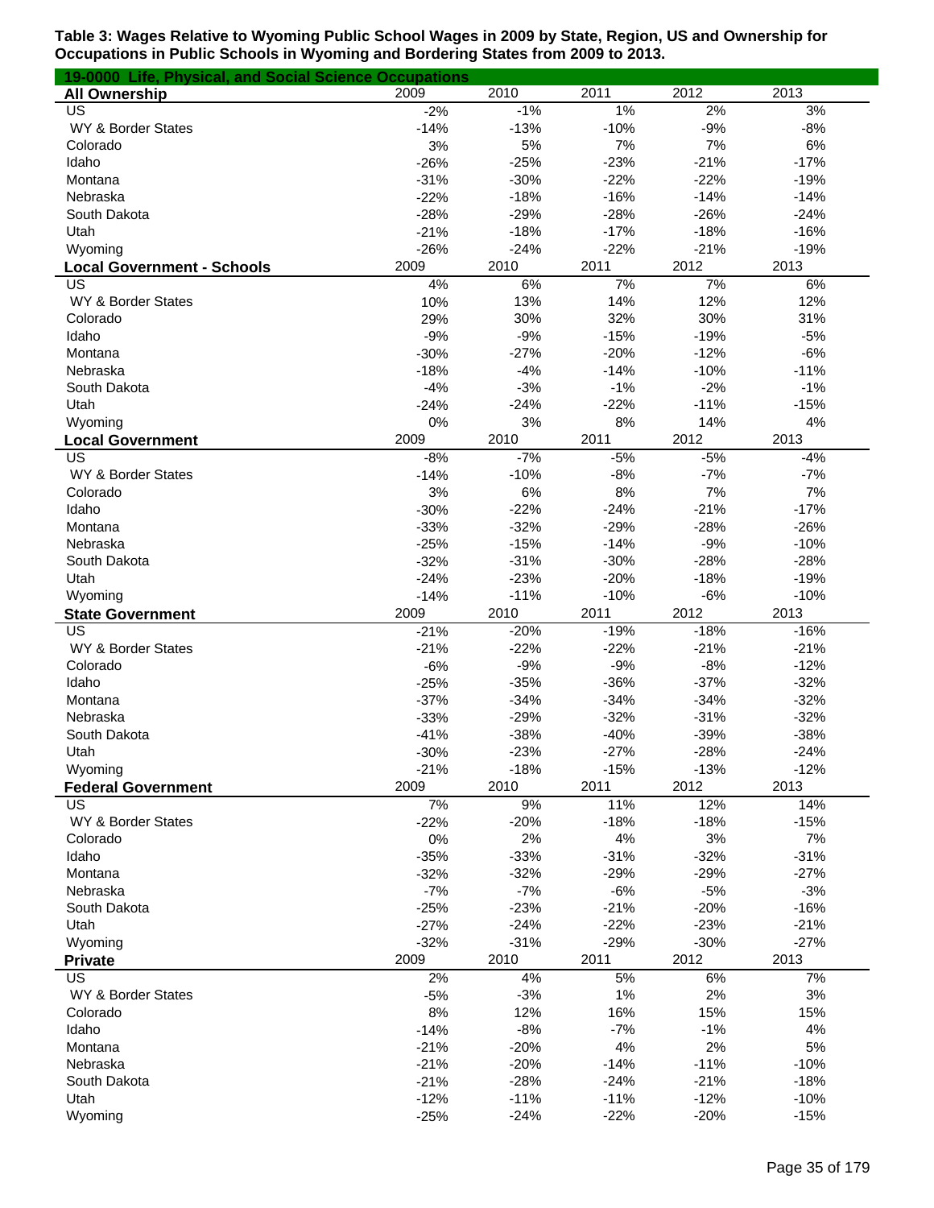**Table 3: Wages Relative to Wyoming Public School Wages in 2009 by State, Region, US and Ownership for Occupations in Public Schools in Wyoming and Bordering States from 2009 to 2013.**

**19-0000 Life, Physical, and Social Science Occupations**

| **All Ownership** | 2009 | 2010 | 2011 | 2012 | 2013 |
|---|---|---|---|---|---|
| US | -2% | -1% | 1% | 2% | 3% |
| WY & Border States | -14% | -13% | -10% | -9% | -8% |
| Colorado | 3% | 5% | 7% | 7% | 6% |
| Idaho | -26% | -25% | -23% | -21% | -17% |
| Montana | -31% | -30% | -22% | -22% | -19% |
| Nebraska | -22% | -18% | -16% | -14% | -14% |
| South Dakota | -28% | -29% | -28% | -26% | -24% |
| Utah | -21% | -18% | -17% | -18% | -16% |
| Wyoming | -26% | -24% | -22% | -21% | -19% |
| **Local Government - Schools** | 2009 | 2010 | 2011 | 2012 | 2013 |
| US | 4% | 6% | 7% | 7% | 6% |
| WY & Border States | 10% | 13% | 14% | 12% | 12% |
| Colorado | 29% | 30% | 32% | 30% | 31% |
| Idaho | -9% | -9% | -15% | -19% | -5% |
| Montana | -30% | -27% | -20% | -12% | -6% |
| Nebraska | -18% | -4% | -14% | -10% | -11% |
| South Dakota | -4% | -3% | -1% | -2% | -1% |
| Utah | -24% | -24% | -22% | -11% | -15% |
| Wyoming | 0% | 3% | 8% | 14% | 4% |
| **Local Government** | 2009 | 2010 | 2011 | 2012 | 2013 |
| US | -8% | -7% | -5% | -5% | -4% |
| WY & Border States | -14% | -10% | -8% | -7% | -7% |
| Colorado | 3% | 6% | 8% | 7% | 7% |
| Idaho | -30% | -22% | -24% | -21% | -17% |
| Montana | -33% | -32% | -29% | -28% | -26% |
| Nebraska | -25% | -15% | -14% | -9% | -10% |
| South Dakota | -32% | -31% | -30% | -28% | -28% |
| Utah | -24% | -23% | -20% | -18% | -19% |
| Wyoming | -14% | -11% | -10% | -6% | -10% |
| **State Government** | 2009 | 2010 | 2011 | 2012 | 2013 |
| US | -21% | -20% | -19% | -18% | -16% |
| WY & Border States | -21% | -22% | -22% | -21% | -21% |
| Colorado | -6% | -9% | -9% | -8% | -12% |
| Idaho | -25% | -35% | -36% | -37% | -32% |
| Montana | -37% | -34% | -34% | -34% | -32% |
| Nebraska | -33% | -29% | -32% | -31% | -32% |
| South Dakota | -41% | -38% | -40% | -39% | -38% |
| Utah | -30% | -23% | -27% | -28% | -24% |
| Wyoming | -21% | -18% | -15% | -13% | -12% |
| **Federal Government** | 2009 | 2010 | 2011 | 2012 | 2013 |
| US | 7% | 9% | 11% | 12% | 14% |
| WY & Border States | -22% | -20% | -18% | -18% | -15% |
| Colorado | 0% | 2% | 4% | 3% | 7% |
| Idaho | -35% | -33% | -31% | -32% | -31% |
| Montana | -32% | -32% | -29% | -29% | -27% |
| Nebraska | -7% | -7% | -6% | -5% | -3% |
| South Dakota | -25% | -23% | -21% | -20% | -16% |
| Utah | -27% | -24% | -22% | -23% | -21% |
| Wyoming | -32% | -31% | -29% | -30% | -27% |
| **Private** | 2009 | 2010 | 2011 | 2012 | 2013 |
| US | 2% | 4% | 5% | 6% | 7% |
| WY & Border States | -5% | -3% | 1% | 2% | 3% |
| Colorado | 8% | 12% | 16% | 15% | 15% |
| Idaho | -14% | -8% | -7% | -1% | 4% |
| Montana | -21% | -20% | 4% | 2% | 5% |
| Nebraska | -21% | -20% | -14% | -11% | -10% |
| South Dakota | -21% | -28% | -24% | -21% | -18% |
| Utah | -12% | -11% | -11% | -12% | -10% |
| Wyoming | -25% | -24% | -22% | -20% | -15% |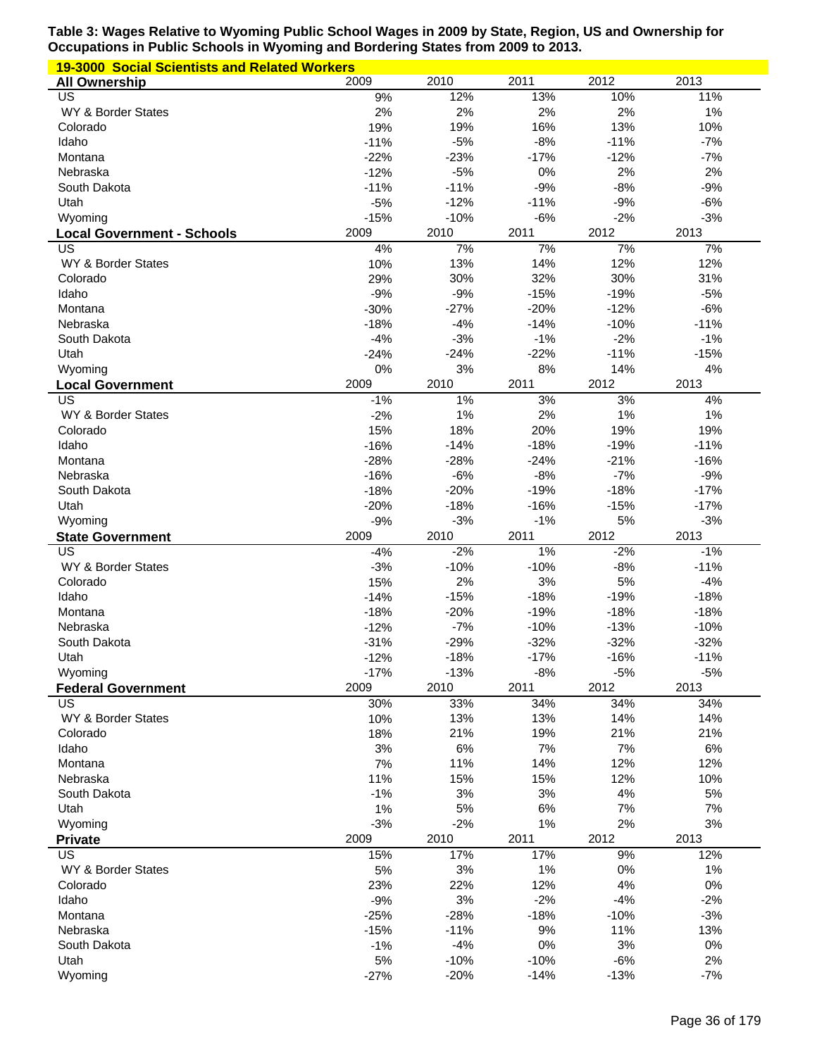**Table 3: Wages Relative to Wyoming Public School Wages in 2009 by State, Region, US and Ownership for Occupations in Public Schools in Wyoming and Bordering States from 2009 to 2013.**

**19-3000 Social Scientists and Related Workers**

| **All Ownership** | 2009 | 2010 | 2011 | 2012 | 2013 |
|---|---|---|---|---|---|
| US | 9% | 12% | 13% | 10% | 11% |
| WY & Border States | 2% | 2% | 2% | 2% | 1% |
| Colorado | 19% | 19% | 16% | 13% | 10% |
| Idaho | -11% | -5% | -8% | -11% | -7% |
| Montana | -22% | -23% | -17% | -12% | -7% |
| Nebraska | -12% | -5% | 0% | 2% | 2% |
| South Dakota | -11% | -11% | -9% | -8% | -9% |
| Utah | -5% | -12% | -11% | -9% | -6% |
| Wyoming | -15% | -10% | -6% | -2% | -3% |
| **Local Government - Schools** | 2009 | 2010 | 2011 | 2012 | 2013 |
| US | 4% | 7% | 7% | 7% | 7% |
| WY & Border States | 10% | 13% | 14% | 12% | 12% |
| Colorado | 29% | 30% | 32% | 30% | 31% |
| Idaho | -9% | -9% | -15% | -19% | -5% |
| Montana | -30% | -27% | -20% | -12% | -6% |
| Nebraska | -18% | -4% | -14% | -10% | -11% |
| South Dakota | -4% | -3% | -1% | -2% | -1% |
| Utah | -24% | -24% | -22% | -11% | -15% |
| Wyoming | 0% | 3% | 8% | 14% | 4% |
| **Local Government** | 2009 | 2010 | 2011 | 2012 | 2013 |
| US | -1% | 1% | 3% | 3% | 4% |
| WY & Border States | -2% | 1% | 2% | 1% | 1% |
| Colorado | 15% | 18% | 20% | 19% | 19% |
| Idaho | -16% | -14% | -18% | -19% | -11% |
| Montana | -28% | -28% | -24% | -21% | -16% |
| Nebraska | -16% | -6% | -8% | -7% | -9% |
| South Dakota | -18% | -20% | -19% | -18% | -17% |
| Utah | -20% | -18% | -16% | -15% | -17% |
| Wyoming | -9% | -3% | -1% | 5% | -3% |
| **State Government** | 2009 | 2010 | 2011 | 2012 | 2013 |
| US | -4% | -2% | 1% | -2% | -1% |
| WY & Border States | -3% | -10% | -10% | -8% | -11% |
| Colorado | 15% | 2% | 3% | 5% | -4% |
| Idaho | -14% | -15% | -18% | -19% | -18% |
| Montana | -18% | -20% | -19% | -18% | -18% |
| Nebraska | -12% | -7% | -10% | -13% | -10% |
| South Dakota | -31% | -29% | -32% | -32% | -32% |
| Utah | -12% | -18% | -17% | -16% | -11% |
| Wyoming | -17% | -13% | -8% | -5% | -5% |
| **Federal Government** | 2009 | 2010 | 2011 | 2012 | 2013 |
| US | 30% | 33% | 34% | 34% | 34% |
| WY & Border States | 10% | 13% | 13% | 14% | 14% |
| Colorado | 18% | 21% | 19% | 21% | 21% |
| Idaho | 3% | 6% | 7% | 7% | 6% |
| Montana | 7% | 11% | 14% | 12% | 12% |
| Nebraska | 11% | 15% | 15% | 12% | 10% |
| South Dakota | -1% | 3% | 3% | 4% | 5% |
| Utah | 1% | 5% | 6% | 7% | 7% |
| Wyoming | -3% | -2% | 1% | 2% | 3% |
| **Private** | 2009 | 2010 | 2011 | 2012 | 2013 |
| US | 15% | 17% | 17% | 9% | 12% |
| WY & Border States | 5% | 3% | 1% | 0% | 1% |
| Colorado | 23% | 22% | 12% | 4% | 0% |
| Idaho | -9% | 3% | -2% | -4% | -2% |
| Montana | -25% | -28% | -18% | -10% | -3% |
| Nebraska | -15% | -11% | 9% | 11% | 13% |
| South Dakota | -1% | -4% | 0% | 3% | 0% |
| Utah | 5% | -10% | -10% | -6% | 2% |
| Wyoming | -27% | -20% | -14% | -13% | -7% |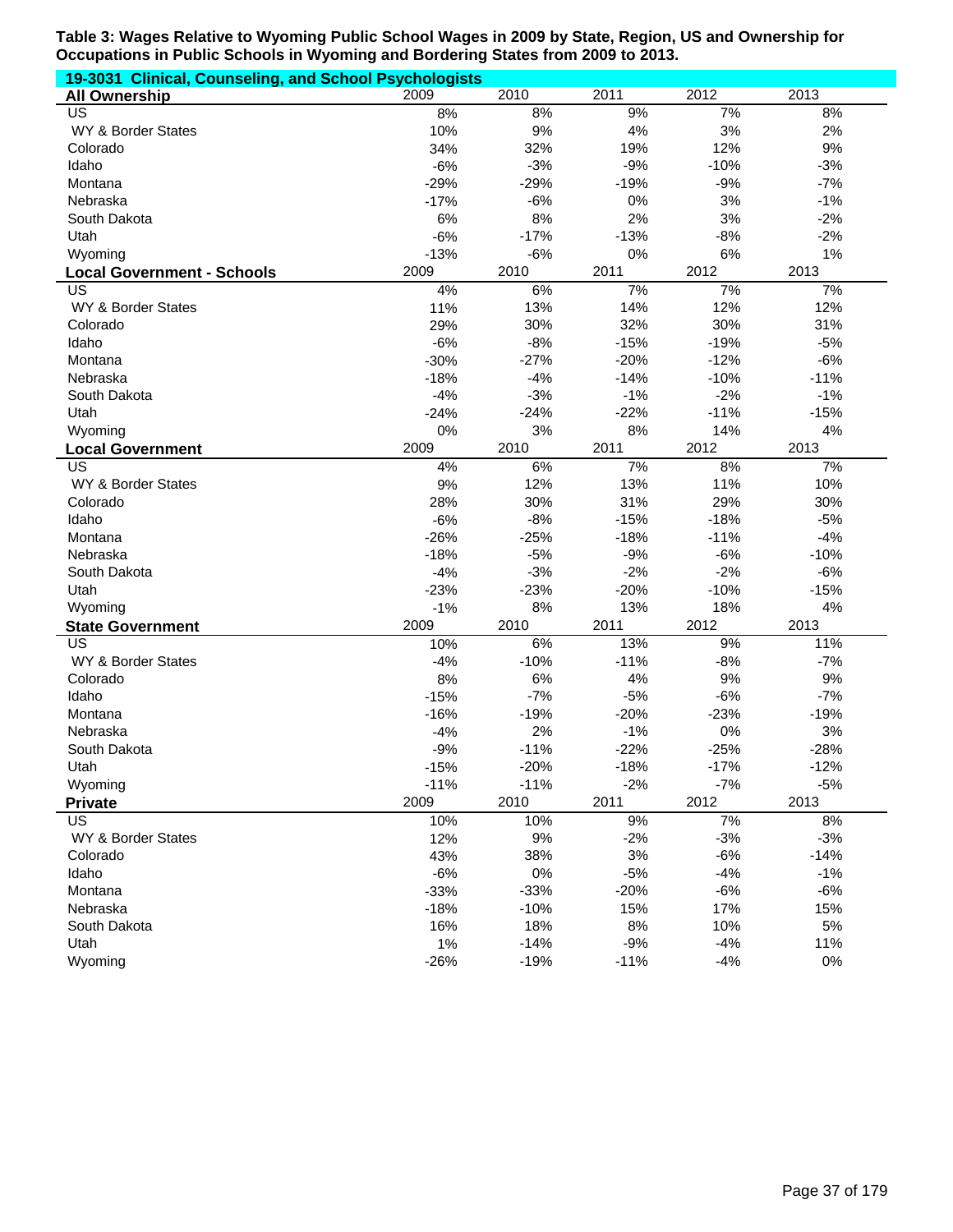**Table 3: Wages Relative to Wyoming Public School Wages in 2009 by State, Region, US and Ownership for Occupations in Public Schools in Wyoming and Bordering States from 2009 to 2013.**

**19-3031 Clinical, Counseling, and School Psychologists**

| All Ownership | 2009 | 2010 | 2011 | 2012 | 2013 |
|---|---|---|---|---|---|
| US | 8% | 8% | 9% | 7% | 8% |
| WY & Border States | 10% | 9% | 4% | 3% | 2% |
| Colorado | 34% | 32% | 19% | 12% | 9% |
| Idaho | -6% | -3% | -9% | -10% | -3% |
| Montana | -29% | -29% | -19% | -9% | -7% |
| Nebraska | -17% | -6% | 0% | 3% | -1% |
| South Dakota | 6% | 8% | 2% | 3% | -2% |
| Utah | -6% | -17% | -13% | -8% | -2% |
| Wyoming | -13% | -6% | 0% | 6% | 1% |
| **Local Government - Schools** | 2009 | 2010 | 2011 | 2012 | 2013 |
| US | 4% | 6% | 7% | 7% | 7% |
| WY & Border States | 11% | 13% | 14% | 12% | 12% |
| Colorado | 29% | 30% | 32% | 30% | 31% |
| Idaho | -6% | -8% | -15% | -19% | -5% |
| Montana | -30% | -27% | -20% | -12% | -6% |
| Nebraska | -18% | -4% | -14% | -10% | -11% |
| South Dakota | -4% | -3% | -1% | -2% | -1% |
| Utah | -24% | -24% | -22% | -11% | -15% |
| Wyoming | 0% | 3% | 8% | 14% | 4% |
| **Local Government** | 2009 | 2010 | 2011 | 2012 | 2013 |
| US | 4% | 6% | 7% | 8% | 7% |
| WY & Border States | 9% | 12% | 13% | 11% | 10% |
| Colorado | 28% | 30% | 31% | 29% | 30% |
| Idaho | -6% | -8% | -15% | -18% | -5% |
| Montana | -26% | -25% | -18% | -11% | -4% |
| Nebraska | -18% | -5% | -9% | -6% | -10% |
| South Dakota | -4% | -3% | -2% | -2% | -6% |
| Utah | -23% | -23% | -20% | -10% | -15% |
| Wyoming | -1% | 8% | 13% | 18% | 4% |
| **State Government** | 2009 | 2010 | 2011 | 2012 | 2013 |
| US | 10% | 6% | 13% | 9% | 11% |
| WY & Border States | -4% | -10% | -11% | -8% | -7% |
| Colorado | 8% | 6% | 4% | 9% | 9% |
| Idaho | -15% | -7% | -5% | -6% | -7% |
| Montana | -16% | -19% | -20% | -23% | -19% |
| Nebraska | -4% | 2% | -1% | 0% | 3% |
| South Dakota | -9% | -11% | -22% | -25% | -28% |
| Utah | -15% | -20% | -18% | -17% | -12% |
| Wyoming | -11% | -11% | -2% | -7% | -5% |
| **Private** | 2009 | 2010 | 2011 | 2012 | 2013 |
| US | 10% | 10% | 9% | 7% | 8% |
| WY & Border States | 12% | 9% | -2% | -3% | -3% |
| Colorado | 43% | 38% | 3% | -6% | -14% |
| Idaho | -6% | 0% | -5% | -4% | -1% |
| Montana | -33% | -33% | -20% | -6% | -6% |
| Nebraska | -18% | -10% | 15% | 17% | 15% |
| South Dakota | 16% | 18% | 8% | 10% | 5% |
| Utah | 1% | -14% | -9% | -4% | 11% |
| Wyoming | -26% | -19% | -11% | -4% | 0% |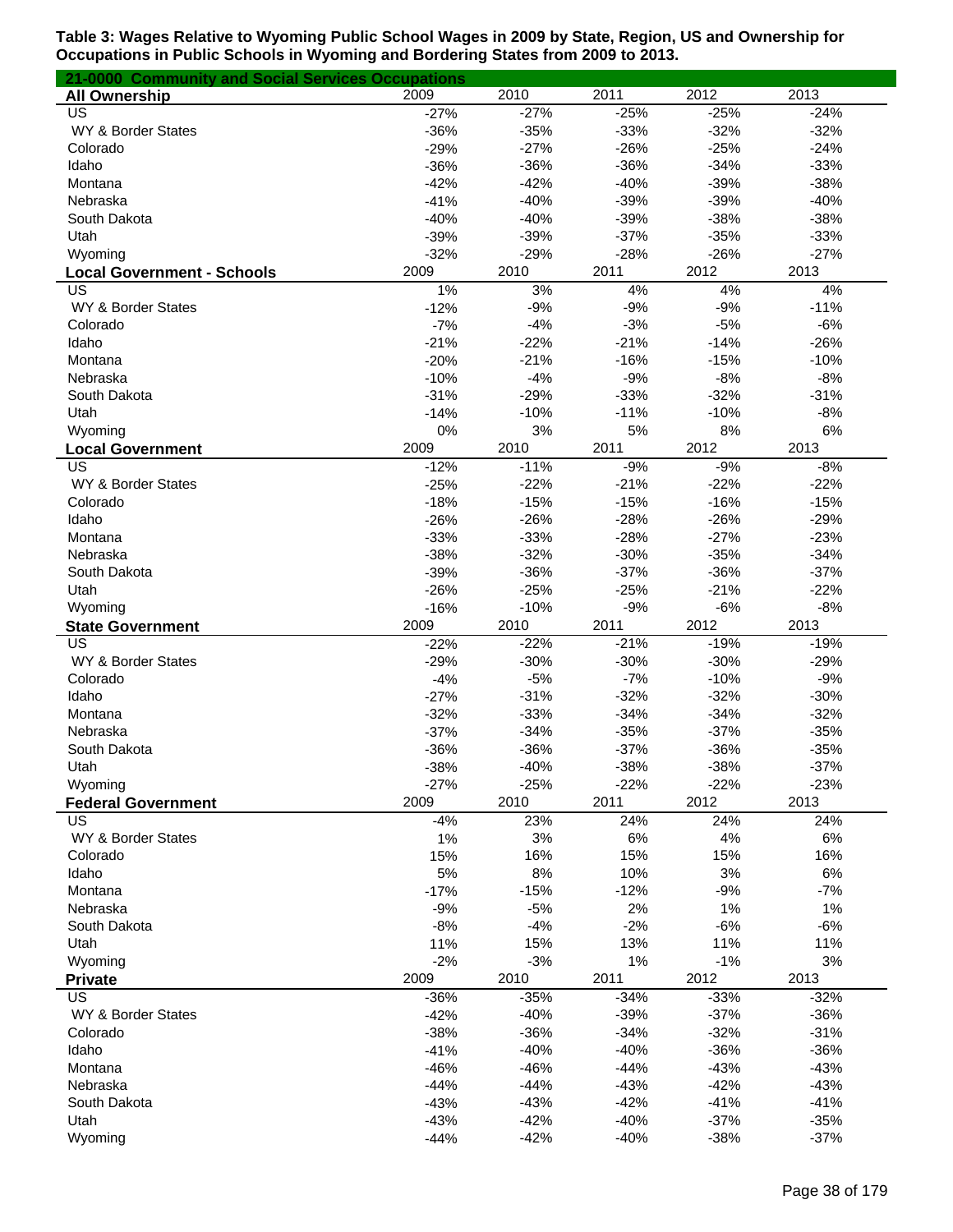**Table 3: Wages Relative to Wyoming Public School Wages in 2009 by State, Region, US and Ownership for Occupations in Public Schools in Wyoming and Bordering States from 2009 to 2013.**

**21-0000 Community and Social Services Occupations**

| All Ownership | 2009 | 2010 | 2011 | 2012 | 2013 |
|---|---|---|---|---|---|
| US | -27% | -27% | -25% | -25% | -24% |
| WY & Border States | -36% | -35% | -33% | -32% | -32% |
| Colorado | -29% | -27% | -26% | -25% | -24% |
| Idaho | -36% | -36% | -36% | -34% | -33% |
| Montana | -42% | -42% | -40% | -39% | -38% |
| Nebraska | -41% | -40% | -39% | -39% | -40% |
| South Dakota | -40% | -40% | -39% | -38% | -38% |
| Utah | -39% | -39% | -37% | -35% | -33% |
| Wyoming | -32% | -29% | -28% | -26% | -27% |
| **Local Government - Schools** | **2009** | **2010** | **2011** | **2012** | **2013** |
| US | 1% | 3% | 4% | 4% | 4% |
| WY & Border States | -12% | -9% | -9% | -9% | -11% |
| Colorado | -7% | -4% | -3% | -5% | -6% |
| Idaho | -21% | -22% | -21% | -14% | -26% |
| Montana | -20% | -21% | -16% | -15% | -10% |
| Nebraska | -10% | -4% | -9% | -8% | -8% |
| South Dakota | -31% | -29% | -33% | -32% | -31% |
| Utah | -14% | -10% | -11% | -10% | -8% |
| Wyoming | 0% | 3% | 5% | 8% | 6% |
| **Local Government** | **2009** | **2010** | **2011** | **2012** | **2013** |
| US | -12% | -11% | -9% | -9% | -8% |
| WY & Border States | -25% | -22% | -21% | -22% | -22% |
| Colorado | -18% | -15% | -15% | -16% | -15% |
| Idaho | -26% | -26% | -28% | -26% | -29% |
| Montana | -33% | -33% | -28% | -27% | -23% |
| Nebraska | -38% | -32% | -30% | -35% | -34% |
| South Dakota | -39% | -36% | -37% | -36% | -37% |
| Utah | -26% | -25% | -25% | -21% | -22% |
| Wyoming | -16% | -10% | -9% | -6% | -8% |
| **State Government** | **2009** | **2010** | **2011** | **2012** | **2013** |
| US | -22% | -22% | -21% | -19% | -19% |
| WY & Border States | -29% | -30% | -30% | -30% | -29% |
| Colorado | -4% | -5% | -7% | -10% | -9% |
| Idaho | -27% | -31% | -32% | -32% | -30% |
| Montana | -32% | -33% | -34% | -34% | -32% |
| Nebraska | -37% | -34% | -35% | -37% | -35% |
| South Dakota | -36% | -36% | -37% | -36% | -35% |
| Utah | -38% | -40% | -38% | -38% | -37% |
| Wyoming | -27% | -25% | -22% | -22% | -23% |
| **Federal Government** | **2009** | **2010** | **2011** | **2012** | **2013** |
| US | -4% | 23% | 24% | 24% | 24% |
| WY & Border States | 1% | 3% | 6% | 4% | 6% |
| Colorado | 15% | 16% | 15% | 15% | 16% |
| Idaho | 5% | 8% | 10% | 3% | 6% |
| Montana | -17% | -15% | -12% | -9% | -7% |
| Nebraska | -9% | -5% | 2% | 1% | 1% |
| South Dakota | -8% | -4% | -2% | -6% | -6% |
| Utah | 11% | 15% | 13% | 11% | 11% |
| Wyoming | -2% | -3% | 1% | -1% | 3% |
| **Private** | **2009** | **2010** | **2011** | **2012** | **2013** |
| US | -36% | -35% | -34% | -33% | -32% |
| WY & Border States | -42% | -40% | -39% | -37% | -36% |
| Colorado | -38% | -36% | -34% | -32% | -31% |
| Idaho | -41% | -40% | -40% | -36% | -36% |
| Montana | -46% | -46% | -44% | -43% | -43% |
| Nebraska | -44% | -44% | -43% | -42% | -43% |
| South Dakota | -43% | -43% | -42% | -41% | -41% |
| Utah | -43% | -42% | -40% | -37% | -35% |
| Wyoming | -44% | -42% | -40% | -38% | -37% |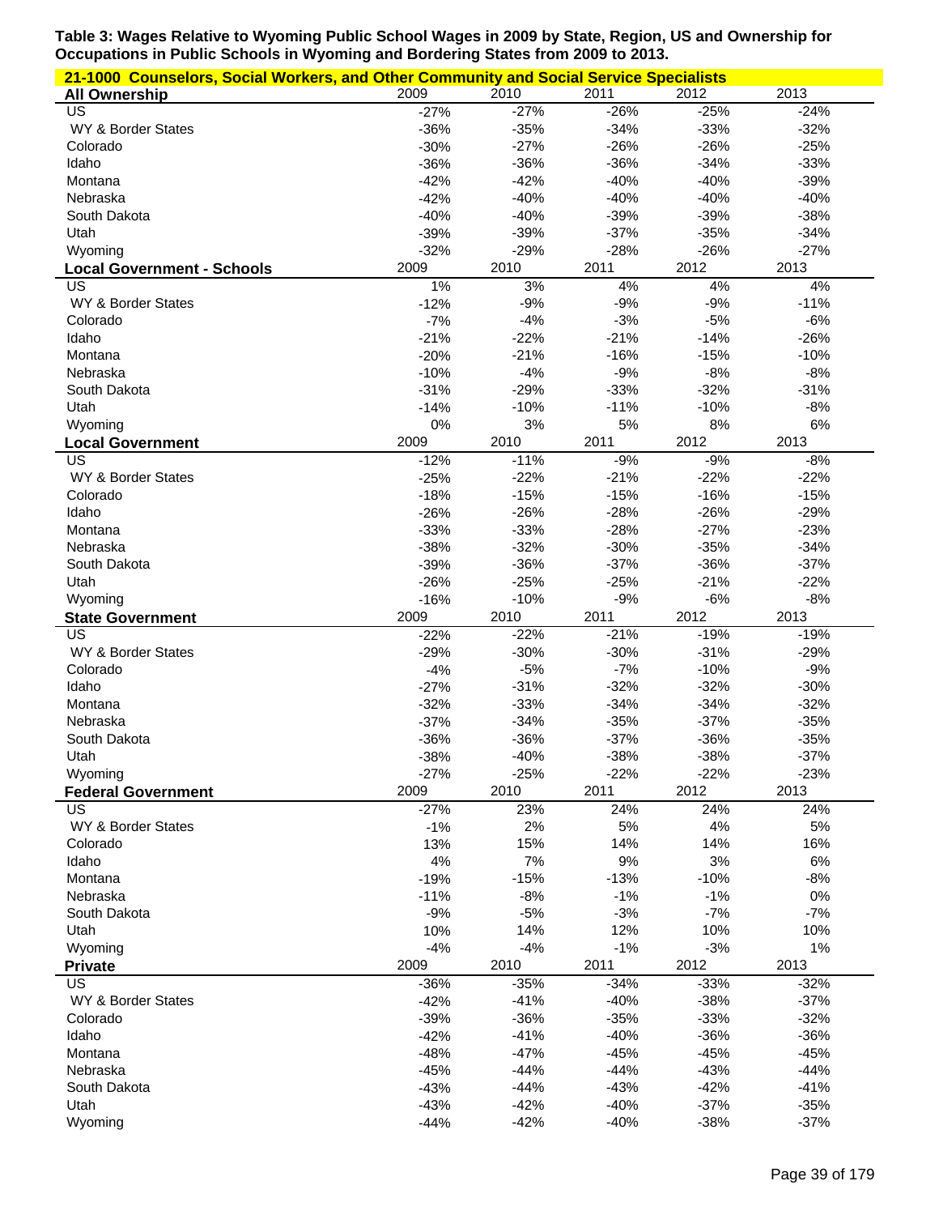**Table 3: Wages Relative to Wyoming Public School Wages in 2009 by State, Region, US and Ownership for Occupations in Public Schools in Wyoming and Bordering States from 2009 to 2013.**

**21-1000 Counselors, Social Workers, and Other Community and Social Service Specialists**

| All Ownership | 2009 | 2010 | 2011 | 2012 | 2013 |
|---|---|---|---|---|---|
| US | -27% | -27% | -26% | -25% | -24% |
| WY & Border States | -36% | -35% | -34% | -33% | -32% |
| Colorado | -30% | -27% | -26% | -26% | -25% |
| Idaho | -36% | -36% | -36% | -34% | -33% |
| Montana | -42% | -42% | -40% | -40% | -39% |
| Nebraska | -42% | -40% | -40% | -40% | -40% |
| South Dakota | -40% | -40% | -39% | -39% | -38% |
| Utah | -39% | -39% | -37% | -35% | -34% |
| Wyoming | -32% | -29% | -28% | -26% | -27% |
| **Local Government - Schools** | 2009 | 2010 | 2011 | 2012 | 2013 |
| US | 1% | 3% | 4% | 4% | 4% |
| WY & Border States | -12% | -9% | -9% | -9% | -11% |
| Colorado | -7% | -4% | -3% | -5% | -6% |
| Idaho | -21% | -22% | -21% | -14% | -26% |
| Montana | -20% | -21% | -16% | -15% | -10% |
| Nebraska | -10% | -4% | -9% | -8% | -8% |
| South Dakota | -31% | -29% | -33% | -32% | -31% |
| Utah | -14% | -10% | -11% | -10% | -8% |
| Wyoming | 0% | 3% | 5% | 8% | 6% |
| **Local Government** | 2009 | 2010 | 2011 | 2012 | 2013 |
| US | -12% | -11% | -9% | -9% | -8% |
| WY & Border States | -25% | -22% | -21% | -22% | -22% |
| Colorado | -18% | -15% | -15% | -16% | -15% |
| Idaho | -26% | -26% | -28% | -26% | -29% |
| Montana | -33% | -33% | -28% | -27% | -23% |
| Nebraska | -38% | -32% | -30% | -35% | -34% |
| South Dakota | -39% | -36% | -37% | -36% | -37% |
| Utah | -26% | -25% | -25% | -21% | -22% |
| Wyoming | -16% | -10% | -9% | -6% | -8% |
| **State Government** | 2009 | 2010 | 2011 | 2012 | 2013 |
| US | -22% | -22% | -21% | -19% | -19% |
| WY & Border States | -29% | -30% | -30% | -31% | -29% |
| Colorado | -4% | -5% | -7% | -10% | -9% |
| Idaho | -27% | -31% | -32% | -32% | -30% |
| Montana | -32% | -33% | -34% | -34% | -32% |
| Nebraska | -37% | -34% | -35% | -37% | -35% |
| South Dakota | -36% | -36% | -37% | -36% | -35% |
| Utah | -38% | -40% | -38% | -38% | -37% |
| Wyoming | -27% | -25% | -22% | -22% | -23% |
| **Federal Government** | 2009 | 2010 | 2011 | 2012 | 2013 |
| US | -27% | 23% | 24% | 24% | 24% |
| WY & Border States | -1% | 2% | 5% | 4% | 5% |
| Colorado | 13% | 15% | 14% | 14% | 16% |
| Idaho | 4% | 7% | 9% | 3% | 6% |
| Montana | -19% | -15% | -13% | -10% | -8% |
| Nebraska | -11% | -8% | -1% | -1% | 0% |
| South Dakota | -9% | -5% | -3% | -7% | -7% |
| Utah | 10% | 14% | 12% | 10% | 10% |
| Wyoming | -4% | -4% | -1% | -3% | 1% |
| **Private** | 2009 | 2010 | 2011 | 2012 | 2013 |
| US | -36% | -35% | -34% | -33% | -32% |
| WY & Border States | -42% | -41% | -40% | -38% | -37% |
| Colorado | -39% | -36% | -35% | -33% | -32% |
| Idaho | -42% | -41% | -40% | -36% | -36% |
| Montana | -48% | -47% | -45% | -45% | -45% |
| Nebraska | -45% | -44% | -44% | -43% | -44% |
| South Dakota | -43% | -44% | -43% | -42% | -41% |
| Utah | -43% | -42% | -40% | -37% | -35% |
| Wyoming | -44% | -42% | -40% | -38% | -37% |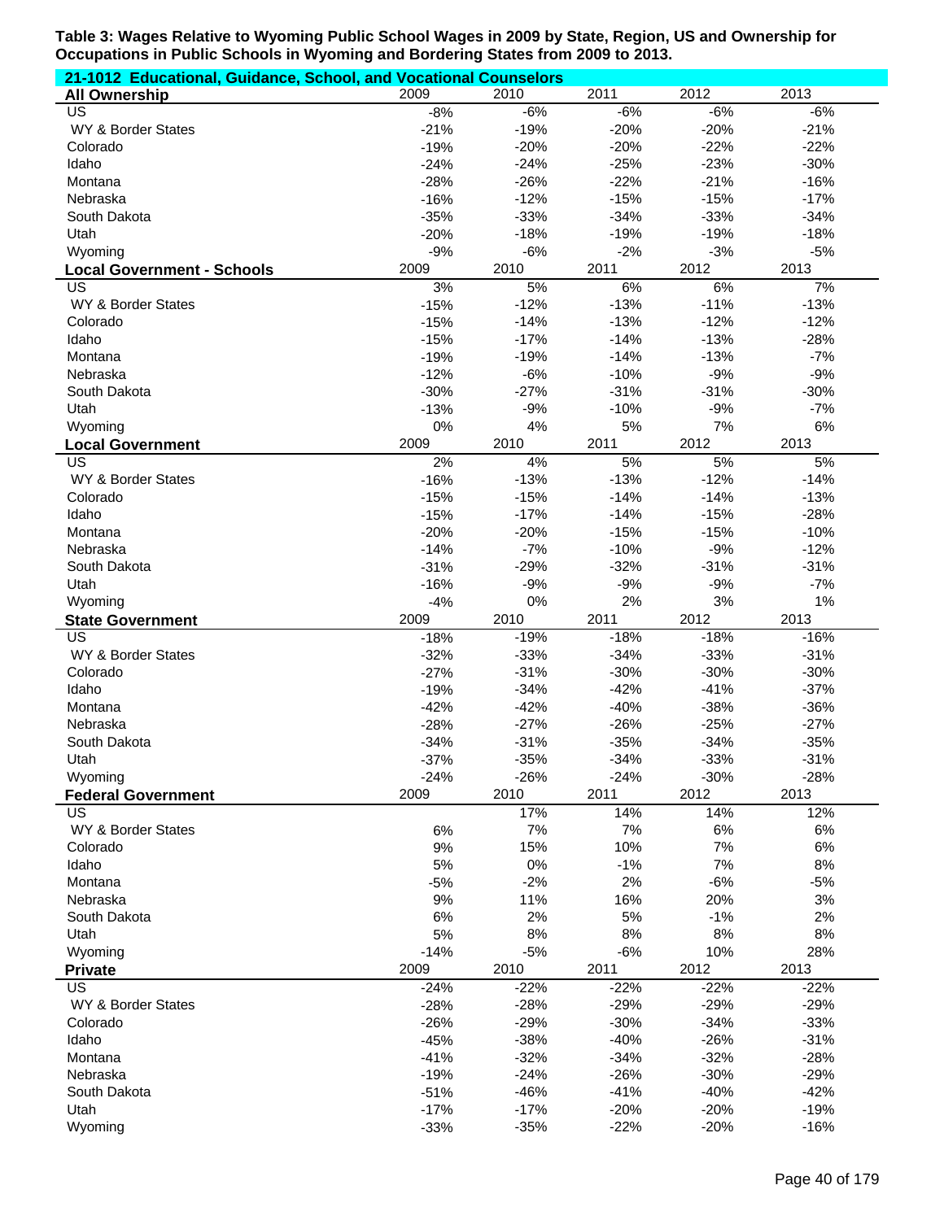**Table 3: Wages Relative to Wyoming Public School Wages in 2009 by State, Region, US and Ownership for Occupations in Public Schools in Wyoming and Bordering States from 2009 to 2013.**

**21-1012 Educational, Guidance, School, and Vocational Counselors**

| **All Ownership** | 2009 | 2010 | 2011 | 2012 | 2013 |
|---|---|---|---|---|---|
| US | -8% | -6% | -6% | -6% | -6% |
| WY & Border States | -21% | -19% | -20% | -20% | -21% |
| Colorado | -19% | -20% | -20% | -22% | -22% |
| Idaho | -24% | -24% | -25% | -23% | -30% |
| Montana | -28% | -26% | -22% | -21% | -16% |
| Nebraska | -16% | -12% | -15% | -15% | -17% |
| South Dakota | -35% | -33% | -34% | -33% | -34% |
| Utah | -20% | -18% | -19% | -19% | -18% |
| Wyoming | -9% | -6% | -2% | -3% | -5% |
| **Local Government - Schools** | 2009 | 2010 | 2011 | 2012 | 2013 |
| US | 3% | 5% | 6% | 6% | 7% |
| WY & Border States | -15% | -12% | -13% | -11% | -13% |
| Colorado | -15% | -14% | -13% | -12% | -12% |
| Idaho | -15% | -17% | -14% | -13% | -28% |
| Montana | -19% | -19% | -14% | -13% | -7% |
| Nebraska | -12% | -6% | -10% | -9% | -9% |
| South Dakota | -30% | -27% | -31% | -31% | -30% |
| Utah | -13% | -9% | -10% | -9% | -7% |
| Wyoming | 0% | 4% | 5% | 7% | 6% |
| **Local Government** | 2009 | 2010 | 2011 | 2012 | 2013 |
| US | 2% | 4% | 5% | 5% | 5% |
| WY & Border States | -16% | -13% | -13% | -12% | -14% |
| Colorado | -15% | -15% | -14% | -14% | -13% |
| Idaho | -15% | -17% | -14% | -15% | -28% |
| Montana | -20% | -20% | -15% | -15% | -10% |
| Nebraska | -14% | -7% | -10% | -9% | -12% |
| South Dakota | -31% | -29% | -32% | -31% | -31% |
| Utah | -16% | -9% | -9% | -9% | -7% |
| Wyoming | -4% | 0% | 2% | 3% | 1% |
| **State Government** | 2009 | 2010 | 2011 | 2012 | 2013 |
| US | -18% | -19% | -18% | -18% | -16% |
| WY & Border States | -32% | -33% | -34% | -33% | -31% |
| Colorado | -27% | -31% | -30% | -30% | -30% |
| Idaho | -19% | -34% | -42% | -41% | -37% |
| Montana | -42% | -42% | -40% | -38% | -36% |
| Nebraska | -28% | -27% | -26% | -25% | -27% |
| South Dakota | -34% | -31% | -35% | -34% | -35% |
| Utah | -37% | -35% | -34% | -33% | -31% |
| Wyoming | -24% | -26% | -24% | -30% | -28% |
| **Federal Government** | 2009 | 2010 | 2011 | 2012 | 2013 |
| US | | 17% | 14% | 14% | 12% |
| WY & Border States | 6% | 7% | 7% | 6% | 6% |
| Colorado | 9% | 15% | 10% | 7% | 6% |
| Idaho | 5% | 0% | -1% | 7% | 8% |
| Montana | -5% | -2% | 2% | -6% | -5% |
| Nebraska | 9% | 11% | 16% | 20% | 3% |
| South Dakota | 6% | 2% | 5% | -1% | 2% |
| Utah | 5% | 8% | 8% | 8% | 8% |
| Wyoming | -14% | -5% | -6% | 10% | 28% |
| **Private** | 2009 | 2010 | 2011 | 2012 | 2013 |
| US | -24% | -22% | -22% | -22% | -22% |
| WY & Border States | -28% | -28% | -29% | -29% | -29% |
| Colorado | -26% | -29% | -30% | -34% | -33% |
| Idaho | -45% | -38% | -40% | -26% | -31% |
| Montana | -41% | -32% | -34% | -32% | -28% |
| Nebraska | -19% | -24% | -26% | -30% | -29% |
| South Dakota | -51% | -46% | -41% | -40% | -42% |
| Utah | -17% | -17% | -20% | -20% | -19% |
| Wyoming | -33% | -35% | -22% | -20% | -16% |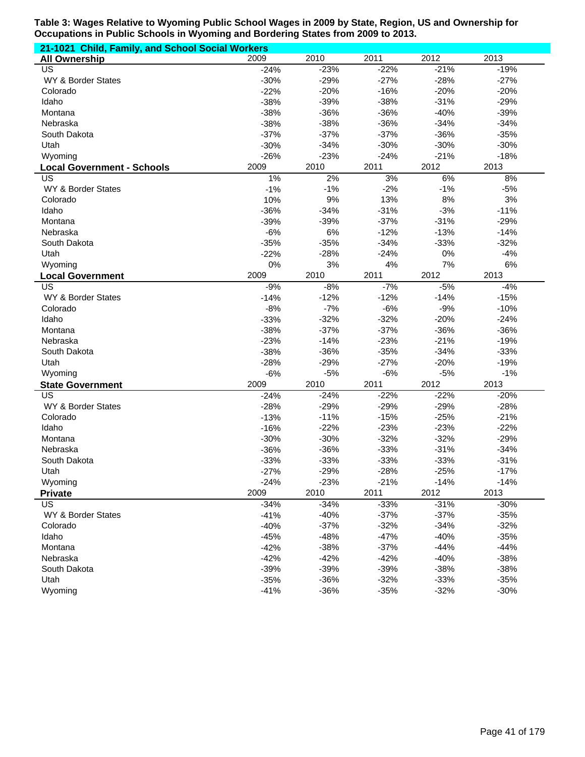**Table 3: Wages Relative to Wyoming Public School Wages in 2009 by State, Region, US and Ownership for Occupations in Public Schools in Wyoming and Bordering States from 2009 to 2013.**

**21-1021 Child, Family, and School Social Workers**

| **All Ownership** | 2009 | 2010 | 2011 | 2012 | 2013 |
|---|---|---|---|---|---|
| US | -24% | -23% | -22% | -21% | -19% |
| WY & Border States | -30% | -29% | -27% | -28% | -27% |
| Colorado | -22% | -20% | -16% | -20% | -20% |
| Idaho | -38% | -39% | -38% | -31% | -29% |
| Montana | -38% | -36% | -36% | -40% | -39% |
| Nebraska | -38% | -38% | -36% | -34% | -34% |
| South Dakota | -37% | -37% | -37% | -36% | -35% |
| Utah | -30% | -34% | -30% | -30% | -30% |
| Wyoming | -26% | -23% | -24% | -21% | -18% |
| **Local Government - Schools** | 2009 | 2010 | 2011 | 2012 | 2013 |
| US | 1% | 2% | 3% | 6% | 8% |
| WY & Border States | -1% | -1% | -2% | -1% | -5% |
| Colorado | 10% | 9% | 13% | 8% | 3% |
| Idaho | -36% | -34% | -31% | -3% | -11% |
| Montana | -39% | -39% | -37% | -31% | -29% |
| Nebraska | -6% | 6% | -12% | -13% | -14% |
| South Dakota | -35% | -35% | -34% | -33% | -32% |
| Utah | -22% | -28% | -24% | 0% | -4% |
| Wyoming | 0% | 3% | 4% | 7% | 6% |
| **Local Government** | 2009 | 2010 | 2011 | 2012 | 2013 |
| US | -9% | -8% | -7% | -5% | -4% |
| WY & Border States | -14% | -12% | -12% | -14% | -15% |
| Colorado | -8% | -7% | -6% | -9% | -10% |
| Idaho | -33% | -32% | -32% | -20% | -24% |
| Montana | -38% | -37% | -37% | -36% | -36% |
| Nebraska | -23% | -14% | -23% | -21% | -19% |
| South Dakota | -38% | -36% | -35% | -34% | -33% |
| Utah | -28% | -29% | -27% | -20% | -19% |
| Wyoming | -6% | -5% | -6% | -5% | -1% |
| **State Government** | 2009 | 2010 | 2011 | 2012 | 2013 |
| US | -24% | -24% | -22% | -22% | -20% |
| WY & Border States | -28% | -29% | -29% | -29% | -28% |
| Colorado | -13% | -11% | -15% | -25% | -21% |
| Idaho | -16% | -22% | -23% | -23% | -22% |
| Montana | -30% | -30% | -32% | -32% | -29% |
| Nebraska | -36% | -36% | -33% | -31% | -34% |
| South Dakota | -33% | -33% | -33% | -33% | -31% |
| Utah | -27% | -29% | -28% | -25% | -17% |
| Wyoming | -24% | -23% | -21% | -14% | -14% |
| **Private** | 2009 | 2010 | 2011 | 2012 | 2013 |
| US | -34% | -34% | -33% | -31% | -30% |
| WY & Border States | -41% | -40% | -37% | -37% | -35% |
| Colorado | -40% | -37% | -32% | -34% | -32% |
| Idaho | -45% | -48% | -47% | -40% | -35% |
| Montana | -42% | -38% | -37% | -44% | -44% |
| Nebraska | -42% | -42% | -42% | -40% | -38% |
| South Dakota | -39% | -39% | -39% | -38% | -38% |
| Utah | -35% | -36% | -32% | -33% | -35% |
| Wyoming | -41% | -36% | -35% | -32% | -30% |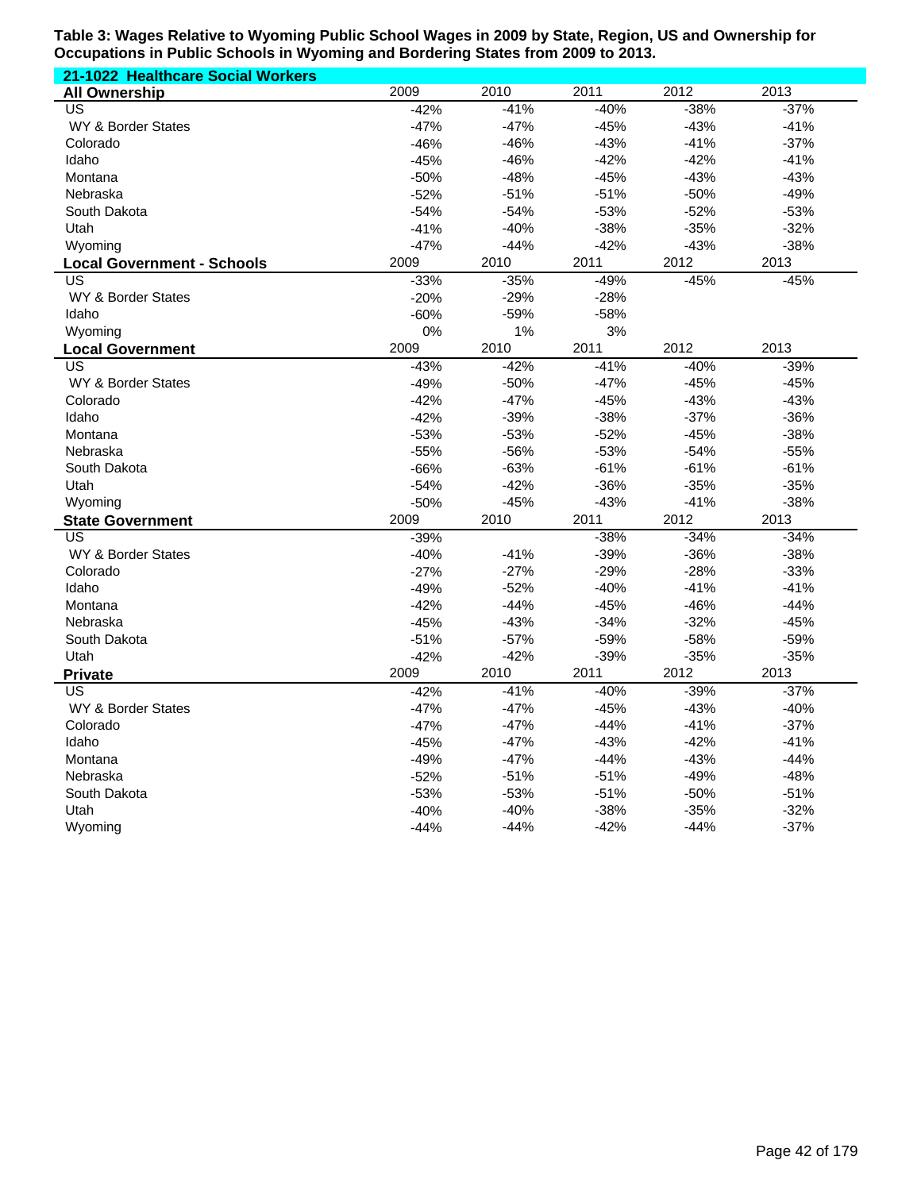**Table 3: Wages Relative to Wyoming Public School Wages in 2009 by State, Region, US and Ownership for Occupations in Public Schools in Wyoming and Bordering States from 2009 to 2013.**

**21-1022 Healthcare Social Workers**

| **All Ownership** | 2009 | 2010 | 2011 | 2012 | 2013 |
|---|---|---|---|---|---|
| US | -42% | -41% | -40% | -38% | -37% |
| WY & Border States | -47% | -47% | -45% | -43% | -41% |
| Colorado | -46% | -46% | -43% | -41% | -37% |
| Idaho | -45% | -46% | -42% | -42% | -41% |
| Montana | -50% | -48% | -45% | -43% | -43% |
| Nebraska | -52% | -51% | -51% | -50% | -49% |
| South Dakota | -54% | -54% | -53% | -52% | -53% |
| Utah | -41% | -40% | -38% | -35% | -32% |
| Wyoming | -47% | -44% | -42% | -43% | -38% |
| **Local Government - Schools** | **2009** | **2010** | **2011** | **2012** | **2013** |
| US | -33% | -35% | -49% | -45% | -45% |
| WY & Border States | -20% | -29% | -28% | | |
| Idaho | -60% | -59% | -58% | | |
| Wyoming | 0% | 1% | 3% | | |
| **Local Government** | **2009** | **2010** | **2011** | **2012** | **2013** |
| US | -43% | -42% | -41% | -40% | -39% |
| WY & Border States | -49% | -50% | -47% | -45% | -45% |
| Colorado | -42% | -47% | -45% | -43% | -43% |
| Idaho | -42% | -39% | -38% | -37% | -36% |
| Montana | -53% | -53% | -52% | -45% | -38% |
| Nebraska | -55% | -56% | -53% | -54% | -55% |
| South Dakota | -66% | -63% | -61% | -61% | -61% |
| Utah | -54% | -42% | -36% | -35% | -35% |
| Wyoming | -50% | -45% | -43% | -41% | -38% |
| **State Government** | **2009** | **2010** | **2011** | **2012** | **2013** |
| US | -39% | | -38% | -34% | -34% |
| WY & Border States | -40% | -41% | -39% | -36% | -38% |
| Colorado | -27% | -27% | -29% | -28% | -33% |
| Idaho | -49% | -52% | -40% | -41% | -41% |
| Montana | -42% | -44% | -45% | -46% | -44% |
| Nebraska | -45% | -43% | -34% | -32% | -45% |
| South Dakota | -51% | -57% | -59% | -58% | -59% |
| Utah | -42% | -42% | -39% | -35% | -35% |
| **Private** | **2009** | **2010** | **2011** | **2012** | **2013** |
| US | -42% | -41% | -40% | -39% | -37% |
| WY & Border States | -47% | -47% | -45% | -43% | -40% |
| Colorado | -47% | -47% | -44% | -41% | -37% |
| Idaho | -45% | -47% | -43% | -42% | -41% |
| Montana | -49% | -47% | -44% | -43% | -44% |
| Nebraska | -52% | -51% | -51% | -49% | -48% |
| South Dakota | -53% | -53% | -51% | -50% | -51% |
| Utah | -40% | -40% | -38% | -35% | -32% |
| Wyoming | -44% | -44% | -42% | -44% | -37% |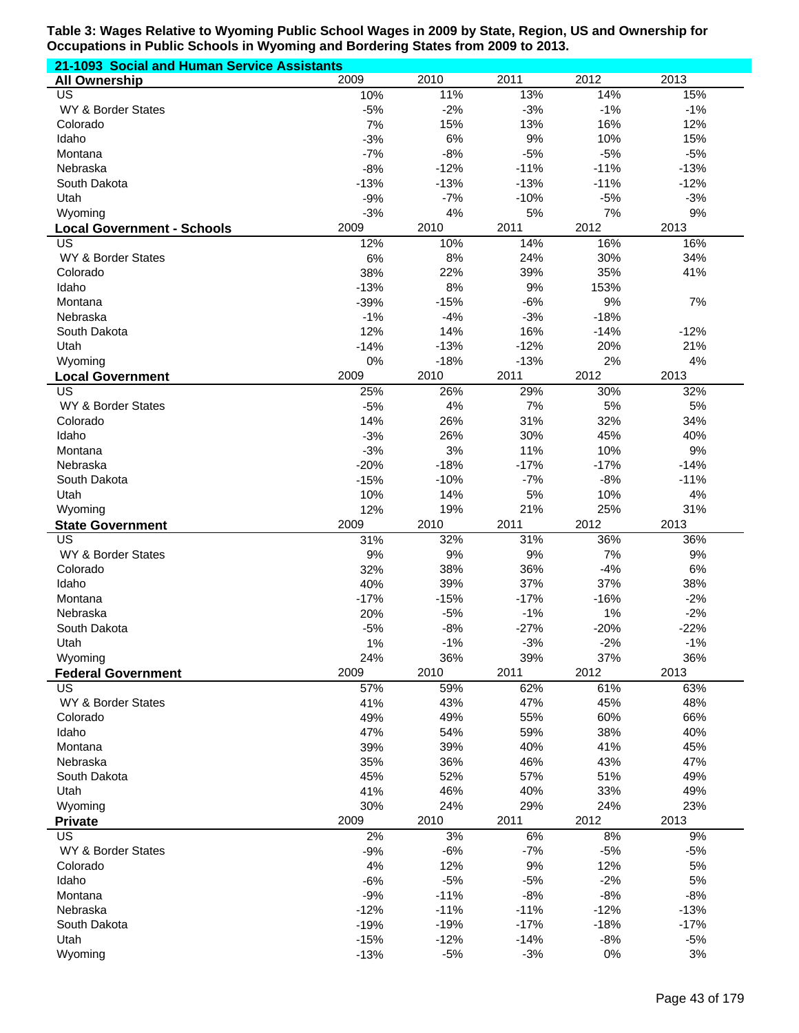**Table 3: Wages Relative to Wyoming Public School Wages in 2009 by State, Region, US and Ownership for Occupations in Public Schools in Wyoming and Bordering States from 2009 to 2013.**

**21-1093 Social and Human Service Assistants**

| All Ownership | 2009 | 2010 | 2011 | 2012 | 2013 |
|---|---|---|---|---|---|
| US | 10% | 11% | 13% | 14% | 15% |
| WY & Border States | -5% | -2% | -3% | -1% | -1% |
| Colorado | 7% | 15% | 13% | 16% | 12% |
| Idaho | -3% | 6% | 9% | 10% | 15% |
| Montana | -7% | -8% | -5% | -5% | -5% |
| Nebraska | -8% | -12% | -11% | -11% | -13% |
| South Dakota | -13% | -13% | -13% | -11% | -12% |
| Utah | -9% | -7% | -10% | -5% | -3% |
| Wyoming | -3% | 4% | 5% | 7% | 9% |

| Local Government - Schools | 2009 | 2010 | 2011 | 2012 | 2013 |
|---|---|---|---|---|---|
| US | 12% | 10% | 14% | 16% | 16% |
| WY & Border States | 6% | 8% | 24% | 30% | 34% |
| Colorado | 38% | 22% | 39% | 35% | 41% |
| Idaho | -13% | 8% | 9% | 153% | |
| Montana | -39% | -15% | -6% | 9% | 7% |
| Nebraska | -1% | -4% | -3% | -18% | |
| South Dakota | 12% | 14% | 16% | -14% | -12% |
| Utah | -14% | -13% | -12% | 20% | 21% |
| Wyoming | 0% | -18% | -13% | 2% | 4% |

| Local Government | 2009 | 2010 | 2011 | 2012 | 2013 |
|---|---|---|---|---|---|
| US | 25% | 26% | 29% | 30% | 32% |
| WY & Border States | -5% | 4% | 7% | 5% | 5% |
| Colorado | 14% | 26% | 31% | 32% | 34% |
| Idaho | -3% | 26% | 30% | 45% | 40% |
| Montana | -3% | 3% | 11% | 10% | 9% |
| Nebraska | -20% | -18% | -17% | -17% | -14% |
| South Dakota | -15% | -10% | -7% | -8% | -11% |
| Utah | 10% | 14% | 5% | 10% | 4% |
| Wyoming | 12% | 19% | 21% | 25% | 31% |

| State Government | 2009 | 2010 | 2011 | 2012 | 2013 |
|---|---|---|---|---|---|
| US | 31% | 32% | 31% | 36% | 36% |
| WY & Border States | 9% | 9% | 9% | 7% | 9% |
| Colorado | 32% | 38% | 36% | -4% | 6% |
| Idaho | 40% | 39% | 37% | 37% | 38% |
| Montana | -17% | -15% | -17% | -16% | -2% |
| Nebraska | 20% | -5% | -1% | 1% | -2% |
| South Dakota | -5% | -8% | -27% | -20% | -22% |
| Utah | 1% | -1% | -3% | -2% | -1% |
| Wyoming | 24% | 36% | 39% | 37% | 36% |

| Federal Government | 2009 | 2010 | 2011 | 2012 | 2013 |
|---|---|---|---|---|---|
| US | 57% | 59% | 62% | 61% | 63% |
| WY & Border States | 41% | 43% | 47% | 45% | 48% |
| Colorado | 49% | 49% | 55% | 60% | 66% |
| Idaho | 47% | 54% | 59% | 38% | 40% |
| Montana | 39% | 39% | 40% | 41% | 45% |
| Nebraska | 35% | 36% | 46% | 43% | 47% |
| South Dakota | 45% | 52% | 57% | 51% | 49% |
| Utah | 41% | 46% | 40% | 33% | 49% |
| Wyoming | 30% | 24% | 29% | 24% | 23% |

| Private | 2009 | 2010 | 2011 | 2012 | 2013 |
|---|---|---|---|---|---|
| US | 2% | 3% | 6% | 8% | 9% |
| WY & Border States | -9% | -6% | -7% | -5% | -5% |
| Colorado | 4% | 12% | 9% | 12% | 5% |
| Idaho | -6% | -5% | -5% | -2% | 5% |
| Montana | -9% | -11% | -8% | -8% | -8% |
| Nebraska | -12% | -11% | -11% | -12% | -13% |
| South Dakota | -19% | -19% | -17% | -18% | -17% |
| Utah | -15% | -12% | -14% | -8% | -5% |
| Wyoming | -13% | -5% | -3% | 0% | 3% |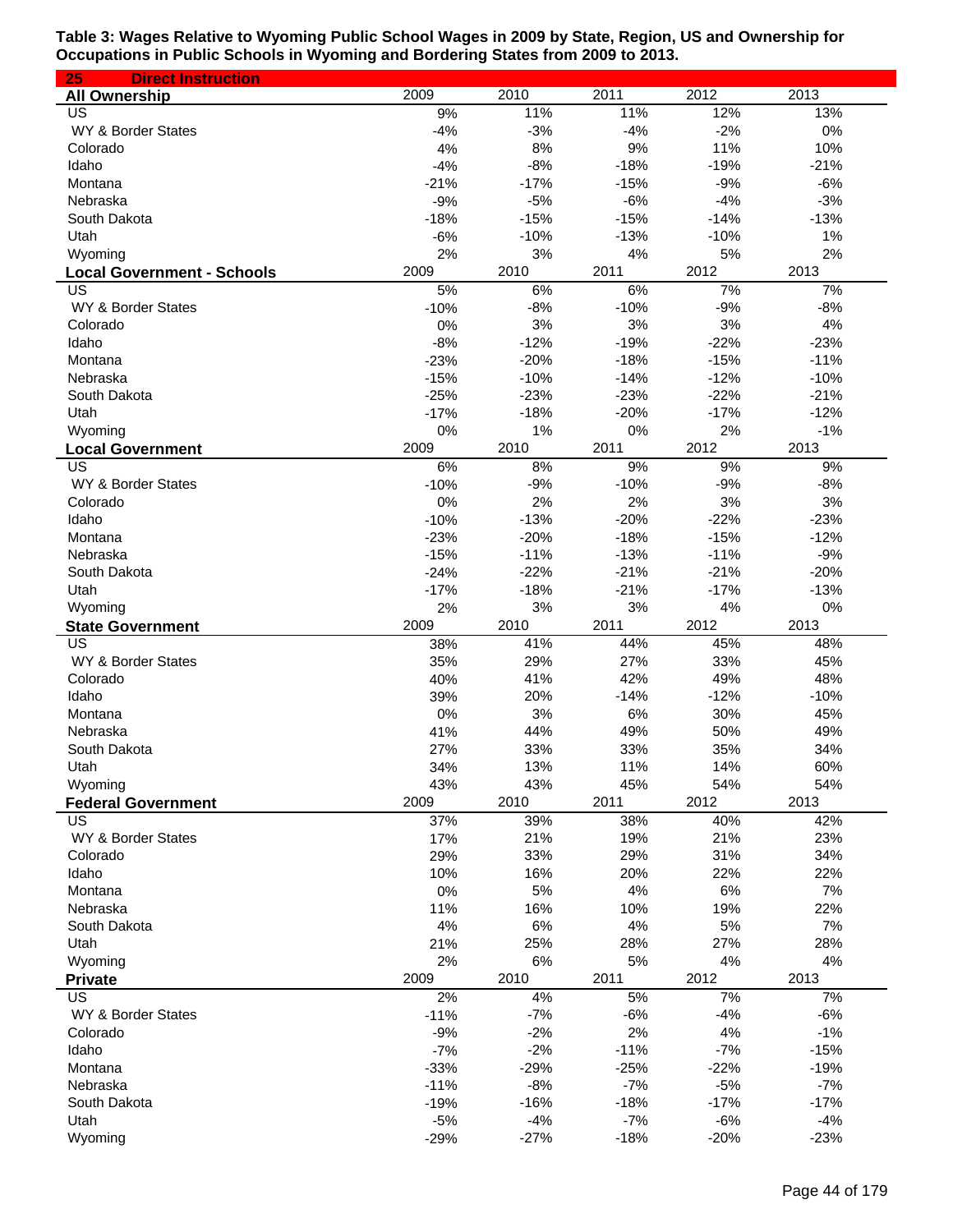**Table 3: Wages Relative to Wyoming Public School Wages in 2009 by State, Region, US and Ownership for Occupations in Public Schools in Wyoming and Bordering States from 2009 to 2013.**

**25 Direct Instruction**

| **All Ownership** | 2009 | 2010 | 2011 | 2012 | 2013 |
|---|---|---|---|---|---|
| US | 9% | 11% | 11% | 12% | 13% |
| WY & Border States | -4% | -3% | -4% | -2% | 0% |
| Colorado | 4% | 8% | 9% | 11% | 10% |
| Idaho | -4% | -8% | -18% | -19% | -21% |
| Montana | -21% | -17% | -15% | -9% | -6% |
| Nebraska | -9% | -5% | -6% | -4% | -3% |
| South Dakota | -18% | -15% | -15% | -14% | -13% |
| Utah | -6% | -10% | -13% | -10% | 1% |
| Wyoming | 2% | 3% | 4% | 5% | 2% |
| **Local Government - Schools** | 2009 | 2010 | 2011 | 2012 | 2013 |
| US | 5% | 6% | 6% | 7% | 7% |
| WY & Border States | -10% | -8% | -10% | -9% | -8% |
| Colorado | 0% | 3% | 3% | 3% | 4% |
| Idaho | -8% | -12% | -19% | -22% | -23% |
| Montana | -23% | -20% | -18% | -15% | -11% |
| Nebraska | -15% | -10% | -14% | -12% | -10% |
| South Dakota | -25% | -23% | -23% | -22% | -21% |
| Utah | -17% | -18% | -20% | -17% | -12% |
| Wyoming | 0% | 1% | 0% | 2% | -1% |
| **Local Government** | 2009 | 2010 | 2011 | 2012 | 2013 |
| US | 6% | 8% | 9% | 9% | 9% |
| WY & Border States | -10% | -9% | -10% | -9% | -8% |
| Colorado | 0% | 2% | 2% | 3% | 3% |
| Idaho | -10% | -13% | -20% | -22% | -23% |
| Montana | -23% | -20% | -18% | -15% | -12% |
| Nebraska | -15% | -11% | -13% | -11% | -9% |
| South Dakota | -24% | -22% | -21% | -21% | -20% |
| Utah | -17% | -18% | -21% | -17% | -13% |
| Wyoming | 2% | 3% | 3% | 4% | 0% |
| **State Government** | 2009 | 2010 | 2011 | 2012 | 2013 |
| US | 38% | 41% | 44% | 45% | 48% |
| WY & Border States | 35% | 29% | 27% | 33% | 45% |
| Colorado | 40% | 41% | 42% | 49% | 48% |
| Idaho | 39% | 20% | -14% | -12% | -10% |
| Montana | 0% | 3% | 6% | 30% | 45% |
| Nebraska | 41% | 44% | 49% | 50% | 49% |
| South Dakota | 27% | 33% | 33% | 35% | 34% |
| Utah | 34% | 13% | 11% | 14% | 60% |
| Wyoming | 43% | 43% | 45% | 54% | 54% |
| **Federal Government** | 2009 | 2010 | 2011 | 2012 | 2013 |
| US | 37% | 39% | 38% | 40% | 42% |
| WY & Border States | 17% | 21% | 19% | 21% | 23% |
| Colorado | 29% | 33% | 29% | 31% | 34% |
| Idaho | 10% | 16% | 20% | 22% | 22% |
| Montana | 0% | 5% | 4% | 6% | 7% |
| Nebraska | 11% | 16% | 10% | 19% | 22% |
| South Dakota | 4% | 6% | 4% | 5% | 7% |
| Utah | 21% | 25% | 28% | 27% | 28% |
| Wyoming | 2% | 6% | 5% | 4% | 4% |
| **Private** | 2009 | 2010 | 2011 | 2012 | 2013 |
| US | 2% | 4% | 5% | 7% | 7% |
| WY & Border States | -11% | -7% | -6% | -4% | -6% |
| Colorado | -9% | -2% | 2% | 4% | -1% |
| Idaho | -7% | -2% | -11% | -7% | -15% |
| Montana | -33% | -29% | -25% | -22% | -19% |
| Nebraska | -11% | -8% | -7% | -5% | -7% |
| South Dakota | -19% | -16% | -18% | -17% | -17% |
| Utah | -5% | -4% | -7% | -6% | -4% |
| Wyoming | -29% | -27% | -18% | -20% | -23% |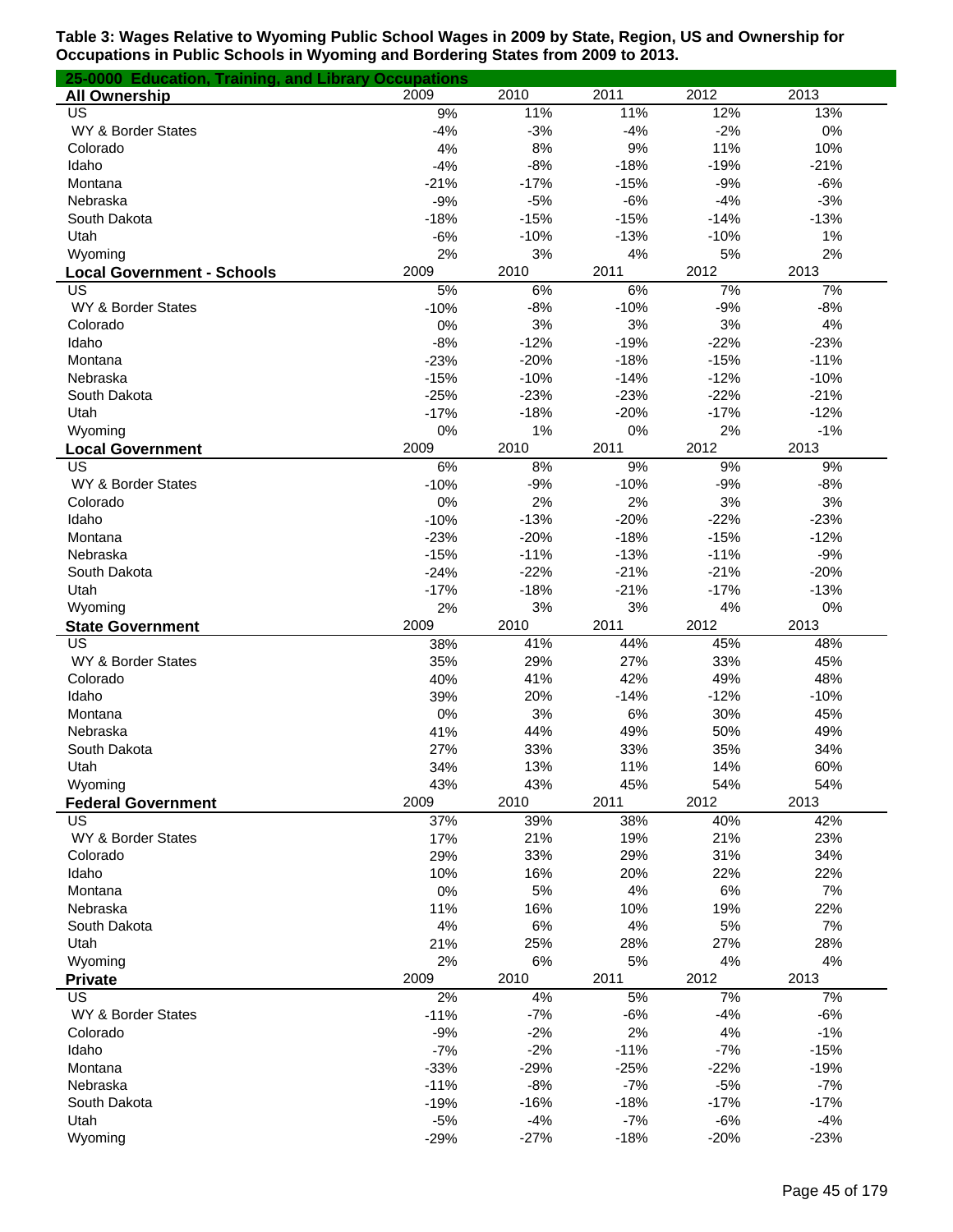**Table 3: Wages Relative to Wyoming Public School Wages in 2009 by State, Region, US and Ownership for Occupations in Public Schools in Wyoming and Bordering States from 2009 to 2013.**

**25-0000 Education, Training, and Library Occupations**

| All Ownership | 2009 | 2010 | 2011 | 2012 | 2013 |
|---|---|---|---|---|---|
| US | 9% | 11% | 11% | 12% | 13% |
| WY & Border States | -4% | -3% | -4% | -2% | 0% |
| Colorado | 4% | 8% | 9% | 11% | 10% |
| Idaho | -4% | -8% | -18% | -19% | -21% |
| Montana | -21% | -17% | -15% | -9% | -6% |
| Nebraska | -9% | -5% | -6% | -4% | -3% |
| South Dakota | -18% | -15% | -15% | -14% | -13% |
| Utah | -6% | -10% | -13% | -10% | 1% |
| Wyoming | 2% | 3% | 4% | 5% | 2% |

| Local Government - Schools | 2009 | 2010 | 2011 | 2012 | 2013 |
|---|---|---|---|---|---|
| US | 5% | 6% | 6% | 7% | 7% |
| WY & Border States | -10% | -8% | -10% | -9% | -8% |
| Colorado | 0% | 3% | 3% | 3% | 4% |
| Idaho | -8% | -12% | -19% | -22% | -23% |
| Montana | -23% | -20% | -18% | -15% | -11% |
| Nebraska | -15% | -10% | -14% | -12% | -10% |
| South Dakota | -25% | -23% | -23% | -22% | -21% |
| Utah | -17% | -18% | -20% | -17% | -12% |
| Wyoming | 0% | 1% | 0% | 2% | -1% |

| Local Government | 2009 | 2010 | 2011 | 2012 | 2013 |
|---|---|---|---|---|---|
| US | 6% | 8% | 9% | 9% | 9% |
| WY & Border States | -10% | -9% | -10% | -9% | -8% |
| Colorado | 0% | 2% | 2% | 3% | 3% |
| Idaho | -10% | -13% | -20% | -22% | -23% |
| Montana | -23% | -20% | -18% | -15% | -12% |
| Nebraska | -15% | -11% | -13% | -11% | -9% |
| South Dakota | -24% | -22% | -21% | -21% | -20% |
| Utah | -17% | -18% | -21% | -17% | -13% |
| Wyoming | 2% | 3% | 3% | 4% | 0% |

| State Government | 2009 | 2010 | 2011 | 2012 | 2013 |
|---|---|---|---|---|---|
| US | 38% | 41% | 44% | 45% | 48% |
| WY & Border States | 35% | 29% | 27% | 33% | 45% |
| Colorado | 40% | 41% | 42% | 49% | 48% |
| Idaho | 39% | 20% | -14% | -12% | -10% |
| Montana | 0% | 3% | 6% | 30% | 45% |
| Nebraska | 41% | 44% | 49% | 50% | 49% |
| South Dakota | 27% | 33% | 33% | 35% | 34% |
| Utah | 34% | 13% | 11% | 14% | 60% |
| Wyoming | 43% | 43% | 45% | 54% | 54% |

| Federal Government | 2009 | 2010 | 2011 | 2012 | 2013 |
|---|---|---|---|---|---|
| US | 37% | 39% | 38% | 40% | 42% |
| WY & Border States | 17% | 21% | 19% | 21% | 23% |
| Colorado | 29% | 33% | 29% | 31% | 34% |
| Idaho | 10% | 16% | 20% | 22% | 22% |
| Montana | 0% | 5% | 4% | 6% | 7% |
| Nebraska | 11% | 16% | 10% | 19% | 22% |
| South Dakota | 4% | 6% | 4% | 5% | 7% |
| Utah | 21% | 25% | 28% | 27% | 28% |
| Wyoming | 2% | 6% | 5% | 4% | 4% |

| Private | 2009 | 2010 | 2011 | 2012 | 2013 |
|---|---|---|---|---|---|
| US | 2% | 4% | 5% | 7% | 7% |
| WY & Border States | -11% | -7% | -6% | -4% | -6% |
| Colorado | -9% | -2% | 2% | 4% | -1% |
| Idaho | -7% | -2% | -11% | -7% | -15% |
| Montana | -33% | -29% | -25% | -22% | -19% |
| Nebraska | -11% | -8% | -7% | -5% | -7% |
| South Dakota | -19% | -16% | -18% | -17% | -17% |
| Utah | -5% | -4% | -7% | -6% | -4% |
| Wyoming | -29% | -27% | -18% | -20% | -23% |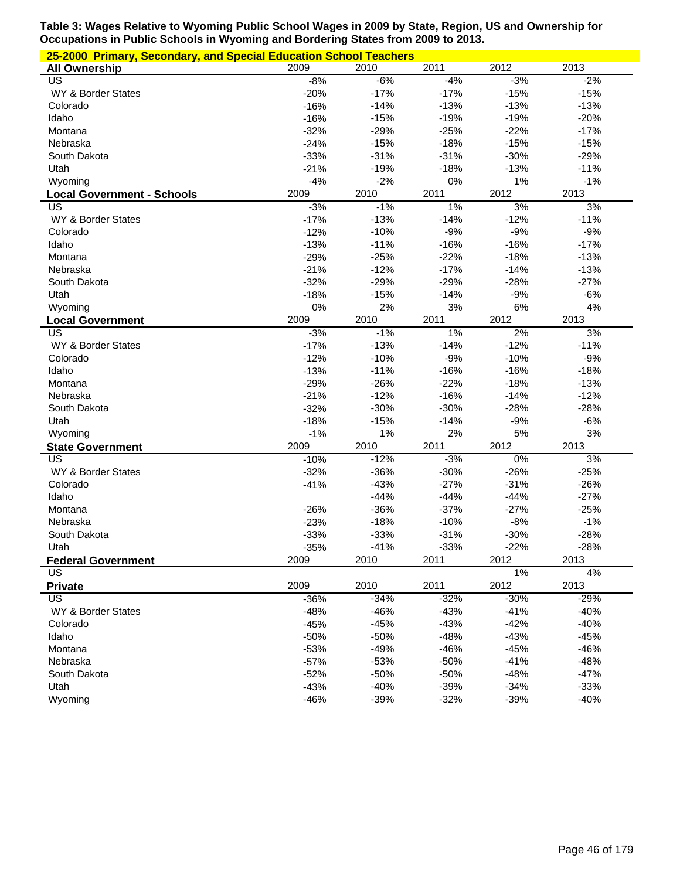**Table 3: Wages Relative to Wyoming Public School Wages in 2009 by State, Region, US and Ownership for Occupations in Public Schools in Wyoming and Bordering States from 2009 to 2013.**

**25-2000 Primary, Secondary, and Special Education School Teachers**

| All Ownership | 2009 | 2010 | 2011 | 2012 | 2013 |
|---|---|---|---|---|---|
| US | -8% | -6% | -4% | -3% | -2% |
| WY & Border States | -20% | -17% | -17% | -15% | -15% |
| Colorado | -16% | -14% | -13% | -13% | -13% |
| Idaho | -16% | -15% | -19% | -19% | -20% |
| Montana | -32% | -29% | -25% | -22% | -17% |
| Nebraska | -24% | -15% | -18% | -15% | -15% |
| South Dakota | -33% | -31% | -31% | -30% | -29% |
| Utah | -21% | -19% | -18% | -13% | -11% |
| Wyoming | -4% | -2% | 0% | 1% | -1% |
| **Local Government - Schools** | **2009** | **2010** | **2011** | **2012** | **2013** |
| US | -3% | -1% | 1% | 3% | 3% |
| WY & Border States | -17% | -13% | -14% | -12% | -11% |
| Colorado | -12% | -10% | -9% | -9% | -9% |
| Idaho | -13% | -11% | -16% | -16% | -17% |
| Montana | -29% | -25% | -22% | -18% | -13% |
| Nebraska | -21% | -12% | -17% | -14% | -13% |
| South Dakota | -32% | -29% | -29% | -28% | -27% |
| Utah | -18% | -15% | -14% | -9% | -6% |
| Wyoming | 0% | 2% | 3% | 6% | 4% |
| **Local Government** | **2009** | **2010** | **2011** | **2012** | **2013** |
| US | -3% | -1% | 1% | 2% | 3% |
| WY & Border States | -17% | -13% | -14% | -12% | -11% |
| Colorado | -12% | -10% | -9% | -10% | -9% |
| Idaho | -13% | -11% | -16% | -16% | -18% |
| Montana | -29% | -26% | -22% | -18% | -13% |
| Nebraska | -21% | -12% | -16% | -14% | -12% |
| South Dakota | -32% | -30% | -30% | -28% | -28% |
| Utah | -18% | -15% | -14% | -9% | -6% |
| Wyoming | -1% | 1% | 2% | 5% | 3% |
| **State Government** | **2009** | **2010** | **2011** | **2012** | **2013** |
| US | -10% | -12% | -3% | 0% | 3% |
| WY & Border States | -32% | -36% | -30% | -26% | -25% |
| Colorado | -41% | -43% | -27% | -31% | -26% |
| Idaho | | -44% | -44% | -44% | -27% |
| Montana | -26% | -36% | -37% | -27% | -25% |
| Nebraska | -23% | -18% | -10% | -8% | -1% |
| South Dakota | -33% | -33% | -31% | -30% | -28% |
| Utah | -35% | -41% | -33% | -22% | -28% |
| **Federal Government** | **2009** | **2010** | **2011** | **2012** | **2013** |
| US | | | | 1% | 4% |
| **Private** | **2009** | **2010** | **2011** | **2012** | **2013** |
| US | -36% | -34% | -32% | -30% | -29% |
| WY & Border States | -48% | -46% | -43% | -41% | -40% |
| Colorado | -45% | -45% | -43% | -42% | -40% |
| Idaho | -50% | -50% | -48% | -43% | -45% |
| Montana | -53% | -49% | -46% | -45% | -46% |
| Nebraska | -57% | -53% | -50% | -41% | -48% |
| South Dakota | -52% | -50% | -50% | -48% | -47% |
| Utah | -43% | -40% | -39% | -34% | -33% |
| Wyoming | -46% | -39% | -32% | -39% | -40% |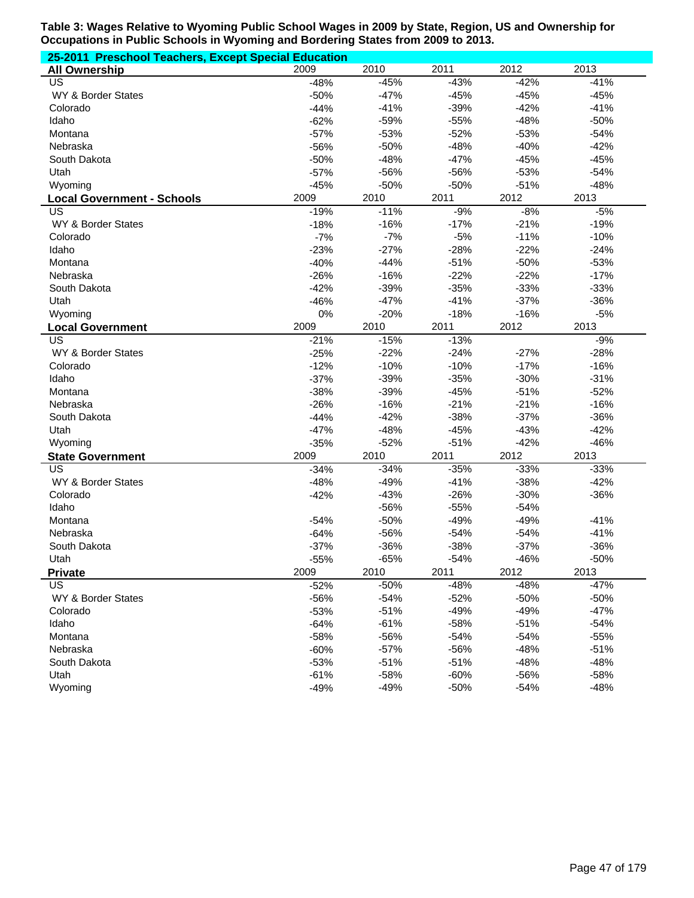**Table 3: Wages Relative to Wyoming Public School Wages in 2009 by State, Region, US and Ownership for Occupations in Public Schools in Wyoming and Bordering States from 2009 to 2013.**

**25-2011 Preschool Teachers, Except Special Education**

| **All Ownership** | 2009 | 2010 | 2011 | 2012 | 2013 |
|---|---|---|---|---|---|
| US | -48% | -45% | -43% | -42% | -41% |
| WY & Border States | -50% | -47% | -45% | -45% | -45% |
| Colorado | -44% | -41% | -39% | -42% | -41% |
| Idaho | -62% | -59% | -55% | -48% | -50% |
| Montana | -57% | -53% | -52% | -53% | -54% |
| Nebraska | -56% | -50% | -48% | -40% | -42% |
| South Dakota | -50% | -48% | -47% | -45% | -45% |
| Utah | -57% | -56% | -56% | -53% | -54% |
| Wyoming | -45% | -50% | -50% | -51% | -48% |
| **Local Government - Schools** | 2009 | 2010 | 2011 | 2012 | 2013 |
| US | -19% | -11% | -9% | -8% | -5% |
| WY & Border States | -18% | -16% | -17% | -21% | -19% |
| Colorado | -7% | -7% | -5% | -11% | -10% |
| Idaho | -23% | -27% | -28% | -22% | -24% |
| Montana | -40% | -44% | -51% | -50% | -53% |
| Nebraska | -26% | -16% | -22% | -22% | -17% |
| South Dakota | -42% | -39% | -35% | -33% | -33% |
| Utah | -46% | -47% | -41% | -37% | -36% |
| Wyoming | 0% | -20% | -18% | -16% | -5% |
| **Local Government** | 2009 | 2010 | 2011 | 2012 | 2013 |
| US | -21% | -15% | -13% | | -9% |
| WY & Border States | -25% | -22% | -24% | -27% | -28% |
| Colorado | -12% | -10% | -10% | -17% | -16% |
| Idaho | -37% | -39% | -35% | -30% | -31% |
| Montana | -38% | -39% | -45% | -51% | -52% |
| Nebraska | -26% | -16% | -21% | -21% | -16% |
| South Dakota | -44% | -42% | -38% | -37% | -36% |
| Utah | -47% | -48% | -45% | -43% | -42% |
| Wyoming | -35% | -52% | -51% | -42% | -46% |
| **State Government** | 2009 | 2010 | 2011 | 2012 | 2013 |
| US | -34% | -34% | -35% | -33% | -33% |
| WY & Border States | -48% | -49% | -41% | -38% | -42% |
| Colorado | -42% | -43% | -26% | -30% | -36% |
| Idaho | | -56% | -55% | -54% | |
| Montana | -54% | -50% | -49% | -49% | -41% |
| Nebraska | -64% | -56% | -54% | -54% | -41% |
| South Dakota | -37% | -36% | -38% | -37% | -36% |
| Utah | -55% | -65% | -54% | -46% | -50% |
| **Private** | 2009 | 2010 | 2011 | 2012 | 2013 |
| US | -52% | -50% | -48% | -48% | -47% |
| WY & Border States | -56% | -54% | -52% | -50% | -50% |
| Colorado | -53% | -51% | -49% | -49% | -47% |
| Idaho | -64% | -61% | -58% | -51% | -54% |
| Montana | -58% | -56% | -54% | -54% | -55% |
| Nebraska | -60% | -57% | -56% | -48% | -51% |
| South Dakota | -53% | -51% | -51% | -48% | -48% |
| Utah | -61% | -58% | -60% | -56% | -58% |
| Wyoming | -49% | -49% | -50% | -54% | -48% |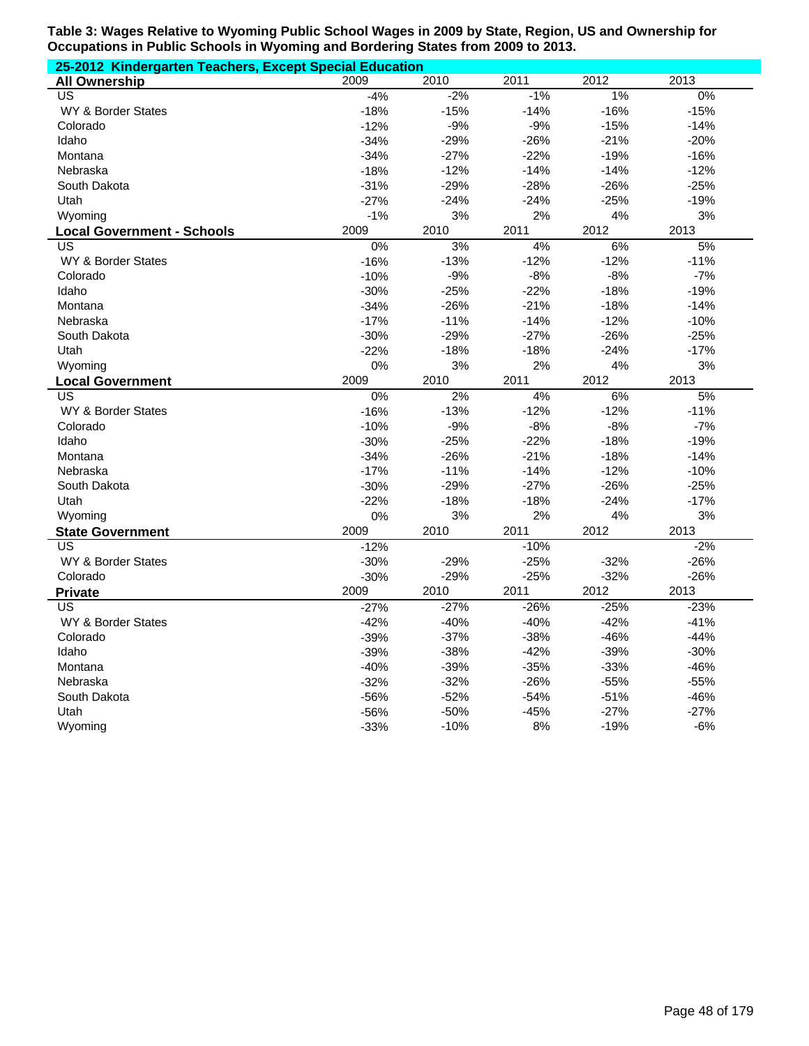**Table 3: Wages Relative to Wyoming Public School Wages in 2009 by State, Region, US and Ownership for Occupations in Public Schools in Wyoming and Bordering States from 2009 to 2013.**

**25-2012 Kindergarten Teachers, Except Special Education**

| **All Ownership** | 2009 | 2010 | 2011 | 2012 | 2013 |
|---|---|---|---|---|---|
| US | -4% | -2% | -1% | 1% | 0% |
| WY & Border States | -18% | -15% | -14% | -16% | -15% |
| Colorado | -12% | -9% | -9% | -15% | -14% |
| Idaho | -34% | -29% | -26% | -21% | -20% |
| Montana | -34% | -27% | -22% | -19% | -16% |
| Nebraska | -18% | -12% | -14% | -14% | -12% |
| South Dakota | -31% | -29% | -28% | -26% | -25% |
| Utah | -27% | -24% | -24% | -25% | -19% |
| Wyoming | -1% | 3% | 2% | 4% | 3% |
| **Local Government - Schools** | 2009 | 2010 | 2011 | 2012 | 2013 |
| US | 0% | 3% | 4% | 6% | 5% |
| WY & Border States | -16% | -13% | -12% | -12% | -11% |
| Colorado | -10% | -9% | -8% | -8% | -7% |
| Idaho | -30% | -25% | -22% | -18% | -19% |
| Montana | -34% | -26% | -21% | -18% | -14% |
| Nebraska | -17% | -11% | -14% | -12% | -10% |
| South Dakota | -30% | -29% | -27% | -26% | -25% |
| Utah | -22% | -18% | -18% | -24% | -17% |
| Wyoming | 0% | 3% | 2% | 4% | 3% |
| **Local Government** | 2009 | 2010 | 2011 | 2012 | 2013 |
| US | 0% | 2% | 4% | 6% | 5% |
| WY & Border States | -16% | -13% | -12% | -12% | -11% |
| Colorado | -10% | -9% | -8% | -8% | -7% |
| Idaho | -30% | -25% | -22% | -18% | -19% |
| Montana | -34% | -26% | -21% | -18% | -14% |
| Nebraska | -17% | -11% | -14% | -12% | -10% |
| South Dakota | -30% | -29% | -27% | -26% | -25% |
| Utah | -22% | -18% | -18% | -24% | -17% |
| Wyoming | 0% | 3% | 2% | 4% | 3% |
| **State Government** | 2009 | 2010 | 2011 | 2012 | 2013 |
| US | -12% | | -10% | | -2% |
| WY & Border States | -30% | -29% | -25% | -32% | -26% |
| Colorado | -30% | -29% | -25% | -32% | -26% |
| **Private** | 2009 | 2010 | 2011 | 2012 | 2013 |
| US | -27% | -27% | -26% | -25% | -23% |
| WY & Border States | -42% | -40% | -40% | -42% | -41% |
| Colorado | -39% | -37% | -38% | -46% | -44% |
| Idaho | -39% | -38% | -42% | -39% | -30% |
| Montana | -40% | -39% | -35% | -33% | -46% |
| Nebraska | -32% | -32% | -26% | -55% | -55% |
| South Dakota | -56% | -52% | -54% | -51% | -46% |
| Utah | -56% | -50% | -45% | -27% | -27% |
| Wyoming | -33% | -10% | 8% | -19% | -6% |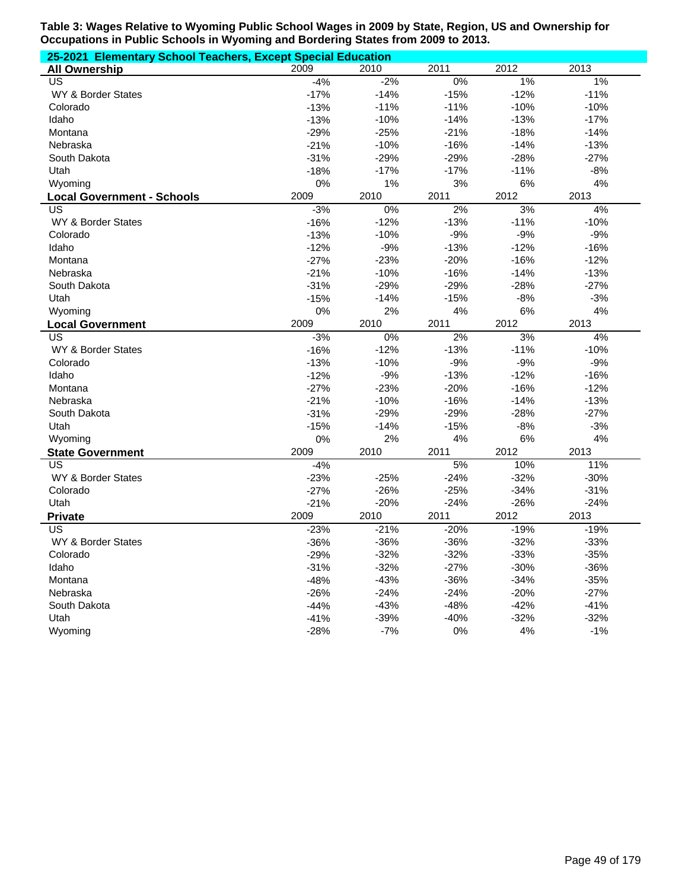**Table 3: Wages Relative to Wyoming Public School Wages in 2009 by State, Region, US and Ownership for Occupations in Public Schools in Wyoming and Bordering States from 2009 to 2013.**

**25-2021 Elementary School Teachers, Except Special Education**

| **All Ownership** | 2009 | 2010 | 2011 | 2012 | 2013 |
|---|---|---|---|---|---|
| US | -4% | -2% | 0% | 1% | 1% |
| WY & Border States | -17% | -14% | -15% | -12% | -11% |
| Colorado | -13% | -11% | -11% | -10% | -10% |
| Idaho | -13% | -10% | -14% | -13% | -17% |
| Montana | -29% | -25% | -21% | -18% | -14% |
| Nebraska | -21% | -10% | -16% | -14% | -13% |
| South Dakota | -31% | -29% | -29% | -28% | -27% |
| Utah | -18% | -17% | -17% | -11% | -8% |
| Wyoming | 0% | 1% | 3% | 6% | 4% |

| **Local Government - Schools** | 2009 | 2010 | 2011 | 2012 | 2013 |
|---|---|---|---|---|---|
| US | -3% | 0% | 2% | 3% | 4% |
| WY & Border States | -16% | -12% | -13% | -11% | -10% |
| Colorado | -13% | -10% | -9% | -9% | -9% |
| Idaho | -12% | -9% | -13% | -12% | -16% |
| Montana | -27% | -23% | -20% | -16% | -12% |
| Nebraska | -21% | -10% | -16% | -14% | -13% |
| South Dakota | -31% | -29% | -29% | -28% | -27% |
| Utah | -15% | -14% | -15% | -8% | -3% |
| Wyoming | 0% | 2% | 4% | 6% | 4% |

| **Local Government** | 2009 | 2010 | 2011 | 2012 | 2013 |
|---|---|---|---|---|---|
| US | -3% | 0% | 2% | 3% | 4% |
| WY & Border States | -16% | -12% | -13% | -11% | -10% |
| Colorado | -13% | -10% | -9% | -9% | -9% |
| Idaho | -12% | -9% | -13% | -12% | -16% |
| Montana | -27% | -23% | -20% | -16% | -12% |
| Nebraska | -21% | -10% | -16% | -14% | -13% |
| South Dakota | -31% | -29% | -29% | -28% | -27% |
| Utah | -15% | -14% | -15% | -8% | -3% |
| Wyoming | 0% | 2% | 4% | 6% | 4% |

| **State Government** | 2009 | 2010 | 2011 | 2012 | 2013 |
|---|---|---|---|---|---|
| US | -4% | | 5% | 10% | 11% |
| WY & Border States | -23% | -25% | -24% | -32% | -30% |
| Colorado | -27% | -26% | -25% | -34% | -31% |
| Utah | -21% | -20% | -24% | -26% | -24% |

| **Private** | 2009 | 2010 | 2011 | 2012 | 2013 |
|---|---|---|---|---|---|
| US | -23% | -21% | -20% | -19% | -19% |
| WY & Border States | -36% | -36% | -36% | -32% | -33% |
| Colorado | -29% | -32% | -32% | -33% | -35% |
| Idaho | -31% | -32% | -27% | -30% | -36% |
| Montana | -48% | -43% | -36% | -34% | -35% |
| Nebraska | -26% | -24% | -24% | -20% | -27% |
| South Dakota | -44% | -43% | -48% | -42% | -41% |
| Utah | -41% | -39% | -40% | -32% | -32% |
| Wyoming | -28% | -7% | 0% | 4% | -1% |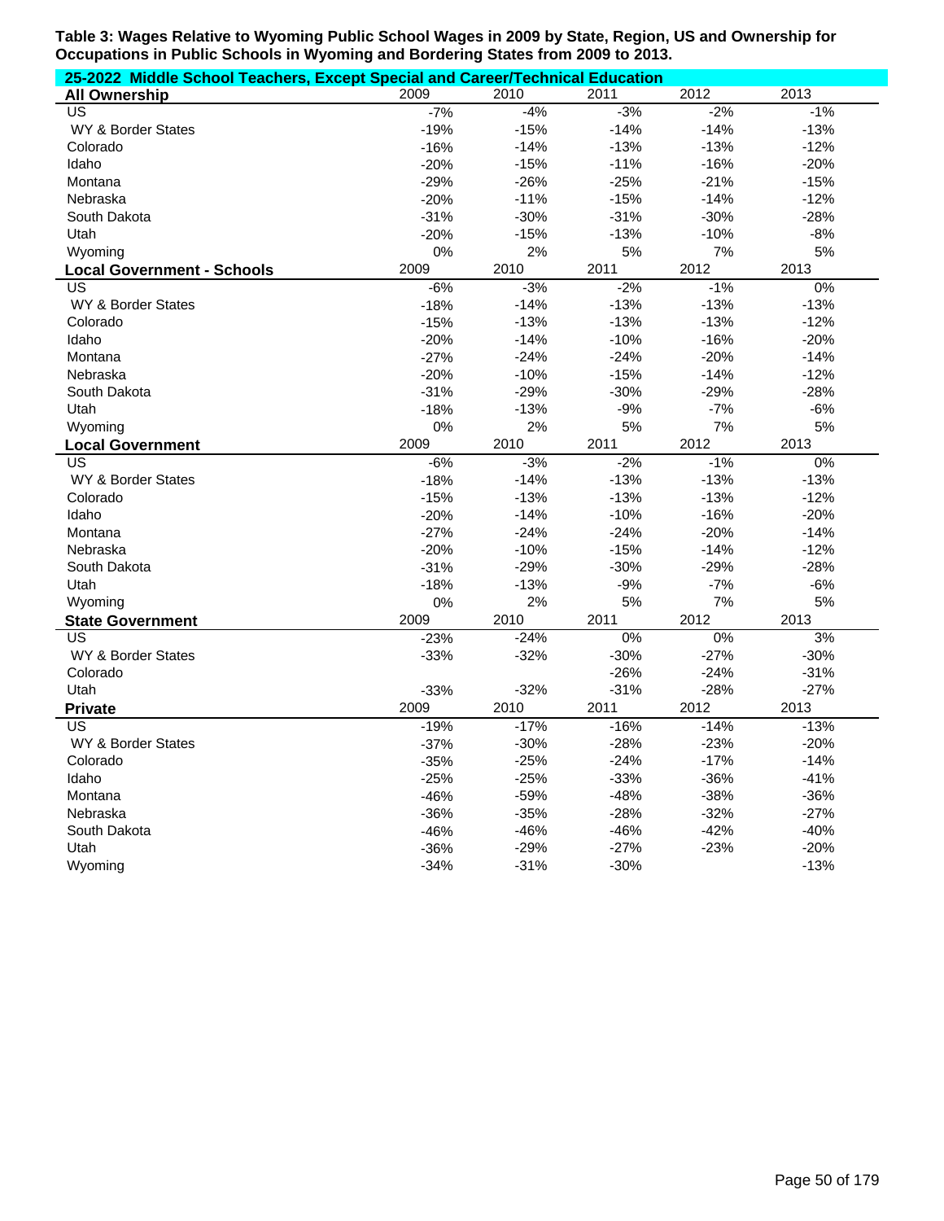**Table 3: Wages Relative to Wyoming Public School Wages in 2009 by State, Region, US and Ownership for Occupations in Public Schools in Wyoming and Bordering States from 2009 to 2013.**

**25-2022 Middle School Teachers, Except Special and Career/Technical Education**

| **All Ownership** | 2009 | 2010 | 2011 | 2012 | 2013 |
|---|---|---|---|---|---|
| US | -7% | -4% | -3% | -2% | -1% |
| WY & Border States | -19% | -15% | -14% | -14% | -13% |
| Colorado | -16% | -14% | -13% | -13% | -12% |
| Idaho | -20% | -15% | -11% | -16% | -20% |
| Montana | -29% | -26% | -25% | -21% | -15% |
| Nebraska | -20% | -11% | -15% | -14% | -12% |
| South Dakota | -31% | -30% | -31% | -30% | -28% |
| Utah | -20% | -15% | -13% | -10% | -8% |
| Wyoming | 0% | 2% | 5% | 7% | 5% |

| **Local Government - Schools** | 2009 | 2010 | 2011 | 2012 | 2013 |
|---|---|---|---|---|---|
| US | -6% | -3% | -2% | -1% | 0% |
| WY & Border States | -18% | -14% | -13% | -13% | -13% |
| Colorado | -15% | -13% | -13% | -13% | -12% |
| Idaho | -20% | -14% | -10% | -16% | -20% |
| Montana | -27% | -24% | -24% | -20% | -14% |
| Nebraska | -20% | -10% | -15% | -14% | -12% |
| South Dakota | -31% | -29% | -30% | -29% | -28% |
| Utah | -18% | -13% | -9% | -7% | -6% |
| Wyoming | 0% | 2% | 5% | 7% | 5% |

| **Local Government** | 2009 | 2010 | 2011 | 2012 | 2013 |
|---|---|---|---|---|---|
| US | -6% | -3% | -2% | -1% | 0% |
| WY & Border States | -18% | -14% | -13% | -13% | -13% |
| Colorado | -15% | -13% | -13% | -13% | -12% |
| Idaho | -20% | -14% | -10% | -16% | -20% |
| Montana | -27% | -24% | -24% | -20% | -14% |
| Nebraska | -20% | -10% | -15% | -14% | -12% |
| South Dakota | -31% | -29% | -30% | -29% | -28% |
| Utah | -18% | -13% | -9% | -7% | -6% |
| Wyoming | 0% | 2% | 5% | 7% | 5% |

| **State Government** | 2009 | 2010 | 2011 | 2012 | 2013 |
|---|---|---|---|---|---|
| US | -23% | -24% | 0% | 0% | 3% |
| WY & Border States | -33% | -32% | -30% | -27% | -30% |
| Colorado | | | -26% | -24% | -31% |
| Utah | -33% | -32% | -31% | -28% | -27% |

| **Private** | 2009 | 2010 | 2011 | 2012 | 2013 |
|---|---|---|---|---|---|
| US | -19% | -17% | -16% | -14% | -13% |
| WY & Border States | -37% | -30% | -28% | -23% | -20% |
| Colorado | -35% | -25% | -24% | -17% | -14% |
| Idaho | -25% | -25% | -33% | -36% | -41% |
| Montana | -46% | -59% | -48% | -38% | -36% |
| Nebraska | -36% | -35% | -28% | -32% | -27% |
| South Dakota | -46% | -46% | -46% | -42% | -40% |
| Utah | -36% | -29% | -27% | -23% | -20% |
| Wyoming | -34% | -31% | -30% | | -13% |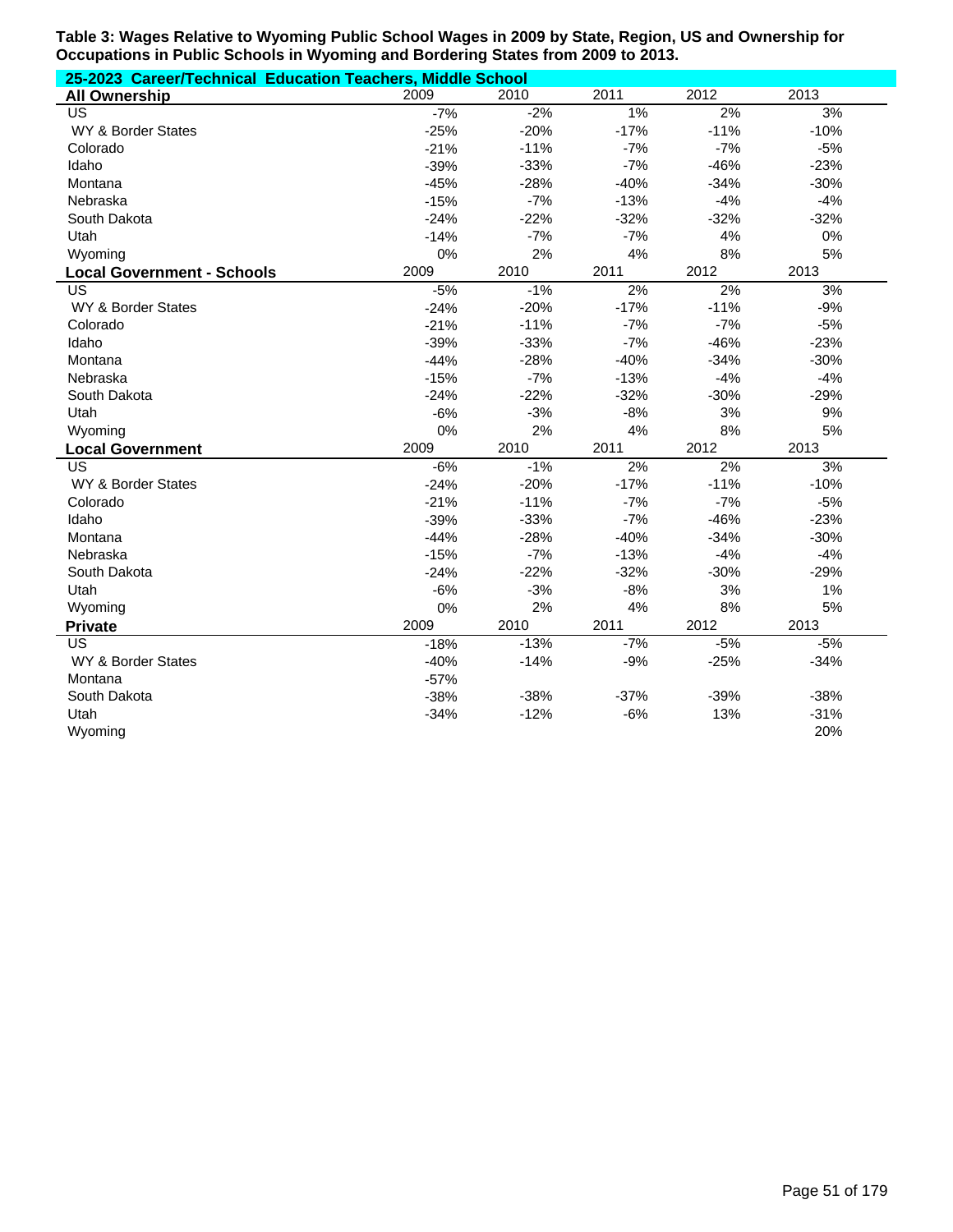**Table 3: Wages Relative to Wyoming Public School Wages in 2009 by State, Region, US and Ownership for Occupations in Public Schools in Wyoming and Bordering States from 2009 to 2013.**

**25-2023 Career/Technical Education Teachers, Middle School**

| All Ownership | 2009 | 2010 | 2011 | 2012 | 2013 |
|---|---|---|---|---|---|
| US | -7% | -2% | 1% | 2% | 3% |
| WY & Border States | -25% | -20% | -17% | -11% | -10% |
| Colorado | -21% | -11% | -7% | -7% | -5% |
| Idaho | -39% | -33% | -7% | -46% | -23% |
| Montana | -45% | -28% | -40% | -34% | -30% |
| Nebraska | -15% | -7% | -13% | -4% | -4% |
| South Dakota | -24% | -22% | -32% | -32% | -32% |
| Utah | -14% | -7% | -7% | 4% | 0% |
| Wyoming | 0% | 2% | 4% | 8% | 5% |
| **Local Government - Schools** | **2009** | **2010** | **2011** | **2012** | **2013** |
| US | -5% | -1% | 2% | 2% | 3% |
| WY & Border States | -24% | -20% | -17% | -11% | -9% |
| Colorado | -21% | -11% | -7% | -7% | -5% |
| Idaho | -39% | -33% | -7% | -46% | -23% |
| Montana | -44% | -28% | -40% | -34% | -30% |
| Nebraska | -15% | -7% | -13% | -4% | -4% |
| South Dakota | -24% | -22% | -32% | -30% | -29% |
| Utah | -6% | -3% | -8% | 3% | 9% |
| Wyoming | 0% | 2% | 4% | 8% | 5% |
| **Local Government** | **2009** | **2010** | **2011** | **2012** | **2013** |
| US | -6% | -1% | 2% | 2% | 3% |
| WY & Border States | -24% | -20% | -17% | -11% | -10% |
| Colorado | -21% | -11% | -7% | -7% | -5% |
| Idaho | -39% | -33% | -7% | -46% | -23% |
| Montana | -44% | -28% | -40% | -34% | -30% |
| Nebraska | -15% | -7% | -13% | -4% | -4% |
| South Dakota | -24% | -22% | -32% | -30% | -29% |
| Utah | -6% | -3% | -8% | 3% | 1% |
| Wyoming | 0% | 2% | 4% | 8% | 5% |
| **Private** | **2009** | **2010** | **2011** | **2012** | **2013** |
| US | -18% | -13% | -7% | -5% | -5% |
| WY & Border States | -40% | -14% | -9% | -25% | -34% |
| Montana | -57% | | | | |
| South Dakota | -38% | -38% | -37% | -39% | -38% |
| Utah | -34% | -12% | -6% | 13% | -31% |
| Wyoming | | | | | 20% |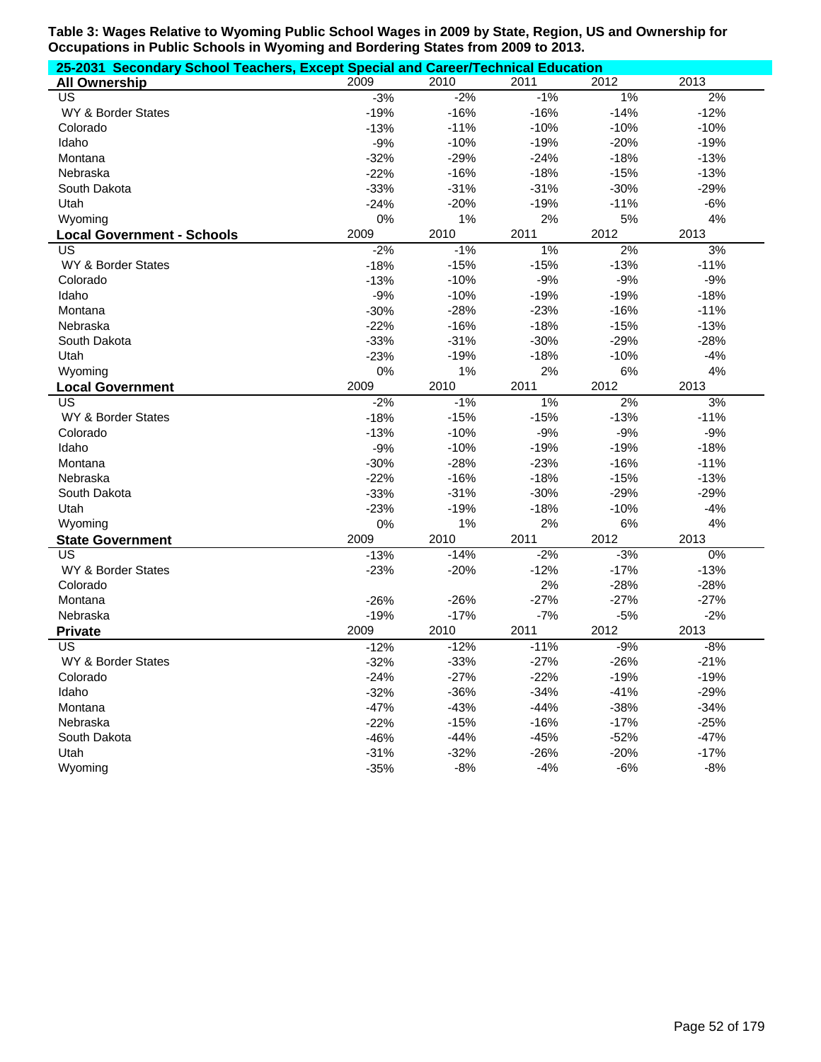**Table 3: Wages Relative to Wyoming Public School Wages in 2009 by State, Region, US and Ownership for Occupations in Public Schools in Wyoming and Bordering States from 2009 to 2013.**

**25-2031 Secondary School Teachers, Except Special and Career/Technical Education**

| **All Ownership** | 2009 | 2010 | 2011 | 2012 | 2013 |
|---|---|---|---|---|---|
| US | -3% | -2% | -1% | 1% | 2% |
| WY & Border States | -19% | -16% | -16% | -14% | -12% |
| Colorado | -13% | -11% | -10% | -10% | -10% |
| Idaho | -9% | -10% | -19% | -20% | -19% |
| Montana | -32% | -29% | -24% | -18% | -13% |
| Nebraska | -22% | -16% | -18% | -15% | -13% |
| South Dakota | -33% | -31% | -31% | -30% | -29% |
| Utah | -24% | -20% | -19% | -11% | -6% |
| Wyoming | 0% | 1% | 2% | 5% | 4% |

| **Local Government - Schools** | 2009 | 2010 | 2011 | 2012 | 2013 |
|---|---|---|---|---|---|
| US | -2% | -1% | 1% | 2% | 3% |
| WY & Border States | -18% | -15% | -15% | -13% | -11% |
| Colorado | -13% | -10% | -9% | -9% | -9% |
| Idaho | -9% | -10% | -19% | -19% | -18% |
| Montana | -30% | -28% | -23% | -16% | -11% |
| Nebraska | -22% | -16% | -18% | -15% | -13% |
| South Dakota | -33% | -31% | -30% | -29% | -28% |
| Utah | -23% | -19% | -18% | -10% | -4% |
| Wyoming | 0% | 1% | 2% | 6% | 4% |

| **Local Government** | 2009 | 2010 | 2011 | 2012 | 2013 |
|---|---|---|---|---|---|
| US | -2% | -1% | 1% | 2% | 3% |
| WY & Border States | -18% | -15% | -15% | -13% | -11% |
| Colorado | -13% | -10% | -9% | -9% | -9% |
| Idaho | -9% | -10% | -19% | -19% | -18% |
| Montana | -30% | -28% | -23% | -16% | -11% |
| Nebraska | -22% | -16% | -18% | -15% | -13% |
| South Dakota | -33% | -31% | -30% | -29% | -29% |
| Utah | -23% | -19% | -18% | -10% | -4% |
| Wyoming | 0% | 1% | 2% | 6% | 4% |

| **State Government** | 2009 | 2010 | 2011 | 2012 | 2013 |
|---|---|---|---|---|---|
| US | -13% | -14% | -2% | -3% | 0% |
| WY & Border States | -23% | -20% | -12% | -17% | -13% |
| Colorado | | | 2% | -28% | -28% |
| Montana | -26% | -26% | -27% | -27% | -27% |
| Nebraska | -19% | -17% | -7% | -5% | -2% |

| **Private** | 2009 | 2010 | 2011 | 2012 | 2013 |
|---|---|---|---|---|---|
| US | -12% | -12% | -11% | -9% | -8% |
| WY & Border States | -32% | -33% | -27% | -26% | -21% |
| Colorado | -24% | -27% | -22% | -19% | -19% |
| Idaho | -32% | -36% | -34% | -41% | -29% |
| Montana | -47% | -43% | -44% | -38% | -34% |
| Nebraska | -22% | -15% | -16% | -17% | -25% |
| South Dakota | -46% | -44% | -45% | -52% | -47% |
| Utah | -31% | -32% | -26% | -20% | -17% |
| Wyoming | -35% | -8% | -4% | -6% | -8% |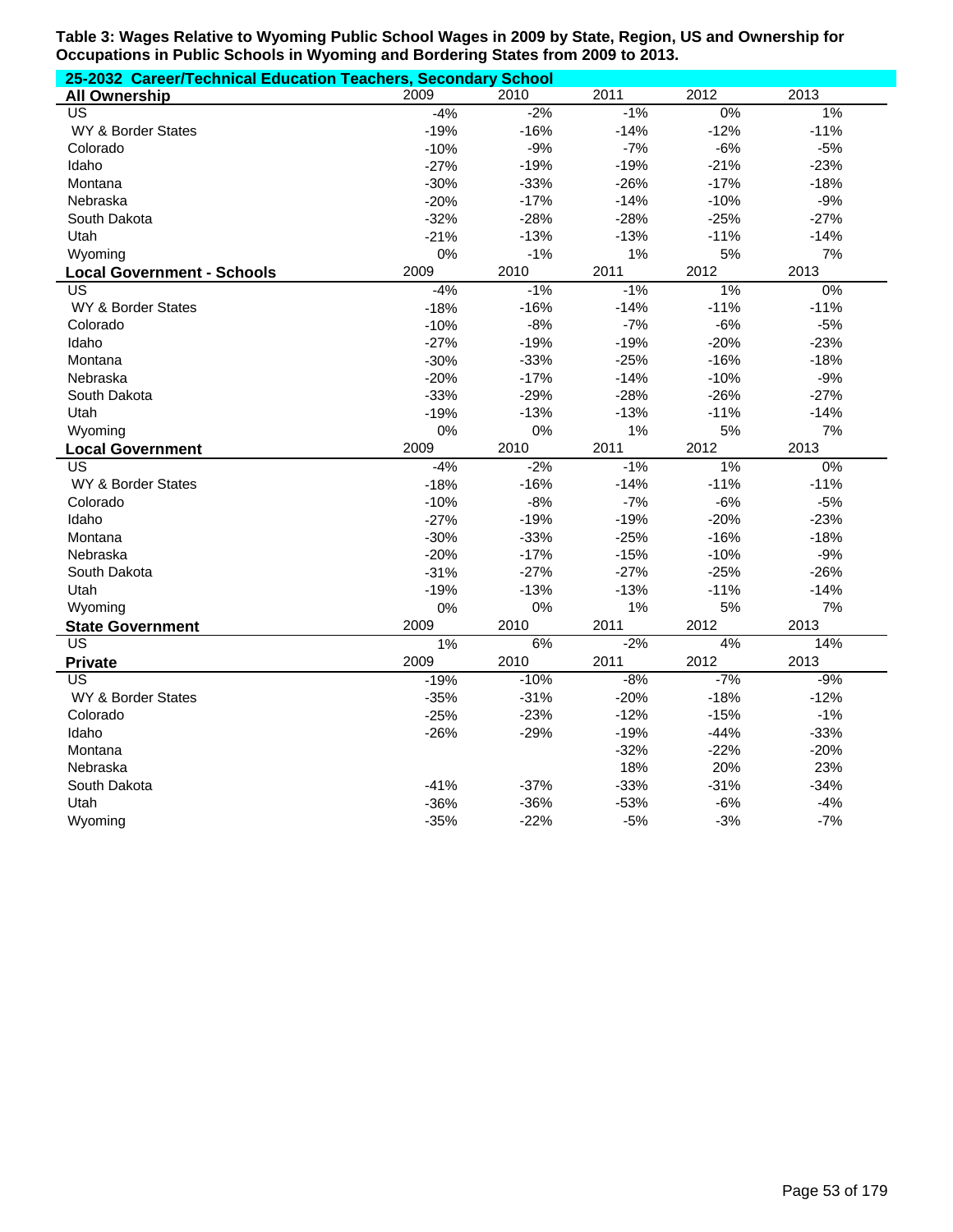**Table 3: Wages Relative to Wyoming Public School Wages in 2009 by State, Region, US and Ownership for Occupations in Public Schools in Wyoming and Bordering States from 2009 to 2013.**

| 25-2032 Career/Technical Education Teachers, Secondary School | | | | | |
|---|---|---|---|---|---|
| **All Ownership** | 2009 | 2010 | 2011 | 2012 | 2013 |
| US | -4% | -2% | -1% | 0% | 1% |
| WY & Border States | -19% | -16% | -14% | -12% | -11% |
| Colorado | -10% | -9% | -7% | -6% | -5% |
| Idaho | -27% | -19% | -19% | -21% | -23% |
| Montana | -30% | -33% | -26% | -17% | -18% |
| Nebraska | -20% | -17% | -14% | -10% | -9% |
| South Dakota | -32% | -28% | -28% | -25% | -27% |
| Utah | -21% | -13% | -13% | -11% | -14% |
| Wyoming | 0% | -1% | 1% | 5% | 7% |
| **Local Government - Schools** | 2009 | 2010 | 2011 | 2012 | 2013 |
| US | -4% | -1% | -1% | 1% | 0% |
| WY & Border States | -18% | -16% | -14% | -11% | -11% |
| Colorado | -10% | -8% | -7% | -6% | -5% |
| Idaho | -27% | -19% | -19% | -20% | -23% |
| Montana | -30% | -33% | -25% | -16% | -18% |
| Nebraska | -20% | -17% | -14% | -10% | -9% |
| South Dakota | -33% | -29% | -28% | -26% | -27% |
| Utah | -19% | -13% | -13% | -11% | -14% |
| Wyoming | 0% | 0% | 1% | 5% | 7% |
| **Local Government** | 2009 | 2010 | 2011 | 2012 | 2013 |
| US | -4% | -2% | -1% | 1% | 0% |
| WY & Border States | -18% | -16% | -14% | -11% | -11% |
| Colorado | -10% | -8% | -7% | -6% | -5% |
| Idaho | -27% | -19% | -19% | -20% | -23% |
| Montana | -30% | -33% | -25% | -16% | -18% |
| Nebraska | -20% | -17% | -15% | -10% | -9% |
| South Dakota | -31% | -27% | -27% | -25% | -26% |
| Utah | -19% | -13% | -13% | -11% | -14% |
| Wyoming | 0% | 0% | 1% | 5% | 7% |
| **State Government** | 2009 | 2010 | 2011 | 2012 | 2013 |
| US | 1% | 6% | -2% | 4% | 14% |
| **Private** | 2009 | 2010 | 2011 | 2012 | 2013 |
| US | -19% | -10% | -8% | -7% | -9% |
| WY & Border States | -35% | -31% | -20% | -18% | -12% |
| Colorado | -25% | -23% | -12% | -15% | -1% |
| Idaho | -26% | -29% | -19% | -44% | -33% |
| Montana | | | -32% | -22% | -20% |
| Nebraska | | | 18% | 20% | 23% |
| South Dakota | -41% | -37% | -33% | -31% | -34% |
| Utah | -36% | -36% | -53% | -6% | -4% |
| Wyoming | -35% | -22% | -5% | -3% | -7% |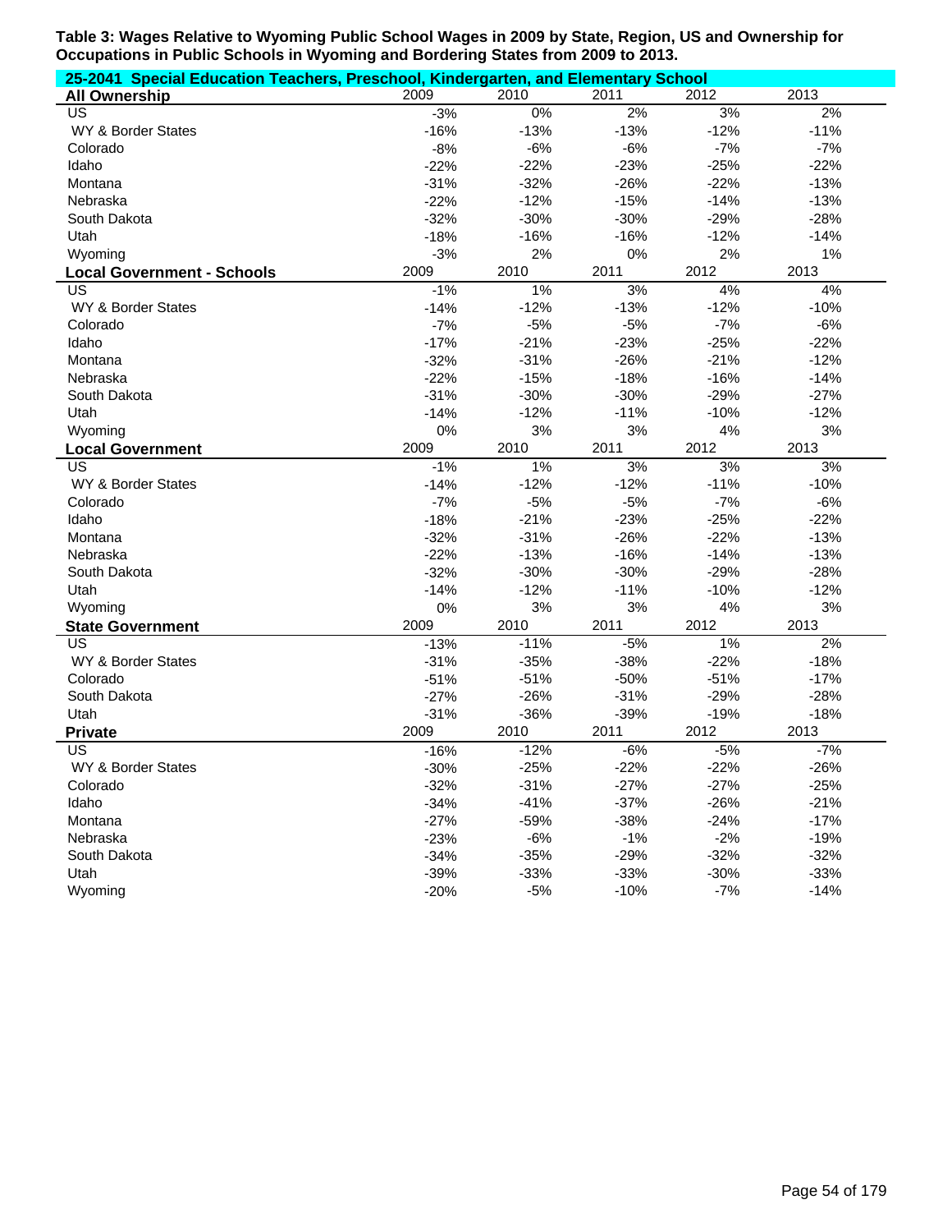**Table 3: Wages Relative to Wyoming Public School Wages in 2009 by State, Region, US and Ownership for Occupations in Public Schools in Wyoming and Bordering States from 2009 to 2013.**

**25-2041 Special Education Teachers, Preschool, Kindergarten, and Elementary School**

| All Ownership | 2009 | 2010 | 2011 | 2012 | 2013 |
|---|---|---|---|---|---|
| US | -3% | 0% | 2% | 3% | 2% |
| WY & Border States | -16% | -13% | -13% | -12% | -11% |
| Colorado | -8% | -6% | -6% | -7% | -7% |
| Idaho | -22% | -22% | -23% | -25% | -22% |
| Montana | -31% | -32% | -26% | -22% | -13% |
| Nebraska | -22% | -12% | -15% | -14% | -13% |
| South Dakota | -32% | -30% | -30% | -29% | -28% |
| Utah | -18% | -16% | -16% | -12% | -14% |
| Wyoming | -3% | 2% | 0% | 2% | 1% |
| **Local Government - Schools** | **2009** | **2010** | **2011** | **2012** | **2013** |
| US | -1% | 1% | 3% | 4% | 4% |
| WY & Border States | -14% | -12% | -13% | -12% | -10% |
| Colorado | -7% | -5% | -5% | -7% | -6% |
| Idaho | -17% | -21% | -23% | -25% | -22% |
| Montana | -32% | -31% | -26% | -21% | -12% |
| Nebraska | -22% | -15% | -18% | -16% | -14% |
| South Dakota | -31% | -30% | -30% | -29% | -27% |
| Utah | -14% | -12% | -11% | -10% | -12% |
| Wyoming | 0% | 3% | 3% | 4% | 3% |
| **Local Government** | **2009** | **2010** | **2011** | **2012** | **2013** |
| US | -1% | 1% | 3% | 3% | 3% |
| WY & Border States | -14% | -12% | -12% | -11% | -10% |
| Colorado | -7% | -5% | -5% | -7% | -6% |
| Idaho | -18% | -21% | -23% | -25% | -22% |
| Montana | -32% | -31% | -26% | -22% | -13% |
| Nebraska | -22% | -13% | -16% | -14% | -13% |
| South Dakota | -32% | -30% | -30% | -29% | -28% |
| Utah | -14% | -12% | -11% | -10% | -12% |
| Wyoming | 0% | 3% | 3% | 4% | 3% |
| **State Government** | **2009** | **2010** | **2011** | **2012** | **2013** |
| US | -13% | -11% | -5% | 1% | 2% |
| WY & Border States | -31% | -35% | -38% | -22% | -18% |
| Colorado | -51% | -51% | -50% | -51% | -17% |
| South Dakota | -27% | -26% | -31% | -29% | -28% |
| Utah | -31% | -36% | -39% | -19% | -18% |
| **Private** | **2009** | **2010** | **2011** | **2012** | **2013** |
| US | -16% | -12% | -6% | -5% | -7% |
| WY & Border States | -30% | -25% | -22% | -22% | -26% |
| Colorado | -32% | -31% | -27% | -27% | -25% |
| Idaho | -34% | -41% | -37% | -26% | -21% |
| Montana | -27% | -59% | -38% | -24% | -17% |
| Nebraska | -23% | -6% | -1% | -2% | -19% |
| South Dakota | -34% | -35% | -29% | -32% | -32% |
| Utah | -39% | -33% | -33% | -30% | -33% |
| Wyoming | -20% | -5% | -10% | -7% | -14% |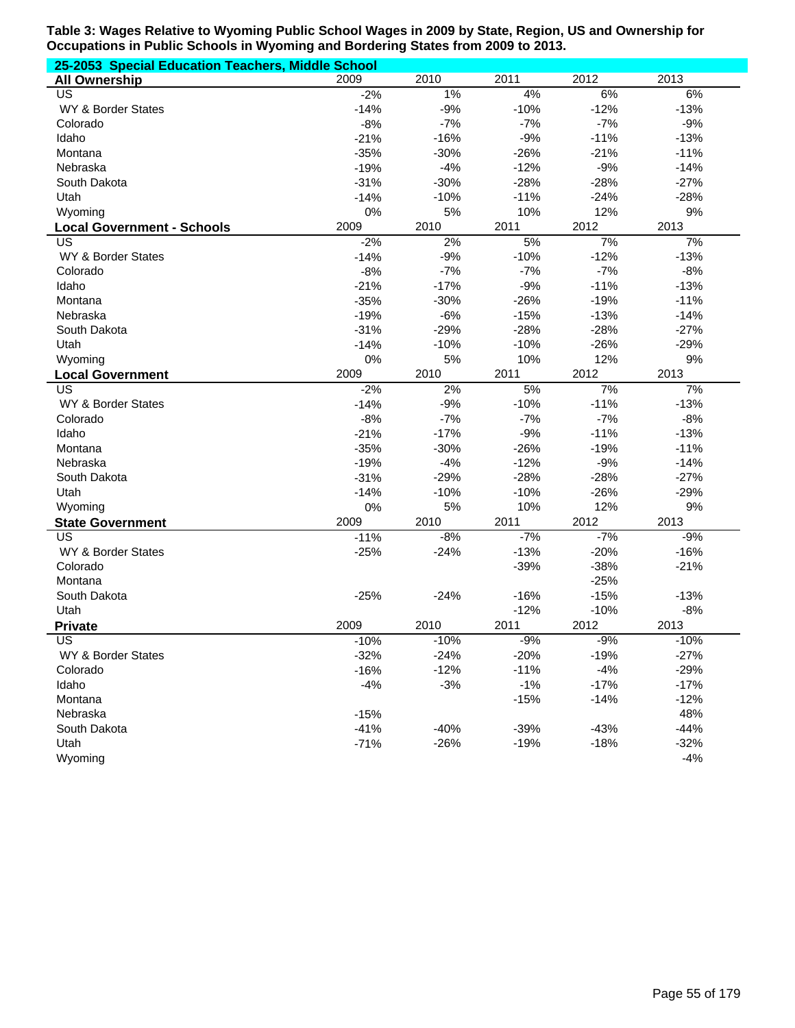**Table 3: Wages Relative to Wyoming Public School Wages in 2009 by State, Region, US and Ownership for Occupations in Public Schools in Wyoming and Bordering States from 2009 to 2013.**

**25-2053 Special Education Teachers, Middle School**

| All Ownership | 2009 | 2010 | 2011 | 2012 | 2013 |
|---|---|---|---|---|---|
| US | -2% | 1% | 4% | 6% | 6% |
| WY & Border States | -14% | -9% | -10% | -12% | -13% |
| Colorado | -8% | -7% | -7% | -7% | -9% |
| Idaho | -21% | -16% | -9% | -11% | -13% |
| Montana | -35% | -30% | -26% | -21% | -11% |
| Nebraska | -19% | -4% | -12% | -9% | -14% |
| South Dakota | -31% | -30% | -28% | -28% | -27% |
| Utah | -14% | -10% | -11% | -24% | -28% |
| Wyoming | 0% | 5% | 10% | 12% | 9% |

| Local Government - Schools | 2009 | 2010 | 2011 | 2012 | 2013 |
|---|---|---|---|---|---|
| US | -2% | 2% | 5% | 7% | 7% |
| WY & Border States | -14% | -9% | -10% | -12% | -13% |
| Colorado | -8% | -7% | -7% | -7% | -8% |
| Idaho | -21% | -17% | -9% | -11% | -13% |
| Montana | -35% | -30% | -26% | -19% | -11% |
| Nebraska | -19% | -6% | -15% | -13% | -14% |
| South Dakota | -31% | -29% | -28% | -28% | -27% |
| Utah | -14% | -10% | -10% | -26% | -29% |
| Wyoming | 0% | 5% | 10% | 12% | 9% |

| Local Government | 2009 | 2010 | 2011 | 2012 | 2013 |
|---|---|---|---|---|---|
| US | -2% | 2% | 5% | 7% | 7% |
| WY & Border States | -14% | -9% | -10% | -11% | -13% |
| Colorado | -8% | -7% | -7% | -7% | -8% |
| Idaho | -21% | -17% | -9% | -11% | -13% |
| Montana | -35% | -30% | -26% | -19% | -11% |
| Nebraska | -19% | -4% | -12% | -9% | -14% |
| South Dakota | -31% | -29% | -28% | -28% | -27% |
| Utah | -14% | -10% | -10% | -26% | -29% |
| Wyoming | 0% | 5% | 10% | 12% | 9% |

| State Government | 2009 | 2010 | 2011 | 2012 | 2013 |
|---|---|---|---|---|---|
| US | -11% | -8% | -7% | -7% | -9% |
| WY & Border States | -25% | -24% | -13% | -20% | -16% |
| Colorado | | | -39% | -38% | -21% |
| Montana | | | | -25% | |
| South Dakota | -25% | -24% | -16% | -15% | -13% |
| Utah | | | -12% | -10% | -8% |

| Private | 2009 | 2010 | 2011 | 2012 | 2013 |
|---|---|---|---|---|---|
| US | -10% | -10% | -9% | -9% | -10% |
| WY & Border States | -32% | -24% | -20% | -19% | -27% |
| Colorado | -16% | -12% | -11% | -4% | -29% |
| Idaho | -4% | -3% | -1% | -17% | -17% |
| Montana | | | -15% | -14% | -12% |
| Nebraska | -15% | | | | 48% |
| South Dakota | -41% | -40% | -39% | -43% | -44% |
| Utah | -71% | -26% | -19% | -18% | -32% |
| Wyoming | | | | | -4% |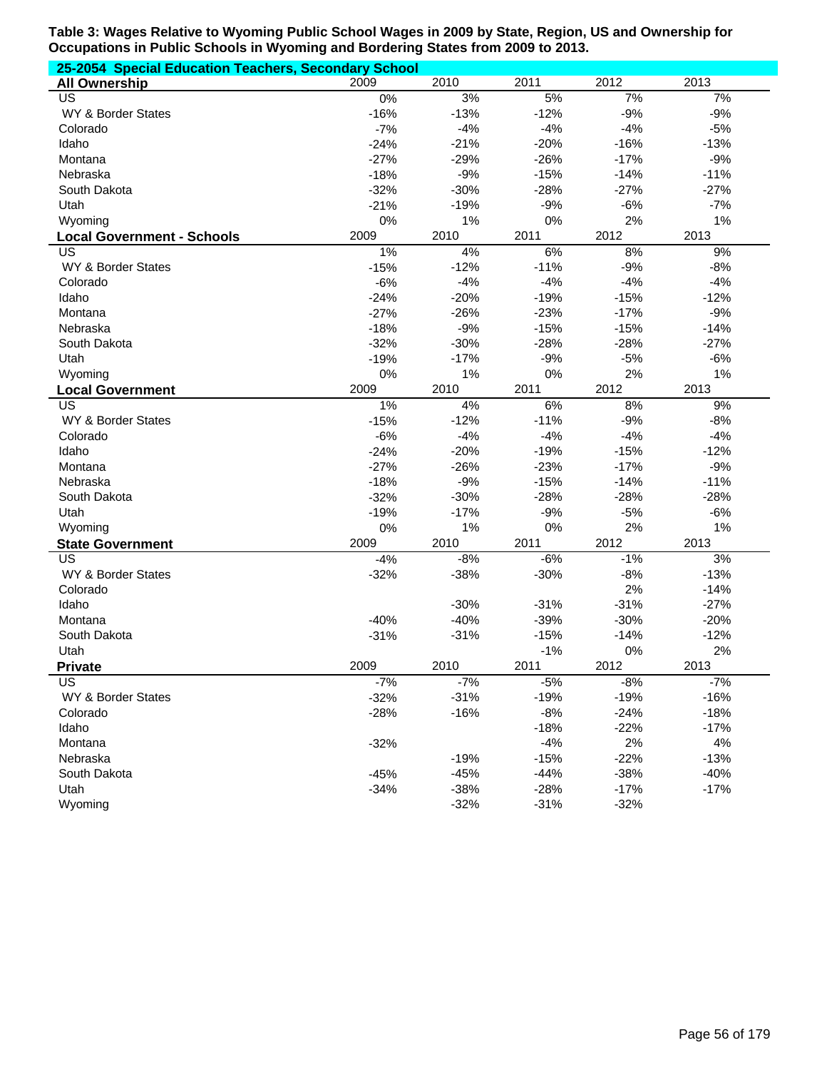**Table 3: Wages Relative to Wyoming Public School Wages in 2009 by State, Region, US and Ownership for Occupations in Public Schools in Wyoming and Bordering States from 2009 to 2013.**

**25-2054 Special Education Teachers, Secondary School**

| All Ownership | 2009 | 2010 | 2011 | 2012 | 2013 |
|---|---|---|---|---|---|
| US | 0% | 3% | 5% | 7% | 7% |
| WY & Border States | -16% | -13% | -12% | -9% | -9% |
| Colorado | -7% | -4% | -4% | -4% | -5% |
| Idaho | -24% | -21% | -20% | -16% | -13% |
| Montana | -27% | -29% | -26% | -17% | -9% |
| Nebraska | -18% | -9% | -15% | -14% | -11% |
| South Dakota | -32% | -30% | -28% | -27% | -27% |
| Utah | -21% | -19% | -9% | -6% | -7% |
| Wyoming | 0% | 1% | 0% | 2% | 1% |

| Local Government - Schools | 2009 | 2010 | 2011 | 2012 | 2013 |
|---|---|---|---|---|---|
| US | 1% | 4% | 6% | 8% | 9% |
| WY & Border States | -15% | -12% | -11% | -9% | -8% |
| Colorado | -6% | -4% | -4% | -4% | -4% |
| Idaho | -24% | -20% | -19% | -15% | -12% |
| Montana | -27% | -26% | -23% | -17% | -9% |
| Nebraska | -18% | -9% | -15% | -15% | -14% |
| South Dakota | -32% | -30% | -28% | -28% | -27% |
| Utah | -19% | -17% | -9% | -5% | -6% |
| Wyoming | 0% | 1% | 0% | 2% | 1% |

| Local Government | 2009 | 2010 | 2011 | 2012 | 2013 |
|---|---|---|---|---|---|
| US | 1% | 4% | 6% | 8% | 9% |
| WY & Border States | -15% | -12% | -11% | -9% | -8% |
| Colorado | -6% | -4% | -4% | -4% | -4% |
| Idaho | -24% | -20% | -19% | -15% | -12% |
| Montana | -27% | -26% | -23% | -17% | -9% |
| Nebraska | -18% | -9% | -15% | -14% | -11% |
| South Dakota | -32% | -30% | -28% | -28% | -28% |
| Utah | -19% | -17% | -9% | -5% | -6% |
| Wyoming | 0% | 1% | 0% | 2% | 1% |

| State Government | 2009 | 2010 | 2011 | 2012 | 2013 |
|---|---|---|---|---|---|
| US | -4% | -8% | -6% | -1% | 3% |
| WY & Border States | -32% | -38% | -30% | -8% | -13% |
| Colorado | | | | 2% | -14% |
| Idaho | | -30% | -31% | -31% | -27% |
| Montana | -40% | -40% | -39% | -30% | -20% |
| South Dakota | -31% | -31% | -15% | -14% | -12% |
| Utah | | | -1% | 0% | 2% |

| Private | 2009 | 2010 | 2011 | 2012 | 2013 |
|---|---|---|---|---|---|
| US | -7% | -7% | -5% | -8% | -7% |
| WY & Border States | -32% | -31% | -19% | -19% | -16% |
| Colorado | -28% | -16% | -8% | -24% | -18% |
| Idaho | | | -18% | -22% | -17% |
| Montana | -32% | | -4% | 2% | 4% |
| Nebraska | | -19% | -15% | -22% | -13% |
| South Dakota | -45% | -45% | -44% | -38% | -40% |
| Utah | -34% | -38% | -28% | -17% | -17% |
| Wyoming | | -32% | -31% | -32% | |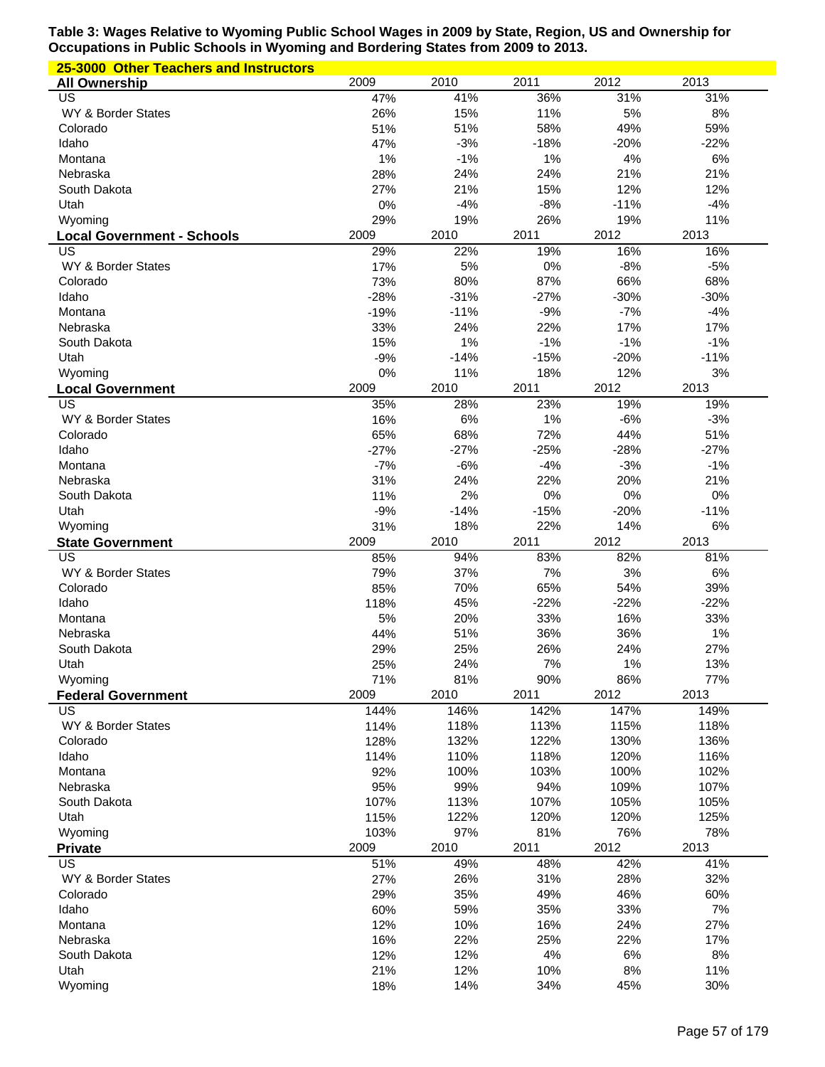**Table 3: Wages Relative to Wyoming Public School Wages in 2009 by State, Region, US and Ownership for Occupations in Public Schools in Wyoming and Bordering States from 2009 to 2013.**

**25-3000 Other Teachers and Instructors**

| All Ownership | 2009 | 2010 | 2011 | 2012 | 2013 |
|---|---|---|---|---|---|
| US | 47% | 41% | 36% | 31% | 31% |
| WY & Border States | 26% | 15% | 11% | 5% | 8% |
| Colorado | 51% | 51% | 58% | 49% | 59% |
| Idaho | 47% | -3% | -18% | -20% | -22% |
| Montana | 1% | -1% | 1% | 4% | 6% |
| Nebraska | 28% | 24% | 24% | 21% | 21% |
| South Dakota | 27% | 21% | 15% | 12% | 12% |
| Utah | 0% | -4% | -8% | -11% | -4% |
| Wyoming | 29% | 19% | 26% | 19% | 11% |
| **Local Government - Schools** | **2009** | **2010** | **2011** | **2012** | **2013** |
| US | 29% | 22% | 19% | 16% | 16% |
| WY & Border States | 17% | 5% | 0% | -8% | -5% |
| Colorado | 73% | 80% | 87% | 66% | 68% |
| Idaho | -28% | -31% | -27% | -30% | -30% |
| Montana | -19% | -11% | -9% | -7% | -4% |
| Nebraska | 33% | 24% | 22% | 17% | 17% |
| South Dakota | 15% | 1% | -1% | -1% | -1% |
| Utah | -9% | -14% | -15% | -20% | -11% |
| Wyoming | 0% | 11% | 18% | 12% | 3% |
| **Local Government** | **2009** | **2010** | **2011** | **2012** | **2013** |
| US | 35% | 28% | 23% | 19% | 19% |
| WY & Border States | 16% | 6% | 1% | -6% | -3% |
| Colorado | 65% | 68% | 72% | 44% | 51% |
| Idaho | -27% | -27% | -25% | -28% | -27% |
| Montana | -7% | -6% | -4% | -3% | -1% |
| Nebraska | 31% | 24% | 22% | 20% | 21% |
| South Dakota | 11% | 2% | 0% | 0% | 0% |
| Utah | -9% | -14% | -15% | -20% | -11% |
| Wyoming | 31% | 18% | 22% | 14% | 6% |
| **State Government** | **2009** | **2010** | **2011** | **2012** | **2013** |
| US | 85% | 94% | 83% | 82% | 81% |
| WY & Border States | 79% | 37% | 7% | 3% | 6% |
| Colorado | 85% | 70% | 65% | 54% | 39% |
| Idaho | 118% | 45% | -22% | -22% | -22% |
| Montana | 5% | 20% | 33% | 16% | 33% |
| Nebraska | 44% | 51% | 36% | 36% | 1% |
| South Dakota | 29% | 25% | 26% | 24% | 27% |
| Utah | 25% | 24% | 7% | 1% | 13% |
| Wyoming | 71% | 81% | 90% | 86% | 77% |
| **Federal Government** | **2009** | **2010** | **2011** | **2012** | **2013** |
| US | 144% | 146% | 142% | 147% | 149% |
| WY & Border States | 114% | 118% | 113% | 115% | 118% |
| Colorado | 128% | 132% | 122% | 130% | 136% |
| Idaho | 114% | 110% | 118% | 120% | 116% |
| Montana | 92% | 100% | 103% | 100% | 102% |
| Nebraska | 95% | 99% | 94% | 109% | 107% |
| South Dakota | 107% | 113% | 107% | 105% | 105% |
| Utah | 115% | 122% | 120% | 120% | 125% |
| Wyoming | 103% | 97% | 81% | 76% | 78% |
| **Private** | **2009** | **2010** | **2011** | **2012** | **2013** |
| US | 51% | 49% | 48% | 42% | 41% |
| WY & Border States | 27% | 26% | 31% | 28% | 32% |
| Colorado | 29% | 35% | 49% | 46% | 60% |
| Idaho | 60% | 59% | 35% | 33% | 7% |
| Montana | 12% | 10% | 16% | 24% | 27% |
| Nebraska | 16% | 22% | 25% | 22% | 17% |
| South Dakota | 12% | 12% | 4% | 6% | 8% |
| Utah | 21% | 12% | 10% | 8% | 11% |
| Wyoming | 18% | 14% | 34% | 45% | 30% |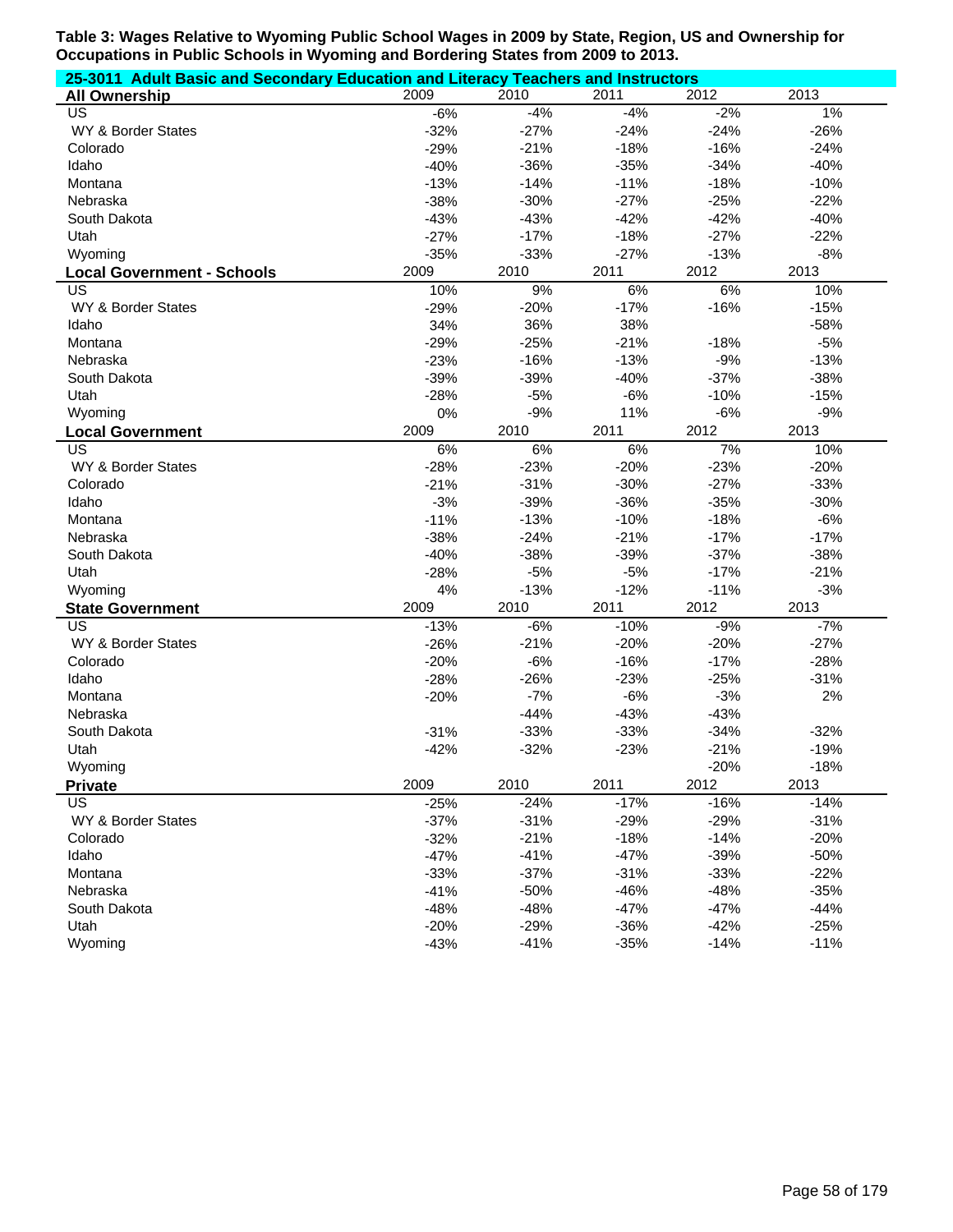**Table 3: Wages Relative to Wyoming Public School Wages in 2009 by State, Region, US and Ownership for Occupations in Public Schools in Wyoming and Bordering States from 2009 to 2013.**

**25-3011 Adult Basic and Secondary Education and Literacy Teachers and Instructors**

| **All Ownership** | 2009 | 2010 | 2011 | 2012 | 2013 |
|---|---|---|---|---|---|
| US | -6% | -4% | -4% | -2% | 1% |
| WY & Border States | -32% | -27% | -24% | -24% | -26% |
| Colorado | -29% | -21% | -18% | -16% | -24% |
| Idaho | -40% | -36% | -35% | -34% | -40% |
| Montana | -13% | -14% | -11% | -18% | -10% |
| Nebraska | -38% | -30% | -27% | -25% | -22% |
| South Dakota | -43% | -43% | -42% | -42% | -40% |
| Utah | -27% | -17% | -18% | -27% | -22% |
| Wyoming | -35% | -33% | -27% | -13% | -8% |
| **Local Government - Schools** | 2009 | 2010 | 2011 | 2012 | 2013 |
| US | 10% | 9% | 6% | 6% | 10% |
| WY & Border States | -29% | -20% | -17% | -16% | -15% |
| Idaho | 34% | 36% | 38% | | -58% |
| Montana | -29% | -25% | -21% | -18% | -5% |
| Nebraska | -23% | -16% | -13% | -9% | -13% |
| South Dakota | -39% | -39% | -40% | -37% | -38% |
| Utah | -28% | -5% | -6% | -10% | -15% |
| Wyoming | 0% | -9% | 11% | -6% | -9% |
| **Local Government** | 2009 | 2010 | 2011 | 2012 | 2013 |
| US | 6% | 6% | 6% | 7% | 10% |
| WY & Border States | -28% | -23% | -20% | -23% | -20% |
| Colorado | -21% | -31% | -30% | -27% | -33% |
| Idaho | -3% | -39% | -36% | -35% | -30% |
| Montana | -11% | -13% | -10% | -18% | -6% |
| Nebraska | -38% | -24% | -21% | -17% | -17% |
| South Dakota | -40% | -38% | -39% | -37% | -38% |
| Utah | -28% | -5% | -5% | -17% | -21% |
| Wyoming | 4% | -13% | -12% | -11% | -3% |
| **State Government** | 2009 | 2010 | 2011 | 2012 | 2013 |
| US | -13% | -6% | -10% | -9% | -7% |
| WY & Border States | -26% | -21% | -20% | -20% | -27% |
| Colorado | -20% | -6% | -16% | -17% | -28% |
| Idaho | -28% | -26% | -23% | -25% | -31% |
| Montana | -20% | -7% | -6% | -3% | 2% |
| Nebraska | | -44% | -43% | -43% | |
| South Dakota | -31% | -33% | -33% | -34% | -32% |
| Utah | -42% | -32% | -23% | -21% | -19% |
| Wyoming | | | | -20% | -18% |
| **Private** | 2009 | 2010 | 2011 | 2012 | 2013 |
| US | -25% | -24% | -17% | -16% | -14% |
| WY & Border States | -37% | -31% | -29% | -29% | -31% |
| Colorado | -32% | -21% | -18% | -14% | -20% |
| Idaho | -47% | -41% | -47% | -39% | -50% |
| Montana | -33% | -37% | -31% | -33% | -22% |
| Nebraska | -41% | -50% | -46% | -48% | -35% |
| South Dakota | -48% | -48% | -47% | -47% | -44% |
| Utah | -20% | -29% | -36% | -42% | -25% |
| Wyoming | -43% | -41% | -35% | -14% | -11% |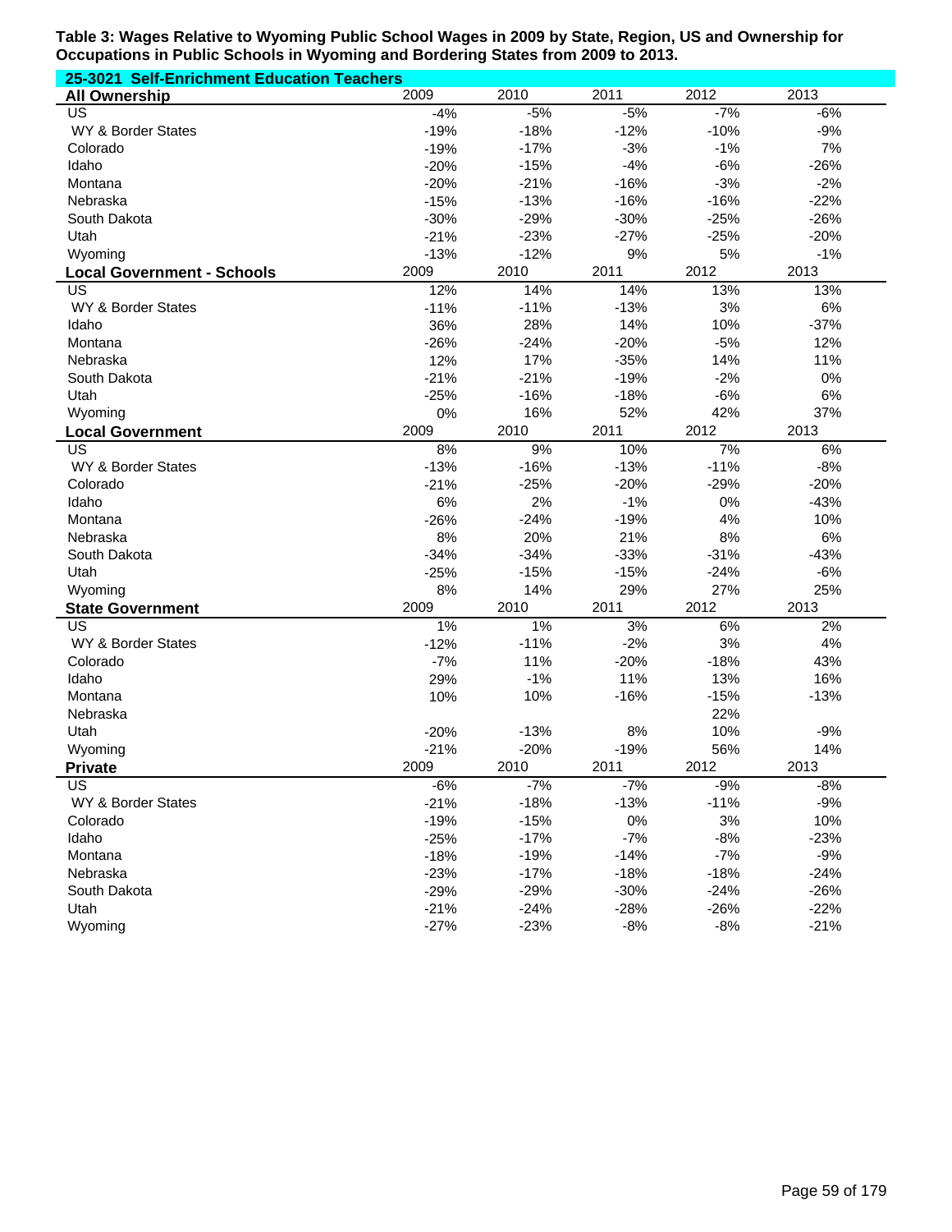**Table 3: Wages Relative to Wyoming Public School Wages in 2009 by State, Region, US and Ownership for Occupations in Public Schools in Wyoming and Bordering States from 2009 to 2013.**

**25-3021 Self-Enrichment Education Teachers**

| All Ownership | 2009 | 2010 | 2011 | 2012 | 2013 |
|---|---|---|---|---|---|
| US | -4% | -5% | -5% | -7% | -6% |
| WY & Border States | -19% | -18% | -12% | -10% | -9% |
| Colorado | -19% | -17% | -3% | -1% | 7% |
| Idaho | -20% | -15% | -4% | -6% | -26% |
| Montana | -20% | -21% | -16% | -3% | -2% |
| Nebraska | -15% | -13% | -16% | -16% | -22% |
| South Dakota | -30% | -29% | -30% | -25% | -26% |
| Utah | -21% | -23% | -27% | -25% | -20% |
| Wyoming | -13% | -12% | 9% | 5% | -1% |

| Local Government - Schools | 2009 | 2010 | 2011 | 2012 | 2013 |
|---|---|---|---|---|---|
| US | 12% | 14% | 14% | 13% | 13% |
| WY & Border States | -11% | -11% | -13% | 3% | 6% |
| Idaho | 36% | 28% | 14% | 10% | -37% |
| Montana | -26% | -24% | -20% | -5% | 12% |
| Nebraska | 12% | 17% | -35% | 14% | 11% |
| South Dakota | -21% | -21% | -19% | -2% | 0% |
| Utah | -25% | -16% | -18% | -6% | 6% |
| Wyoming | 0% | 16% | 52% | 42% | 37% |

| Local Government | 2009 | 2010 | 2011 | 2012 | 2013 |
|---|---|---|---|---|---|
| US | 8% | 9% | 10% | 7% | 6% |
| WY & Border States | -13% | -16% | -13% | -11% | -8% |
| Colorado | -21% | -25% | -20% | -29% | -20% |
| Idaho | 6% | 2% | -1% | 0% | -43% |
| Montana | -26% | -24% | -19% | 4% | 10% |
| Nebraska | 8% | 20% | 21% | 8% | 6% |
| South Dakota | -34% | -34% | -33% | -31% | -43% |
| Utah | -25% | -15% | -15% | -24% | -6% |
| Wyoming | 8% | 14% | 29% | 27% | 25% |

| State Government | 2009 | 2010 | 2011 | 2012 | 2013 |
|---|---|---|---|---|---|
| US | 1% | 1% | 3% | 6% | 2% |
| WY & Border States | -12% | -11% | -2% | 3% | 4% |
| Colorado | -7% | 11% | -20% | -18% | 43% |
| Idaho | 29% | -1% | 11% | 13% | 16% |
| Montana | 10% | 10% | -16% | -15% | -13% |
| Nebraska | | | | 22% | |
| Utah | -20% | -13% | 8% | 10% | -9% |
| Wyoming | -21% | -20% | -19% | 56% | 14% |

| Private | 2009 | 2010 | 2011 | 2012 | 2013 |
|---|---|---|---|---|---|
| US | -6% | -7% | -7% | -9% | -8% |
| WY & Border States | -21% | -18% | -13% | -11% | -9% |
| Colorado | -19% | -15% | 0% | 3% | 10% |
| Idaho | -25% | -17% | -7% | -8% | -23% |
| Montana | -18% | -19% | -14% | -7% | -9% |
| Nebraska | -23% | -17% | -18% | -18% | -24% |
| South Dakota | -29% | -29% | -30% | -24% | -26% |
| Utah | -21% | -24% | -28% | -26% | -22% |
| Wyoming | -27% | -23% | -8% | -8% | -21% |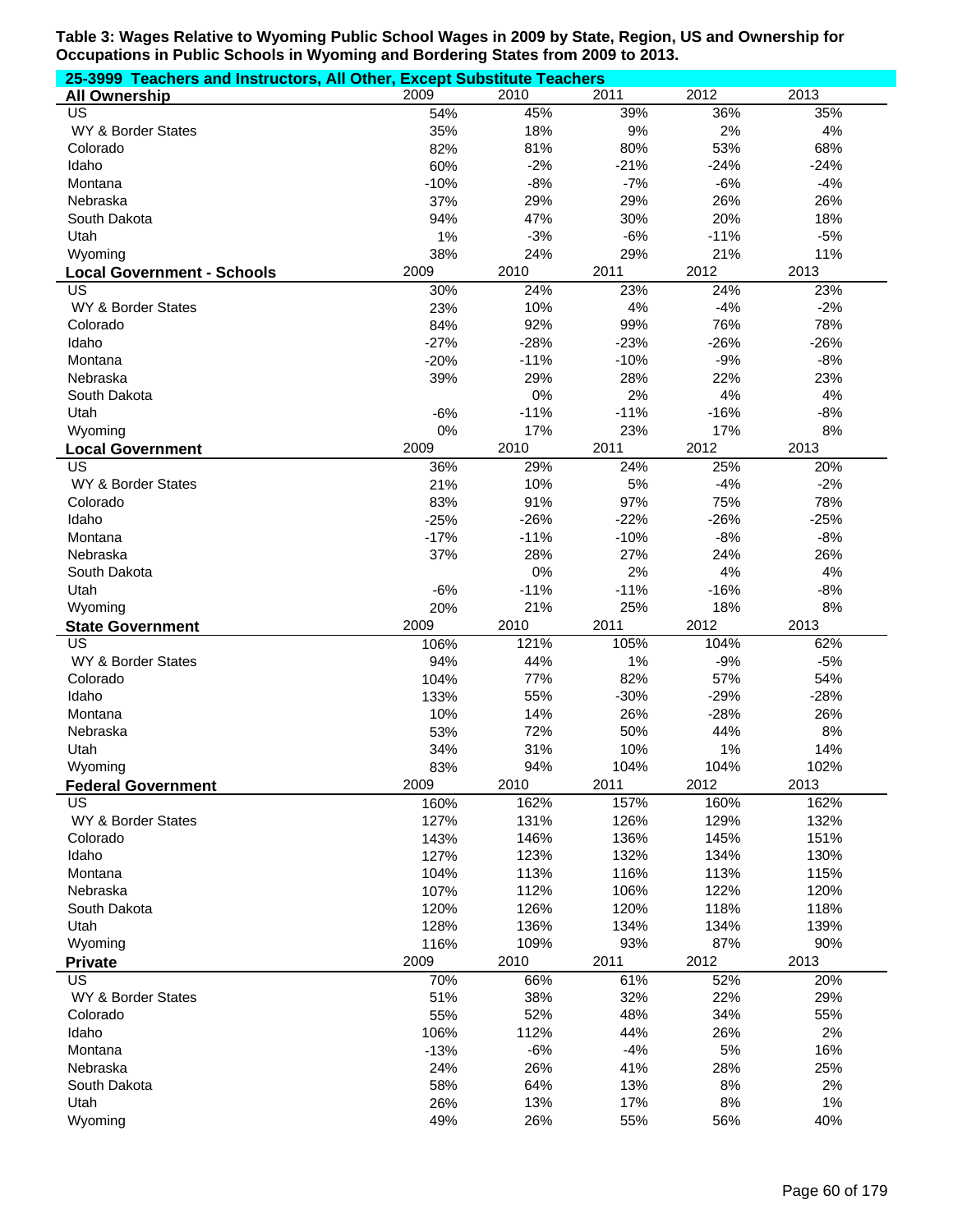**Table 3: Wages Relative to Wyoming Public School Wages in 2009 by State, Region, US and Ownership for Occupations in Public Schools in Wyoming and Bordering States from 2009 to 2013.**

**25-3999 Teachers and Instructors, All Other, Except Substitute Teachers**

| All Ownership | 2009 | 2010 | 2011 | 2012 | 2013 |
|---|---|---|---|---|---|
| US | 54% | 45% | 39% | 36% | 35% |
| WY & Border States | 35% | 18% | 9% | 2% | 4% |
| Colorado | 82% | 81% | 80% | 53% | 68% |
| Idaho | 60% | -2% | -21% | -24% | -24% |
| Montana | -10% | -8% | -7% | -6% | -4% |
| Nebraska | 37% | 29% | 29% | 26% | 26% |
| South Dakota | 94% | 47% | 30% | 20% | 18% |
| Utah | 1% | -3% | -6% | -11% | -5% |
| Wyoming | 38% | 24% | 29% | 21% | 11% |
| **Local Government - Schools** | 2009 | 2010 | 2011 | 2012 | 2013 |
| US | 30% | 24% | 23% | 24% | 23% |
| WY & Border States | 23% | 10% | 4% | -4% | -2% |
| Colorado | 84% | 92% | 99% | 76% | 78% |
| Idaho | -27% | -28% | -23% | -26% | -26% |
| Montana | -20% | -11% | -10% | -9% | -8% |
| Nebraska | 39% | 29% | 28% | 22% | 23% |
| South Dakota | | 0% | 2% | 4% | 4% |
| Utah | -6% | -11% | -11% | -16% | -8% |
| Wyoming | 0% | 17% | 23% | 17% | 8% |
| **Local Government** | 2009 | 2010 | 2011 | 2012 | 2013 |
| US | 36% | 29% | 24% | 25% | 20% |
| WY & Border States | 21% | 10% | 5% | -4% | -2% |
| Colorado | 83% | 91% | 97% | 75% | 78% |
| Idaho | -25% | -26% | -22% | -26% | -25% |
| Montana | -17% | -11% | -10% | -8% | -8% |
| Nebraska | 37% | 28% | 27% | 24% | 26% |
| South Dakota | | 0% | 2% | 4% | 4% |
| Utah | -6% | -11% | -11% | -16% | -8% |
| Wyoming | 20% | 21% | 25% | 18% | 8% |
| **State Government** | 2009 | 2010 | 2011 | 2012 | 2013 |
| US | 106% | 121% | 105% | 104% | 62% |
| WY & Border States | 94% | 44% | 1% | -9% | -5% |
| Colorado | 104% | 77% | 82% | 57% | 54% |
| Idaho | 133% | 55% | -30% | -29% | -28% |
| Montana | 10% | 14% | 26% | -28% | 26% |
| Nebraska | 53% | 72% | 50% | 44% | 8% |
| Utah | 34% | 31% | 10% | 1% | 14% |
| Wyoming | 83% | 94% | 104% | 104% | 102% |
| **Federal Government** | 2009 | 2010 | 2011 | 2012 | 2013 |
| US | 160% | 162% | 157% | 160% | 162% |
| WY & Border States | 127% | 131% | 126% | 129% | 132% |
| Colorado | 143% | 146% | 136% | 145% | 151% |
| Idaho | 127% | 123% | 132% | 134% | 130% |
| Montana | 104% | 113% | 116% | 113% | 115% |
| Nebraska | 107% | 112% | 106% | 122% | 120% |
| South Dakota | 120% | 126% | 120% | 118% | 118% |
| Utah | 128% | 136% | 134% | 134% | 139% |
| Wyoming | 116% | 109% | 93% | 87% | 90% |
| **Private** | 2009 | 2010 | 2011 | 2012 | 2013 |
| US | 70% | 66% | 61% | 52% | 20% |
| WY & Border States | 51% | 38% | 32% | 22% | 29% |
| Colorado | 55% | 52% | 48% | 34% | 55% |
| Idaho | 106% | 112% | 44% | 26% | 2% |
| Montana | -13% | -6% | -4% | 5% | 16% |
| Nebraska | 24% | 26% | 41% | 28% | 25% |
| South Dakota | 58% | 64% | 13% | 8% | 2% |
| Utah | 26% | 13% | 17% | 8% | 1% |
| Wyoming | 49% | 26% | 55% | 56% | 40% |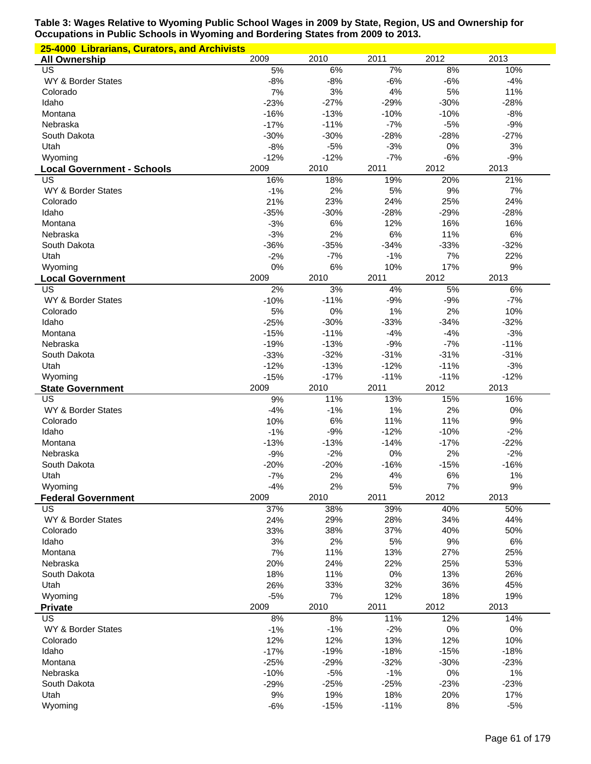**Table 3: Wages Relative to Wyoming Public School Wages in 2009 by State, Region, US and Ownership for Occupations in Public Schools in Wyoming and Bordering States from 2009 to 2013.**

**25-4000 Librarians, Curators, and Archivists**

| **All Ownership** | 2009 | 2010 | 2011 | 2012 | 2013 |
|---|---|---|---|---|---|
| US | 5% | 6% | 7% | 8% | 10% |
| WY & Border States | -8% | -8% | -6% | -6% | -4% |
| Colorado | 7% | 3% | 4% | 5% | 11% |
| Idaho | -23% | -27% | -29% | -30% | -28% |
| Montana | -16% | -13% | -10% | -10% | -8% |
| Nebraska | -17% | -11% | -7% | -5% | -9% |
| South Dakota | -30% | -30% | -28% | -28% | -27% |
| Utah | -8% | -5% | -3% | 0% | 3% |
| Wyoming | -12% | -12% | -7% | -6% | -9% |
| **Local Government - Schools** | 2009 | 2010 | 2011 | 2012 | 2013 |
| US | 16% | 18% | 19% | 20% | 21% |
| WY & Border States | -1% | 2% | 5% | 9% | 7% |
| Colorado | 21% | 23% | 24% | 25% | 24% |
| Idaho | -35% | -30% | -28% | -29% | -28% |
| Montana | -3% | 6% | 12% | 16% | 16% |
| Nebraska | -3% | 2% | 6% | 11% | 6% |
| South Dakota | -36% | -35% | -34% | -33% | -32% |
| Utah | -2% | -7% | -1% | 7% | 22% |
| Wyoming | 0% | 6% | 10% | 17% | 9% |
| **Local Government** | 2009 | 2010 | 2011 | 2012 | 2013 |
| US | 2% | 3% | 4% | 5% | 6% |
| WY & Border States | -10% | -11% | -9% | -9% | -7% |
| Colorado | 5% | 0% | 1% | 2% | 10% |
| Idaho | -25% | -30% | -33% | -34% | -32% |
| Montana | -15% | -11% | -4% | -4% | -3% |
| Nebraska | -19% | -13% | -9% | -7% | -11% |
| South Dakota | -33% | -32% | -31% | -31% | -31% |
| Utah | -12% | -13% | -12% | -11% | -3% |
| Wyoming | -15% | -17% | -11% | -11% | -12% |
| **State Government** | 2009 | 2010 | 2011 | 2012 | 2013 |
| US | 9% | 11% | 13% | 15% | 16% |
| WY & Border States | -4% | -1% | 1% | 2% | 0% |
| Colorado | 10% | 6% | 11% | 11% | 9% |
| Idaho | -1% | -9% | -12% | -10% | -2% |
| Montana | -13% | -13% | -14% | -17% | -22% |
| Nebraska | -9% | -2% | 0% | 2% | -2% |
| South Dakota | -20% | -20% | -16% | -15% | -16% |
| Utah | -7% | 2% | 4% | 6% | 1% |
| Wyoming | -4% | 2% | 5% | 7% | 9% |
| **Federal Government** | 2009 | 2010 | 2011 | 2012 | 2013 |
| US | 37% | 38% | 39% | 40% | 50% |
| WY & Border States | 24% | 29% | 28% | 34% | 44% |
| Colorado | 33% | 38% | 37% | 40% | 50% |
| Idaho | 3% | 2% | 5% | 9% | 6% |
| Montana | 7% | 11% | 13% | 27% | 25% |
| Nebraska | 20% | 24% | 22% | 25% | 53% |
| South Dakota | 18% | 11% | 0% | 13% | 26% |
| Utah | 26% | 33% | 32% | 36% | 45% |
| Wyoming | -5% | 7% | 12% | 18% | 19% |
| **Private** | 2009 | 2010 | 2011 | 2012 | 2013 |
| US | 8% | 8% | 11% | 12% | 14% |
| WY & Border States | -1% | -1% | -2% | 0% | 0% |
| Colorado | 12% | 12% | 13% | 12% | 10% |
| Idaho | -17% | -19% | -18% | -15% | -18% |
| Montana | -25% | -29% | -32% | -30% | -23% |
| Nebraska | -10% | -5% | -1% | 0% | 1% |
| South Dakota | -29% | -25% | -25% | -23% | -23% |
| Utah | 9% | 19% | 18% | 20% | 17% |
| Wyoming | -6% | -15% | -11% | 8% | -5% |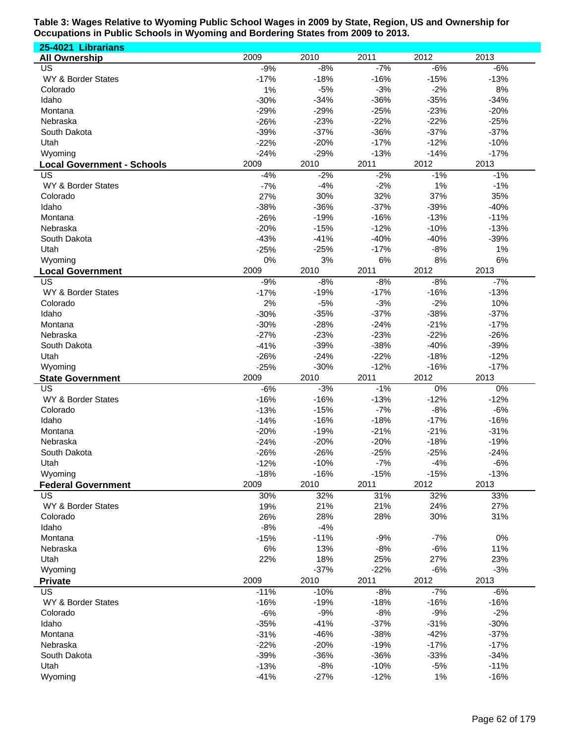**Table 3: Wages Relative to Wyoming Public School Wages in 2009 by State, Region, US and Ownership for Occupations in Public Schools in Wyoming and Bordering States from 2009 to 2013.**

**25-4021 Librarians**

| All Ownership | 2009 | 2010 | 2011 | 2012 | 2013 |
|---|---|---|---|---|---|
| US | -9% | -8% | -7% | -6% | -6% |
| WY & Border States | -17% | -18% | -16% | -15% | -13% |
| Colorado | 1% | -5% | -3% | -2% | 8% |
| Idaho | -30% | -34% | -36% | -35% | -34% |
| Montana | -29% | -29% | -25% | -23% | -20% |
| Nebraska | -26% | -23% | -22% | -22% | -25% |
| South Dakota | -39% | -37% | -36% | -37% | -37% |
| Utah | -22% | -20% | -17% | -12% | -10% |
| Wyoming | -24% | -29% | -13% | -14% | -17% |
| **Local Government - Schools** | **2009** | **2010** | **2011** | **2012** | **2013** |
| US | -4% | -2% | -2% | -1% | -1% |
| WY & Border States | -7% | -4% | -2% | 1% | -1% |
| Colorado | 27% | 30% | 32% | 37% | 35% |
| Idaho | -38% | -36% | -37% | -39% | -40% |
| Montana | -26% | -19% | -16% | -13% | -11% |
| Nebraska | -20% | -15% | -12% | -10% | -13% |
| South Dakota | -43% | -41% | -40% | -40% | -39% |
| Utah | -25% | -25% | -17% | -8% | 1% |
| Wyoming | 0% | 3% | 6% | 8% | 6% |
| **Local Government** | **2009** | **2010** | **2011** | **2012** | **2013** |
| US | -9% | -8% | -8% | -8% | -7% |
| WY & Border States | -17% | -19% | -17% | -16% | -13% |
| Colorado | 2% | -5% | -3% | -2% | 10% |
| Idaho | -30% | -35% | -37% | -38% | -37% |
| Montana | -30% | -28% | -24% | -21% | -17% |
| Nebraska | -27% | -23% | -23% | -22% | -26% |
| South Dakota | -41% | -39% | -38% | -40% | -39% |
| Utah | -26% | -24% | -22% | -18% | -12% |
| Wyoming | -25% | -30% | -12% | -16% | -17% |
| **State Government** | **2009** | **2010** | **2011** | **2012** | **2013** |
| US | -6% | -3% | -1% | 0% | 0% |
| WY & Border States | -16% | -16% | -13% | -12% | -12% |
| Colorado | -13% | -15% | -7% | -8% | -6% |
| Idaho | -14% | -16% | -18% | -17% | -16% |
| Montana | -20% | -19% | -21% | -21% | -31% |
| Nebraska | -24% | -20% | -20% | -18% | -19% |
| South Dakota | -26% | -26% | -25% | -25% | -24% |
| Utah | -12% | -10% | -7% | -4% | -6% |
| Wyoming | -18% | -16% | -15% | -15% | -13% |
| **Federal Government** | **2009** | **2010** | **2011** | **2012** | **2013** |
| US | 30% | 32% | 31% | 32% | 33% |
| WY & Border States | 19% | 21% | 21% | 24% | 27% |
| Colorado | 26% | 28% | 28% | 30% | 31% |
| Idaho | -8% | -4% | | | |
| Montana | -15% | -11% | -9% | -7% | 0% |
| Nebraska | 6% | 13% | -8% | -6% | 11% |
| Utah | 22% | 18% | 25% | 27% | 23% |
| Wyoming | | -37% | -22% | -6% | -3% |
| **Private** | **2009** | **2010** | **2011** | **2012** | **2013** |
| US | -11% | -10% | -8% | -7% | -6% |
| WY & Border States | -16% | -19% | -18% | -16% | -16% |
| Colorado | -6% | -9% | -8% | -9% | -2% |
| Idaho | -35% | -41% | -37% | -31% | -30% |
| Montana | -31% | -46% | -38% | -42% | -37% |
| Nebraska | -22% | -20% | -19% | -17% | -17% |
| South Dakota | -39% | -36% | -36% | -33% | -34% |
| Utah | -13% | -8% | -10% | -5% | -11% |
| Wyoming | -41% | -27% | -12% | 1% | -16% |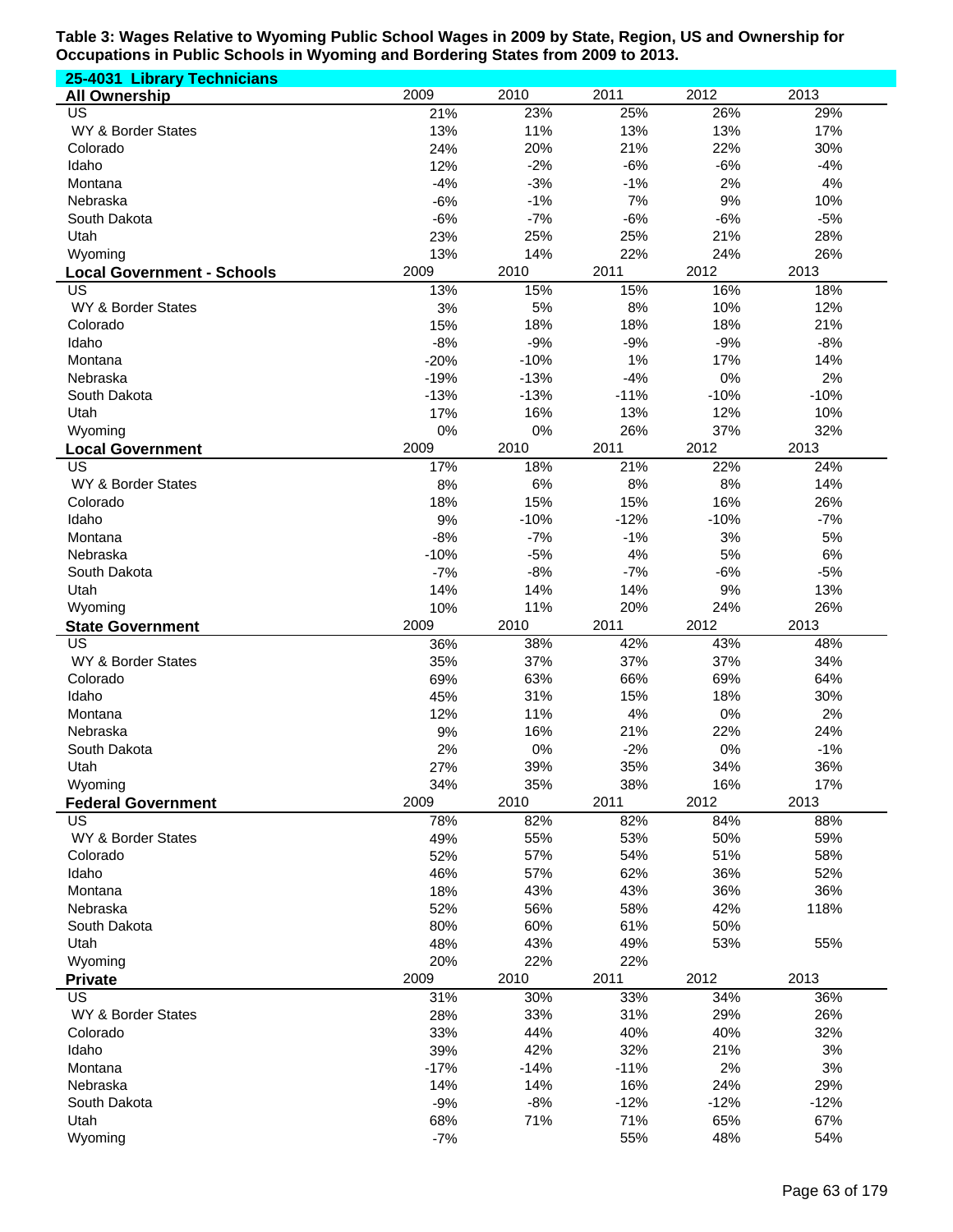**Table 3: Wages Relative to Wyoming Public School Wages in 2009 by State, Region, US and Ownership for Occupations in Public Schools in Wyoming and Bordering States from 2009 to 2013.**

**25-4031 Library Technicians**

| All Ownership | 2009 | 2010 | 2011 | 2012 | 2013 |
|---|---|---|---|---|---|
| US | 21% | 23% | 25% | 26% | 29% |
| WY & Border States | 13% | 11% | 13% | 13% | 17% |
| Colorado | 24% | 20% | 21% | 22% | 30% |
| Idaho | 12% | -2% | -6% | -6% | -4% |
| Montana | -4% | -3% | -1% | 2% | 4% |
| Nebraska | -6% | -1% | 7% | 9% | 10% |
| South Dakota | -6% | -7% | -6% | -6% | -5% |
| Utah | 23% | 25% | 25% | 21% | 28% |
| Wyoming | 13% | 14% | 22% | 24% | 26% |
| **Local Government - Schools** | **2009** | **2010** | **2011** | **2012** | **2013** |
| US | 13% | 15% | 15% | 16% | 18% |
| WY & Border States | 3% | 5% | 8% | 10% | 12% |
| Colorado | 15% | 18% | 18% | 18% | 21% |
| Idaho | -8% | -9% | -9% | -9% | -8% |
| Montana | -20% | -10% | 1% | 17% | 14% |
| Nebraska | -19% | -13% | -4% | 0% | 2% |
| South Dakota | -13% | -13% | -11% | -10% | -10% |
| Utah | 17% | 16% | 13% | 12% | 10% |
| Wyoming | 0% | 0% | 26% | 37% | 32% |
| **Local Government** | **2009** | **2010** | **2011** | **2012** | **2013** |
| US | 17% | 18% | 21% | 22% | 24% |
| WY & Border States | 8% | 6% | 8% | 8% | 14% |
| Colorado | 18% | 15% | 15% | 16% | 26% |
| Idaho | 9% | -10% | -12% | -10% | -7% |
| Montana | -8% | -7% | -1% | 3% | 5% |
| Nebraska | -10% | -5% | 4% | 5% | 6% |
| South Dakota | -7% | -8% | -7% | -6% | -5% |
| Utah | 14% | 14% | 14% | 9% | 13% |
| Wyoming | 10% | 11% | 20% | 24% | 26% |
| **State Government** | **2009** | **2010** | **2011** | **2012** | **2013** |
| US | 36% | 38% | 42% | 43% | 48% |
| WY & Border States | 35% | 37% | 37% | 37% | 34% |
| Colorado | 69% | 63% | 66% | 69% | 64% |
| Idaho | 45% | 31% | 15% | 18% | 30% |
| Montana | 12% | 11% | 4% | 0% | 2% |
| Nebraska | 9% | 16% | 21% | 22% | 24% |
| South Dakota | 2% | 0% | -2% | 0% | -1% |
| Utah | 27% | 39% | 35% | 34% | 36% |
| Wyoming | 34% | 35% | 38% | 16% | 17% |
| **Federal Government** | **2009** | **2010** | **2011** | **2012** | **2013** |
| US | 78% | 82% | 82% | 84% | 88% |
| WY & Border States | 49% | 55% | 53% | 50% | 59% |
| Colorado | 52% | 57% | 54% | 51% | 58% |
| Idaho | 46% | 57% | 62% | 36% | 52% |
| Montana | 18% | 43% | 43% | 36% | 36% |
| Nebraska | 52% | 56% | 58% | 42% | 118% |
| South Dakota | 80% | 60% | 61% | 50% | |
| Utah | 48% | 43% | 49% | 53% | 55% |
| Wyoming | 20% | 22% | 22% | | |
| **Private** | **2009** | **2010** | **2011** | **2012** | **2013** |
| US | 31% | 30% | 33% | 34% | 36% |
| WY & Border States | 28% | 33% | 31% | 29% | 26% |
| Colorado | 33% | 44% | 40% | 40% | 32% |
| Idaho | 39% | 42% | 32% | 21% | 3% |
| Montana | -17% | -14% | -11% | 2% | 3% |
| Nebraska | 14% | 14% | 16% | 24% | 29% |
| South Dakota | -9% | -8% | -12% | -12% | -12% |
| Utah | 68% | 71% | 71% | 65% | 67% |
| Wyoming | -7% | | 55% | 48% | 54% |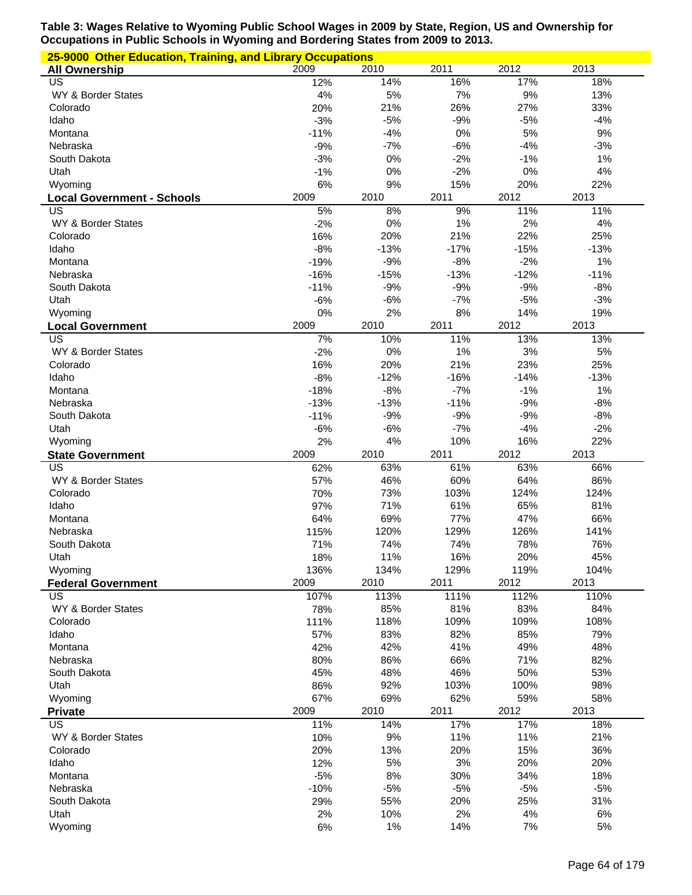**Table 3: Wages Relative to Wyoming Public School Wages in 2009 by State, Region, US and Ownership for Occupations in Public Schools in Wyoming and Bordering States from 2009 to 2013.**

**25-9000 Other Education, Training, and Library Occupations**

| All Ownership | 2009 | 2010 | 2011 | 2012 | 2013 |
|---|---|---|---|---|---|
| US | 12% | 14% | 16% | 17% | 18% |
| WY & Border States | 4% | 5% | 7% | 9% | 13% |
| Colorado | 20% | 21% | 26% | 27% | 33% |
| Idaho | -3% | -5% | -9% | -5% | -4% |
| Montana | -11% | -4% | 0% | 5% | 9% |
| Nebraska | -9% | -7% | -6% | -4% | -3% |
| South Dakota | -3% | 0% | -2% | -1% | 1% |
| Utah | -1% | 0% | -2% | 0% | 4% |
| Wyoming | 6% | 9% | 15% | 20% | 22% |

| Local Government - Schools | 2009 | 2010 | 2011 | 2012 | 2013 |
|---|---|---|---|---|---|
| US | 5% | 8% | 9% | 11% | 11% |
| WY & Border States | -2% | 0% | 1% | 2% | 4% |
| Colorado | 16% | 20% | 21% | 22% | 25% |
| Idaho | -8% | -13% | -17% | -15% | -13% |
| Montana | -19% | -9% | -8% | -2% | 1% |
| Nebraska | -16% | -15% | -13% | -12% | -11% |
| South Dakota | -11% | -9% | -9% | -9% | -8% |
| Utah | -6% | -6% | -7% | -5% | -3% |
| Wyoming | 0% | 2% | 8% | 14% | 19% |

| Local Government | 2009 | 2010 | 2011 | 2012 | 2013 |
|---|---|---|---|---|---|
| US | 7% | 10% | 11% | 13% | 13% |
| WY & Border States | -2% | 0% | 1% | 3% | 5% |
| Colorado | 16% | 20% | 21% | 23% | 25% |
| Idaho | -8% | -12% | -16% | -14% | -13% |
| Montana | -18% | -8% | -7% | -1% | 1% |
| Nebraska | -13% | -13% | -11% | -9% | -8% |
| South Dakota | -11% | -9% | -9% | -9% | -8% |
| Utah | -6% | -6% | -7% | -4% | -2% |
| Wyoming | 2% | 4% | 10% | 16% | 22% |

| State Government | 2009 | 2010 | 2011 | 2012 | 2013 |
|---|---|---|---|---|---|
| US | 62% | 63% | 61% | 63% | 66% |
| WY & Border States | 57% | 46% | 60% | 64% | 86% |
| Colorado | 70% | 73% | 103% | 124% | 124% |
| Idaho | 97% | 71% | 61% | 65% | 81% |
| Montana | 64% | 69% | 77% | 47% | 66% |
| Nebraska | 115% | 120% | 129% | 126% | 141% |
| South Dakota | 71% | 74% | 74% | 78% | 76% |
| Utah | 18% | 11% | 16% | 20% | 45% |
| Wyoming | 136% | 134% | 129% | 119% | 104% |

| Federal Government | 2009 | 2010 | 2011 | 2012 | 2013 |
|---|---|---|---|---|---|
| US | 107% | 113% | 111% | 112% | 110% |
| WY & Border States | 78% | 85% | 81% | 83% | 84% |
| Colorado | 111% | 118% | 109% | 109% | 108% |
| Idaho | 57% | 83% | 82% | 85% | 79% |
| Montana | 42% | 42% | 41% | 49% | 48% |
| Nebraska | 80% | 86% | 66% | 71% | 82% |
| South Dakota | 45% | 48% | 46% | 50% | 53% |
| Utah | 86% | 92% | 103% | 100% | 98% |
| Wyoming | 67% | 69% | 62% | 59% | 58% |

| Private | 2009 | 2010 | 2011 | 2012 | 2013 |
|---|---|---|---|---|---|
| US | 11% | 14% | 17% | 17% | 18% |
| WY & Border States | 10% | 9% | 11% | 11% | 21% |
| Colorado | 20% | 13% | 20% | 15% | 36% |
| Idaho | 12% | 5% | 3% | 20% | 20% |
| Montana | -5% | 8% | 30% | 34% | 18% |
| Nebraska | -10% | -5% | -5% | -5% | -5% |
| South Dakota | 29% | 55% | 20% | 25% | 31% |
| Utah | 2% | 10% | 2% | 4% | 6% |
| Wyoming | 6% | 1% | 14% | 7% | 5% |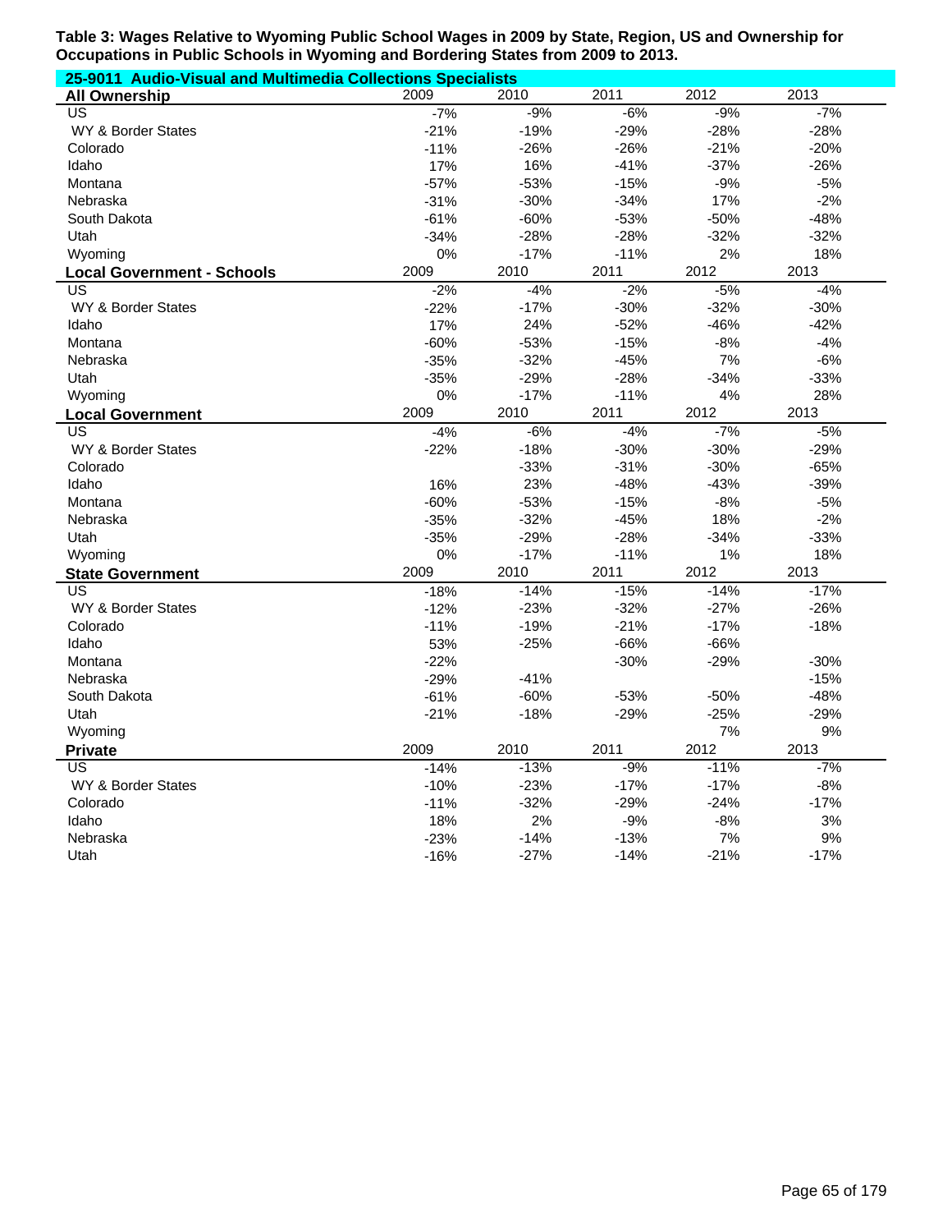**Table 3: Wages Relative to Wyoming Public School Wages in 2009 by State, Region, US and Ownership for Occupations in Public Schools in Wyoming and Bordering States from 2009 to 2013.**

**25-9011 Audio-Visual and Multimedia Collections Specialists**

| All Ownership | 2009 | 2010 | 2011 | 2012 | 2013 |
|---|---|---|---|---|---|
| US | -7% | -9% | -6% | -9% | -7% |
| WY & Border States | -21% | -19% | -29% | -28% | -28% |
| Colorado | -11% | -26% | -26% | -21% | -20% |
| Idaho | 17% | 16% | -41% | -37% | -26% |
| Montana | -57% | -53% | -15% | -9% | -5% |
| Nebraska | -31% | -30% | -34% | 17% | -2% |
| South Dakota | -61% | -60% | -53% | -50% | -48% |
| Utah | -34% | -28% | -28% | -32% | -32% |
| Wyoming | 0% | -17% | -11% | 2% | 18% |

| Local Government - Schools | 2009 | 2010 | 2011 | 2012 | 2013 |
|---|---|---|---|---|---|
| US | -2% | -4% | -2% | -5% | -4% |
| WY & Border States | -22% | -17% | -30% | -32% | -30% |
| Idaho | 17% | 24% | -52% | -46% | -42% |
| Montana | -60% | -53% | -15% | -8% | -4% |
| Nebraska | -35% | -32% | -45% | 7% | -6% |
| Utah | -35% | -29% | -28% | -34% | -33% |
| Wyoming | 0% | -17% | -11% | 4% | 28% |

| Local Government | 2009 | 2010 | 2011 | 2012 | 2013 |
|---|---|---|---|---|---|
| US | -4% | -6% | -4% | -7% | -5% |
| WY & Border States | -22% | -18% | -30% | -30% | -29% |
| Colorado | | -33% | -31% | -30% | -65% |
| Idaho | 16% | 23% | -48% | -43% | -39% |
| Montana | -60% | -53% | -15% | -8% | -5% |
| Nebraska | -35% | -32% | -45% | 18% | -2% |
| Utah | -35% | -29% | -28% | -34% | -33% |
| Wyoming | 0% | -17% | -11% | 1% | 18% |

| State Government | 2009 | 2010 | 2011 | 2012 | 2013 |
|---|---|---|---|---|---|
| US | -18% | -14% | -15% | -14% | -17% |
| WY & Border States | -12% | -23% | -32% | -27% | -26% |
| Colorado | -11% | -19% | -21% | -17% | -18% |
| Idaho | 53% | -25% | -66% | -66% | |
| Montana | -22% | | -30% | -29% | -30% |
| Nebraska | -29% | -41% | | | -15% |
| South Dakota | -61% | -60% | -53% | -50% | -48% |
| Utah | -21% | -18% | -29% | -25% | -29% |
| Wyoming | | | | 7% | 9% |

| Private | 2009 | 2010 | 2011 | 2012 | 2013 |
|---|---|---|---|---|---|
| US | -14% | -13% | -9% | -11% | -7% |
| WY & Border States | -10% | -23% | -17% | -17% | -8% |
| Colorado | -11% | -32% | -29% | -24% | -17% |
| Idaho | 18% | 2% | -9% | -8% | 3% |
| Nebraska | -23% | -14% | -13% | 7% | 9% |
| Utah | -16% | -27% | -14% | -21% | -17% |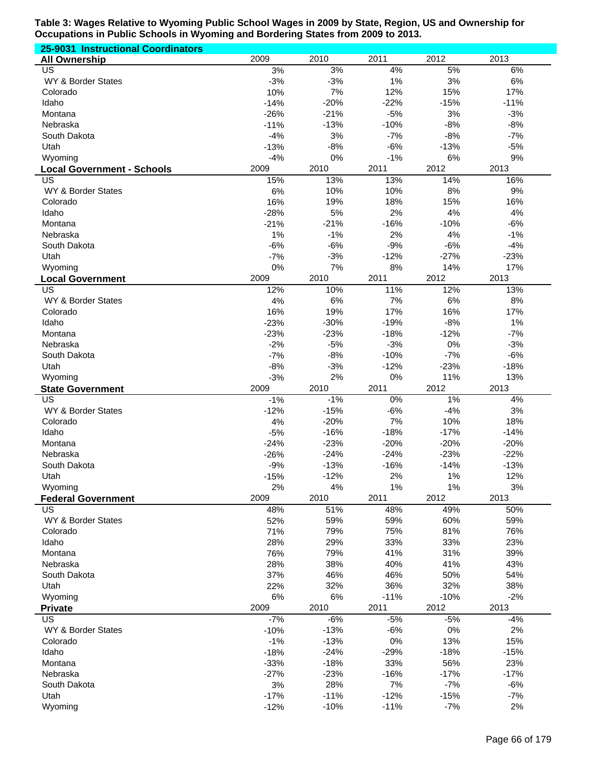**Table 3: Wages Relative to Wyoming Public School Wages in 2009 by State, Region, US and Ownership for Occupations in Public Schools in Wyoming and Bordering States from 2009 to 2013.**

**25-9031 Instructional Coordinators**

| All Ownership | 2009 | 2010 | 2011 | 2012 | 2013 |
|---|---|---|---|---|---|
| US | 3% | 3% | 4% | 5% | 6% |
| WY & Border States | -3% | -3% | 1% | 3% | 6% |
| Colorado | 10% | 7% | 12% | 15% | 17% |
| Idaho | -14% | -20% | -22% | -15% | -11% |
| Montana | -26% | -21% | -5% | 3% | -3% |
| Nebraska | -11% | -13% | -10% | -8% | -8% |
| South Dakota | -4% | 3% | -7% | -8% | -7% |
| Utah | -13% | -8% | -6% | -13% | -5% |
| Wyoming | -4% | 0% | -1% | 6% | 9% |
| **Local Government - Schools** | **2009** | **2010** | **2011** | **2012** | **2013** |
| US | 15% | 13% | 13% | 14% | 16% |
| WY & Border States | 6% | 10% | 10% | 8% | 9% |
| Colorado | 16% | 19% | 18% | 15% | 16% |
| Idaho | -28% | 5% | 2% | 4% | 4% |
| Montana | -21% | -21% | -16% | -10% | -6% |
| Nebraska | 1% | -1% | 2% | 4% | -1% |
| South Dakota | -6% | -6% | -9% | -6% | -4% |
| Utah | -7% | -3% | -12% | -27% | -23% |
| Wyoming | 0% | 7% | 8% | 14% | 17% |
| **Local Government** | **2009** | **2010** | **2011** | **2012** | **2013** |
| US | 12% | 10% | 11% | 12% | 13% |
| WY & Border States | 4% | 6% | 7% | 6% | 8% |
| Colorado | 16% | 19% | 17% | 16% | 17% |
| Idaho | -23% | -30% | -19% | -8% | 1% |
| Montana | -23% | -23% | -18% | -12% | -7% |
| Nebraska | -2% | -5% | -3% | 0% | -3% |
| South Dakota | -7% | -8% | -10% | -7% | -6% |
| Utah | -8% | -3% | -12% | -23% | -18% |
| Wyoming | -3% | 2% | 0% | 11% | 13% |
| **State Government** | **2009** | **2010** | **2011** | **2012** | **2013** |
| US | -1% | -1% | 0% | 1% | 4% |
| WY & Border States | -12% | -15% | -6% | -4% | 3% |
| Colorado | 4% | -20% | 7% | 10% | 18% |
| Idaho | -5% | -16% | -18% | -17% | -14% |
| Montana | -24% | -23% | -20% | -20% | -20% |
| Nebraska | -26% | -24% | -24% | -23% | -22% |
| South Dakota | -9% | -13% | -16% | -14% | -13% |
| Utah | -15% | -12% | 2% | 1% | 12% |
| Wyoming | 2% | 4% | 1% | 1% | 3% |
| **Federal Government** | **2009** | **2010** | **2011** | **2012** | **2013** |
| US | 48% | 51% | 48% | 49% | 50% |
| WY & Border States | 52% | 59% | 59% | 60% | 59% |
| Colorado | 71% | 79% | 75% | 81% | 76% |
| Idaho | 28% | 29% | 33% | 33% | 23% |
| Montana | 76% | 79% | 41% | 31% | 39% |
| Nebraska | 28% | 38% | 40% | 41% | 43% |
| South Dakota | 37% | 46% | 46% | 50% | 54% |
| Utah | 22% | 32% | 36% | 32% | 38% |
| Wyoming | 6% | 6% | -11% | -10% | -2% |
| **Private** | **2009** | **2010** | **2011** | **2012** | **2013** |
| US | -7% | -6% | -5% | -5% | -4% |
| WY & Border States | -10% | -13% | -6% | 0% | 2% |
| Colorado | -1% | -13% | 0% | 13% | 15% |
| Idaho | -18% | -24% | -29% | -18% | -15% |
| Montana | -33% | -18% | 33% | 56% | 23% |
| Nebraska | -27% | -23% | -16% | -17% | -17% |
| South Dakota | 3% | 28% | 7% | -7% | -6% |
| Utah | -17% | -11% | -12% | -15% | -7% |
| Wyoming | -12% | -10% | -11% | -7% | 2% |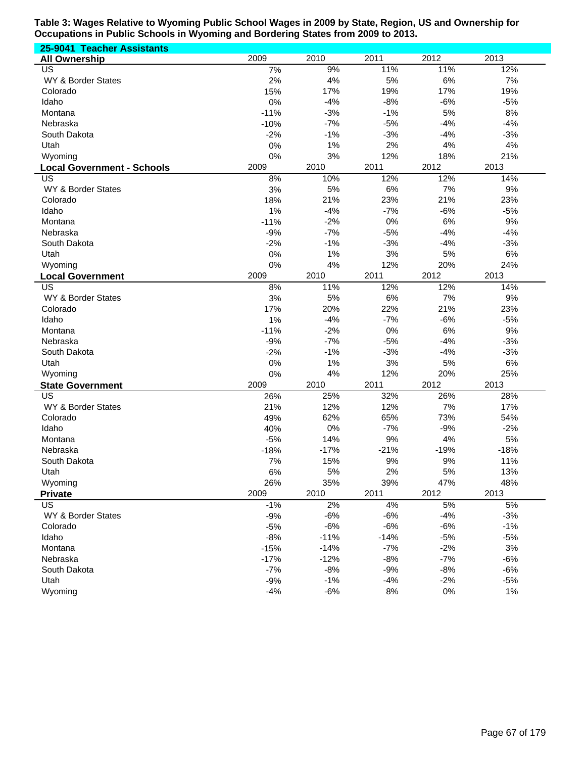**Table 3: Wages Relative to Wyoming Public School Wages in 2009 by State, Region, US and Ownership for Occupations in Public Schools in Wyoming and Bordering States from 2009 to 2013.**

**25-9041 Teacher Assistants**

| All Ownership | 2009 | 2010 | 2011 | 2012 | 2013 |
|---|---|---|---|---|---|
| US | 7% | 9% | 11% | 11% | 12% |
| WY & Border States | 2% | 4% | 5% | 6% | 7% |
| Colorado | 15% | 17% | 19% | 17% | 19% |
| Idaho | 0% | -4% | -8% | -6% | -5% |
| Montana | -11% | -3% | -1% | 5% | 8% |
| Nebraska | -10% | -7% | -5% | -4% | -4% |
| South Dakota | -2% | -1% | -3% | -4% | -3% |
| Utah | 0% | 1% | 2% | 4% | 4% |
| Wyoming | 0% | 3% | 12% | 18% | 21% |
| **Local Government - Schools** | **2009** | **2010** | **2011** | **2012** | **2013** |
| US | 8% | 10% | 12% | 12% | 14% |
| WY & Border States | 3% | 5% | 6% | 7% | 9% |
| Colorado | 18% | 21% | 23% | 21% | 23% |
| Idaho | 1% | -4% | -7% | -6% | -5% |
| Montana | -11% | -2% | 0% | 6% | 9% |
| Nebraska | -9% | -7% | -5% | -4% | -4% |
| South Dakota | -2% | -1% | -3% | -4% | -3% |
| Utah | 0% | 1% | 3% | 5% | 6% |
| Wyoming | 0% | 4% | 12% | 20% | 24% |
| **Local Government** | **2009** | **2010** | **2011** | **2012** | **2013** |
| US | 8% | 11% | 12% | 12% | 14% |
| WY & Border States | 3% | 5% | 6% | 7% | 9% |
| Colorado | 17% | 20% | 22% | 21% | 23% |
| Idaho | 1% | -4% | -7% | -6% | -5% |
| Montana | -11% | -2% | 0% | 6% | 9% |
| Nebraska | -9% | -7% | -5% | -4% | -3% |
| South Dakota | -2% | -1% | -3% | -4% | -3% |
| Utah | 0% | 1% | 3% | 5% | 6% |
| Wyoming | 0% | 4% | 12% | 20% | 25% |
| **State Government** | **2009** | **2010** | **2011** | **2012** | **2013** |
| US | 26% | 25% | 32% | 26% | 28% |
| WY & Border States | 21% | 12% | 12% | 7% | 17% |
| Colorado | 49% | 62% | 65% | 73% | 54% |
| Idaho | 40% | 0% | -7% | -9% | -2% |
| Montana | -5% | 14% | 9% | 4% | 5% |
| Nebraska | -18% | -17% | -21% | -19% | -18% |
| South Dakota | 7% | 15% | 9% | 9% | 11% |
| Utah | 6% | 5% | 2% | 5% | 13% |
| Wyoming | 26% | 35% | 39% | 47% | 48% |
| **Private** | **2009** | **2010** | **2011** | **2012** | **2013** |
| US | -1% | 2% | 4% | 5% | 5% |
| WY & Border States | -9% | -6% | -6% | -4% | -3% |
| Colorado | -5% | -6% | -6% | -6% | -1% |
| Idaho | -8% | -11% | -14% | -5% | -5% |
| Montana | -15% | -14% | -7% | -2% | 3% |
| Nebraska | -17% | -12% | -8% | -7% | -6% |
| South Dakota | -7% | -8% | -9% | -8% | -6% |
| Utah | -9% | -1% | -4% | -2% | -5% |
| Wyoming | -4% | -6% | 8% | 0% | 1% |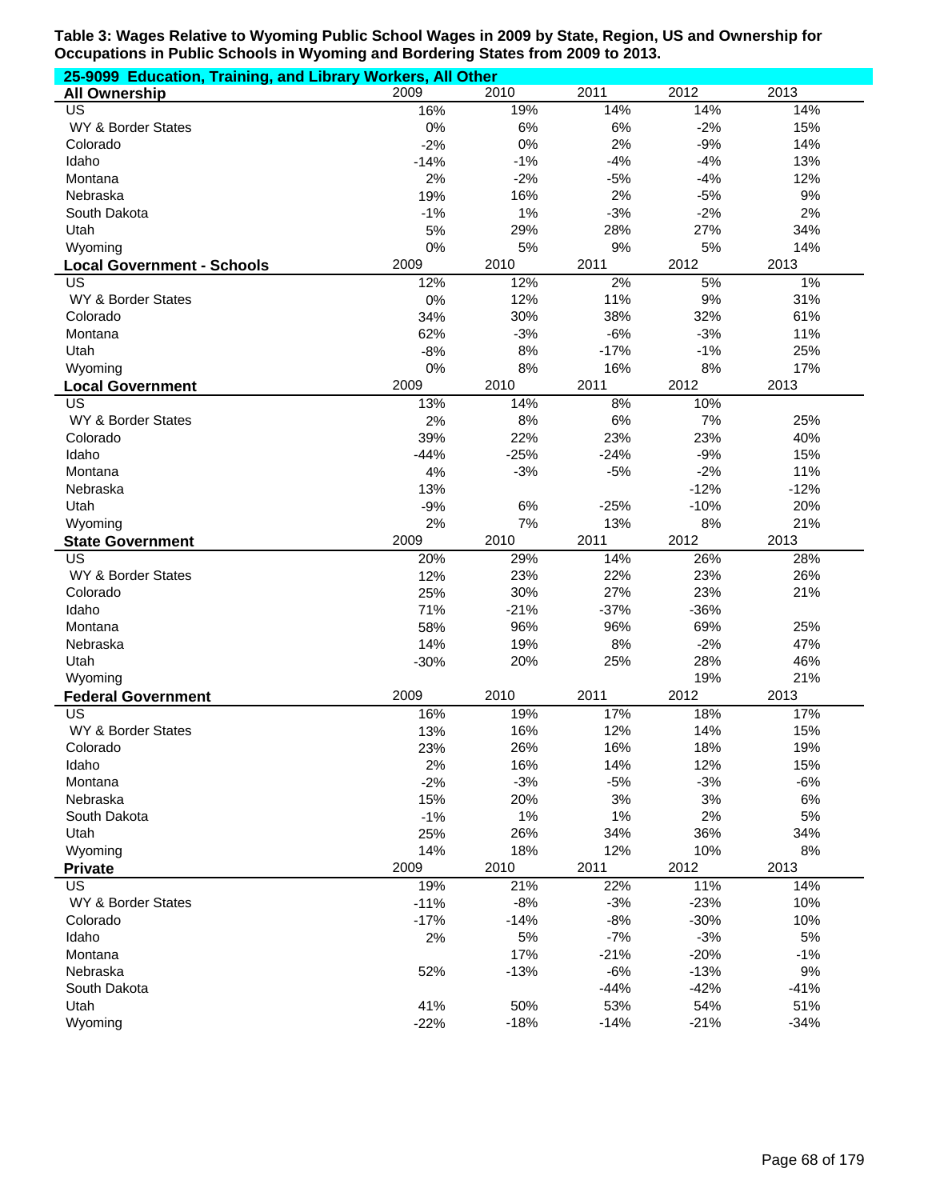**Table 3: Wages Relative to Wyoming Public School Wages in 2009 by State, Region, US and Ownership for Occupations in Public Schools in Wyoming and Bordering States from 2009 to 2013.**

**25-9099 Education, Training, and Library Workers, All Other**

| All Ownership | 2009 | 2010 | 2011 | 2012 | 2013 |
|---|---|---|---|---|---|
| US | 16% | 19% | 14% | 14% | 14% |
| WY & Border States | 0% | 6% | 6% | -2% | 15% |
| Colorado | -2% | 0% | 2% | -9% | 14% |
| Idaho | -14% | -1% | -4% | -4% | 13% |
| Montana | 2% | -2% | -5% | -4% | 12% |
| Nebraska | 19% | 16% | 2% | -5% | 9% |
| South Dakota | -1% | 1% | -3% | -2% | 2% |
| Utah | 5% | 29% | 28% | 27% | 34% |
| Wyoming | 0% | 5% | 9% | 5% | 14% |
| **Local Government - Schools** | 2009 | 2010 | 2011 | 2012 | 2013 |
| US | 12% | 12% | 2% | 5% | 1% |
| WY & Border States | 0% | 12% | 11% | 9% | 31% |
| Colorado | 34% | 30% | 38% | 32% | 61% |
| Montana | 62% | -3% | -6% | -3% | 11% |
| Utah | -8% | 8% | -17% | -1% | 25% |
| Wyoming | 0% | 8% | 16% | 8% | 17% |
| **Local Government** | 2009 | 2010 | 2011 | 2012 | 2013 |
| US | 13% | 14% | 8% | 10% | |
| WY & Border States | 2% | 8% | 6% | 7% | 25% |
| Colorado | 39% | 22% | 23% | 23% | 40% |
| Idaho | -44% | -25% | -24% | -9% | 15% |
| Montana | 4% | -3% | -5% | -2% | 11% |
| Nebraska | 13% | | | -12% | -12% |
| Utah | -9% | 6% | -25% | -10% | 20% |
| Wyoming | 2% | 7% | 13% | 8% | 21% |
| **State Government** | 2009 | 2010 | 2011 | 2012 | 2013 |
| US | 20% | 29% | 14% | 26% | 28% |
| WY & Border States | 12% | 23% | 22% | 23% | 26% |
| Colorado | 25% | 30% | 27% | 23% | 21% |
| Idaho | 71% | -21% | -37% | -36% | |
| Montana | 58% | 96% | 96% | 69% | 25% |
| Nebraska | 14% | 19% | 8% | -2% | 47% |
| Utah | -30% | 20% | 25% | 28% | 46% |
| Wyoming | | | | 19% | 21% |
| **Federal Government** | 2009 | 2010 | 2011 | 2012 | 2013 |
| US | 16% | 19% | 17% | 18% | 17% |
| WY & Border States | 13% | 16% | 12% | 14% | 15% |
| Colorado | 23% | 26% | 16% | 18% | 19% |
| Idaho | 2% | 16% | 14% | 12% | 15% |
| Montana | -2% | -3% | -5% | -3% | -6% |
| Nebraska | 15% | 20% | 3% | 3% | 6% |
| South Dakota | -1% | 1% | 1% | 2% | 5% |
| Utah | 25% | 26% | 34% | 36% | 34% |
| Wyoming | 14% | 18% | 12% | 10% | 8% |
| **Private** | 2009 | 2010 | 2011 | 2012 | 2013 |
| US | 19% | 21% | 22% | 11% | 14% |
| WY & Border States | -11% | -8% | -3% | -23% | 10% |
| Colorado | -17% | -14% | -8% | -30% | 10% |
| Idaho | 2% | 5% | -7% | -3% | 5% |
| Montana | | 17% | -21% | -20% | -1% |
| Nebraska | 52% | -13% | -6% | -13% | 9% |
| South Dakota | | | -44% | -42% | -41% |
| Utah | 41% | 50% | 53% | 54% | 51% |
| Wyoming | -22% | -18% | -14% | -21% | -34% |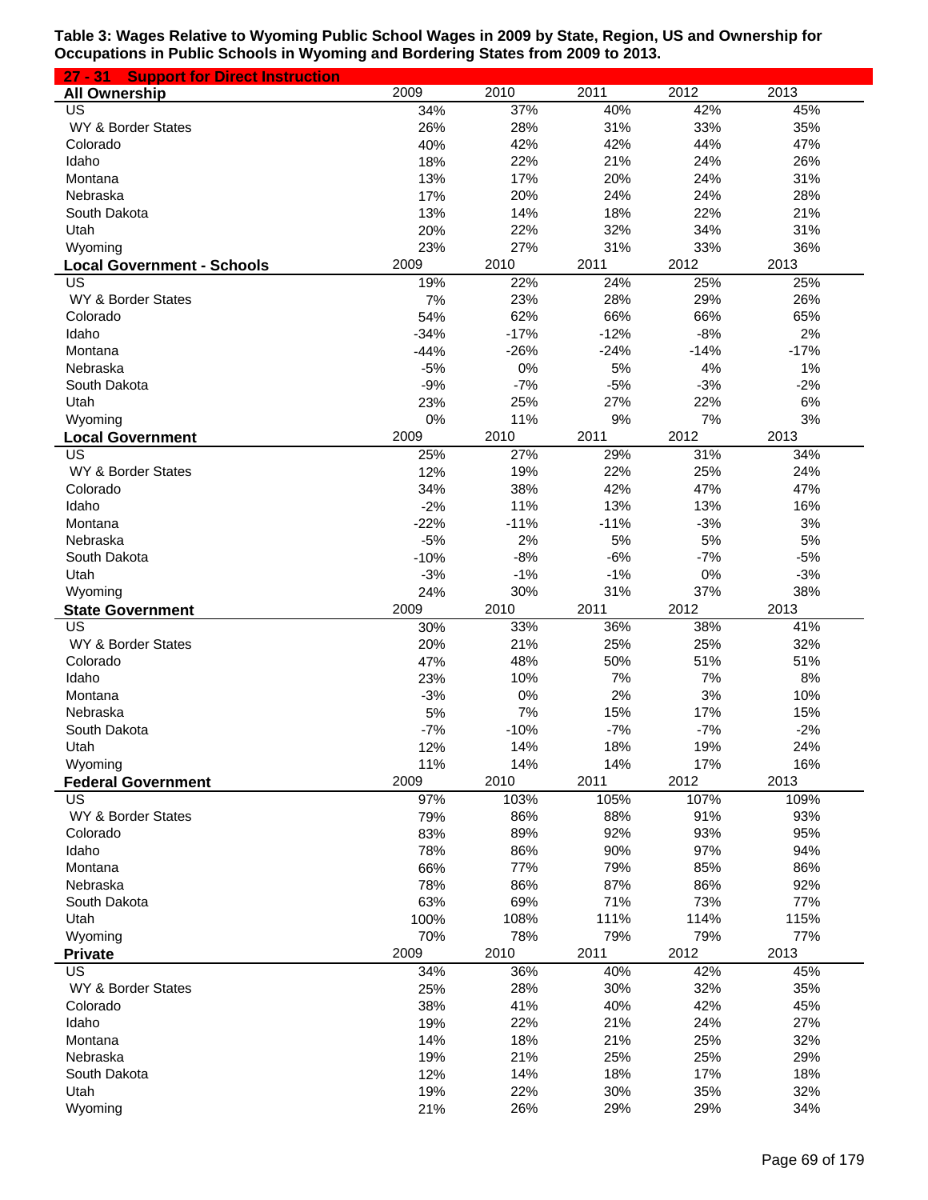**Table 3: Wages Relative to Wyoming Public School Wages in 2009 by State, Region, US and Ownership for Occupations in Public Schools in Wyoming and Bordering States from 2009 to 2013.**

**27 - 31 Support for Direct Instruction**

| All Ownership | 2009 | 2010 | 2011 | 2012 | 2013 |
|---|---|---|---|---|---|
| US | 34% | 37% | 40% | 42% | 45% |
| WY & Border States | 26% | 28% | 31% | 33% | 35% |
| Colorado | 40% | 42% | 42% | 44% | 47% |
| Idaho | 18% | 22% | 21% | 24% | 26% |
| Montana | 13% | 17% | 20% | 24% | 31% |
| Nebraska | 17% | 20% | 24% | 24% | 28% |
| South Dakota | 13% | 14% | 18% | 22% | 21% |
| Utah | 20% | 22% | 32% | 34% | 31% |
| Wyoming | 23% | 27% | 31% | 33% | 36% |
| **Local Government - Schools** | 2009 | 2010 | 2011 | 2012 | 2013 |
| US | 19% | 22% | 24% | 25% | 25% |
| WY & Border States | 7% | 23% | 28% | 29% | 26% |
| Colorado | 54% | 62% | 66% | 66% | 65% |
| Idaho | -34% | -17% | -12% | -8% | 2% |
| Montana | -44% | -26% | -24% | -14% | -17% |
| Nebraska | -5% | 0% | 5% | 4% | 1% |
| South Dakota | -9% | -7% | -5% | -3% | -2% |
| Utah | 23% | 25% | 27% | 22% | 6% |
| Wyoming | 0% | 11% | 9% | 7% | 3% |
| **Local Government** | 2009 | 2010 | 2011 | 2012 | 2013 |
| US | 25% | 27% | 29% | 31% | 34% |
| WY & Border States | 12% | 19% | 22% | 25% | 24% |
| Colorado | 34% | 38% | 42% | 47% | 47% |
| Idaho | -2% | 11% | 13% | 13% | 16% |
| Montana | -22% | -11% | -11% | -3% | 3% |
| Nebraska | -5% | 2% | 5% | 5% | 5% |
| South Dakota | -10% | -8% | -6% | -7% | -5% |
| Utah | -3% | -1% | -1% | 0% | -3% |
| Wyoming | 24% | 30% | 31% | 37% | 38% |
| **State Government** | 2009 | 2010 | 2011 | 2012 | 2013 |
| US | 30% | 33% | 36% | 38% | 41% |
| WY & Border States | 20% | 21% | 25% | 25% | 32% |
| Colorado | 47% | 48% | 50% | 51% | 51% |
| Idaho | 23% | 10% | 7% | 7% | 8% |
| Montana | -3% | 0% | 2% | 3% | 10% |
| Nebraska | 5% | 7% | 15% | 17% | 15% |
| South Dakota | -7% | -10% | -7% | -7% | -2% |
| Utah | 12% | 14% | 18% | 19% | 24% |
| Wyoming | 11% | 14% | 14% | 17% | 16% |
| **Federal Government** | 2009 | 2010 | 2011 | 2012 | 2013 |
| US | 97% | 103% | 105% | 107% | 109% |
| WY & Border States | 79% | 86% | 88% | 91% | 93% |
| Colorado | 83% | 89% | 92% | 93% | 95% |
| Idaho | 78% | 86% | 90% | 97% | 94% |
| Montana | 66% | 77% | 79% | 85% | 86% |
| Nebraska | 78% | 86% | 87% | 86% | 92% |
| South Dakota | 63% | 69% | 71% | 73% | 77% |
| Utah | 100% | 108% | 111% | 114% | 115% |
| Wyoming | 70% | 78% | 79% | 79% | 77% |
| **Private** | 2009 | 2010 | 2011 | 2012 | 2013 |
| US | 34% | 36% | 40% | 42% | 45% |
| WY & Border States | 25% | 28% | 30% | 32% | 35% |
| Colorado | 38% | 41% | 40% | 42% | 45% |
| Idaho | 19% | 22% | 21% | 24% | 27% |
| Montana | 14% | 18% | 21% | 25% | 32% |
| Nebraska | 19% | 21% | 25% | 25% | 29% |
| South Dakota | 12% | 14% | 18% | 17% | 18% |
| Utah | 19% | 22% | 30% | 35% | 32% |
| Wyoming | 21% | 26% | 29% | 29% | 34% |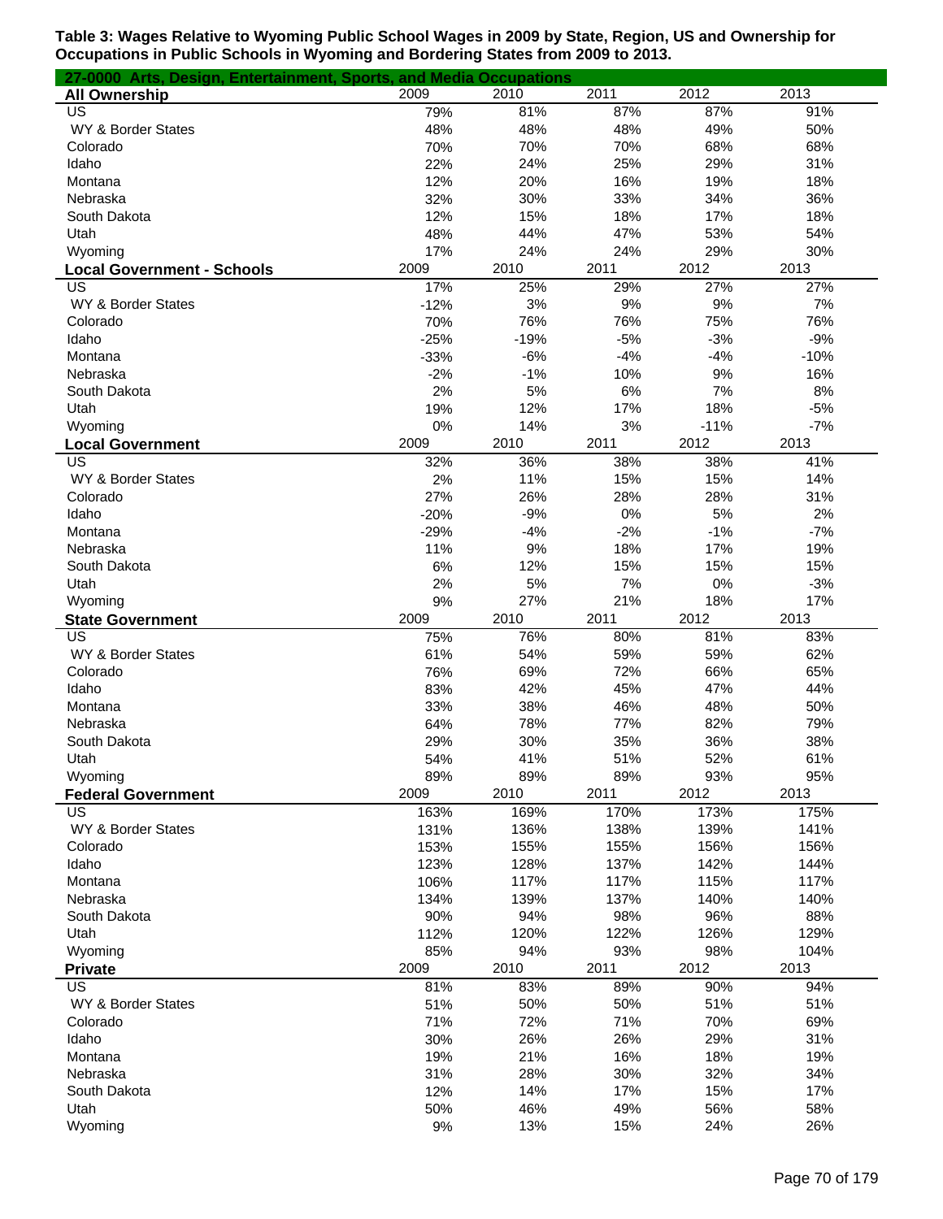**Table 3: Wages Relative to Wyoming Public School Wages in 2009 by State, Region, US and Ownership for Occupations in Public Schools in Wyoming and Bordering States from 2009 to 2013.**

**27-0000 Arts, Design, Entertainment, Sports, and Media Occupations**

| All Ownership | 2009 | 2010 | 2011 | 2012 | 2013 |
|---|---|---|---|---|---|
| US | 79% | 81% | 87% | 87% | 91% |
| WY & Border States | 48% | 48% | 48% | 49% | 50% |
| Colorado | 70% | 70% | 70% | 68% | 68% |
| Idaho | 22% | 24% | 25% | 29% | 31% |
| Montana | 12% | 20% | 16% | 19% | 18% |
| Nebraska | 32% | 30% | 33% | 34% | 36% |
| South Dakota | 12% | 15% | 18% | 17% | 18% |
| Utah | 48% | 44% | 47% | 53% | 54% |
| Wyoming | 17% | 24% | 24% | 29% | 30% |
| **Local Government - Schools** | **2009** | **2010** | **2011** | **2012** | **2013** |
| US | 17% | 25% | 29% | 27% | 27% |
| WY & Border States | -12% | 3% | 9% | 9% | 7% |
| Colorado | 70% | 76% | 76% | 75% | 76% |
| Idaho | -25% | -19% | -5% | -3% | -9% |
| Montana | -33% | -6% | -4% | -4% | -10% |
| Nebraska | -2% | -1% | 10% | 9% | 16% |
| South Dakota | 2% | 5% | 6% | 7% | 8% |
| Utah | 19% | 12% | 17% | 18% | -5% |
| Wyoming | 0% | 14% | 3% | -11% | -7% |
| **Local Government** | **2009** | **2010** | **2011** | **2012** | **2013** |
| US | 32% | 36% | 38% | 38% | 41% |
| WY & Border States | 2% | 11% | 15% | 15% | 14% |
| Colorado | 27% | 26% | 28% | 28% | 31% |
| Idaho | -20% | -9% | 0% | 5% | 2% |
| Montana | -29% | -4% | -2% | -1% | -7% |
| Nebraska | 11% | 9% | 18% | 17% | 19% |
| South Dakota | 6% | 12% | 15% | 15% | 15% |
| Utah | 2% | 5% | 7% | 0% | -3% |
| Wyoming | 9% | 27% | 21% | 18% | 17% |
| **State Government** | **2009** | **2010** | **2011** | **2012** | **2013** |
| US | 75% | 76% | 80% | 81% | 83% |
| WY & Border States | 61% | 54% | 59% | 59% | 62% |
| Colorado | 76% | 69% | 72% | 66% | 65% |
| Idaho | 83% | 42% | 45% | 47% | 44% |
| Montana | 33% | 38% | 46% | 48% | 50% |
| Nebraska | 64% | 78% | 77% | 82% | 79% |
| South Dakota | 29% | 30% | 35% | 36% | 38% |
| Utah | 54% | 41% | 51% | 52% | 61% |
| Wyoming | 89% | 89% | 89% | 93% | 95% |
| **Federal Government** | **2009** | **2010** | **2011** | **2012** | **2013** |
| US | 163% | 169% | 170% | 173% | 175% |
| WY & Border States | 131% | 136% | 138% | 139% | 141% |
| Colorado | 153% | 155% | 155% | 156% | 156% |
| Idaho | 123% | 128% | 137% | 142% | 144% |
| Montana | 106% | 117% | 117% | 115% | 117% |
| Nebraska | 134% | 139% | 137% | 140% | 140% |
| South Dakota | 90% | 94% | 98% | 96% | 88% |
| Utah | 112% | 120% | 122% | 126% | 129% |
| Wyoming | 85% | 94% | 93% | 98% | 104% |
| **Private** | **2009** | **2010** | **2011** | **2012** | **2013** |
| US | 81% | 83% | 89% | 90% | 94% |
| WY & Border States | 51% | 50% | 50% | 51% | 51% |
| Colorado | 71% | 72% | 71% | 70% | 69% |
| Idaho | 30% | 26% | 26% | 29% | 31% |
| Montana | 19% | 21% | 16% | 18% | 19% |
| Nebraska | 31% | 28% | 30% | 32% | 34% |
| South Dakota | 12% | 14% | 17% | 15% | 17% |
| Utah | 50% | 46% | 49% | 56% | 58% |
| Wyoming | 9% | 13% | 15% | 24% | 26% |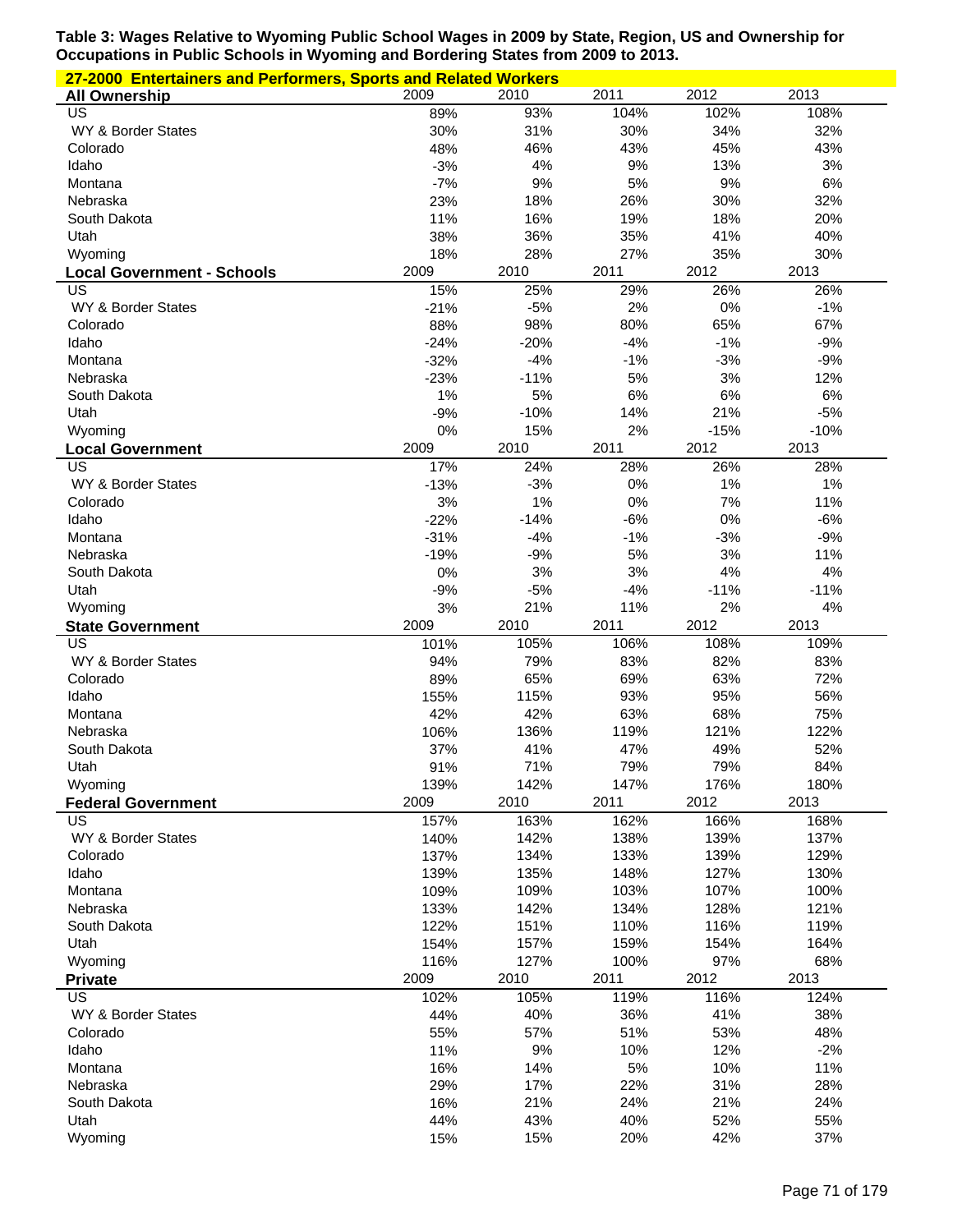**Table 3: Wages Relative to Wyoming Public School Wages in 2009 by State, Region, US and Ownership for Occupations in Public Schools in Wyoming and Bordering States from 2009 to 2013.**

**27-2000 Entertainers and Performers, Sports and Related Workers**

| All Ownership | 2009 | 2010 | 2011 | 2012 | 2013 |
|---|---|---|---|---|---|
| US | 89% | 93% | 104% | 102% | 108% |
| WY & Border States | 30% | 31% | 30% | 34% | 32% |
| Colorado | 48% | 46% | 43% | 45% | 43% |
| Idaho | -3% | 4% | 9% | 13% | 3% |
| Montana | -7% | 9% | 5% | 9% | 6% |
| Nebraska | 23% | 18% | 26% | 30% | 32% |
| South Dakota | 11% | 16% | 19% | 18% | 20% |
| Utah | 38% | 36% | 35% | 41% | 40% |
| Wyoming | 18% | 28% | 27% | 35% | 30% |
| **Local Government - Schools** | **2009** | **2010** | **2011** | **2012** | **2013** |
| US | 15% | 25% | 29% | 26% | 26% |
| WY & Border States | -21% | -5% | 2% | 0% | -1% |
| Colorado | 88% | 98% | 80% | 65% | 67% |
| Idaho | -24% | -20% | -4% | -1% | -9% |
| Montana | -32% | -4% | -1% | -3% | -9% |
| Nebraska | -23% | -11% | 5% | 3% | 12% |
| South Dakota | 1% | 5% | 6% | 6% | 6% |
| Utah | -9% | -10% | 14% | 21% | -5% |
| Wyoming | 0% | 15% | 2% | -15% | -10% |
| **Local Government** | **2009** | **2010** | **2011** | **2012** | **2013** |
| US | 17% | 24% | 28% | 26% | 28% |
| WY & Border States | -13% | -3% | 0% | 1% | 1% |
| Colorado | 3% | 1% | 0% | 7% | 11% |
| Idaho | -22% | -14% | -6% | 0% | -6% |
| Montana | -31% | -4% | -1% | -3% | -9% |
| Nebraska | -19% | -9% | 5% | 3% | 11% |
| South Dakota | 0% | 3% | 3% | 4% | 4% |
| Utah | -9% | -5% | -4% | -11% | -11% |
| Wyoming | 3% | 21% | 11% | 2% | 4% |
| **State Government** | **2009** | **2010** | **2011** | **2012** | **2013** |
| US | 101% | 105% | 106% | 108% | 109% |
| WY & Border States | 94% | 79% | 83% | 82% | 83% |
| Colorado | 89% | 65% | 69% | 63% | 72% |
| Idaho | 155% | 115% | 93% | 95% | 56% |
| Montana | 42% | 42% | 63% | 68% | 75% |
| Nebraska | 106% | 136% | 119% | 121% | 122% |
| South Dakota | 37% | 41% | 47% | 49% | 52% |
| Utah | 91% | 71% | 79% | 79% | 84% |
| Wyoming | 139% | 142% | 147% | 176% | 180% |
| **Federal Government** | **2009** | **2010** | **2011** | **2012** | **2013** |
| US | 157% | 163% | 162% | 166% | 168% |
| WY & Border States | 140% | 142% | 138% | 139% | 137% |
| Colorado | 137% | 134% | 133% | 139% | 129% |
| Idaho | 139% | 135% | 148% | 127% | 130% |
| Montana | 109% | 109% | 103% | 107% | 100% |
| Nebraska | 133% | 142% | 134% | 128% | 121% |
| South Dakota | 122% | 151% | 110% | 116% | 119% |
| Utah | 154% | 157% | 159% | 154% | 164% |
| Wyoming | 116% | 127% | 100% | 97% | 68% |
| **Private** | **2009** | **2010** | **2011** | **2012** | **2013** |
| US | 102% | 105% | 119% | 116% | 124% |
| WY & Border States | 44% | 40% | 36% | 41% | 38% |
| Colorado | 55% | 57% | 51% | 53% | 48% |
| Idaho | 11% | 9% | 10% | 12% | -2% |
| Montana | 16% | 14% | 5% | 10% | 11% |
| Nebraska | 29% | 17% | 22% | 31% | 28% |
| South Dakota | 16% | 21% | 24% | 21% | 24% |
| Utah | 44% | 43% | 40% | 52% | 55% |
| Wyoming | 15% | 15% | 20% | 42% | 37% |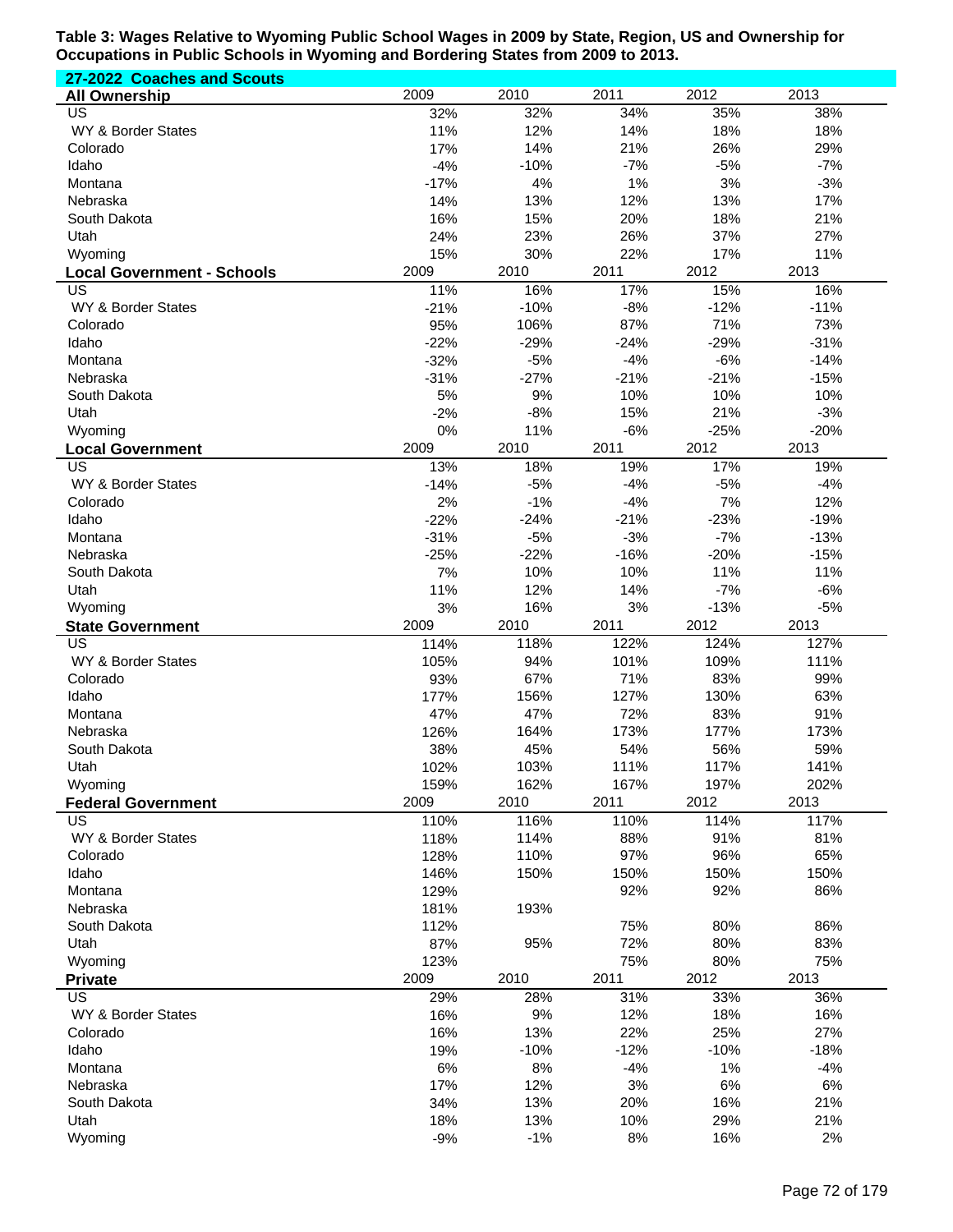**Table 3: Wages Relative to Wyoming Public School Wages in 2009 by State, Region, US and Ownership for Occupations in Public Schools in Wyoming and Bordering States from 2009 to 2013.**

**27-2022 Coaches and Scouts**

| All Ownership | 2009 | 2010 | 2011 | 2012 | 2013 |
|---|---|---|---|---|---|
| US | 32% | 32% | 34% | 35% | 38% |
| WY & Border States | 11% | 12% | 14% | 18% | 18% |
| Colorado | 17% | 14% | 21% | 26% | 29% |
| Idaho | -4% | -10% | -7% | -5% | -7% |
| Montana | -17% | 4% | 1% | 3% | -3% |
| Nebraska | 14% | 13% | 12% | 13% | 17% |
| South Dakota | 16% | 15% | 20% | 18% | 21% |
| Utah | 24% | 23% | 26% | 37% | 27% |
| Wyoming | 15% | 30% | 22% | 17% | 11% |
| **Local Government - Schools** | 2009 | 2010 | 2011 | 2012 | 2013 |
| US | 11% | 16% | 17% | 15% | 16% |
| WY & Border States | -21% | -10% | -8% | -12% | -11% |
| Colorado | 95% | 106% | 87% | 71% | 73% |
| Idaho | -22% | -29% | -24% | -29% | -31% |
| Montana | -32% | -5% | -4% | -6% | -14% |
| Nebraska | -31% | -27% | -21% | -21% | -15% |
| South Dakota | 5% | 9% | 10% | 10% | 10% |
| Utah | -2% | -8% | 15% | 21% | -3% |
| Wyoming | 0% | 11% | -6% | -25% | -20% |
| **Local Government** | 2009 | 2010 | 2011 | 2012 | 2013 |
| US | 13% | 18% | 19% | 17% | 19% |
| WY & Border States | -14% | -5% | -4% | -5% | -4% |
| Colorado | 2% | -1% | -4% | 7% | 12% |
| Idaho | -22% | -24% | -21% | -23% | -19% |
| Montana | -31% | -5% | -3% | -7% | -13% |
| Nebraska | -25% | -22% | -16% | -20% | -15% |
| South Dakota | 7% | 10% | 10% | 11% | 11% |
| Utah | 11% | 12% | 14% | -7% | -6% |
| Wyoming | 3% | 16% | 3% | -13% | -5% |
| **State Government** | 2009 | 2010 | 2011 | 2012 | 2013 |
| US | 114% | 118% | 122% | 124% | 127% |
| WY & Border States | 105% | 94% | 101% | 109% | 111% |
| Colorado | 93% | 67% | 71% | 83% | 99% |
| Idaho | 177% | 156% | 127% | 130% | 63% |
| Montana | 47% | 47% | 72% | 83% | 91% |
| Nebraska | 126% | 164% | 173% | 177% | 173% |
| South Dakota | 38% | 45% | 54% | 56% | 59% |
| Utah | 102% | 103% | 111% | 117% | 141% |
| Wyoming | 159% | 162% | 167% | 197% | 202% |
| **Federal Government** | 2009 | 2010 | 2011 | 2012 | 2013 |
| US | 110% | 116% | 110% | 114% | 117% |
| WY & Border States | 118% | 114% | 88% | 91% | 81% |
| Colorado | 128% | 110% | 97% | 96% | 65% |
| Idaho | 146% | 150% | 150% | 150% | 150% |
| Montana | 129% | | 92% | 92% | 86% |
| Nebraska | 181% | 193% | | | |
| South Dakota | 112% | | 75% | 80% | 86% |
| Utah | 87% | 95% | 72% | 80% | 83% |
| Wyoming | 123% | | 75% | 80% | 75% |
| **Private** | 2009 | 2010 | 2011 | 2012 | 2013 |
| US | 29% | 28% | 31% | 33% | 36% |
| WY & Border States | 16% | 9% | 12% | 18% | 16% |
| Colorado | 16% | 13% | 22% | 25% | 27% |
| Idaho | 19% | -10% | -12% | -10% | -18% |
| Montana | 6% | 8% | -4% | 1% | -4% |
| Nebraska | 17% | 12% | 3% | 6% | 6% |
| South Dakota | 34% | 13% | 20% | 16% | 21% |
| Utah | 18% | 13% | 10% | 29% | 21% |
| Wyoming | -9% | -1% | 8% | 16% | 2% |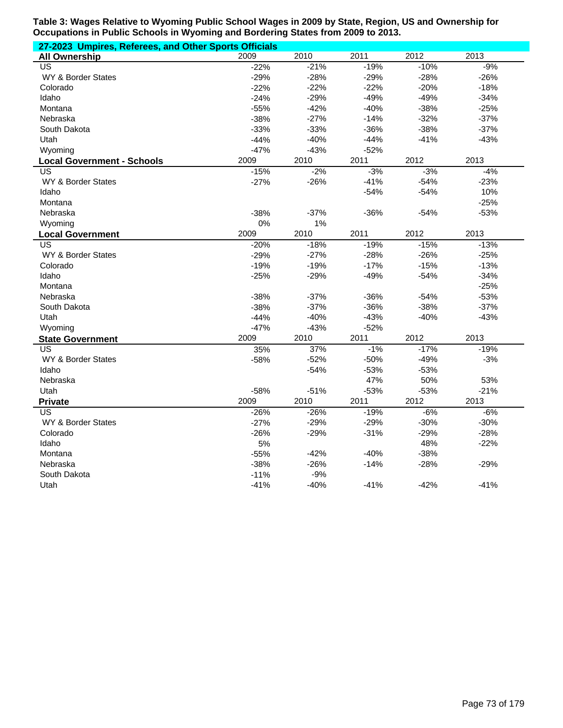**Table 3: Wages Relative to Wyoming Public School Wages in 2009 by State, Region, US and Ownership for Occupations in Public Schools in Wyoming and Bordering States from 2009 to 2013.**

**27-2023 Umpires, Referees, and Other Sports Officials**

| **All Ownership** | 2009 | 2010 | 2011 | 2012 | 2013 |
|---|---|---|---|---|---|
| US | -22% | -21% | -19% | -10% | -9% |
| WY & Border States | -29% | -28% | -29% | -28% | -26% |
| Colorado | -22% | -22% | -22% | -20% | -18% |
| Idaho | -24% | -29% | -49% | -49% | -34% |
| Montana | -55% | -42% | -40% | -38% | -25% |
| Nebraska | -38% | -27% | -14% | -32% | -37% |
| South Dakota | -33% | -33% | -36% | -38% | -37% |
| Utah | -44% | -40% | -44% | -41% | -43% |
| Wyoming | -47% | -43% | -52% | | |

| **Local Government - Schools** | 2009 | 2010 | 2011 | 2012 | 2013 |
|---|---|---|---|---|---|
| US | -15% | -2% | -3% | -3% | -4% |
| WY & Border States | -27% | -26% | -41% | -54% | -23% |
| Idaho | | | -54% | -54% | 10% |
| Montana | | | | | -25% |
| Nebraska | -38% | -37% | -36% | -54% | -53% |
| Wyoming | 0% | 1% | | | |

| **Local Government** | 2009 | 2010 | 2011 | 2012 | 2013 |
|---|---|---|---|---|---|
| US | -20% | -18% | -19% | -15% | -13% |
| WY & Border States | -29% | -27% | -28% | -26% | -25% |
| Colorado | -19% | -19% | -17% | -15% | -13% |
| Idaho | -25% | -29% | -49% | -54% | -34% |
| Montana | | | | | -25% |
| Nebraska | -38% | -37% | -36% | -54% | -53% |
| South Dakota | -38% | -37% | -36% | -38% | -37% |
| Utah | -44% | -40% | -43% | -40% | -43% |
| Wyoming | -47% | -43% | -52% | | |

| **State Government** | 2009 | 2010 | 2011 | 2012 | 2013 |
|---|---|---|---|---|---|
| US | 35% | 37% | -1% | -17% | -19% |
| WY & Border States | -58% | -52% | -50% | -49% | -3% |
| Idaho | | -54% | -53% | -53% | |
| Nebraska | | | 47% | 50% | 53% |
| Utah | -58% | -51% | -53% | -53% | -21% |

| **Private** | 2009 | 2010 | 2011 | 2012 | 2013 |
|---|---|---|---|---|---|
| US | -26% | -26% | -19% | -6% | -6% |
| WY & Border States | -27% | -29% | -29% | -30% | -30% |
| Colorado | -26% | -29% | -31% | -29% | -28% |
| Idaho | 5% | | | 48% | -22% |
| Montana | -55% | -42% | -40% | -38% | |
| Nebraska | -38% | -26% | -14% | -28% | -29% |
| South Dakota | -11% | -9% | | | |
| Utah | -41% | -40% | -41% | -42% | -41% |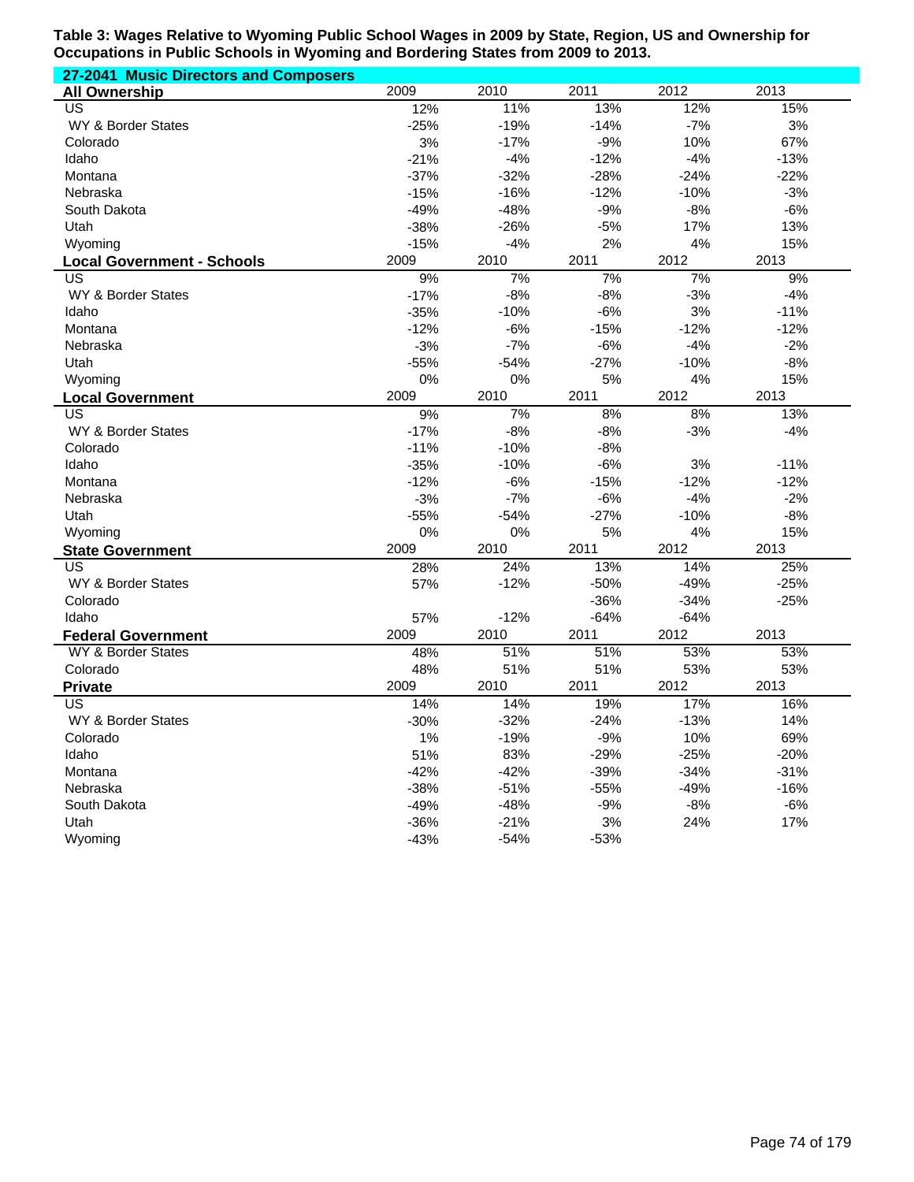**Table 3: Wages Relative to Wyoming Public School Wages in 2009 by State, Region, US and Ownership for Occupations in Public Schools in Wyoming and Bordering States from 2009 to 2013.**

**27-2041 Music Directors and Composers**

| All Ownership | 2009 | 2010 | 2011 | 2012 | 2013 |
|---|---|---|---|---|---|
| US | 12% | 11% | 13% | 12% | 15% |
| WY & Border States | -25% | -19% | -14% | -7% | 3% |
| Colorado | 3% | -17% | -9% | 10% | 67% |
| Idaho | -21% | -4% | -12% | -4% | -13% |
| Montana | -37% | -32% | -28% | -24% | -22% |
| Nebraska | -15% | -16% | -12% | -10% | -3% |
| South Dakota | -49% | -48% | -9% | -8% | -6% |
| Utah | -38% | -26% | -5% | 17% | 13% |
| Wyoming | -15% | -4% | 2% | 4% | 15% |

| Local Government - Schools | 2009 | 2010 | 2011 | 2012 | 2013 |
|---|---|---|---|---|---|
| US | 9% | 7% | 7% | 7% | 9% |
| WY & Border States | -17% | -8% | -8% | -3% | -4% |
| Idaho | -35% | -10% | -6% | 3% | -11% |
| Montana | -12% | -6% | -15% | -12% | -12% |
| Nebraska | -3% | -7% | -6% | -4% | -2% |
| Utah | -55% | -54% | -27% | -10% | -8% |
| Wyoming | 0% | 0% | 5% | 4% | 15% |

| Local Government | 2009 | 2010 | 2011 | 2012 | 2013 |
|---|---|---|---|---|---|
| US | 9% | 7% | 8% | 8% | 13% |
| WY & Border States | -17% | -8% | -8% | -3% | -4% |
| Colorado | -11% | -10% | -8% | | |
| Idaho | -35% | -10% | -6% | 3% | -11% |
| Montana | -12% | -6% | -15% | -12% | -12% |
| Nebraska | -3% | -7% | -6% | -4% | -2% |
| Utah | -55% | -54% | -27% | -10% | -8% |
| Wyoming | 0% | 0% | 5% | 4% | 15% |

| State Government | 2009 | 2010 | 2011 | 2012 | 2013 |
|---|---|---|---|---|---|
| US | 28% | 24% | 13% | 14% | 25% |
| WY & Border States | 57% | -12% | -50% | -49% | -25% |
| Colorado | | | -36% | -34% | -25% |
| Idaho | 57% | -12% | -64% | -64% | |

| Federal Government | 2009 | 2010 | 2011 | 2012 | 2013 |
|---|---|---|---|---|---|
| WY & Border States | 48% | 51% | 51% | 53% | 53% |
| Colorado | 48% | 51% | 51% | 53% | 53% |

| Private | 2009 | 2010 | 2011 | 2012 | 2013 |
|---|---|---|---|---|---|
| US | 14% | 14% | 19% | 17% | 16% |
| WY & Border States | -30% | -32% | -24% | -13% | 14% |
| Colorado | 1% | -19% | -9% | 10% | 69% |
| Idaho | 51% | 83% | -29% | -25% | -20% |
| Montana | -42% | -42% | -39% | -34% | -31% |
| Nebraska | -38% | -51% | -55% | -49% | -16% |
| South Dakota | -49% | -48% | -9% | -8% | -6% |
| Utah | -36% | -21% | 3% | 24% | 17% |
| Wyoming | -43% | -54% | -53% | | |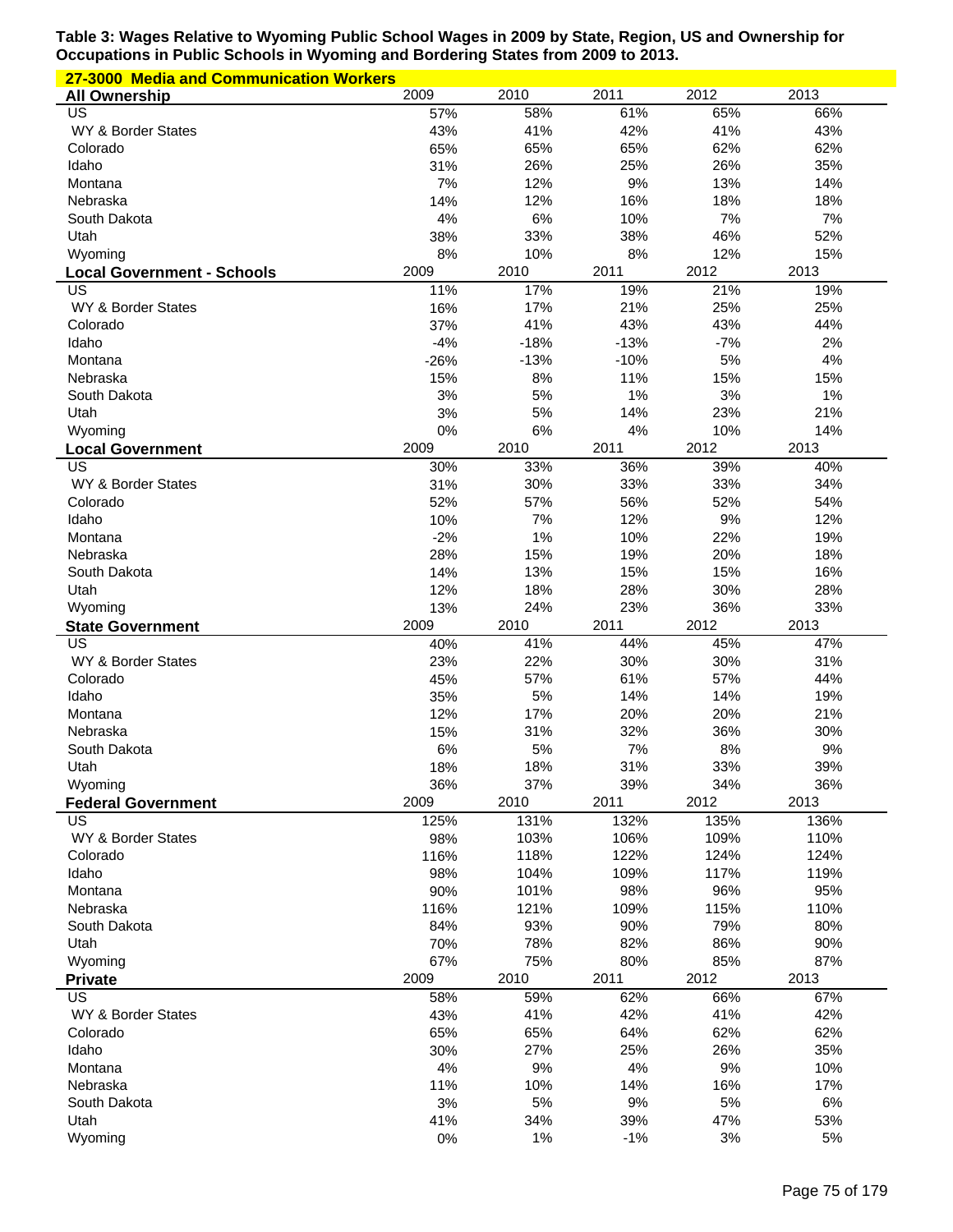**Table 3: Wages Relative to Wyoming Public School Wages in 2009 by State, Region, US and Ownership for Occupations in Public Schools in Wyoming and Bordering States from 2009 to 2013.**

**27-3000 Media and Communication Workers**

| All Ownership | 2009 | 2010 | 2011 | 2012 | 2013 |
|---|---|---|---|---|---|
| US | 57% | 58% | 61% | 65% | 66% |
| WY & Border States | 43% | 41% | 42% | 41% | 43% |
| Colorado | 65% | 65% | 65% | 62% | 62% |
| Idaho | 31% | 26% | 25% | 26% | 35% |
| Montana | 7% | 12% | 9% | 13% | 14% |
| Nebraska | 14% | 12% | 16% | 18% | 18% |
| South Dakota | 4% | 6% | 10% | 7% | 7% |
| Utah | 38% | 33% | 38% | 46% | 52% |
| Wyoming | 8% | 10% | 8% | 12% | 15% |
| **Local Government - Schools** | **2009** | **2010** | **2011** | **2012** | **2013** |
| US | 11% | 17% | 19% | 21% | 19% |
| WY & Border States | 16% | 17% | 21% | 25% | 25% |
| Colorado | 37% | 41% | 43% | 43% | 44% |
| Idaho | -4% | -18% | -13% | -7% | 2% |
| Montana | -26% | -13% | -10% | 5% | 4% |
| Nebraska | 15% | 8% | 11% | 15% | 15% |
| South Dakota | 3% | 5% | 1% | 3% | 1% |
| Utah | 3% | 5% | 14% | 23% | 21% |
| Wyoming | 0% | 6% | 4% | 10% | 14% |
| **Local Government** | **2009** | **2010** | **2011** | **2012** | **2013** |
| US | 30% | 33% | 36% | 39% | 40% |
| WY & Border States | 31% | 30% | 33% | 33% | 34% |
| Colorado | 52% | 57% | 56% | 52% | 54% |
| Idaho | 10% | 7% | 12% | 9% | 12% |
| Montana | -2% | 1% | 10% | 22% | 19% |
| Nebraska | 28% | 15% | 19% | 20% | 18% |
| South Dakota | 14% | 13% | 15% | 15% | 16% |
| Utah | 12% | 18% | 28% | 30% | 28% |
| Wyoming | 13% | 24% | 23% | 36% | 33% |
| **State Government** | **2009** | **2010** | **2011** | **2012** | **2013** |
| US | 40% | 41% | 44% | 45% | 47% |
| WY & Border States | 23% | 22% | 30% | 30% | 31% |
| Colorado | 45% | 57% | 61% | 57% | 44% |
| Idaho | 35% | 5% | 14% | 14% | 19% |
| Montana | 12% | 17% | 20% | 20% | 21% |
| Nebraska | 15% | 31% | 32% | 36% | 30% |
| South Dakota | 6% | 5% | 7% | 8% | 9% |
| Utah | 18% | 18% | 31% | 33% | 39% |
| Wyoming | 36% | 37% | 39% | 34% | 36% |
| **Federal Government** | **2009** | **2010** | **2011** | **2012** | **2013** |
| US | 125% | 131% | 132% | 135% | 136% |
| WY & Border States | 98% | 103% | 106% | 109% | 110% |
| Colorado | 116% | 118% | 122% | 124% | 124% |
| Idaho | 98% | 104% | 109% | 117% | 119% |
| Montana | 90% | 101% | 98% | 96% | 95% |
| Nebraska | 116% | 121% | 109% | 115% | 110% |
| South Dakota | 84% | 93% | 90% | 79% | 80% |
| Utah | 70% | 78% | 82% | 86% | 90% |
| Wyoming | 67% | 75% | 80% | 85% | 87% |
| **Private** | **2009** | **2010** | **2011** | **2012** | **2013** |
| US | 58% | 59% | 62% | 66% | 67% |
| WY & Border States | 43% | 41% | 42% | 41% | 42% |
| Colorado | 65% | 65% | 64% | 62% | 62% |
| Idaho | 30% | 27% | 25% | 26% | 35% |
| Montana | 4% | 9% | 4% | 9% | 10% |
| Nebraska | 11% | 10% | 14% | 16% | 17% |
| South Dakota | 3% | 5% | 9% | 5% | 6% |
| Utah | 41% | 34% | 39% | 47% | 53% |
| Wyoming | 0% | 1% | -1% | 3% | 5% |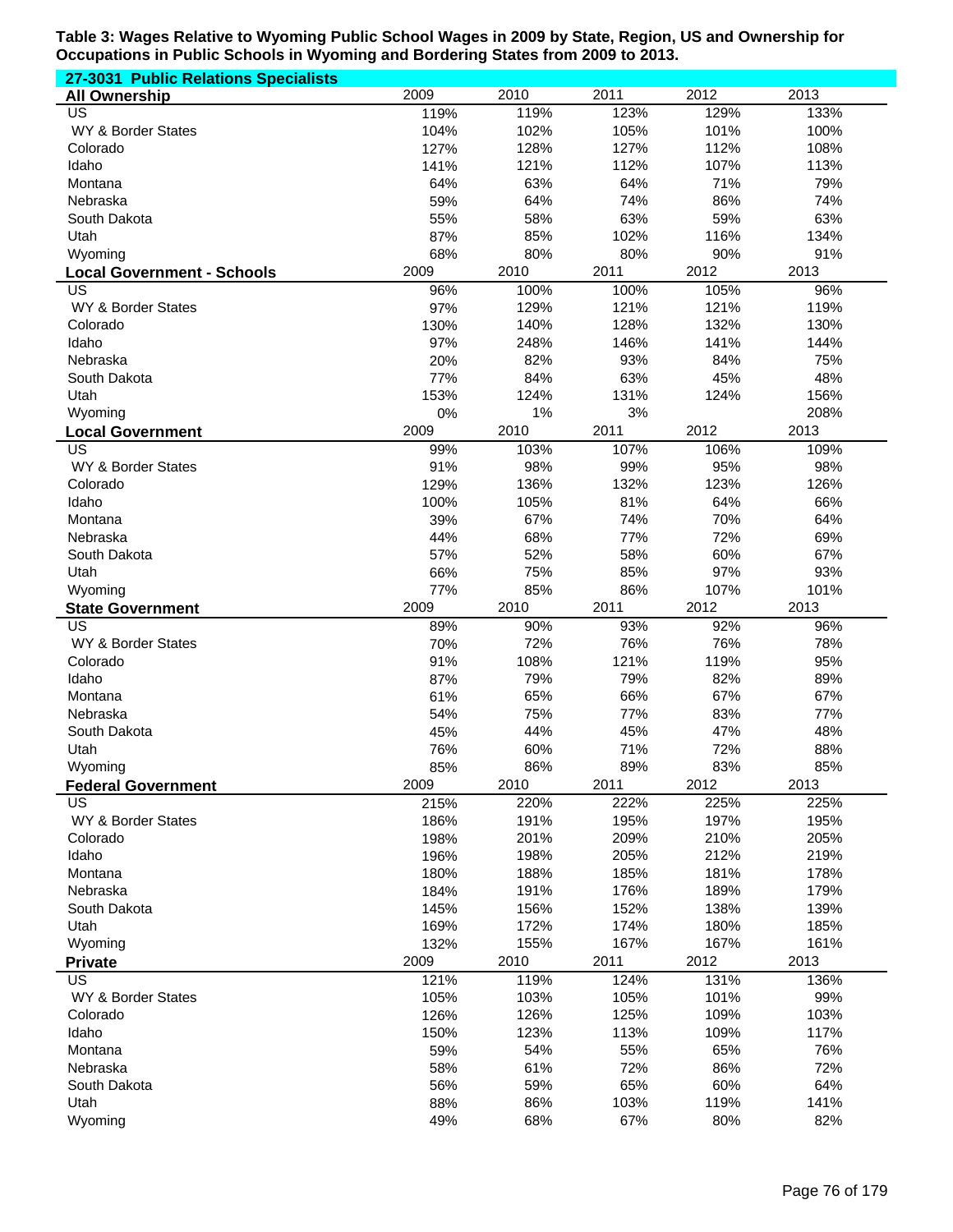**Table 3: Wages Relative to Wyoming Public School Wages in 2009 by State, Region, US and Ownership for Occupations in Public Schools in Wyoming and Bordering States from 2009 to 2013.**

**27-3031 Public Relations Specialists**

| **All Ownership** | 2009 | 2010 | 2011 | 2012 | 2013 |
|---|---|---|---|---|---|
| US | 119% | 119% | 123% | 129% | 133% |
| WY & Border States | 104% | 102% | 105% | 101% | 100% |
| Colorado | 127% | 128% | 127% | 112% | 108% |
| Idaho | 141% | 121% | 112% | 107% | 113% |
| Montana | 64% | 63% | 64% | 71% | 79% |
| Nebraska | 59% | 64% | 74% | 86% | 74% |
| South Dakota | 55% | 58% | 63% | 59% | 63% |
| Utah | 87% | 85% | 102% | 116% | 134% |
| Wyoming | 68% | 80% | 80% | 90% | 91% |
| **Local Government - Schools** | 2009 | 2010 | 2011 | 2012 | 2013 |
| US | 96% | 100% | 100% | 105% | 96% |
| WY & Border States | 97% | 129% | 121% | 121% | 119% |
| Colorado | 130% | 140% | 128% | 132% | 130% |
| Idaho | 97% | 248% | 146% | 141% | 144% |
| Nebraska | 20% | 82% | 93% | 84% | 75% |
| South Dakota | 77% | 84% | 63% | 45% | 48% |
| Utah | 153% | 124% | 131% | 124% | 156% |
| Wyoming | 0% | 1% | 3% | | 208% |
| **Local Government** | 2009 | 2010 | 2011 | 2012 | 2013 |
| US | 99% | 103% | 107% | 106% | 109% |
| WY & Border States | 91% | 98% | 99% | 95% | 98% |
| Colorado | 129% | 136% | 132% | 123% | 126% |
| Idaho | 100% | 105% | 81% | 64% | 66% |
| Montana | 39% | 67% | 74% | 70% | 64% |
| Nebraska | 44% | 68% | 77% | 72% | 69% |
| South Dakota | 57% | 52% | 58% | 60% | 67% |
| Utah | 66% | 75% | 85% | 97% | 93% |
| Wyoming | 77% | 85% | 86% | 107% | 101% |
| **State Government** | 2009 | 2010 | 2011 | 2012 | 2013 |
| US | 89% | 90% | 93% | 92% | 96% |
| WY & Border States | 70% | 72% | 76% | 76% | 78% |
| Colorado | 91% | 108% | 121% | 119% | 95% |
| Idaho | 87% | 79% | 79% | 82% | 89% |
| Montana | 61% | 65% | 66% | 67% | 67% |
| Nebraska | 54% | 75% | 77% | 83% | 77% |
| South Dakota | 45% | 44% | 45% | 47% | 48% |
| Utah | 76% | 60% | 71% | 72% | 88% |
| Wyoming | 85% | 86% | 89% | 83% | 85% |
| **Federal Government** | 2009 | 2010 | 2011 | 2012 | 2013 |
| US | 215% | 220% | 222% | 225% | 225% |
| WY & Border States | 186% | 191% | 195% | 197% | 195% |
| Colorado | 198% | 201% | 209% | 210% | 205% |
| Idaho | 196% | 198% | 205% | 212% | 219% |
| Montana | 180% | 188% | 185% | 181% | 178% |
| Nebraska | 184% | 191% | 176% | 189% | 179% |
| South Dakota | 145% | 156% | 152% | 138% | 139% |
| Utah | 169% | 172% | 174% | 180% | 185% |
| Wyoming | 132% | 155% | 167% | 167% | 161% |
| **Private** | 2009 | 2010 | 2011 | 2012 | 2013 |
| US | 121% | 119% | 124% | 131% | 136% |
| WY & Border States | 105% | 103% | 105% | 101% | 99% |
| Colorado | 126% | 126% | 125% | 109% | 103% |
| Idaho | 150% | 123% | 113% | 109% | 117% |
| Montana | 59% | 54% | 55% | 65% | 76% |
| Nebraska | 58% | 61% | 72% | 86% | 72% |
| South Dakota | 56% | 59% | 65% | 60% | 64% |
| Utah | 88% | 86% | 103% | 119% | 141% |
| Wyoming | 49% | 68% | 67% | 80% | 82% |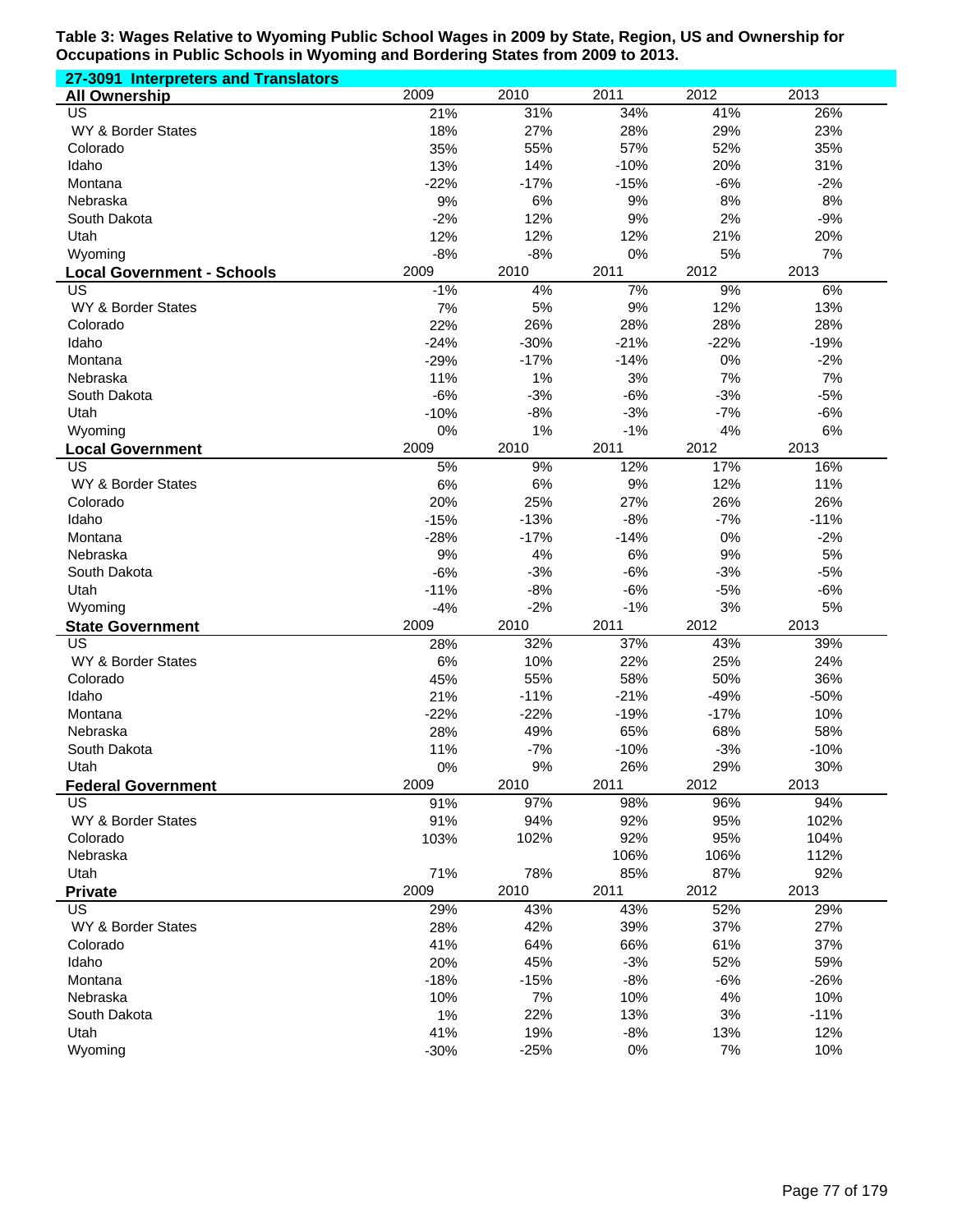**Table 3: Wages Relative to Wyoming Public School Wages in 2009 by State, Region, US and Ownership for Occupations in Public Schools in Wyoming and Bordering States from 2009 to 2013.**

**27-3091 Interpreters and Translators**

| All Ownership | 2009 | 2010 | 2011 | 2012 | 2013 |
|---|---|---|---|---|---|
| US | 21% | 31% | 34% | 41% | 26% |
| WY & Border States | 18% | 27% | 28% | 29% | 23% |
| Colorado | 35% | 55% | 57% | 52% | 35% |
| Idaho | 13% | 14% | -10% | 20% | 31% |
| Montana | -22% | -17% | -15% | -6% | -2% |
| Nebraska | 9% | 6% | 9% | 8% | 8% |
| South Dakota | -2% | 12% | 9% | 2% | -9% |
| Utah | 12% | 12% | 12% | 21% | 20% |
| Wyoming | -8% | -8% | 0% | 5% | 7% |
| **Local Government - Schools** | **2009** | **2010** | **2011** | **2012** | **2013** |
| US | -1% | 4% | 7% | 9% | 6% |
| WY & Border States | 7% | 5% | 9% | 12% | 13% |
| Colorado | 22% | 26% | 28% | 28% | 28% |
| Idaho | -24% | -30% | -21% | -22% | -19% |
| Montana | -29% | -17% | -14% | 0% | -2% |
| Nebraska | 11% | 1% | 3% | 7% | 7% |
| South Dakota | -6% | -3% | -6% | -3% | -5% |
| Utah | -10% | -8% | -3% | -7% | -6% |
| Wyoming | 0% | 1% | -1% | 4% | 6% |
| **Local Government** | **2009** | **2010** | **2011** | **2012** | **2013** |
| US | 5% | 9% | 12% | 17% | 16% |
| WY & Border States | 6% | 6% | 9% | 12% | 11% |
| Colorado | 20% | 25% | 27% | 26% | 26% |
| Idaho | -15% | -13% | -8% | -7% | -11% |
| Montana | -28% | -17% | -14% | 0% | -2% |
| Nebraska | 9% | 4% | 6% | 9% | 5% |
| South Dakota | -6% | -3% | -6% | -3% | -5% |
| Utah | -11% | -8% | -6% | -5% | -6% |
| Wyoming | -4% | -2% | -1% | 3% | 5% |
| **State Government** | **2009** | **2010** | **2011** | **2012** | **2013** |
| US | 28% | 32% | 37% | 43% | 39% |
| WY & Border States | 6% | 10% | 22% | 25% | 24% |
| Colorado | 45% | 55% | 58% | 50% | 36% |
| Idaho | 21% | -11% | -21% | -49% | -50% |
| Montana | -22% | -22% | -19% | -17% | 10% |
| Nebraska | 28% | 49% | 65% | 68% | 58% |
| South Dakota | 11% | -7% | -10% | -3% | -10% |
| Utah | 0% | 9% | 26% | 29% | 30% |
| **Federal Government** | **2009** | **2010** | **2011** | **2012** | **2013** |
| US | 91% | 97% | 98% | 96% | 94% |
| WY & Border States | 91% | 94% | 92% | 95% | 102% |
| Colorado | 103% | 102% | 92% | 95% | 104% |
| Nebraska | | | 106% | 106% | 112% |
| Utah | 71% | 78% | 85% | 87% | 92% |
| **Private** | **2009** | **2010** | **2011** | **2012** | **2013** |
| US | 29% | 43% | 43% | 52% | 29% |
| WY & Border States | 28% | 42% | 39% | 37% | 27% |
| Colorado | 41% | 64% | 66% | 61% | 37% |
| Idaho | 20% | 45% | -3% | 52% | 59% |
| Montana | -18% | -15% | -8% | -6% | -26% |
| Nebraska | 10% | 7% | 10% | 4% | 10% |
| South Dakota | 1% | 22% | 13% | 3% | -11% |
| Utah | 41% | 19% | -8% | 13% | 12% |
| Wyoming | -30% | -25% | 0% | 7% | 10% |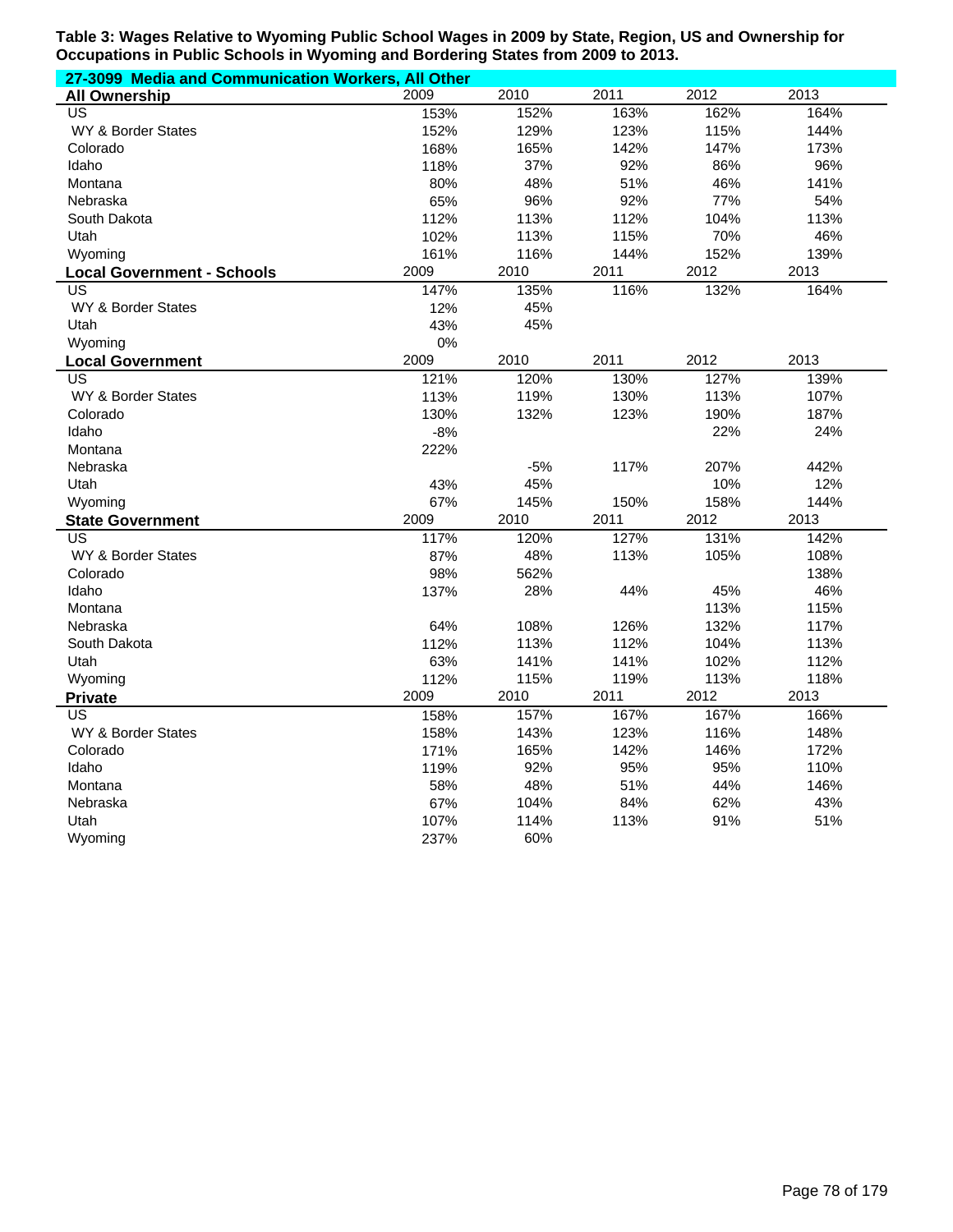**Table 3: Wages Relative to Wyoming Public School Wages in 2009 by State, Region, US and Ownership for Occupations in Public Schools in Wyoming and Bordering States from 2009 to 2013.**

**27-3099 Media and Communication Workers, All Other**

| All Ownership | 2009 | 2010 | 2011 | 2012 | 2013 |
|---|---|---|---|---|---|
| US | 153% | 152% | 163% | 162% | 164% |
| WY & Border States | 152% | 129% | 123% | 115% | 144% |
| Colorado | 168% | 165% | 142% | 147% | 173% |
| Idaho | 118% | 37% | 92% | 86% | 96% |
| Montana | 80% | 48% | 51% | 46% | 141% |
| Nebraska | 65% | 96% | 92% | 77% | 54% |
| South Dakota | 112% | 113% | 112% | 104% | 113% |
| Utah | 102% | 113% | 115% | 70% | 46% |
| Wyoming | 161% | 116% | 144% | 152% | 139% |
| **Local Government - Schools** | **2009** | **2010** | **2011** | **2012** | **2013** |
| US | 147% | 135% | 116% | 132% | 164% |
| WY & Border States | 12% | 45% | | | |
| Utah | 43% | 45% | | | |
| Wyoming | 0% | | | | |
| **Local Government** | **2009** | **2010** | **2011** | **2012** | **2013** |
| US | 121% | 120% | 130% | 127% | 139% |
| WY & Border States | 113% | 119% | 130% | 113% | 107% |
| Colorado | 130% | 132% | 123% | 190% | 187% |
| Idaho | -8% | | | 22% | 24% |
| Montana | 222% | | | | |
| Nebraska | | -5% | 117% | 207% | 442% |
| Utah | 43% | 45% | | 10% | 12% |
| Wyoming | 67% | 145% | 150% | 158% | 144% |
| **State Government** | **2009** | **2010** | **2011** | **2012** | **2013** |
| US | 117% | 120% | 127% | 131% | 142% |
| WY & Border States | 87% | 48% | 113% | 105% | 108% |
| Colorado | 98% | 562% | | | 138% |
| Idaho | 137% | 28% | 44% | 45% | 46% |
| Montana | | | | 113% | 115% |
| Nebraska | 64% | 108% | 126% | 132% | 117% |
| South Dakota | 112% | 113% | 112% | 104% | 113% |
| Utah | 63% | 141% | 141% | 102% | 112% |
| Wyoming | 112% | 115% | 119% | 113% | 118% |
| **Private** | **2009** | **2010** | **2011** | **2012** | **2013** |
| US | 158% | 157% | 167% | 167% | 166% |
| WY & Border States | 158% | 143% | 123% | 116% | 148% |
| Colorado | 171% | 165% | 142% | 146% | 172% |
| Idaho | 119% | 92% | 95% | 95% | 110% |
| Montana | 58% | 48% | 51% | 44% | 146% |
| Nebraska | 67% | 104% | 84% | 62% | 43% |
| Utah | 107% | 114% | 113% | 91% | 51% |
| Wyoming | 237% | 60% | | | |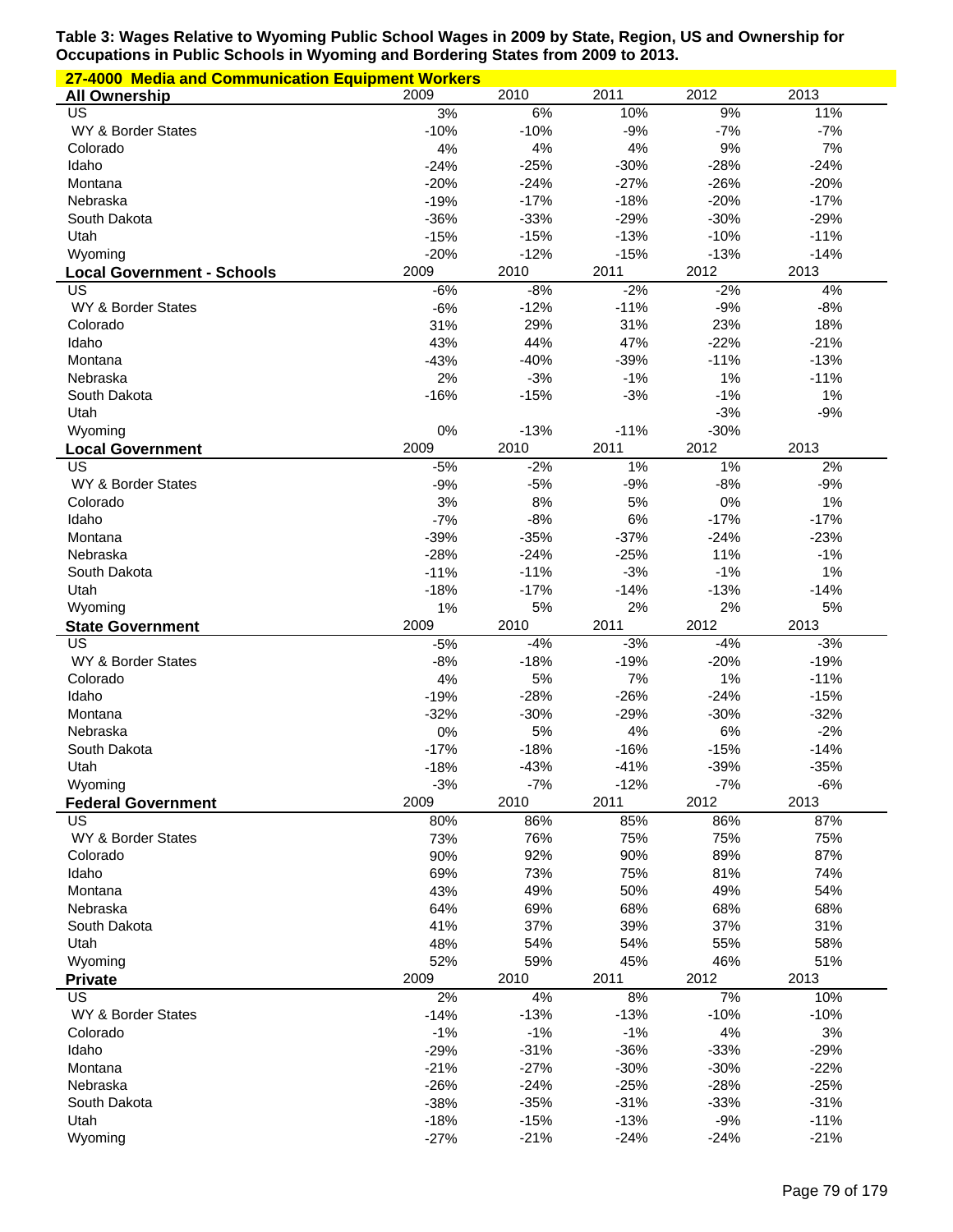**Table 3: Wages Relative to Wyoming Public School Wages in 2009 by State, Region, US and Ownership for Occupations in Public Schools in Wyoming and Bordering States from 2009 to 2013.**

**27-4000 Media and Communication Equipment Workers**

| All Ownership | 2009 | 2010 | 2011 | 2012 | 2013 |
|---|---|---|---|---|---|
| US | 3% | 6% | 10% | 9% | 11% |
| WY & Border States | -10% | -10% | -9% | -7% | -7% |
| Colorado | 4% | 4% | 4% | 9% | 7% |
| Idaho | -24% | -25% | -30% | -28% | -24% |
| Montana | -20% | -24% | -27% | -26% | -20% |
| Nebraska | -19% | -17% | -18% | -20% | -17% |
| South Dakota | -36% | -33% | -29% | -30% | -29% |
| Utah | -15% | -15% | -13% | -10% | -11% |
| Wyoming | -20% | -12% | -15% | -13% | -14% |
| **Local Government - Schools** | **2009** | **2010** | **2011** | **2012** | **2013** |
| US | -6% | -8% | -2% | -2% | 4% |
| WY & Border States | -6% | -12% | -11% | -9% | -8% |
| Colorado | 31% | 29% | 31% | 23% | 18% |
| Idaho | 43% | 44% | 47% | -22% | -21% |
| Montana | -43% | -40% | -39% | -11% | -13% |
| Nebraska | 2% | -3% | -1% | 1% | -11% |
| South Dakota | -16% | -15% | -3% | -1% | 1% |
| Utah | | | | -3% | -9% |
| Wyoming | 0% | -13% | -11% | -30% | |
| **Local Government** | **2009** | **2010** | **2011** | **2012** | **2013** |
| US | -5% | -2% | 1% | 1% | 2% |
| WY & Border States | -9% | -5% | -9% | -8% | -9% |
| Colorado | 3% | 8% | 5% | 0% | 1% |
| Idaho | -7% | -8% | 6% | -17% | -17% |
| Montana | -39% | -35% | -37% | -24% | -23% |
| Nebraska | -28% | -24% | -25% | 11% | -1% |
| South Dakota | -11% | -11% | -3% | -1% | 1% |
| Utah | -18% | -17% | -14% | -13% | -14% |
| Wyoming | 1% | 5% | 2% | 2% | 5% |
| **State Government** | **2009** | **2010** | **2011** | **2012** | **2013** |
| US | -5% | -4% | -3% | -4% | -3% |
| WY & Border States | -8% | -18% | -19% | -20% | -19% |
| Colorado | 4% | 5% | 7% | 1% | -11% |
| Idaho | -19% | -28% | -26% | -24% | -15% |
| Montana | -32% | -30% | -29% | -30% | -32% |
| Nebraska | 0% | 5% | 4% | 6% | -2% |
| South Dakota | -17% | -18% | -16% | -15% | -14% |
| Utah | -18% | -43% | -41% | -39% | -35% |
| Wyoming | -3% | -7% | -12% | -7% | -6% |
| **Federal Government** | **2009** | **2010** | **2011** | **2012** | **2013** |
| US | 80% | 86% | 85% | 86% | 87% |
| WY & Border States | 73% | 76% | 75% | 75% | 75% |
| Colorado | 90% | 92% | 90% | 89% | 87% |
| Idaho | 69% | 73% | 75% | 81% | 74% |
| Montana | 43% | 49% | 50% | 49% | 54% |
| Nebraska | 64% | 69% | 68% | 68% | 68% |
| South Dakota | 41% | 37% | 39% | 37% | 31% |
| Utah | 48% | 54% | 54% | 55% | 58% |
| Wyoming | 52% | 59% | 45% | 46% | 51% |
| **Private** | **2009** | **2010** | **2011** | **2012** | **2013** |
| US | 2% | 4% | 8% | 7% | 10% |
| WY & Border States | -14% | -13% | -13% | -10% | -10% |
| Colorado | -1% | -1% | -1% | 4% | 3% |
| Idaho | -29% | -31% | -36% | -33% | -29% |
| Montana | -21% | -27% | -30% | -30% | -22% |
| Nebraska | -26% | -24% | -25% | -28% | -25% |
| South Dakota | -38% | -35% | -31% | -33% | -31% |
| Utah | -18% | -15% | -13% | -9% | -11% |
| Wyoming | -27% | -21% | -24% | -24% | -21% |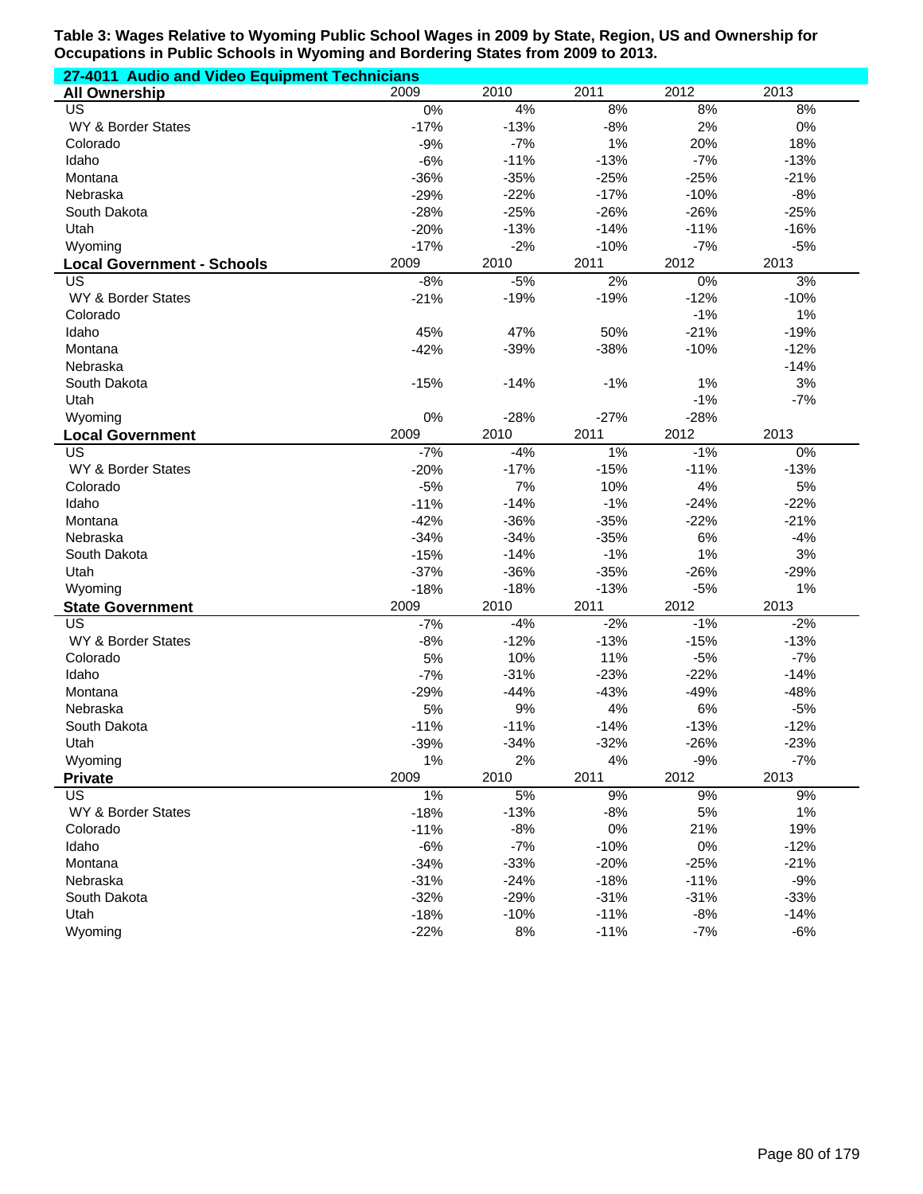**Table 3: Wages Relative to Wyoming Public School Wages in 2009 by State, Region, US and Ownership for Occupations in Public Schools in Wyoming and Bordering States from 2009 to 2013.**

**27-4011 Audio and Video Equipment Technicians**

| **All Ownership** | 2009 | 2010 | 2011 | 2012 | 2013 |
|---|---|---|---|---|---|
| US | 0% | 4% | 8% | 8% | 8% |
| WY & Border States | -17% | -13% | -8% | 2% | 0% |
| Colorado | -9% | -7% | 1% | 20% | 18% |
| Idaho | -6% | -11% | -13% | -7% | -13% |
| Montana | -36% | -35% | -25% | -25% | -21% |
| Nebraska | -29% | -22% | -17% | -10% | -8% |
| South Dakota | -28% | -25% | -26% | -26% | -25% |
| Utah | -20% | -13% | -14% | -11% | -16% |
| Wyoming | -17% | -2% | -10% | -7% | -5% |
| **Local Government - Schools** | 2009 | 2010 | 2011 | 2012 | 2013 |
| US | -8% | -5% | 2% | 0% | 3% |
| WY & Border States | -21% | -19% | -19% | -12% | -10% |
| Colorado | | | | -1% | 1% |
| Idaho | 45% | 47% | 50% | -21% | -19% |
| Montana | -42% | -39% | -38% | -10% | -12% |
| Nebraska | | | | | -14% |
| South Dakota | -15% | -14% | -1% | 1% | 3% |
| Utah | | | | -1% | -7% |
| Wyoming | 0% | -28% | -27% | -28% | |
| **Local Government** | 2009 | 2010 | 2011 | 2012 | 2013 |
| US | -7% | -4% | 1% | -1% | 0% |
| WY & Border States | -20% | -17% | -15% | -11% | -13% |
| Colorado | -5% | 7% | 10% | 4% | 5% |
| Idaho | -11% | -14% | -1% | -24% | -22% |
| Montana | -42% | -36% | -35% | -22% | -21% |
| Nebraska | -34% | -34% | -35% | 6% | -4% |
| South Dakota | -15% | -14% | -1% | 1% | 3% |
| Utah | -37% | -36% | -35% | -26% | -29% |
| Wyoming | -18% | -18% | -13% | -5% | 1% |
| **State Government** | 2009 | 2010 | 2011 | 2012 | 2013 |
| US | -7% | -4% | -2% | -1% | -2% |
| WY & Border States | -8% | -12% | -13% | -15% | -13% |
| Colorado | 5% | 10% | 11% | -5% | -7% |
| Idaho | -7% | -31% | -23% | -22% | -14% |
| Montana | -29% | -44% | -43% | -49% | -48% |
| Nebraska | 5% | 9% | 4% | 6% | -5% |
| South Dakota | -11% | -11% | -14% | -13% | -12% |
| Utah | -39% | -34% | -32% | -26% | -23% |
| Wyoming | 1% | 2% | 4% | -9% | -7% |
| **Private** | 2009 | 2010 | 2011 | 2012 | 2013 |
| US | 1% | 5% | 9% | 9% | 9% |
| WY & Border States | -18% | -13% | -8% | 5% | 1% |
| Colorado | -11% | -8% | 0% | 21% | 19% |
| Idaho | -6% | -7% | -10% | 0% | -12% |
| Montana | -34% | -33% | -20% | -25% | -21% |
| Nebraska | -31% | -24% | -18% | -11% | -9% |
| South Dakota | -32% | -29% | -31% | -31% | -33% |
| Utah | -18% | -10% | -11% | -8% | -14% |
| Wyoming | -22% | 8% | -11% | -7% | -6% |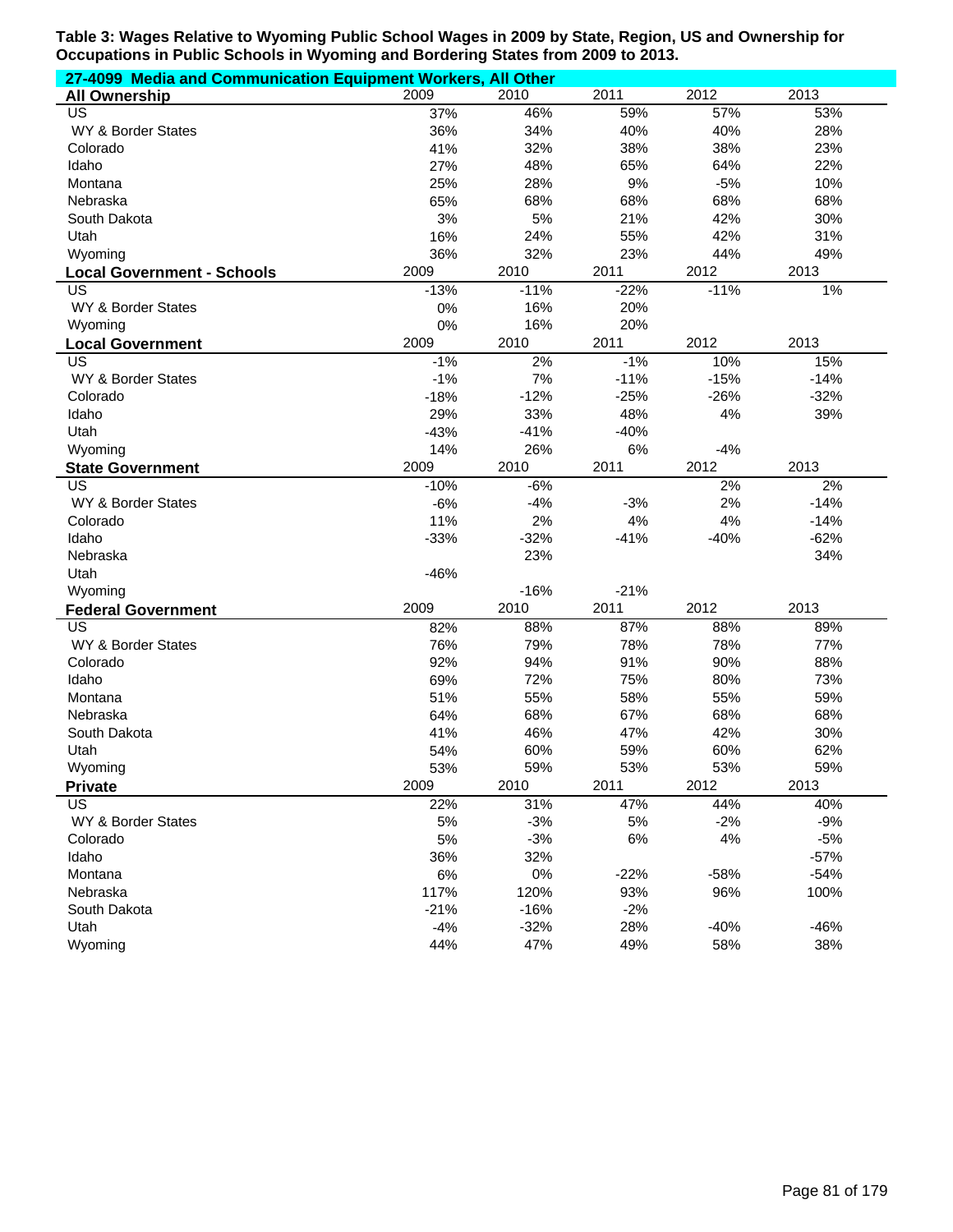**Table 3: Wages Relative to Wyoming Public School Wages in 2009 by State, Region, US and Ownership for Occupations in Public Schools in Wyoming and Bordering States from 2009 to 2013.**

**27-4099 Media and Communication Equipment Workers, All Other**

| All Ownership | 2009 | 2010 | 2011 | 2012 | 2013 |
|---|---|---|---|---|---|
| US | 37% | 46% | 59% | 57% | 53% |
| WY & Border States | 36% | 34% | 40% | 40% | 28% |
| Colorado | 41% | 32% | 38% | 38% | 23% |
| Idaho | 27% | 48% | 65% | 64% | 22% |
| Montana | 25% | 28% | 9% | -5% | 10% |
| Nebraska | 65% | 68% | 68% | 68% | 68% |
| South Dakota | 3% | 5% | 21% | 42% | 30% |
| Utah | 16% | 24% | 55% | 42% | 31% |
| Wyoming | 36% | 32% | 23% | 44% | 49% |
| **Local Government - Schools** | **2009** | **2010** | **2011** | **2012** | **2013** |
| US | -13% | -11% | -22% | -11% | 1% |
| WY & Border States | 0% | 16% | 20% | | |
| Wyoming | 0% | 16% | 20% | | |
| **Local Government** | **2009** | **2010** | **2011** | **2012** | **2013** |
| US | -1% | 2% | -1% | 10% | 15% |
| WY & Border States | -1% | 7% | -11% | -15% | -14% |
| Colorado | -18% | -12% | -25% | -26% | -32% |
| Idaho | 29% | 33% | 48% | 4% | 39% |
| Utah | -43% | -41% | -40% | | |
| Wyoming | 14% | 26% | 6% | -4% | |
| **State Government** | **2009** | **2010** | **2011** | **2012** | **2013** |
| US | -10% | -6% | | 2% | 2% |
| WY & Border States | -6% | -4% | -3% | 2% | -14% |
| Colorado | 11% | 2% | 4% | 4% | -14% |
| Idaho | -33% | -32% | -41% | -40% | -62% |
| Nebraska | | 23% | | | 34% |
| Utah | -46% | | | | |
| Wyoming | | -16% | -21% | | |
| **Federal Government** | **2009** | **2010** | **2011** | **2012** | **2013** |
| US | 82% | 88% | 87% | 88% | 89% |
| WY & Border States | 76% | 79% | 78% | 78% | 77% |
| Colorado | 92% | 94% | 91% | 90% | 88% |
| Idaho | 69% | 72% | 75% | 80% | 73% |
| Montana | 51% | 55% | 58% | 55% | 59% |
| Nebraska | 64% | 68% | 67% | 68% | 68% |
| South Dakota | 41% | 46% | 47% | 42% | 30% |
| Utah | 54% | 60% | 59% | 60% | 62% |
| Wyoming | 53% | 59% | 53% | 53% | 59% |
| **Private** | **2009** | **2010** | **2011** | **2012** | **2013** |
| US | 22% | 31% | 47% | 44% | 40% |
| WY & Border States | 5% | -3% | 5% | -2% | -9% |
| Colorado | 5% | -3% | 6% | 4% | -5% |
| Idaho | 36% | 32% | | | -57% |
| Montana | 6% | 0% | -22% | -58% | -54% |
| Nebraska | 117% | 120% | 93% | 96% | 100% |
| South Dakota | -21% | -16% | -2% | | |
| Utah | -4% | -32% | 28% | -40% | -46% |
| Wyoming | 44% | 47% | 49% | 58% | 38% |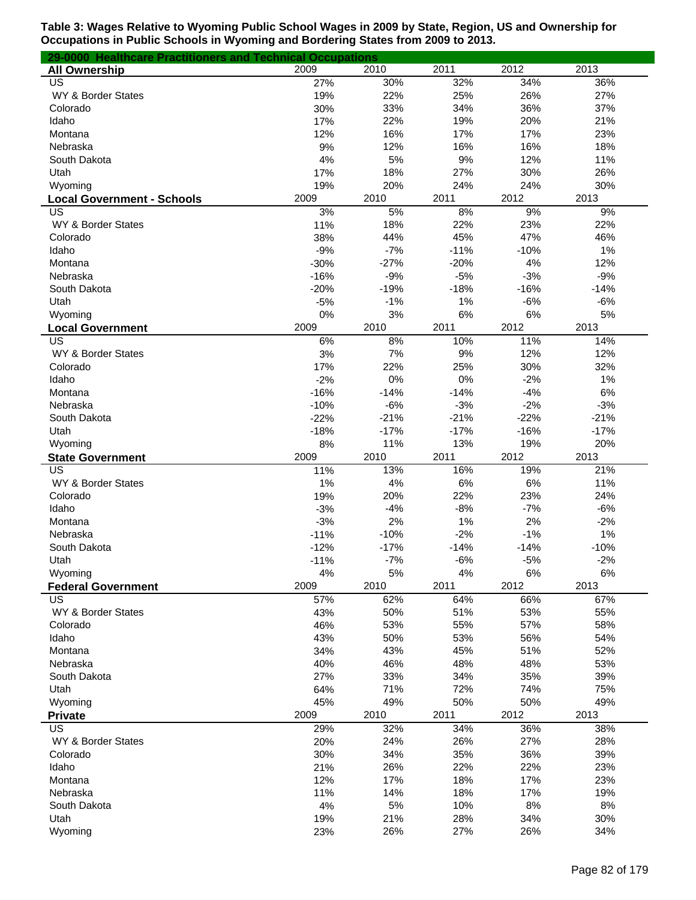**Table 3: Wages Relative to Wyoming Public School Wages in 2009 by State, Region, US and Ownership for Occupations in Public Schools in Wyoming and Bordering States from 2009 to 2013.**

**29-0000 Healthcare Practitioners and Technical Occupations**

| All Ownership | 2009 | 2010 | 2011 | 2012 | 2013 |
|---|---|---|---|---|---|
| US | 27% | 30% | 32% | 34% | 36% |
| WY & Border States | 19% | 22% | 25% | 26% | 27% |
| Colorado | 30% | 33% | 34% | 36% | 37% |
| Idaho | 17% | 22% | 19% | 20% | 21% |
| Montana | 12% | 16% | 17% | 17% | 23% |
| Nebraska | 9% | 12% | 16% | 16% | 18% |
| South Dakota | 4% | 5% | 9% | 12% | 11% |
| Utah | 17% | 18% | 27% | 30% | 26% |
| Wyoming | 19% | 20% | 24% | 24% | 30% |
| **Local Government - Schools** | 2009 | 2010 | 2011 | 2012 | 2013 |
| US | 3% | 5% | 8% | 9% | 9% |
| WY & Border States | 11% | 18% | 22% | 23% | 22% |
| Colorado | 38% | 44% | 45% | 47% | 46% |
| Idaho | -9% | -7% | -11% | -10% | 1% |
| Montana | -30% | -27% | -20% | 4% | 12% |
| Nebraska | -16% | -9% | -5% | -3% | -9% |
| South Dakota | -20% | -19% | -18% | -16% | -14% |
| Utah | -5% | -1% | 1% | -6% | -6% |
| Wyoming | 0% | 3% | 6% | 6% | 5% |
| **Local Government** | 2009 | 2010 | 2011 | 2012 | 2013 |
| US | 6% | 8% | 10% | 11% | 14% |
| WY & Border States | 3% | 7% | 9% | 12% | 12% |
| Colorado | 17% | 22% | 25% | 30% | 32% |
| Idaho | -2% | 0% | 0% | -2% | 1% |
| Montana | -16% | -14% | -14% | -4% | 6% |
| Nebraska | -10% | -6% | -3% | -2% | -3% |
| South Dakota | -22% | -21% | -21% | -22% | -21% |
| Utah | -18% | -17% | -17% | -16% | -17% |
| Wyoming | 8% | 11% | 13% | 19% | 20% |
| **State Government** | 2009 | 2010 | 2011 | 2012 | 2013 |
| US | 11% | 13% | 16% | 19% | 21% |
| WY & Border States | 1% | 4% | 6% | 6% | 11% |
| Colorado | 19% | 20% | 22% | 23% | 24% |
| Idaho | -3% | -4% | -8% | -7% | -6% |
| Montana | -3% | 2% | 1% | 2% | -2% |
| Nebraska | -11% | -10% | -2% | -1% | 1% |
| South Dakota | -12% | -17% | -14% | -14% | -10% |
| Utah | -11% | -7% | -6% | -5% | -2% |
| Wyoming | 4% | 5% | 4% | 6% | 6% |
| **Federal Government** | 2009 | 2010 | 2011 | 2012 | 2013 |
| US | 57% | 62% | 64% | 66% | 67% |
| WY & Border States | 43% | 50% | 51% | 53% | 55% |
| Colorado | 46% | 53% | 55% | 57% | 58% |
| Idaho | 43% | 50% | 53% | 56% | 54% |
| Montana | 34% | 43% | 45% | 51% | 52% |
| Nebraska | 40% | 46% | 48% | 48% | 53% |
| South Dakota | 27% | 33% | 34% | 35% | 39% |
| Utah | 64% | 71% | 72% | 74% | 75% |
| Wyoming | 45% | 49% | 50% | 50% | 49% |
| **Private** | 2009 | 2010 | 2011 | 2012 | 2013 |
| US | 29% | 32% | 34% | 36% | 38% |
| WY & Border States | 20% | 24% | 26% | 27% | 28% |
| Colorado | 30% | 34% | 35% | 36% | 39% |
| Idaho | 21% | 26% | 22% | 22% | 23% |
| Montana | 12% | 17% | 18% | 17% | 23% |
| Nebraska | 11% | 14% | 18% | 17% | 19% |
| South Dakota | 4% | 5% | 10% | 8% | 8% |
| Utah | 19% | 21% | 28% | 34% | 30% |
| Wyoming | 23% | 26% | 27% | 26% | 34% |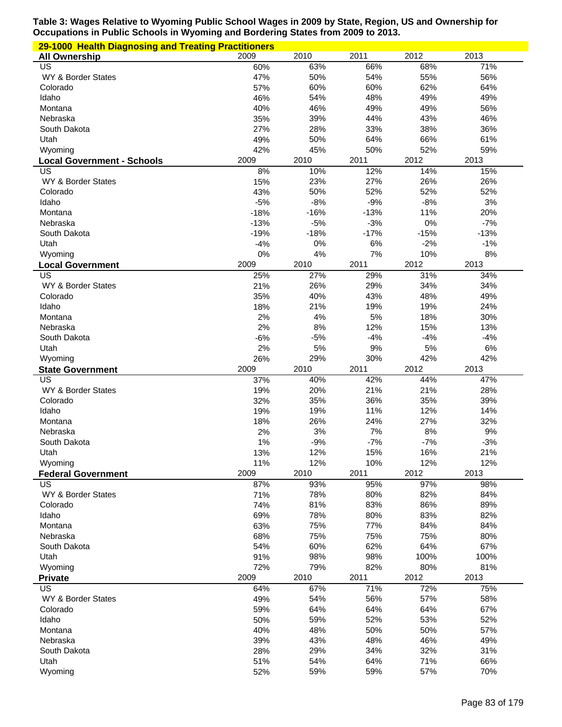**Table 3: Wages Relative to Wyoming Public School Wages in 2009 by State, Region, US and Ownership for Occupations in Public Schools in Wyoming and Bordering States from 2009 to 2013.**

**29-1000 Health Diagnosing and Treating Practitioners**

| All Ownership | 2009 | 2010 | 2011 | 2012 | 2013 |
|---|---|---|---|---|---|
| US | 60% | 63% | 66% | 68% | 71% |
| WY & Border States | 47% | 50% | 54% | 55% | 56% |
| Colorado | 57% | 60% | 60% | 62% | 64% |
| Idaho | 46% | 54% | 48% | 49% | 49% |
| Montana | 40% | 46% | 49% | 49% | 56% |
| Nebraska | 35% | 39% | 44% | 43% | 46% |
| South Dakota | 27% | 28% | 33% | 38% | 36% |
| Utah | 49% | 50% | 64% | 66% | 61% |
| Wyoming | 42% | 45% | 50% | 52% | 59% |
| **Local Government - Schools** | 2009 | 2010 | 2011 | 2012 | 2013 |
| US | 8% | 10% | 12% | 14% | 15% |
| WY & Border States | 15% | 23% | 27% | 26% | 26% |
| Colorado | 43% | 50% | 52% | 52% | 52% |
| Idaho | -5% | -8% | -9% | -8% | 3% |
| Montana | -18% | -16% | -13% | 11% | 20% |
| Nebraska | -13% | -5% | -3% | 0% | -7% |
| South Dakota | -19% | -18% | -17% | -15% | -13% |
| Utah | -4% | 0% | 6% | -2% | -1% |
| Wyoming | 0% | 4% | 7% | 10% | 8% |
| **Local Government** | 2009 | 2010 | 2011 | 2012 | 2013 |
| US | 25% | 27% | 29% | 31% | 34% |
| WY & Border States | 21% | 26% | 29% | 34% | 34% |
| Colorado | 35% | 40% | 43% | 48% | 49% |
| Idaho | 18% | 21% | 19% | 19% | 24% |
| Montana | 2% | 4% | 5% | 18% | 30% |
| Nebraska | 2% | 8% | 12% | 15% | 13% |
| South Dakota | -6% | -5% | -4% | -4% | -4% |
| Utah | 2% | 5% | 9% | 5% | 6% |
| Wyoming | 26% | 29% | 30% | 42% | 42% |
| **State Government** | 2009 | 2010 | 2011 | 2012 | 2013 |
| US | 37% | 40% | 42% | 44% | 47% |
| WY & Border States | 19% | 20% | 21% | 21% | 28% |
| Colorado | 32% | 35% | 36% | 35% | 39% |
| Idaho | 19% | 19% | 11% | 12% | 14% |
| Montana | 18% | 26% | 24% | 27% | 32% |
| Nebraska | 2% | 3% | 7% | 8% | 9% |
| South Dakota | 1% | -9% | -7% | -7% | -3% |
| Utah | 13% | 12% | 15% | 16% | 21% |
| Wyoming | 11% | 12% | 10% | 12% | 12% |
| **Federal Government** | 2009 | 2010 | 2011 | 2012 | 2013 |
| US | 87% | 93% | 95% | 97% | 98% |
| WY & Border States | 71% | 78% | 80% | 82% | 84% |
| Colorado | 74% | 81% | 83% | 86% | 89% |
| Idaho | 69% | 78% | 80% | 83% | 82% |
| Montana | 63% | 75% | 77% | 84% | 84% |
| Nebraska | 68% | 75% | 75% | 75% | 80% |
| South Dakota | 54% | 60% | 62% | 64% | 67% |
| Utah | 91% | 98% | 98% | 100% | 100% |
| Wyoming | 72% | 79% | 82% | 80% | 81% |
| **Private** | 2009 | 2010 | 2011 | 2012 | 2013 |
| US | 64% | 67% | 71% | 72% | 75% |
| WY & Border States | 49% | 54% | 56% | 57% | 58% |
| Colorado | 59% | 64% | 64% | 64% | 67% |
| Idaho | 50% | 59% | 52% | 53% | 52% |
| Montana | 40% | 48% | 50% | 50% | 57% |
| Nebraska | 39% | 43% | 48% | 46% | 49% |
| South Dakota | 28% | 29% | 34% | 32% | 31% |
| Utah | 51% | 54% | 64% | 71% | 66% |
| Wyoming | 52% | 59% | 59% | 57% | 70% |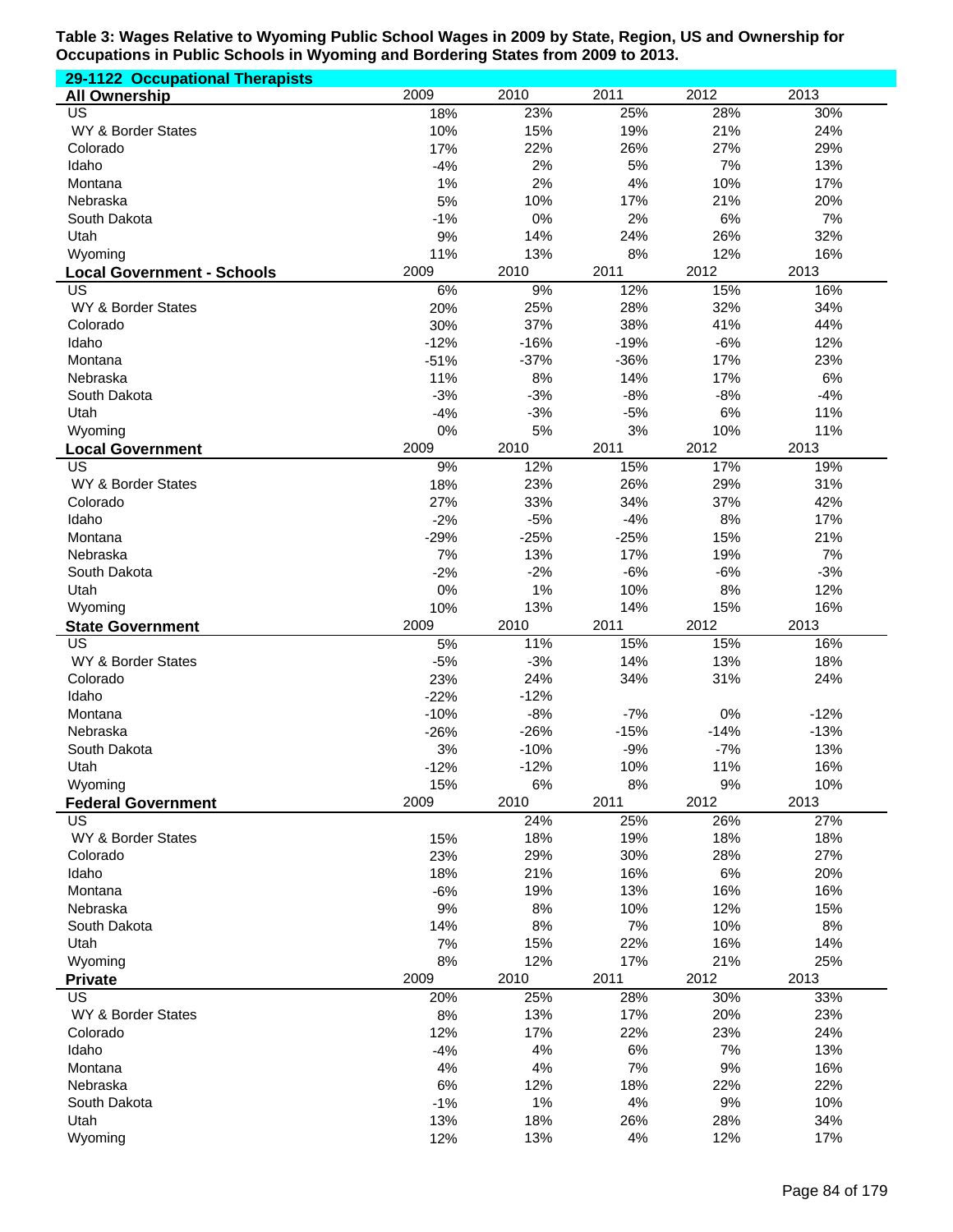**Table 3: Wages Relative to Wyoming Public School Wages in 2009 by State, Region, US and Ownership for Occupations in Public Schools in Wyoming and Bordering States from 2009 to 2013.**

**29-1122 Occupational Therapists**

| All Ownership | 2009 | 2010 | 2011 | 2012 | 2013 |
|---|---|---|---|---|---|
| US | 18% | 23% | 25% | 28% | 30% |
| WY & Border States | 10% | 15% | 19% | 21% | 24% |
| Colorado | 17% | 22% | 26% | 27% | 29% |
| Idaho | -4% | 2% | 5% | 7% | 13% |
| Montana | 1% | 2% | 4% | 10% | 17% |
| Nebraska | 5% | 10% | 17% | 21% | 20% |
| South Dakota | -1% | 0% | 2% | 6% | 7% |
| Utah | 9% | 14% | 24% | 26% | 32% |
| Wyoming | 11% | 13% | 8% | 12% | 16% |
| **Local Government - Schools** | 2009 | 2010 | 2011 | 2012 | 2013 |
| US | 6% | 9% | 12% | 15% | 16% |
| WY & Border States | 20% | 25% | 28% | 32% | 34% |
| Colorado | 30% | 37% | 38% | 41% | 44% |
| Idaho | -12% | -16% | -19% | -6% | 12% |
| Montana | -51% | -37% | -36% | 17% | 23% |
| Nebraska | 11% | 8% | 14% | 17% | 6% |
| South Dakota | -3% | -3% | -8% | -8% | -4% |
| Utah | -4% | -3% | -5% | 6% | 11% |
| Wyoming | 0% | 5% | 3% | 10% | 11% |
| **Local Government** | 2009 | 2010 | 2011 | 2012 | 2013 |
| US | 9% | 12% | 15% | 17% | 19% |
| WY & Border States | 18% | 23% | 26% | 29% | 31% |
| Colorado | 27% | 33% | 34% | 37% | 42% |
| Idaho | -2% | -5% | -4% | 8% | 17% |
| Montana | -29% | -25% | -25% | 15% | 21% |
| Nebraska | 7% | 13% | 17% | 19% | 7% |
| South Dakota | -2% | -2% | -6% | -6% | -3% |
| Utah | 0% | 1% | 10% | 8% | 12% |
| Wyoming | 10% | 13% | 14% | 15% | 16% |
| **State Government** | 2009 | 2010 | 2011 | 2012 | 2013 |
| US | 5% | 11% | 15% | 15% | 16% |
| WY & Border States | -5% | -3% | 14% | 13% | 18% |
| Colorado | 23% | 24% | 34% | 31% | 24% |
| Idaho | -22% | -12% | | | |
| Montana | -10% | -8% | -7% | 0% | -12% |
| Nebraska | -26% | -26% | -15% | -14% | -13% |
| South Dakota | 3% | -10% | -9% | -7% | 13% |
| Utah | -12% | -12% | 10% | 11% | 16% |
| Wyoming | 15% | 6% | 8% | 9% | 10% |
| **Federal Government** | 2009 | 2010 | 2011 | 2012 | 2013 |
| US | | 24% | 25% | 26% | 27% |
| WY & Border States | 15% | 18% | 19% | 18% | 18% |
| Colorado | 23% | 29% | 30% | 28% | 27% |
| Idaho | 18% | 21% | 16% | 6% | 20% |
| Montana | -6% | 19% | 13% | 16% | 16% |
| Nebraska | 9% | 8% | 10% | 12% | 15% |
| South Dakota | 14% | 8% | 7% | 10% | 8% |
| Utah | 7% | 15% | 22% | 16% | 14% |
| Wyoming | 8% | 12% | 17% | 21% | 25% |
| **Private** | 2009 | 2010 | 2011 | 2012 | 2013 |
| US | 20% | 25% | 28% | 30% | 33% |
| WY & Border States | 8% | 13% | 17% | 20% | 23% |
| Colorado | 12% | 17% | 22% | 23% | 24% |
| Idaho | -4% | 4% | 6% | 7% | 13% |
| Montana | 4% | 4% | 7% | 9% | 16% |
| Nebraska | 6% | 12% | 18% | 22% | 22% |
| South Dakota | -1% | 1% | 4% | 9% | 10% |
| Utah | 13% | 18% | 26% | 28% | 34% |
| Wyoming | 12% | 13% | 4% | 12% | 17% |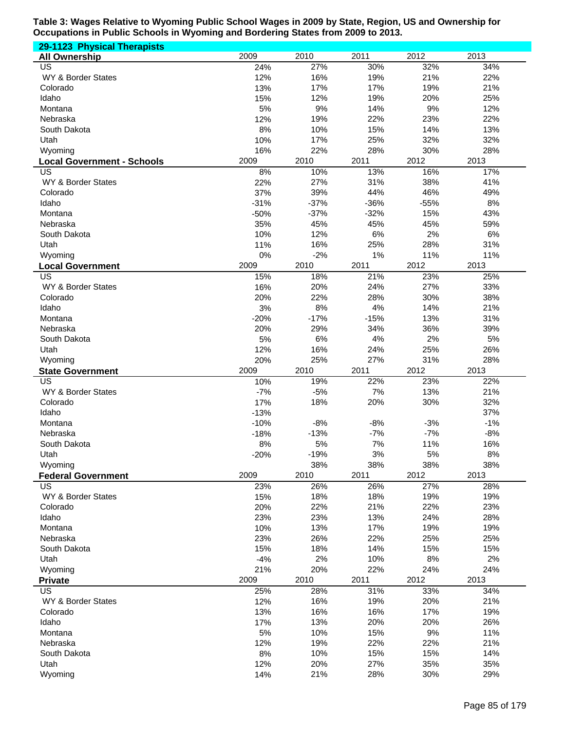**Table 3: Wages Relative to Wyoming Public School Wages in 2009 by State, Region, US and Ownership for Occupations in Public Schools in Wyoming and Bordering States from 2009 to 2013.**

**29-1123 Physical Therapists**

| All Ownership | 2009 | 2010 | 2011 | 2012 | 2013 |
|---|---|---|---|---|---|
| US | 24% | 27% | 30% | 32% | 34% |
| WY & Border States | 12% | 16% | 19% | 21% | 22% |
| Colorado | 13% | 17% | 17% | 19% | 21% |
| Idaho | 15% | 12% | 19% | 20% | 25% |
| Montana | 5% | 9% | 14% | 9% | 12% |
| Nebraska | 12% | 19% | 22% | 23% | 22% |
| South Dakota | 8% | 10% | 15% | 14% | 13% |
| Utah | 10% | 17% | 25% | 32% | 32% |
| Wyoming | 16% | 22% | 28% | 30% | 28% |
| **Local Government - Schools** | 2009 | 2010 | 2011 | 2012 | 2013 |
| US | 8% | 10% | 13% | 16% | 17% |
| WY & Border States | 22% | 27% | 31% | 38% | 41% |
| Colorado | 37% | 39% | 44% | 46% | 49% |
| Idaho | -31% | -37% | -36% | -55% | 8% |
| Montana | -50% | -37% | -32% | 15% | 43% |
| Nebraska | 35% | 45% | 45% | 45% | 59% |
| South Dakota | 10% | 12% | 6% | 2% | 6% |
| Utah | 11% | 16% | 25% | 28% | 31% |
| Wyoming | 0% | -2% | 1% | 11% | 11% |
| **Local Government** | 2009 | 2010 | 2011 | 2012 | 2013 |
| US | 15% | 18% | 21% | 23% | 25% |
| WY & Border States | 16% | 20% | 24% | 27% | 33% |
| Colorado | 20% | 22% | 28% | 30% | 38% |
| Idaho | 3% | 8% | 4% | 14% | 21% |
| Montana | -20% | -17% | -15% | 13% | 31% |
| Nebraska | 20% | 29% | 34% | 36% | 39% |
| South Dakota | 5% | 6% | 4% | 2% | 5% |
| Utah | 12% | 16% | 24% | 25% | 26% |
| Wyoming | 20% | 25% | 27% | 31% | 28% |
| **State Government** | 2009 | 2010 | 2011 | 2012 | 2013 |
| US | 10% | 19% | 22% | 23% | 22% |
| WY & Border States | -7% | -5% | 7% | 13% | 21% |
| Colorado | 17% | 18% | 20% | 30% | 32% |
| Idaho | -13% | | | | 37% |
| Montana | -10% | -8% | -8% | -3% | -1% |
| Nebraska | -18% | -13% | -7% | -7% | -8% |
| South Dakota | 8% | 5% | 7% | 11% | 16% |
| Utah | -20% | -19% | 3% | 5% | 8% |
| Wyoming | | 38% | 38% | 38% | 38% |
| **Federal Government** | 2009 | 2010 | 2011 | 2012 | 2013 |
| US | 23% | 26% | 26% | 27% | 28% |
| WY & Border States | 15% | 18% | 18% | 19% | 19% |
| Colorado | 20% | 22% | 21% | 22% | 23% |
| Idaho | 23% | 23% | 13% | 24% | 28% |
| Montana | 10% | 13% | 17% | 19% | 19% |
| Nebraska | 23% | 26% | 22% | 25% | 25% |
| South Dakota | 15% | 18% | 14% | 15% | 15% |
| Utah | -4% | 2% | 10% | 8% | 2% |
| Wyoming | 21% | 20% | 22% | 24% | 24% |
| **Private** | 2009 | 2010 | 2011 | 2012 | 2013 |
| US | 25% | 28% | 31% | 33% | 34% |
| WY & Border States | 12% | 16% | 19% | 20% | 21% |
| Colorado | 13% | 16% | 16% | 17% | 19% |
| Idaho | 17% | 13% | 20% | 20% | 26% |
| Montana | 5% | 10% | 15% | 9% | 11% |
| Nebraska | 12% | 19% | 22% | 22% | 21% |
| South Dakota | 8% | 10% | 15% | 15% | 14% |
| Utah | 12% | 20% | 27% | 35% | 35% |
| Wyoming | 14% | 21% | 28% | 30% | 29% |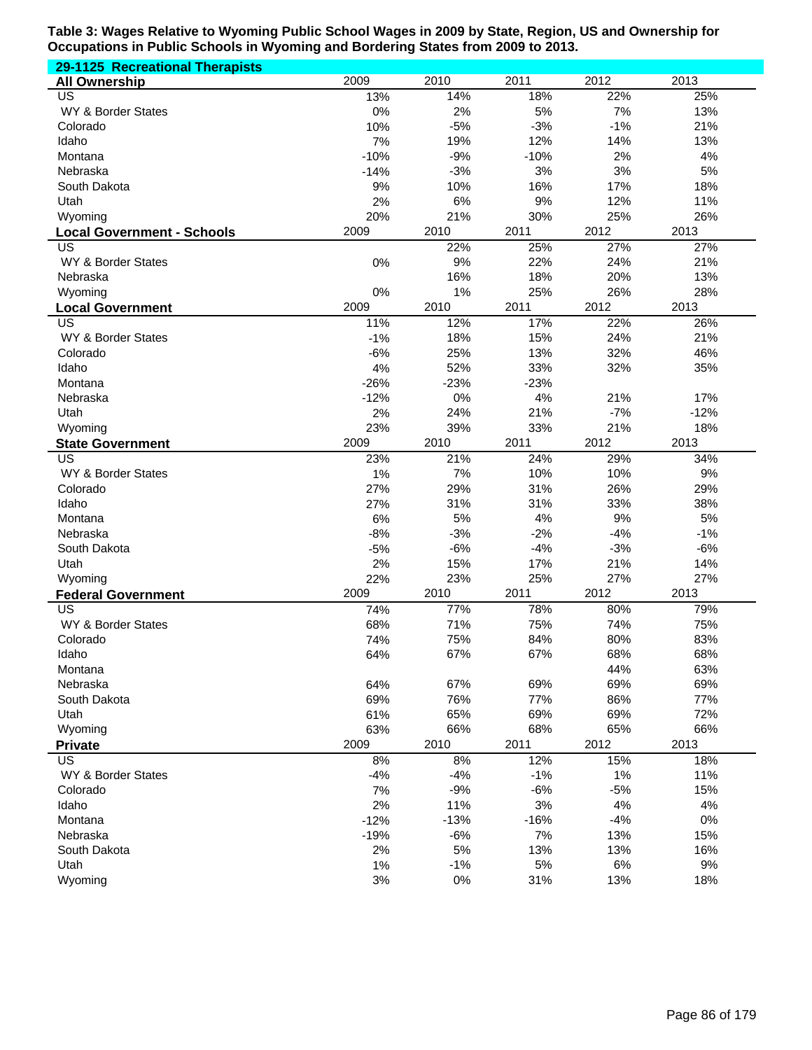**Table 3: Wages Relative to Wyoming Public School Wages in 2009 by State, Region, US and Ownership for Occupations in Public Schools in Wyoming and Bordering States from 2009 to 2013.**

**29-1125 Recreational Therapists**

| All Ownership | 2009 | 2010 | 2011 | 2012 | 2013 |
|---|---|---|---|---|---|
| US | 13% | 14% | 18% | 22% | 25% |
| WY & Border States | 0% | 2% | 5% | 7% | 13% |
| Colorado | 10% | -5% | -3% | -1% | 21% |
| Idaho | 7% | 19% | 12% | 14% | 13% |
| Montana | -10% | -9% | -10% | 2% | 4% |
| Nebraska | -14% | -3% | 3% | 3% | 5% |
| South Dakota | 9% | 10% | 16% | 17% | 18% |
| Utah | 2% | 6% | 9% | 12% | 11% |
| Wyoming | 20% | 21% | 30% | 25% | 26% |

| Local Government - Schools | 2009 | 2010 | 2011 | 2012 | 2013 |
|---|---|---|---|---|---|
| US | | 22% | 25% | 27% | 27% |
| WY & Border States | 0% | 9% | 22% | 24% | 21% |
| Nebraska | | 16% | 18% | 20% | 13% |
| Wyoming | 0% | 1% | 25% | 26% | 28% |

| Local Government | 2009 | 2010 | 2011 | 2012 | 2013 |
|---|---|---|---|---|---|
| US | 11% | 12% | 17% | 22% | 26% |
| WY & Border States | -1% | 18% | 15% | 24% | 21% |
| Colorado | -6% | 25% | 13% | 32% | 46% |
| Idaho | 4% | 52% | 33% | 32% | 35% |
| Montana | -26% | -23% | -23% | | |
| Nebraska | -12% | 0% | 4% | 21% | 17% |
| Utah | 2% | 24% | 21% | -7% | -12% |
| Wyoming | 23% | 39% | 33% | 21% | 18% |

| State Government | 2009 | 2010 | 2011 | 2012 | 2013 |
|---|---|---|---|---|---|
| US | 23% | 21% | 24% | 29% | 34% |
| WY & Border States | 1% | 7% | 10% | 10% | 9% |
| Colorado | 27% | 29% | 31% | 26% | 29% |
| Idaho | 27% | 31% | 31% | 33% | 38% |
| Montana | 6% | 5% | 4% | 9% | 5% |
| Nebraska | -8% | -3% | -2% | -4% | -1% |
| South Dakota | -5% | -6% | -4% | -3% | -6% |
| Utah | 2% | 15% | 17% | 21% | 14% |
| Wyoming | 22% | 23% | 25% | 27% | 27% |

| Federal Government | 2009 | 2010 | 2011 | 2012 | 2013 |
|---|---|---|---|---|---|
| US | 74% | 77% | 78% | 80% | 79% |
| WY & Border States | 68% | 71% | 75% | 74% | 75% |
| Colorado | 74% | 75% | 84% | 80% | 83% |
| Idaho | 64% | 67% | 67% | 68% | 68% |
| Montana | | | | 44% | 63% |
| Nebraska | 64% | 67% | 69% | 69% | 69% |
| South Dakota | 69% | 76% | 77% | 86% | 77% |
| Utah | 61% | 65% | 69% | 69% | 72% |
| Wyoming | 63% | 66% | 68% | 65% | 66% |

| Private | 2009 | 2010 | 2011 | 2012 | 2013 |
|---|---|---|---|---|---|
| US | 8% | 8% | 12% | 15% | 18% |
| WY & Border States | -4% | -4% | -1% | 1% | 11% |
| Colorado | 7% | -9% | -6% | -5% | 15% |
| Idaho | 2% | 11% | 3% | 4% | 4% |
| Montana | -12% | -13% | -16% | -4% | 0% |
| Nebraska | -19% | -6% | 7% | 13% | 15% |
| South Dakota | 2% | 5% | 13% | 13% | 16% |
| Utah | 1% | -1% | 5% | 6% | 9% |
| Wyoming | 3% | 0% | 31% | 13% | 18% |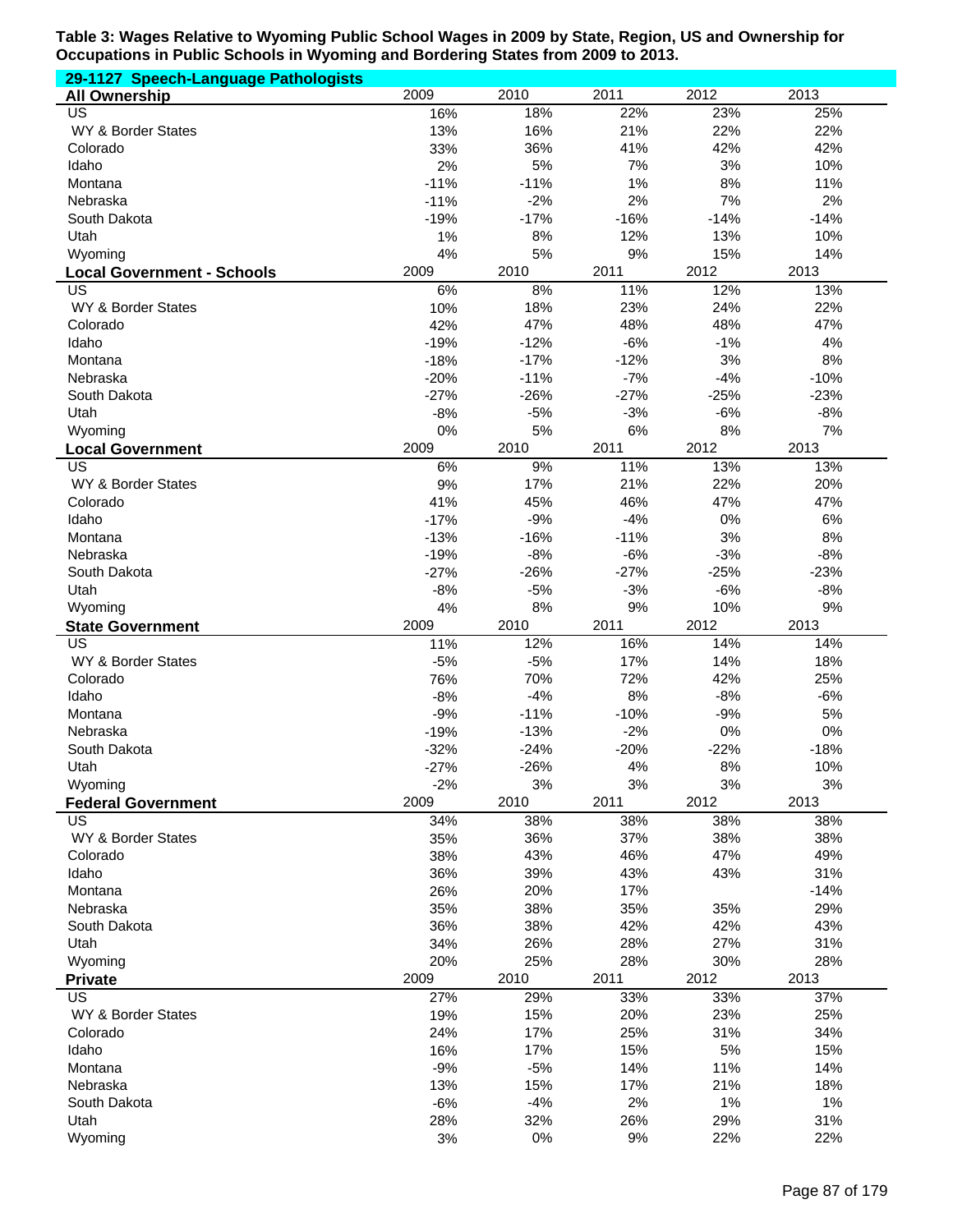**Table 3: Wages Relative to Wyoming Public School Wages in 2009 by State, Region, US and Ownership for Occupations in Public Schools in Wyoming and Bordering States from 2009 to 2013.**

**29-1127 Speech-Language Pathologists**

| **All Ownership** | 2009 | 2010 | 2011 | 2012 | 2013 |
|---|---|---|---|---|---|
| US | 16% | 18% | 22% | 23% | 25% |
| WY & Border States | 13% | 16% | 21% | 22% | 22% |
| Colorado | 33% | 36% | 41% | 42% | 42% |
| Idaho | 2% | 5% | 7% | 3% | 10% |
| Montana | -11% | -11% | 1% | 8% | 11% |
| Nebraska | -11% | -2% | 2% | 7% | 2% |
| South Dakota | -19% | -17% | -16% | -14% | -14% |
| Utah | 1% | 8% | 12% | 13% | 10% |
| Wyoming | 4% | 5% | 9% | 15% | 14% |
| **Local Government - Schools** | 2009 | 2010 | 2011 | 2012 | 2013 |
| US | 6% | 8% | 11% | 12% | 13% |
| WY & Border States | 10% | 18% | 23% | 24% | 22% |
| Colorado | 42% | 47% | 48% | 48% | 47% |
| Idaho | -19% | -12% | -6% | -1% | 4% |
| Montana | -18% | -17% | -12% | 3% | 8% |
| Nebraska | -20% | -11% | -7% | -4% | -10% |
| South Dakota | -27% | -26% | -27% | -25% | -23% |
| Utah | -8% | -5% | -3% | -6% | -8% |
| Wyoming | 0% | 5% | 6% | 8% | 7% |
| **Local Government** | 2009 | 2010 | 2011 | 2012 | 2013 |
| US | 6% | 9% | 11% | 13% | 13% |
| WY & Border States | 9% | 17% | 21% | 22% | 20% |
| Colorado | 41% | 45% | 46% | 47% | 47% |
| Idaho | -17% | -9% | -4% | 0% | 6% |
| Montana | -13% | -16% | -11% | 3% | 8% |
| Nebraska | -19% | -8% | -6% | -3% | -8% |
| South Dakota | -27% | -26% | -27% | -25% | -23% |
| Utah | -8% | -5% | -3% | -6% | -8% |
| Wyoming | 4% | 8% | 9% | 10% | 9% |
| **State Government** | 2009 | 2010 | 2011 | 2012 | 2013 |
| US | 11% | 12% | 16% | 14% | 14% |
| WY & Border States | -5% | -5% | 17% | 14% | 18% |
| Colorado | 76% | 70% | 72% | 42% | 25% |
| Idaho | -8% | -4% | 8% | -8% | -6% |
| Montana | -9% | -11% | -10% | -9% | 5% |
| Nebraska | -19% | -13% | -2% | 0% | 0% |
| South Dakota | -32% | -24% | -20% | -22% | -18% |
| Utah | -27% | -26% | 4% | 8% | 10% |
| Wyoming | -2% | 3% | 3% | 3% | 3% |
| **Federal Government** | 2009 | 2010 | 2011 | 2012 | 2013 |
| US | 34% | 38% | 38% | 38% | 38% |
| WY & Border States | 35% | 36% | 37% | 38% | 38% |
| Colorado | 38% | 43% | 46% | 47% | 49% |
| Idaho | 36% | 39% | 43% | 43% | 31% |
| Montana | 26% | 20% | 17% | | -14% |
| Nebraska | 35% | 38% | 35% | 35% | 29% |
| South Dakota | 36% | 38% | 42% | 42% | 43% |
| Utah | 34% | 26% | 28% | 27% | 31% |
| Wyoming | 20% | 25% | 28% | 30% | 28% |
| **Private** | 2009 | 2010 | 2011 | 2012 | 2013 |
| US | 27% | 29% | 33% | 33% | 37% |
| WY & Border States | 19% | 15% | 20% | 23% | 25% |
| Colorado | 24% | 17% | 25% | 31% | 34% |
| Idaho | 16% | 17% | 15% | 5% | 15% |
| Montana | -9% | -5% | 14% | 11% | 14% |
| Nebraska | 13% | 15% | 17% | 21% | 18% |
| South Dakota | -6% | -4% | 2% | 1% | 1% |
| Utah | 28% | 32% | 26% | 29% | 31% |
| Wyoming | 3% | 0% | 9% | 22% | 22% |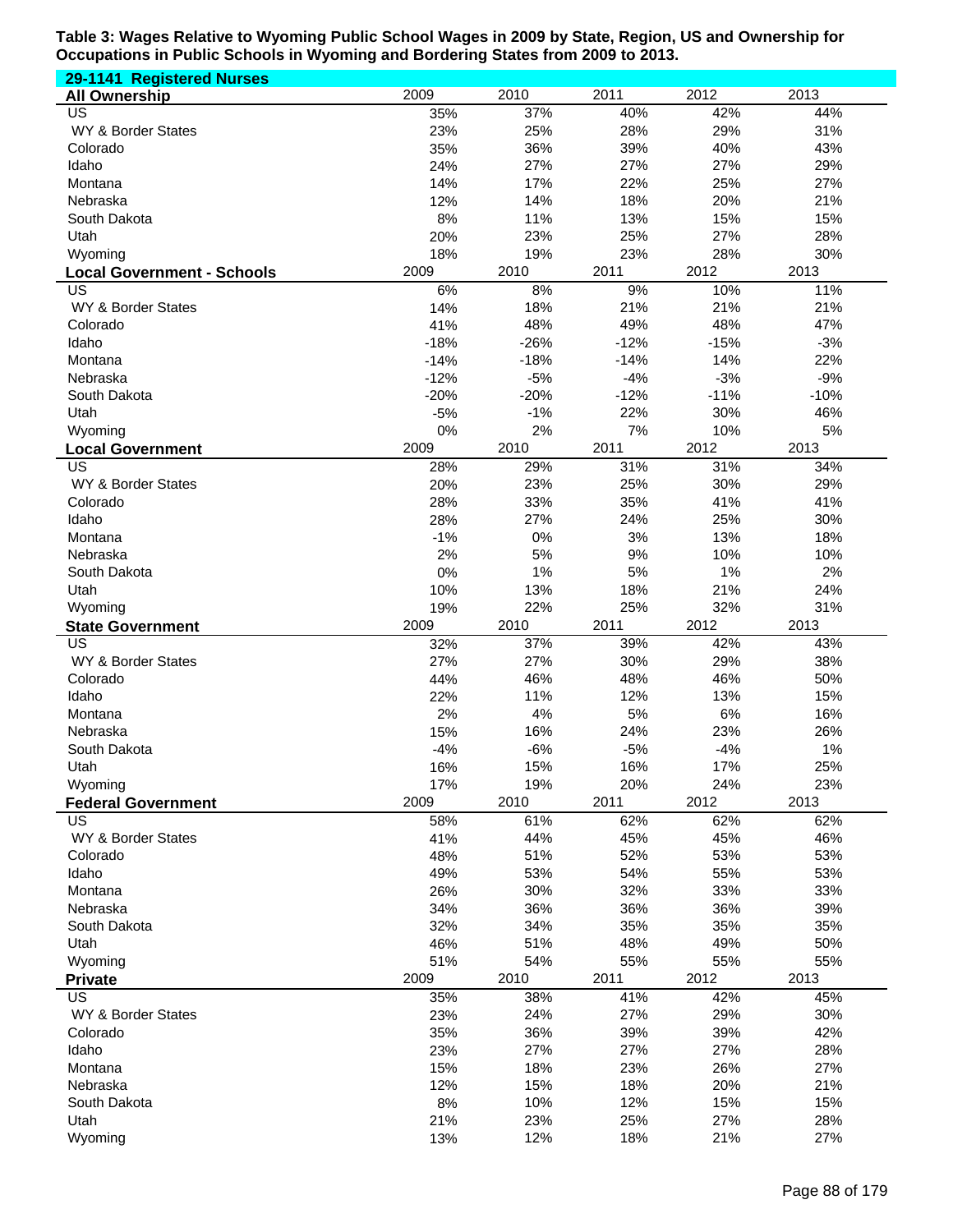**Table 3: Wages Relative to Wyoming Public School Wages in 2009 by State, Region, US and Ownership for Occupations in Public Schools in Wyoming and Bordering States from 2009 to 2013.**

**29-1141 Registered Nurses**

| All Ownership | 2009 | 2010 | 2011 | 2012 | 2013 |
|---|---|---|---|---|---|
| US | 35% | 37% | 40% | 42% | 44% |
| WY & Border States | 23% | 25% | 28% | 29% | 31% |
| Colorado | 35% | 36% | 39% | 40% | 43% |
| Idaho | 24% | 27% | 27% | 27% | 29% |
| Montana | 14% | 17% | 22% | 25% | 27% |
| Nebraska | 12% | 14% | 18% | 20% | 21% |
| South Dakota | 8% | 11% | 13% | 15% | 15% |
| Utah | 20% | 23% | 25% | 27% | 28% |
| Wyoming | 18% | 19% | 23% | 28% | 30% |
| **Local Government - Schools** | 2009 | 2010 | 2011 | 2012 | 2013 |
| US | 6% | 8% | 9% | 10% | 11% |
| WY & Border States | 14% | 18% | 21% | 21% | 21% |
| Colorado | 41% | 48% | 49% | 48% | 47% |
| Idaho | -18% | -26% | -12% | -15% | -3% |
| Montana | -14% | -18% | -14% | 14% | 22% |
| Nebraska | -12% | -5% | -4% | -3% | -9% |
| South Dakota | -20% | -20% | -12% | -11% | -10% |
| Utah | -5% | -1% | 22% | 30% | 46% |
| Wyoming | 0% | 2% | 7% | 10% | 5% |
| **Local Government** | 2009 | 2010 | 2011 | 2012 | 2013 |
| US | 28% | 29% | 31% | 31% | 34% |
| WY & Border States | 20% | 23% | 25% | 30% | 29% |
| Colorado | 28% | 33% | 35% | 41% | 41% |
| Idaho | 28% | 27% | 24% | 25% | 30% |
| Montana | -1% | 0% | 3% | 13% | 18% |
| Nebraska | 2% | 5% | 9% | 10% | 10% |
| South Dakota | 0% | 1% | 5% | 1% | 2% |
| Utah | 10% | 13% | 18% | 21% | 24% |
| Wyoming | 19% | 22% | 25% | 32% | 31% |
| **State Government** | 2009 | 2010 | 2011 | 2012 | 2013 |
| US | 32% | 37% | 39% | 42% | 43% |
| WY & Border States | 27% | 27% | 30% | 29% | 38% |
| Colorado | 44% | 46% | 48% | 46% | 50% |
| Idaho | 22% | 11% | 12% | 13% | 15% |
| Montana | 2% | 4% | 5% | 6% | 16% |
| Nebraska | 15% | 16% | 24% | 23% | 26% |
| South Dakota | -4% | -6% | -5% | -4% | 1% |
| Utah | 16% | 15% | 16% | 17% | 25% |
| Wyoming | 17% | 19% | 20% | 24% | 23% |
| **Federal Government** | 2009 | 2010 | 2011 | 2012 | 2013 |
| US | 58% | 61% | 62% | 62% | 62% |
| WY & Border States | 41% | 44% | 45% | 45% | 46% |
| Colorado | 48% | 51% | 52% | 53% | 53% |
| Idaho | 49% | 53% | 54% | 55% | 53% |
| Montana | 26% | 30% | 32% | 33% | 33% |
| Nebraska | 34% | 36% | 36% | 36% | 39% |
| South Dakota | 32% | 34% | 35% | 35% | 35% |
| Utah | 46% | 51% | 48% | 49% | 50% |
| Wyoming | 51% | 54% | 55% | 55% | 55% |
| **Private** | 2009 | 2010 | 2011 | 2012 | 2013 |
| US | 35% | 38% | 41% | 42% | 45% |
| WY & Border States | 23% | 24% | 27% | 29% | 30% |
| Colorado | 35% | 36% | 39% | 39% | 42% |
| Idaho | 23% | 27% | 27% | 27% | 28% |
| Montana | 15% | 18% | 23% | 26% | 27% |
| Nebraska | 12% | 15% | 18% | 20% | 21% |
| South Dakota | 8% | 10% | 12% | 15% | 15% |
| Utah | 21% | 23% | 25% | 27% | 28% |
| Wyoming | 13% | 12% | 18% | 21% | 27% |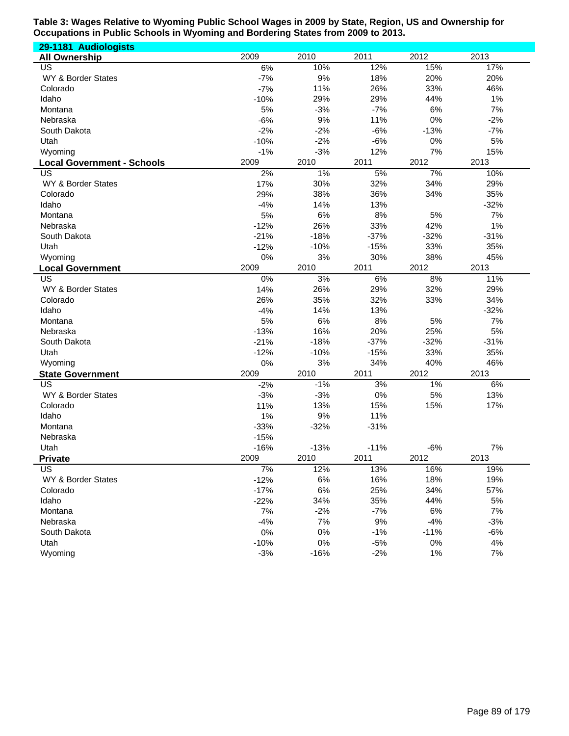**Table 3: Wages Relative to Wyoming Public School Wages in 2009 by State, Region, US and Ownership for Occupations in Public Schools in Wyoming and Bordering States from 2009 to 2013.**

**29-1181 Audiologists**

| All Ownership | 2009 | 2010 | 2011 | 2012 | 2013 |
|---|---|---|---|---|---|
| US | 6% | 10% | 12% | 15% | 17% |
| WY & Border States | -7% | 9% | 18% | 20% | 20% |
| Colorado | -7% | 11% | 26% | 33% | 46% |
| Idaho | -10% | 29% | 29% | 44% | 1% |
| Montana | 5% | -3% | -7% | 6% | 7% |
| Nebraska | -6% | 9% | 11% | 0% | -2% |
| South Dakota | -2% | -2% | -6% | -13% | -7% |
| Utah | -10% | -2% | -6% | 0% | 5% |
| Wyoming | -1% | -3% | 12% | 7% | 15% |

| Local Government - Schools | 2009 | 2010 | 2011 | 2012 | 2013 |
|---|---|---|---|---|---|
| US | 2% | 1% | 5% | 7% | 10% |
| WY & Border States | 17% | 30% | 32% | 34% | 29% |
| Colorado | 29% | 38% | 36% | 34% | 35% |
| Idaho | -4% | 14% | 13% | | -32% |
| Montana | 5% | 6% | 8% | 5% | 7% |
| Nebraska | -12% | 26% | 33% | 42% | 1% |
| South Dakota | -21% | -18% | -37% | -32% | -31% |
| Utah | -12% | -10% | -15% | 33% | 35% |
| Wyoming | 0% | 3% | 30% | 38% | 45% |

| Local Government | 2009 | 2010 | 2011 | 2012 | 2013 |
|---|---|---|---|---|---|
| US | 0% | 3% | 6% | 8% | 11% |
| WY & Border States | 14% | 26% | 29% | 32% | 29% |
| Colorado | 26% | 35% | 32% | 33% | 34% |
| Idaho | -4% | 14% | 13% | | -32% |
| Montana | 5% | 6% | 8% | 5% | 7% |
| Nebraska | -13% | 16% | 20% | 25% | 5% |
| South Dakota | -21% | -18% | -37% | -32% | -31% |
| Utah | -12% | -10% | -15% | 33% | 35% |
| Wyoming | 0% | 3% | 34% | 40% | 46% |

| State Government | 2009 | 2010 | 2011 | 2012 | 2013 |
|---|---|---|---|---|---|
| US | -2% | -1% | 3% | 1% | 6% |
| WY & Border States | -3% | -3% | 0% | 5% | 13% |
| Colorado | 11% | 13% | 15% | 15% | 17% |
| Idaho | 1% | 9% | 11% | | |
| Montana | -33% | -32% | -31% | | |
| Nebraska | -15% | | | | |
| Utah | -16% | -13% | -11% | -6% | 7% |

| Private | 2009 | 2010 | 2011 | 2012 | 2013 |
|---|---|---|---|---|---|
| US | 7% | 12% | 13% | 16% | 19% |
| WY & Border States | -12% | 6% | 16% | 18% | 19% |
| Colorado | -17% | 6% | 25% | 34% | 57% |
| Idaho | -22% | 34% | 35% | 44% | 5% |
| Montana | 7% | -2% | -7% | 6% | 7% |
| Nebraska | -4% | 7% | 9% | -4% | -3% |
| South Dakota | 0% | 0% | -1% | -11% | -6% |
| Utah | -10% | 0% | -5% | 0% | 4% |
| Wyoming | -3% | -16% | -2% | 1% | 7% |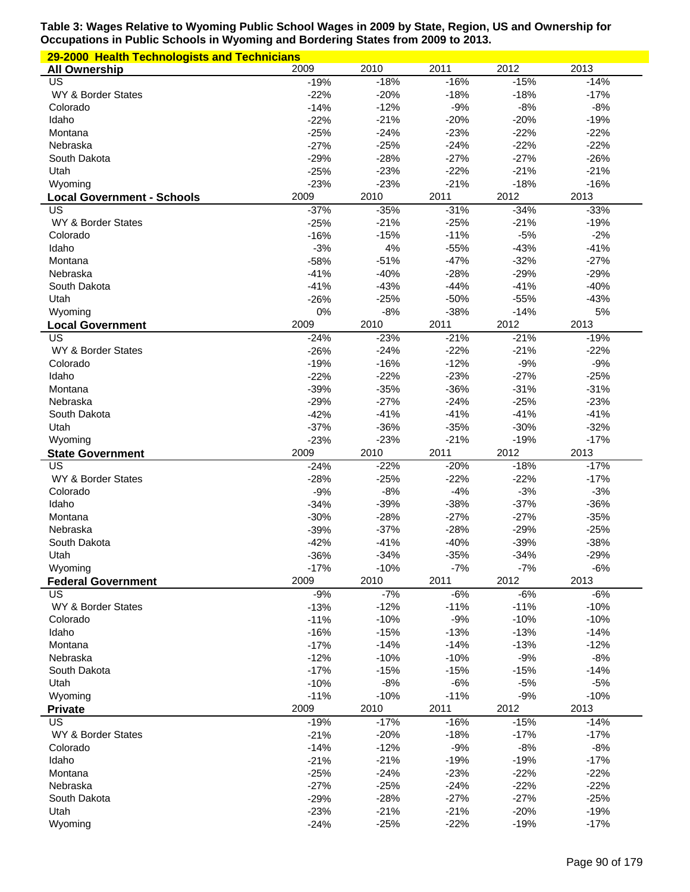**Table 3: Wages Relative to Wyoming Public School Wages in 2009 by State, Region, US and Ownership for Occupations in Public Schools in Wyoming and Bordering States from 2009 to 2013.**

**29-2000 Health Technologists and Technicians**

| All Ownership | 2009 | 2010 | 2011 | 2012 | 2013 |
|---|---|---|---|---|---|
| US | -19% | -18% | -16% | -15% | -14% |
| WY & Border States | -22% | -20% | -18% | -18% | -17% |
| Colorado | -14% | -12% | -9% | -8% | -8% |
| Idaho | -22% | -21% | -20% | -20% | -19% |
| Montana | -25% | -24% | -23% | -22% | -22% |
| Nebraska | -27% | -25% | -24% | -22% | -22% |
| South Dakota | -29% | -28% | -27% | -27% | -26% |
| Utah | -25% | -23% | -22% | -21% | -21% |
| Wyoming | -23% | -23% | -21% | -18% | -16% |

| Local Government - Schools | 2009 | 2010 | 2011 | 2012 | 2013 |
|---|---|---|---|---|---|
| US | -37% | -35% | -31% | -34% | -33% |
| WY & Border States | -25% | -21% | -25% | -21% | -19% |
| Colorado | -16% | -15% | -11% | -5% | -2% |
| Idaho | -3% | 4% | -55% | -43% | -41% |
| Montana | -58% | -51% | -47% | -32% | -27% |
| Nebraska | -41% | -40% | -28% | -29% | -29% |
| South Dakota | -41% | -43% | -44% | -41% | -40% |
| Utah | -26% | -25% | -50% | -55% | -43% |
| Wyoming | 0% | -8% | -38% | -14% | 5% |

| Local Government | 2009 | 2010 | 2011 | 2012 | 2013 |
|---|---|---|---|---|---|
| US | -24% | -23% | -21% | -21% | -19% |
| WY & Border States | -26% | -24% | -22% | -21% | -22% |
| Colorado | -19% | -16% | -12% | -9% | -9% |
| Idaho | -22% | -22% | -23% | -27% | -25% |
| Montana | -39% | -35% | -36% | -31% | -31% |
| Nebraska | -29% | -27% | -24% | -25% | -23% |
| South Dakota | -42% | -41% | -41% | -41% | -41% |
| Utah | -37% | -36% | -35% | -30% | -32% |
| Wyoming | -23% | -23% | -21% | -19% | -17% |

| State Government | 2009 | 2010 | 2011 | 2012 | 2013 |
|---|---|---|---|---|---|
| US | -24% | -22% | -20% | -18% | -17% |
| WY & Border States | -28% | -25% | -22% | -22% | -17% |
| Colorado | -9% | -8% | -4% | -3% | -3% |
| Idaho | -34% | -39% | -38% | -37% | -36% |
| Montana | -30% | -28% | -27% | -27% | -35% |
| Nebraska | -39% | -37% | -28% | -29% | -25% |
| South Dakota | -42% | -41% | -40% | -39% | -38% |
| Utah | -36% | -34% | -35% | -34% | -29% |
| Wyoming | -17% | -10% | -7% | -7% | -6% |

| Federal Government | 2009 | 2010 | 2011 | 2012 | 2013 |
|---|---|---|---|---|---|
| US | -9% | -7% | -6% | -6% | -6% |
| WY & Border States | -13% | -12% | -11% | -11% | -10% |
| Colorado | -11% | -10% | -9% | -10% | -10% |
| Idaho | -16% | -15% | -13% | -13% | -14% |
| Montana | -17% | -14% | -14% | -13% | -12% |
| Nebraska | -12% | -10% | -10% | -9% | -8% |
| South Dakota | -17% | -15% | -15% | -15% | -14% |
| Utah | -10% | -8% | -6% | -5% | -5% |
| Wyoming | -11% | -10% | -11% | -9% | -10% |

| Private | 2009 | 2010 | 2011 | 2012 | 2013 |
|---|---|---|---|---|---|
| US | -19% | -17% | -16% | -15% | -14% |
| WY & Border States | -21% | -20% | -18% | -17% | -17% |
| Colorado | -14% | -12% | -9% | -8% | -8% |
| Idaho | -21% | -21% | -19% | -19% | -17% |
| Montana | -25% | -24% | -23% | -22% | -22% |
| Nebraska | -27% | -25% | -24% | -22% | -22% |
| South Dakota | -29% | -28% | -27% | -27% | -25% |
| Utah | -23% | -21% | -21% | -20% | -19% |
| Wyoming | -24% | -25% | -22% | -19% | -17% |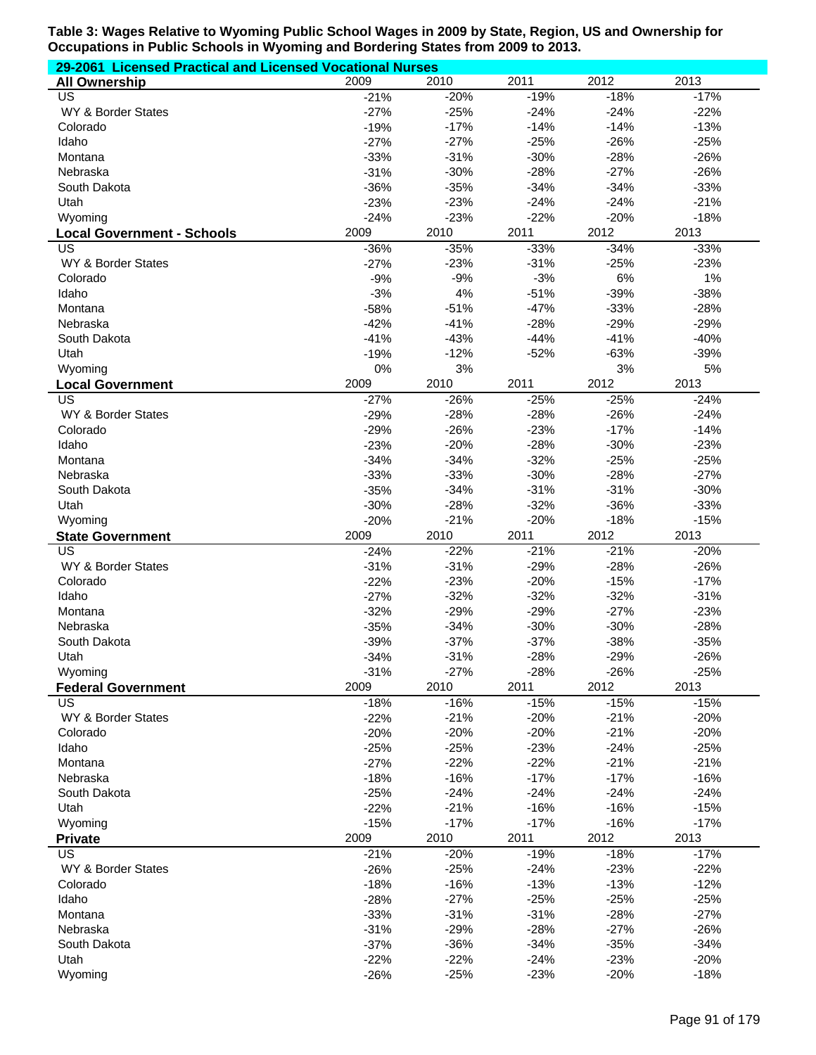**Table 3: Wages Relative to Wyoming Public School Wages in 2009 by State, Region, US and Ownership for Occupations in Public Schools in Wyoming and Bordering States from 2009 to 2013.**

**29-2061 Licensed Practical and Licensed Vocational Nurses**

| All Ownership | 2009 | 2010 | 2011 | 2012 | 2013 |
|---|---|---|---|---|---|
| US | -21% | -20% | -19% | -18% | -17% |
| WY & Border States | -27% | -25% | -24% | -24% | -22% |
| Colorado | -19% | -17% | -14% | -14% | -13% |
| Idaho | -27% | -27% | -25% | -26% | -25% |
| Montana | -33% | -31% | -30% | -28% | -26% |
| Nebraska | -31% | -30% | -28% | -27% | -26% |
| South Dakota | -36% | -35% | -34% | -34% | -33% |
| Utah | -23% | -23% | -24% | -24% | -21% |
| Wyoming | -24% | -23% | -22% | -20% | -18% |
| **Local Government - Schools** | **2009** | **2010** | **2011** | **2012** | **2013** |
| US | -36% | -35% | -33% | -34% | -33% |
| WY & Border States | -27% | -23% | -31% | -25% | -23% |
| Colorado | -9% | -9% | -3% | 6% | 1% |
| Idaho | -3% | 4% | -51% | -39% | -38% |
| Montana | -58% | -51% | -47% | -33% | -28% |
| Nebraska | -42% | -41% | -28% | -29% | -29% |
| South Dakota | -41% | -43% | -44% | -41% | -40% |
| Utah | -19% | -12% | -52% | -63% | -39% |
| Wyoming | 0% | 3% | | 3% | 5% |
| **Local Government** | **2009** | **2010** | **2011** | **2012** | **2013** |
| US | -27% | -26% | -25% | -25% | -24% |
| WY & Border States | -29% | -28% | -28% | -26% | -24% |
| Colorado | -29% | -26% | -23% | -17% | -14% |
| Idaho | -23% | -20% | -28% | -30% | -23% |
| Montana | -34% | -34% | -32% | -25% | -25% |
| Nebraska | -33% | -33% | -30% | -28% | -27% |
| South Dakota | -35% | -34% | -31% | -31% | -30% |
| Utah | -30% | -28% | -32% | -36% | -33% |
| Wyoming | -20% | -21% | -20% | -18% | -15% |
| **State Government** | **2009** | **2010** | **2011** | **2012** | **2013** |
| US | -24% | -22% | -21% | -21% | -20% |
| WY & Border States | -31% | -31% | -29% | -28% | -26% |
| Colorado | -22% | -23% | -20% | -15% | -17% |
| Idaho | -27% | -32% | -32% | -32% | -31% |
| Montana | -32% | -29% | -29% | -27% | -23% |
| Nebraska | -35% | -34% | -30% | -30% | -28% |
| South Dakota | -39% | -37% | -37% | -38% | -35% |
| Utah | -34% | -31% | -28% | -29% | -26% |
| Wyoming | -31% | -27% | -28% | -26% | -25% |
| **Federal Government** | **2009** | **2010** | **2011** | **2012** | **2013** |
| US | -18% | -16% | -15% | -15% | -15% |
| WY & Border States | -22% | -21% | -20% | -21% | -20% |
| Colorado | -20% | -20% | -20% | -21% | -20% |
| Idaho | -25% | -25% | -23% | -24% | -25% |
| Montana | -27% | -22% | -22% | -21% | -21% |
| Nebraska | -18% | -16% | -17% | -17% | -16% |
| South Dakota | -25% | -24% | -24% | -24% | -24% |
| Utah | -22% | -21% | -16% | -16% | -15% |
| Wyoming | -15% | -17% | -17% | -16% | -17% |
| **Private** | **2009** | **2010** | **2011** | **2012** | **2013** |
| US | -21% | -20% | -19% | -18% | -17% |
| WY & Border States | -26% | -25% | -24% | -23% | -22% |
| Colorado | -18% | -16% | -13% | -13% | -12% |
| Idaho | -28% | -27% | -25% | -25% | -25% |
| Montana | -33% | -31% | -31% | -28% | -27% |
| Nebraska | -31% | -29% | -28% | -27% | -26% |
| South Dakota | -37% | -36% | -34% | -35% | -34% |
| Utah | -22% | -22% | -24% | -23% | -20% |
| Wyoming | -26% | -25% | -23% | -20% | -18% |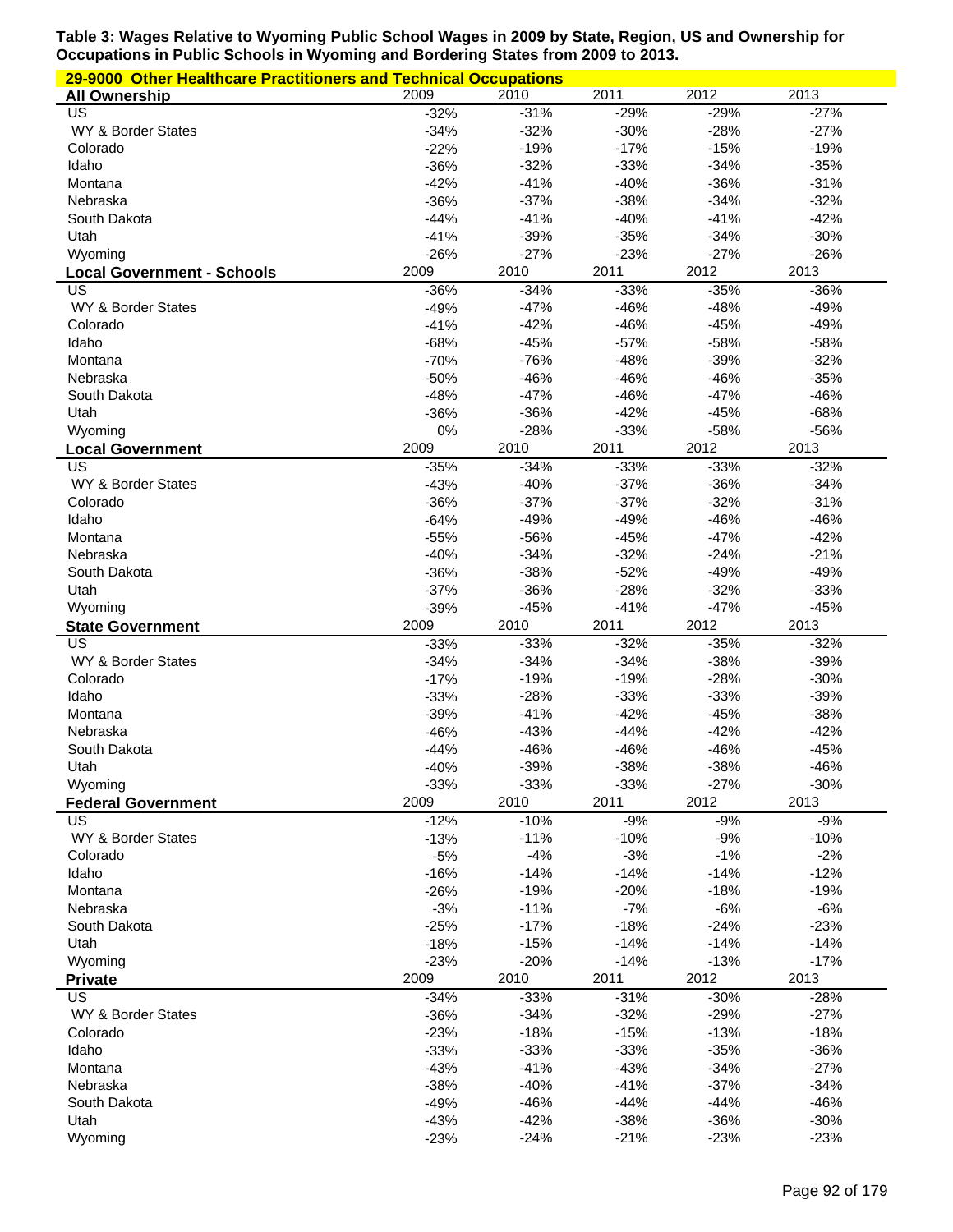**Table 3: Wages Relative to Wyoming Public School Wages in 2009 by State, Region, US and Ownership for Occupations in Public Schools in Wyoming and Bordering States from 2009 to 2013.**

**29-9000 Other Healthcare Practitioners and Technical Occupations**

| **All Ownership** | 2009 | 2010 | 2011 | 2012 | 2013 |
|---|---|---|---|---|---|
| US | -32% | -31% | -29% | -29% | -27% |
| WY & Border States | -34% | -32% | -30% | -28% | -27% |
| Colorado | -22% | -19% | -17% | -15% | -19% |
| Idaho | -36% | -32% | -33% | -34% | -35% |
| Montana | -42% | -41% | -40% | -36% | -31% |
| Nebraska | -36% | -37% | -38% | -34% | -32% |
| South Dakota | -44% | -41% | -40% | -41% | -42% |
| Utah | -41% | -39% | -35% | -34% | -30% |
| Wyoming | -26% | -27% | -23% | -27% | -26% |
| **Local Government - Schools** | 2009 | 2010 | 2011 | 2012 | 2013 |
| US | -36% | -34% | -33% | -35% | -36% |
| WY & Border States | -49% | -47% | -46% | -48% | -49% |
| Colorado | -41% | -42% | -46% | -45% | -49% |
| Idaho | -68% | -45% | -57% | -58% | -58% |
| Montana | -70% | -76% | -48% | -39% | -32% |
| Nebraska | -50% | -46% | -46% | -46% | -35% |
| South Dakota | -48% | -47% | -46% | -47% | -46% |
| Utah | -36% | -36% | -42% | -45% | -68% |
| Wyoming | 0% | -28% | -33% | -58% | -56% |
| **Local Government** | 2009 | 2010 | 2011 | 2012 | 2013 |
| US | -35% | -34% | -33% | -33% | -32% |
| WY & Border States | -43% | -40% | -37% | -36% | -34% |
| Colorado | -36% | -37% | -37% | -32% | -31% |
| Idaho | -64% | -49% | -49% | -46% | -46% |
| Montana | -55% | -56% | -45% | -47% | -42% |
| Nebraska | -40% | -34% | -32% | -24% | -21% |
| South Dakota | -36% | -38% | -52% | -49% | -49% |
| Utah | -37% | -36% | -28% | -32% | -33% |
| Wyoming | -39% | -45% | -41% | -47% | -45% |
| **State Government** | 2009 | 2010 | 2011 | 2012 | 2013 |
| US | -33% | -33% | -32% | -35% | -32% |
| WY & Border States | -34% | -34% | -34% | -38% | -39% |
| Colorado | -17% | -19% | -19% | -28% | -30% |
| Idaho | -33% | -28% | -33% | -33% | -39% |
| Montana | -39% | -41% | -42% | -45% | -38% |
| Nebraska | -46% | -43% | -44% | -42% | -42% |
| South Dakota | -44% | -46% | -46% | -46% | -45% |
| Utah | -40% | -39% | -38% | -38% | -46% |
| Wyoming | -33% | -33% | -33% | -27% | -30% |
| **Federal Government** | 2009 | 2010 | 2011 | 2012 | 2013 |
| US | -12% | -10% | -9% | -9% | -9% |
| WY & Border States | -13% | -11% | -10% | -9% | -10% |
| Colorado | -5% | -4% | -3% | -1% | -2% |
| Idaho | -16% | -14% | -14% | -14% | -12% |
| Montana | -26% | -19% | -20% | -18% | -19% |
| Nebraska | -3% | -11% | -7% | -6% | -6% |
| South Dakota | -25% | -17% | -18% | -24% | -23% |
| Utah | -18% | -15% | -14% | -14% | -14% |
| Wyoming | -23% | -20% | -14% | -13% | -17% |
| **Private** | 2009 | 2010 | 2011 | 2012 | 2013 |
| US | -34% | -33% | -31% | -30% | -28% |
| WY & Border States | -36% | -34% | -32% | -29% | -27% |
| Colorado | -23% | -18% | -15% | -13% | -18% |
| Idaho | -33% | -33% | -33% | -35% | -36% |
| Montana | -43% | -41% | -43% | -34% | -27% |
| Nebraska | -38% | -40% | -41% | -37% | -34% |
| South Dakota | -49% | -46% | -44% | -44% | -46% |
| Utah | -43% | -42% | -38% | -36% | -30% |
| Wyoming | -23% | -24% | -21% | -23% | -23% |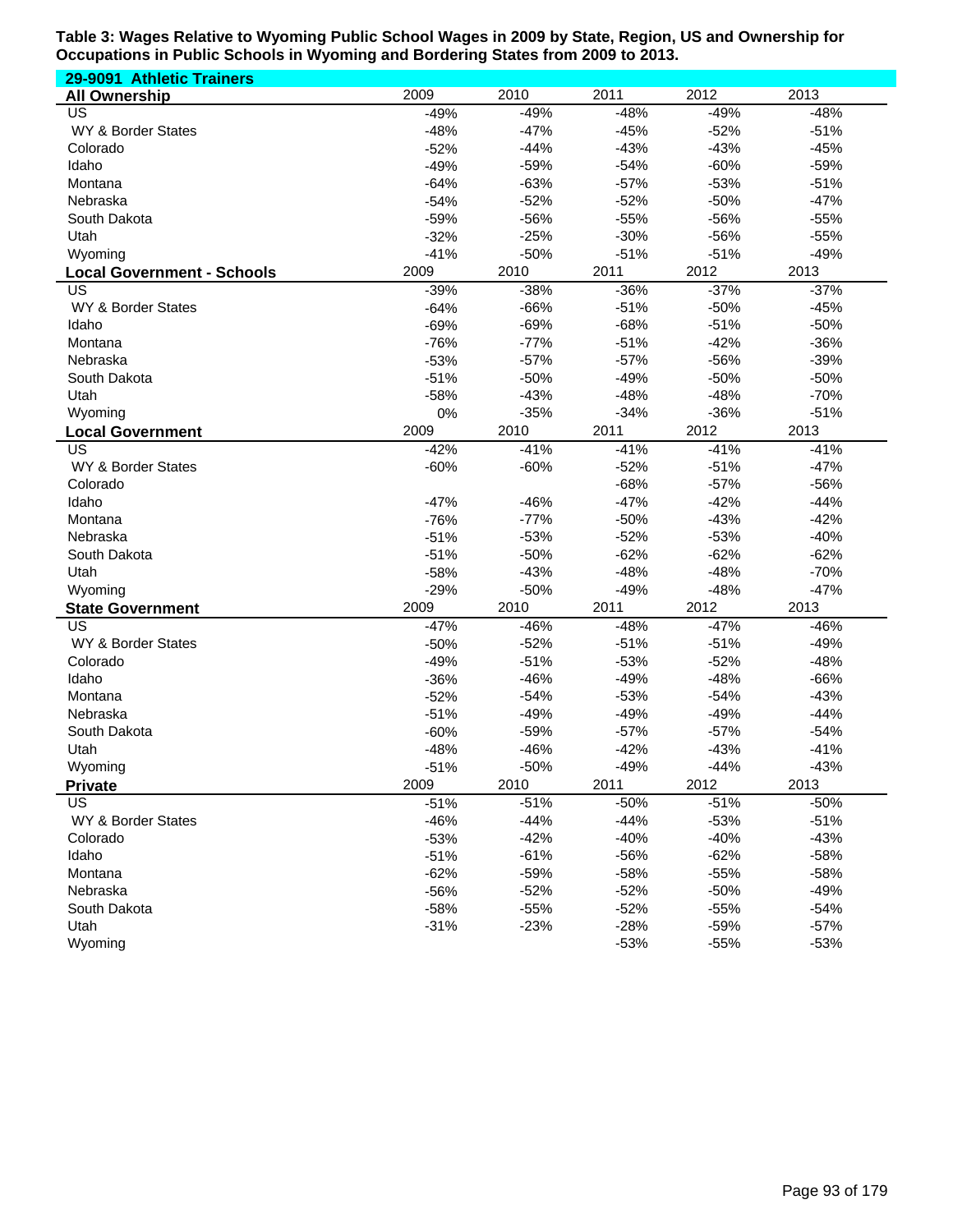**Table 3: Wages Relative to Wyoming Public School Wages in 2009 by State, Region, US and Ownership for Occupations in Public Schools in Wyoming and Bordering States from 2009 to 2013.**

**29-9091 Athletic Trainers**

| All Ownership | 2009 | 2010 | 2011 | 2012 | 2013 |
|---|---|---|---|---|---|
| US | -49% | -49% | -48% | -49% | -48% |
| WY & Border States | -48% | -47% | -45% | -52% | -51% |
| Colorado | -52% | -44% | -43% | -43% | -45% |
| Idaho | -49% | -59% | -54% | -60% | -59% |
| Montana | -64% | -63% | -57% | -53% | -51% |
| Nebraska | -54% | -52% | -52% | -50% | -47% |
| South Dakota | -59% | -56% | -55% | -56% | -55% |
| Utah | -32% | -25% | -30% | -56% | -55% |
| Wyoming | -41% | -50% | -51% | -51% | -49% |

| Local Government - Schools | 2009 | 2010 | 2011 | 2012 | 2013 |
|---|---|---|---|---|---|
| US | -39% | -38% | -36% | -37% | -37% |
| WY & Border States | -64% | -66% | -51% | -50% | -45% |
| Idaho | -69% | -69% | -68% | -51% | -50% |
| Montana | -76% | -77% | -51% | -42% | -36% |
| Nebraska | -53% | -57% | -57% | -56% | -39% |
| South Dakota | -51% | -50% | -49% | -50% | -50% |
| Utah | -58% | -43% | -48% | -48% | -70% |
| Wyoming | 0% | -35% | -34% | -36% | -51% |

| Local Government | 2009 | 2010 | 2011 | 2012 | 2013 |
|---|---|---|---|---|---|
| US | -42% | -41% | -41% | -41% | -41% |
| WY & Border States | -60% | -60% | -52% | -51% | -47% |
| Colorado | | | -68% | -57% | -56% |
| Idaho | -47% | -46% | -47% | -42% | -44% |
| Montana | -76% | -77% | -50% | -43% | -42% |
| Nebraska | -51% | -53% | -52% | -53% | -40% |
| South Dakota | -51% | -50% | -62% | -62% | -62% |
| Utah | -58% | -43% | -48% | -48% | -70% |
| Wyoming | -29% | -50% | -49% | -48% | -47% |

| State Government | 2009 | 2010 | 2011 | 2012 | 2013 |
|---|---|---|---|---|---|
| US | -47% | -46% | -48% | -47% | -46% |
| WY & Border States | -50% | -52% | -51% | -51% | -49% |
| Colorado | -49% | -51% | -53% | -52% | -48% |
| Idaho | -36% | -46% | -49% | -48% | -66% |
| Montana | -52% | -54% | -53% | -54% | -43% |
| Nebraska | -51% | -49% | -49% | -49% | -44% |
| South Dakota | -60% | -59% | -57% | -57% | -54% |
| Utah | -48% | -46% | -42% | -43% | -41% |
| Wyoming | -51% | -50% | -49% | -44% | -43% |

| Private | 2009 | 2010 | 2011 | 2012 | 2013 |
|---|---|---|---|---|---|
| US | -51% | -51% | -50% | -51% | -50% |
| WY & Border States | -46% | -44% | -44% | -53% | -51% |
| Colorado | -53% | -42% | -40% | -40% | -43% |
| Idaho | -51% | -61% | -56% | -62% | -58% |
| Montana | -62% | -59% | -58% | -55% | -58% |
| Nebraska | -56% | -52% | -52% | -50% | -49% |
| South Dakota | -58% | -55% | -52% | -55% | -54% |
| Utah | -31% | -23% | -28% | -59% | -57% |
| Wyoming | | | -53% | -55% | -53% |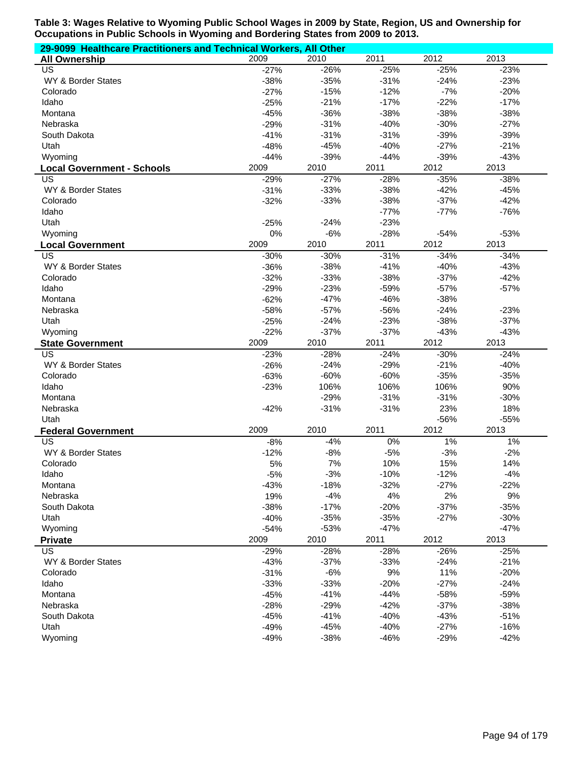**Table 3: Wages Relative to Wyoming Public School Wages in 2009 by State, Region, US and Ownership for Occupations in Public Schools in Wyoming and Bordering States from 2009 to 2013.**

**29-9099 Healthcare Practitioners and Technical Workers, All Other**

| All Ownership | 2009 | 2010 | 2011 | 2012 | 2013 |
|---|---|---|---|---|---|
| US | -27% | -26% | -25% | -25% | -23% |
| WY & Border States | -38% | -35% | -31% | -24% | -23% |
| Colorado | -27% | -15% | -12% | -7% | -20% |
| Idaho | -25% | -21% | -17% | -22% | -17% |
| Montana | -45% | -36% | -38% | -38% | -38% |
| Nebraska | -29% | -31% | -40% | -30% | -27% |
| South Dakota | -41% | -31% | -31% | -39% | -39% |
| Utah | -48% | -45% | -40% | -27% | -21% |
| Wyoming | -44% | -39% | -44% | -39% | -43% |

| Local Government - Schools | 2009 | 2010 | 2011 | 2012 | 2013 |
|---|---|---|---|---|---|
| US | -29% | -27% | -28% | -35% | -38% |
| WY & Border States | -31% | -33% | -38% | -42% | -45% |
| Colorado | -32% | -33% | -38% | -37% | -42% |
| Idaho | | | -77% | -77% | -76% |
| Utah | -25% | -24% | -23% | | |
| Wyoming | 0% | -6% | -28% | -54% | -53% |

| Local Government | 2009 | 2010 | 2011 | 2012 | 2013 |
|---|---|---|---|---|---|
| US | -30% | -30% | -31% | -34% | -34% |
| WY & Border States | -36% | -38% | -41% | -40% | -43% |
| Colorado | -32% | -33% | -38% | -37% | -42% |
| Idaho | -29% | -23% | -59% | -57% | -57% |
| Montana | -62% | -47% | -46% | -38% | |
| Nebraska | -58% | -57% | -56% | -24% | -23% |
| Utah | -25% | -24% | -23% | -38% | -37% |
| Wyoming | -22% | -37% | -37% | -43% | -43% |

| State Government | 2009 | 2010 | 2011 | 2012 | 2013 |
|---|---|---|---|---|---|
| US | -23% | -28% | -24% | -30% | -24% |
| WY & Border States | -26% | -24% | -29% | -21% | -40% |
| Colorado | -63% | -60% | -60% | -35% | -35% |
| Idaho | -23% | 106% | 106% | 106% | 90% |
| Montana | | -29% | -31% | -31% | -30% |
| Nebraska | -42% | -31% | -31% | 23% | 18% |
| Utah | | | | -56% | -55% |

| Federal Government | 2009 | 2010 | 2011 | 2012 | 2013 |
|---|---|---|---|---|---|
| US | -8% | -4% | 0% | 1% | 1% |
| WY & Border States | -12% | -8% | -5% | -3% | -2% |
| Colorado | 5% | 7% | 10% | 15% | 14% |
| Idaho | -5% | -3% | -10% | -12% | -4% |
| Montana | -43% | -18% | -32% | -27% | -22% |
| Nebraska | 19% | -4% | 4% | 2% | 9% |
| South Dakota | -38% | -17% | -20% | -37% | -35% |
| Utah | -40% | -35% | -35% | -27% | -30% |
| Wyoming | -54% | -53% | -47% | | -47% |

| Private | 2009 | 2010 | 2011 | 2012 | 2013 |
|---|---|---|---|---|---|
| US | -29% | -28% | -28% | -26% | -25% |
| WY & Border States | -43% | -37% | -33% | -24% | -21% |
| Colorado | -31% | -6% | 9% | 11% | -20% |
| Idaho | -33% | -33% | -20% | -27% | -24% |
| Montana | -45% | -41% | -44% | -58% | -59% |
| Nebraska | -28% | -29% | -42% | -37% | -38% |
| South Dakota | -45% | -41% | -40% | -43% | -51% |
| Utah | -49% | -45% | -40% | -27% | -16% |
| Wyoming | -49% | -38% | -46% | -29% | -42% |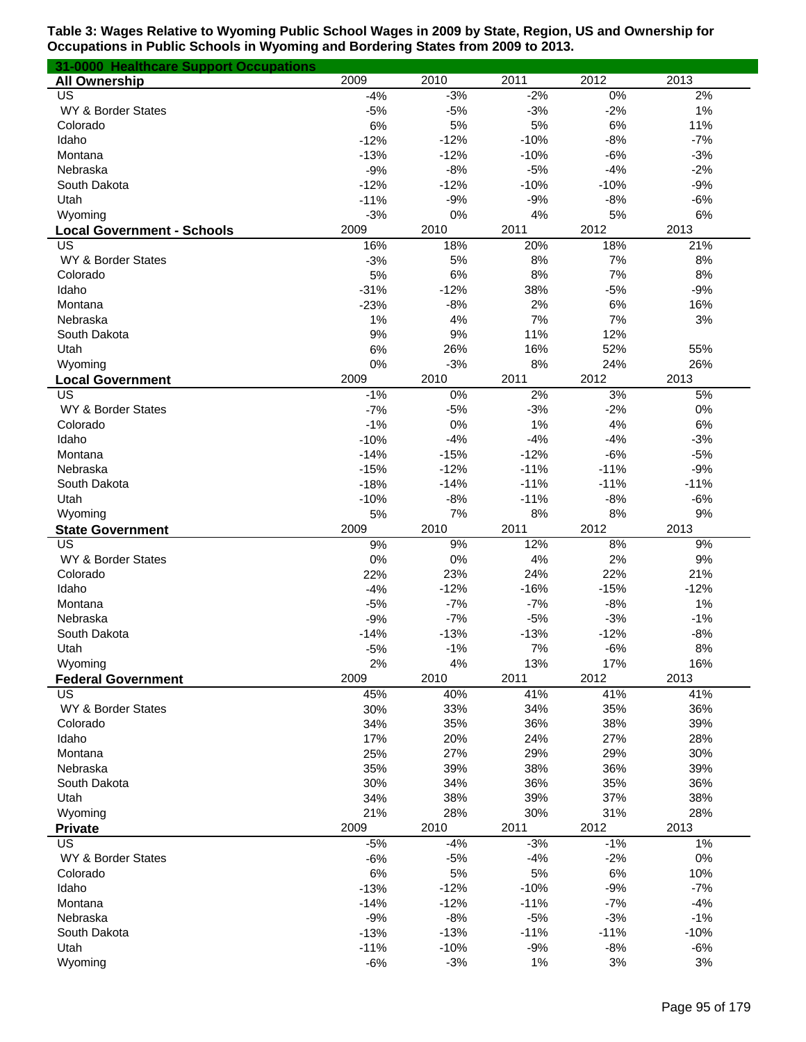**Table 3: Wages Relative to Wyoming Public School Wages in 2009 by State, Region, US and Ownership for Occupations in Public Schools in Wyoming and Bordering States from 2009 to 2013.**

**31-0000 Healthcare Support Occupations**

| All Ownership | 2009 | 2010 | 2011 | 2012 | 2013 |
|---|---|---|---|---|---|
| US | -4% | -3% | -2% | 0% | 2% |
| WY & Border States | -5% | -5% | -3% | -2% | 1% |
| Colorado | 6% | 5% | 5% | 6% | 11% |
| Idaho | -12% | -12% | -10% | -8% | -7% |
| Montana | -13% | -12% | -10% | -6% | -3% |
| Nebraska | -9% | -8% | -5% | -4% | -2% |
| South Dakota | -12% | -12% | -10% | -10% | -9% |
| Utah | -11% | -9% | -9% | -8% | -6% |
| Wyoming | -3% | 0% | 4% | 5% | 6% |

| Local Government - Schools | 2009 | 2010 | 2011 | 2012 | 2013 |
|---|---|---|---|---|---|
| US | 16% | 18% | 20% | 18% | 21% |
| WY & Border States | -3% | 5% | 8% | 7% | 8% |
| Colorado | 5% | 6% | 8% | 7% | 8% |
| Idaho | -31% | -12% | 38% | -5% | -9% |
| Montana | -23% | -8% | 2% | 6% | 16% |
| Nebraska | 1% | 4% | 7% | 7% | 3% |
| South Dakota | 9% | 9% | 11% | 12% | |
| Utah | 6% | 26% | 16% | 52% | 55% |
| Wyoming | 0% | -3% | 8% | 24% | 26% |

| Local Government | 2009 | 2010 | 2011 | 2012 | 2013 |
|---|---|---|---|---|---|
| US | -1% | 0% | 2% | 3% | 5% |
| WY & Border States | -7% | -5% | -3% | -2% | 0% |
| Colorado | -1% | 0% | 1% | 4% | 6% |
| Idaho | -10% | -4% | -4% | -4% | -3% |
| Montana | -14% | -15% | -12% | -6% | -5% |
| Nebraska | -15% | -12% | -11% | -11% | -9% |
| South Dakota | -18% | -14% | -11% | -11% | -11% |
| Utah | -10% | -8% | -11% | -8% | -6% |
| Wyoming | 5% | 7% | 8% | 8% | 9% |

| State Government | 2009 | 2010 | 2011 | 2012 | 2013 |
|---|---|---|---|---|---|
| US | 9% | 9% | 12% | 8% | 9% |
| WY & Border States | 0% | 0% | 4% | 2% | 9% |
| Colorado | 22% | 23% | 24% | 22% | 21% |
| Idaho | -4% | -12% | -16% | -15% | -12% |
| Montana | -5% | -7% | -7% | -8% | 1% |
| Nebraska | -9% | -7% | -5% | -3% | -1% |
| South Dakota | -14% | -13% | -13% | -12% | -8% |
| Utah | -5% | -1% | 7% | -6% | 8% |
| Wyoming | 2% | 4% | 13% | 17% | 16% |

| Federal Government | 2009 | 2010 | 2011 | 2012 | 2013 |
|---|---|---|---|---|---|
| US | 45% | 40% | 41% | 41% | 41% |
| WY & Border States | 30% | 33% | 34% | 35% | 36% |
| Colorado | 34% | 35% | 36% | 38% | 39% |
| Idaho | 17% | 20% | 24% | 27% | 28% |
| Montana | 25% | 27% | 29% | 29% | 30% |
| Nebraska | 35% | 39% | 38% | 36% | 39% |
| South Dakota | 30% | 34% | 36% | 35% | 36% |
| Utah | 34% | 38% | 39% | 37% | 38% |
| Wyoming | 21% | 28% | 30% | 31% | 28% |

| Private | 2009 | 2010 | 2011 | 2012 | 2013 |
|---|---|---|---|---|---|
| US | -5% | -4% | -3% | -1% | 1% |
| WY & Border States | -6% | -5% | -4% | -2% | 0% |
| Colorado | 6% | 5% | 5% | 6% | 10% |
| Idaho | -13% | -12% | -10% | -9% | -7% |
| Montana | -14% | -12% | -11% | -7% | -4% |
| Nebraska | -9% | -8% | -5% | -3% | -1% |
| South Dakota | -13% | -13% | -11% | -11% | -10% |
| Utah | -11% | -10% | -9% | -8% | -6% |
| Wyoming | -6% | -3% | 1% | 3% | 3% |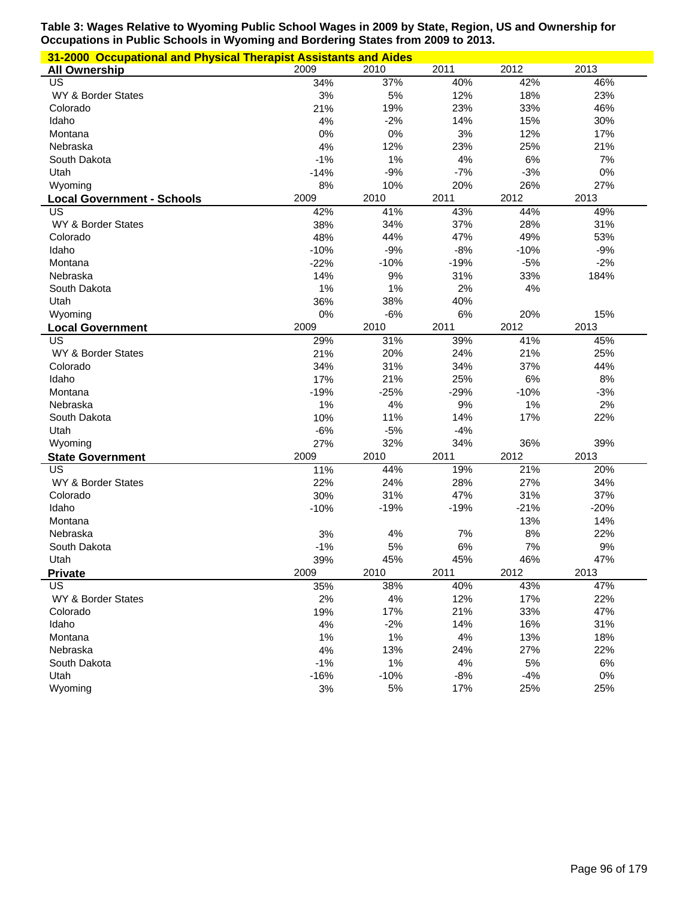**Table 3: Wages Relative to Wyoming Public School Wages in 2009 by State, Region, US and Ownership for Occupations in Public Schools in Wyoming and Bordering States from 2009 to 2013.**

**31-2000 Occupational and Physical Therapist Assistants and Aides**

| All Ownership | 2009 | 2010 | 2011 | 2012 | 2013 |
|---|---|---|---|---|---|
| US | 34% | 37% | 40% | 42% | 46% |
| WY & Border States | 3% | 5% | 12% | 18% | 23% |
| Colorado | 21% | 19% | 23% | 33% | 46% |
| Idaho | 4% | -2% | 14% | 15% | 30% |
| Montana | 0% | 0% | 3% | 12% | 17% |
| Nebraska | 4% | 12% | 23% | 25% | 21% |
| South Dakota | -1% | 1% | 4% | 6% | 7% |
| Utah | -14% | -9% | -7% | -3% | 0% |
| Wyoming | 8% | 10% | 20% | 26% | 27% |

| Local Government - Schools | 2009 | 2010 | 2011 | 2012 | 2013 |
|---|---|---|---|---|---|
| US | 42% | 41% | 43% | 44% | 49% |
| WY & Border States | 38% | 34% | 37% | 28% | 31% |
| Colorado | 48% | 44% | 47% | 49% | 53% |
| Idaho | -10% | -9% | -8% | -10% | -9% |
| Montana | -22% | -10% | -19% | -5% | -2% |
| Nebraska | 14% | 9% | 31% | 33% | 184% |
| South Dakota | 1% | 1% | 2% | 4% | |
| Utah | 36% | 38% | 40% | | |
| Wyoming | 0% | -6% | 6% | 20% | 15% |

| Local Government | 2009 | 2010 | 2011 | 2012 | 2013 |
|---|---|---|---|---|---|
| US | 29% | 31% | 39% | 41% | 45% |
| WY & Border States | 21% | 20% | 24% | 21% | 25% |
| Colorado | 34% | 31% | 34% | 37% | 44% |
| Idaho | 17% | 21% | 25% | 6% | 8% |
| Montana | -19% | -25% | -29% | -10% | -3% |
| Nebraska | 1% | 4% | 9% | 1% | 2% |
| South Dakota | 10% | 11% | 14% | 17% | 22% |
| Utah | -6% | -5% | -4% | | |
| Wyoming | 27% | 32% | 34% | 36% | 39% |

| State Government | 2009 | 2010 | 2011 | 2012 | 2013 |
|---|---|---|---|---|---|
| US | 11% | 44% | 19% | 21% | 20% |
| WY & Border States | 22% | 24% | 28% | 27% | 34% |
| Colorado | 30% | 31% | 47% | 31% | 37% |
| Idaho | -10% | -19% | -19% | -21% | -20% |
| Montana | | | | 13% | 14% |
| Nebraska | 3% | 4% | 7% | 8% | 22% |
| South Dakota | -1% | 5% | 6% | 7% | 9% |
| Utah | 39% | 45% | 45% | 46% | 47% |

| Private | 2009 | 2010 | 2011 | 2012 | 2013 |
|---|---|---|---|---|---|
| US | 35% | 38% | 40% | 43% | 47% |
| WY & Border States | 2% | 4% | 12% | 17% | 22% |
| Colorado | 19% | 17% | 21% | 33% | 47% |
| Idaho | 4% | -2% | 14% | 16% | 31% |
| Montana | 1% | 1% | 4% | 13% | 18% |
| Nebraska | 4% | 13% | 24% | 27% | 22% |
| South Dakota | -1% | 1% | 4% | 5% | 6% |
| Utah | -16% | -10% | -8% | -4% | 0% |
| Wyoming | 3% | 5% | 17% | 25% | 25% |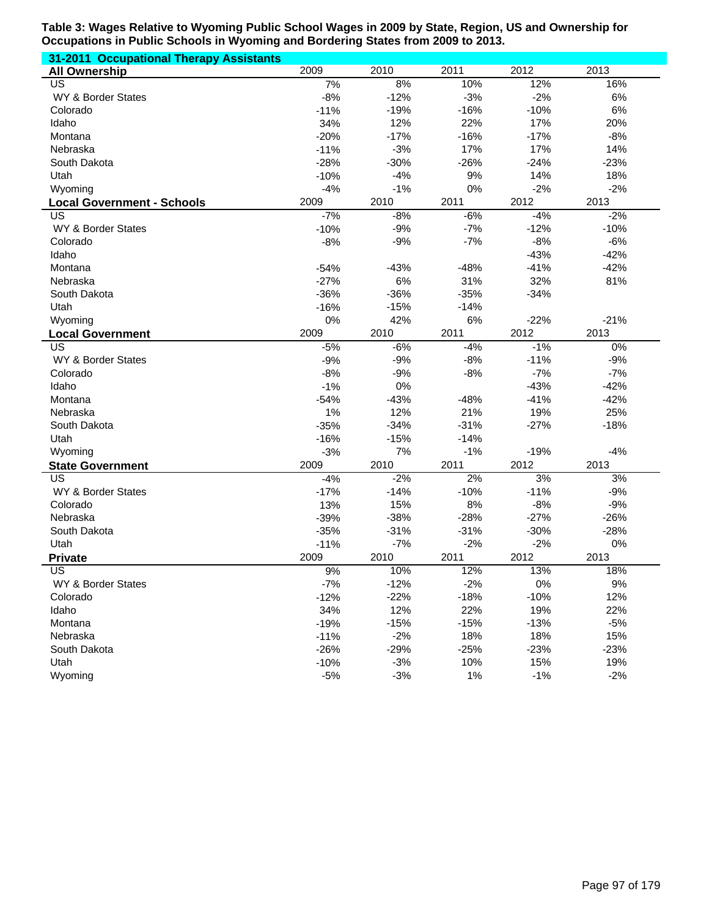**Table 3: Wages Relative to Wyoming Public School Wages in 2009 by State, Region, US and Ownership for Occupations in Public Schools in Wyoming and Bordering States from 2009 to 2013.**

**31-2011 Occupational Therapy Assistants**

| **All Ownership** | 2009 | 2010 | 2011 | 2012 | 2013 |
|---|---|---|---|---|---|
| US | 7% | 8% | 10% | 12% | 16% |
| WY & Border States | -8% | -12% | -3% | -2% | 6% |
| Colorado | -11% | -19% | -16% | -10% | 6% |
| Idaho | 34% | 12% | 22% | 17% | 20% |
| Montana | -20% | -17% | -16% | -17% | -8% |
| Nebraska | -11% | -3% | 17% | 17% | 14% |
| South Dakota | -28% | -30% | -26% | -24% | -23% |
| Utah | -10% | -4% | 9% | 14% | 18% |
| Wyoming | -4% | -1% | 0% | -2% | -2% |

| **Local Government - Schools** | 2009 | 2010 | 2011 | 2012 | 2013 |
|---|---|---|---|---|---|
| US | -7% | -8% | -6% | -4% | -2% |
| WY & Border States | -10% | -9% | -7% | -12% | -10% |
| Colorado | -8% | -9% | -7% | -8% | -6% |
| Idaho | | | | -43% | -42% |
| Montana | -54% | -43% | -48% | -41% | -42% |
| Nebraska | -27% | 6% | 31% | 32% | 81% |
| South Dakota | -36% | -36% | -35% | -34% | |
| Utah | -16% | -15% | -14% | | |
| Wyoming | 0% | 42% | 6% | -22% | -21% |

| **Local Government** | 2009 | 2010 | 2011 | 2012 | 2013 |
|---|---|---|---|---|---|
| US | -5% | -6% | -4% | -1% | 0% |
| WY & Border States | -9% | -9% | -8% | -11% | -9% |
| Colorado | -8% | -9% | -8% | -7% | -7% |
| Idaho | -1% | 0% | | -43% | -42% |
| Montana | -54% | -43% | -48% | -41% | -42% |
| Nebraska | 1% | 12% | 21% | 19% | 25% |
| South Dakota | -35% | -34% | -31% | -27% | -18% |
| Utah | -16% | -15% | -14% | | |
| Wyoming | -3% | 7% | -1% | -19% | -4% |

| **State Government** | 2009 | 2010 | 2011 | 2012 | 2013 |
|---|---|---|---|---|---|
| US | -4% | -2% | 2% | 3% | 3% |
| WY & Border States | -17% | -14% | -10% | -11% | -9% |
| Colorado | 13% | 15% | 8% | -8% | -9% |
| Nebraska | -39% | -38% | -28% | -27% | -26% |
| South Dakota | -35% | -31% | -31% | -30% | -28% |
| Utah | -11% | -7% | -2% | -2% | 0% |

| **Private** | 2009 | 2010 | 2011 | 2012 | 2013 |
|---|---|---|---|---|---|
| US | 9% | 10% | 12% | 13% | 18% |
| WY & Border States | -7% | -12% | -2% | 0% | 9% |
| Colorado | -12% | -22% | -18% | -10% | 12% |
| Idaho | 34% | 12% | 22% | 19% | 22% |
| Montana | -19% | -15% | -15% | -13% | -5% |
| Nebraska | -11% | -2% | 18% | 18% | 15% |
| South Dakota | -26% | -29% | -25% | -23% | -23% |
| Utah | -10% | -3% | 10% | 15% | 19% |
| Wyoming | -5% | -3% | 1% | -1% | -2% |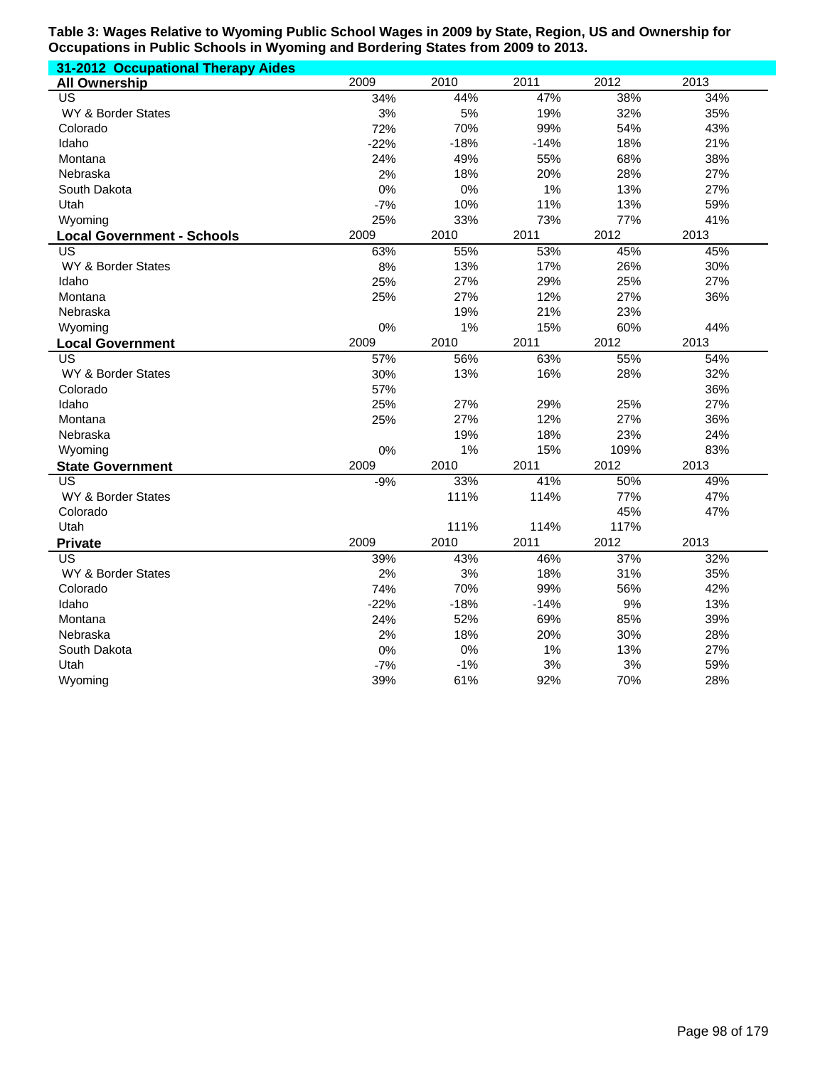**Table 3: Wages Relative to Wyoming Public School Wages in 2009 by State, Region, US and Ownership for Occupations in Public Schools in Wyoming and Bordering States from 2009 to 2013.**

**31-2012 Occupational Therapy Aides**

| All Ownership | 2009 | 2010 | 2011 | 2012 | 2013 |
|---|---|---|---|---|---|
| US | 34% | 44% | 47% | 38% | 34% |
| WY & Border States | 3% | 5% | 19% | 32% | 35% |
| Colorado | 72% | 70% | 99% | 54% | 43% |
| Idaho | -22% | -18% | -14% | 18% | 21% |
| Montana | 24% | 49% | 55% | 68% | 38% |
| Nebraska | 2% | 18% | 20% | 28% | 27% |
| South Dakota | 0% | 0% | 1% | 13% | 27% |
| Utah | -7% | 10% | 11% | 13% | 59% |
| Wyoming | 25% | 33% | 73% | 77% | 41% |
| **Local Government - Schools** | **2009** | **2010** | **2011** | **2012** | **2013** |
| US | 63% | 55% | 53% | 45% | 45% |
| WY & Border States | 8% | 13% | 17% | 26% | 30% |
| Idaho | 25% | 27% | 29% | 25% | 27% |
| Montana | 25% | 27% | 12% | 27% | 36% |
| Nebraska | | 19% | 21% | 23% | |
| Wyoming | 0% | 1% | 15% | 60% | 44% |
| **Local Government** | **2009** | **2010** | **2011** | **2012** | **2013** |
| US | 57% | 56% | 63% | 55% | 54% |
| WY & Border States | 30% | 13% | 16% | 28% | 32% |
| Colorado | 57% | | | | 36% |
| Idaho | 25% | 27% | 29% | 25% | 27% |
| Montana | 25% | 27% | 12% | 27% | 36% |
| Nebraska | | 19% | 18% | 23% | 24% |
| Wyoming | 0% | 1% | 15% | 109% | 83% |
| **State Government** | **2009** | **2010** | **2011** | **2012** | **2013** |
| US | -9% | 33% | 41% | 50% | 49% |
| WY & Border States | | 111% | 114% | 77% | 47% |
| Colorado | | | | 45% | 47% |
| Utah | | 111% | 114% | 117% | |
| **Private** | **2009** | **2010** | **2011** | **2012** | **2013** |
| US | 39% | 43% | 46% | 37% | 32% |
| WY & Border States | 2% | 3% | 18% | 31% | 35% |
| Colorado | 74% | 70% | 99% | 56% | 42% |
| Idaho | -22% | -18% | -14% | 9% | 13% |
| Montana | 24% | 52% | 69% | 85% | 39% |
| Nebraska | 2% | 18% | 20% | 30% | 28% |
| South Dakota | 0% | 0% | 1% | 13% | 27% |
| Utah | -7% | -1% | 3% | 3% | 59% |
| Wyoming | 39% | 61% | 92% | 70% | 28% |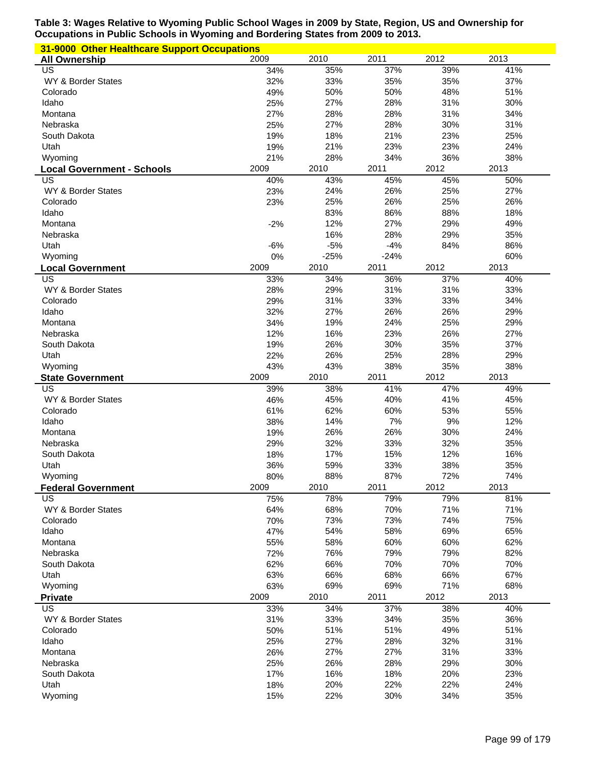**Table 3: Wages Relative to Wyoming Public School Wages in 2009 by State, Region, US and Ownership for Occupations in Public Schools in Wyoming and Bordering States from 2009 to 2013.**

**31-9000 Other Healthcare Support Occupations**

| **All Ownership** | 2009 | 2010 | 2011 | 2012 | 2013 |
|---|---|---|---|---|---|
| US | 34% | 35% | 37% | 39% | 41% |
| WY & Border States | 32% | 33% | 35% | 35% | 37% |
| Colorado | 49% | 50% | 50% | 48% | 51% |
| Idaho | 25% | 27% | 28% | 31% | 30% |
| Montana | 27% | 28% | 28% | 31% | 34% |
| Nebraska | 25% | 27% | 28% | 30% | 31% |
| South Dakota | 19% | 18% | 21% | 23% | 25% |
| Utah | 19% | 21% | 23% | 23% | 24% |
| Wyoming | 21% | 28% | 34% | 36% | 38% |

| **Local Government - Schools** | 2009 | 2010 | 2011 | 2012 | 2013 |
|---|---|---|---|---|---|
| US | 40% | 43% | 45% | 45% | 50% |
| WY & Border States | 23% | 24% | 26% | 25% | 27% |
| Colorado | 23% | 25% | 26% | 25% | 26% |
| Idaho | | 83% | 86% | 88% | 18% |
| Montana | -2% | 12% | 27% | 29% | 49% |
| Nebraska | | 16% | 28% | 29% | 35% |
| Utah | -6% | -5% | -4% | 84% | 86% |
| Wyoming | 0% | -25% | -24% | | 60% |

| **Local Government** | 2009 | 2010 | 2011 | 2012 | 2013 |
|---|---|---|---|---|---|
| US | 33% | 34% | 36% | 37% | 40% |
| WY & Border States | 28% | 29% | 31% | 31% | 33% |
| Colorado | 29% | 31% | 33% | 33% | 34% |
| Idaho | 32% | 27% | 26% | 26% | 29% |
| Montana | 34% | 19% | 24% | 25% | 29% |
| Nebraska | 12% | 16% | 23% | 26% | 27% |
| South Dakota | 19% | 26% | 30% | 35% | 37% |
| Utah | 22% | 26% | 25% | 28% | 29% |
| Wyoming | 43% | 43% | 38% | 35% | 38% |

| **State Government** | 2009 | 2010 | 2011 | 2012 | 2013 |
|---|---|---|---|---|---|
| US | 39% | 38% | 41% | 47% | 49% |
| WY & Border States | 46% | 45% | 40% | 41% | 45% |
| Colorado | 61% | 62% | 60% | 53% | 55% |
| Idaho | 38% | 14% | 7% | 9% | 12% |
| Montana | 19% | 26% | 26% | 30% | 24% |
| Nebraska | 29% | 32% | 33% | 32% | 35% |
| South Dakota | 18% | 17% | 15% | 12% | 16% |
| Utah | 36% | 59% | 33% | 38% | 35% |
| Wyoming | 80% | 88% | 87% | 72% | 74% |

| **Federal Government** | 2009 | 2010 | 2011 | 2012 | 2013 |
|---|---|---|---|---|---|
| US | 75% | 78% | 79% | 79% | 81% |
| WY & Border States | 64% | 68% | 70% | 71% | 71% |
| Colorado | 70% | 73% | 73% | 74% | 75% |
| Idaho | 47% | 54% | 58% | 69% | 65% |
| Montana | 55% | 58% | 60% | 60% | 62% |
| Nebraska | 72% | 76% | 79% | 79% | 82% |
| South Dakota | 62% | 66% | 70% | 70% | 70% |
| Utah | 63% | 66% | 68% | 66% | 67% |
| Wyoming | 63% | 69% | 69% | 71% | 68% |

| **Private** | 2009 | 2010 | 2011 | 2012 | 2013 |
|---|---|---|---|---|---|
| US | 33% | 34% | 37% | 38% | 40% |
| WY & Border States | 31% | 33% | 34% | 35% | 36% |
| Colorado | 50% | 51% | 51% | 49% | 51% |
| Idaho | 25% | 27% | 28% | 32% | 31% |
| Montana | 26% | 27% | 27% | 31% | 33% |
| Nebraska | 25% | 26% | 28% | 29% | 30% |
| South Dakota | 17% | 16% | 18% | 20% | 23% |
| Utah | 18% | 20% | 22% | 22% | 24% |
| Wyoming | 15% | 22% | 30% | 34% | 35% |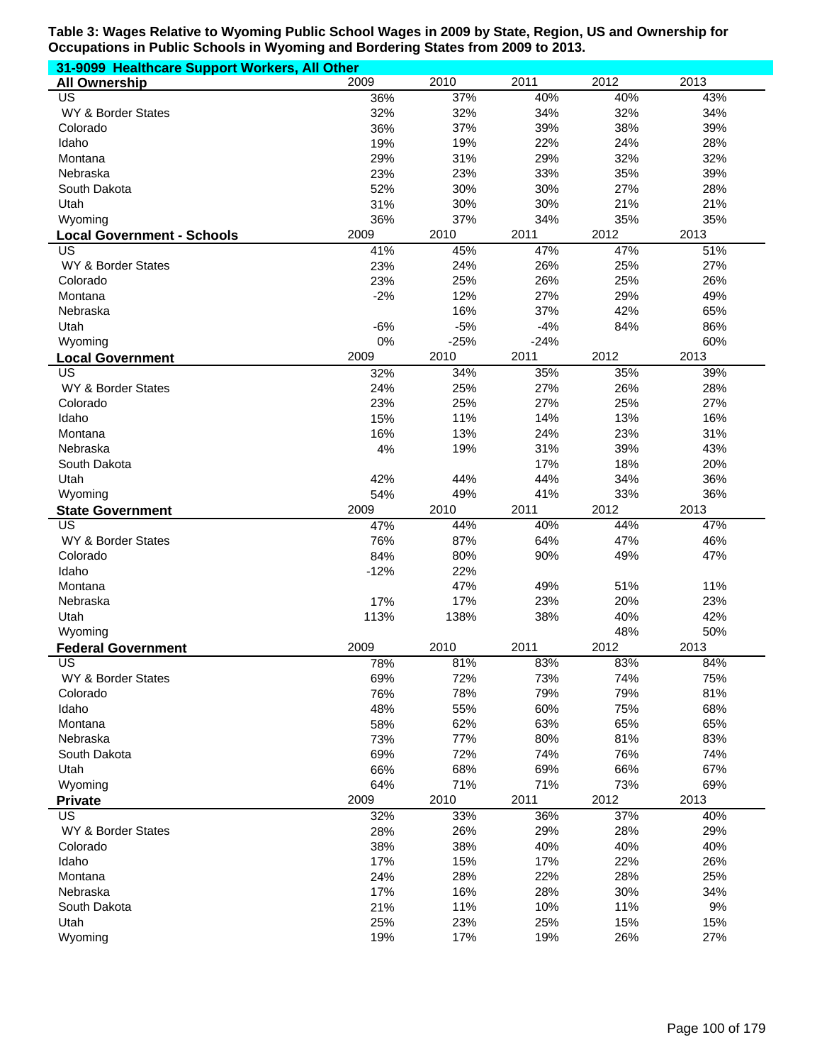**Table 3: Wages Relative to Wyoming Public School Wages in 2009 by State, Region, US and Ownership for Occupations in Public Schools in Wyoming and Bordering States from 2009 to 2013.**

**31-9099 Healthcare Support Workers, All Other**

| All Ownership | 2009 | 2010 | 2011 | 2012 | 2013 |
|---|---|---|---|---|---|
| US | 36% | 37% | 40% | 40% | 43% |
| WY & Border States | 32% | 32% | 34% | 32% | 34% |
| Colorado | 36% | 37% | 39% | 38% | 39% |
| Idaho | 19% | 19% | 22% | 24% | 28% |
| Montana | 29% | 31% | 29% | 32% | 32% |
| Nebraska | 23% | 23% | 33% | 35% | 39% |
| South Dakota | 52% | 30% | 30% | 27% | 28% |
| Utah | 31% | 30% | 30% | 21% | 21% |
| Wyoming | 36% | 37% | 34% | 35% | 35% |

| Local Government - Schools | 2009 | 2010 | 2011 | 2012 | 2013 |
|---|---|---|---|---|---|
| US | 41% | 45% | 47% | 47% | 51% |
| WY & Border States | 23% | 24% | 26% | 25% | 27% |
| Colorado | 23% | 25% | 26% | 25% | 26% |
| Montana | -2% | 12% | 27% | 29% | 49% |
| Nebraska | | 16% | 37% | 42% | 65% |
| Utah | -6% | -5% | -4% | 84% | 86% |
| Wyoming | 0% | -25% | -24% | | 60% |

| Local Government | 2009 | 2010 | 2011 | 2012 | 2013 |
|---|---|---|---|---|---|
| US | 32% | 34% | 35% | 35% | 39% |
| WY & Border States | 24% | 25% | 27% | 26% | 28% |
| Colorado | 23% | 25% | 27% | 25% | 27% |
| Idaho | 15% | 11% | 14% | 13% | 16% |
| Montana | 16% | 13% | 24% | 23% | 31% |
| Nebraska | 4% | 19% | 31% | 39% | 43% |
| South Dakota | | | 17% | 18% | 20% |
| Utah | 42% | 44% | 44% | 34% | 36% |
| Wyoming | 54% | 49% | 41% | 33% | 36% |

| State Government | 2009 | 2010 | 2011 | 2012 | 2013 |
|---|---|---|---|---|---|
| US | 47% | 44% | 40% | 44% | 47% |
| WY & Border States | 76% | 87% | 64% | 47% | 46% |
| Colorado | 84% | 80% | 90% | 49% | 47% |
| Idaho | -12% | 22% | | | |
| Montana | | 47% | 49% | 51% | 11% |
| Nebraska | 17% | 17% | 23% | 20% | 23% |
| Utah | 113% | 138% | 38% | 40% | 42% |
| Wyoming | | | | 48% | 50% |

| Federal Government | 2009 | 2010 | 2011 | 2012 | 2013 |
|---|---|---|---|---|---|
| US | 78% | 81% | 83% | 83% | 84% |
| WY & Border States | 69% | 72% | 73% | 74% | 75% |
| Colorado | 76% | 78% | 79% | 79% | 81% |
| Idaho | 48% | 55% | 60% | 75% | 68% |
| Montana | 58% | 62% | 63% | 65% | 65% |
| Nebraska | 73% | 77% | 80% | 81% | 83% |
| South Dakota | 69% | 72% | 74% | 76% | 74% |
| Utah | 66% | 68% | 69% | 66% | 67% |
| Wyoming | 64% | 71% | 71% | 73% | 69% |

| Private | 2009 | 2010 | 2011 | 2012 | 2013 |
|---|---|---|---|---|---|
| US | 32% | 33% | 36% | 37% | 40% |
| WY & Border States | 28% | 26% | 29% | 28% | 29% |
| Colorado | 38% | 38% | 40% | 40% | 40% |
| Idaho | 17% | 15% | 17% | 22% | 26% |
| Montana | 24% | 28% | 22% | 28% | 25% |
| Nebraska | 17% | 16% | 28% | 30% | 34% |
| South Dakota | 21% | 11% | 10% | 11% | 9% |
| Utah | 25% | 23% | 25% | 15% | 15% |
| Wyoming | 19% | 17% | 19% | 26% | 27% |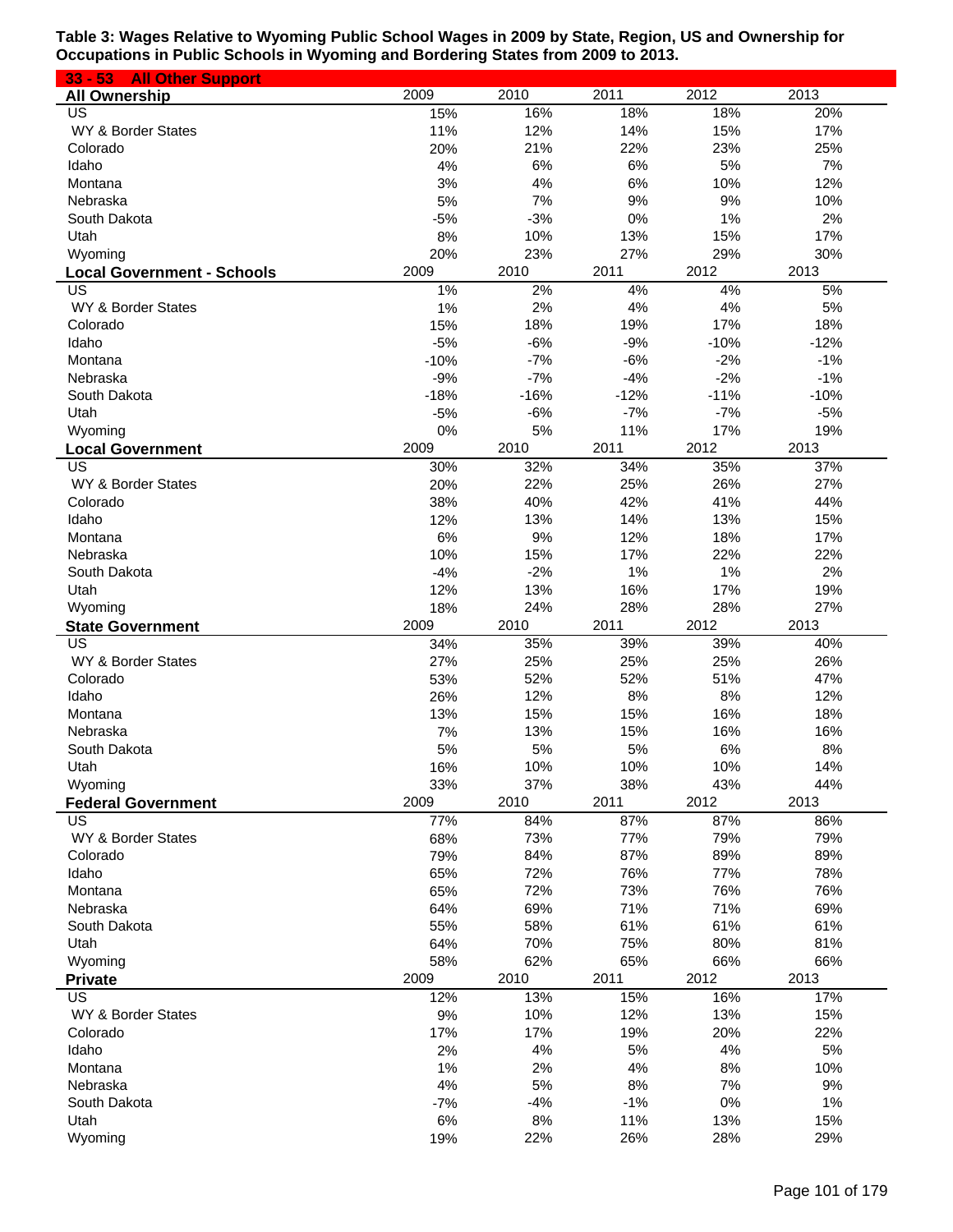**Table 3: Wages Relative to Wyoming Public School Wages in 2009 by State, Region, US and Ownership for Occupations in Public Schools in Wyoming and Bordering States from 2009 to 2013.**

**33 - 53 All Other Support**

| **All Ownership** | 2009 | 2010 | 2011 | 2012 | 2013 |
|---|---|---|---|---|---|
| US | 15% | 16% | 18% | 18% | 20% |
| WY & Border States | 11% | 12% | 14% | 15% | 17% |
| Colorado | 20% | 21% | 22% | 23% | 25% |
| Idaho | 4% | 6% | 6% | 5% | 7% |
| Montana | 3% | 4% | 6% | 10% | 12% |
| Nebraska | 5% | 7% | 9% | 9% | 10% |
| South Dakota | -5% | -3% | 0% | 1% | 2% |
| Utah | 8% | 10% | 13% | 15% | 17% |
| Wyoming | 20% | 23% | 27% | 29% | 30% |
| **Local Government - Schools** | 2009 | 2010 | 2011 | 2012 | 2013 |
| US | 1% | 2% | 4% | 4% | 5% |
| WY & Border States | 1% | 2% | 4% | 4% | 5% |
| Colorado | 15% | 18% | 19% | 17% | 18% |
| Idaho | -5% | -6% | -9% | -10% | -12% |
| Montana | -10% | -7% | -6% | -2% | -1% |
| Nebraska | -9% | -7% | -4% | -2% | -1% |
| South Dakota | -18% | -16% | -12% | -11% | -10% |
| Utah | -5% | -6% | -7% | -7% | -5% |
| Wyoming | 0% | 5% | 11% | 17% | 19% |
| **Local Government** | 2009 | 2010 | 2011 | 2012 | 2013 |
| US | 30% | 32% | 34% | 35% | 37% |
| WY & Border States | 20% | 22% | 25% | 26% | 27% |
| Colorado | 38% | 40% | 42% | 41% | 44% |
| Idaho | 12% | 13% | 14% | 13% | 15% |
| Montana | 6% | 9% | 12% | 18% | 17% |
| Nebraska | 10% | 15% | 17% | 22% | 22% |
| South Dakota | -4% | -2% | 1% | 1% | 2% |
| Utah | 12% | 13% | 16% | 17% | 19% |
| Wyoming | 18% | 24% | 28% | 28% | 27% |
| **State Government** | 2009 | 2010 | 2011 | 2012 | 2013 |
| US | 34% | 35% | 39% | 39% | 40% |
| WY & Border States | 27% | 25% | 25% | 25% | 26% |
| Colorado | 53% | 52% | 52% | 51% | 47% |
| Idaho | 26% | 12% | 8% | 8% | 12% |
| Montana | 13% | 15% | 15% | 16% | 18% |
| Nebraska | 7% | 13% | 15% | 16% | 16% |
| South Dakota | 5% | 5% | 5% | 6% | 8% |
| Utah | 16% | 10% | 10% | 10% | 14% |
| Wyoming | 33% | 37% | 38% | 43% | 44% |
| **Federal Government** | 2009 | 2010 | 2011 | 2012 | 2013 |
| US | 77% | 84% | 87% | 87% | 86% |
| WY & Border States | 68% | 73% | 77% | 79% | 79% |
| Colorado | 79% | 84% | 87% | 89% | 89% |
| Idaho | 65% | 72% | 76% | 77% | 78% |
| Montana | 65% | 72% | 73% | 76% | 76% |
| Nebraska | 64% | 69% | 71% | 71% | 69% |
| South Dakota | 55% | 58% | 61% | 61% | 61% |
| Utah | 64% | 70% | 75% | 80% | 81% |
| Wyoming | 58% | 62% | 65% | 66% | 66% |
| **Private** | 2009 | 2010 | 2011 | 2012 | 2013 |
| US | 12% | 13% | 15% | 16% | 17% |
| WY & Border States | 9% | 10% | 12% | 13% | 15% |
| Colorado | 17% | 17% | 19% | 20% | 22% |
| Idaho | 2% | 4% | 5% | 4% | 5% |
| Montana | 1% | 2% | 4% | 8% | 10% |
| Nebraska | 4% | 5% | 8% | 7% | 9% |
| South Dakota | -7% | -4% | -1% | 0% | 1% |
| Utah | 6% | 8% | 11% | 13% | 15% |
| Wyoming | 19% | 22% | 26% | 28% | 29% |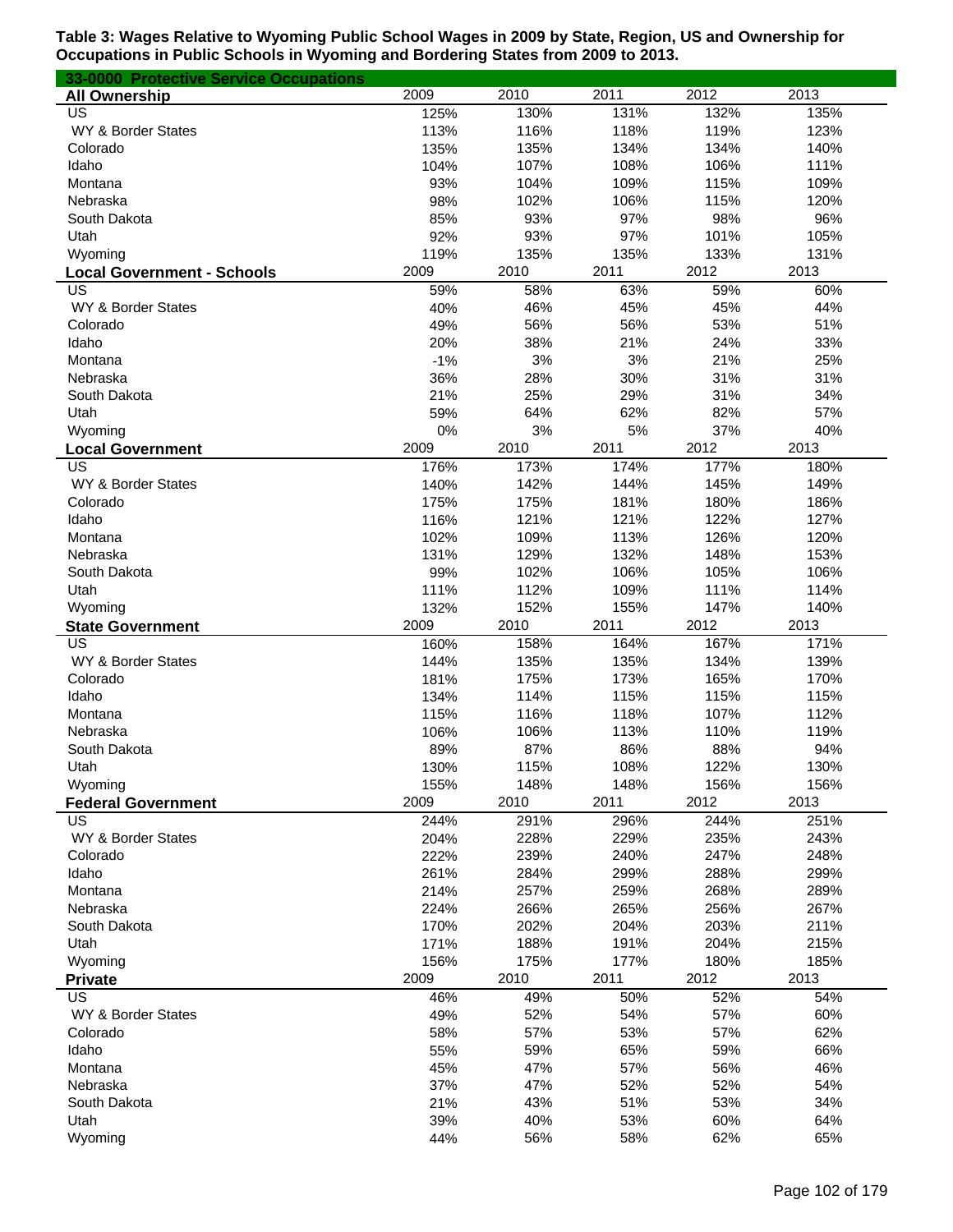**Table 3: Wages Relative to Wyoming Public School Wages in 2009 by State, Region, US and Ownership for Occupations in Public Schools in Wyoming and Bordering States from 2009 to 2013.**

**33-0000 Protective Service Occupations**

| All Ownership | 2009 | 2010 | 2011 | 2012 | 2013 |
|---|---|---|---|---|---|
| US | 125% | 130% | 131% | 132% | 135% |
| WY & Border States | 113% | 116% | 118% | 119% | 123% |
| Colorado | 135% | 135% | 134% | 134% | 140% |
| Idaho | 104% | 107% | 108% | 106% | 111% |
| Montana | 93% | 104% | 109% | 115% | 109% |
| Nebraska | 98% | 102% | 106% | 115% | 120% |
| South Dakota | 85% | 93% | 97% | 98% | 96% |
| Utah | 92% | 93% | 97% | 101% | 105% |
| Wyoming | 119% | 135% | 135% | 133% | 131% |
| **Local Government - Schools** | **2009** | **2010** | **2011** | **2012** | **2013** |
| US | 59% | 58% | 63% | 59% | 60% |
| WY & Border States | 40% | 46% | 45% | 45% | 44% |
| Colorado | 49% | 56% | 56% | 53% | 51% |
| Idaho | 20% | 38% | 21% | 24% | 33% |
| Montana | -1% | 3% | 3% | 21% | 25% |
| Nebraska | 36% | 28% | 30% | 31% | 31% |
| South Dakota | 21% | 25% | 29% | 31% | 34% |
| Utah | 59% | 64% | 62% | 82% | 57% |
| Wyoming | 0% | 3% | 5% | 37% | 40% |
| **Local Government** | **2009** | **2010** | **2011** | **2012** | **2013** |
| US | 176% | 173% | 174% | 177% | 180% |
| WY & Border States | 140% | 142% | 144% | 145% | 149% |
| Colorado | 175% | 175% | 181% | 180% | 186% |
| Idaho | 116% | 121% | 121% | 122% | 127% |
| Montana | 102% | 109% | 113% | 126% | 120% |
| Nebraska | 131% | 129% | 132% | 148% | 153% |
| South Dakota | 99% | 102% | 106% | 105% | 106% |
| Utah | 111% | 112% | 109% | 111% | 114% |
| Wyoming | 132% | 152% | 155% | 147% | 140% |
| **State Government** | **2009** | **2010** | **2011** | **2012** | **2013** |
| US | 160% | 158% | 164% | 167% | 171% |
| WY & Border States | 144% | 135% | 135% | 134% | 139% |
| Colorado | 181% | 175% | 173% | 165% | 170% |
| Idaho | 134% | 114% | 115% | 115% | 115% |
| Montana | 115% | 116% | 118% | 107% | 112% |
| Nebraska | 106% | 106% | 113% | 110% | 119% |
| South Dakota | 89% | 87% | 86% | 88% | 94% |
| Utah | 130% | 115% | 108% | 122% | 130% |
| Wyoming | 155% | 148% | 148% | 156% | 156% |
| **Federal Government** | **2009** | **2010** | **2011** | **2012** | **2013** |
| US | 244% | 291% | 296% | 244% | 251% |
| WY & Border States | 204% | 228% | 229% | 235% | 243% |
| Colorado | 222% | 239% | 240% | 247% | 248% |
| Idaho | 261% | 284% | 299% | 288% | 299% |
| Montana | 214% | 257% | 259% | 268% | 289% |
| Nebraska | 224% | 266% | 265% | 256% | 267% |
| South Dakota | 170% | 202% | 204% | 203% | 211% |
| Utah | 171% | 188% | 191% | 204% | 215% |
| Wyoming | 156% | 175% | 177% | 180% | 185% |
| **Private** | **2009** | **2010** | **2011** | **2012** | **2013** |
| US | 46% | 49% | 50% | 52% | 54% |
| WY & Border States | 49% | 52% | 54% | 57% | 60% |
| Colorado | 58% | 57% | 53% | 57% | 62% |
| Idaho | 55% | 59% | 65% | 59% | 66% |
| Montana | 45% | 47% | 57% | 56% | 46% |
| Nebraska | 37% | 47% | 52% | 52% | 54% |
| South Dakota | 21% | 43% | 51% | 53% | 34% |
| Utah | 39% | 40% | 53% | 60% | 64% |
| Wyoming | 44% | 56% | 58% | 62% | 65% |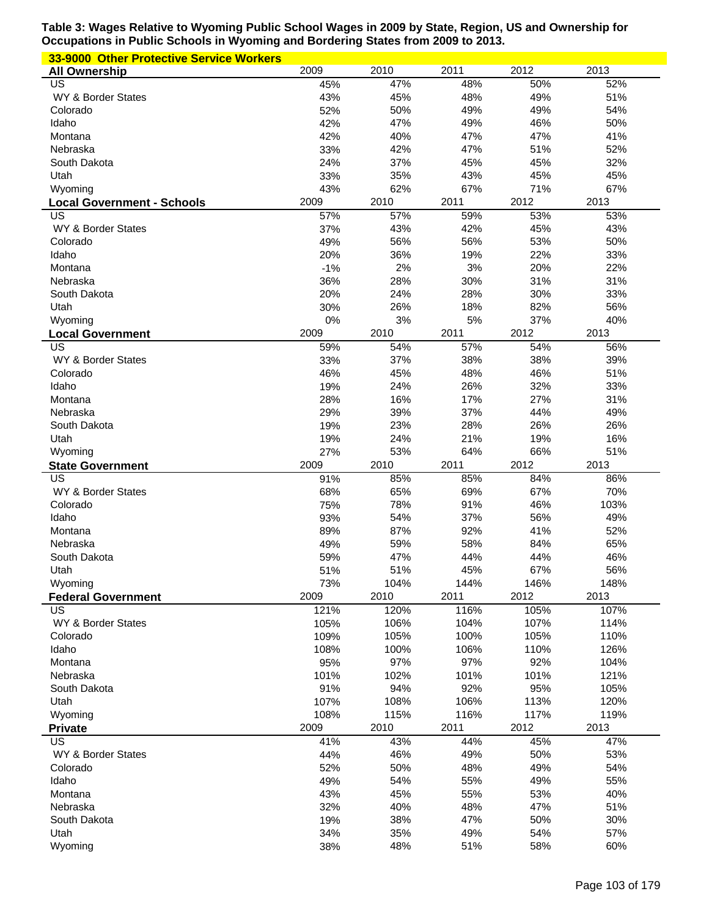**Table 3: Wages Relative to Wyoming Public School Wages in 2009 by State, Region, US and Ownership for Occupations in Public Schools in Wyoming and Bordering States from 2009 to 2013.**

**33-9000 Other Protective Service Workers**

| All Ownership | 2009 | 2010 | 2011 | 2012 | 2013 |
|---|---|---|---|---|---|
| US | 45% | 47% | 48% | 50% | 52% |
| WY & Border States | 43% | 45% | 48% | 49% | 51% |
| Colorado | 52% | 50% | 49% | 49% | 54% |
| Idaho | 42% | 47% | 49% | 46% | 50% |
| Montana | 42% | 40% | 47% | 47% | 41% |
| Nebraska | 33% | 42% | 47% | 51% | 52% |
| South Dakota | 24% | 37% | 45% | 45% | 32% |
| Utah | 33% | 35% | 43% | 45% | 45% |
| Wyoming | 43% | 62% | 67% | 71% | 67% |

| Local Government - Schools | 2009 | 2010 | 2011 | 2012 | 2013 |
|---|---|---|---|---|---|
| US | 57% | 57% | 59% | 53% | 53% |
| WY & Border States | 37% | 43% | 42% | 45% | 43% |
| Colorado | 49% | 56% | 56% | 53% | 50% |
| Idaho | 20% | 36% | 19% | 22% | 33% |
| Montana | -1% | 2% | 3% | 20% | 22% |
| Nebraska | 36% | 28% | 30% | 31% | 31% |
| South Dakota | 20% | 24% | 28% | 30% | 33% |
| Utah | 30% | 26% | 18% | 82% | 56% |
| Wyoming | 0% | 3% | 5% | 37% | 40% |

| Local Government | 2009 | 2010 | 2011 | 2012 | 2013 |
|---|---|---|---|---|---|
| US | 59% | 54% | 57% | 54% | 56% |
| WY & Border States | 33% | 37% | 38% | 38% | 39% |
| Colorado | 46% | 45% | 48% | 46% | 51% |
| Idaho | 19% | 24% | 26% | 32% | 33% |
| Montana | 28% | 16% | 17% | 27% | 31% |
| Nebraska | 29% | 39% | 37% | 44% | 49% |
| South Dakota | 19% | 23% | 28% | 26% | 26% |
| Utah | 19% | 24% | 21% | 19% | 16% |
| Wyoming | 27% | 53% | 64% | 66% | 51% |

| State Government | 2009 | 2010 | 2011 | 2012 | 2013 |
|---|---|---|---|---|---|
| US | 91% | 85% | 85% | 84% | 86% |
| WY & Border States | 68% | 65% | 69% | 67% | 70% |
| Colorado | 75% | 78% | 91% | 46% | 103% |
| Idaho | 93% | 54% | 37% | 56% | 49% |
| Montana | 89% | 87% | 92% | 41% | 52% |
| Nebraska | 49% | 59% | 58% | 84% | 65% |
| South Dakota | 59% | 47% | 44% | 44% | 46% |
| Utah | 51% | 51% | 45% | 67% | 56% |
| Wyoming | 73% | 104% | 144% | 146% | 148% |

| Federal Government | 2009 | 2010 | 2011 | 2012 | 2013 |
|---|---|---|---|---|---|
| US | 121% | 120% | 116% | 105% | 107% |
| WY & Border States | 105% | 106% | 104% | 107% | 114% |
| Colorado | 109% | 105% | 100% | 105% | 110% |
| Idaho | 108% | 100% | 106% | 110% | 126% |
| Montana | 95% | 97% | 97% | 92% | 104% |
| Nebraska | 101% | 102% | 101% | 101% | 121% |
| South Dakota | 91% | 94% | 92% | 95% | 105% |
| Utah | 107% | 108% | 106% | 113% | 120% |
| Wyoming | 108% | 115% | 116% | 117% | 119% |

| Private | 2009 | 2010 | 2011 | 2012 | 2013 |
|---|---|---|---|---|---|
| US | 41% | 43% | 44% | 45% | 47% |
| WY & Border States | 44% | 46% | 49% | 50% | 53% |
| Colorado | 52% | 50% | 48% | 49% | 54% |
| Idaho | 49% | 54% | 55% | 49% | 55% |
| Montana | 43% | 45% | 55% | 53% | 40% |
| Nebraska | 32% | 40% | 48% | 47% | 51% |
| South Dakota | 19% | 38% | 47% | 50% | 30% |
| Utah | 34% | 35% | 49% | 54% | 57% |
| Wyoming | 38% | 48% | 51% | 58% | 60% |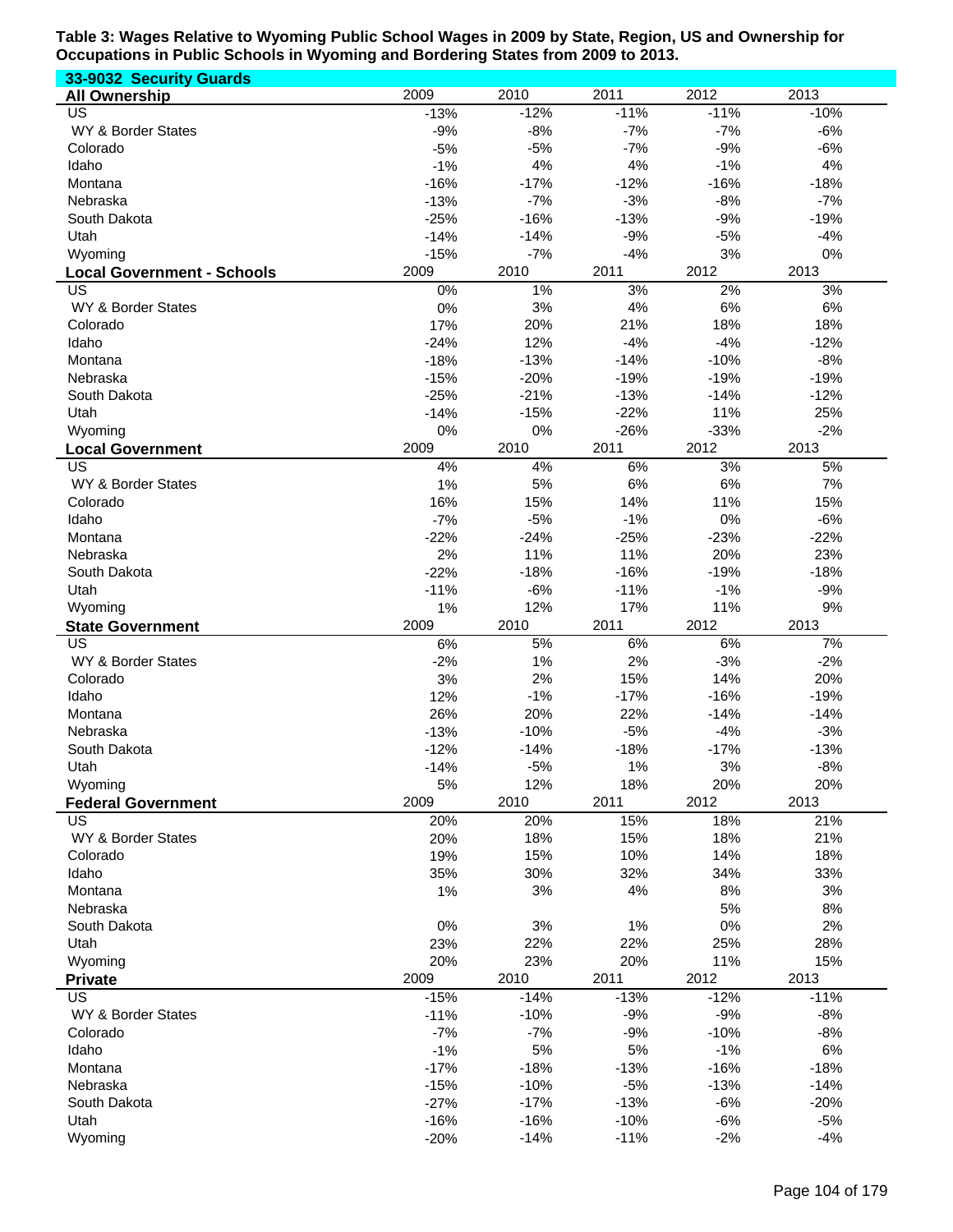**Table 3: Wages Relative to Wyoming Public School Wages in 2009 by State, Region, US and Ownership for Occupations in Public Schools in Wyoming and Bordering States from 2009 to 2013.**

**33-9032 Security Guards**

| All Ownership | 2009 | 2010 | 2011 | 2012 | 2013 |
|---|---|---|---|---|---|
| US | -13% | -12% | -11% | -11% | -10% |
| WY & Border States | -9% | -8% | -7% | -7% | -6% |
| Colorado | -5% | -5% | -7% | -9% | -6% |
| Idaho | -1% | 4% | 4% | -1% | 4% |
| Montana | -16% | -17% | -12% | -16% | -18% |
| Nebraska | -13% | -7% | -3% | -8% | -7% |
| South Dakota | -25% | -16% | -13% | -9% | -19% |
| Utah | -14% | -14% | -9% | -5% | -4% |
| Wyoming | -15% | -7% | -4% | 3% | 0% |

| Local Government - Schools | 2009 | 2010 | 2011 | 2012 | 2013 |
|---|---|---|---|---|---|
| US | 0% | 1% | 3% | 2% | 3% |
| WY & Border States | 0% | 3% | 4% | 6% | 6% |
| Colorado | 17% | 20% | 21% | 18% | 18% |
| Idaho | -24% | 12% | -4% | -4% | -12% |
| Montana | -18% | -13% | -14% | -10% | -8% |
| Nebraska | -15% | -20% | -19% | -19% | -19% |
| South Dakota | -25% | -21% | -13% | -14% | -12% |
| Utah | -14% | -15% | -22% | 11% | 25% |
| Wyoming | 0% | 0% | -26% | -33% | -2% |

| Local Government | 2009 | 2010 | 2011 | 2012 | 2013 |
|---|---|---|---|---|---|
| US | 4% | 4% | 6% | 3% | 5% |
| WY & Border States | 1% | 5% | 6% | 6% | 7% |
| Colorado | 16% | 15% | 14% | 11% | 15% |
| Idaho | -7% | -5% | -1% | 0% | -6% |
| Montana | -22% | -24% | -25% | -23% | -22% |
| Nebraska | 2% | 11% | 11% | 20% | 23% |
| South Dakota | -22% | -18% | -16% | -19% | -18% |
| Utah | -11% | -6% | -11% | -1% | -9% |
| Wyoming | 1% | 12% | 17% | 11% | 9% |

| State Government | 2009 | 2010 | 2011 | 2012 | 2013 |
|---|---|---|---|---|---|
| US | 6% | 5% | 6% | 6% | 7% |
| WY & Border States | -2% | 1% | 2% | -3% | -2% |
| Colorado | 3% | 2% | 15% | 14% | 20% |
| Idaho | 12% | -1% | -17% | -16% | -19% |
| Montana | 26% | 20% | 22% | -14% | -14% |
| Nebraska | -13% | -10% | -5% | -4% | -3% |
| South Dakota | -12% | -14% | -18% | -17% | -13% |
| Utah | -14% | -5% | 1% | 3% | -8% |
| Wyoming | 5% | 12% | 18% | 20% | 20% |

| Federal Government | 2009 | 2010 | 2011 | 2012 | 2013 |
|---|---|---|---|---|---|
| US | 20% | 20% | 15% | 18% | 21% |
| WY & Border States | 20% | 18% | 15% | 18% | 21% |
| Colorado | 19% | 15% | 10% | 14% | 18% |
| Idaho | 35% | 30% | 32% | 34% | 33% |
| Montana | 1% | 3% | 4% | 8% | 3% |
| Nebraska | | | | 5% | 8% |
| South Dakota | 0% | 3% | 1% | 0% | 2% |
| Utah | 23% | 22% | 22% | 25% | 28% |
| Wyoming | 20% | 23% | 20% | 11% | 15% |

| Private | 2009 | 2010 | 2011 | 2012 | 2013 |
|---|---|---|---|---|---|
| US | -15% | -14% | -13% | -12% | -11% |
| WY & Border States | -11% | -10% | -9% | -9% | -8% |
| Colorado | -7% | -7% | -9% | -10% | -8% |
| Idaho | -1% | 5% | 5% | -1% | 6% |
| Montana | -17% | -18% | -13% | -16% | -18% |
| Nebraska | -15% | -10% | -5% | -13% | -14% |
| South Dakota | -27% | -17% | -13% | -6% | -20% |
| Utah | -16% | -16% | -10% | -6% | -5% |
| Wyoming | -20% | -14% | -11% | -2% | -4% |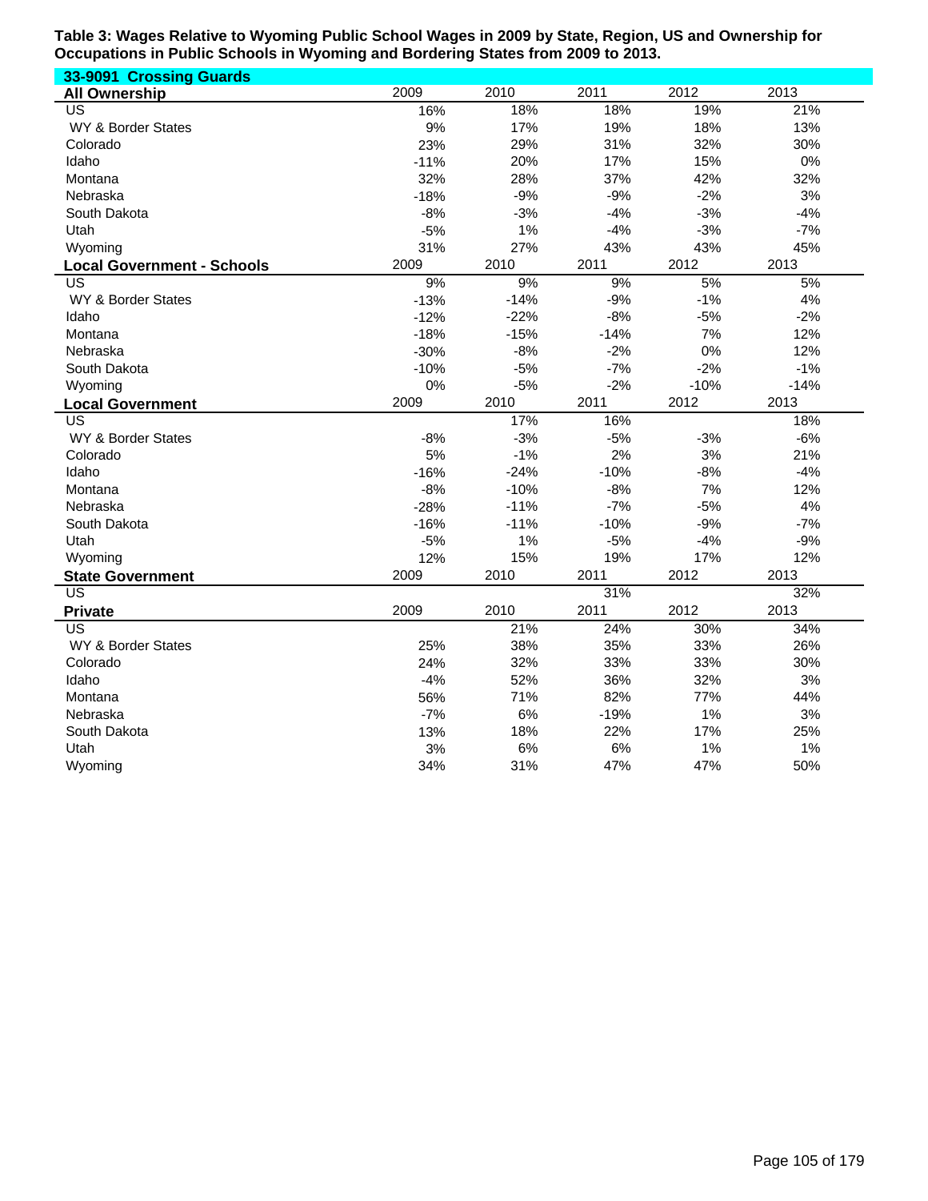**Table 3: Wages Relative to Wyoming Public School Wages in 2009 by State, Region, US and Ownership for Occupations in Public Schools in Wyoming and Bordering States from 2009 to 2013.**

**33-9091 Crossing Guards**

| **All Ownership** | 2009 | 2010 | 2011 | 2012 | 2013 |
|---|---|---|---|---|---|
| US | 16% | 18% | 18% | 19% | 21% |
| WY & Border States | 9% | 17% | 19% | 18% | 13% |
| Colorado | 23% | 29% | 31% | 32% | 30% |
| Idaho | -11% | 20% | 17% | 15% | 0% |
| Montana | 32% | 28% | 37% | 42% | 32% |
| Nebraska | -18% | -9% | -9% | -2% | 3% |
| South Dakota | -8% | -3% | -4% | -3% | -4% |
| Utah | -5% | 1% | -4% | -3% | -7% |
| Wyoming | 31% | 27% | 43% | 43% | 45% |

| **Local Government - Schools** | 2009 | 2010 | 2011 | 2012 | 2013 |
|---|---|---|---|---|---|
| US | 9% | 9% | 9% | 5% | 5% |
| WY & Border States | -13% | -14% | -9% | -1% | 4% |
| Idaho | -12% | -22% | -8% | -5% | -2% |
| Montana | -18% | -15% | -14% | 7% | 12% |
| Nebraska | -30% | -8% | -2% | 0% | 12% |
| South Dakota | -10% | -5% | -7% | -2% | -1% |
| Wyoming | 0% | -5% | -2% | -10% | -14% |

| **Local Government** | 2009 | 2010 | 2011 | 2012 | 2013 |
|---|---|---|---|---|---|
| US | | 17% | 16% | | 18% |
| WY & Border States | -8% | -3% | -5% | -3% | -6% |
| Colorado | 5% | -1% | 2% | 3% | 21% |
| Idaho | -16% | -24% | -10% | -8% | -4% |
| Montana | -8% | -10% | -8% | 7% | 12% |
| Nebraska | -28% | -11% | -7% | -5% | 4% |
| South Dakota | -16% | -11% | -10% | -9% | -7% |
| Utah | -5% | 1% | -5% | -4% | -9% |
| Wyoming | 12% | 15% | 19% | 17% | 12% |

| **State Government** | 2009 | 2010 | 2011 | 2012 | 2013 |
|---|---|---|---|---|---|
| US | | | 31% | | 32% |

| **Private** | 2009 | 2010 | 2011 | 2012 | 2013 |
|---|---|---|---|---|---|
| US | | 21% | 24% | 30% | 34% |
| WY & Border States | 25% | 38% | 35% | 33% | 26% |
| Colorado | 24% | 32% | 33% | 33% | 30% |
| Idaho | -4% | 52% | 36% | 32% | 3% |
| Montana | 56% | 71% | 82% | 77% | 44% |
| Nebraska | -7% | 6% | -19% | 1% | 3% |
| South Dakota | 13% | 18% | 22% | 17% | 25% |
| Utah | 3% | 6% | 6% | 1% | 1% |
| Wyoming | 34% | 31% | 47% | 47% | 50% |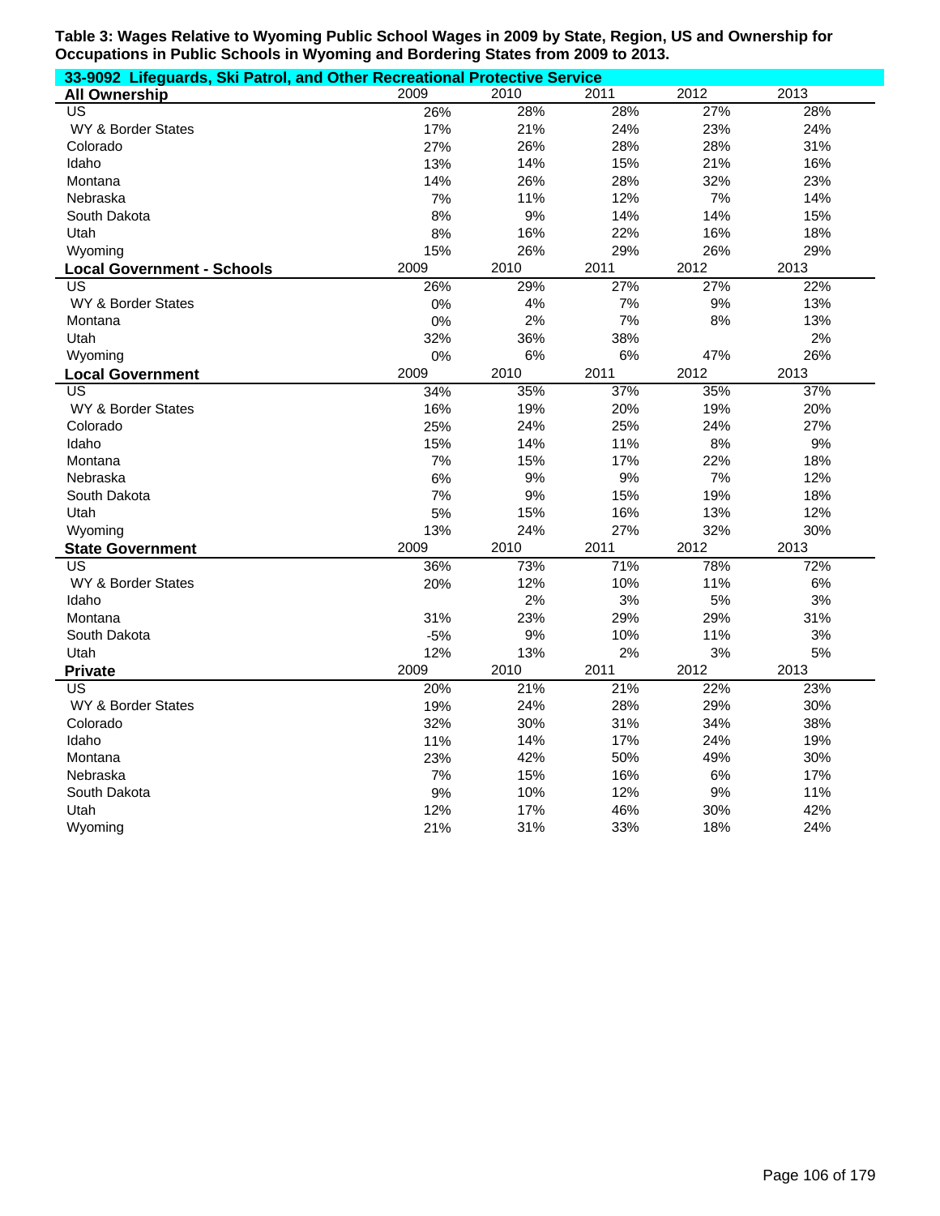**Table 3: Wages Relative to Wyoming Public School Wages in 2009 by State, Region, US and Ownership for Occupations in Public Schools in Wyoming and Bordering States from 2009 to 2013.**

**33-9092 Lifeguards, Ski Patrol, and Other Recreational Protective Service**

| **All Ownership** | 2009 | 2010 | 2011 | 2012 | 2013 |
|---|---|---|---|---|---|
| US | 26% | 28% | 28% | 27% | 28% |
| WY & Border States | 17% | 21% | 24% | 23% | 24% |
| Colorado | 27% | 26% | 28% | 28% | 31% |
| Idaho | 13% | 14% | 15% | 21% | 16% |
| Montana | 14% | 26% | 28% | 32% | 23% |
| Nebraska | 7% | 11% | 12% | 7% | 14% |
| South Dakota | 8% | 9% | 14% | 14% | 15% |
| Utah | 8% | 16% | 22% | 16% | 18% |
| Wyoming | 15% | 26% | 29% | 26% | 29% |

| **Local Government - Schools** | 2009 | 2010 | 2011 | 2012 | 2013 |
|---|---|---|---|---|---|
| US | 26% | 29% | 27% | 27% | 22% |
| WY & Border States | 0% | 4% | 7% | 9% | 13% |
| Montana | 0% | 2% | 7% | 8% | 13% |
| Utah | 32% | 36% | 38% | | 2% |
| Wyoming | 0% | 6% | 6% | 47% | 26% |

| **Local Government** | 2009 | 2010 | 2011 | 2012 | 2013 |
|---|---|---|---|---|---|
| US | 34% | 35% | 37% | 35% | 37% |
| WY & Border States | 16% | 19% | 20% | 19% | 20% |
| Colorado | 25% | 24% | 25% | 24% | 27% |
| Idaho | 15% | 14% | 11% | 8% | 9% |
| Montana | 7% | 15% | 17% | 22% | 18% |
| Nebraska | 6% | 9% | 9% | 7% | 12% |
| South Dakota | 7% | 9% | 15% | 19% | 18% |
| Utah | 5% | 15% | 16% | 13% | 12% |
| Wyoming | 13% | 24% | 27% | 32% | 30% |

| **State Government** | 2009 | 2010 | 2011 | 2012 | 2013 |
|---|---|---|---|---|---|
| US | 36% | 73% | 71% | 78% | 72% |
| WY & Border States | 20% | 12% | 10% | 11% | 6% |
| Idaho | | 2% | 3% | 5% | 3% |
| Montana | 31% | 23% | 29% | 29% | 31% |
| South Dakota | -5% | 9% | 10% | 11% | 3% |
| Utah | 12% | 13% | 2% | 3% | 5% |

| **Private** | 2009 | 2010 | 2011 | 2012 | 2013 |
|---|---|---|---|---|---|
| US | 20% | 21% | 21% | 22% | 23% |
| WY & Border States | 19% | 24% | 28% | 29% | 30% |
| Colorado | 32% | 30% | 31% | 34% | 38% |
| Idaho | 11% | 14% | 17% | 24% | 19% |
| Montana | 23% | 42% | 50% | 49% | 30% |
| Nebraska | 7% | 15% | 16% | 6% | 17% |
| South Dakota | 9% | 10% | 12% | 9% | 11% |
| Utah | 12% | 17% | 46% | 30% | 42% |
| Wyoming | 21% | 31% | 33% | 18% | 24% |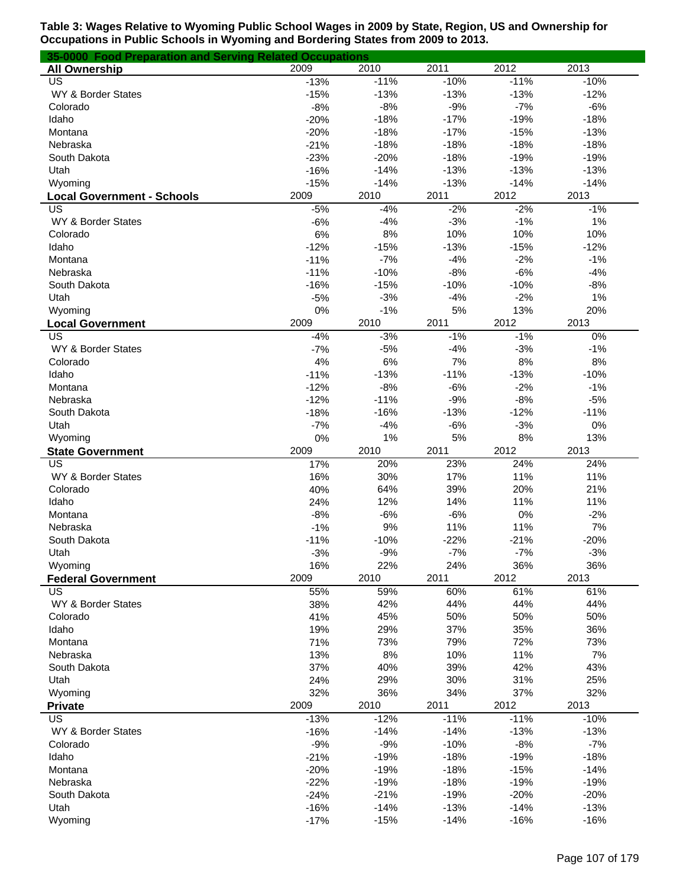**Table 3: Wages Relative to Wyoming Public School Wages in 2009 by State, Region, US and Ownership for Occupations in Public Schools in Wyoming and Bordering States from 2009 to 2013.**

**35-0000 Food Preparation and Serving Related Occupations**

| **All Ownership** | 2009 | 2010 | 2011 | 2012 | 2013 |
|---|---|---|---|---|---|
| US | -13% | -11% | -10% | -11% | -10% |
| WY & Border States | -15% | -13% | -13% | -13% | -12% |
| Colorado | -8% | -8% | -9% | -7% | -6% |
| Idaho | -20% | -18% | -17% | -19% | -18% |
| Montana | -20% | -18% | -17% | -15% | -13% |
| Nebraska | -21% | -18% | -18% | -18% | -18% |
| South Dakota | -23% | -20% | -18% | -19% | -19% |
| Utah | -16% | -14% | -13% | -13% | -13% |
| Wyoming | -15% | -14% | -13% | -14% | -14% |

| **Local Government - Schools** | 2009 | 2010 | 2011 | 2012 | 2013 |
|---|---|---|---|---|---|
| US | -5% | -4% | -2% | -2% | -1% |
| WY & Border States | -6% | -4% | -3% | -1% | 1% |
| Colorado | 6% | 8% | 10% | 10% | 10% |
| Idaho | -12% | -15% | -13% | -15% | -12% |
| Montana | -11% | -7% | -4% | -2% | -1% |
| Nebraska | -11% | -10% | -8% | -6% | -4% |
| South Dakota | -16% | -15% | -10% | -10% | -8% |
| Utah | -5% | -3% | -4% | -2% | 1% |
| Wyoming | 0% | -1% | 5% | 13% | 20% |

| **Local Government** | 2009 | 2010 | 2011 | 2012 | 2013 |
|---|---|---|---|---|---|
| US | -4% | -3% | -1% | -1% | 0% |
| WY & Border States | -7% | -5% | -4% | -3% | -1% |
| Colorado | 4% | 6% | 7% | 8% | 8% |
| Idaho | -11% | -13% | -11% | -13% | -10% |
| Montana | -12% | -8% | -6% | -2% | -1% |
| Nebraska | -12% | -11% | -9% | -8% | -5% |
| South Dakota | -18% | -16% | -13% | -12% | -11% |
| Utah | -7% | -4% | -6% | -3% | 0% |
| Wyoming | 0% | 1% | 5% | 8% | 13% |

| **State Government** | 2009 | 2010 | 2011 | 2012 | 2013 |
|---|---|---|---|---|---|
| US | 17% | 20% | 23% | 24% | 24% |
| WY & Border States | 16% | 30% | 17% | 11% | 11% |
| Colorado | 40% | 64% | 39% | 20% | 21% |
| Idaho | 24% | 12% | 14% | 11% | 11% |
| Montana | -8% | -6% | -6% | 0% | -2% |
| Nebraska | -1% | 9% | 11% | 11% | 7% |
| South Dakota | -11% | -10% | -22% | -21% | -20% |
| Utah | -3% | -9% | -7% | -7% | -3% |
| Wyoming | 16% | 22% | 24% | 36% | 36% |

| **Federal Government** | 2009 | 2010 | 2011 | 2012 | 2013 |
|---|---|---|---|---|---|
| US | 55% | 59% | 60% | 61% | 61% |
| WY & Border States | 38% | 42% | 44% | 44% | 44% |
| Colorado | 41% | 45% | 50% | 50% | 50% |
| Idaho | 19% | 29% | 37% | 35% | 36% |
| Montana | 71% | 73% | 79% | 72% | 73% |
| Nebraska | 13% | 8% | 10% | 11% | 7% |
| South Dakota | 37% | 40% | 39% | 42% | 43% |
| Utah | 24% | 29% | 30% | 31% | 25% |
| Wyoming | 32% | 36% | 34% | 37% | 32% |

| **Private** | 2009 | 2010 | 2011 | 2012 | 2013 |
|---|---|---|---|---|---|
| US | -13% | -12% | -11% | -11% | -10% |
| WY & Border States | -16% | -14% | -14% | -13% | -13% |
| Colorado | -9% | -9% | -10% | -8% | -7% |
| Idaho | -21% | -19% | -18% | -19% | -18% |
| Montana | -20% | -19% | -18% | -15% | -14% |
| Nebraska | -22% | -19% | -18% | -19% | -19% |
| South Dakota | -24% | -21% | -19% | -20% | -20% |
| Utah | -16% | -14% | -13% | -14% | -13% |
| Wyoming | -17% | -15% | -14% | -16% | -16% |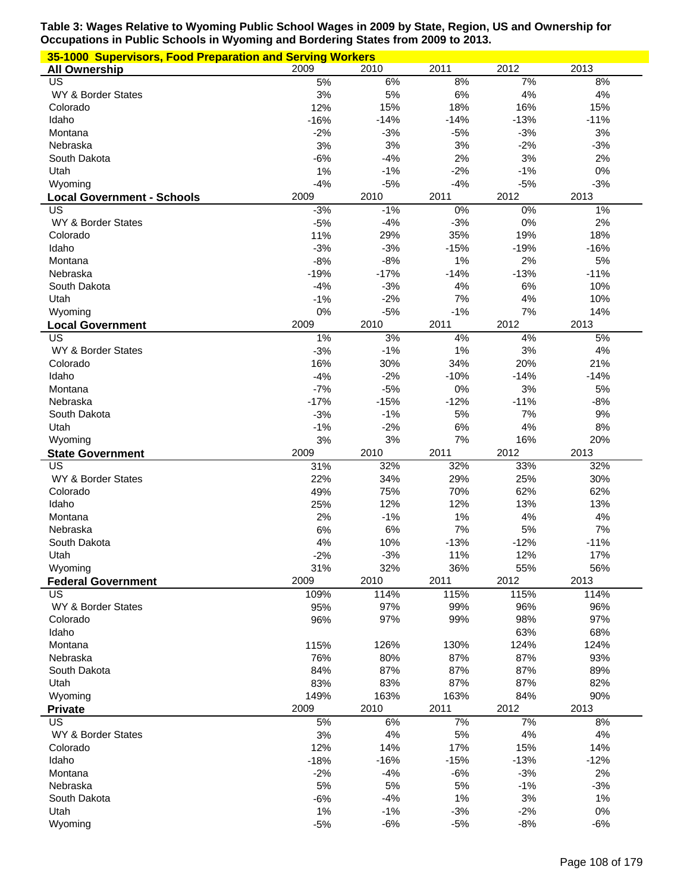**Table 3: Wages Relative to Wyoming Public School Wages in 2009 by State, Region, US and Ownership for Occupations in Public Schools in Wyoming and Bordering States from 2009 to 2013.**

**35-1000 Supervisors, Food Preparation and Serving Workers**

| **All Ownership** | 2009 | 2010 | 2011 | 2012 | 2013 |
|---|---|---|---|---|---|
| US | 5% | 6% | 8% | 7% | 8% |
| WY & Border States | 3% | 5% | 6% | 4% | 4% |
| Colorado | 12% | 15% | 18% | 16% | 15% |
| Idaho | -16% | -14% | -14% | -13% | -11% |
| Montana | -2% | -3% | -5% | -3% | 3% |
| Nebraska | 3% | 3% | 3% | -2% | -3% |
| South Dakota | -6% | -4% | 2% | 3% | 2% |
| Utah | 1% | -1% | -2% | -1% | 0% |
| Wyoming | -4% | -5% | -4% | -5% | -3% |
| **Local Government - Schools** | 2009 | 2010 | 2011 | 2012 | 2013 |
| US | -3% | -1% | 0% | 0% | 1% |
| WY & Border States | -5% | -4% | -3% | 0% | 2% |
| Colorado | 11% | 29% | 35% | 19% | 18% |
| Idaho | -3% | -3% | -15% | -19% | -16% |
| Montana | -8% | -8% | 1% | 2% | 5% |
| Nebraska | -19% | -17% | -14% | -13% | -11% |
| South Dakota | -4% | -3% | 4% | 6% | 10% |
| Utah | -1% | -2% | 7% | 4% | 10% |
| Wyoming | 0% | -5% | -1% | 7% | 14% |
| **Local Government** | 2009 | 2010 | 2011 | 2012 | 2013 |
| US | 1% | 3% | 4% | 4% | 5% |
| WY & Border States | -3% | -1% | 1% | 3% | 4% |
| Colorado | 16% | 30% | 34% | 20% | 21% |
| Idaho | -4% | -2% | -10% | -14% | -14% |
| Montana | -7% | -5% | 0% | 3% | 5% |
| Nebraska | -17% | -15% | -12% | -11% | -8% |
| South Dakota | -3% | -1% | 5% | 7% | 9% |
| Utah | -1% | -2% | 6% | 4% | 8% |
| Wyoming | 3% | 3% | 7% | 16% | 20% |
| **State Government** | 2009 | 2010 | 2011 | 2012 | 2013 |
| US | 31% | 32% | 32% | 33% | 32% |
| WY & Border States | 22% | 34% | 29% | 25% | 30% |
| Colorado | 49% | 75% | 70% | 62% | 62% |
| Idaho | 25% | 12% | 12% | 13% | 13% |
| Montana | 2% | -1% | 1% | 4% | 4% |
| Nebraska | 6% | 6% | 7% | 5% | 7% |
| South Dakota | 4% | 10% | -13% | -12% | -11% |
| Utah | -2% | -3% | 11% | 12% | 17% |
| Wyoming | 31% | 32% | 36% | 55% | 56% |
| **Federal Government** | 2009 | 2010 | 2011 | 2012 | 2013 |
| US | 109% | 114% | 115% | 115% | 114% |
| WY & Border States | 95% | 97% | 99% | 96% | 96% |
| Colorado | 96% | 97% | 99% | 98% | 97% |
| Idaho | | | | 63% | 68% |
| Montana | 115% | 126% | 130% | 124% | 124% |
| Nebraska | 76% | 80% | 87% | 87% | 93% |
| South Dakota | 84% | 87% | 87% | 87% | 89% |
| Utah | 83% | 83% | 87% | 87% | 82% |
| Wyoming | 149% | 163% | 163% | 84% | 90% |
| **Private** | 2009 | 2010 | 2011 | 2012 | 2013 |
| US | 5% | 6% | 7% | 7% | 8% |
| WY & Border States | 3% | 4% | 5% | 4% | 4% |
| Colorado | 12% | 14% | 17% | 15% | 14% |
| Idaho | -18% | -16% | -15% | -13% | -12% |
| Montana | -2% | -4% | -6% | -3% | 2% |
| Nebraska | 5% | 5% | 5% | -1% | -3% |
| South Dakota | -6% | -4% | 1% | 3% | 1% |
| Utah | 1% | -1% | -3% | -2% | 0% |
| Wyoming | -5% | -6% | -5% | -8% | -6% |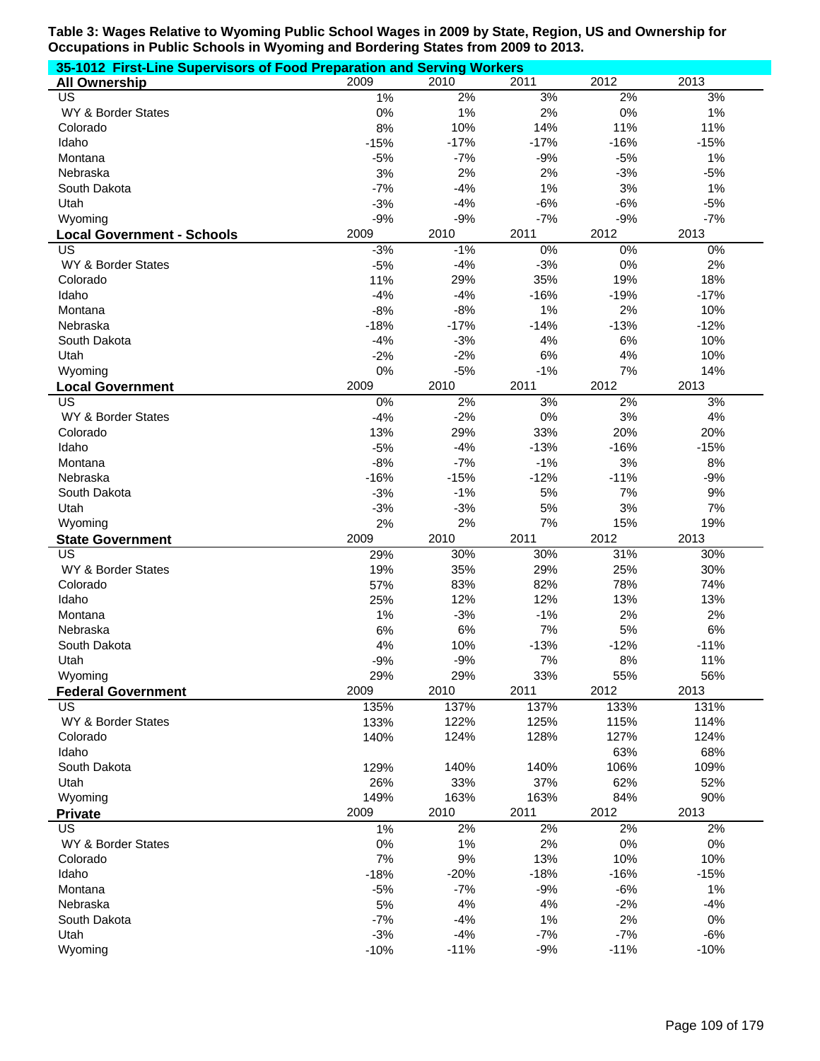**Table 3: Wages Relative to Wyoming Public School Wages in 2009 by State, Region, US and Ownership for Occupations in Public Schools in Wyoming and Bordering States from 2009 to 2013.**

**35-1012 First-Line Supervisors of Food Preparation and Serving Workers**

| All Ownership | 2009 | 2010 | 2011 | 2012 | 2013 |
|---|---|---|---|---|---|
| US | 1% | 2% | 3% | 2% | 3% |
| WY & Border States | 0% | 1% | 2% | 0% | 1% |
| Colorado | 8% | 10% | 14% | 11% | 11% |
| Idaho | -15% | -17% | -17% | -16% | -15% |
| Montana | -5% | -7% | -9% | -5% | 1% |
| Nebraska | 3% | 2% | 2% | -3% | -5% |
| South Dakota | -7% | -4% | 1% | 3% | 1% |
| Utah | -3% | -4% | -6% | -6% | -5% |
| Wyoming | -9% | -9% | -7% | -9% | -7% |
| **Local Government - Schools** | **2009** | **2010** | **2011** | **2012** | **2013** |
| US | -3% | -1% | 0% | 0% | 0% |
| WY & Border States | -5% | -4% | -3% | 0% | 2% |
| Colorado | 11% | 29% | 35% | 19% | 18% |
| Idaho | -4% | -4% | -16% | -19% | -17% |
| Montana | -8% | -8% | 1% | 2% | 10% |
| Nebraska | -18% | -17% | -14% | -13% | -12% |
| South Dakota | -4% | -3% | 4% | 6% | 10% |
| Utah | -2% | -2% | 6% | 4% | 10% |
| Wyoming | 0% | -5% | -1% | 7% | 14% |
| **Local Government** | **2009** | **2010** | **2011** | **2012** | **2013** |
| US | 0% | 2% | 3% | 2% | 3% |
| WY & Border States | -4% | -2% | 0% | 3% | 4% |
| Colorado | 13% | 29% | 33% | 20% | 20% |
| Idaho | -5% | -4% | -13% | -16% | -15% |
| Montana | -8% | -7% | -1% | 3% | 8% |
| Nebraska | -16% | -15% | -12% | -11% | -9% |
| South Dakota | -3% | -1% | 5% | 7% | 9% |
| Utah | -3% | -3% | 5% | 3% | 7% |
| Wyoming | 2% | 2% | 7% | 15% | 19% |
| **State Government** | **2009** | **2010** | **2011** | **2012** | **2013** |
| US | 29% | 30% | 30% | 31% | 30% |
| WY & Border States | 19% | 35% | 29% | 25% | 30% |
| Colorado | 57% | 83% | 82% | 78% | 74% |
| Idaho | 25% | 12% | 12% | 13% | 13% |
| Montana | 1% | -3% | -1% | 2% | 2% |
| Nebraska | 6% | 6% | 7% | 5% | 6% |
| South Dakota | 4% | 10% | -13% | -12% | -11% |
| Utah | -9% | -9% | 7% | 8% | 11% |
| Wyoming | 29% | 29% | 33% | 55% | 56% |
| **Federal Government** | **2009** | **2010** | **2011** | **2012** | **2013** |
| US | 135% | 137% | 137% | 133% | 131% |
| WY & Border States | 133% | 122% | 125% | 115% | 114% |
| Colorado | 140% | 124% | 128% | 127% | 124% |
| Idaho | | | | 63% | 68% |
| South Dakota | 129% | 140% | 140% | 106% | 109% |
| Utah | 26% | 33% | 37% | 62% | 52% |
| Wyoming | 149% | 163% | 163% | 84% | 90% |
| **Private** | **2009** | **2010** | **2011** | **2012** | **2013** |
| US | 1% | 2% | 2% | 2% | 2% |
| WY & Border States | 0% | 1% | 2% | 0% | 0% |
| Colorado | 7% | 9% | 13% | 10% | 10% |
| Idaho | -18% | -20% | -18% | -16% | -15% |
| Montana | -5% | -7% | -9% | -6% | 1% |
| Nebraska | 5% | 4% | 4% | -2% | -4% |
| South Dakota | -7% | -4% | 1% | 2% | 0% |
| Utah | -3% | -4% | -7% | -7% | -6% |
| Wyoming | -10% | -11% | -9% | -11% | -10% |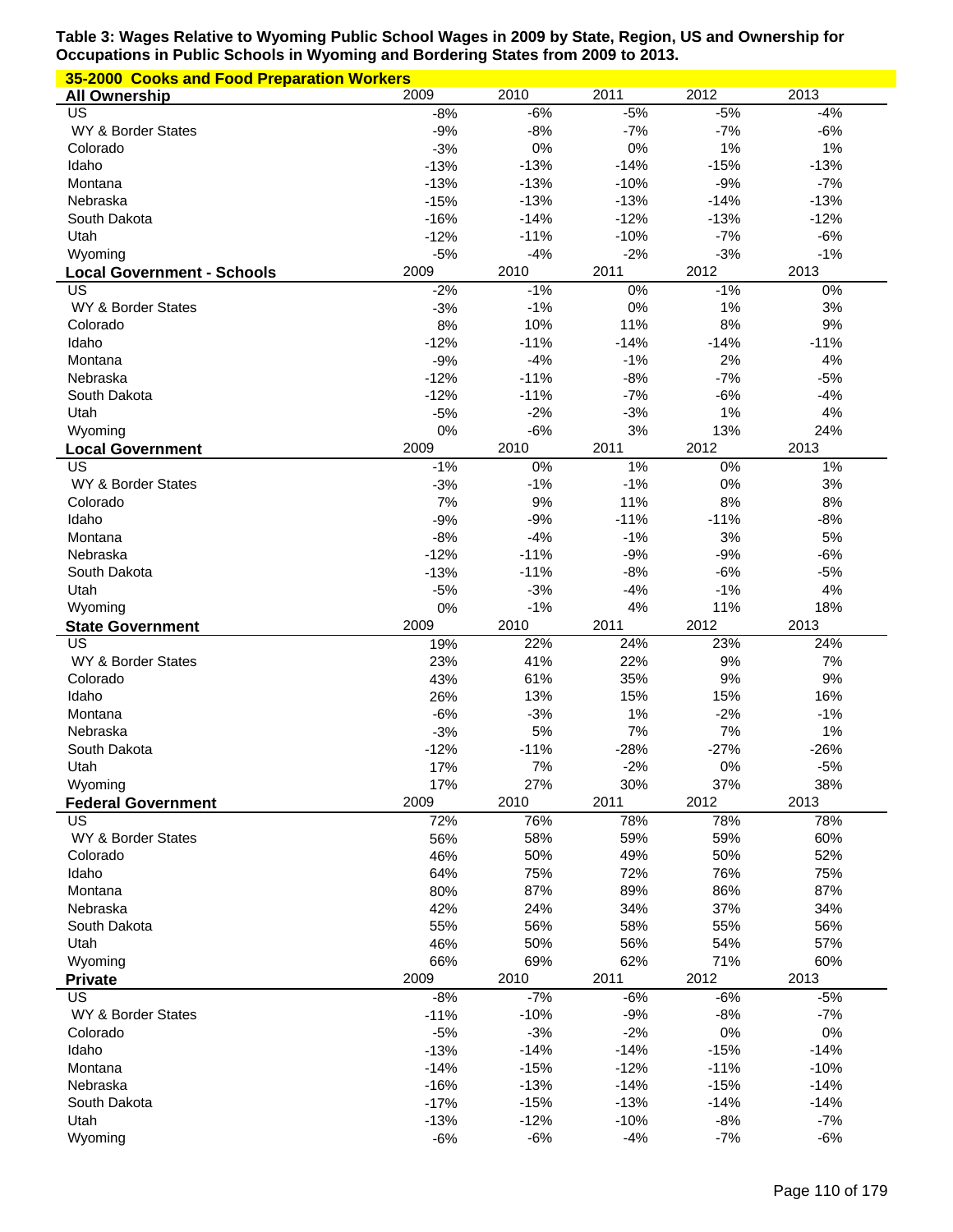**Table 3: Wages Relative to Wyoming Public School Wages in 2009 by State, Region, US and Ownership for Occupations in Public Schools in Wyoming and Bordering States from 2009 to 2013.**

**35-2000 Cooks and Food Preparation Workers**

| All Ownership | 2009 | 2010 | 2011 | 2012 | 2013 |
|---|---|---|---|---|---|
| US | -8% | -6% | -5% | -5% | -4% |
| WY & Border States | -9% | -8% | -7% | -7% | -6% |
| Colorado | -3% | 0% | 0% | 1% | 1% |
| Idaho | -13% | -13% | -14% | -15% | -13% |
| Montana | -13% | -13% | -10% | -9% | -7% |
| Nebraska | -15% | -13% | -13% | -14% | -13% |
| South Dakota | -16% | -14% | -12% | -13% | -12% |
| Utah | -12% | -11% | -10% | -7% | -6% |
| Wyoming | -5% | -4% | -2% | -3% | -1% |
| **Local Government - Schools** | **2009** | **2010** | **2011** | **2012** | **2013** |
| US | -2% | -1% | 0% | -1% | 0% |
| WY & Border States | -3% | -1% | 0% | 1% | 3% |
| Colorado | 8% | 10% | 11% | 8% | 9% |
| Idaho | -12% | -11% | -14% | -14% | -11% |
| Montana | -9% | -4% | -1% | 2% | 4% |
| Nebraska | -12% | -11% | -8% | -7% | -5% |
| South Dakota | -12% | -11% | -7% | -6% | -4% |
| Utah | -5% | -2% | -3% | 1% | 4% |
| Wyoming | 0% | -6% | 3% | 13% | 24% |
| **Local Government** | **2009** | **2010** | **2011** | **2012** | **2013** |
| US | -1% | 0% | 1% | 0% | 1% |
| WY & Border States | -3% | -1% | -1% | 0% | 3% |
| Colorado | 7% | 9% | 11% | 8% | 8% |
| Idaho | -9% | -9% | -11% | -11% | -8% |
| Montana | -8% | -4% | -1% | 3% | 5% |
| Nebraska | -12% | -11% | -9% | -9% | -6% |
| South Dakota | -13% | -11% | -8% | -6% | -5% |
| Utah | -5% | -3% | -4% | -1% | 4% |
| Wyoming | 0% | -1% | 4% | 11% | 18% |
| **State Government** | **2009** | **2010** | **2011** | **2012** | **2013** |
| US | 19% | 22% | 24% | 23% | 24% |
| WY & Border States | 23% | 41% | 22% | 9% | 7% |
| Colorado | 43% | 61% | 35% | 9% | 9% |
| Idaho | 26% | 13% | 15% | 15% | 16% |
| Montana | -6% | -3% | 1% | -2% | -1% |
| Nebraska | -3% | 5% | 7% | 7% | 1% |
| South Dakota | -12% | -11% | -28% | -27% | -26% |
| Utah | 17% | 7% | -2% | 0% | -5% |
| Wyoming | 17% | 27% | 30% | 37% | 38% |
| **Federal Government** | **2009** | **2010** | **2011** | **2012** | **2013** |
| US | 72% | 76% | 78% | 78% | 78% |
| WY & Border States | 56% | 58% | 59% | 59% | 60% |
| Colorado | 46% | 50% | 49% | 50% | 52% |
| Idaho | 64% | 75% | 72% | 76% | 75% |
| Montana | 80% | 87% | 89% | 86% | 87% |
| Nebraska | 42% | 24% | 34% | 37% | 34% |
| South Dakota | 55% | 56% | 58% | 55% | 56% |
| Utah | 46% | 50% | 56% | 54% | 57% |
| Wyoming | 66% | 69% | 62% | 71% | 60% |
| **Private** | **2009** | **2010** | **2011** | **2012** | **2013** |
| US | -8% | -7% | -6% | -6% | -5% |
| WY & Border States | -11% | -10% | -9% | -8% | -7% |
| Colorado | -5% | -3% | -2% | 0% | 0% |
| Idaho | -13% | -14% | -14% | -15% | -14% |
| Montana | -14% | -15% | -12% | -11% | -10% |
| Nebraska | -16% | -13% | -14% | -15% | -14% |
| South Dakota | -17% | -15% | -13% | -14% | -14% |
| Utah | -13% | -12% | -10% | -8% | -7% |
| Wyoming | -6% | -6% | -4% | -7% | -6% |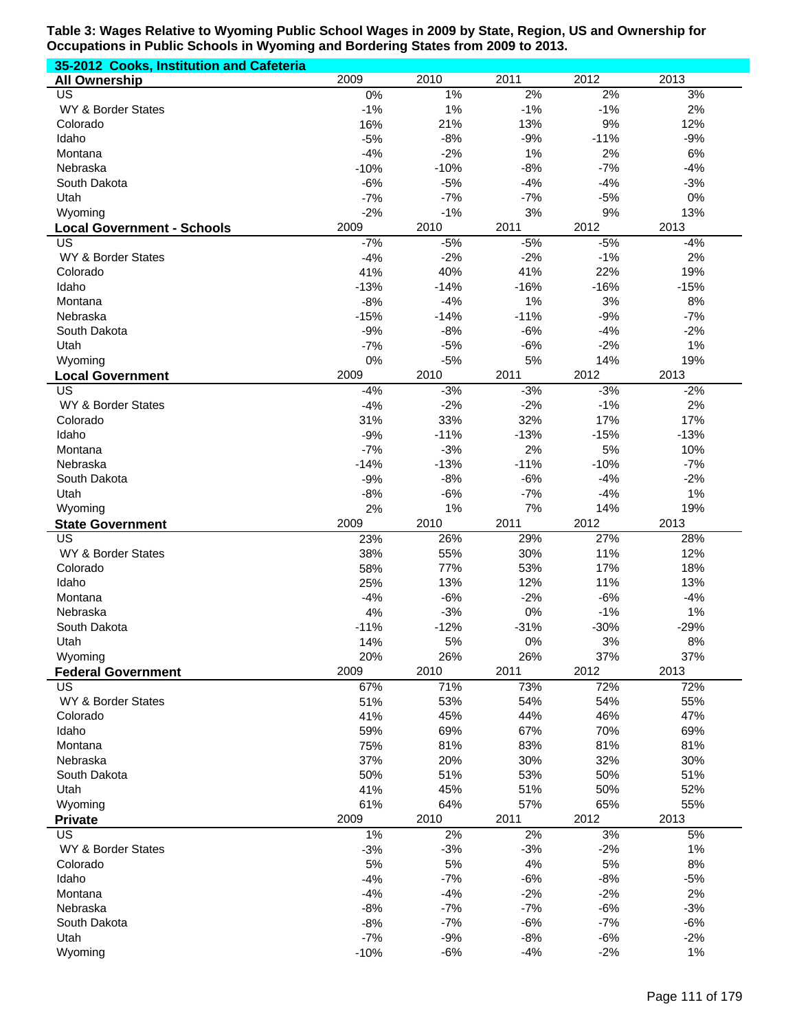**Table 3: Wages Relative to Wyoming Public School Wages in 2009 by State, Region, US and Ownership for Occupations in Public Schools in Wyoming and Bordering States from 2009 to 2013.**

**35-2012 Cooks, Institution and Cafeteria**

| All Ownership | 2009 | 2010 | 2011 | 2012 | 2013 |
|---|---|---|---|---|---|
| US | 0% | 1% | 2% | 2% | 3% |
| WY & Border States | -1% | 1% | -1% | -1% | 2% |
| Colorado | 16% | 21% | 13% | 9% | 12% |
| Idaho | -5% | -8% | -9% | -11% | -9% |
| Montana | -4% | -2% | 1% | 2% | 6% |
| Nebraska | -10% | -10% | -8% | -7% | -4% |
| South Dakota | -6% | -5% | -4% | -4% | -3% |
| Utah | -7% | -7% | -7% | -5% | 0% |
| Wyoming | -2% | -1% | 3% | 9% | 13% |
| **Local Government - Schools** | **2009** | **2010** | **2011** | **2012** | **2013** |
| US | -7% | -5% | -5% | -5% | -4% |
| WY & Border States | -4% | -2% | -2% | -1% | 2% |
| Colorado | 41% | 40% | 41% | 22% | 19% |
| Idaho | -13% | -14% | -16% | -16% | -15% |
| Montana | -8% | -4% | 1% | 3% | 8% |
| Nebraska | -15% | -14% | -11% | -9% | -7% |
| South Dakota | -9% | -8% | -6% | -4% | -2% |
| Utah | -7% | -5% | -6% | -2% | 1% |
| Wyoming | 0% | -5% | 5% | 14% | 19% |
| **Local Government** | **2009** | **2010** | **2011** | **2012** | **2013** |
| US | -4% | -3% | -3% | -3% | -2% |
| WY & Border States | -4% | -2% | -2% | -1% | 2% |
| Colorado | 31% | 33% | 32% | 17% | 17% |
| Idaho | -9% | -11% | -13% | -15% | -13% |
| Montana | -7% | -3% | 2% | 5% | 10% |
| Nebraska | -14% | -13% | -11% | -10% | -7% |
| South Dakota | -9% | -8% | -6% | -4% | -2% |
| Utah | -8% | -6% | -7% | -4% | 1% |
| Wyoming | 2% | 1% | 7% | 14% | 19% |
| **State Government** | **2009** | **2010** | **2011** | **2012** | **2013** |
| US | 23% | 26% | 29% | 27% | 28% |
| WY & Border States | 38% | 55% | 30% | 11% | 12% |
| Colorado | 58% | 77% | 53% | 17% | 18% |
| Idaho | 25% | 13% | 12% | 11% | 13% |
| Montana | -4% | -6% | -2% | -6% | -4% |
| Nebraska | 4% | -3% | 0% | -1% | 1% |
| South Dakota | -11% | -12% | -31% | -30% | -29% |
| Utah | 14% | 5% | 0% | 3% | 8% |
| Wyoming | 20% | 26% | 26% | 37% | 37% |
| **Federal Government** | **2009** | **2010** | **2011** | **2012** | **2013** |
| US | 67% | 71% | 73% | 72% | 72% |
| WY & Border States | 51% | 53% | 54% | 54% | 55% |
| Colorado | 41% | 45% | 44% | 46% | 47% |
| Idaho | 59% | 69% | 67% | 70% | 69% |
| Montana | 75% | 81% | 83% | 81% | 81% |
| Nebraska | 37% | 20% | 30% | 32% | 30% |
| South Dakota | 50% | 51% | 53% | 50% | 51% |
| Utah | 41% | 45% | 51% | 50% | 52% |
| Wyoming | 61% | 64% | 57% | 65% | 55% |
| **Private** | **2009** | **2010** | **2011** | **2012** | **2013** |
| US | 1% | 2% | 2% | 3% | 5% |
| WY & Border States | -3% | -3% | -3% | -2% | 1% |
| Colorado | 5% | 5% | 4% | 5% | 8% |
| Idaho | -4% | -7% | -6% | -8% | -5% |
| Montana | -4% | -4% | -2% | -2% | 2% |
| Nebraska | -8% | -7% | -7% | -6% | -3% |
| South Dakota | -8% | -7% | -6% | -7% | -6% |
| Utah | -7% | -9% | -8% | -6% | -2% |
| Wyoming | -10% | -6% | -4% | -2% | 1% |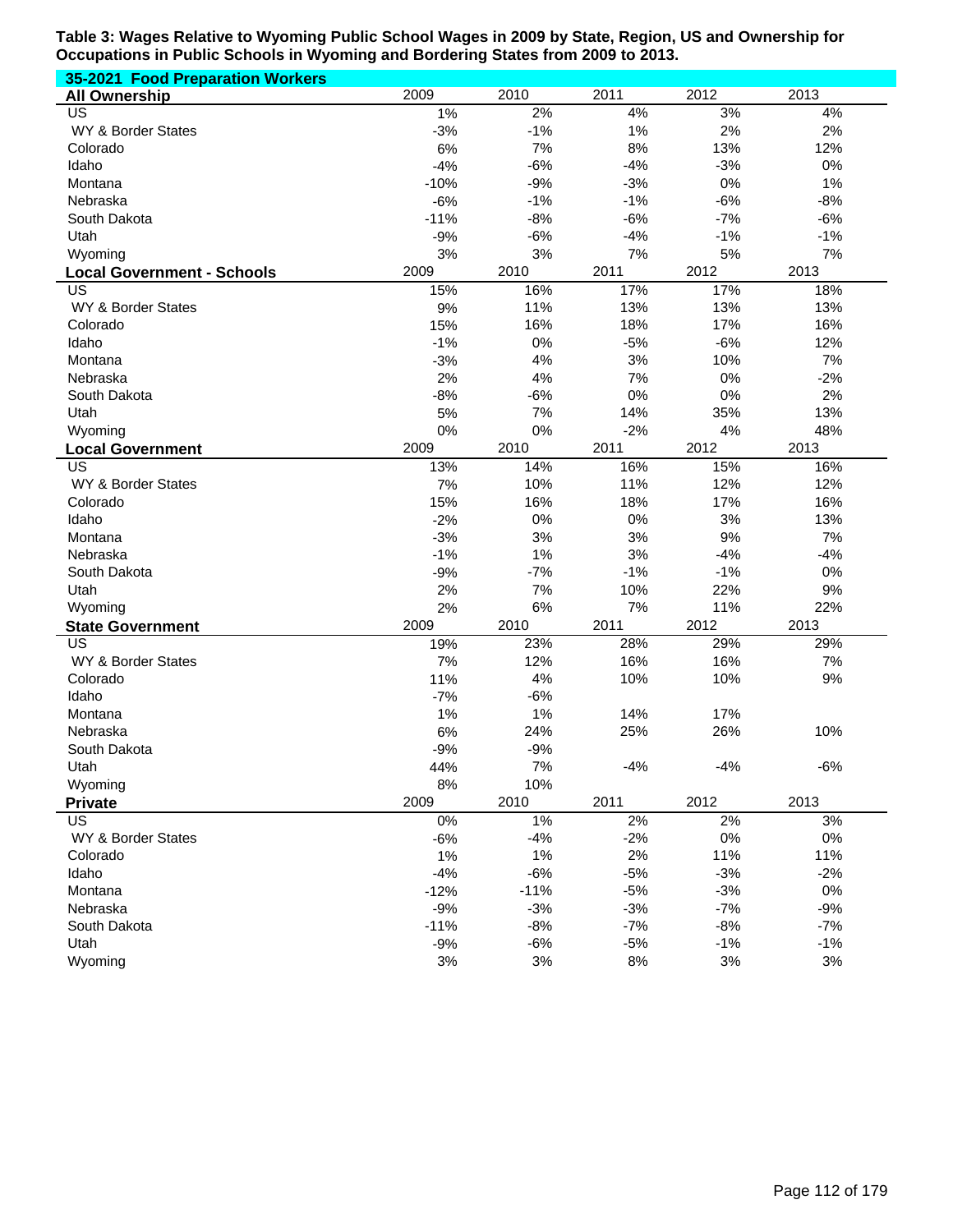**Table 3: Wages Relative to Wyoming Public School Wages in 2009 by State, Region, US and Ownership for Occupations in Public Schools in Wyoming and Bordering States from 2009 to 2013.**

**35-2021 Food Preparation Workers**

| **All Ownership** | 2009 | 2010 | 2011 | 2012 | 2013 |
|---|---|---|---|---|---|
| US | 1% | 2% | 4% | 3% | 4% |
| WY & Border States | -3% | -1% | 1% | 2% | 2% |
| Colorado | 6% | 7% | 8% | 13% | 12% |
| Idaho | -4% | -6% | -4% | -3% | 0% |
| Montana | -10% | -9% | -3% | 0% | 1% |
| Nebraska | -6% | -1% | -1% | -6% | -8% |
| South Dakota | -11% | -8% | -6% | -7% | -6% |
| Utah | -9% | -6% | -4% | -1% | -1% |
| Wyoming | 3% | 3% | 7% | 5% | 7% |
| **Local Government - Schools** | 2009 | 2010 | 2011 | 2012 | 2013 |
| US | 15% | 16% | 17% | 17% | 18% |
| WY & Border States | 9% | 11% | 13% | 13% | 13% |
| Colorado | 15% | 16% | 18% | 17% | 16% |
| Idaho | -1% | 0% | -5% | -6% | 12% |
| Montana | -3% | 4% | 3% | 10% | 7% |
| Nebraska | 2% | 4% | 7% | 0% | -2% |
| South Dakota | -8% | -6% | 0% | 0% | 2% |
| Utah | 5% | 7% | 14% | 35% | 13% |
| Wyoming | 0% | 0% | -2% | 4% | 48% |
| **Local Government** | 2009 | 2010 | 2011 | 2012 | 2013 |
| US | 13% | 14% | 16% | 15% | 16% |
| WY & Border States | 7% | 10% | 11% | 12% | 12% |
| Colorado | 15% | 16% | 18% | 17% | 16% |
| Idaho | -2% | 0% | 0% | 3% | 13% |
| Montana | -3% | 3% | 3% | 9% | 7% |
| Nebraska | -1% | 1% | 3% | -4% | -4% |
| South Dakota | -9% | -7% | -1% | -1% | 0% |
| Utah | 2% | 7% | 10% | 22% | 9% |
| Wyoming | 2% | 6% | 7% | 11% | 22% |
| **State Government** | 2009 | 2010 | 2011 | 2012 | 2013 |
| US | 19% | 23% | 28% | 29% | 29% |
| WY & Border States | 7% | 12% | 16% | 16% | 7% |
| Colorado | 11% | 4% | 10% | 10% | 9% |
| Idaho | -7% | -6% | | | |
| Montana | 1% | 1% | 14% | 17% | |
| Nebraska | 6% | 24% | 25% | 26% | 10% |
| South Dakota | -9% | -9% | | | |
| Utah | 44% | 7% | -4% | -4% | -6% |
| Wyoming | 8% | 10% | | | |
| **Private** | 2009 | 2010 | 2011 | 2012 | 2013 |
| US | 0% | 1% | 2% | 2% | 3% |
| WY & Border States | -6% | -4% | -2% | 0% | 0% |
| Colorado | 1% | 1% | 2% | 11% | 11% |
| Idaho | -4% | -6% | -5% | -3% | -2% |
| Montana | -12% | -11% | -5% | -3% | 0% |
| Nebraska | -9% | -3% | -3% | -7% | -9% |
| South Dakota | -11% | -8% | -7% | -8% | -7% |
| Utah | -9% | -6% | -5% | -1% | -1% |
| Wyoming | 3% | 3% | 8% | 3% | 3% |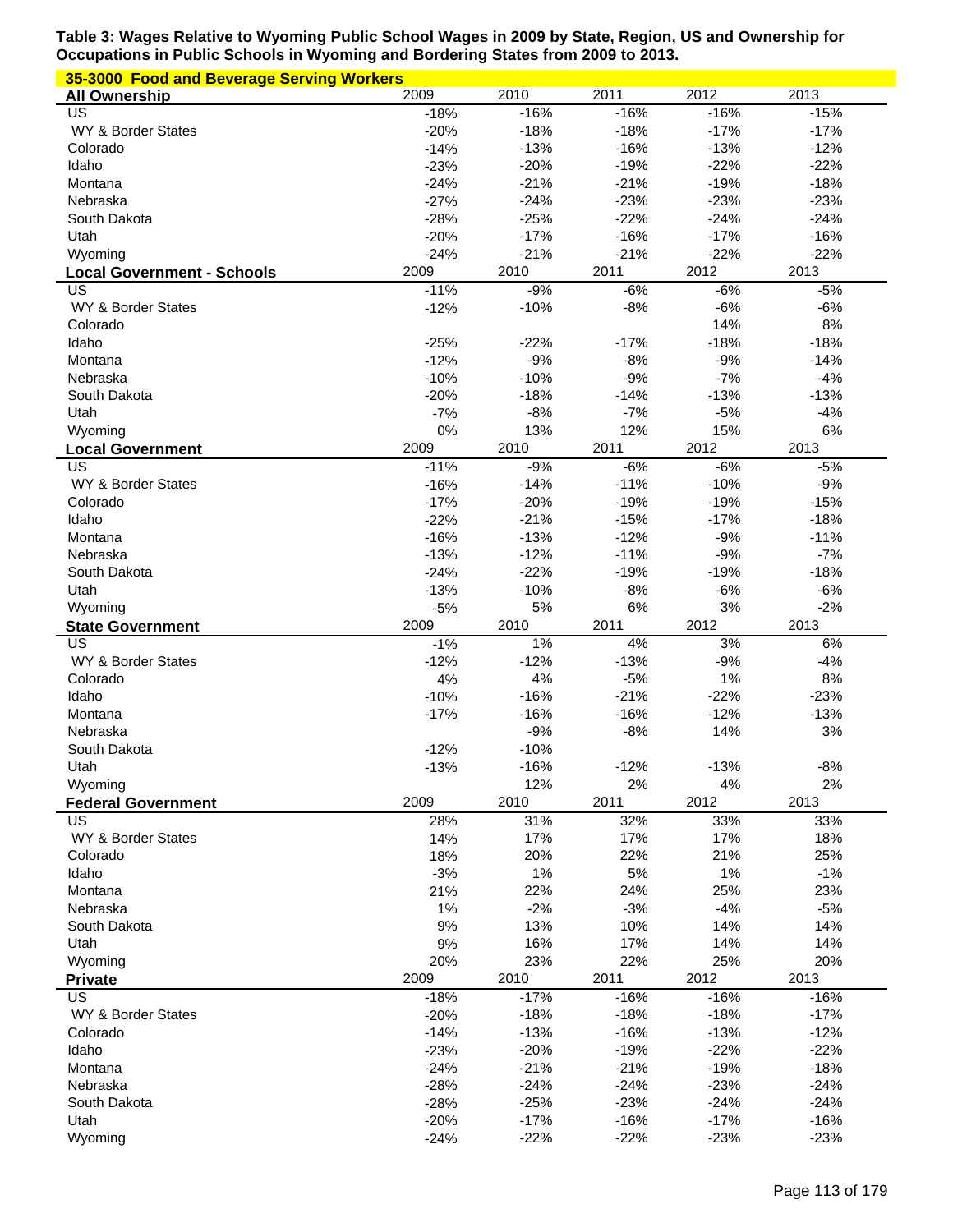**Table 3: Wages Relative to Wyoming Public School Wages in 2009 by State, Region, US and Ownership for Occupations in Public Schools in Wyoming and Bordering States from 2009 to 2013.**

**35-3000 Food and Beverage Serving Workers**

| All Ownership | 2009 | 2010 | 2011 | 2012 | 2013 |
|---|---|---|---|---|---|
| US | -18% | -16% | -16% | -16% | -15% |
| WY & Border States | -20% | -18% | -18% | -17% | -17% |
| Colorado | -14% | -13% | -16% | -13% | -12% |
| Idaho | -23% | -20% | -19% | -22% | -22% |
| Montana | -24% | -21% | -21% | -19% | -18% |
| Nebraska | -27% | -24% | -23% | -23% | -23% |
| South Dakota | -28% | -25% | -22% | -24% | -24% |
| Utah | -20% | -17% | -16% | -17% | -16% |
| Wyoming | -24% | -21% | -21% | -22% | -22% |
| **Local Government - Schools** | **2009** | **2010** | **2011** | **2012** | **2013** |
| US | -11% | -9% | -6% | -6% | -5% |
| WY & Border States | -12% | -10% | -8% | -6% | -6% |
| Colorado | | | | 14% | 8% |
| Idaho | -25% | -22% | -17% | -18% | -18% |
| Montana | -12% | -9% | -8% | -9% | -14% |
| Nebraska | -10% | -10% | -9% | -7% | -4% |
| South Dakota | -20% | -18% | -14% | -13% | -13% |
| Utah | -7% | -8% | -7% | -5% | -4% |
| Wyoming | 0% | 13% | 12% | 15% | 6% |
| **Local Government** | **2009** | **2010** | **2011** | **2012** | **2013** |
| US | -11% | -9% | -6% | -6% | -5% |
| WY & Border States | -16% | -14% | -11% | -10% | -9% |
| Colorado | -17% | -20% | -19% | -19% | -15% |
| Idaho | -22% | -21% | -15% | -17% | -18% |
| Montana | -16% | -13% | -12% | -9% | -11% |
| Nebraska | -13% | -12% | -11% | -9% | -7% |
| South Dakota | -24% | -22% | -19% | -19% | -18% |
| Utah | -13% | -10% | -8% | -6% | -6% |
| Wyoming | -5% | 5% | 6% | 3% | -2% |
| **State Government** | **2009** | **2010** | **2011** | **2012** | **2013** |
| US | -1% | 1% | 4% | 3% | 6% |
| WY & Border States | -12% | -12% | -13% | -9% | -4% |
| Colorado | 4% | 4% | -5% | 1% | 8% |
| Idaho | -10% | -16% | -21% | -22% | -23% |
| Montana | -17% | -16% | -16% | -12% | -13% |
| Nebraska | | -9% | -8% | 14% | 3% |
| South Dakota | -12% | -10% | | | |
| Utah | -13% | -16% | -12% | -13% | -8% |
| Wyoming | | 12% | 2% | 4% | 2% |
| **Federal Government** | **2009** | **2010** | **2011** | **2012** | **2013** |
| US | 28% | 31% | 32% | 33% | 33% |
| WY & Border States | 14% | 17% | 17% | 17% | 18% |
| Colorado | 18% | 20% | 22% | 21% | 25% |
| Idaho | -3% | 1% | 5% | 1% | -1% |
| Montana | 21% | 22% | 24% | 25% | 23% |
| Nebraska | 1% | -2% | -3% | -4% | -5% |
| South Dakota | 9% | 13% | 10% | 14% | 14% |
| Utah | 9% | 16% | 17% | 14% | 14% |
| Wyoming | 20% | 23% | 22% | 25% | 20% |
| **Private** | **2009** | **2010** | **2011** | **2012** | **2013** |
| US | -18% | -17% | -16% | -16% | -16% |
| WY & Border States | -20% | -18% | -18% | -18% | -17% |
| Colorado | -14% | -13% | -16% | -13% | -12% |
| Idaho | -23% | -20% | -19% | -22% | -22% |
| Montana | -24% | -21% | -21% | -19% | -18% |
| Nebraska | -28% | -24% | -24% | -23% | -24% |
| South Dakota | -28% | -25% | -23% | -24% | -24% |
| Utah | -20% | -17% | -16% | -17% | -16% |
| Wyoming | -24% | -22% | -22% | -23% | -23% |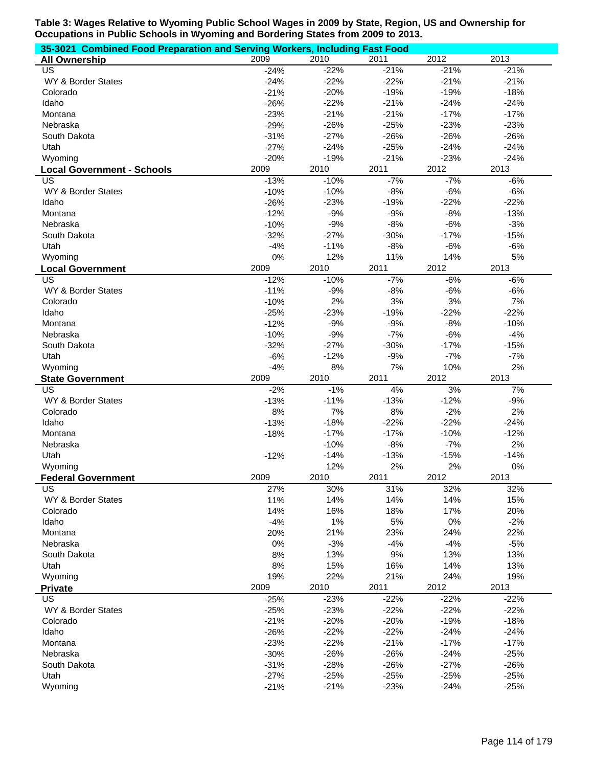**Table 3: Wages Relative to Wyoming Public School Wages in 2009 by State, Region, US and Ownership for Occupations in Public Schools in Wyoming and Bordering States from 2009 to 2013.**

**35-3021 Combined Food Preparation and Serving Workers, Including Fast Food**

| All Ownership | 2009 | 2010 | 2011 | 2012 | 2013 |
|---|---|---|---|---|---|
| US | -24% | -22% | -21% | -21% | -21% |
| WY & Border States | -24% | -22% | -22% | -21% | -21% |
| Colorado | -21% | -20% | -19% | -19% | -18% |
| Idaho | -26% | -22% | -21% | -24% | -24% |
| Montana | -23% | -21% | -21% | -17% | -17% |
| Nebraska | -29% | -26% | -25% | -23% | -23% |
| South Dakota | -31% | -27% | -26% | -26% | -26% |
| Utah | -27% | -24% | -25% | -24% | -24% |
| Wyoming | -20% | -19% | -21% | -23% | -24% |
| **Local Government - Schools** | **2009** | **2010** | **2011** | **2012** | **2013** |
| US | -13% | -10% | -7% | -7% | -6% |
| WY & Border States | -10% | -10% | -8% | -6% | -6% |
| Idaho | -26% | -23% | -19% | -22% | -22% |
| Montana | -12% | -9% | -9% | -8% | -13% |
| Nebraska | -10% | -9% | -8% | -6% | -3% |
| South Dakota | -32% | -27% | -30% | -17% | -15% |
| Utah | -4% | -11% | -8% | -6% | -6% |
| Wyoming | 0% | 12% | 11% | 14% | 5% |
| **Local Government** | **2009** | **2010** | **2011** | **2012** | **2013** |
| US | -12% | -10% | -7% | -6% | -6% |
| WY & Border States | -11% | -9% | -8% | -6% | -6% |
| Colorado | -10% | 2% | 3% | 3% | 7% |
| Idaho | -25% | -23% | -19% | -22% | -22% |
| Montana | -12% | -9% | -9% | -8% | -10% |
| Nebraska | -10% | -9% | -7% | -6% | -4% |
| South Dakota | -32% | -27% | -30% | -17% | -15% |
| Utah | -6% | -12% | -9% | -7% | -7% |
| Wyoming | -4% | 8% | 7% | 10% | 2% |
| **State Government** | **2009** | **2010** | **2011** | **2012** | **2013** |
| US | -2% | -1% | 4% | 3% | 7% |
| WY & Border States | -13% | -11% | -13% | -12% | -9% |
| Colorado | 8% | 7% | 8% | -2% | 2% |
| Idaho | -13% | -18% | -22% | -22% | -24% |
| Montana | -18% | -17% | -17% | -10% | -12% |
| Nebraska | | -10% | -8% | -7% | 2% |
| Utah | -12% | -14% | -13% | -15% | -14% |
| Wyoming | | 12% | 2% | 2% | 0% |
| **Federal Government** | **2009** | **2010** | **2011** | **2012** | **2013** |
| US | 27% | 30% | 31% | 32% | 32% |
| WY & Border States | 11% | 14% | 14% | 14% | 15% |
| Colorado | 14% | 16% | 18% | 17% | 20% |
| Idaho | -4% | 1% | 5% | 0% | -2% |
| Montana | 20% | 21% | 23% | 24% | 22% |
| Nebraska | 0% | -3% | -4% | -4% | -5% |
| South Dakota | 8% | 13% | 9% | 13% | 13% |
| Utah | 8% | 15% | 16% | 14% | 13% |
| Wyoming | 19% | 22% | 21% | 24% | 19% |
| **Private** | **2009** | **2010** | **2011** | **2012** | **2013** |
| US | -25% | -23% | -22% | -22% | -22% |
| WY & Border States | -25% | -23% | -22% | -22% | -22% |
| Colorado | -21% | -20% | -20% | -19% | -18% |
| Idaho | -26% | -22% | -22% | -24% | -24% |
| Montana | -23% | -22% | -21% | -17% | -17% |
| Nebraska | -30% | -26% | -26% | -24% | -25% |
| South Dakota | -31% | -28% | -26% | -27% | -26% |
| Utah | -27% | -25% | -25% | -25% | -25% |
| Wyoming | -21% | -21% | -23% | -24% | -25% |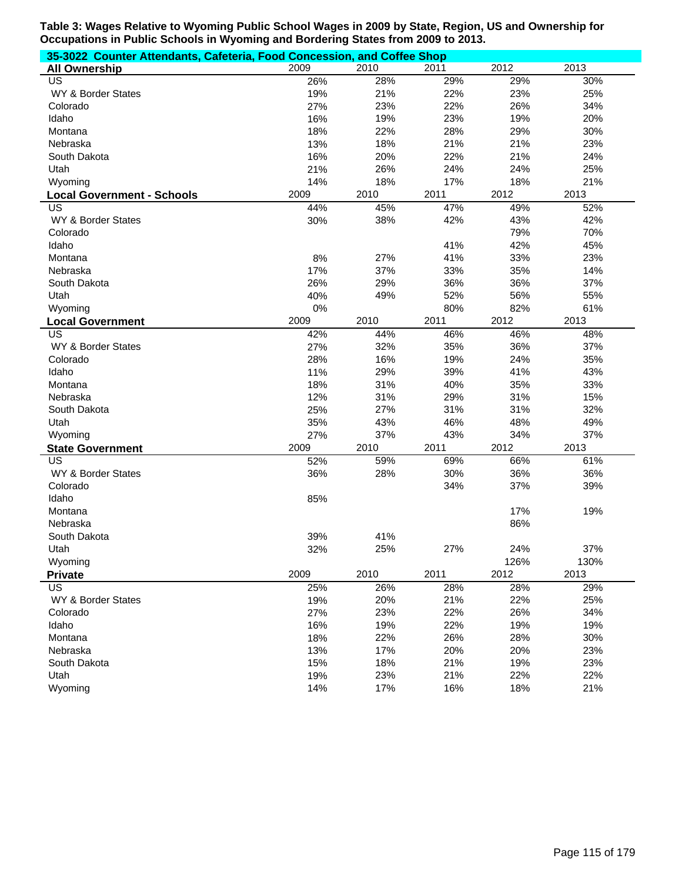**Table 3: Wages Relative to Wyoming Public School Wages in 2009 by State, Region, US and Ownership for Occupations in Public Schools in Wyoming and Bordering States from 2009 to 2013.**

**35-3022 Counter Attendants, Cafeteria, Food Concession, and Coffee Shop**

| **All Ownership** | 2009 | 2010 | 2011 | 2012 | 2013 |
|---|---|---|---|---|---|
| US | 26% | 28% | 29% | 29% | 30% |
| WY & Border States | 19% | 21% | 22% | 23% | 25% |
| Colorado | 27% | 23% | 22% | 26% | 34% |
| Idaho | 16% | 19% | 23% | 19% | 20% |
| Montana | 18% | 22% | 28% | 29% | 30% |
| Nebraska | 13% | 18% | 21% | 21% | 23% |
| South Dakota | 16% | 20% | 22% | 21% | 24% |
| Utah | 21% | 26% | 24% | 24% | 25% |
| Wyoming | 14% | 18% | 17% | 18% | 21% |
| **Local Government - Schools** | 2009 | 2010 | 2011 | 2012 | 2013 |
| US | 44% | 45% | 47% | 49% | 52% |
| WY & Border States | 30% | 38% | 42% | 43% | 42% |
| Colorado | | | | 79% | 70% |
| Idaho | | | 41% | 42% | 45% |
| Montana | 8% | 27% | 41% | 33% | 23% |
| Nebraska | 17% | 37% | 33% | 35% | 14% |
| South Dakota | 26% | 29% | 36% | 36% | 37% |
| Utah | 40% | 49% | 52% | 56% | 55% |
| Wyoming | 0% | | 80% | 82% | 61% |
| **Local Government** | 2009 | 2010 | 2011 | 2012 | 2013 |
| US | 42% | 44% | 46% | 46% | 48% |
| WY & Border States | 27% | 32% | 35% | 36% | 37% |
| Colorado | 28% | 16% | 19% | 24% | 35% |
| Idaho | 11% | 29% | 39% | 41% | 43% |
| Montana | 18% | 31% | 40% | 35% | 33% |
| Nebraska | 12% | 31% | 29% | 31% | 15% |
| South Dakota | 25% | 27% | 31% | 31% | 32% |
| Utah | 35% | 43% | 46% | 48% | 49% |
| Wyoming | 27% | 37% | 43% | 34% | 37% |
| **State Government** | 2009 | 2010 | 2011 | 2012 | 2013 |
| US | 52% | 59% | 69% | 66% | 61% |
| WY & Border States | 36% | 28% | 30% | 36% | 36% |
| Colorado | | | 34% | 37% | 39% |
| Idaho | 85% | | | | |
| Montana | | | | 17% | 19% |
| Nebraska | | | | 86% | |
| South Dakota | 39% | 41% | | | |
| Utah | 32% | 25% | 27% | 24% | 37% |
| Wyoming | | | | 126% | 130% |
| **Private** | 2009 | 2010 | 2011 | 2012 | 2013 |
| US | 25% | 26% | 28% | 28% | 29% |
| WY & Border States | 19% | 20% | 21% | 22% | 25% |
| Colorado | 27% | 23% | 22% | 26% | 34% |
| Idaho | 16% | 19% | 22% | 19% | 19% |
| Montana | 18% | 22% | 26% | 28% | 30% |
| Nebraska | 13% | 17% | 20% | 20% | 23% |
| South Dakota | 15% | 18% | 21% | 19% | 23% |
| Utah | 19% | 23% | 21% | 22% | 22% |
| Wyoming | 14% | 17% | 16% | 18% | 21% |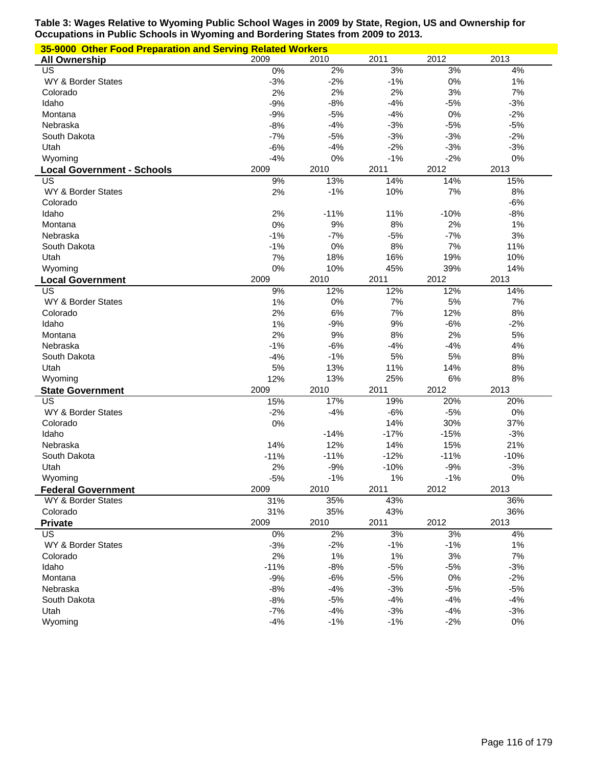**Table 3: Wages Relative to Wyoming Public School Wages in 2009 by State, Region, US and Ownership for Occupations in Public Schools in Wyoming and Bordering States from 2009 to 2013.**

**35-9000 Other Food Preparation and Serving Related Workers**

| All Ownership | 2009 | 2010 | 2011 | 2012 | 2013 |
|---|---|---|---|---|---|
| US | 0% | 2% | 3% | 3% | 4% |
| WY & Border States | -3% | -2% | -1% | 0% | 1% |
| Colorado | 2% | 2% | 2% | 3% | 7% |
| Idaho | -9% | -8% | -4% | -5% | -3% |
| Montana | -9% | -5% | -4% | 0% | -2% |
| Nebraska | -8% | -4% | -3% | -5% | -5% |
| South Dakota | -7% | -5% | -3% | -3% | -2% |
| Utah | -6% | -4% | -2% | -3% | -3% |
| Wyoming | -4% | 0% | -1% | -2% | 0% |

| Local Government - Schools | 2009 | 2010 | 2011 | 2012 | 2013 |
|---|---|---|---|---|---|
| US | 9% | 13% | 14% | 14% | 15% |
| WY & Border States | 2% | -1% | 10% | 7% | 8% |
| Colorado | | | | | -6% |
| Idaho | 2% | -11% | 11% | -10% | -8% |
| Montana | 0% | 9% | 8% | 2% | 1% |
| Nebraska | -1% | -7% | -5% | -7% | 3% |
| South Dakota | -1% | 0% | 8% | 7% | 11% |
| Utah | 7% | 18% | 16% | 19% | 10% |
| Wyoming | 0% | 10% | 45% | 39% | 14% |

| Local Government | 2009 | 2010 | 2011 | 2012 | 2013 |
|---|---|---|---|---|---|
| US | 9% | 12% | 12% | 12% | 14% |
| WY & Border States | 1% | 0% | 7% | 5% | 7% |
| Colorado | 2% | 6% | 7% | 12% | 8% |
| Idaho | 1% | -9% | 9% | -6% | -2% |
| Montana | 2% | 9% | 8% | 2% | 5% |
| Nebraska | -1% | -6% | -4% | -4% | 4% |
| South Dakota | -4% | -1% | 5% | 5% | 8% |
| Utah | 5% | 13% | 11% | 14% | 8% |
| Wyoming | 12% | 13% | 25% | 6% | 8% |

| State Government | 2009 | 2010 | 2011 | 2012 | 2013 |
|---|---|---|---|---|---|
| US | 15% | 17% | 19% | 20% | 20% |
| WY & Border States | -2% | -4% | -6% | -5% | 0% |
| Colorado | 0% | | 14% | 30% | 37% |
| Idaho | | -14% | -17% | -15% | -3% |
| Nebraska | 14% | 12% | 14% | 15% | 21% |
| South Dakota | -11% | -11% | -12% | -11% | -10% |
| Utah | 2% | -9% | -10% | -9% | -3% |
| Wyoming | -5% | -1% | 1% | -1% | 0% |

| Federal Government | 2009 | 2010 | 2011 | 2012 | 2013 |
|---|---|---|---|---|---|
| WY & Border States | 31% | 35% | 43% | | 36% |
| Colorado | 31% | 35% | 43% | | 36% |

| Private | 2009 | 2010 | 2011 | 2012 | 2013 |
|---|---|---|---|---|---|
| US | 0% | 2% | 3% | 3% | 4% |
| WY & Border States | -3% | -2% | -1% | -1% | 1% |
| Colorado | 2% | 1% | 1% | 3% | 7% |
| Idaho | -11% | -8% | -5% | -5% | -3% |
| Montana | -9% | -6% | -5% | 0% | -2% |
| Nebraska | -8% | -4% | -3% | -5% | -5% |
| South Dakota | -8% | -5% | -4% | -4% | -4% |
| Utah | -7% | -4% | -3% | -4% | -3% |
| Wyoming | -4% | -1% | -1% | -2% | 0% |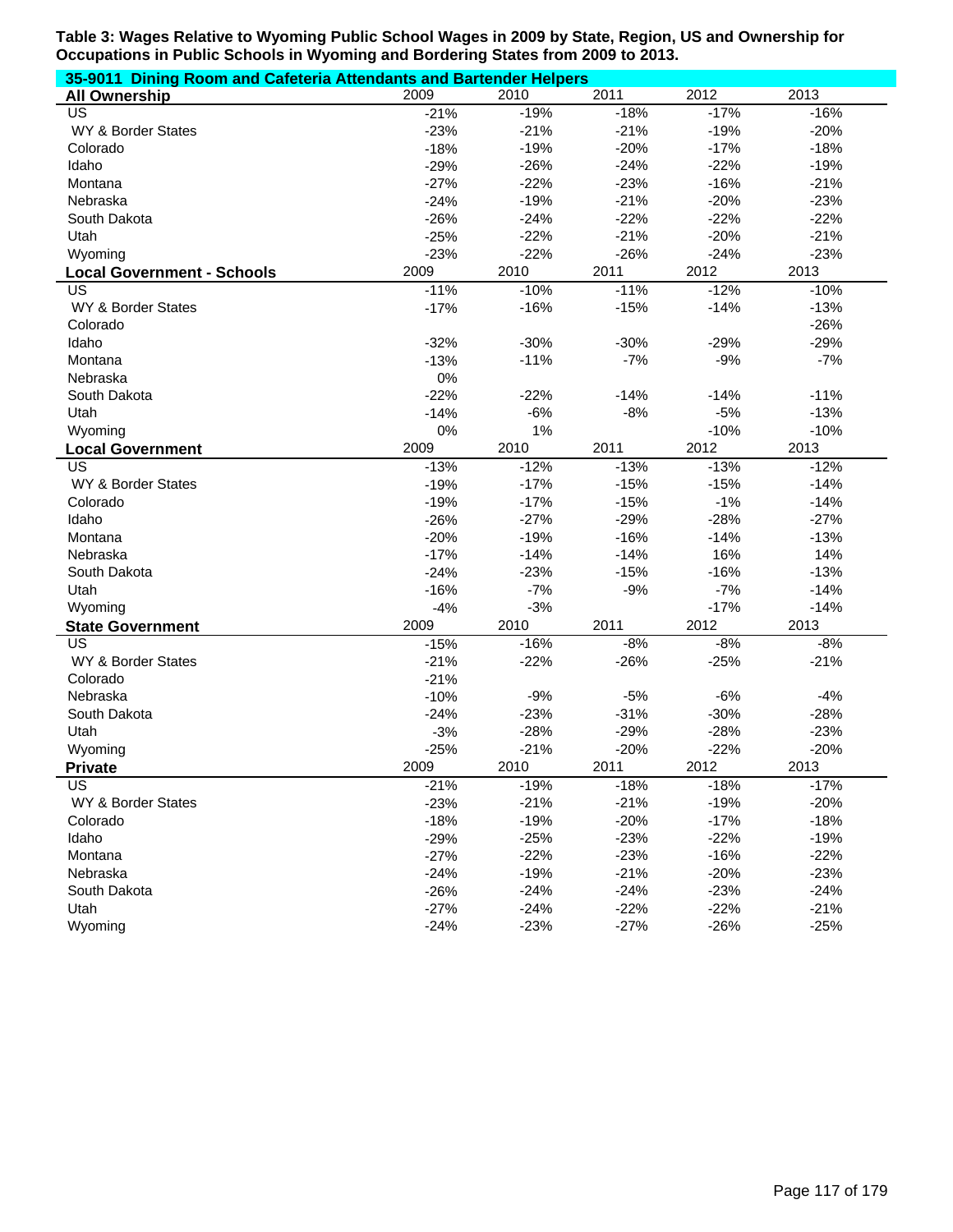**Table 3: Wages Relative to Wyoming Public School Wages in 2009 by State, Region, US and Ownership for Occupations in Public Schools in Wyoming and Bordering States from 2009 to 2013.**

**35-9011 Dining Room and Cafeteria Attendants and Bartender Helpers**

| **All Ownership** | 2009 | 2010 | 2011 | 2012 | 2013 |
|---|---|---|---|---|---|
| US | -21% | -19% | -18% | -17% | -16% |
| WY & Border States | -23% | -21% | -21% | -19% | -20% |
| Colorado | -18% | -19% | -20% | -17% | -18% |
| Idaho | -29% | -26% | -24% | -22% | -19% |
| Montana | -27% | -22% | -23% | -16% | -21% |
| Nebraska | -24% | -19% | -21% | -20% | -23% |
| South Dakota | -26% | -24% | -22% | -22% | -22% |
| Utah | -25% | -22% | -21% | -20% | -21% |
| Wyoming | -23% | -22% | -26% | -24% | -23% |
| **Local Government - Schools** | 2009 | 2010 | 2011 | 2012 | 2013 |
| US | -11% | -10% | -11% | -12% | -10% |
| WY & Border States | -17% | -16% | -15% | -14% | -13% |
| Colorado | | | | | -26% |
| Idaho | -32% | -30% | -30% | -29% | -29% |
| Montana | -13% | -11% | -7% | -9% | -7% |
| Nebraska | 0% | | | | |
| South Dakota | -22% | -22% | -14% | -14% | -11% |
| Utah | -14% | -6% | -8% | -5% | -13% |
| Wyoming | 0% | 1% | | -10% | -10% |
| **Local Government** | 2009 | 2010 | 2011 | 2012 | 2013 |
| US | -13% | -12% | -13% | -13% | -12% |
| WY & Border States | -19% | -17% | -15% | -15% | -14% |
| Colorado | -19% | -17% | -15% | -1% | -14% |
| Idaho | -26% | -27% | -29% | -28% | -27% |
| Montana | -20% | -19% | -16% | -14% | -13% |
| Nebraska | -17% | -14% | -14% | 16% | 14% |
| South Dakota | -24% | -23% | -15% | -16% | -13% |
| Utah | -16% | -7% | -9% | -7% | -14% |
| Wyoming | -4% | -3% | | -17% | -14% |
| **State Government** | 2009 | 2010 | 2011 | 2012 | 2013 |
| US | -15% | -16% | -8% | -8% | -8% |
| WY & Border States | -21% | -22% | -26% | -25% | -21% |
| Colorado | -21% | | | | |
| Nebraska | -10% | -9% | -5% | -6% | -4% |
| South Dakota | -24% | -23% | -31% | -30% | -28% |
| Utah | -3% | -28% | -29% | -28% | -23% |
| Wyoming | -25% | -21% | -20% | -22% | -20% |
| **Private** | 2009 | 2010 | 2011 | 2012 | 2013 |
| US | -21% | -19% | -18% | -18% | -17% |
| WY & Border States | -23% | -21% | -21% | -19% | -20% |
| Colorado | -18% | -19% | -20% | -17% | -18% |
| Idaho | -29% | -25% | -23% | -22% | -19% |
| Montana | -27% | -22% | -23% | -16% | -22% |
| Nebraska | -24% | -19% | -21% | -20% | -23% |
| South Dakota | -26% | -24% | -24% | -23% | -24% |
| Utah | -27% | -24% | -22% | -22% | -21% |
| Wyoming | -24% | -23% | -27% | -26% | -25% |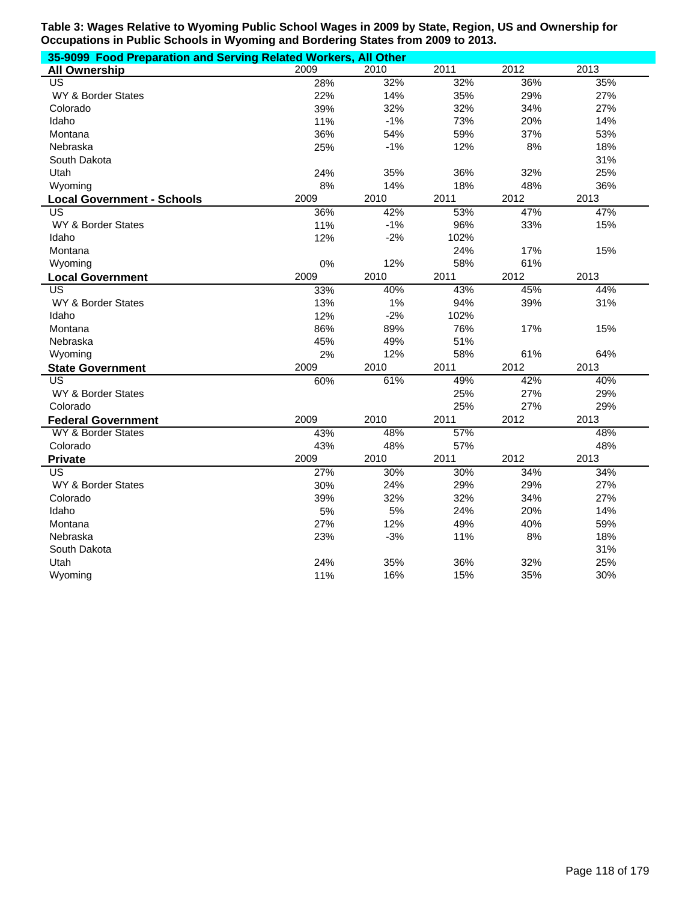**Table 3: Wages Relative to Wyoming Public School Wages in 2009 by State, Region, US and Ownership for Occupations in Public Schools in Wyoming and Bordering States from 2009 to 2013.**

**35-9099 Food Preparation and Serving Related Workers, All Other**

| **All Ownership** | 2009 | 2010 | 2011 | 2012 | 2013 |
|---|---|---|---|---|---|
| US | 28% | 32% | 32% | 36% | 35% |
| WY & Border States | 22% | 14% | 35% | 29% | 27% |
| Colorado | 39% | 32% | 32% | 34% | 27% |
| Idaho | 11% | -1% | 73% | 20% | 14% |
| Montana | 36% | 54% | 59% | 37% | 53% |
| Nebraska | 25% | -1% | 12% | 8% | 18% |
| South Dakota | | | | | 31% |
| Utah | 24% | 35% | 36% | 32% | 25% |
| Wyoming | 8% | 14% | 18% | 48% | 36% |
| **Local Government - Schools** | 2009 | 2010 | 2011 | 2012 | 2013 |
| US | 36% | 42% | 53% | 47% | 47% |
| WY & Border States | 11% | -1% | 96% | 33% | 15% |
| Idaho | 12% | -2% | 102% | | |
| Montana | | | 24% | 17% | 15% |
| Wyoming | 0% | 12% | 58% | 61% | |
| **Local Government** | 2009 | 2010 | 2011 | 2012 | 2013 |
| US | 33% | 40% | 43% | 45% | 44% |
| WY & Border States | 13% | 1% | 94% | 39% | 31% |
| Idaho | 12% | -2% | 102% | | |
| Montana | 86% | 89% | 76% | 17% | 15% |
| Nebraska | 45% | 49% | 51% | | |
| Wyoming | 2% | 12% | 58% | 61% | 64% |
| **State Government** | 2009 | 2010 | 2011 | 2012 | 2013 |
| US | 60% | 61% | 49% | 42% | 40% |
| WY & Border States | | | 25% | 27% | 29% |
| Colorado | | | 25% | 27% | 29% |
| **Federal Government** | 2009 | 2010 | 2011 | 2012 | 2013 |
| WY & Border States | 43% | 48% | 57% | | 48% |
| Colorado | 43% | 48% | 57% | | 48% |
| **Private** | 2009 | 2010 | 2011 | 2012 | 2013 |
| US | 27% | 30% | 30% | 34% | 34% |
| WY & Border States | 30% | 24% | 29% | 29% | 27% |
| Colorado | 39% | 32% | 32% | 34% | 27% |
| Idaho | 5% | 5% | 24% | 20% | 14% |
| Montana | 27% | 12% | 49% | 40% | 59% |
| Nebraska | 23% | -3% | 11% | 8% | 18% |
| South Dakota | | | | | 31% |
| Utah | 24% | 35% | 36% | 32% | 25% |
| Wyoming | 11% | 16% | 15% | 35% | 30% |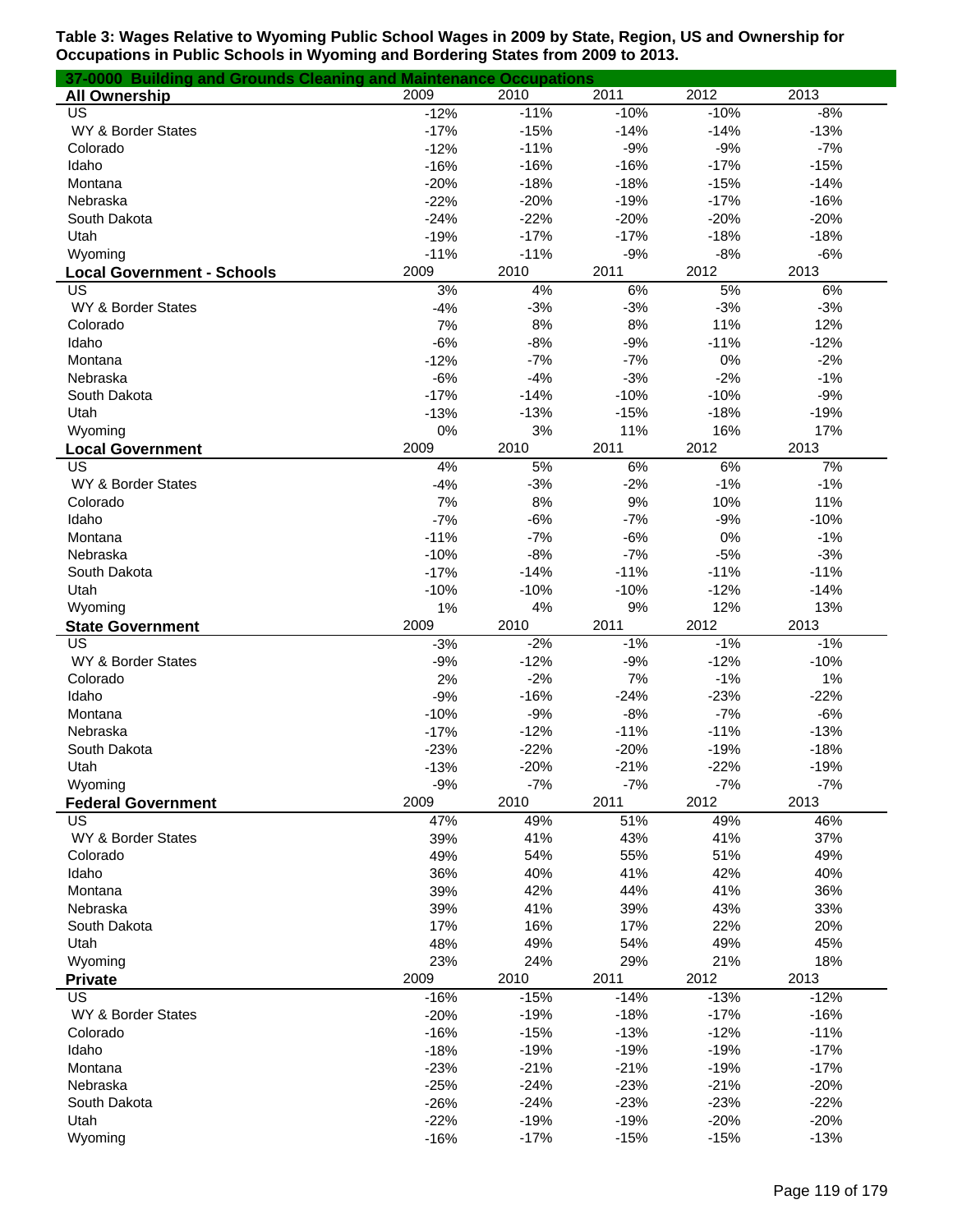**Table 3: Wages Relative to Wyoming Public School Wages in 2009 by State, Region, US and Ownership for Occupations in Public Schools in Wyoming and Bordering States from 2009 to 2013.**

**37-0000 Building and Grounds Cleaning and Maintenance Occupations**

| All Ownership | 2009 | 2010 | 2011 | 2012 | 2013 |
|---|---|---|---|---|---|
| US | -12% | -11% | -10% | -10% | -8% |
| WY & Border States | -17% | -15% | -14% | -14% | -13% |
| Colorado | -12% | -11% | -9% | -9% | -7% |
| Idaho | -16% | -16% | -16% | -17% | -15% |
| Montana | -20% | -18% | -18% | -15% | -14% |
| Nebraska | -22% | -20% | -19% | -17% | -16% |
| South Dakota | -24% | -22% | -20% | -20% | -20% |
| Utah | -19% | -17% | -17% | -18% | -18% |
| Wyoming | -11% | -11% | -9% | -8% | -6% |
| **Local Government - Schools** | 2009 | 2010 | 2011 | 2012 | 2013 |
| US | 3% | 4% | 6% | 5% | 6% |
| WY & Border States | -4% | -3% | -3% | -3% | -3% |
| Colorado | 7% | 8% | 8% | 11% | 12% |
| Idaho | -6% | -8% | -9% | -11% | -12% |
| Montana | -12% | -7% | -7% | 0% | -2% |
| Nebraska | -6% | -4% | -3% | -2% | -1% |
| South Dakota | -17% | -14% | -10% | -10% | -9% |
| Utah | -13% | -13% | -15% | -18% | -19% |
| Wyoming | 0% | 3% | 11% | 16% | 17% |
| **Local Government** | 2009 | 2010 | 2011 | 2012 | 2013 |
| US | 4% | 5% | 6% | 6% | 7% |
| WY & Border States | -4% | -3% | -2% | -1% | -1% |
| Colorado | 7% | 8% | 9% | 10% | 11% |
| Idaho | -7% | -6% | -7% | -9% | -10% |
| Montana | -11% | -7% | -6% | 0% | -1% |
| Nebraska | -10% | -8% | -7% | -5% | -3% |
| South Dakota | -17% | -14% | -11% | -11% | -11% |
| Utah | -10% | -10% | -10% | -12% | -14% |
| Wyoming | 1% | 4% | 9% | 12% | 13% |
| **State Government** | 2009 | 2010 | 2011 | 2012 | 2013 |
| US | -3% | -2% | -1% | -1% | -1% |
| WY & Border States | -9% | -12% | -9% | -12% | -10% |
| Colorado | 2% | -2% | 7% | -1% | 1% |
| Idaho | -9% | -16% | -24% | -23% | -22% |
| Montana | -10% | -9% | -8% | -7% | -6% |
| Nebraska | -17% | -12% | -11% | -11% | -13% |
| South Dakota | -23% | -22% | -20% | -19% | -18% |
| Utah | -13% | -20% | -21% | -22% | -19% |
| Wyoming | -9% | -7% | -7% | -7% | -7% |
| **Federal Government** | 2009 | 2010 | 2011 | 2012 | 2013 |
| US | 47% | 49% | 51% | 49% | 46% |
| WY & Border States | 39% | 41% | 43% | 41% | 37% |
| Colorado | 49% | 54% | 55% | 51% | 49% |
| Idaho | 36% | 40% | 41% | 42% | 40% |
| Montana | 39% | 42% | 44% | 41% | 36% |
| Nebraska | 39% | 41% | 39% | 43% | 33% |
| South Dakota | 17% | 16% | 17% | 22% | 20% |
| Utah | 48% | 49% | 54% | 49% | 45% |
| Wyoming | 23% | 24% | 29% | 21% | 18% |
| **Private** | 2009 | 2010 | 2011 | 2012 | 2013 |
| US | -16% | -15% | -14% | -13% | -12% |
| WY & Border States | -20% | -19% | -18% | -17% | -16% |
| Colorado | -16% | -15% | -13% | -12% | -11% |
| Idaho | -18% | -19% | -19% | -19% | -17% |
| Montana | -23% | -21% | -21% | -19% | -17% |
| Nebraska | -25% | -24% | -23% | -21% | -20% |
| South Dakota | -26% | -24% | -23% | -23% | -22% |
| Utah | -22% | -19% | -19% | -20% | -20% |
| Wyoming | -16% | -17% | -15% | -15% | -13% |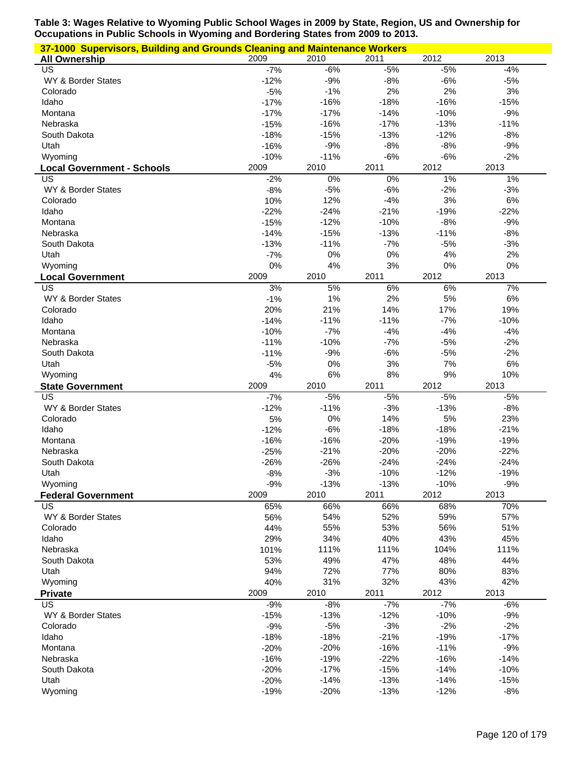**Table 3: Wages Relative to Wyoming Public School Wages in 2009 by State, Region, US and Ownership for Occupations in Public Schools in Wyoming and Bordering States from 2009 to 2013.**

**37-1000 Supervisors, Building and Grounds Cleaning and Maintenance Workers**

| All Ownership | 2009 | 2010 | 2011 | 2012 | 2013 |
|---|---|---|---|---|---|
| US | -7% | -6% | -5% | -5% | -4% |
| WY & Border States | -12% | -9% | -8% | -6% | -5% |
| Colorado | -5% | -1% | 2% | 2% | 3% |
| Idaho | -17% | -16% | -18% | -16% | -15% |
| Montana | -17% | -17% | -14% | -10% | -9% |
| Nebraska | -15% | -16% | -17% | -13% | -11% |
| South Dakota | -18% | -15% | -13% | -12% | -8% |
| Utah | -16% | -9% | -8% | -8% | -9% |
| Wyoming | -10% | -11% | -6% | -6% | -2% |
| **Local Government - Schools** | **2009** | **2010** | **2011** | **2012** | **2013** |
| US | -2% | 0% | 0% | 1% | 1% |
| WY & Border States | -8% | -5% | -6% | -2% | -3% |
| Colorado | 10% | 12% | -4% | 3% | 6% |
| Idaho | -22% | -24% | -21% | -19% | -22% |
| Montana | -15% | -12% | -10% | -8% | -9% |
| Nebraska | -14% | -15% | -13% | -11% | -8% |
| South Dakota | -13% | -11% | -7% | -5% | -3% |
| Utah | -7% | 0% | 0% | 4% | 2% |
| Wyoming | 0% | 4% | 3% | 0% | 0% |
| **Local Government** | **2009** | **2010** | **2011** | **2012** | **2013** |
| US | 3% | 5% | 6% | 6% | 7% |
| WY & Border States | -1% | 1% | 2% | 5% | 6% |
| Colorado | 20% | 21% | 14% | 17% | 19% |
| Idaho | -14% | -11% | -11% | -7% | -10% |
| Montana | -10% | -7% | -4% | -4% | -4% |
| Nebraska | -11% | -10% | -7% | -5% | -2% |
| South Dakota | -11% | -9% | -6% | -5% | -2% |
| Utah | -5% | 0% | 3% | 7% | 6% |
| Wyoming | 4% | 6% | 8% | 9% | 10% |
| **State Government** | **2009** | **2010** | **2011** | **2012** | **2013** |
| US | -7% | -5% | -5% | -5% | -5% |
| WY & Border States | -12% | -11% | -3% | -13% | -8% |
| Colorado | 5% | 0% | 14% | 5% | 23% |
| Idaho | -12% | -6% | -18% | -18% | -21% |
| Montana | -16% | -16% | -20% | -19% | -19% |
| Nebraska | -25% | -21% | -20% | -20% | -22% |
| South Dakota | -26% | -26% | -24% | -24% | -24% |
| Utah | -8% | -3% | -10% | -12% | -19% |
| Wyoming | -9% | -13% | -13% | -10% | -9% |
| **Federal Government** | **2009** | **2010** | **2011** | **2012** | **2013** |
| US | 65% | 66% | 66% | 68% | 70% |
| WY & Border States | 56% | 54% | 52% | 59% | 57% |
| Colorado | 44% | 55% | 53% | 56% | 51% |
| Idaho | 29% | 34% | 40% | 43% | 45% |
| Nebraska | 101% | 111% | 111% | 104% | 111% |
| South Dakota | 53% | 49% | 47% | 48% | 44% |
| Utah | 94% | 72% | 77% | 80% | 83% |
| Wyoming | 40% | 31% | 32% | 43% | 42% |
| **Private** | **2009** | **2010** | **2011** | **2012** | **2013** |
| US | -9% | -8% | -7% | -7% | -6% |
| WY & Border States | -15% | -13% | -12% | -10% | -9% |
| Colorado | -9% | -5% | -3% | -2% | -2% |
| Idaho | -18% | -18% | -21% | -19% | -17% |
| Montana | -20% | -20% | -16% | -11% | -9% |
| Nebraska | -16% | -19% | -22% | -16% | -14% |
| South Dakota | -20% | -17% | -15% | -14% | -10% |
| Utah | -20% | -14% | -13% | -14% | -15% |
| Wyoming | -19% | -20% | -13% | -12% | -8% |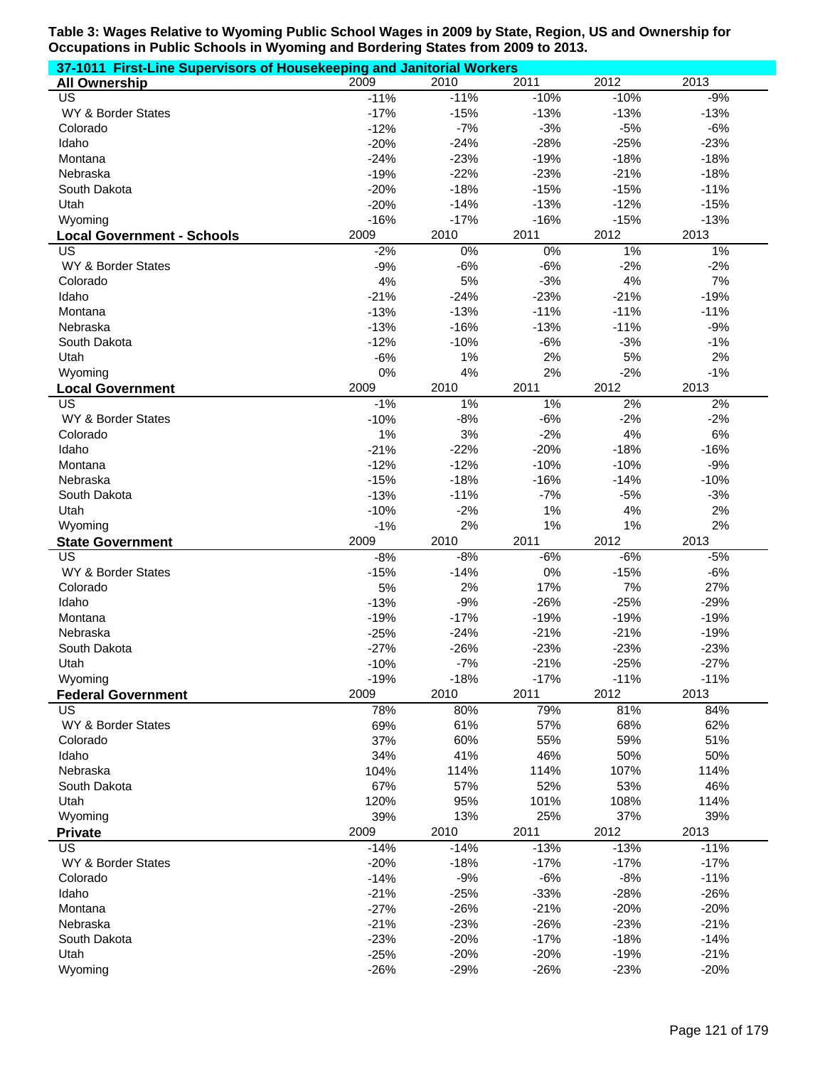**Table 3: Wages Relative to Wyoming Public School Wages in 2009 by State, Region, US and Ownership for Occupations in Public Schools in Wyoming and Bordering States from 2009 to 2013.**

**37-1011 First-Line Supervisors of Housekeeping and Janitorial Workers**

| All Ownership | 2009 | 2010 | 2011 | 2012 | 2013 |
|---|---|---|---|---|---|
| US | -11% | -11% | -10% | -10% | -9% |
| WY & Border States | -17% | -15% | -13% | -13% | -13% |
| Colorado | -12% | -7% | -3% | -5% | -6% |
| Idaho | -20% | -24% | -28% | -25% | -23% |
| Montana | -24% | -23% | -19% | -18% | -18% |
| Nebraska | -19% | -22% | -23% | -21% | -18% |
| South Dakota | -20% | -18% | -15% | -15% | -11% |
| Utah | -20% | -14% | -13% | -12% | -15% |
| Wyoming | -16% | -17% | -16% | -15% | -13% |
| **Local Government - Schools** | **2009** | **2010** | **2011** | **2012** | **2013** |
| US | -2% | 0% | 0% | 1% | 1% |
| WY & Border States | -9% | -6% | -6% | -2% | -2% |
| Colorado | 4% | 5% | -3% | 4% | 7% |
| Idaho | -21% | -24% | -23% | -21% | -19% |
| Montana | -13% | -13% | -11% | -11% | -11% |
| Nebraska | -13% | -16% | -13% | -11% | -9% |
| South Dakota | -12% | -10% | -6% | -3% | -1% |
| Utah | -6% | 1% | 2% | 5% | 2% |
| Wyoming | 0% | 4% | 2% | -2% | -1% |
| **Local Government** | **2009** | **2010** | **2011** | **2012** | **2013** |
| US | -1% | 1% | 1% | 2% | 2% |
| WY & Border States | -10% | -8% | -6% | -2% | -2% |
| Colorado | 1% | 3% | -2% | 4% | 6% |
| Idaho | -21% | -22% | -20% | -18% | -16% |
| Montana | -12% | -12% | -10% | -10% | -9% |
| Nebraska | -15% | -18% | -16% | -14% | -10% |
| South Dakota | -13% | -11% | -7% | -5% | -3% |
| Utah | -10% | -2% | 1% | 4% | 2% |
| Wyoming | -1% | 2% | 1% | 1% | 2% |
| **State Government** | **2009** | **2010** | **2011** | **2012** | **2013** |
| US | -8% | -8% | -6% | -6% | -5% |
| WY & Border States | -15% | -14% | 0% | -15% | -6% |
| Colorado | 5% | 2% | 17% | 7% | 27% |
| Idaho | -13% | -9% | -26% | -25% | -29% |
| Montana | -19% | -17% | -19% | -19% | -19% |
| Nebraska | -25% | -24% | -21% | -21% | -19% |
| South Dakota | -27% | -26% | -23% | -23% | -23% |
| Utah | -10% | -7% | -21% | -25% | -27% |
| Wyoming | -19% | -18% | -17% | -11% | -11% |
| **Federal Government** | **2009** | **2010** | **2011** | **2012** | **2013** |
| US | 78% | 80% | 79% | 81% | 84% |
| WY & Border States | 69% | 61% | 57% | 68% | 62% |
| Colorado | 37% | 60% | 55% | 59% | 51% |
| Idaho | 34% | 41% | 46% | 50% | 50% |
| Nebraska | 104% | 114% | 114% | 107% | 114% |
| South Dakota | 67% | 57% | 52% | 53% | 46% |
| Utah | 120% | 95% | 101% | 108% | 114% |
| Wyoming | 39% | 13% | 25% | 37% | 39% |
| **Private** | **2009** | **2010** | **2011** | **2012** | **2013** |
| US | -14% | -14% | -13% | -13% | -11% |
| WY & Border States | -20% | -18% | -17% | -17% | -17% |
| Colorado | -14% | -9% | -6% | -8% | -11% |
| Idaho | -21% | -25% | -33% | -28% | -26% |
| Montana | -27% | -26% | -21% | -20% | -20% |
| Nebraska | -21% | -23% | -26% | -23% | -21% |
| South Dakota | -23% | -20% | -17% | -18% | -14% |
| Utah | -25% | -20% | -20% | -19% | -21% |
| Wyoming | -26% | -29% | -26% | -23% | -20% |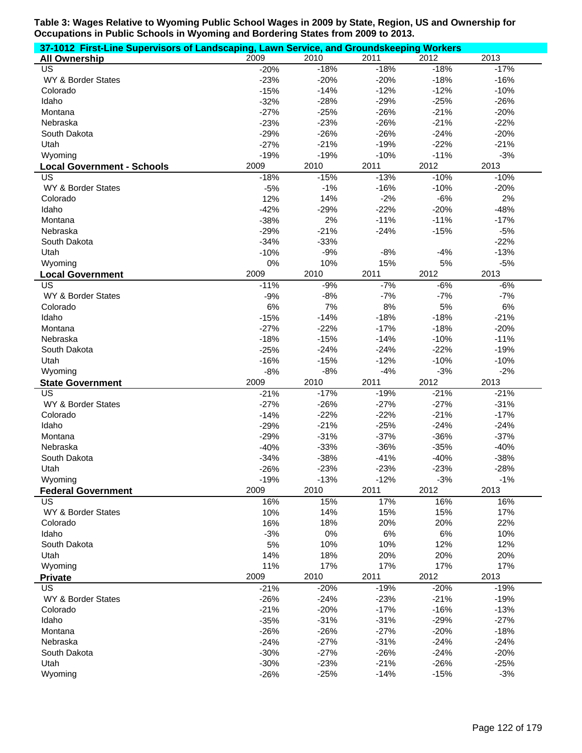**Table 3: Wages Relative to Wyoming Public School Wages in 2009 by State, Region, US and Ownership for Occupations in Public Schools in Wyoming and Bordering States from 2009 to 2013.**

**37-1012 First-Line Supervisors of Landscaping, Lawn Service, and Groundskeeping Workers**

| All Ownership | 2009 | 2010 | 2011 | 2012 | 2013 |
|---|---|---|---|---|---|
| US | -20% | -18% | -18% | -18% | -17% |
| WY & Border States | -23% | -20% | -20% | -18% | -16% |
| Colorado | -15% | -14% | -12% | -12% | -10% |
| Idaho | -32% | -28% | -29% | -25% | -26% |
| Montana | -27% | -25% | -26% | -21% | -20% |
| Nebraska | -23% | -23% | -26% | -21% | -22% |
| South Dakota | -29% | -26% | -26% | -24% | -20% |
| Utah | -27% | -21% | -19% | -22% | -21% |
| Wyoming | -19% | -19% | -10% | -11% | -3% |

| Local Government - Schools | 2009 | 2010 | 2011 | 2012 | 2013 |
|---|---|---|---|---|---|
| US | -18% | -15% | -13% | -10% | -10% |
| WY & Border States | -5% | -1% | -16% | -10% | -20% |
| Colorado | 12% | 14% | -2% | -6% | 2% |
| Idaho | -42% | -29% | -22% | -20% | -48% |
| Montana | -38% | 2% | -11% | -11% | -17% |
| Nebraska | -29% | -21% | -24% | -15% | -5% |
| South Dakota | -34% | -33% | | | -22% |
| Utah | -10% | -9% | -8% | -4% | -13% |
| Wyoming | 0% | 10% | 15% | 5% | -5% |

| Local Government | 2009 | 2010 | 2011 | 2012 | 2013 |
|---|---|---|---|---|---|
| US | -11% | -9% | -7% | -6% | -6% |
| WY & Border States | -9% | -8% | -7% | -7% | -7% |
| Colorado | 6% | 7% | 8% | 5% | 6% |
| Idaho | -15% | -14% | -18% | -18% | -21% |
| Montana | -27% | -22% | -17% | -18% | -20% |
| Nebraska | -18% | -15% | -14% | -10% | -11% |
| South Dakota | -25% | -24% | -24% | -22% | -19% |
| Utah | -16% | -15% | -12% | -10% | -10% |
| Wyoming | -8% | -8% | -4% | -3% | -2% |

| State Government | 2009 | 2010 | 2011 | 2012 | 2013 |
|---|---|---|---|---|---|
| US | -21% | -17% | -19% | -21% | -21% |
| WY & Border States | -27% | -26% | -27% | -27% | -31% |
| Colorado | -14% | -22% | -22% | -21% | -17% |
| Idaho | -29% | -21% | -25% | -24% | -24% |
| Montana | -29% | -31% | -37% | -36% | -37% |
| Nebraska | -40% | -33% | -36% | -35% | -40% |
| South Dakota | -34% | -38% | -41% | -40% | -38% |
| Utah | -26% | -23% | -23% | -23% | -28% |
| Wyoming | -19% | -13% | -12% | -3% | -1% |

| Federal Government | 2009 | 2010 | 2011 | 2012 | 2013 |
|---|---|---|---|---|---|
| US | 16% | 15% | 17% | 16% | 16% |
| WY & Border States | 10% | 14% | 15% | 15% | 17% |
| Colorado | 16% | 18% | 20% | 20% | 22% |
| Idaho | -3% | 0% | 6% | 6% | 10% |
| South Dakota | 5% | 10% | 10% | 12% | 12% |
| Utah | 14% | 18% | 20% | 20% | 20% |
| Wyoming | 11% | 17% | 17% | 17% | 17% |

| Private | 2009 | 2010 | 2011 | 2012 | 2013 |
|---|---|---|---|---|---|
| US | -21% | -20% | -19% | -20% | -19% |
| WY & Border States | -26% | -24% | -23% | -21% | -19% |
| Colorado | -21% | -20% | -17% | -16% | -13% |
| Idaho | -35% | -31% | -31% | -29% | -27% |
| Montana | -26% | -26% | -27% | -20% | -18% |
| Nebraska | -24% | -27% | -31% | -24% | -24% |
| South Dakota | -30% | -27% | -26% | -24% | -20% |
| Utah | -30% | -23% | -21% | -26% | -25% |
| Wyoming | -26% | -25% | -14% | -15% | -3% |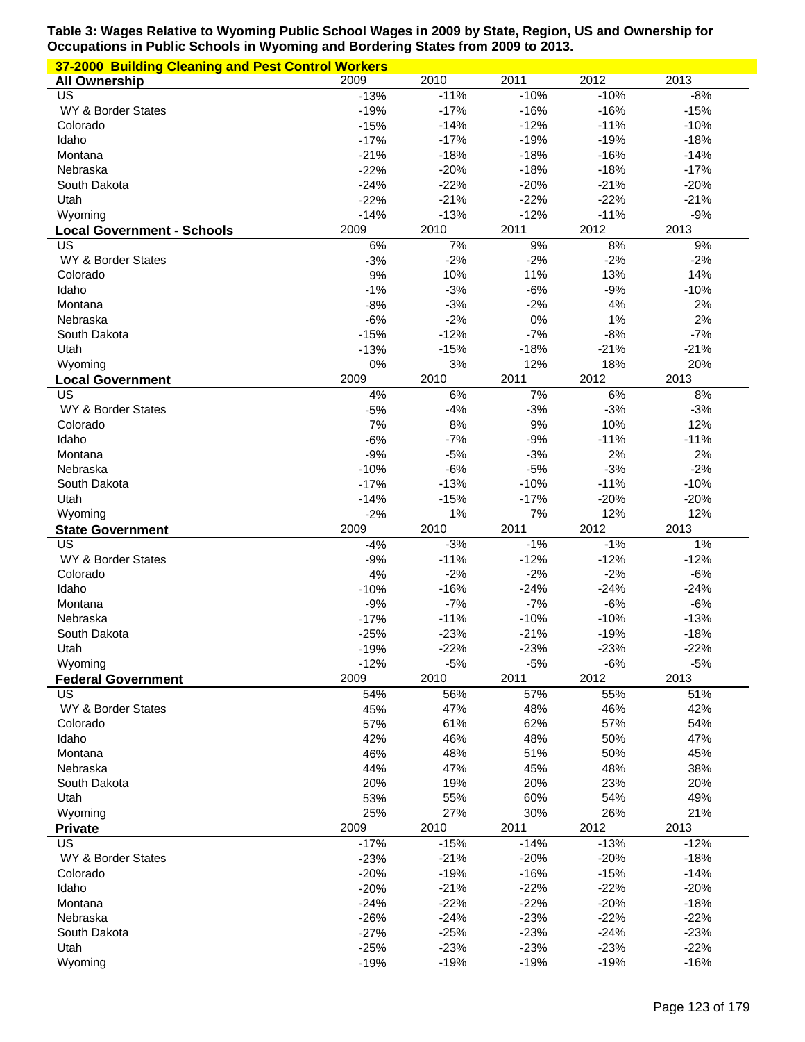**Table 3: Wages Relative to Wyoming Public School Wages in 2009 by State, Region, US and Ownership for Occupations in Public Schools in Wyoming and Bordering States from 2009 to 2013.**

**37-2000 Building Cleaning and Pest Control Workers**

| All Ownership | 2009 | 2010 | 2011 | 2012 | 2013 |
|---|---|---|---|---|---|
| US | -13% | -11% | -10% | -10% | -8% |
| WY & Border States | -19% | -17% | -16% | -16% | -15% |
| Colorado | -15% | -14% | -12% | -11% | -10% |
| Idaho | -17% | -17% | -19% | -19% | -18% |
| Montana | -21% | -18% | -18% | -16% | -14% |
| Nebraska | -22% | -20% | -18% | -18% | -17% |
| South Dakota | -24% | -22% | -20% | -21% | -20% |
| Utah | -22% | -21% | -22% | -22% | -21% |
| Wyoming | -14% | -13% | -12% | -11% | -9% |

| Local Government - Schools | 2009 | 2010 | 2011 | 2012 | 2013 |
|---|---|---|---|---|---|
| US | 6% | 7% | 9% | 8% | 9% |
| WY & Border States | -3% | -2% | -2% | -2% | -2% |
| Colorado | 9% | 10% | 11% | 13% | 14% |
| Idaho | -1% | -3% | -6% | -9% | -10% |
| Montana | -8% | -3% | -2% | 4% | 2% |
| Nebraska | -6% | -2% | 0% | 1% | 2% |
| South Dakota | -15% | -12% | -7% | -8% | -7% |
| Utah | -13% | -15% | -18% | -21% | -21% |
| Wyoming | 0% | 3% | 12% | 18% | 20% |

| Local Government | 2009 | 2010 | 2011 | 2012 | 2013 |
|---|---|---|---|---|---|
| US | 4% | 6% | 7% | 6% | 8% |
| WY & Border States | -5% | -4% | -3% | -3% | -3% |
| Colorado | 7% | 8% | 9% | 10% | 12% |
| Idaho | -6% | -7% | -9% | -11% | -11% |
| Montana | -9% | -5% | -3% | 2% | 2% |
| Nebraska | -10% | -6% | -5% | -3% | -2% |
| South Dakota | -17% | -13% | -10% | -11% | -10% |
| Utah | -14% | -15% | -17% | -20% | -20% |
| Wyoming | -2% | 1% | 7% | 12% | 12% |

| State Government | 2009 | 2010 | 2011 | 2012 | 2013 |
|---|---|---|---|---|---|
| US | -4% | -3% | -1% | -1% | 1% |
| WY & Border States | -9% | -11% | -12% | -12% | -12% |
| Colorado | 4% | -2% | -2% | -2% | -6% |
| Idaho | -10% | -16% | -24% | -24% | -24% |
| Montana | -9% | -7% | -7% | -6% | -6% |
| Nebraska | -17% | -11% | -10% | -10% | -13% |
| South Dakota | -25% | -23% | -21% | -19% | -18% |
| Utah | -19% | -22% | -23% | -23% | -22% |
| Wyoming | -12% | -5% | -5% | -6% | -5% |

| Federal Government | 2009 | 2010 | 2011 | 2012 | 2013 |
|---|---|---|---|---|---|
| US | 54% | 56% | 57% | 55% | 51% |
| WY & Border States | 45% | 47% | 48% | 46% | 42% |
| Colorado | 57% | 61% | 62% | 57% | 54% |
| Idaho | 42% | 46% | 48% | 50% | 47% |
| Montana | 46% | 48% | 51% | 50% | 45% |
| Nebraska | 44% | 47% | 45% | 48% | 38% |
| South Dakota | 20% | 19% | 20% | 23% | 20% |
| Utah | 53% | 55% | 60% | 54% | 49% |
| Wyoming | 25% | 27% | 30% | 26% | 21% |

| Private | 2009 | 2010 | 2011 | 2012 | 2013 |
|---|---|---|---|---|---|
| US | -17% | -15% | -14% | -13% | -12% |
| WY & Border States | -23% | -21% | -20% | -20% | -18% |
| Colorado | -20% | -19% | -16% | -15% | -14% |
| Idaho | -20% | -21% | -22% | -22% | -20% |
| Montana | -24% | -22% | -22% | -20% | -18% |
| Nebraska | -26% | -24% | -23% | -22% | -22% |
| South Dakota | -27% | -25% | -23% | -24% | -23% |
| Utah | -25% | -23% | -23% | -23% | -22% |
| Wyoming | -19% | -19% | -19% | -19% | -16% |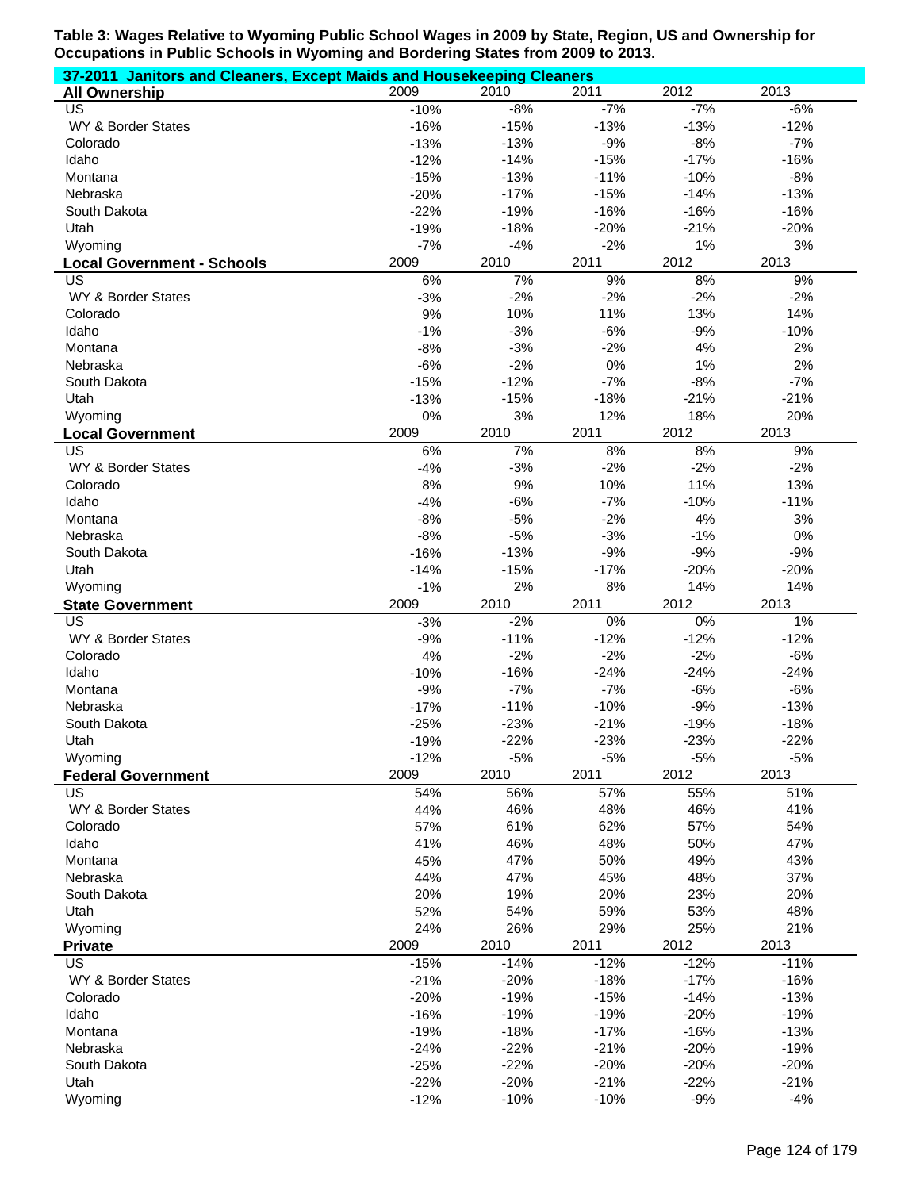**Table 3: Wages Relative to Wyoming Public School Wages in 2009 by State, Region, US and Ownership for Occupations in Public Schools in Wyoming and Bordering States from 2009 to 2013.**

**37-2011 Janitors and Cleaners, Except Maids and Housekeeping Cleaners**

| **All Ownership** | 2009 | 2010 | 2011 | 2012 | 2013 |
|---|---|---|---|---|---|
| US | -10% | -8% | -7% | -7% | -6% |
| WY & Border States | -16% | -15% | -13% | -13% | -12% |
| Colorado | -13% | -13% | -9% | -8% | -7% |
| Idaho | -12% | -14% | -15% | -17% | -16% |
| Montana | -15% | -13% | -11% | -10% | -8% |
| Nebraska | -20% | -17% | -15% | -14% | -13% |
| South Dakota | -22% | -19% | -16% | -16% | -16% |
| Utah | -19% | -18% | -20% | -21% | -20% |
| Wyoming | -7% | -4% | -2% | 1% | 3% |
| **Local Government - Schools** | 2009 | 2010 | 2011 | 2012 | 2013 |
| US | 6% | 7% | 9% | 8% | 9% |
| WY & Border States | -3% | -2% | -2% | -2% | -2% |
| Colorado | 9% | 10% | 11% | 13% | 14% |
| Idaho | -1% | -3% | -6% | -9% | -10% |
| Montana | -8% | -3% | -2% | 4% | 2% |
| Nebraska | -6% | -2% | 0% | 1% | 2% |
| South Dakota | -15% | -12% | -7% | -8% | -7% |
| Utah | -13% | -15% | -18% | -21% | -21% |
| Wyoming | 0% | 3% | 12% | 18% | 20% |
| **Local Government** | 2009 | 2010 | 2011 | 2012 | 2013 |
| US | 6% | 7% | 8% | 8% | 9% |
| WY & Border States | -4% | -3% | -2% | -2% | -2% |
| Colorado | 8% | 9% | 10% | 11% | 13% |
| Idaho | -4% | -6% | -7% | -10% | -11% |
| Montana | -8% | -5% | -2% | 4% | 3% |
| Nebraska | -8% | -5% | -3% | -1% | 0% |
| South Dakota | -16% | -13% | -9% | -9% | -9% |
| Utah | -14% | -15% | -17% | -20% | -20% |
| Wyoming | -1% | 2% | 8% | 14% | 14% |
| **State Government** | 2009 | 2010 | 2011 | 2012 | 2013 |
| US | -3% | -2% | 0% | 0% | 1% |
| WY & Border States | -9% | -11% | -12% | -12% | -12% |
| Colorado | 4% | -2% | -2% | -2% | -6% |
| Idaho | -10% | -16% | -24% | -24% | -24% |
| Montana | -9% | -7% | -7% | -6% | -6% |
| Nebraska | -17% | -11% | -10% | -9% | -13% |
| South Dakota | -25% | -23% | -21% | -19% | -18% |
| Utah | -19% | -22% | -23% | -23% | -22% |
| Wyoming | -12% | -5% | -5% | -5% | -5% |
| **Federal Government** | 2009 | 2010 | 2011 | 2012 | 2013 |
| US | 54% | 56% | 57% | 55% | 51% |
| WY & Border States | 44% | 46% | 48% | 46% | 41% |
| Colorado | 57% | 61% | 62% | 57% | 54% |
| Idaho | 41% | 46% | 48% | 50% | 47% |
| Montana | 45% | 47% | 50% | 49% | 43% |
| Nebraska | 44% | 47% | 45% | 48% | 37% |
| South Dakota | 20% | 19% | 20% | 23% | 20% |
| Utah | 52% | 54% | 59% | 53% | 48% |
| Wyoming | 24% | 26% | 29% | 25% | 21% |
| **Private** | 2009 | 2010 | 2011 | 2012 | 2013 |
| US | -15% | -14% | -12% | -12% | -11% |
| WY & Border States | -21% | -20% | -18% | -17% | -16% |
| Colorado | -20% | -19% | -15% | -14% | -13% |
| Idaho | -16% | -19% | -19% | -20% | -19% |
| Montana | -19% | -18% | -17% | -16% | -13% |
| Nebraska | -24% | -22% | -21% | -20% | -19% |
| South Dakota | -25% | -22% | -20% | -20% | -20% |
| Utah | -22% | -20% | -21% | -22% | -21% |
| Wyoming | -12% | -10% | -10% | -9% | -4% |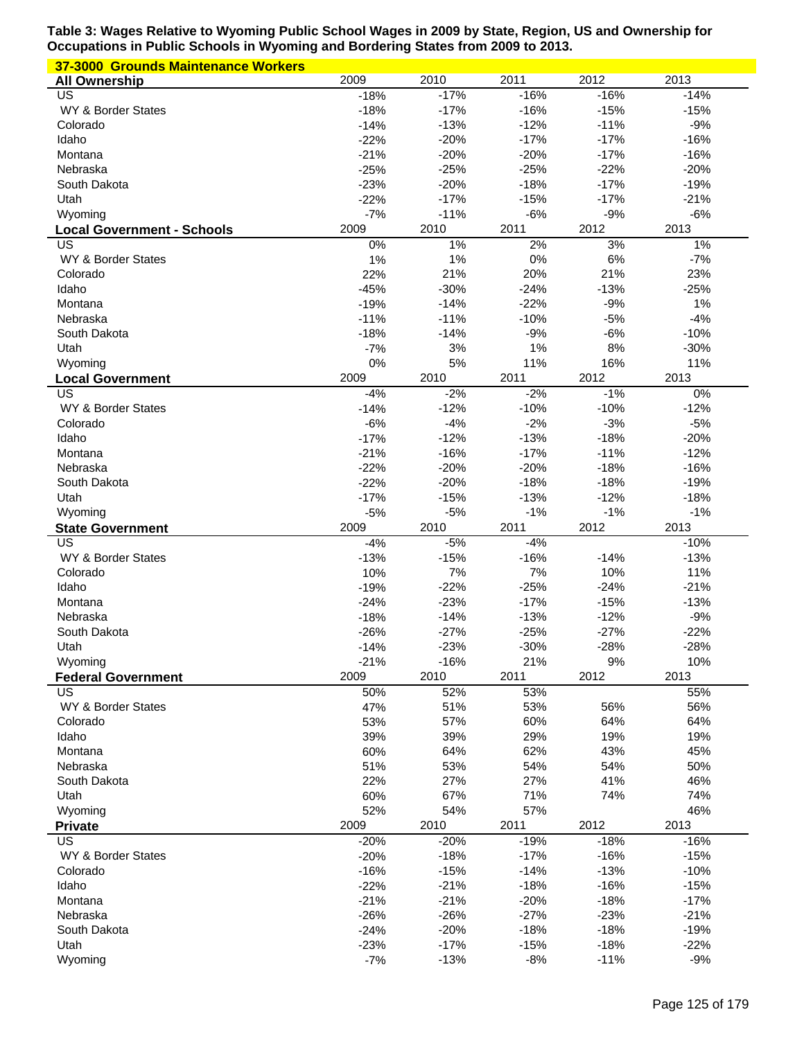**Table 3: Wages Relative to Wyoming Public School Wages in 2009 by State, Region, US and Ownership for Occupations in Public Schools in Wyoming and Bordering States from 2009 to 2013.**

**37-3000 Grounds Maintenance Workers**

| **All Ownership** | 2009 | 2010 | 2011 | 2012 | 2013 |
|---|---|---|---|---|---|
| US | -18% | -17% | -16% | -16% | -14% |
| WY & Border States | -18% | -17% | -16% | -15% | -15% |
| Colorado | -14% | -13% | -12% | -11% | -9% |
| Idaho | -22% | -20% | -17% | -17% | -16% |
| Montana | -21% | -20% | -20% | -17% | -16% |
| Nebraska | -25% | -25% | -25% | -22% | -20% |
| South Dakota | -23% | -20% | -18% | -17% | -19% |
| Utah | -22% | -17% | -15% | -17% | -21% |
| Wyoming | -7% | -11% | -6% | -9% | -6% |

| **Local Government - Schools** | 2009 | 2010 | 2011 | 2012 | 2013 |
|---|---|---|---|---|---|
| US | 0% | 1% | 2% | 3% | 1% |
| WY & Border States | 1% | 1% | 0% | 6% | -7% |
| Colorado | 22% | 21% | 20% | 21% | 23% |
| Idaho | -45% | -30% | -24% | -13% | -25% |
| Montana | -19% | -14% | -22% | -9% | 1% |
| Nebraska | -11% | -11% | -10% | -5% | -4% |
| South Dakota | -18% | -14% | -9% | -6% | -10% |
| Utah | -7% | 3% | 1% | 8% | -30% |
| Wyoming | 0% | 5% | 11% | 16% | 11% |

| **Local Government** | 2009 | 2010 | 2011 | 2012 | 2013 |
|---|---|---|---|---|---|
| US | -4% | -2% | -2% | -1% | 0% |
| WY & Border States | -14% | -12% | -10% | -10% | -12% |
| Colorado | -6% | -4% | -2% | -3% | -5% |
| Idaho | -17% | -12% | -13% | -18% | -20% |
| Montana | -21% | -16% | -17% | -11% | -12% |
| Nebraska | -22% | -20% | -20% | -18% | -16% |
| South Dakota | -22% | -20% | -18% | -18% | -19% |
| Utah | -17% | -15% | -13% | -12% | -18% |
| Wyoming | -5% | -5% | -1% | -1% | -1% |

| **State Government** | 2009 | 2010 | 2011 | 2012 | 2013 |
|---|---|---|---|---|---|
| US | -4% | -5% | -4% | | -10% |
| WY & Border States | -13% | -15% | -16% | -14% | -13% |
| Colorado | 10% | 7% | 7% | 10% | 11% |
| Idaho | -19% | -22% | -25% | -24% | -21% |
| Montana | -24% | -23% | -17% | -15% | -13% |
| Nebraska | -18% | -14% | -13% | -12% | -9% |
| South Dakota | -26% | -27% | -25% | -27% | -22% |
| Utah | -14% | -23% | -30% | -28% | -28% |
| Wyoming | -21% | -16% | 21% | 9% | 10% |

| **Federal Government** | 2009 | 2010 | 2011 | 2012 | 2013 |
|---|---|---|---|---|---|
| US | 50% | 52% | 53% | | 55% |
| WY & Border States | 47% | 51% | 53% | 56% | 56% |
| Colorado | 53% | 57% | 60% | 64% | 64% |
| Idaho | 39% | 39% | 29% | 19% | 19% |
| Montana | 60% | 64% | 62% | 43% | 45% |
| Nebraska | 51% | 53% | 54% | 54% | 50% |
| South Dakota | 22% | 27% | 27% | 41% | 46% |
| Utah | 60% | 67% | 71% | 74% | 74% |
| Wyoming | 52% | 54% | 57% | | 46% |

| **Private** | 2009 | 2010 | 2011 | 2012 | 2013 |
|---|---|---|---|---|---|
| US | -20% | -20% | -19% | -18% | -16% |
| WY & Border States | -20% | -18% | -17% | -16% | -15% |
| Colorado | -16% | -15% | -14% | -13% | -10% |
| Idaho | -22% | -21% | -18% | -16% | -15% |
| Montana | -21% | -21% | -20% | -18% | -17% |
| Nebraska | -26% | -26% | -27% | -23% | -21% |
| South Dakota | -24% | -20% | -18% | -18% | -19% |
| Utah | -23% | -17% | -15% | -18% | -22% |
| Wyoming | -7% | -13% | -8% | -11% | -9% |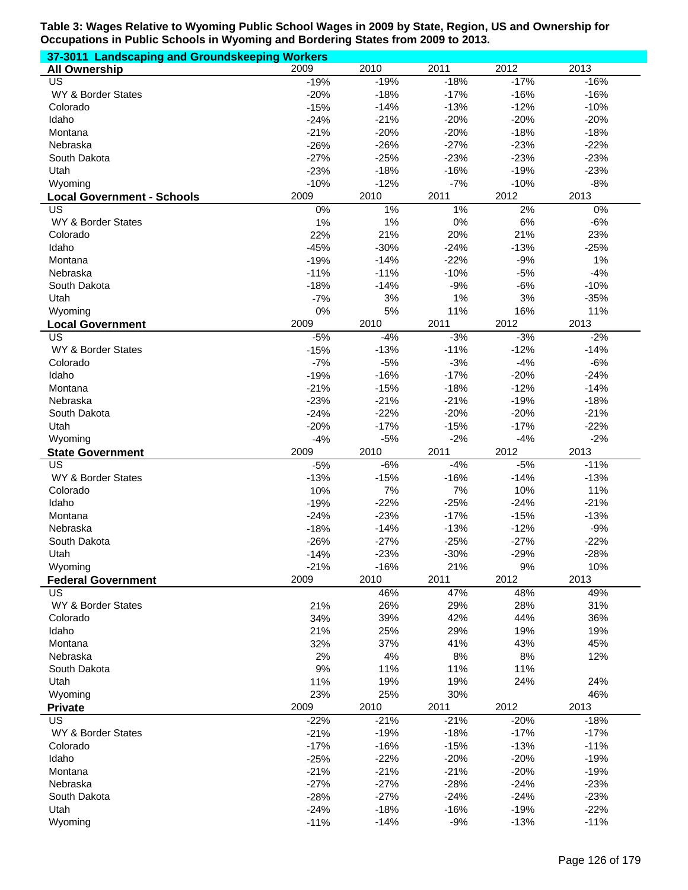**Table 3: Wages Relative to Wyoming Public School Wages in 2009 by State, Region, US and Ownership for Occupations in Public Schools in Wyoming and Bordering States from 2009 to 2013.**

**37-3011 Landscaping and Groundskeeping Workers**

| All Ownership | 2009 | 2010 | 2011 | 2012 | 2013 |
|---|---|---|---|---|---|
| US | -19% | -19% | -18% | -17% | -16% |
| WY & Border States | -20% | -18% | -17% | -16% | -16% |
| Colorado | -15% | -14% | -13% | -12% | -10% |
| Idaho | -24% | -21% | -20% | -20% | -20% |
| Montana | -21% | -20% | -20% | -18% | -18% |
| Nebraska | -26% | -26% | -27% | -23% | -22% |
| South Dakota | -27% | -25% | -23% | -23% | -23% |
| Utah | -23% | -18% | -16% | -19% | -23% |
| Wyoming | -10% | -12% | -7% | -10% | -8% |
| **Local Government - Schools** | 2009 | 2010 | 2011 | 2012 | 2013 |
| US | 0% | 1% | 1% | 2% | 0% |
| WY & Border States | 1% | 1% | 0% | 6% | -6% |
| Colorado | 22% | 21% | 20% | 21% | 23% |
| Idaho | -45% | -30% | -24% | -13% | -25% |
| Montana | -19% | -14% | -22% | -9% | 1% |
| Nebraska | -11% | -11% | -10% | -5% | -4% |
| South Dakota | -18% | -14% | -9% | -6% | -10% |
| Utah | -7% | 3% | 1% | 3% | -35% |
| Wyoming | 0% | 5% | 11% | 16% | 11% |
| **Local Government** | 2009 | 2010 | 2011 | 2012 | 2013 |
| US | -5% | -4% | -3% | -3% | -2% |
| WY & Border States | -15% | -13% | -11% | -12% | -14% |
| Colorado | -7% | -5% | -3% | -4% | -6% |
| Idaho | -19% | -16% | -17% | -20% | -24% |
| Montana | -21% | -15% | -18% | -12% | -14% |
| Nebraska | -23% | -21% | -21% | -19% | -18% |
| South Dakota | -24% | -22% | -20% | -20% | -21% |
| Utah | -20% | -17% | -15% | -17% | -22% |
| Wyoming | -4% | -5% | -2% | -4% | -2% |
| **State Government** | 2009 | 2010 | 2011 | 2012 | 2013 |
| US | -5% | -6% | -4% | -5% | -11% |
| WY & Border States | -13% | -15% | -16% | -14% | -13% |
| Colorado | 10% | 7% | 7% | 10% | 11% |
| Idaho | -19% | -22% | -25% | -24% | -21% |
| Montana | -24% | -23% | -17% | -15% | -13% |
| Nebraska | -18% | -14% | -13% | -12% | -9% |
| South Dakota | -26% | -27% | -25% | -27% | -22% |
| Utah | -14% | -23% | -30% | -29% | -28% |
| Wyoming | -21% | -16% | 21% | 9% | 10% |
| **Federal Government** | 2009 | 2010 | 2011 | 2012 | 2013 |
| US | | 46% | 47% | 48% | 49% |
| WY & Border States | 21% | 26% | 29% | 28% | 31% |
| Colorado | 34% | 39% | 42% | 44% | 36% |
| Idaho | 21% | 25% | 29% | 19% | 19% |
| Montana | 32% | 37% | 41% | 43% | 45% |
| Nebraska | 2% | 4% | 8% | 8% | 12% |
| South Dakota | 9% | 11% | 11% | 11% | |
| Utah | 11% | 19% | 19% | 24% | 24% |
| Wyoming | 23% | 25% | 30% | | 46% |
| **Private** | 2009 | 2010 | 2011 | 2012 | 2013 |
| US | -22% | -21% | -21% | -20% | -18% |
| WY & Border States | -21% | -19% | -18% | -17% | -17% |
| Colorado | -17% | -16% | -15% | -13% | -11% |
| Idaho | -25% | -22% | -20% | -20% | -19% |
| Montana | -21% | -21% | -21% | -20% | -19% |
| Nebraska | -27% | -27% | -28% | -24% | -23% |
| South Dakota | -28% | -27% | -24% | -24% | -23% |
| Utah | -24% | -18% | -16% | -19% | -22% |
| Wyoming | -11% | -14% | -9% | -13% | -11% |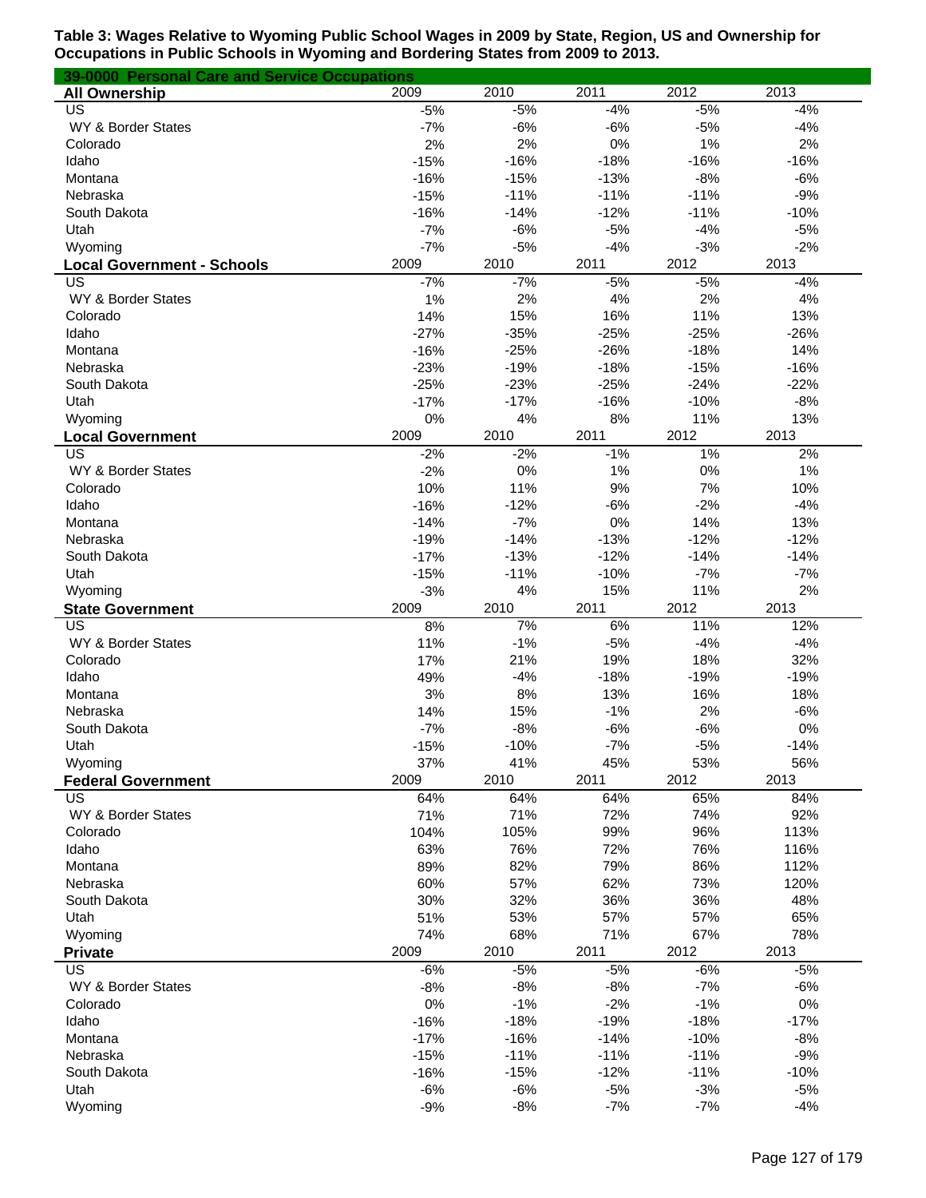**Table 3: Wages Relative to Wyoming Public School Wages in 2009 by State, Region, US and Ownership for Occupations in Public Schools in Wyoming and Bordering States from 2009 to 2013.**

**39-0000 Personal Care and Service Occupations**

| All Ownership | 2009 | 2010 | 2011 | 2012 | 2013 |
|---|---|---|---|---|---|
| US | -5% | -5% | -4% | -5% | -4% |
| WY & Border States | -7% | -6% | -6% | -5% | -4% |
| Colorado | 2% | 2% | 0% | 1% | 2% |
| Idaho | -15% | -16% | -18% | -16% | -16% |
| Montana | -16% | -15% | -13% | -8% | -6% |
| Nebraska | -15% | -11% | -11% | -11% | -9% |
| South Dakota | -16% | -14% | -12% | -11% | -10% |
| Utah | -7% | -6% | -5% | -4% | -5% |
| Wyoming | -7% | -5% | -4% | -3% | -2% |

| Local Government - Schools | 2009 | 2010 | 2011 | 2012 | 2013 |
|---|---|---|---|---|---|
| US | -7% | -7% | -5% | -5% | -4% |
| WY & Border States | 1% | 2% | 4% | 2% | 4% |
| Colorado | 14% | 15% | 16% | 11% | 13% |
| Idaho | -27% | -35% | -25% | -25% | -26% |
| Montana | -16% | -25% | -26% | -18% | 14% |
| Nebraska | -23% | -19% | -18% | -15% | -16% |
| South Dakota | -25% | -23% | -25% | -24% | -22% |
| Utah | -17% | -17% | -16% | -10% | -8% |
| Wyoming | 0% | 4% | 8% | 11% | 13% |

| Local Government | 2009 | 2010 | 2011 | 2012 | 2013 |
|---|---|---|---|---|---|
| US | -2% | -2% | -1% | 1% | 2% |
| WY & Border States | -2% | 0% | 1% | 0% | 1% |
| Colorado | 10% | 11% | 9% | 7% | 10% |
| Idaho | -16% | -12% | -6% | -2% | -4% |
| Montana | -14% | -7% | 0% | 14% | 13% |
| Nebraska | -19% | -14% | -13% | -12% | -12% |
| South Dakota | -17% | -13% | -12% | -14% | -14% |
| Utah | -15% | -11% | -10% | -7% | -7% |
| Wyoming | -3% | 4% | 15% | 11% | 2% |

| State Government | 2009 | 2010 | 2011 | 2012 | 2013 |
|---|---|---|---|---|---|
| US | 8% | 7% | 6% | 11% | 12% |
| WY & Border States | 11% | -1% | -5% | -4% | -4% |
| Colorado | 17% | 21% | 19% | 18% | 32% |
| Idaho | 49% | -4% | -18% | -19% | -19% |
| Montana | 3% | 8% | 13% | 16% | 18% |
| Nebraska | 14% | 15% | -1% | 2% | -6% |
| South Dakota | -7% | -8% | -6% | -6% | 0% |
| Utah | -15% | -10% | -7% | -5% | -14% |
| Wyoming | 37% | 41% | 45% | 53% | 56% |

| Federal Government | 2009 | 2010 | 2011 | 2012 | 2013 |
|---|---|---|---|---|---|
| US | 64% | 64% | 64% | 65% | 84% |
| WY & Border States | 71% | 71% | 72% | 74% | 92% |
| Colorado | 104% | 105% | 99% | 96% | 113% |
| Idaho | 63% | 76% | 72% | 76% | 116% |
| Montana | 89% | 82% | 79% | 86% | 112% |
| Nebraska | 60% | 57% | 62% | 73% | 120% |
| South Dakota | 30% | 32% | 36% | 36% | 48% |
| Utah | 51% | 53% | 57% | 57% | 65% |
| Wyoming | 74% | 68% | 71% | 67% | 78% |

| Private | 2009 | 2010 | 2011 | 2012 | 2013 |
|---|---|---|---|---|---|
| US | -6% | -5% | -5% | -6% | -5% |
| WY & Border States | -8% | -8% | -8% | -7% | -6% |
| Colorado | 0% | -1% | -2% | -1% | 0% |
| Idaho | -16% | -18% | -19% | -18% | -17% |
| Montana | -17% | -16% | -14% | -10% | -8% |
| Nebraska | -15% | -11% | -11% | -11% | -9% |
| South Dakota | -16% | -15% | -12% | -11% | -10% |
| Utah | -6% | -6% | -5% | -3% | -5% |
| Wyoming | -9% | -8% | -7% | -7% | -4% |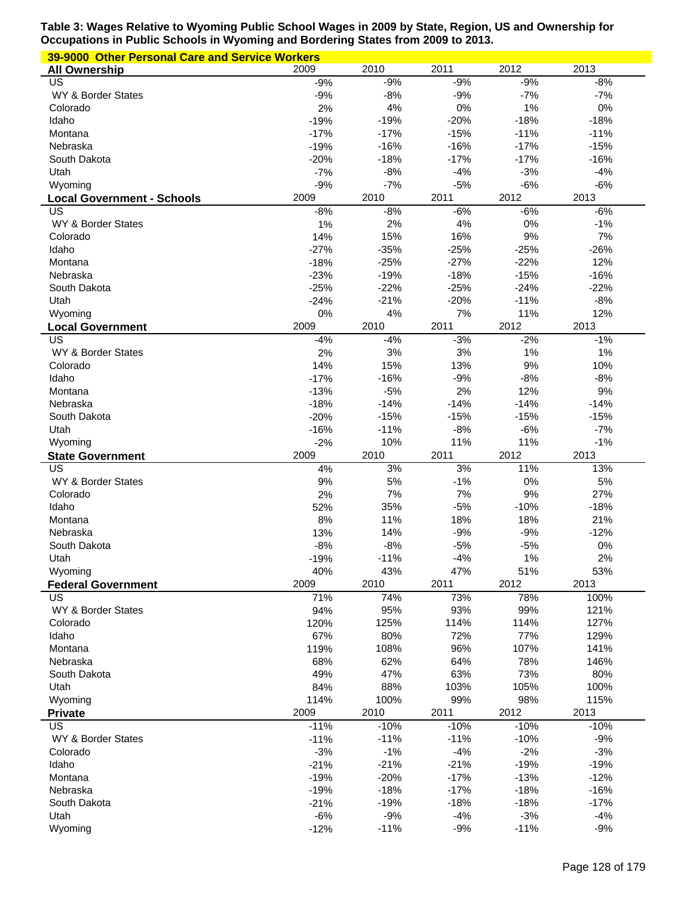**Table 3: Wages Relative to Wyoming Public School Wages in 2009 by State, Region, US and Ownership for Occupations in Public Schools in Wyoming and Bordering States from 2009 to 2013.**

**39-9000 Other Personal Care and Service Workers**

| All Ownership | 2009 | 2010 | 2011 | 2012 | 2013 |
|---|---|---|---|---|---|
| US | -9% | -9% | -9% | -9% | -8% |
| WY & Border States | -9% | -8% | -9% | -7% | -7% |
| Colorado | 2% | 4% | 0% | 1% | 0% |
| Idaho | -19% | -19% | -20% | -18% | -18% |
| Montana | -17% | -17% | -15% | -11% | -11% |
| Nebraska | -19% | -16% | -16% | -17% | -15% |
| South Dakota | -20% | -18% | -17% | -17% | -16% |
| Utah | -7% | -8% | -4% | -3% | -4% |
| Wyoming | -9% | -7% | -5% | -6% | -6% |
| **Local Government - Schools** | **2009** | **2010** | **2011** | **2012** | **2013** |
| US | -8% | -8% | -6% | -6% | -6% |
| WY & Border States | 1% | 2% | 4% | 0% | -1% |
| Colorado | 14% | 15% | 16% | 9% | 7% |
| Idaho | -27% | -35% | -25% | -25% | -26% |
| Montana | -18% | -25% | -27% | -22% | 12% |
| Nebraska | -23% | -19% | -18% | -15% | -16% |
| South Dakota | -25% | -22% | -25% | -24% | -22% |
| Utah | -24% | -21% | -20% | -11% | -8% |
| Wyoming | 0% | 4% | 7% | 11% | 12% |
| **Local Government** | **2009** | **2010** | **2011** | **2012** | **2013** |
| US | -4% | -4% | -3% | -2% | -1% |
| WY & Border States | 2% | 3% | 3% | 1% | 1% |
| Colorado | 14% | 15% | 13% | 9% | 10% |
| Idaho | -17% | -16% | -9% | -8% | -8% |
| Montana | -13% | -5% | 2% | 12% | 9% |
| Nebraska | -18% | -14% | -14% | -14% | -14% |
| South Dakota | -20% | -15% | -15% | -15% | -15% |
| Utah | -16% | -11% | -8% | -6% | -7% |
| Wyoming | -2% | 10% | 11% | 11% | -1% |
| **State Government** | **2009** | **2010** | **2011** | **2012** | **2013** |
| US | 4% | 3% | 3% | 11% | 13% |
| WY & Border States | 9% | 5% | -1% | 0% | 5% |
| Colorado | 2% | 7% | 7% | 9% | 27% |
| Idaho | 52% | 35% | -5% | -10% | -18% |
| Montana | 8% | 11% | 18% | 18% | 21% |
| Nebraska | 13% | 14% | -9% | -9% | -12% |
| South Dakota | -8% | -8% | -5% | -5% | 0% |
| Utah | -19% | -11% | -4% | 1% | 2% |
| Wyoming | 40% | 43% | 47% | 51% | 53% |
| **Federal Government** | **2009** | **2010** | **2011** | **2012** | **2013** |
| US | 71% | 74% | 73% | 78% | 100% |
| WY & Border States | 94% | 95% | 93% | 99% | 121% |
| Colorado | 120% | 125% | 114% | 114% | 127% |
| Idaho | 67% | 80% | 72% | 77% | 129% |
| Montana | 119% | 108% | 96% | 107% | 141% |
| Nebraska | 68% | 62% | 64% | 78% | 146% |
| South Dakota | 49% | 47% | 63% | 73% | 80% |
| Utah | 84% | 88% | 103% | 105% | 100% |
| Wyoming | 114% | 100% | 99% | 98% | 115% |
| **Private** | **2009** | **2010** | **2011** | **2012** | **2013** |
| US | -11% | -10% | -10% | -10% | -10% |
| WY & Border States | -11% | -11% | -11% | -10% | -9% |
| Colorado | -3% | -1% | -4% | -2% | -3% |
| Idaho | -21% | -21% | -21% | -19% | -19% |
| Montana | -19% | -20% | -17% | -13% | -12% |
| Nebraska | -19% | -18% | -17% | -18% | -16% |
| South Dakota | -21% | -19% | -18% | -18% | -17% |
| Utah | -6% | -9% | -4% | -3% | -4% |
| Wyoming | -12% | -11% | -9% | -11% | -9% |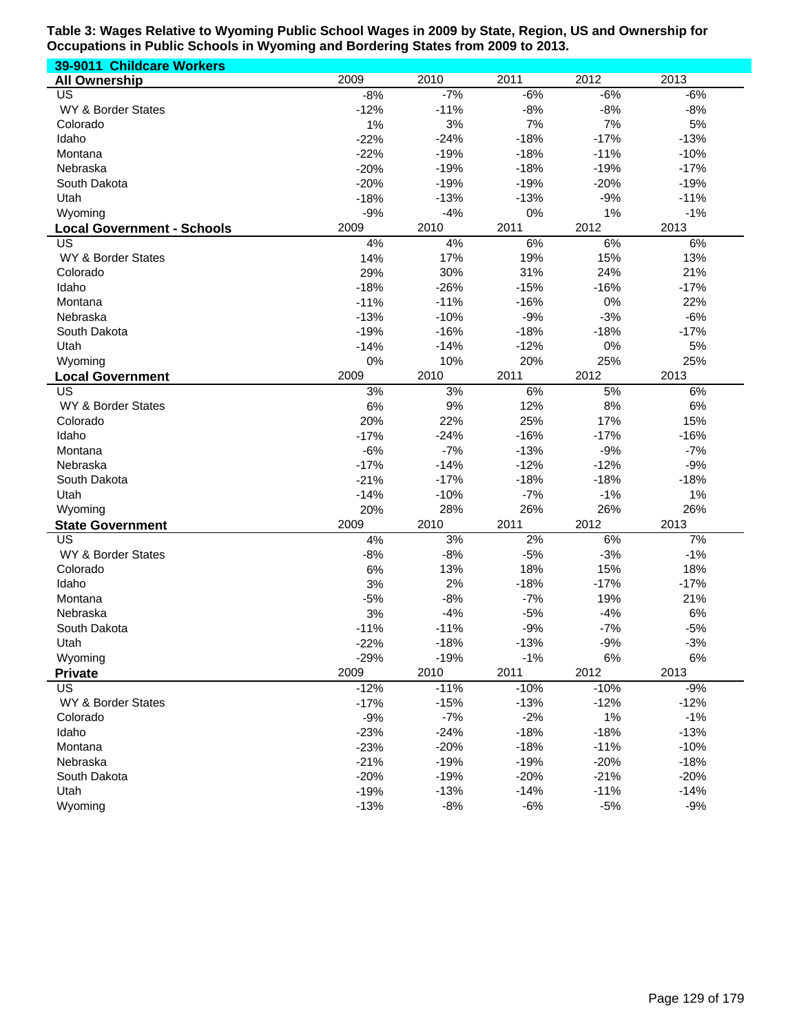**Table 3: Wages Relative to Wyoming Public School Wages in 2009 by State, Region, US and Ownership for Occupations in Public Schools in Wyoming and Bordering States from 2009 to 2013.**

**39-9011 Childcare Workers**

| **All Ownership** | 2009 | 2010 | 2011 | 2012 | 2013 |
|---|---|---|---|---|---|
| US | -8% | -7% | -6% | -6% | -6% |
| WY & Border States | -12% | -11% | -8% | -8% | -8% |
| Colorado | 1% | 3% | 7% | 7% | 5% |
| Idaho | -22% | -24% | -18% | -17% | -13% |
| Montana | -22% | -19% | -18% | -11% | -10% |
| Nebraska | -20% | -19% | -18% | -19% | -17% |
| South Dakota | -20% | -19% | -19% | -20% | -19% |
| Utah | -18% | -13% | -13% | -9% | -11% |
| Wyoming | -9% | -4% | 0% | 1% | -1% |

| **Local Government - Schools** | 2009 | 2010 | 2011 | 2012 | 2013 |
|---|---|---|---|---|---|
| US | 4% | 4% | 6% | 6% | 6% |
| WY & Border States | 14% | 17% | 19% | 15% | 13% |
| Colorado | 29% | 30% | 31% | 24% | 21% |
| Idaho | -18% | -26% | -15% | -16% | -17% |
| Montana | -11% | -11% | -16% | 0% | 22% |
| Nebraska | -13% | -10% | -9% | -3% | -6% |
| South Dakota | -19% | -16% | -18% | -18% | -17% |
| Utah | -14% | -14% | -12% | 0% | 5% |
| Wyoming | 0% | 10% | 20% | 25% | 25% |

| **Local Government** | 2009 | 2010 | 2011 | 2012 | 2013 |
|---|---|---|---|---|---|
| US | 3% | 3% | 6% | 5% | 6% |
| WY & Border States | 6% | 9% | 12% | 8% | 6% |
| Colorado | 20% | 22% | 25% | 17% | 15% |
| Idaho | -17% | -24% | -16% | -17% | -16% |
| Montana | -6% | -7% | -13% | -9% | -7% |
| Nebraska | -17% | -14% | -12% | -12% | -9% |
| South Dakota | -21% | -17% | -18% | -18% | -18% |
| Utah | -14% | -10% | -7% | -1% | 1% |
| Wyoming | 20% | 28% | 26% | 26% | 26% |

| **State Government** | 2009 | 2010 | 2011 | 2012 | 2013 |
|---|---|---|---|---|---|
| US | 4% | 3% | 2% | 6% | 7% |
| WY & Border States | -8% | -8% | -5% | -3% | -1% |
| Colorado | 6% | 13% | 18% | 15% | 18% |
| Idaho | 3% | 2% | -18% | -17% | -17% |
| Montana | -5% | -8% | -7% | 19% | 21% |
| Nebraska | 3% | -4% | -5% | -4% | 6% |
| South Dakota | -11% | -11% | -9% | -7% | -5% |
| Utah | -22% | -18% | -13% | -9% | -3% |
| Wyoming | -29% | -19% | -1% | 6% | 6% |

| **Private** | 2009 | 2010 | 2011 | 2012 | 2013 |
|---|---|---|---|---|---|
| US | -12% | -11% | -10% | -10% | -9% |
| WY & Border States | -17% | -15% | -13% | -12% | -12% |
| Colorado | -9% | -7% | -2% | 1% | -1% |
| Idaho | -23% | -24% | -18% | -18% | -13% |
| Montana | -23% | -20% | -18% | -11% | -10% |
| Nebraska | -21% | -19% | -19% | -20% | -18% |
| South Dakota | -20% | -19% | -20% | -21% | -20% |
| Utah | -19% | -13% | -14% | -11% | -14% |
| Wyoming | -13% | -8% | -6% | -5% | -9% |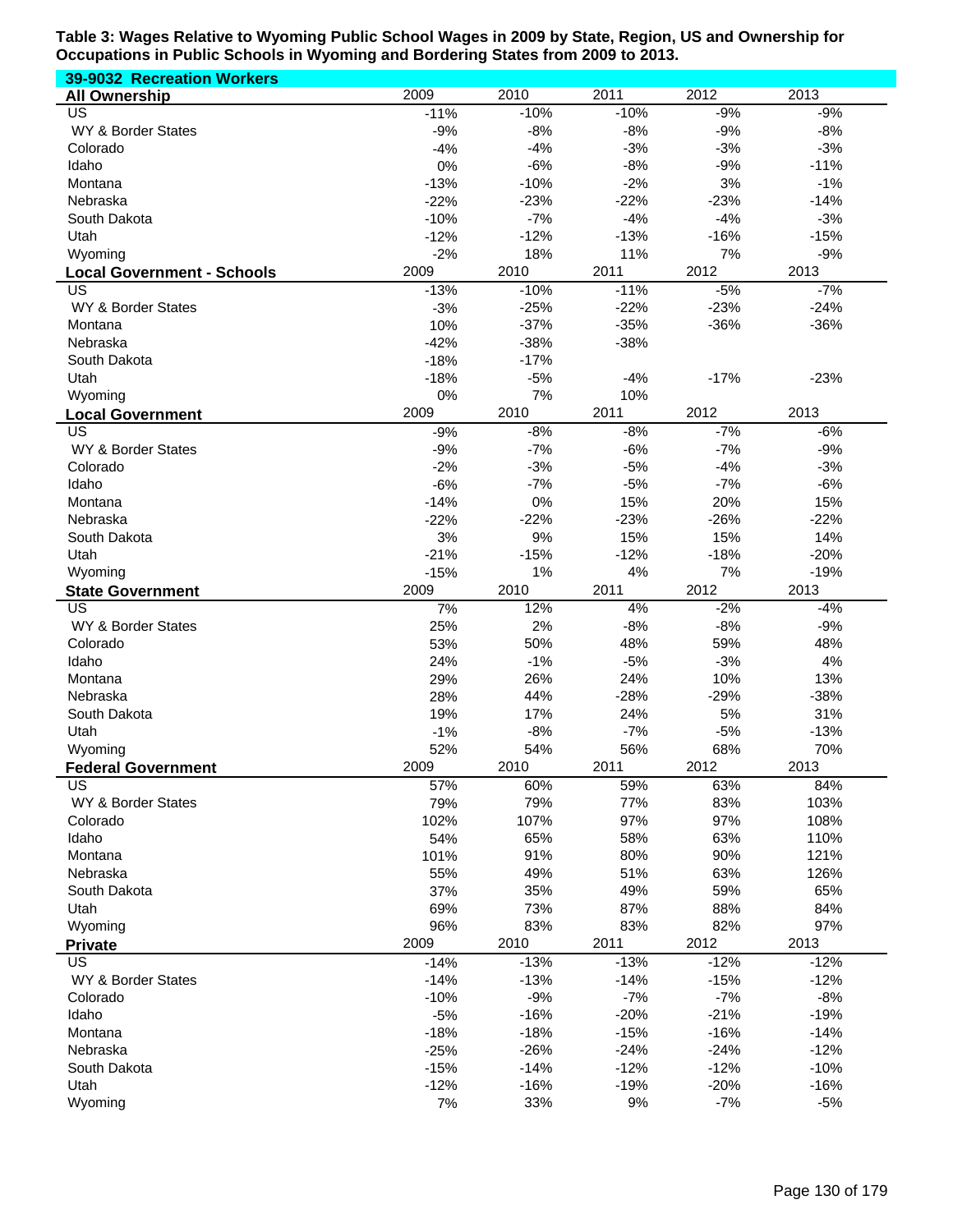**Table 3: Wages Relative to Wyoming Public School Wages in 2009 by State, Region, US and Ownership for Occupations in Public Schools in Wyoming and Bordering States from 2009 to 2013.**

**39-9032 Recreation Workers**

| **All Ownership** | 2009 | 2010 | 2011 | 2012 | 2013 |
|---|---|---|---|---|---|
| US | -11% | -10% | -10% | -9% | -9% |
| WY & Border States | -9% | -8% | -8% | -9% | -8% |
| Colorado | -4% | -4% | -3% | -3% | -3% |
| Idaho | 0% | -6% | -8% | -9% | -11% |
| Montana | -13% | -10% | -2% | 3% | -1% |
| Nebraska | -22% | -23% | -22% | -23% | -14% |
| South Dakota | -10% | -7% | -4% | -4% | -3% |
| Utah | -12% | -12% | -13% | -16% | -15% |
| Wyoming | -2% | 18% | 11% | 7% | -9% |
| **Local Government - Schools** | 2009 | 2010 | 2011 | 2012 | 2013 |
| US | -13% | -10% | -11% | -5% | -7% |
| WY & Border States | -3% | -25% | -22% | -23% | -24% |
| Montana | 10% | -37% | -35% | -36% | -36% |
| Nebraska | -42% | -38% | -38% | | |
| South Dakota | -18% | -17% | | | |
| Utah | -18% | -5% | -4% | -17% | -23% |
| Wyoming | 0% | 7% | 10% | | |
| **Local Government** | 2009 | 2010 | 2011 | 2012 | 2013 |
| US | -9% | -8% | -8% | -7% | -6% |
| WY & Border States | -9% | -7% | -6% | -7% | -9% |
| Colorado | -2% | -3% | -5% | -4% | -3% |
| Idaho | -6% | -7% | -5% | -7% | -6% |
| Montana | -14% | 0% | 15% | 20% | 15% |
| Nebraska | -22% | -22% | -23% | -26% | -22% |
| South Dakota | 3% | 9% | 15% | 15% | 14% |
| Utah | -21% | -15% | -12% | -18% | -20% |
| Wyoming | -15% | 1% | 4% | 7% | -19% |
| **State Government** | 2009 | 2010 | 2011 | 2012 | 2013 |
| US | 7% | 12% | 4% | -2% | -4% |
| WY & Border States | 25% | 2% | -8% | -8% | -9% |
| Colorado | 53% | 50% | 48% | 59% | 48% |
| Idaho | 24% | -1% | -5% | -3% | 4% |
| Montana | 29% | 26% | 24% | 10% | 13% |
| Nebraska | 28% | 44% | -28% | -29% | -38% |
| South Dakota | 19% | 17% | 24% | 5% | 31% |
| Utah | -1% | -8% | -7% | -5% | -13% |
| Wyoming | 52% | 54% | 56% | 68% | 70% |
| **Federal Government** | 2009 | 2010 | 2011 | 2012 | 2013 |
| US | 57% | 60% | 59% | 63% | 84% |
| WY & Border States | 79% | 79% | 77% | 83% | 103% |
| Colorado | 102% | 107% | 97% | 97% | 108% |
| Idaho | 54% | 65% | 58% | 63% | 110% |
| Montana | 101% | 91% | 80% | 90% | 121% |
| Nebraska | 55% | 49% | 51% | 63% | 126% |
| South Dakota | 37% | 35% | 49% | 59% | 65% |
| Utah | 69% | 73% | 87% | 88% | 84% |
| Wyoming | 96% | 83% | 83% | 82% | 97% |
| **Private** | 2009 | 2010 | 2011 | 2012 | 2013 |
| US | -14% | -13% | -13% | -12% | -12% |
| WY & Border States | -14% | -13% | -14% | -15% | -12% |
| Colorado | -10% | -9% | -7% | -7% | -8% |
| Idaho | -5% | -16% | -20% | -21% | -19% |
| Montana | -18% | -18% | -15% | -16% | -14% |
| Nebraska | -25% | -26% | -24% | -24% | -12% |
| South Dakota | -15% | -14% | -12% | -12% | -10% |
| Utah | -12% | -16% | -19% | -20% | -16% |
| Wyoming | 7% | 33% | 9% | -7% | -5% |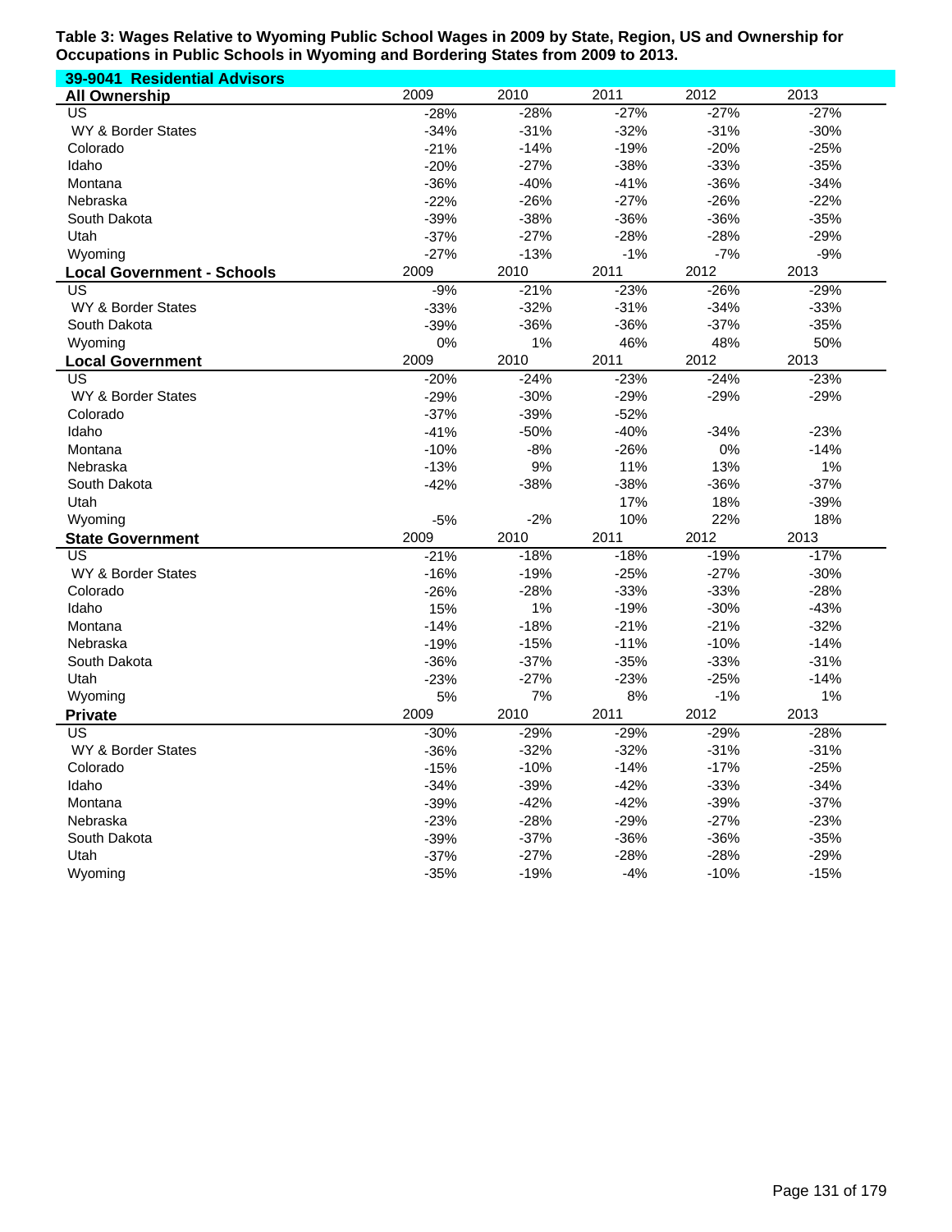**Table 3: Wages Relative to Wyoming Public School Wages in 2009 by State, Region, US and Ownership for Occupations in Public Schools in Wyoming and Bordering States from 2009 to 2013.**

**39-9041 Residential Advisors**

| All Ownership | 2009 | 2010 | 2011 | 2012 | 2013 |
|---|---|---|---|---|---|
| US | -28% | -28% | -27% | -27% | -27% |
| WY & Border States | -34% | -31% | -32% | -31% | -30% |
| Colorado | -21% | -14% | -19% | -20% | -25% |
| Idaho | -20% | -27% | -38% | -33% | -35% |
| Montana | -36% | -40% | -41% | -36% | -34% |
| Nebraska | -22% | -26% | -27% | -26% | -22% |
| South Dakota | -39% | -38% | -36% | -36% | -35% |
| Utah | -37% | -27% | -28% | -28% | -29% |
| Wyoming | -27% | -13% | -1% | -7% | -9% |
| **Local Government - Schools** | **2009** | **2010** | **2011** | **2012** | **2013** |
| US | -9% | -21% | -23% | -26% | -29% |
| WY & Border States | -33% | -32% | -31% | -34% | -33% |
| South Dakota | -39% | -36% | -36% | -37% | -35% |
| Wyoming | 0% | 1% | 46% | 48% | 50% |
| **Local Government** | **2009** | **2010** | **2011** | **2012** | **2013** |
| US | -20% | -24% | -23% | -24% | -23% |
| WY & Border States | -29% | -30% | -29% | -29% | -29% |
| Colorado | -37% | -39% | -52% | | |
| Idaho | -41% | -50% | -40% | -34% | -23% |
| Montana | -10% | -8% | -26% | 0% | -14% |
| Nebraska | -13% | 9% | 11% | 13% | 1% |
| South Dakota | -42% | -38% | -38% | -36% | -37% |
| Utah | | | 17% | 18% | -39% |
| Wyoming | -5% | -2% | 10% | 22% | 18% |
| **State Government** | **2009** | **2010** | **2011** | **2012** | **2013** |
| US | -21% | -18% | -18% | -19% | -17% |
| WY & Border States | -16% | -19% | -25% | -27% | -30% |
| Colorado | -26% | -28% | -33% | -33% | -28% |
| Idaho | 15% | 1% | -19% | -30% | -43% |
| Montana | -14% | -18% | -21% | -21% | -32% |
| Nebraska | -19% | -15% | -11% | -10% | -14% |
| South Dakota | -36% | -37% | -35% | -33% | -31% |
| Utah | -23% | -27% | -23% | -25% | -14% |
| Wyoming | 5% | 7% | 8% | -1% | 1% |
| **Private** | **2009** | **2010** | **2011** | **2012** | **2013** |
| US | -30% | -29% | -29% | -29% | -28% |
| WY & Border States | -36% | -32% | -32% | -31% | -31% |
| Colorado | -15% | -10% | -14% | -17% | -25% |
| Idaho | -34% | -39% | -42% | -33% | -34% |
| Montana | -39% | -42% | -42% | -39% | -37% |
| Nebraska | -23% | -28% | -29% | -27% | -23% |
| South Dakota | -39% | -37% | -36% | -36% | -35% |
| Utah | -37% | -27% | -28% | -28% | -29% |
| Wyoming | -35% | -19% | -4% | -10% | -15% |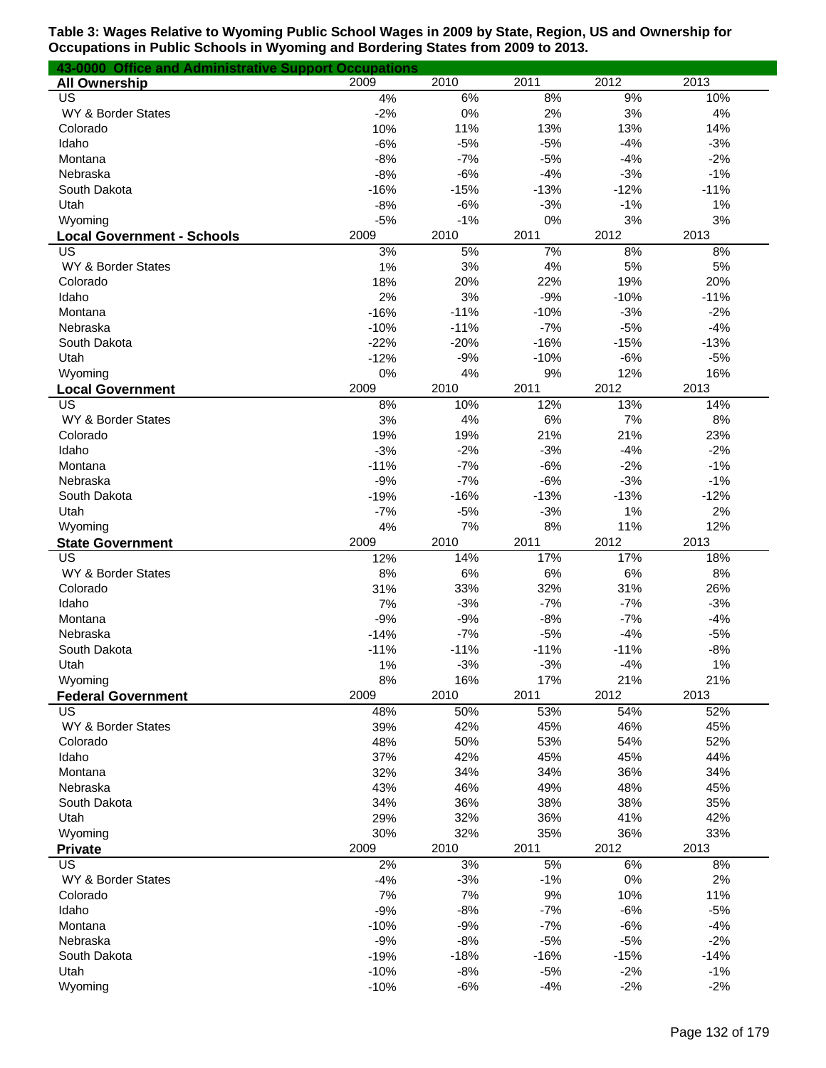**Table 3: Wages Relative to Wyoming Public School Wages in 2009 by State, Region, US and Ownership for Occupations in Public Schools in Wyoming and Bordering States from 2009 to 2013.**

**43-0000 Office and Administrative Support Occupations**

| **All Ownership** | 2009 | 2010 | 2011 | 2012 | 2013 |
|---|---|---|---|---|---|
| US | 4% | 6% | 8% | 9% | 10% |
| WY & Border States | -2% | 0% | 2% | 3% | 4% |
| Colorado | 10% | 11% | 13% | 13% | 14% |
| Idaho | -6% | -5% | -5% | -4% | -3% |
| Montana | -8% | -7% | -5% | -4% | -2% |
| Nebraska | -8% | -6% | -4% | -3% | -1% |
| South Dakota | -16% | -15% | -13% | -12% | -11% |
| Utah | -8% | -6% | -3% | -1% | 1% |
| Wyoming | -5% | -1% | 0% | 3% | 3% |

| **Local Government - Schools** | 2009 | 2010 | 2011 | 2012 | 2013 |
|---|---|---|---|---|---|
| US | 3% | 5% | 7% | 8% | 8% |
| WY & Border States | 1% | 3% | 4% | 5% | 5% |
| Colorado | 18% | 20% | 22% | 19% | 20% |
| Idaho | 2% | 3% | -9% | -10% | -11% |
| Montana | -16% | -11% | -10% | -3% | -2% |
| Nebraska | -10% | -11% | -7% | -5% | -4% |
| South Dakota | -22% | -20% | -16% | -15% | -13% |
| Utah | -12% | -9% | -10% | -6% | -5% |
| Wyoming | 0% | 4% | 9% | 12% | 16% |

| **Local Government** | 2009 | 2010 | 2011 | 2012 | 2013 |
|---|---|---|---|---|---|
| US | 8% | 10% | 12% | 13% | 14% |
| WY & Border States | 3% | 4% | 6% | 7% | 8% |
| Colorado | 19% | 19% | 21% | 21% | 23% |
| Idaho | -3% | -2% | -3% | -4% | -2% |
| Montana | -11% | -7% | -6% | -2% | -1% |
| Nebraska | -9% | -7% | -6% | -3% | -1% |
| South Dakota | -19% | -16% | -13% | -13% | -12% |
| Utah | -7% | -5% | -3% | 1% | 2% |
| Wyoming | 4% | 7% | 8% | 11% | 12% |

| **State Government** | 2009 | 2010 | 2011 | 2012 | 2013 |
|---|---|---|---|---|---|
| US | 12% | 14% | 17% | 17% | 18% |
| WY & Border States | 8% | 6% | 6% | 6% | 8% |
| Colorado | 31% | 33% | 32% | 31% | 26% |
| Idaho | 7% | -3% | -7% | -7% | -3% |
| Montana | -9% | -9% | -8% | -7% | -4% |
| Nebraska | -14% | -7% | -5% | -4% | -5% |
| South Dakota | -11% | -11% | -11% | -11% | -8% |
| Utah | 1% | -3% | -3% | -4% | 1% |
| Wyoming | 8% | 16% | 17% | 21% | 21% |

| **Federal Government** | 2009 | 2010 | 2011 | 2012 | 2013 |
|---|---|---|---|---|---|
| US | 48% | 50% | 53% | 54% | 52% |
| WY & Border States | 39% | 42% | 45% | 46% | 45% |
| Colorado | 48% | 50% | 53% | 54% | 52% |
| Idaho | 37% | 42% | 45% | 45% | 44% |
| Montana | 32% | 34% | 34% | 36% | 34% |
| Nebraska | 43% | 46% | 49% | 48% | 45% |
| South Dakota | 34% | 36% | 38% | 38% | 35% |
| Utah | 29% | 32% | 36% | 41% | 42% |
| Wyoming | 30% | 32% | 35% | 36% | 33% |

| **Private** | 2009 | 2010 | 2011 | 2012 | 2013 |
|---|---|---|---|---|---|
| US | 2% | 3% | 5% | 6% | 8% |
| WY & Border States | -4% | -3% | -1% | 0% | 2% |
| Colorado | 7% | 7% | 9% | 10% | 11% |
| Idaho | -9% | -8% | -7% | -6% | -5% |
| Montana | -10% | -9% | -7% | -6% | -4% |
| Nebraska | -9% | -8% | -5% | -5% | -2% |
| South Dakota | -19% | -18% | -16% | -15% | -14% |
| Utah | -10% | -8% | -5% | -2% | -1% |
| Wyoming | -10% | -6% | -4% | -2% | -2% |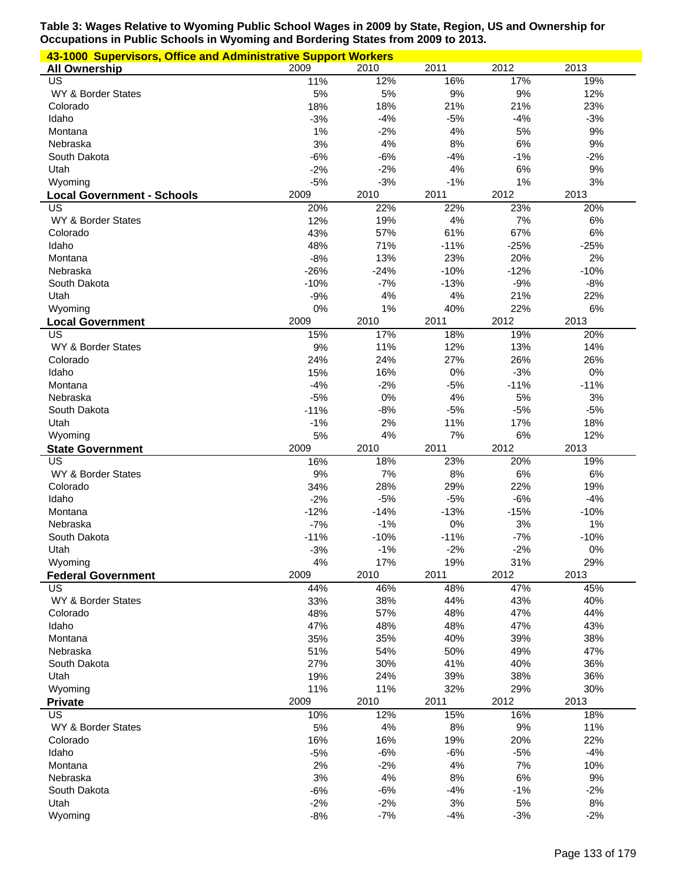**Table 3: Wages Relative to Wyoming Public School Wages in 2009 by State, Region, US and Ownership for Occupations in Public Schools in Wyoming and Bordering States from 2009 to 2013.**

**43-1000 Supervisors, Office and Administrative Support Workers**

| All Ownership | 2009 | 2010 | 2011 | 2012 | 2013 |
|---|---|---|---|---|---|
| US | 11% | 12% | 16% | 17% | 19% |
| WY & Border States | 5% | 5% | 9% | 9% | 12% |
| Colorado | 18% | 18% | 21% | 21% | 23% |
| Idaho | -3% | -4% | -5% | -4% | -3% |
| Montana | 1% | -2% | 4% | 5% | 9% |
| Nebraska | 3% | 4% | 8% | 6% | 9% |
| South Dakota | -6% | -6% | -4% | -1% | -2% |
| Utah | -2% | -2% | 4% | 6% | 9% |
| Wyoming | -5% | -3% | -1% | 1% | 3% |
| **Local Government - Schools** | **2009** | **2010** | **2011** | **2012** | **2013** |
| US | 20% | 22% | 22% | 23% | 20% |
| WY & Border States | 12% | 19% | 4% | 7% | 6% |
| Colorado | 43% | 57% | 61% | 67% | 6% |
| Idaho | 48% | 71% | -11% | -25% | -25% |
| Montana | -8% | 13% | 23% | 20% | 2% |
| Nebraska | -26% | -24% | -10% | -12% | -10% |
| South Dakota | -10% | -7% | -13% | -9% | -8% |
| Utah | -9% | 4% | 4% | 21% | 22% |
| Wyoming | 0% | 1% | 40% | 22% | 6% |
| **Local Government** | **2009** | **2010** | **2011** | **2012** | **2013** |
| US | 15% | 17% | 18% | 19% | 20% |
| WY & Border States | 9% | 11% | 12% | 13% | 14% |
| Colorado | 24% | 24% | 27% | 26% | 26% |
| Idaho | 15% | 16% | 0% | -3% | 0% |
| Montana | -4% | -2% | -5% | -11% | -11% |
| Nebraska | -5% | 0% | 4% | 5% | 3% |
| South Dakota | -11% | -8% | -5% | -5% | -5% |
| Utah | -1% | 2% | 11% | 17% | 18% |
| Wyoming | 5% | 4% | 7% | 6% | 12% |
| **State Government** | **2009** | **2010** | **2011** | **2012** | **2013** |
| US | 16% | 18% | 23% | 20% | 19% |
| WY & Border States | 9% | 7% | 8% | 6% | 6% |
| Colorado | 34% | 28% | 29% | 22% | 19% |
| Idaho | -2% | -5% | -5% | -6% | -4% |
| Montana | -12% | -14% | -13% | -15% | -10% |
| Nebraska | -7% | -1% | 0% | 3% | 1% |
| South Dakota | -11% | -10% | -11% | -7% | -10% |
| Utah | -3% | -1% | -2% | -2% | 0% |
| Wyoming | 4% | 17% | 19% | 31% | 29% |
| **Federal Government** | **2009** | **2010** | **2011** | **2012** | **2013** |
| US | 44% | 46% | 48% | 47% | 45% |
| WY & Border States | 33% | 38% | 44% | 43% | 40% |
| Colorado | 48% | 57% | 48% | 47% | 44% |
| Idaho | 47% | 48% | 48% | 47% | 43% |
| Montana | 35% | 35% | 40% | 39% | 38% |
| Nebraska | 51% | 54% | 50% | 49% | 47% |
| South Dakota | 27% | 30% | 41% | 40% | 36% |
| Utah | 19% | 24% | 39% | 38% | 36% |
| Wyoming | 11% | 11% | 32% | 29% | 30% |
| **Private** | **2009** | **2010** | **2011** | **2012** | **2013** |
| US | 10% | 12% | 15% | 16% | 18% |
| WY & Border States | 5% | 4% | 8% | 9% | 11% |
| Colorado | 16% | 16% | 19% | 20% | 22% |
| Idaho | -5% | -6% | -6% | -5% | -4% |
| Montana | 2% | -2% | 4% | 7% | 10% |
| Nebraska | 3% | 4% | 8% | 6% | 9% |
| South Dakota | -6% | -6% | -4% | -1% | -2% |
| Utah | -2% | -2% | 3% | 5% | 8% |
| Wyoming | -8% | -7% | -4% | -3% | -2% |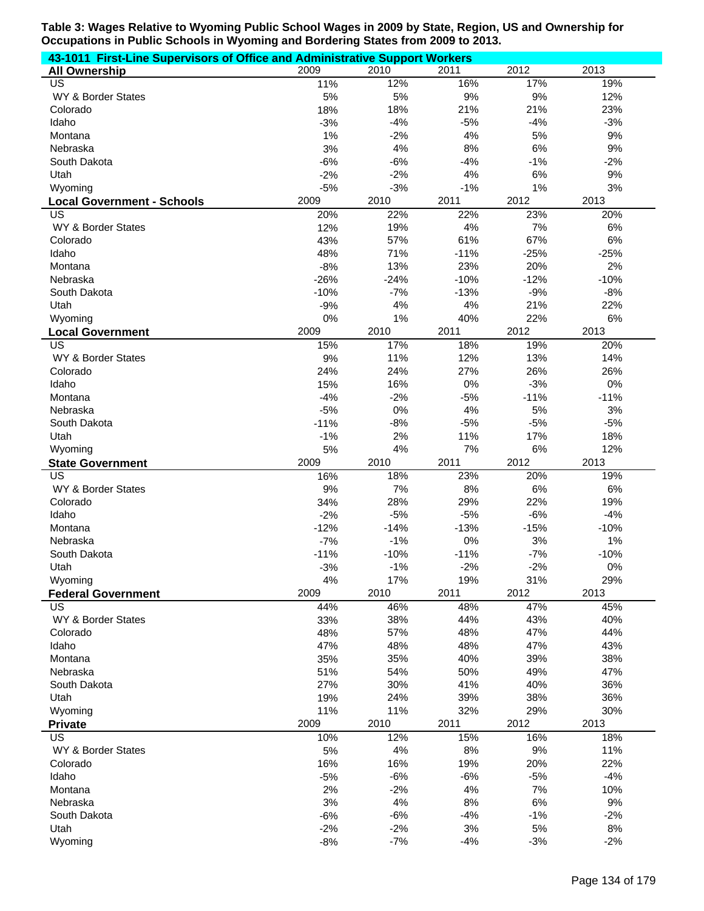**Table 3: Wages Relative to Wyoming Public School Wages in 2009 by State, Region, US and Ownership for Occupations in Public Schools in Wyoming and Bordering States from 2009 to 2013.**

**43-1011 First-Line Supervisors of Office and Administrative Support Workers**

| All Ownership | 2009 | 2010 | 2011 | 2012 | 2013 |
|---|---|---|---|---|---|
| US | 11% | 12% | 16% | 17% | 19% |
| WY & Border States | 5% | 5% | 9% | 9% | 12% |
| Colorado | 18% | 18% | 21% | 21% | 23% |
| Idaho | -3% | -4% | -5% | -4% | -3% |
| Montana | 1% | -2% | 4% | 5% | 9% |
| Nebraska | 3% | 4% | 8% | 6% | 9% |
| South Dakota | -6% | -6% | -4% | -1% | -2% |
| Utah | -2% | -2% | 4% | 6% | 9% |
| Wyoming | -5% | -3% | -1% | 1% | 3% |
| **Local Government - Schools** | 2009 | 2010 | 2011 | 2012 | 2013 |
| US | 20% | 22% | 22% | 23% | 20% |
| WY & Border States | 12% | 19% | 4% | 7% | 6% |
| Colorado | 43% | 57% | 61% | 67% | 6% |
| Idaho | 48% | 71% | -11% | -25% | -25% |
| Montana | -8% | 13% | 23% | 20% | 2% |
| Nebraska | -26% | -24% | -10% | -12% | -10% |
| South Dakota | -10% | -7% | -13% | -9% | -8% |
| Utah | -9% | 4% | 4% | 21% | 22% |
| Wyoming | 0% | 1% | 40% | 22% | 6% |
| **Local Government** | 2009 | 2010 | 2011 | 2012 | 2013 |
| US | 15% | 17% | 18% | 19% | 20% |
| WY & Border States | 9% | 11% | 12% | 13% | 14% |
| Colorado | 24% | 24% | 27% | 26% | 26% |
| Idaho | 15% | 16% | 0% | -3% | 0% |
| Montana | -4% | -2% | -5% | -11% | -11% |
| Nebraska | -5% | 0% | 4% | 5% | 3% |
| South Dakota | -11% | -8% | -5% | -5% | -5% |
| Utah | -1% | 2% | 11% | 17% | 18% |
| Wyoming | 5% | 4% | 7% | 6% | 12% |
| **State Government** | 2009 | 2010 | 2011 | 2012 | 2013 |
| US | 16% | 18% | 23% | 20% | 19% |
| WY & Border States | 9% | 7% | 8% | 6% | 6% |
| Colorado | 34% | 28% | 29% | 22% | 19% |
| Idaho | -2% | -5% | -5% | -6% | -4% |
| Montana | -12% | -14% | -13% | -15% | -10% |
| Nebraska | -7% | -1% | 0% | 3% | 1% |
| South Dakota | -11% | -10% | -11% | -7% | -10% |
| Utah | -3% | -1% | -2% | -2% | 0% |
| Wyoming | 4% | 17% | 19% | 31% | 29% |
| **Federal Government** | 2009 | 2010 | 2011 | 2012 | 2013 |
| US | 44% | 46% | 48% | 47% | 45% |
| WY & Border States | 33% | 38% | 44% | 43% | 40% |
| Colorado | 48% | 57% | 48% | 47% | 44% |
| Idaho | 47% | 48% | 48% | 47% | 43% |
| Montana | 35% | 35% | 40% | 39% | 38% |
| Nebraska | 51% | 54% | 50% | 49% | 47% |
| South Dakota | 27% | 30% | 41% | 40% | 36% |
| Utah | 19% | 24% | 39% | 38% | 36% |
| Wyoming | 11% | 11% | 32% | 29% | 30% |
| **Private** | 2009 | 2010 | 2011 | 2012 | 2013 |
| US | 10% | 12% | 15% | 16% | 18% |
| WY & Border States | 5% | 4% | 8% | 9% | 11% |
| Colorado | 16% | 16% | 19% | 20% | 22% |
| Idaho | -5% | -6% | -6% | -5% | -4% |
| Montana | 2% | -2% | 4% | 7% | 10% |
| Nebraska | 3% | 4% | 8% | 6% | 9% |
| South Dakota | -6% | -6% | -4% | -1% | -2% |
| Utah | -2% | -2% | 3% | 5% | 8% |
| Wyoming | -8% | -7% | -4% | -3% | -2% |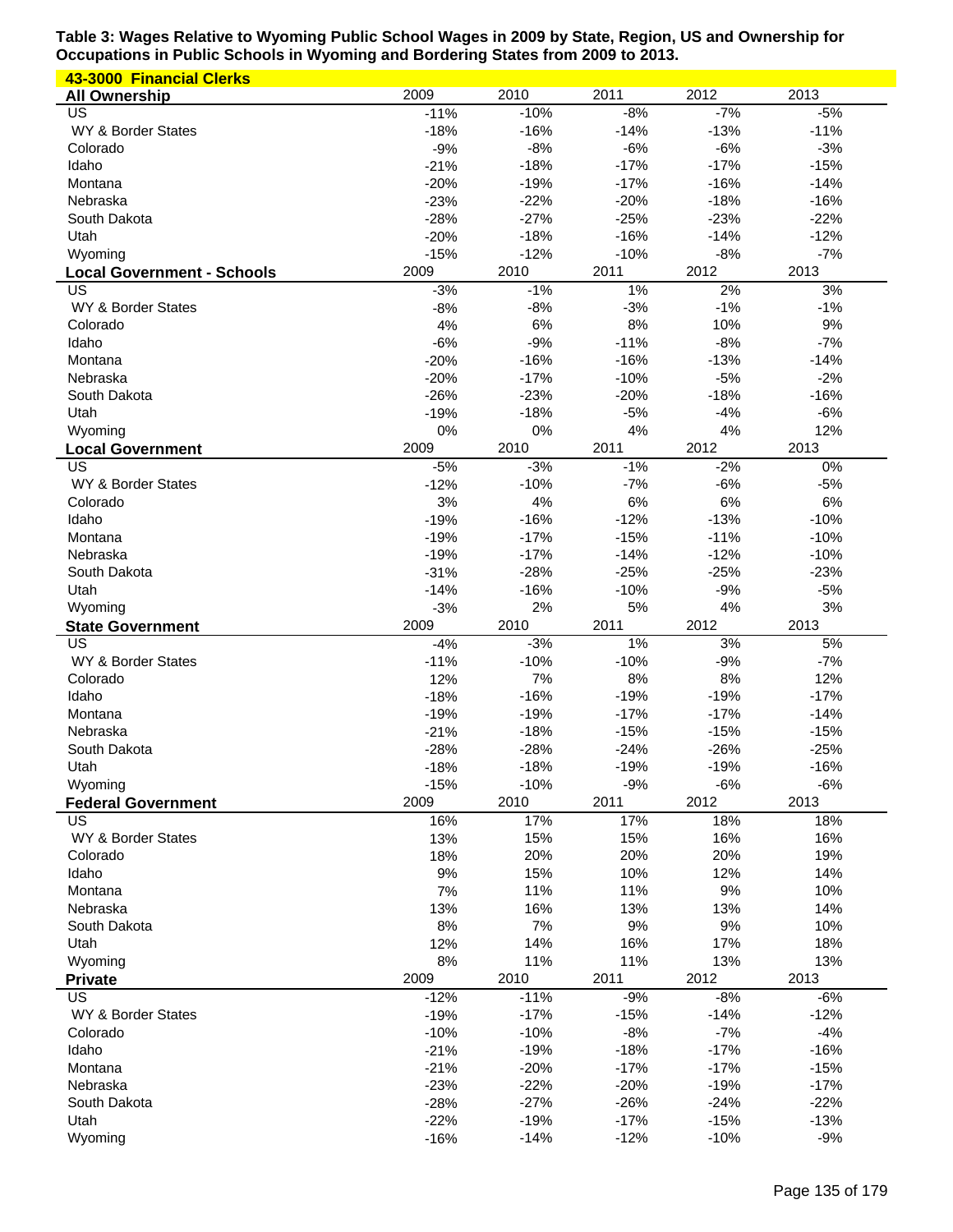**Table 3: Wages Relative to Wyoming Public School Wages in 2009 by State, Region, US and Ownership for Occupations in Public Schools in Wyoming and Bordering States from 2009 to 2013.**

**43-3000 Financial Clerks**

| All Ownership | 2009 | 2010 | 2011 | 2012 | 2013 |
|---|---|---|---|---|---|
| US | -11% | -10% | -8% | -7% | -5% |
| WY & Border States | -18% | -16% | -14% | -13% | -11% |
| Colorado | -9% | -8% | -6% | -6% | -3% |
| Idaho | -21% | -18% | -17% | -17% | -15% |
| Montana | -20% | -19% | -17% | -16% | -14% |
| Nebraska | -23% | -22% | -20% | -18% | -16% |
| South Dakota | -28% | -27% | -25% | -23% | -22% |
| Utah | -20% | -18% | -16% | -14% | -12% |
| Wyoming | -15% | -12% | -10% | -8% | -7% |

| Local Government - Schools | 2009 | 2010 | 2011 | 2012 | 2013 |
|---|---|---|---|---|---|
| US | -3% | -1% | 1% | 2% | 3% |
| WY & Border States | -8% | -8% | -3% | -1% | -1% |
| Colorado | 4% | 6% | 8% | 10% | 9% |
| Idaho | -6% | -9% | -11% | -8% | -7% |
| Montana | -20% | -16% | -16% | -13% | -14% |
| Nebraska | -20% | -17% | -10% | -5% | -2% |
| South Dakota | -26% | -23% | -20% | -18% | -16% |
| Utah | -19% | -18% | -5% | -4% | -6% |
| Wyoming | 0% | 0% | 4% | 4% | 12% |

| Local Government | 2009 | 2010 | 2011 | 2012 | 2013 |
|---|---|---|---|---|---|
| US | -5% | -3% | -1% | -2% | 0% |
| WY & Border States | -12% | -10% | -7% | -6% | -5% |
| Colorado | 3% | 4% | 6% | 6% | 6% |
| Idaho | -19% | -16% | -12% | -13% | -10% |
| Montana | -19% | -17% | -15% | -11% | -10% |
| Nebraska | -19% | -17% | -14% | -12% | -10% |
| South Dakota | -31% | -28% | -25% | -25% | -23% |
| Utah | -14% | -16% | -10% | -9% | -5% |
| Wyoming | -3% | 2% | 5% | 4% | 3% |

| State Government | 2009 | 2010 | 2011 | 2012 | 2013 |
|---|---|---|---|---|---|
| US | -4% | -3% | 1% | 3% | 5% |
| WY & Border States | -11% | -10% | -10% | -9% | -7% |
| Colorado | 12% | 7% | 8% | 8% | 12% |
| Idaho | -18% | -16% | -19% | -19% | -17% |
| Montana | -19% | -19% | -17% | -17% | -14% |
| Nebraska | -21% | -18% | -15% | -15% | -15% |
| South Dakota | -28% | -28% | -24% | -26% | -25% |
| Utah | -18% | -18% | -19% | -19% | -16% |
| Wyoming | -15% | -10% | -9% | -6% | -6% |

| Federal Government | 2009 | 2010 | 2011 | 2012 | 2013 |
|---|---|---|---|---|---|
| US | 16% | 17% | 17% | 18% | 18% |
| WY & Border States | 13% | 15% | 15% | 16% | 16% |
| Colorado | 18% | 20% | 20% | 20% | 19% |
| Idaho | 9% | 15% | 10% | 12% | 14% |
| Montana | 7% | 11% | 11% | 9% | 10% |
| Nebraska | 13% | 16% | 13% | 13% | 14% |
| South Dakota | 8% | 7% | 9% | 9% | 10% |
| Utah | 12% | 14% | 16% | 17% | 18% |
| Wyoming | 8% | 11% | 11% | 13% | 13% |

| Private | 2009 | 2010 | 2011 | 2012 | 2013 |
|---|---|---|---|---|---|
| US | -12% | -11% | -9% | -8% | -6% |
| WY & Border States | -19% | -17% | -15% | -14% | -12% |
| Colorado | -10% | -10% | -8% | -7% | -4% |
| Idaho | -21% | -19% | -18% | -17% | -16% |
| Montana | -21% | -20% | -17% | -17% | -15% |
| Nebraska | -23% | -22% | -20% | -19% | -17% |
| South Dakota | -28% | -27% | -26% | -24% | -22% |
| Utah | -22% | -19% | -17% | -15% | -13% |
| Wyoming | -16% | -14% | -12% | -10% | -9% |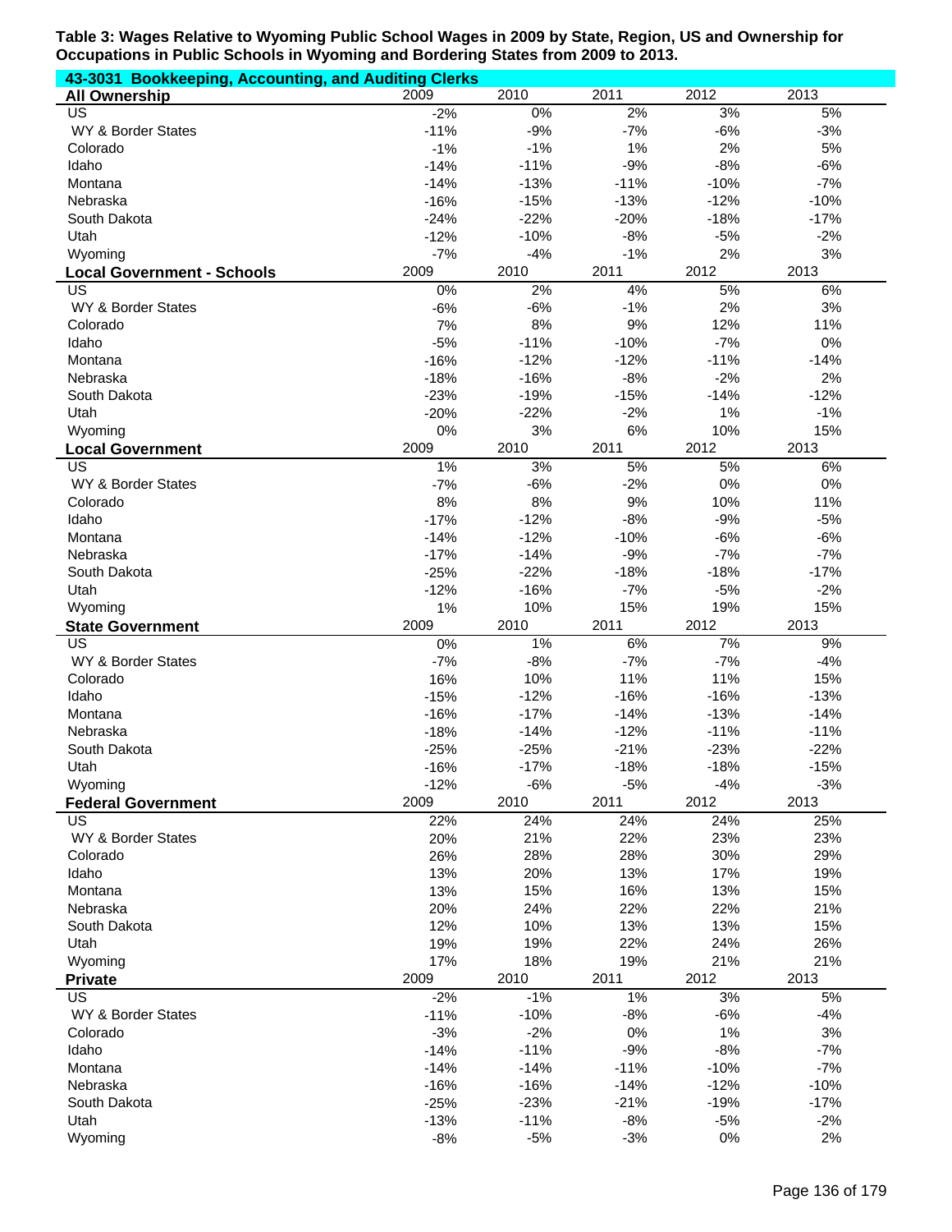**Table 3: Wages Relative to Wyoming Public School Wages in 2009 by State, Region, US and Ownership for Occupations in Public Schools in Wyoming and Bordering States from 2009 to 2013.**

**43-3031 Bookkeeping, Accounting, and Auditing Clerks**

| **All Ownership** | 2009 | 2010 | 2011 | 2012 | 2013 |
|---|---|---|---|---|---|
| US | -2% | 0% | 2% | 3% | 5% |
| WY & Border States | -11% | -9% | -7% | -6% | -3% |
| Colorado | -1% | -1% | 1% | 2% | 5% |
| Idaho | -14% | -11% | -9% | -8% | -6% |
| Montana | -14% | -13% | -11% | -10% | -7% |
| Nebraska | -16% | -15% | -13% | -12% | -10% |
| South Dakota | -24% | -22% | -20% | -18% | -17% |
| Utah | -12% | -10% | -8% | -5% | -2% |
| Wyoming | -7% | -4% | -1% | 2% | 3% |
| **Local Government - Schools** | 2009 | 2010 | 2011 | 2012 | 2013 |
| US | 0% | 2% | 4% | 5% | 6% |
| WY & Border States | -6% | -6% | -1% | 2% | 3% |
| Colorado | 7% | 8% | 9% | 12% | 11% |
| Idaho | -5% | -11% | -10% | -7% | 0% |
| Montana | -16% | -12% | -12% | -11% | -14% |
| Nebraska | -18% | -16% | -8% | -2% | 2% |
| South Dakota | -23% | -19% | -15% | -14% | -12% |
| Utah | -20% | -22% | -2% | 1% | -1% |
| Wyoming | 0% | 3% | 6% | 10% | 15% |
| **Local Government** | 2009 | 2010 | 2011 | 2012 | 2013 |
| US | 1% | 3% | 5% | 5% | 6% |
| WY & Border States | -7% | -6% | -2% | 0% | 0% |
| Colorado | 8% | 8% | 9% | 10% | 11% |
| Idaho | -17% | -12% | -8% | -9% | -5% |
| Montana | -14% | -12% | -10% | -6% | -6% |
| Nebraska | -17% | -14% | -9% | -7% | -7% |
| South Dakota | -25% | -22% | -18% | -18% | -17% |
| Utah | -12% | -16% | -7% | -5% | -2% |
| Wyoming | 1% | 10% | 15% | 19% | 15% |
| **State Government** | 2009 | 2010 | 2011 | 2012 | 2013 |
| US | 0% | 1% | 6% | 7% | 9% |
| WY & Border States | -7% | -8% | -7% | -7% | -4% |
| Colorado | 16% | 10% | 11% | 11% | 15% |
| Idaho | -15% | -12% | -16% | -16% | -13% |
| Montana | -16% | -17% | -14% | -13% | -14% |
| Nebraska | -18% | -14% | -12% | -11% | -11% |
| South Dakota | -25% | -25% | -21% | -23% | -22% |
| Utah | -16% | -17% | -18% | -18% | -15% |
| Wyoming | -12% | -6% | -5% | -4% | -3% |
| **Federal Government** | 2009 | 2010 | 2011 | 2012 | 2013 |
| US | 22% | 24% | 24% | 24% | 25% |
| WY & Border States | 20% | 21% | 22% | 23% | 23% |
| Colorado | 26% | 28% | 28% | 30% | 29% |
| Idaho | 13% | 20% | 13% | 17% | 19% |
| Montana | 13% | 15% | 16% | 13% | 15% |
| Nebraska | 20% | 24% | 22% | 22% | 21% |
| South Dakota | 12% | 10% | 13% | 13% | 15% |
| Utah | 19% | 19% | 22% | 24% | 26% |
| Wyoming | 17% | 18% | 19% | 21% | 21% |
| **Private** | 2009 | 2010 | 2011 | 2012 | 2013 |
| US | -2% | -1% | 1% | 3% | 5% |
| WY & Border States | -11% | -10% | -8% | -6% | -4% |
| Colorado | -3% | -2% | 0% | 1% | 3% |
| Idaho | -14% | -11% | -9% | -8% | -7% |
| Montana | -14% | -14% | -11% | -10% | -7% |
| Nebraska | -16% | -16% | -14% | -12% | -10% |
| South Dakota | -25% | -23% | -21% | -19% | -17% |
| Utah | -13% | -11% | -8% | -5% | -2% |
| Wyoming | -8% | -5% | -3% | 0% | 2% |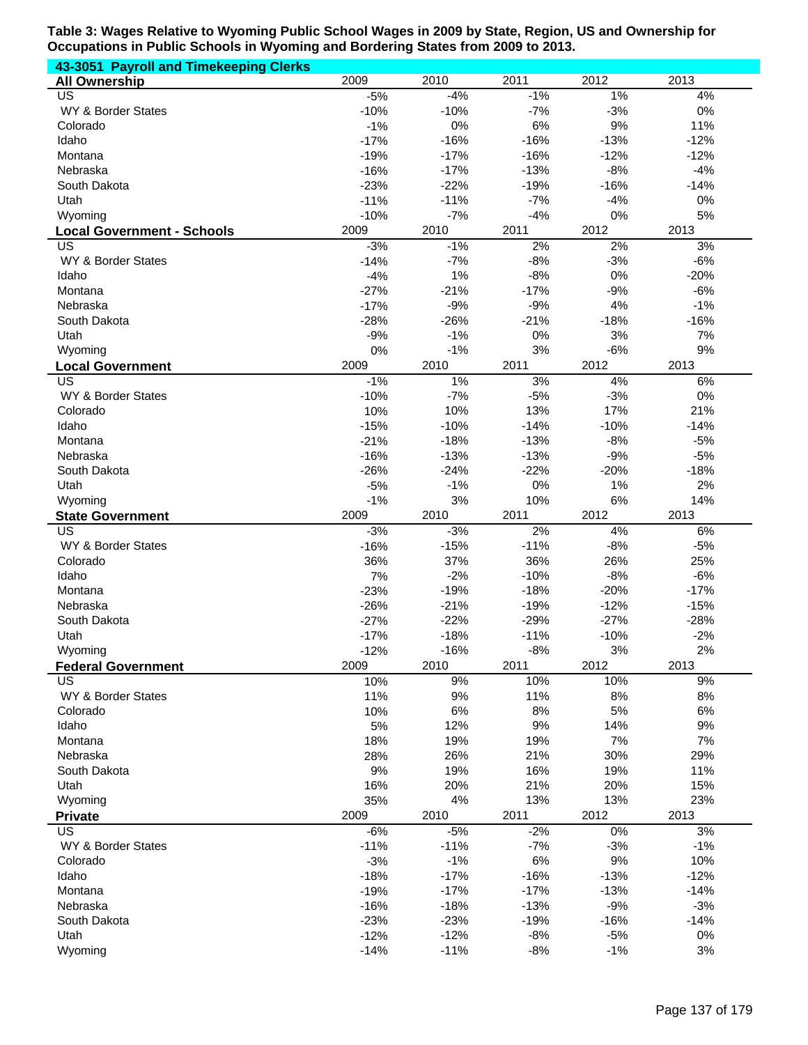**Table 3: Wages Relative to Wyoming Public School Wages in 2009 by State, Region, US and Ownership for Occupations in Public Schools in Wyoming and Bordering States from 2009 to 2013.**

**43-3051 Payroll and Timekeeping Clerks**

| **All Ownership** | 2009 | 2010 | 2011 | 2012 | 2013 |
|---|---|---|---|---|---|
| US | -5% | -4% | -1% | 1% | 4% |
| WY & Border States | -10% | -10% | -7% | -3% | 0% |
| Colorado | -1% | 0% | 6% | 9% | 11% |
| Idaho | -17% | -16% | -16% | -13% | -12% |
| Montana | -19% | -17% | -16% | -12% | -12% |
| Nebraska | -16% | -17% | -13% | -8% | -4% |
| South Dakota | -23% | -22% | -19% | -16% | -14% |
| Utah | -11% | -11% | -7% | -4% | 0% |
| Wyoming | -10% | -7% | -4% | 0% | 5% |
| **Local Government - Schools** | 2009 | 2010 | 2011 | 2012 | 2013 |
| US | -3% | -1% | 2% | 2% | 3% |
| WY & Border States | -14% | -7% | -8% | -3% | -6% |
| Idaho | -4% | 1% | -8% | 0% | -20% |
| Montana | -27% | -21% | -17% | -9% | -6% |
| Nebraska | -17% | -9% | -9% | 4% | -1% |
| South Dakota | -28% | -26% | -21% | -18% | -16% |
| Utah | -9% | -1% | 0% | 3% | 7% |
| Wyoming | 0% | -1% | 3% | -6% | 9% |
| **Local Government** | 2009 | 2010 | 2011 | 2012 | 2013 |
| US | -1% | 1% | 3% | 4% | 6% |
| WY & Border States | -10% | -7% | -5% | -3% | 0% |
| Colorado | 10% | 10% | 13% | 17% | 21% |
| Idaho | -15% | -10% | -14% | -10% | -14% |
| Montana | -21% | -18% | -13% | -8% | -5% |
| Nebraska | -16% | -13% | -13% | -9% | -5% |
| South Dakota | -26% | -24% | -22% | -20% | -18% |
| Utah | -5% | -1% | 0% | 1% | 2% |
| Wyoming | -1% | 3% | 10% | 6% | 14% |
| **State Government** | 2009 | 2010 | 2011 | 2012 | 2013 |
| US | -3% | -3% | 2% | 4% | 6% |
| WY & Border States | -16% | -15% | -11% | -8% | -5% |
| Colorado | 36% | 37% | 36% | 26% | 25% |
| Idaho | 7% | -2% | -10% | -8% | -6% |
| Montana | -23% | -19% | -18% | -20% | -17% |
| Nebraska | -26% | -21% | -19% | -12% | -15% |
| South Dakota | -27% | -22% | -29% | -27% | -28% |
| Utah | -17% | -18% | -11% | -10% | -2% |
| Wyoming | -12% | -16% | -8% | 3% | 2% |
| **Federal Government** | 2009 | 2010 | 2011 | 2012 | 2013 |
| US | 10% | 9% | 10% | 10% | 9% |
| WY & Border States | 11% | 9% | 11% | 8% | 8% |
| Colorado | 10% | 6% | 8% | 5% | 6% |
| Idaho | 5% | 12% | 9% | 14% | 9% |
| Montana | 18% | 19% | 19% | 7% | 7% |
| Nebraska | 28% | 26% | 21% | 30% | 29% |
| South Dakota | 9% | 19% | 16% | 19% | 11% |
| Utah | 16% | 20% | 21% | 20% | 15% |
| Wyoming | 35% | 4% | 13% | 13% | 23% |
| **Private** | 2009 | 2010 | 2011 | 2012 | 2013 |
| US | -6% | -5% | -2% | 0% | 3% |
| WY & Border States | -11% | -11% | -7% | -3% | -1% |
| Colorado | -3% | -1% | 6% | 9% | 10% |
| Idaho | -18% | -17% | -16% | -13% | -12% |
| Montana | -19% | -17% | -17% | -13% | -14% |
| Nebraska | -16% | -18% | -13% | -9% | -3% |
| South Dakota | -23% | -23% | -19% | -16% | -14% |
| Utah | -12% | -12% | -8% | -5% | 0% |
| Wyoming | -14% | -11% | -8% | -1% | 3% |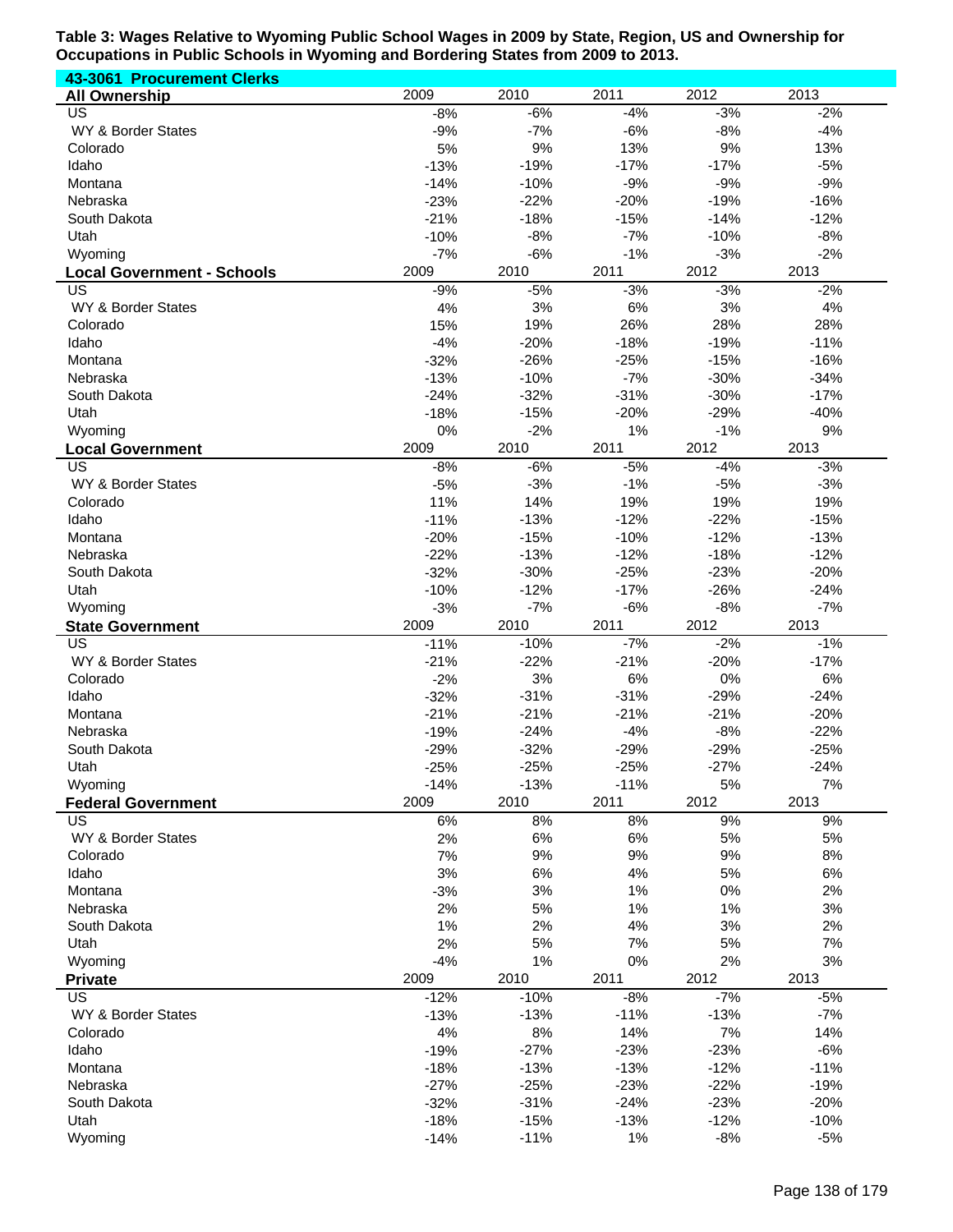**Table 3: Wages Relative to Wyoming Public School Wages in 2009 by State, Region, US and Ownership for Occupations in Public Schools in Wyoming and Bordering States from 2009 to 2013.**

**43-3061 Procurement Clerks**

| **All Ownership** | 2009 | 2010 | 2011 | 2012 | 2013 |
|---|---|---|---|---|---|
| US | -8% | -6% | -4% | -3% | -2% |
| WY & Border States | -9% | -7% | -6% | -8% | -4% |
| Colorado | 5% | 9% | 13% | 9% | 13% |
| Idaho | -13% | -19% | -17% | -17% | -5% |
| Montana | -14% | -10% | -9% | -9% | -9% |
| Nebraska | -23% | -22% | -20% | -19% | -16% |
| South Dakota | -21% | -18% | -15% | -14% | -12% |
| Utah | -10% | -8% | -7% | -10% | -8% |
| Wyoming | -7% | -6% | -1% | -3% | -2% |
| **Local Government - Schools** | 2009 | 2010 | 2011 | 2012 | 2013 |
| US | -9% | -5% | -3% | -3% | -2% |
| WY & Border States | 4% | 3% | 6% | 3% | 4% |
| Colorado | 15% | 19% | 26% | 28% | 28% |
| Idaho | -4% | -20% | -18% | -19% | -11% |
| Montana | -32% | -26% | -25% | -15% | -16% |
| Nebraska | -13% | -10% | -7% | -30% | -34% |
| South Dakota | -24% | -32% | -31% | -30% | -17% |
| Utah | -18% | -15% | -20% | -29% | -40% |
| Wyoming | 0% | -2% | 1% | -1% | 9% |
| **Local Government** | 2009 | 2010 | 2011 | 2012 | 2013 |
| US | -8% | -6% | -5% | -4% | -3% |
| WY & Border States | -5% | -3% | -1% | -5% | -3% |
| Colorado | 11% | 14% | 19% | 19% | 19% |
| Idaho | -11% | -13% | -12% | -22% | -15% |
| Montana | -20% | -15% | -10% | -12% | -13% |
| Nebraska | -22% | -13% | -12% | -18% | -12% |
| South Dakota | -32% | -30% | -25% | -23% | -20% |
| Utah | -10% | -12% | -17% | -26% | -24% |
| Wyoming | -3% | -7% | -6% | -8% | -7% |
| **State Government** | 2009 | 2010 | 2011 | 2012 | 2013 |
| US | -11% | -10% | -7% | -2% | -1% |
| WY & Border States | -21% | -22% | -21% | -20% | -17% |
| Colorado | -2% | 3% | 6% | 0% | 6% |
| Idaho | -32% | -31% | -31% | -29% | -24% |
| Montana | -21% | -21% | -21% | -21% | -20% |
| Nebraska | -19% | -24% | -4% | -8% | -22% |
| South Dakota | -29% | -32% | -29% | -29% | -25% |
| Utah | -25% | -25% | -25% | -27% | -24% |
| Wyoming | -14% | -13% | -11% | 5% | 7% |
| **Federal Government** | 2009 | 2010 | 2011 | 2012 | 2013 |
| US | 6% | 8% | 8% | 9% | 9% |
| WY & Border States | 2% | 6% | 6% | 5% | 5% |
| Colorado | 7% | 9% | 9% | 9% | 8% |
| Idaho | 3% | 6% | 4% | 5% | 6% |
| Montana | -3% | 3% | 1% | 0% | 2% |
| Nebraska | 2% | 5% | 1% | 1% | 3% |
| South Dakota | 1% | 2% | 4% | 3% | 2% |
| Utah | 2% | 5% | 7% | 5% | 7% |
| Wyoming | -4% | 1% | 0% | 2% | 3% |
| **Private** | 2009 | 2010 | 2011 | 2012 | 2013 |
| US | -12% | -10% | -8% | -7% | -5% |
| WY & Border States | -13% | -13% | -11% | -13% | -7% |
| Colorado | 4% | 8% | 14% | 7% | 14% |
| Idaho | -19% | -27% | -23% | -23% | -6% |
| Montana | -18% | -13% | -13% | -12% | -11% |
| Nebraska | -27% | -25% | -23% | -22% | -19% |
| South Dakota | -32% | -31% | -24% | -23% | -20% |
| Utah | -18% | -15% | -13% | -12% | -10% |
| Wyoming | -14% | -11% | 1% | -8% | -5% |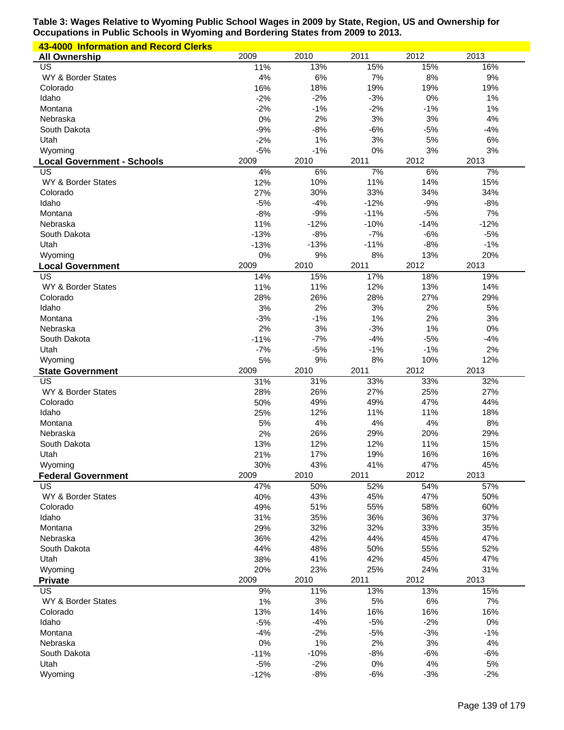**Table 3: Wages Relative to Wyoming Public School Wages in 2009 by State, Region, US and Ownership for Occupations in Public Schools in Wyoming and Bordering States from 2009 to 2013.**

**43-4000 Information and Record Clerks**

| All Ownership | 2009 | 2010 | 2011 | 2012 | 2013 |
|---|---|---|---|---|---|
| US | 11% | 13% | 15% | 15% | 16% |
| WY & Border States | 4% | 6% | 7% | 8% | 9% |
| Colorado | 16% | 18% | 19% | 19% | 19% |
| Idaho | -2% | -2% | -3% | 0% | 1% |
| Montana | -2% | -1% | -2% | -1% | 1% |
| Nebraska | 0% | 2% | 3% | 3% | 4% |
| South Dakota | -9% | -8% | -6% | -5% | -4% |
| Utah | -2% | 1% | 3% | 5% | 6% |
| Wyoming | -5% | -1% | 0% | 3% | 3% |
| **Local Government - Schools** | **2009** | **2010** | **2011** | **2012** | **2013** |
| US | 4% | 6% | 7% | 6% | 7% |
| WY & Border States | 12% | 10% | 11% | 14% | 15% |
| Colorado | 27% | 30% | 33% | 34% | 34% |
| Idaho | -5% | -4% | -12% | -9% | -8% |
| Montana | -8% | -9% | -11% | -5% | 7% |
| Nebraska | 11% | -12% | -10% | -14% | -12% |
| South Dakota | -13% | -8% | -7% | -6% | -5% |
| Utah | -13% | -13% | -11% | -8% | -1% |
| Wyoming | 0% | 9% | 8% | 13% | 20% |
| **Local Government** | **2009** | **2010** | **2011** | **2012** | **2013** |
| US | 14% | 15% | 17% | 18% | 19% |
| WY & Border States | 11% | 11% | 12% | 13% | 14% |
| Colorado | 28% | 26% | 28% | 27% | 29% |
| Idaho | 3% | 2% | 3% | 2% | 5% |
| Montana | -3% | -1% | 1% | 2% | 3% |
| Nebraska | 2% | 3% | -3% | 1% | 0% |
| South Dakota | -11% | -7% | -4% | -5% | -4% |
| Utah | -7% | -5% | -1% | -1% | 2% |
| Wyoming | 5% | 9% | 8% | 10% | 12% |
| **State Government** | **2009** | **2010** | **2011** | **2012** | **2013** |
| US | 31% | 31% | 33% | 33% | 32% |
| WY & Border States | 28% | 26% | 27% | 25% | 27% |
| Colorado | 50% | 49% | 49% | 47% | 44% |
| Idaho | 25% | 12% | 11% | 11% | 18% |
| Montana | 5% | 4% | 4% | 4% | 8% |
| Nebraska | 2% | 26% | 29% | 20% | 29% |
| South Dakota | 13% | 12% | 12% | 11% | 15% |
| Utah | 21% | 17% | 19% | 16% | 16% |
| Wyoming | 30% | 43% | 41% | 47% | 45% |
| **Federal Government** | **2009** | **2010** | **2011** | **2012** | **2013** |
| US | 47% | 50% | 52% | 54% | 57% |
| WY & Border States | 40% | 43% | 45% | 47% | 50% |
| Colorado | 49% | 51% | 55% | 58% | 60% |
| Idaho | 31% | 35% | 36% | 36% | 37% |
| Montana | 29% | 32% | 32% | 33% | 35% |
| Nebraska | 36% | 42% | 44% | 45% | 47% |
| South Dakota | 44% | 48% | 50% | 55% | 52% |
| Utah | 38% | 41% | 42% | 45% | 47% |
| Wyoming | 20% | 23% | 25% | 24% | 31% |
| **Private** | **2009** | **2010** | **2011** | **2012** | **2013** |
| US | 9% | 11% | 13% | 13% | 15% |
| WY & Border States | 1% | 3% | 5% | 6% | 7% |
| Colorado | 13% | 14% | 16% | 16% | 16% |
| Idaho | -5% | -4% | -5% | -2% | 0% |
| Montana | -4% | -2% | -5% | -3% | -1% |
| Nebraska | 0% | 1% | 2% | 3% | 4% |
| South Dakota | -11% | -10% | -8% | -6% | -6% |
| Utah | -5% | -2% | 0% | 4% | 5% |
| Wyoming | -12% | -8% | -6% | -3% | -2% |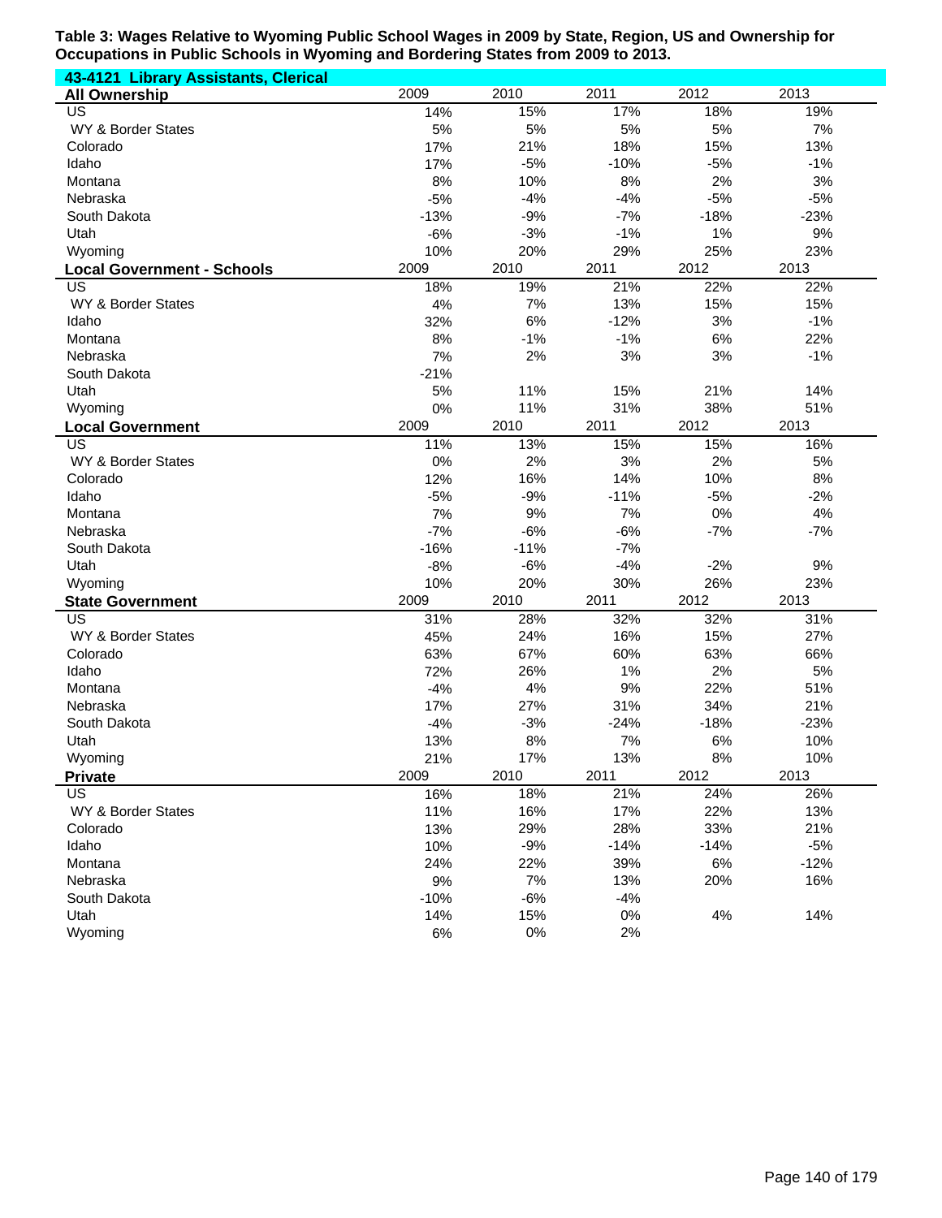**Table 3: Wages Relative to Wyoming Public School Wages in 2009 by State, Region, US and Ownership for Occupations in Public Schools in Wyoming and Bordering States from 2009 to 2013.**

**43-4121 Library Assistants, Clerical**

| **All Ownership** | 2009 | 2010 | 2011 | 2012 | 2013 |
|---|---|---|---|---|---|
| US | 14% | 15% | 17% | 18% | 19% |
| WY & Border States | 5% | 5% | 5% | 5% | 7% |
| Colorado | 17% | 21% | 18% | 15% | 13% |
| Idaho | 17% | -5% | -10% | -5% | -1% |
| Montana | 8% | 10% | 8% | 2% | 3% |
| Nebraska | -5% | -4% | -4% | -5% | -5% |
| South Dakota | -13% | -9% | -7% | -18% | -23% |
| Utah | -6% | -3% | -1% | 1% | 9% |
| Wyoming | 10% | 20% | 29% | 25% | 23% |
| **Local Government - Schools** | 2009 | 2010 | 2011 | 2012 | 2013 |
| US | 18% | 19% | 21% | 22% | 22% |
| WY & Border States | 4% | 7% | 13% | 15% | 15% |
| Idaho | 32% | 6% | -12% | 3% | -1% |
| Montana | 8% | -1% | -1% | 6% | 22% |
| Nebraska | 7% | 2% | 3% | 3% | -1% |
| South Dakota | -21% | | | | |
| Utah | 5% | 11% | 15% | 21% | 14% |
| Wyoming | 0% | 11% | 31% | 38% | 51% |
| **Local Government** | 2009 | 2010 | 2011 | 2012 | 2013 |
| US | 11% | 13% | 15% | 15% | 16% |
| WY & Border States | 0% | 2% | 3% | 2% | 5% |
| Colorado | 12% | 16% | 14% | 10% | 8% |
| Idaho | -5% | -9% | -11% | -5% | -2% |
| Montana | 7% | 9% | 7% | 0% | 4% |
| Nebraska | -7% | -6% | -6% | -7% | -7% |
| South Dakota | -16% | -11% | -7% | | |
| Utah | -8% | -6% | -4% | -2% | 9% |
| Wyoming | 10% | 20% | 30% | 26% | 23% |
| **State Government** | 2009 | 2010 | 2011 | 2012 | 2013 |
| US | 31% | 28% | 32% | 32% | 31% |
| WY & Border States | 45% | 24% | 16% | 15% | 27% |
| Colorado | 63% | 67% | 60% | 63% | 66% |
| Idaho | 72% | 26% | 1% | 2% | 5% |
| Montana | -4% | 4% | 9% | 22% | 51% |
| Nebraska | 17% | 27% | 31% | 34% | 21% |
| South Dakota | -4% | -3% | -24% | -18% | -23% |
| Utah | 13% | 8% | 7% | 6% | 10% |
| Wyoming | 21% | 17% | 13% | 8% | 10% |
| **Private** | 2009 | 2010 | 2011 | 2012 | 2013 |
| US | 16% | 18% | 21% | 24% | 26% |
| WY & Border States | 11% | 16% | 17% | 22% | 13% |
| Colorado | 13% | 29% | 28% | 33% | 21% |
| Idaho | 10% | -9% | -14% | -14% | -5% |
| Montana | 24% | 22% | 39% | 6% | -12% |
| Nebraska | 9% | 7% | 13% | 20% | 16% |
| South Dakota | -10% | -6% | -4% | | |
| Utah | 14% | 15% | 0% | 4% | 14% |
| Wyoming | 6% | 0% | 2% | | |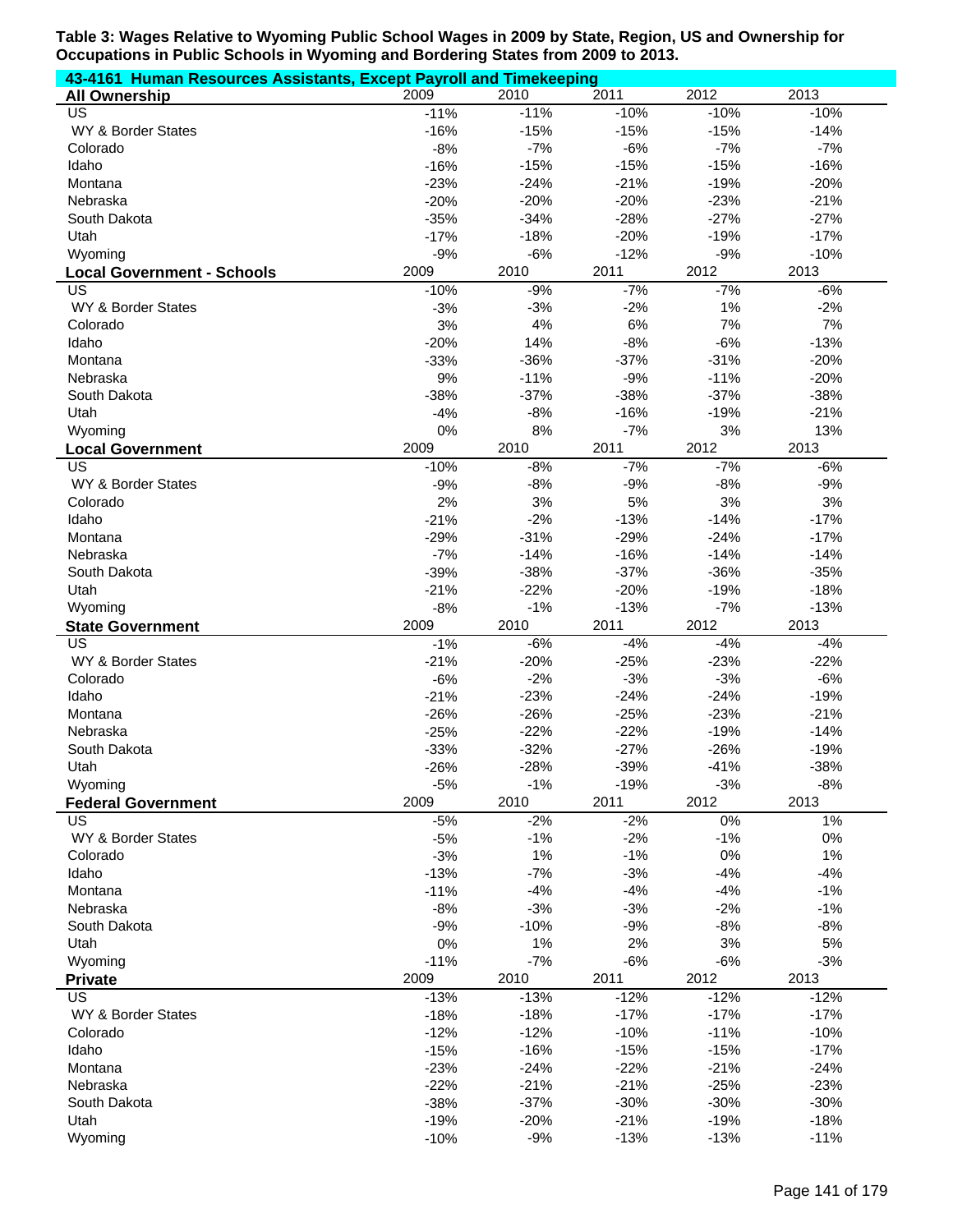**Table 3: Wages Relative to Wyoming Public School Wages in 2009 by State, Region, US and Ownership for Occupations in Public Schools in Wyoming and Bordering States from 2009 to 2013.**

**43-4161 Human Resources Assistants, Except Payroll and Timekeeping**

| All Ownership | 2009 | 2010 | 2011 | 2012 | 2013 |
|---|---|---|---|---|---|
| US | -11% | -11% | -10% | -10% | -10% |
| WY & Border States | -16% | -15% | -15% | -15% | -14% |
| Colorado | -8% | -7% | -6% | -7% | -7% |
| Idaho | -16% | -15% | -15% | -15% | -16% |
| Montana | -23% | -24% | -21% | -19% | -20% |
| Nebraska | -20% | -20% | -20% | -23% | -21% |
| South Dakota | -35% | -34% | -28% | -27% | -27% |
| Utah | -17% | -18% | -20% | -19% | -17% |
| Wyoming | -9% | -6% | -12% | -9% | -10% |

| Local Government - Schools | 2009 | 2010 | 2011 | 2012 | 2013 |
|---|---|---|---|---|---|
| US | -10% | -9% | -7% | -7% | -6% |
| WY & Border States | -3% | -3% | -2% | 1% | -2% |
| Colorado | 3% | 4% | 6% | 7% | 7% |
| Idaho | -20% | 14% | -8% | -6% | -13% |
| Montana | -33% | -36% | -37% | -31% | -20% |
| Nebraska | 9% | -11% | -9% | -11% | -20% |
| South Dakota | -38% | -37% | -38% | -37% | -38% |
| Utah | -4% | -8% | -16% | -19% | -21% |
| Wyoming | 0% | 8% | -7% | 3% | 13% |

| Local Government | 2009 | 2010 | 2011 | 2012 | 2013 |
|---|---|---|---|---|---|
| US | -10% | -8% | -7% | -7% | -6% |
| WY & Border States | -9% | -8% | -9% | -8% | -9% |
| Colorado | 2% | 3% | 5% | 3% | 3% |
| Idaho | -21% | -2% | -13% | -14% | -17% |
| Montana | -29% | -31% | -29% | -24% | -17% |
| Nebraska | -7% | -14% | -16% | -14% | -14% |
| South Dakota | -39% | -38% | -37% | -36% | -35% |
| Utah | -21% | -22% | -20% | -19% | -18% |
| Wyoming | -8% | -1% | -13% | -7% | -13% |

| State Government | 2009 | 2010 | 2011 | 2012 | 2013 |
|---|---|---|---|---|---|
| US | -1% | -6% | -4% | -4% | -4% |
| WY & Border States | -21% | -20% | -25% | -23% | -22% |
| Colorado | -6% | -2% | -3% | -3% | -6% |
| Idaho | -21% | -23% | -24% | -24% | -19% |
| Montana | -26% | -26% | -25% | -23% | -21% |
| Nebraska | -25% | -22% | -22% | -19% | -14% |
| South Dakota | -33% | -32% | -27% | -26% | -19% |
| Utah | -26% | -28% | -39% | -41% | -38% |
| Wyoming | -5% | -1% | -19% | -3% | -8% |

| Federal Government | 2009 | 2010 | 2011 | 2012 | 2013 |
|---|---|---|---|---|---|
| US | -5% | -2% | -2% | 0% | 1% |
| WY & Border States | -5% | -1% | -2% | -1% | 0% |
| Colorado | -3% | 1% | -1% | 0% | 1% |
| Idaho | -13% | -7% | -3% | -4% | -4% |
| Montana | -11% | -4% | -4% | -4% | -1% |
| Nebraska | -8% | -3% | -3% | -2% | -1% |
| South Dakota | -9% | -10% | -9% | -8% | -8% |
| Utah | 0% | 1% | 2% | 3% | 5% |
| Wyoming | -11% | -7% | -6% | -6% | -3% |

| Private | 2009 | 2010 | 2011 | 2012 | 2013 |
|---|---|---|---|---|---|
| US | -13% | -13% | -12% | -12% | -12% |
| WY & Border States | -18% | -18% | -17% | -17% | -17% |
| Colorado | -12% | -12% | -10% | -11% | -10% |
| Idaho | -15% | -16% | -15% | -15% | -17% |
| Montana | -23% | -24% | -22% | -21% | -24% |
| Nebraska | -22% | -21% | -21% | -25% | -23% |
| South Dakota | -38% | -37% | -30% | -30% | -30% |
| Utah | -19% | -20% | -21% | -19% | -18% |
| Wyoming | -10% | -9% | -13% | -13% | -11% |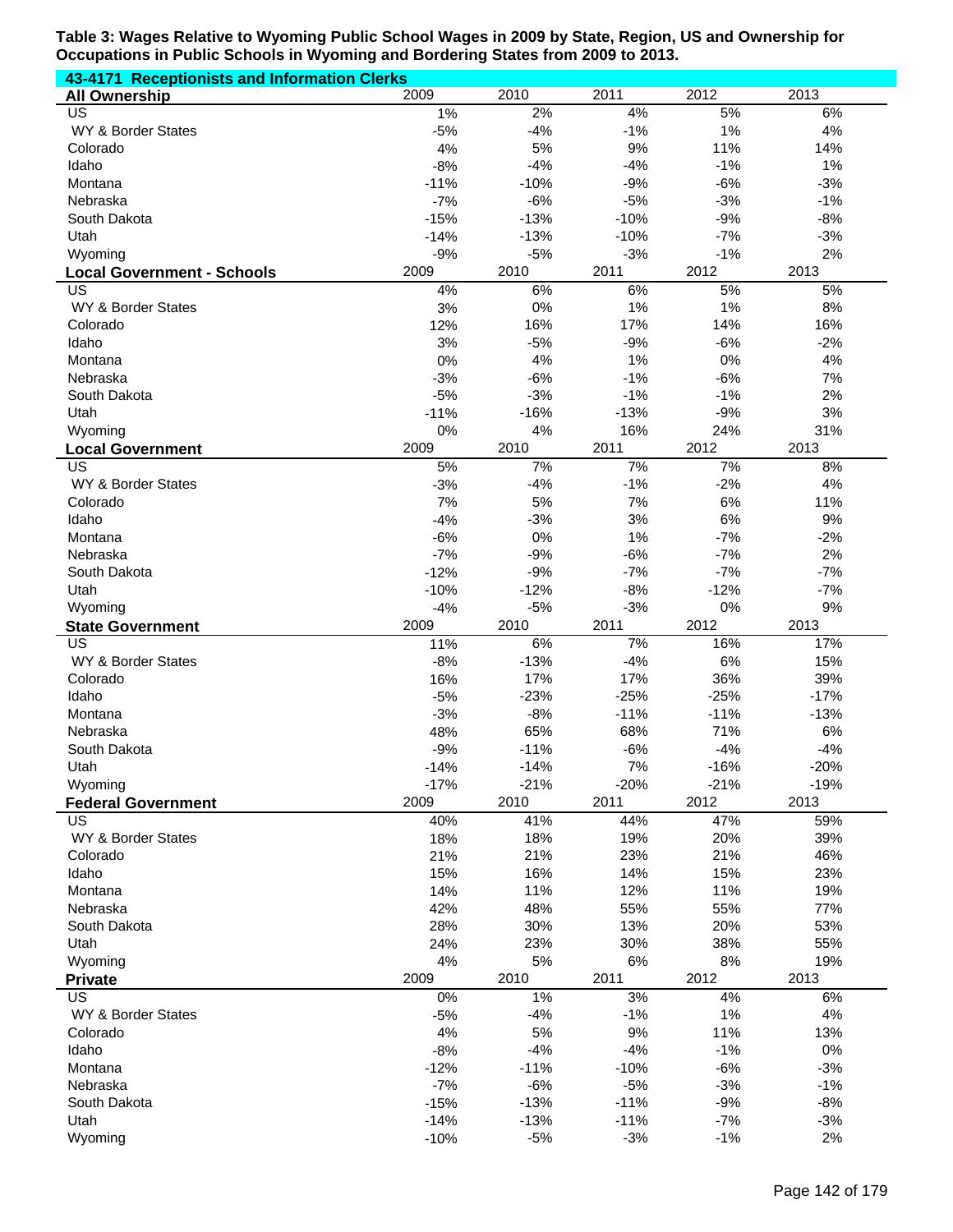**Table 3: Wages Relative to Wyoming Public School Wages in 2009 by State, Region, US and Ownership for Occupations in Public Schools in Wyoming and Bordering States from 2009 to 2013.**

**43-4171 Receptionists and Information Clerks**

| All Ownership | 2009 | 2010 | 2011 | 2012 | 2013 |
|---|---|---|---|---|---|
| US | 1% | 2% | 4% | 5% | 6% |
| WY & Border States | -5% | -4% | -1% | 1% | 4% |
| Colorado | 4% | 5% | 9% | 11% | 14% |
| Idaho | -8% | -4% | -4% | -1% | 1% |
| Montana | -11% | -10% | -9% | -6% | -3% |
| Nebraska | -7% | -6% | -5% | -3% | -1% |
| South Dakota | -15% | -13% | -10% | -9% | -8% |
| Utah | -14% | -13% | -10% | -7% | -3% |
| Wyoming | -9% | -5% | -3% | -1% | 2% |
| **Local Government - Schools** | 2009 | 2010 | 2011 | 2012 | 2013 |
| US | 4% | 6% | 6% | 5% | 5% |
| WY & Border States | 3% | 0% | 1% | 1% | 8% |
| Colorado | 12% | 16% | 17% | 14% | 16% |
| Idaho | 3% | -5% | -9% | -6% | -2% |
| Montana | 0% | 4% | 1% | 0% | 4% |
| Nebraska | -3% | -6% | -1% | -6% | 7% |
| South Dakota | -5% | -3% | -1% | -1% | 2% |
| Utah | -11% | -16% | -13% | -9% | 3% |
| Wyoming | 0% | 4% | 16% | 24% | 31% |
| **Local Government** | 2009 | 2010 | 2011 | 2012 | 2013 |
| US | 5% | 7% | 7% | 7% | 8% |
| WY & Border States | -3% | -4% | -1% | -2% | 4% |
| Colorado | 7% | 5% | 7% | 6% | 11% |
| Idaho | -4% | -3% | 3% | 6% | 9% |
| Montana | -6% | 0% | 1% | -7% | -2% |
| Nebraska | -7% | -9% | -6% | -7% | 2% |
| South Dakota | -12% | -9% | -7% | -7% | -7% |
| Utah | -10% | -12% | -8% | -12% | -7% |
| Wyoming | -4% | -5% | -3% | 0% | 9% |
| **State Government** | 2009 | 2010 | 2011 | 2012 | 2013 |
| US | 11% | 6% | 7% | 16% | 17% |
| WY & Border States | -8% | -13% | -4% | 6% | 15% |
| Colorado | 16% | 17% | 17% | 36% | 39% |
| Idaho | -5% | -23% | -25% | -25% | -17% |
| Montana | -3% | -8% | -11% | -11% | -13% |
| Nebraska | 48% | 65% | 68% | 71% | 6% |
| South Dakota | -9% | -11% | -6% | -4% | -4% |
| Utah | -14% | -14% | 7% | -16% | -20% |
| Wyoming | -17% | -21% | -20% | -21% | -19% |
| **Federal Government** | 2009 | 2010 | 2011 | 2012 | 2013 |
| US | 40% | 41% | 44% | 47% | 59% |
| WY & Border States | 18% | 18% | 19% | 20% | 39% |
| Colorado | 21% | 21% | 23% | 21% | 46% |
| Idaho | 15% | 16% | 14% | 15% | 23% |
| Montana | 14% | 11% | 12% | 11% | 19% |
| Nebraska | 42% | 48% | 55% | 55% | 77% |
| South Dakota | 28% | 30% | 13% | 20% | 53% |
| Utah | 24% | 23% | 30% | 38% | 55% |
| Wyoming | 4% | 5% | 6% | 8% | 19% |
| **Private** | 2009 | 2010 | 2011 | 2012 | 2013 |
| US | 0% | 1% | 3% | 4% | 6% |
| WY & Border States | -5% | -4% | -1% | 1% | 4% |
| Colorado | 4% | 5% | 9% | 11% | 13% |
| Idaho | -8% | -4% | -4% | -1% | 0% |
| Montana | -12% | -11% | -10% | -6% | -3% |
| Nebraska | -7% | -6% | -5% | -3% | -1% |
| South Dakota | -15% | -13% | -11% | -9% | -8% |
| Utah | -14% | -13% | -11% | -7% | -3% |
| Wyoming | -10% | -5% | -3% | -1% | 2% |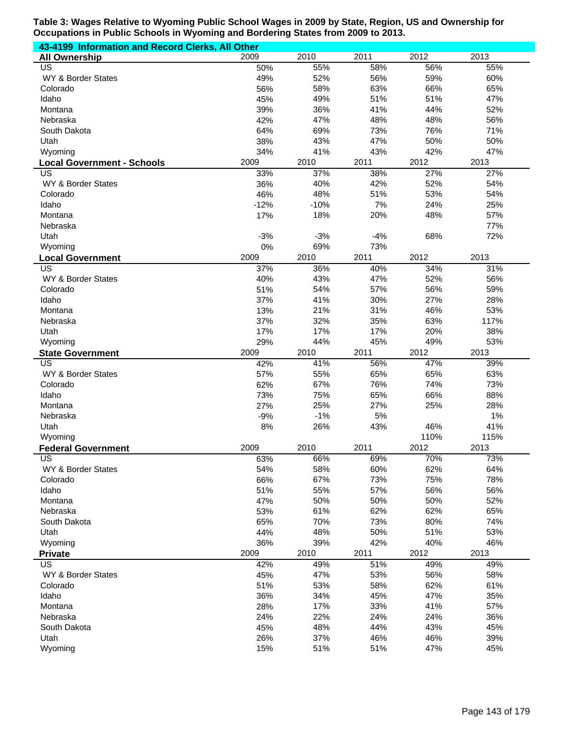**Table 3: Wages Relative to Wyoming Public School Wages in 2009 by State, Region, US and Ownership for Occupations in Public Schools in Wyoming and Bordering States from 2009 to 2013.**

**43-4199 Information and Record Clerks, All Other**

| All Ownership | 2009 | 2010 | 2011 | 2012 | 2013 |
|---|---|---|---|---|---|
| US | 50% | 55% | 58% | 56% | 55% |
| WY & Border States | 49% | 52% | 56% | 59% | 60% |
| Colorado | 56% | 58% | 63% | 66% | 65% |
| Idaho | 45% | 49% | 51% | 51% | 47% |
| Montana | 39% | 36% | 41% | 44% | 52% |
| Nebraska | 42% | 47% | 48% | 48% | 56% |
| South Dakota | 64% | 69% | 73% | 76% | 71% |
| Utah | 38% | 43% | 47% | 50% | 50% |
| Wyoming | 34% | 41% | 43% | 42% | 47% |

| Local Government - Schools | 2009 | 2010 | 2011 | 2012 | 2013 |
|---|---|---|---|---|---|
| US | 33% | 37% | 38% | 27% | 27% |
| WY & Border States | 36% | 40% | 42% | 52% | 54% |
| Colorado | 46% | 48% | 51% | 53% | 54% |
| Idaho | -12% | -10% | 7% | 24% | 25% |
| Montana | 17% | 18% | 20% | 48% | 57% |
| Nebraska | | | | | 77% |
| Utah | -3% | -3% | -4% | 68% | 72% |
| Wyoming | 0% | 69% | 73% | | |

| Local Government | 2009 | 2010 | 2011 | 2012 | 2013 |
|---|---|---|---|---|---|
| US | 37% | 36% | 40% | 34% | 31% |
| WY & Border States | 40% | 43% | 47% | 52% | 56% |
| Colorado | 51% | 54% | 57% | 56% | 59% |
| Idaho | 37% | 41% | 30% | 27% | 28% |
| Montana | 13% | 21% | 31% | 46% | 53% |
| Nebraska | 37% | 32% | 35% | 63% | 117% |
| Utah | 17% | 17% | 17% | 20% | 38% |
| Wyoming | 29% | 44% | 45% | 49% | 53% |

| State Government | 2009 | 2010 | 2011 | 2012 | 2013 |
|---|---|---|---|---|---|
| US | 42% | 41% | 56% | 47% | 39% |
| WY & Border States | 57% | 55% | 65% | 65% | 63% |
| Colorado | 62% | 67% | 76% | 74% | 73% |
| Idaho | 73% | 75% | 65% | 66% | 88% |
| Montana | 27% | 25% | 27% | 25% | 28% |
| Nebraska | -9% | -1% | 5% | | 1% |
| Utah | 8% | 26% | 43% | 46% | 41% |
| Wyoming | | | | 110% | 115% |

| Federal Government | 2009 | 2010 | 2011 | 2012 | 2013 |
|---|---|---|---|---|---|
| US | 63% | 66% | 69% | 70% | 73% |
| WY & Border States | 54% | 58% | 60% | 62% | 64% |
| Colorado | 66% | 67% | 73% | 75% | 78% |
| Idaho | 51% | 55% | 57% | 56% | 56% |
| Montana | 47% | 50% | 50% | 50% | 52% |
| Nebraska | 53% | 61% | 62% | 62% | 65% |
| South Dakota | 65% | 70% | 73% | 80% | 74% |
| Utah | 44% | 48% | 50% | 51% | 53% |
| Wyoming | 36% | 39% | 42% | 40% | 46% |

| Private | 2009 | 2010 | 2011 | 2012 | 2013 |
|---|---|---|---|---|---|
| US | 42% | 49% | 51% | 49% | 49% |
| WY & Border States | 45% | 47% | 53% | 56% | 58% |
| Colorado | 51% | 53% | 58% | 62% | 61% |
| Idaho | 36% | 34% | 45% | 47% | 35% |
| Montana | 28% | 17% | 33% | 41% | 57% |
| Nebraska | 24% | 22% | 24% | 24% | 36% |
| South Dakota | 45% | 48% | 44% | 43% | 45% |
| Utah | 26% | 37% | 46% | 46% | 39% |
| Wyoming | 15% | 51% | 51% | 47% | 45% |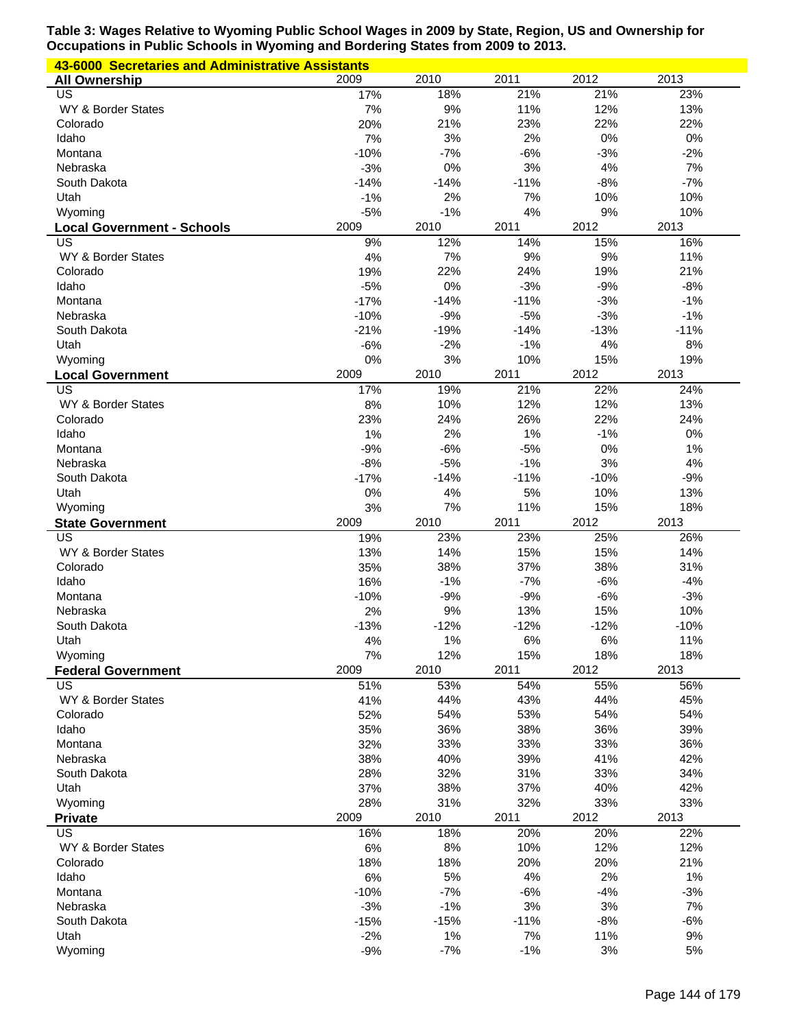**Table 3: Wages Relative to Wyoming Public School Wages in 2009 by State, Region, US and Ownership for Occupations in Public Schools in Wyoming and Bordering States from 2009 to 2013.**

**43-6000 Secretaries and Administrative Assistants**

| **All Ownership** | 2009 | 2010 | 2011 | 2012 | 2013 |
|---|---|---|---|---|---|
| US | 17% | 18% | 21% | 21% | 23% |
| WY & Border States | 7% | 9% | 11% | 12% | 13% |
| Colorado | 20% | 21% | 23% | 22% | 22% |
| Idaho | 7% | 3% | 2% | 0% | 0% |
| Montana | -10% | -7% | -6% | -3% | -2% |
| Nebraska | -3% | 0% | 3% | 4% | 7% |
| South Dakota | -14% | -14% | -11% | -8% | -7% |
| Utah | -1% | 2% | 7% | 10% | 10% |
| Wyoming | -5% | -1% | 4% | 9% | 10% |
| **Local Government - Schools** | 2009 | 2010 | 2011 | 2012 | 2013 |
| US | 9% | 12% | 14% | 15% | 16% |
| WY & Border States | 4% | 7% | 9% | 9% | 11% |
| Colorado | 19% | 22% | 24% | 19% | 21% |
| Idaho | -5% | 0% | -3% | -9% | -8% |
| Montana | -17% | -14% | -11% | -3% | -1% |
| Nebraska | -10% | -9% | -5% | -3% | -1% |
| South Dakota | -21% | -19% | -14% | -13% | -11% |
| Utah | -6% | -2% | -1% | 4% | 8% |
| Wyoming | 0% | 3% | 10% | 15% | 19% |
| **Local Government** | 2009 | 2010 | 2011 | 2012 | 2013 |
| US | 17% | 19% | 21% | 22% | 24% |
| WY & Border States | 8% | 10% | 12% | 12% | 13% |
| Colorado | 23% | 24% | 26% | 22% | 24% |
| Idaho | 1% | 2% | 1% | -1% | 0% |
| Montana | -9% | -6% | -5% | 0% | 1% |
| Nebraska | -8% | -5% | -1% | 3% | 4% |
| South Dakota | -17% | -14% | -11% | -10% | -9% |
| Utah | 0% | 4% | 5% | 10% | 13% |
| Wyoming | 3% | 7% | 11% | 15% | 18% |
| **State Government** | 2009 | 2010 | 2011 | 2012 | 2013 |
| US | 19% | 23% | 23% | 25% | 26% |
| WY & Border States | 13% | 14% | 15% | 15% | 14% |
| Colorado | 35% | 38% | 37% | 38% | 31% |
| Idaho | 16% | -1% | -7% | -6% | -4% |
| Montana | -10% | -9% | -9% | -6% | -3% |
| Nebraska | 2% | 9% | 13% | 15% | 10% |
| South Dakota | -13% | -12% | -12% | -12% | -10% |
| Utah | 4% | 1% | 6% | 6% | 11% |
| Wyoming | 7% | 12% | 15% | 18% | 18% |
| **Federal Government** | 2009 | 2010 | 2011 | 2012 | 2013 |
| US | 51% | 53% | 54% | 55% | 56% |
| WY & Border States | 41% | 44% | 43% | 44% | 45% |
| Colorado | 52% | 54% | 53% | 54% | 54% |
| Idaho | 35% | 36% | 38% | 36% | 39% |
| Montana | 32% | 33% | 33% | 33% | 36% |
| Nebraska | 38% | 40% | 39% | 41% | 42% |
| South Dakota | 28% | 32% | 31% | 33% | 34% |
| Utah | 37% | 38% | 37% | 40% | 42% |
| Wyoming | 28% | 31% | 32% | 33% | 33% |
| **Private** | 2009 | 2010 | 2011 | 2012 | 2013 |
| US | 16% | 18% | 20% | 20% | 22% |
| WY & Border States | 6% | 8% | 10% | 12% | 12% |
| Colorado | 18% | 18% | 20% | 20% | 21% |
| Idaho | 6% | 5% | 4% | 2% | 1% |
| Montana | -10% | -7% | -6% | -4% | -3% |
| Nebraska | -3% | -1% | 3% | 3% | 7% |
| South Dakota | -15% | -15% | -11% | -8% | -6% |
| Utah | -2% | 1% | 7% | 11% | 9% |
| Wyoming | -9% | -7% | -1% | 3% | 5% |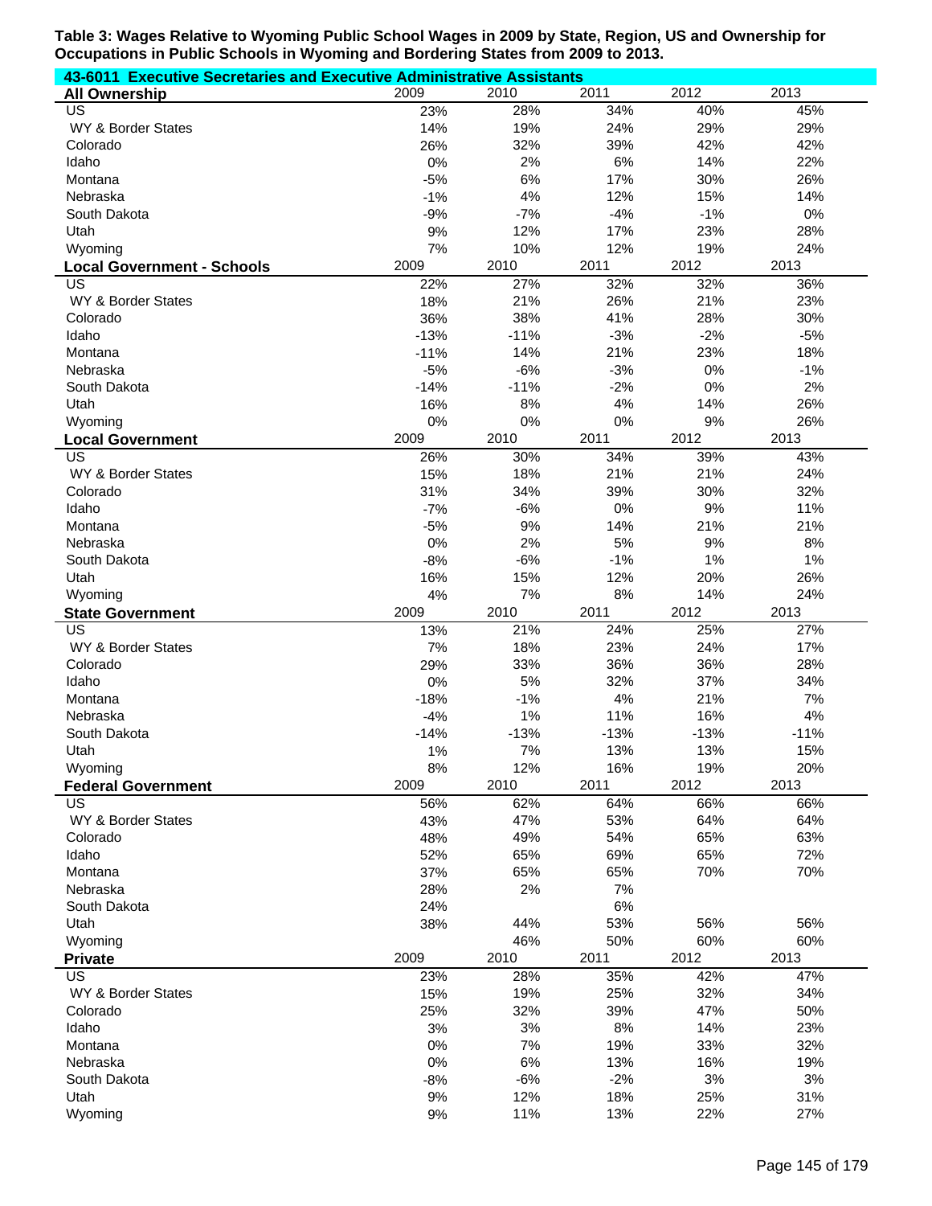**Table 3: Wages Relative to Wyoming Public School Wages in 2009 by State, Region, US and Ownership for Occupations in Public Schools in Wyoming and Bordering States from 2009 to 2013.**

**43-6011 Executive Secretaries and Executive Administrative Assistants**

| All Ownership | 2009 | 2010 | 2011 | 2012 | 2013 |
|---|---|---|---|---|---|
| US | 23% | 28% | 34% | 40% | 45% |
| WY & Border States | 14% | 19% | 24% | 29% | 29% |
| Colorado | 26% | 32% | 39% | 42% | 42% |
| Idaho | 0% | 2% | 6% | 14% | 22% |
| Montana | -5% | 6% | 17% | 30% | 26% |
| Nebraska | -1% | 4% | 12% | 15% | 14% |
| South Dakota | -9% | -7% | -4% | -1% | 0% |
| Utah | 9% | 12% | 17% | 23% | 28% |
| Wyoming | 7% | 10% | 12% | 19% | 24% |
| **Local Government - Schools** | 2009 | 2010 | 2011 | 2012 | 2013 |
| US | 22% | 27% | 32% | 32% | 36% |
| WY & Border States | 18% | 21% | 26% | 21% | 23% |
| Colorado | 36% | 38% | 41% | 28% | 30% |
| Idaho | -13% | -11% | -3% | -2% | -5% |
| Montana | -11% | 14% | 21% | 23% | 18% |
| Nebraska | -5% | -6% | -3% | 0% | -1% |
| South Dakota | -14% | -11% | -2% | 0% | 2% |
| Utah | 16% | 8% | 4% | 14% | 26% |
| Wyoming | 0% | 0% | 0% | 9% | 26% |
| **Local Government** | 2009 | 2010 | 2011 | 2012 | 2013 |
| US | 26% | 30% | 34% | 39% | 43% |
| WY & Border States | 15% | 18% | 21% | 21% | 24% |
| Colorado | 31% | 34% | 39% | 30% | 32% |
| Idaho | -7% | -6% | 0% | 9% | 11% |
| Montana | -5% | 9% | 14% | 21% | 21% |
| Nebraska | 0% | 2% | 5% | 9% | 8% |
| South Dakota | -8% | -6% | -1% | 1% | 1% |
| Utah | 16% | 15% | 12% | 20% | 26% |
| Wyoming | 4% | 7% | 8% | 14% | 24% |
| **State Government** | 2009 | 2010 | 2011 | 2012 | 2013 |
| US | 13% | 21% | 24% | 25% | 27% |
| WY & Border States | 7% | 18% | 23% | 24% | 17% |
| Colorado | 29% | 33% | 36% | 36% | 28% |
| Idaho | 0% | 5% | 32% | 37% | 34% |
| Montana | -18% | -1% | 4% | 21% | 7% |
| Nebraska | -4% | 1% | 11% | 16% | 4% |
| South Dakota | -14% | -13% | -13% | -13% | -11% |
| Utah | 1% | 7% | 13% | 13% | 15% |
| Wyoming | 8% | 12% | 16% | 19% | 20% |
| **Federal Government** | 2009 | 2010 | 2011 | 2012 | 2013 |
| US | 56% | 62% | 64% | 66% | 66% |
| WY & Border States | 43% | 47% | 53% | 64% | 64% |
| Colorado | 48% | 49% | 54% | 65% | 63% |
| Idaho | 52% | 65% | 69% | 65% | 72% |
| Montana | 37% | 65% | 65% | 70% | 70% |
| Nebraska | 28% | 2% | 7% | | |
| South Dakota | 24% | | 6% | | |
| Utah | 38% | 44% | 53% | 56% | 56% |
| Wyoming | | 46% | 50% | 60% | 60% |
| **Private** | 2009 | 2010 | 2011 | 2012 | 2013 |
| US | 23% | 28% | 35% | 42% | 47% |
| WY & Border States | 15% | 19% | 25% | 32% | 34% |
| Colorado | 25% | 32% | 39% | 47% | 50% |
| Idaho | 3% | 3% | 8% | 14% | 23% |
| Montana | 0% | 7% | 19% | 33% | 32% |
| Nebraska | 0% | 6% | 13% | 16% | 19% |
| South Dakota | -8% | -6% | -2% | 3% | 3% |
| Utah | 9% | 12% | 18% | 25% | 31% |
| Wyoming | 9% | 11% | 13% | 22% | 27% |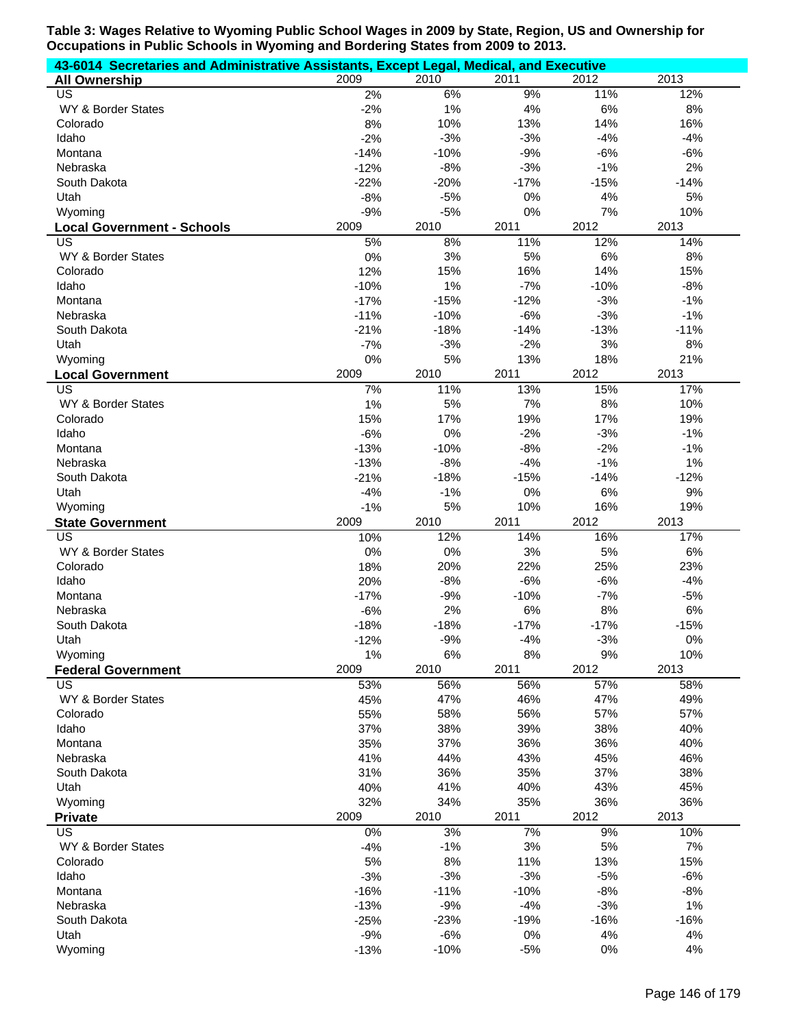**Table 3: Wages Relative to Wyoming Public School Wages in 2009 by State, Region, US and Ownership for Occupations in Public Schools in Wyoming and Bordering States from 2009 to 2013.**

**43-6014 Secretaries and Administrative Assistants, Except Legal, Medical, and Executive**

| All Ownership | 2009 | 2010 | 2011 | 2012 | 2013 |
|---|---|---|---|---|---|
| US | 2% | 6% | 9% | 11% | 12% |
| WY & Border States | -2% | 1% | 4% | 6% | 8% |
| Colorado | 8% | 10% | 13% | 14% | 16% |
| Idaho | -2% | -3% | -3% | -4% | -4% |
| Montana | -14% | -10% | -9% | -6% | -6% |
| Nebraska | -12% | -8% | -3% | -1% | 2% |
| South Dakota | -22% | -20% | -17% | -15% | -14% |
| Utah | -8% | -5% | 0% | 4% | 5% |
| Wyoming | -9% | -5% | 0% | 7% | 10% |
| **Local Government - Schools** | **2009** | **2010** | **2011** | **2012** | **2013** |
| US | 5% | 8% | 11% | 12% | 14% |
| WY & Border States | 0% | 3% | 5% | 6% | 8% |
| Colorado | 12% | 15% | 16% | 14% | 15% |
| Idaho | -10% | 1% | -7% | -10% | -8% |
| Montana | -17% | -15% | -12% | -3% | -1% |
| Nebraska | -11% | -10% | -6% | -3% | -1% |
| South Dakota | -21% | -18% | -14% | -13% | -11% |
| Utah | -7% | -3% | -2% | 3% | 8% |
| Wyoming | 0% | 5% | 13% | 18% | 21% |
| **Local Government** | **2009** | **2010** | **2011** | **2012** | **2013** |
| US | 7% | 11% | 13% | 15% | 17% |
| WY & Border States | 1% | 5% | 7% | 8% | 10% |
| Colorado | 15% | 17% | 19% | 17% | 19% |
| Idaho | -6% | 0% | -2% | -3% | -1% |
| Montana | -13% | -10% | -8% | -2% | -1% |
| Nebraska | -13% | -8% | -4% | -1% | 1% |
| South Dakota | -21% | -18% | -15% | -14% | -12% |
| Utah | -4% | -1% | 0% | 6% | 9% |
| Wyoming | -1% | 5% | 10% | 16% | 19% |
| **State Government** | **2009** | **2010** | **2011** | **2012** | **2013** |
| US | 10% | 12% | 14% | 16% | 17% |
| WY & Border States | 0% | 0% | 3% | 5% | 6% |
| Colorado | 18% | 20% | 22% | 25% | 23% |
| Idaho | 20% | -8% | -6% | -6% | -4% |
| Montana | -17% | -9% | -10% | -7% | -5% |
| Nebraska | -6% | 2% | 6% | 8% | 6% |
| South Dakota | -18% | -18% | -17% | -17% | -15% |
| Utah | -12% | -9% | -4% | -3% | 0% |
| Wyoming | 1% | 6% | 8% | 9% | 10% |
| **Federal Government** | **2009** | **2010** | **2011** | **2012** | **2013** |
| US | 53% | 56% | 56% | 57% | 58% |
| WY & Border States | 45% | 47% | 46% | 47% | 49% |
| Colorado | 55% | 58% | 56% | 57% | 57% |
| Idaho | 37% | 38% | 39% | 38% | 40% |
| Montana | 35% | 37% | 36% | 36% | 40% |
| Nebraska | 41% | 44% | 43% | 45% | 46% |
| South Dakota | 31% | 36% | 35% | 37% | 38% |
| Utah | 40% | 41% | 40% | 43% | 45% |
| Wyoming | 32% | 34% | 35% | 36% | 36% |
| **Private** | **2009** | **2010** | **2011** | **2012** | **2013** |
| US | 0% | 3% | 7% | 9% | 10% |
| WY & Border States | -4% | -1% | 3% | 5% | 7% |
| Colorado | 5% | 8% | 11% | 13% | 15% |
| Idaho | -3% | -3% | -3% | -5% | -6% |
| Montana | -16% | -11% | -10% | -8% | -8% |
| Nebraska | -13% | -9% | -4% | -3% | 1% |
| South Dakota | -25% | -23% | -19% | -16% | -16% |
| Utah | -9% | -6% | 0% | 4% | 4% |
| Wyoming | -13% | -10% | -5% | 0% | 4% |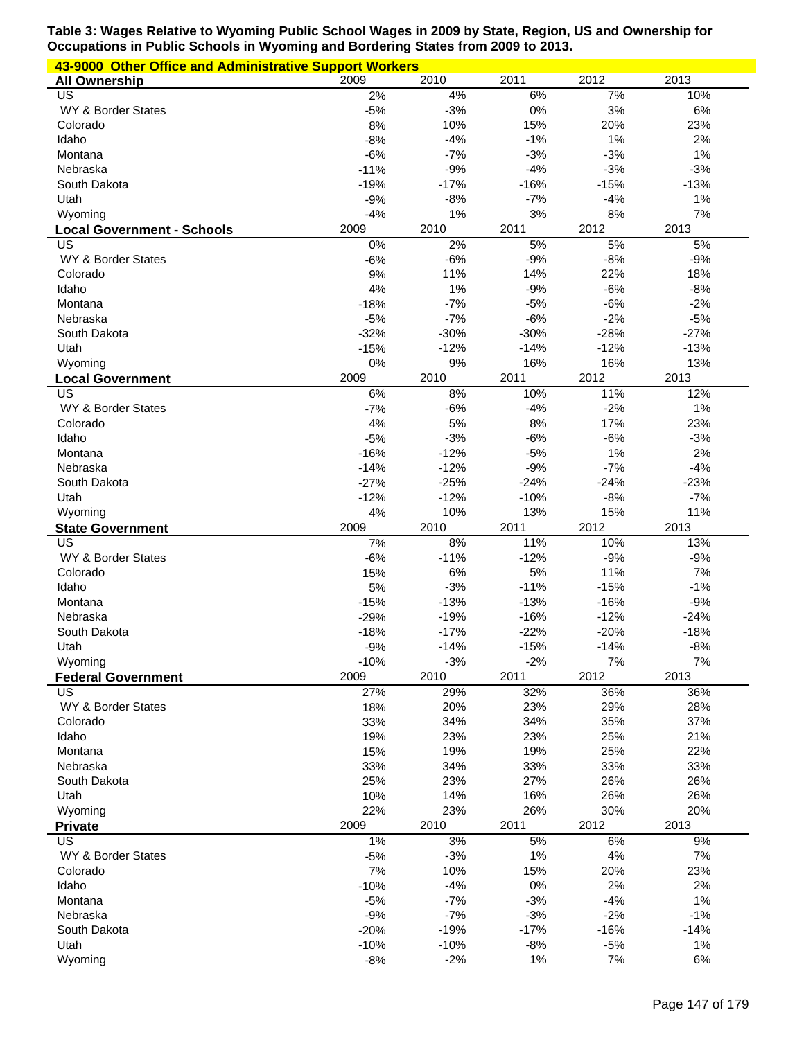**Table 3: Wages Relative to Wyoming Public School Wages in 2009 by State, Region, US and Ownership for Occupations in Public Schools in Wyoming and Bordering States from 2009 to 2013.**

**43-9000 Other Office and Administrative Support Workers**

| All Ownership | 2009 | 2010 | 2011 | 2012 | 2013 |
|---|---|---|---|---|---|
| US | 2% | 4% | 6% | 7% | 10% |
| WY & Border States | -5% | -3% | 0% | 3% | 6% |
| Colorado | 8% | 10% | 15% | 20% | 23% |
| Idaho | -8% | -4% | -1% | 1% | 2% |
| Montana | -6% | -7% | -3% | -3% | 1% |
| Nebraska | -11% | -9% | -4% | -3% | -3% |
| South Dakota | -19% | -17% | -16% | -15% | -13% |
| Utah | -9% | -8% | -7% | -4% | 1% |
| Wyoming | -4% | 1% | 3% | 8% | 7% |
| **Local Government - Schools** | 2009 | 2010 | 2011 | 2012 | 2013 |
| US | 0% | 2% | 5% | 5% | 5% |
| WY & Border States | -6% | -6% | -9% | -8% | -9% |
| Colorado | 9% | 11% | 14% | 22% | 18% |
| Idaho | 4% | 1% | -9% | -6% | -8% |
| Montana | -18% | -7% | -5% | -6% | -2% |
| Nebraska | -5% | -7% | -6% | -2% | -5% |
| South Dakota | -32% | -30% | -30% | -28% | -27% |
| Utah | -15% | -12% | -14% | -12% | -13% |
| Wyoming | 0% | 9% | 16% | 16% | 13% |
| **Local Government** | 2009 | 2010 | 2011 | 2012 | 2013 |
| US | 6% | 8% | 10% | 11% | 12% |
| WY & Border States | -7% | -6% | -4% | -2% | 1% |
| Colorado | 4% | 5% | 8% | 17% | 23% |
| Idaho | -5% | -3% | -6% | -6% | -3% |
| Montana | -16% | -12% | -5% | 1% | 2% |
| Nebraska | -14% | -12% | -9% | -7% | -4% |
| South Dakota | -27% | -25% | -24% | -24% | -23% |
| Utah | -12% | -12% | -10% | -8% | -7% |
| Wyoming | 4% | 10% | 13% | 15% | 11% |
| **State Government** | 2009 | 2010 | 2011 | 2012 | 2013 |
| US | 7% | 8% | 11% | 10% | 13% |
| WY & Border States | -6% | -11% | -12% | -9% | -9% |
| Colorado | 15% | 6% | 5% | 11% | 7% |
| Idaho | 5% | -3% | -11% | -15% | -1% |
| Montana | -15% | -13% | -13% | -16% | -9% |
| Nebraska | -29% | -19% | -16% | -12% | -24% |
| South Dakota | -18% | -17% | -22% | -20% | -18% |
| Utah | -9% | -14% | -15% | -14% | -8% |
| Wyoming | -10% | -3% | -2% | 7% | 7% |
| **Federal Government** | 2009 | 2010 | 2011 | 2012 | 2013 |
| US | 27% | 29% | 32% | 36% | 36% |
| WY & Border States | 18% | 20% | 23% | 29% | 28% |
| Colorado | 33% | 34% | 34% | 35% | 37% |
| Idaho | 19% | 23% | 23% | 25% | 21% |
| Montana | 15% | 19% | 19% | 25% | 22% |
| Nebraska | 33% | 34% | 33% | 33% | 33% |
| South Dakota | 25% | 23% | 27% | 26% | 26% |
| Utah | 10% | 14% | 16% | 26% | 26% |
| Wyoming | 22% | 23% | 26% | 30% | 20% |
| **Private** | 2009 | 2010 | 2011 | 2012 | 2013 |
| US | 1% | 3% | 5% | 6% | 9% |
| WY & Border States | -5% | -3% | 1% | 4% | 7% |
| Colorado | 7% | 10% | 15% | 20% | 23% |
| Idaho | -10% | -4% | 0% | 2% | 2% |
| Montana | -5% | -7% | -3% | -4% | 1% |
| Nebraska | -9% | -7% | -3% | -2% | -1% |
| South Dakota | -20% | -19% | -17% | -16% | -14% |
| Utah | -10% | -10% | -8% | -5% | 1% |
| Wyoming | -8% | -2% | 1% | 7% | 6% |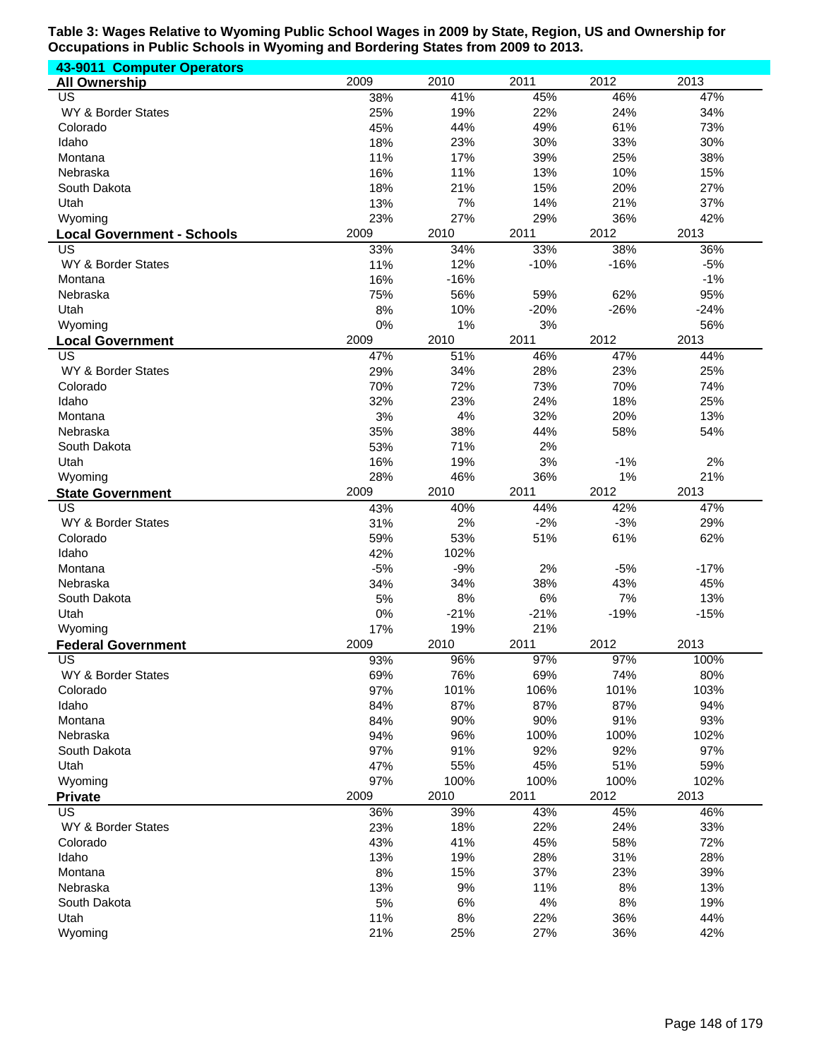**Table 3: Wages Relative to Wyoming Public School Wages in 2009 by State, Region, US and Ownership for Occupations in Public Schools in Wyoming and Bordering States from 2009 to 2013.**

**43-9011 Computer Operators**

| **All Ownership** | 2009 | 2010 | 2011 | 2012 | 2013 |
|---|---|---|---|---|---|
| US | 38% | 41% | 45% | 46% | 47% |
| WY & Border States | 25% | 19% | 22% | 24% | 34% |
| Colorado | 45% | 44% | 49% | 61% | 73% |
| Idaho | 18% | 23% | 30% | 33% | 30% |
| Montana | 11% | 17% | 39% | 25% | 38% |
| Nebraska | 16% | 11% | 13% | 10% | 15% |
| South Dakota | 18% | 21% | 15% | 20% | 27% |
| Utah | 13% | 7% | 14% | 21% | 37% |
| Wyoming | 23% | 27% | 29% | 36% | 42% |

| **Local Government - Schools** | 2009 | 2010 | 2011 | 2012 | 2013 |
|---|---|---|---|---|---|
| US | 33% | 34% | 33% | 38% | 36% |
| WY & Border States | 11% | 12% | -10% | -16% | -5% |
| Montana | 16% | -16% | | | -1% |
| Nebraska | 75% | 56% | 59% | 62% | 95% |
| Utah | 8% | 10% | -20% | -26% | -24% |
| Wyoming | 0% | 1% | 3% | | 56% |

| **Local Government** | 2009 | 2010 | 2011 | 2012 | 2013 |
|---|---|---|---|---|---|
| US | 47% | 51% | 46% | 47% | 44% |
| WY & Border States | 29% | 34% | 28% | 23% | 25% |
| Colorado | 70% | 72% | 73% | 70% | 74% |
| Idaho | 32% | 23% | 24% | 18% | 25% |
| Montana | 3% | 4% | 32% | 20% | 13% |
| Nebraska | 35% | 38% | 44% | 58% | 54% |
| South Dakota | 53% | 71% | 2% | | |
| Utah | 16% | 19% | 3% | -1% | 2% |
| Wyoming | 28% | 46% | 36% | 1% | 21% |

| **State Government** | 2009 | 2010 | 2011 | 2012 | 2013 |
|---|---|---|---|---|---|
| US | 43% | 40% | 44% | 42% | 47% |
| WY & Border States | 31% | 2% | -2% | -3% | 29% |
| Colorado | 59% | 53% | 51% | 61% | 62% |
| Idaho | 42% | 102% | | | |
| Montana | -5% | -9% | 2% | -5% | -17% |
| Nebraska | 34% | 34% | 38% | 43% | 45% |
| South Dakota | 5% | 8% | 6% | 7% | 13% |
| Utah | 0% | -21% | -21% | -19% | -15% |
| Wyoming | 17% | 19% | 21% | | |

| **Federal Government** | 2009 | 2010 | 2011 | 2012 | 2013 |
|---|---|---|---|---|---|
| US | 93% | 96% | 97% | 97% | 100% |
| WY & Border States | 69% | 76% | 69% | 74% | 80% |
| Colorado | 97% | 101% | 106% | 101% | 103% |
| Idaho | 84% | 87% | 87% | 87% | 94% |
| Montana | 84% | 90% | 90% | 91% | 93% |
| Nebraska | 94% | 96% | 100% | 100% | 102% |
| South Dakota | 97% | 91% | 92% | 92% | 97% |
| Utah | 47% | 55% | 45% | 51% | 59% |
| Wyoming | 97% | 100% | 100% | 100% | 102% |

| **Private** | 2009 | 2010 | 2011 | 2012 | 2013 |
|---|---|---|---|---|---|
| US | 36% | 39% | 43% | 45% | 46% |
| WY & Border States | 23% | 18% | 22% | 24% | 33% |
| Colorado | 43% | 41% | 45% | 58% | 72% |
| Idaho | 13% | 19% | 28% | 31% | 28% |
| Montana | 8% | 15% | 37% | 23% | 39% |
| Nebraska | 13% | 9% | 11% | 8% | 13% |
| South Dakota | 5% | 6% | 4% | 8% | 19% |
| Utah | 11% | 8% | 22% | 36% | 44% |
| Wyoming | 21% | 25% | 27% | 36% | 42% |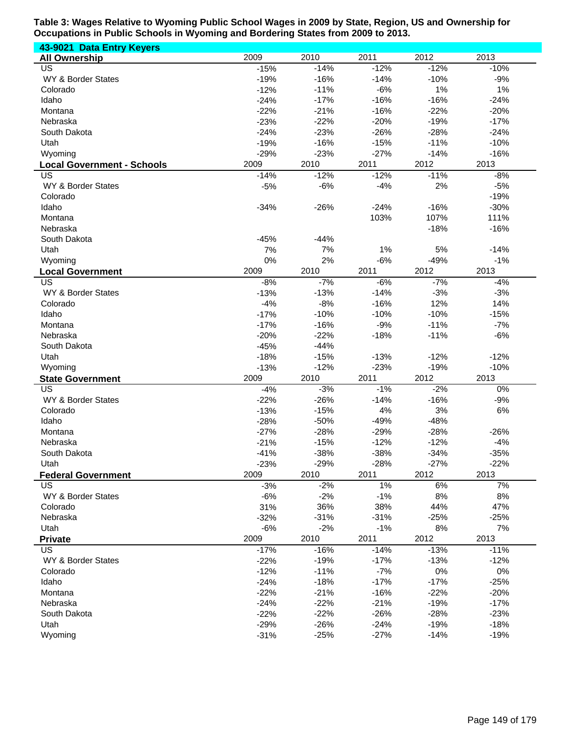**Table 3: Wages Relative to Wyoming Public School Wages in 2009 by State, Region, US and Ownership for Occupations in Public Schools in Wyoming and Bordering States from 2009 to 2013.**

**43-9021 Data Entry Keyers**

| **All Ownership** | 2009 | 2010 | 2011 | 2012 | 2013 |
|---|---|---|---|---|---|
| US | -15% | -14% | -12% | -12% | -10% |
| WY & Border States | -19% | -16% | -14% | -10% | -9% |
| Colorado | -12% | -11% | -6% | 1% | 1% |
| Idaho | -24% | -17% | -16% | -16% | -24% |
| Montana | -22% | -21% | -16% | -22% | -20% |
| Nebraska | -23% | -22% | -20% | -19% | -17% |
| South Dakota | -24% | -23% | -26% | -28% | -24% |
| Utah | -19% | -16% | -15% | -11% | -10% |
| Wyoming | -29% | -23% | -27% | -14% | -16% |
| **Local Government - Schools** | 2009 | 2010 | 2011 | 2012 | 2013 |
| US | -14% | -12% | -12% | -11% | -8% |
| WY & Border States | -5% | -6% | -4% | 2% | -5% |
| Colorado | | | | | -19% |
| Idaho | -34% | -26% | -24% | -16% | -30% |
| Montana | | | 103% | 107% | 111% |
| Nebraska | | | | -18% | -16% |
| South Dakota | -45% | -44% | | | |
| Utah | 7% | 7% | 1% | 5% | -14% |
| Wyoming | 0% | 2% | -6% | -49% | -1% |
| **Local Government** | 2009 | 2010 | 2011 | 2012 | 2013 |
| US | -8% | -7% | -6% | -7% | -4% |
| WY & Border States | -13% | -13% | -14% | -3% | -3% |
| Colorado | -4% | -8% | -16% | 12% | 14% |
| Idaho | -17% | -10% | -10% | -10% | -15% |
| Montana | -17% | -16% | -9% | -11% | -7% |
| Nebraska | -20% | -22% | -18% | -11% | -6% |
| South Dakota | -45% | -44% | | | |
| Utah | -18% | -15% | -13% | -12% | -12% |
| Wyoming | -13% | -12% | -23% | -19% | -10% |
| **State Government** | 2009 | 2010 | 2011 | 2012 | 2013 |
| US | -4% | -3% | -1% | -2% | 0% |
| WY & Border States | -22% | -26% | -14% | -16% | -9% |
| Colorado | -13% | -15% | 4% | 3% | 6% |
| Idaho | -28% | -50% | -49% | -48% | |
| Montana | -27% | -28% | -29% | -28% | -26% |
| Nebraska | -21% | -15% | -12% | -12% | -4% |
| South Dakota | -41% | -38% | -38% | -34% | -35% |
| Utah | -23% | -29% | -28% | -27% | -22% |
| **Federal Government** | 2009 | 2010 | 2011 | 2012 | 2013 |
| US | -3% | -2% | 1% | 6% | 7% |
| WY & Border States | -6% | -2% | -1% | 8% | 8% |
| Colorado | 31% | 36% | 38% | 44% | 47% |
| Nebraska | -32% | -31% | -31% | -25% | -25% |
| Utah | -6% | -2% | -1% | 8% | 7% |
| **Private** | 2009 | 2010 | 2011 | 2012 | 2013 |
| US | -17% | -16% | -14% | -13% | -11% |
| WY & Border States | -22% | -19% | -17% | -13% | -12% |
| Colorado | -12% | -11% | -7% | 0% | 0% |
| Idaho | -24% | -18% | -17% | -17% | -25% |
| Montana | -22% | -21% | -16% | -22% | -20% |
| Nebraska | -24% | -22% | -21% | -19% | -17% |
| South Dakota | -22% | -22% | -26% | -28% | -23% |
| Utah | -29% | -26% | -24% | -19% | -18% |
| Wyoming | -31% | -25% | -27% | -14% | -19% |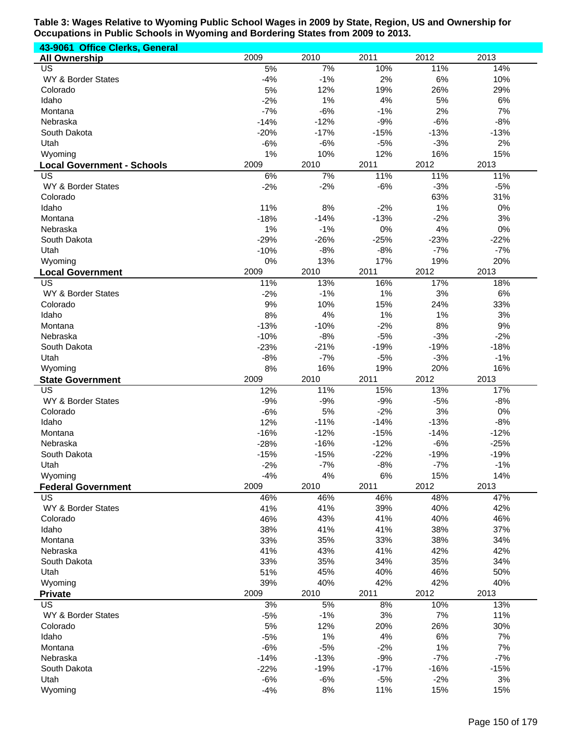**Table 3: Wages Relative to Wyoming Public School Wages in 2009 by State, Region, US and Ownership for Occupations in Public Schools in Wyoming and Bordering States from 2009 to 2013.**

**43-9061 Office Clerks, General**

| All Ownership | 2009 | 2010 | 2011 | 2012 | 2013 |
|---|---|---|---|---|---|
| US | 5% | 7% | 10% | 11% | 14% |
| WY & Border States | -4% | -1% | 2% | 6% | 10% |
| Colorado | 5% | 12% | 19% | 26% | 29% |
| Idaho | -2% | 1% | 4% | 5% | 6% |
| Montana | -7% | -6% | -1% | 2% | 7% |
| Nebraska | -14% | -12% | -9% | -6% | -8% |
| South Dakota | -20% | -17% | -15% | -13% | -13% |
| Utah | -6% | -6% | -5% | -3% | 2% |
| Wyoming | 1% | 10% | 12% | 16% | 15% |

| Local Government - Schools | 2009 | 2010 | 2011 | 2012 | 2013 |
|---|---|---|---|---|---|
| US | 6% | 7% | 11% | 11% | 11% |
| WY & Border States | -2% | -2% | -6% | -3% | -5% |
| Colorado | | | | 63% | 31% |
| Idaho | 11% | 8% | -2% | 1% | 0% |
| Montana | -18% | -14% | -13% | -2% | 3% |
| Nebraska | 1% | -1% | 0% | 4% | 0% |
| South Dakota | -29% | -26% | -25% | -23% | -22% |
| Utah | -10% | -8% | -8% | -7% | -7% |
| Wyoming | 0% | 13% | 17% | 19% | 20% |

| Local Government | 2009 | 2010 | 2011 | 2012 | 2013 |
|---|---|---|---|---|---|
| US | 11% | 13% | 16% | 17% | 18% |
| WY & Border States | -2% | -1% | 1% | 3% | 6% |
| Colorado | 9% | 10% | 15% | 24% | 33% |
| Idaho | 8% | 4% | 1% | 1% | 3% |
| Montana | -13% | -10% | -2% | 8% | 9% |
| Nebraska | -10% | -8% | -5% | -3% | -2% |
| South Dakota | -23% | -21% | -19% | -19% | -18% |
| Utah | -8% | -7% | -5% | -3% | -1% |
| Wyoming | 8% | 16% | 19% | 20% | 16% |

| State Government | 2009 | 2010 | 2011 | 2012 | 2013 |
|---|---|---|---|---|---|
| US | 12% | 11% | 15% | 13% | 17% |
| WY & Border States | -9% | -9% | -9% | -5% | -8% |
| Colorado | -6% | 5% | -2% | 3% | 0% |
| Idaho | 12% | -11% | -14% | -13% | -8% |
| Montana | -16% | -12% | -15% | -14% | -12% |
| Nebraska | -28% | -16% | -12% | -6% | -25% |
| South Dakota | -15% | -15% | -22% | -19% | -19% |
| Utah | -2% | -7% | -8% | -7% | -1% |
| Wyoming | -4% | 4% | 6% | 15% | 14% |

| Federal Government | 2009 | 2010 | 2011 | 2012 | 2013 |
|---|---|---|---|---|---|
| US | 46% | 46% | 46% | 48% | 47% |
| WY & Border States | 41% | 41% | 39% | 40% | 42% |
| Colorado | 46% | 43% | 41% | 40% | 46% |
| Idaho | 38% | 41% | 41% | 38% | 37% |
| Montana | 33% | 35% | 33% | 38% | 34% |
| Nebraska | 41% | 43% | 41% | 42% | 42% |
| South Dakota | 33% | 35% | 34% | 35% | 34% |
| Utah | 51% | 45% | 40% | 46% | 50% |
| Wyoming | 39% | 40% | 42% | 42% | 40% |

| Private | 2009 | 2010 | 2011 | 2012 | 2013 |
|---|---|---|---|---|---|
| US | 3% | 5% | 8% | 10% | 13% |
| WY & Border States | -5% | -1% | 3% | 7% | 11% |
| Colorado | 5% | 12% | 20% | 26% | 30% |
| Idaho | -5% | 1% | 4% | 6% | 7% |
| Montana | -6% | -5% | -2% | 1% | 7% |
| Nebraska | -14% | -13% | -9% | -7% | -7% |
| South Dakota | -22% | -19% | -17% | -16% | -15% |
| Utah | -6% | -6% | -5% | -2% | 3% |
| Wyoming | -4% | 8% | 11% | 15% | 15% |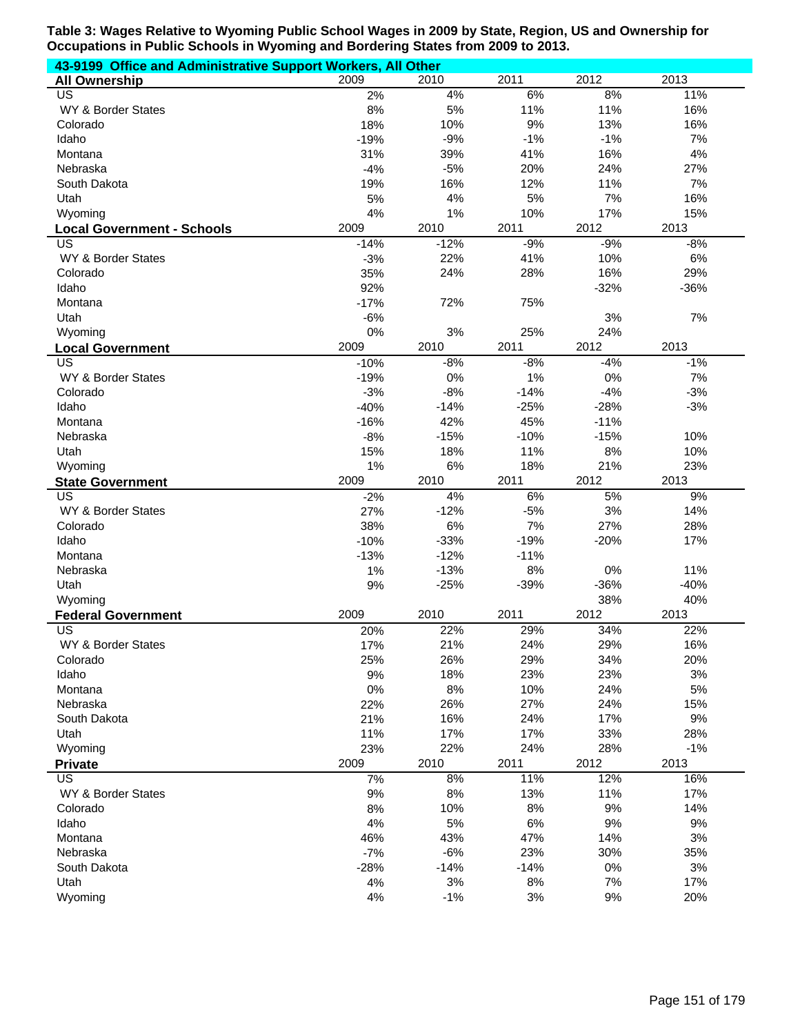**Table 3: Wages Relative to Wyoming Public School Wages in 2009 by State, Region, US and Ownership for Occupations in Public Schools in Wyoming and Bordering States from 2009 to 2013.**

**43-9199 Office and Administrative Support Workers, All Other**

| All Ownership | 2009 | 2010 | 2011 | 2012 | 2013 |
|---|---|---|---|---|---|
| US | 2% | 4% | 6% | 8% | 11% |
| WY & Border States | 8% | 5% | 11% | 11% | 16% |
| Colorado | 18% | 10% | 9% | 13% | 16% |
| Idaho | -19% | -9% | -1% | -1% | 7% |
| Montana | 31% | 39% | 41% | 16% | 4% |
| Nebraska | -4% | -5% | 20% | 24% | 27% |
| South Dakota | 19% | 16% | 12% | 11% | 7% |
| Utah | 5% | 4% | 5% | 7% | 16% |
| Wyoming | 4% | 1% | 10% | 17% | 15% |
| **Local Government - Schools** | **2009** | **2010** | **2011** | **2012** | **2013** |
| US | -14% | -12% | -9% | -9% | -8% |
| WY & Border States | -3% | 22% | 41% | 10% | 6% |
| Colorado | 35% | 24% | 28% | 16% | 29% |
| Idaho | 92% | | | -32% | -36% |
| Montana | -17% | 72% | 75% | | |
| Utah | -6% | | | 3% | 7% |
| Wyoming | 0% | 3% | 25% | 24% | |
| **Local Government** | **2009** | **2010** | **2011** | **2012** | **2013** |
| US | -10% | -8% | -8% | -4% | -1% |
| WY & Border States | -19% | 0% | 1% | 0% | 7% |
| Colorado | -3% | -8% | -14% | -4% | -3% |
| Idaho | -40% | -14% | -25% | -28% | -3% |
| Montana | -16% | 42% | 45% | -11% | |
| Nebraska | -8% | -15% | -10% | -15% | 10% |
| Utah | 15% | 18% | 11% | 8% | 10% |
| Wyoming | 1% | 6% | 18% | 21% | 23% |
| **State Government** | **2009** | **2010** | **2011** | **2012** | **2013** |
| US | -2% | 4% | 6% | 5% | 9% |
| WY & Border States | 27% | -12% | -5% | 3% | 14% |
| Colorado | 38% | 6% | 7% | 27% | 28% |
| Idaho | -10% | -33% | -19% | -20% | 17% |
| Montana | -13% | -12% | -11% | | |
| Nebraska | 1% | -13% | 8% | 0% | 11% |
| Utah | 9% | -25% | -39% | -36% | -40% |
| Wyoming | | | | 38% | 40% |
| **Federal Government** | **2009** | **2010** | **2011** | **2012** | **2013** |
| US | 20% | 22% | 29% | 34% | 22% |
| WY & Border States | 17% | 21% | 24% | 29% | 16% |
| Colorado | 25% | 26% | 29% | 34% | 20% |
| Idaho | 9% | 18% | 23% | 23% | 3% |
| Montana | 0% | 8% | 10% | 24% | 5% |
| Nebraska | 22% | 26% | 27% | 24% | 15% |
| South Dakota | 21% | 16% | 24% | 17% | 9% |
| Utah | 11% | 17% | 17% | 33% | 28% |
| Wyoming | 23% | 22% | 24% | 28% | -1% |
| **Private** | **2009** | **2010** | **2011** | **2012** | **2013** |
| US | 7% | 8% | 11% | 12% | 16% |
| WY & Border States | 9% | 8% | 13% | 11% | 17% |
| Colorado | 8% | 10% | 8% | 9% | 14% |
| Idaho | 4% | 5% | 6% | 9% | 9% |
| Montana | 46% | 43% | 47% | 14% | 3% |
| Nebraska | -7% | -6% | 23% | 30% | 35% |
| South Dakota | -28% | -14% | -14% | 0% | 3% |
| Utah | 4% | 3% | 8% | 7% | 17% |
| Wyoming | 4% | -1% | 3% | 9% | 20% |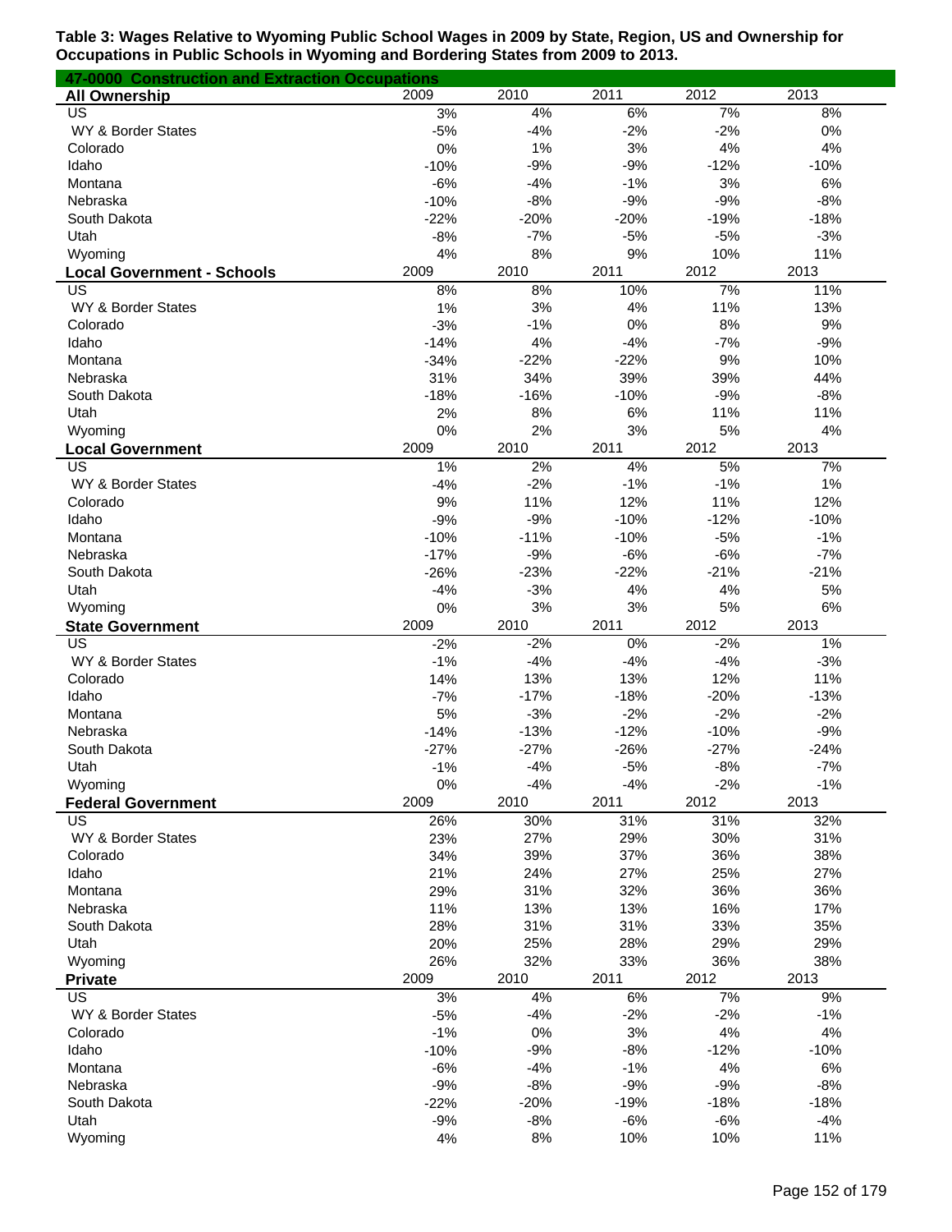**Table 3: Wages Relative to Wyoming Public School Wages in 2009 by State, Region, US and Ownership for Occupations in Public Schools in Wyoming and Bordering States from 2009 to 2013.**

**47-0000 Construction and Extraction Occupations**

| All Ownership | 2009 | 2010 | 2011 | 2012 | 2013 |
|---|---|---|---|---|---|
| US | 3% | 4% | 6% | 7% | 8% |
| WY & Border States | -5% | -4% | -2% | -2% | 0% |
| Colorado | 0% | 1% | 3% | 4% | 4% |
| Idaho | -10% | -9% | -9% | -12% | -10% |
| Montana | -6% | -4% | -1% | 3% | 6% |
| Nebraska | -10% | -8% | -9% | -9% | -8% |
| South Dakota | -22% | -20% | -20% | -19% | -18% |
| Utah | -8% | -7% | -5% | -5% | -3% |
| Wyoming | 4% | 8% | 9% | 10% | 11% |

| Local Government - Schools | 2009 | 2010 | 2011 | 2012 | 2013 |
|---|---|---|---|---|---|
| US | 8% | 8% | 10% | 7% | 11% |
| WY & Border States | 1% | 3% | 4% | 11% | 13% |
| Colorado | -3% | -1% | 0% | 8% | 9% |
| Idaho | -14% | 4% | -4% | -7% | -9% |
| Montana | -34% | -22% | -22% | 9% | 10% |
| Nebraska | 31% | 34% | 39% | 39% | 44% |
| South Dakota | -18% | -16% | -10% | -9% | -8% |
| Utah | 2% | 8% | 6% | 11% | 11% |
| Wyoming | 0% | 2% | 3% | 5% | 4% |

| Local Government | 2009 | 2010 | 2011 | 2012 | 2013 |
|---|---|---|---|---|---|
| US | 1% | 2% | 4% | 5% | 7% |
| WY & Border States | -4% | -2% | -1% | -1% | 1% |
| Colorado | 9% | 11% | 12% | 11% | 12% |
| Idaho | -9% | -9% | -10% | -12% | -10% |
| Montana | -10% | -11% | -10% | -5% | -1% |
| Nebraska | -17% | -9% | -6% | -6% | -7% |
| South Dakota | -26% | -23% | -22% | -21% | -21% |
| Utah | -4% | -3% | 4% | 4% | 5% |
| Wyoming | 0% | 3% | 3% | 5% | 6% |

| State Government | 2009 | 2010 | 2011 | 2012 | 2013 |
|---|---|---|---|---|---|
| US | -2% | -2% | 0% | -2% | 1% |
| WY & Border States | -1% | -4% | -4% | -4% | -3% |
| Colorado | 14% | 13% | 13% | 12% | 11% |
| Idaho | -7% | -17% | -18% | -20% | -13% |
| Montana | 5% | -3% | -2% | -2% | -2% |
| Nebraska | -14% | -13% | -12% | -10% | -9% |
| South Dakota | -27% | -27% | -26% | -27% | -24% |
| Utah | -1% | -4% | -5% | -8% | -7% |
| Wyoming | 0% | -4% | -4% | -2% | -1% |

| Federal Government | 2009 | 2010 | 2011 | 2012 | 2013 |
|---|---|---|---|---|---|
| US | 26% | 30% | 31% | 31% | 32% |
| WY & Border States | 23% | 27% | 29% | 30% | 31% |
| Colorado | 34% | 39% | 37% | 36% | 38% |
| Idaho | 21% | 24% | 27% | 25% | 27% |
| Montana | 29% | 31% | 32% | 36% | 36% |
| Nebraska | 11% | 13% | 13% | 16% | 17% |
| South Dakota | 28% | 31% | 31% | 33% | 35% |
| Utah | 20% | 25% | 28% | 29% | 29% |
| Wyoming | 26% | 32% | 33% | 36% | 38% |

| Private | 2009 | 2010 | 2011 | 2012 | 2013 |
|---|---|---|---|---|---|
| US | 3% | 4% | 6% | 7% | 9% |
| WY & Border States | -5% | -4% | -2% | -2% | -1% |
| Colorado | -1% | 0% | 3% | 4% | 4% |
| Idaho | -10% | -9% | -8% | -12% | -10% |
| Montana | -6% | -4% | -1% | 4% | 6% |
| Nebraska | -9% | -8% | -9% | -9% | -8% |
| South Dakota | -22% | -20% | -19% | -18% | -18% |
| Utah | -9% | -8% | -6% | -6% | -4% |
| Wyoming | 4% | 8% | 10% | 10% | 11% |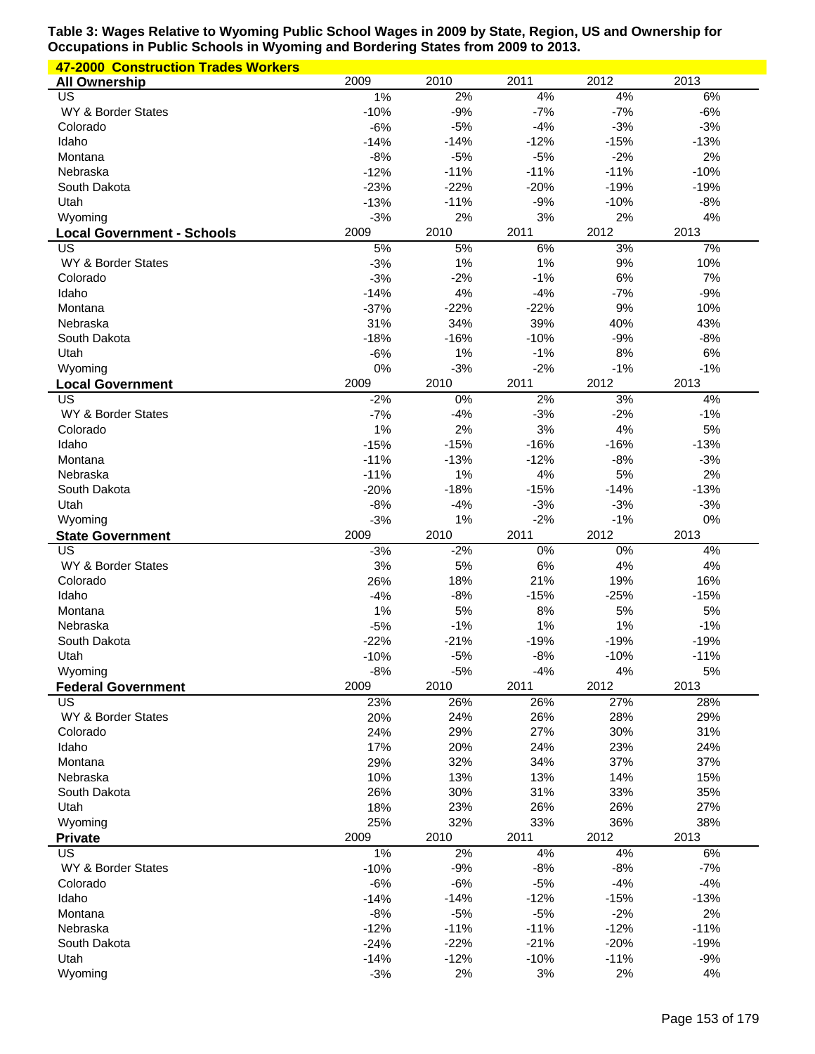**Table 3: Wages Relative to Wyoming Public School Wages in 2009 by State, Region, US and Ownership for Occupations in Public Schools in Wyoming and Bordering States from 2009 to 2013.**

**47-2000 Construction Trades Workers**

| All Ownership | 2009 | 2010 | 2011 | 2012 | 2013 |
|---|---|---|---|---|---|
| US | 1% | 2% | 4% | 4% | 6% |
| WY & Border States | -10% | -9% | -7% | -7% | -6% |
| Colorado | -6% | -5% | -4% | -3% | -3% |
| Idaho | -14% | -14% | -12% | -15% | -13% |
| Montana | -8% | -5% | -5% | -2% | 2% |
| Nebraska | -12% | -11% | -11% | -11% | -10% |
| South Dakota | -23% | -22% | -20% | -19% | -19% |
| Utah | -13% | -11% | -9% | -10% | -8% |
| Wyoming | -3% | 2% | 3% | 2% | 4% |
| **Local Government - Schools** | 2009 | 2010 | 2011 | 2012 | 2013 |
| US | 5% | 5% | 6% | 3% | 7% |
| WY & Border States | -3% | 1% | 1% | 9% | 10% |
| Colorado | -3% | -2% | -1% | 6% | 7% |
| Idaho | -14% | 4% | -4% | -7% | -9% |
| Montana | -37% | -22% | -22% | 9% | 10% |
| Nebraska | 31% | 34% | 39% | 40% | 43% |
| South Dakota | -18% | -16% | -10% | -9% | -8% |
| Utah | -6% | 1% | -1% | 8% | 6% |
| Wyoming | 0% | -3% | -2% | -1% | -1% |
| **Local Government** | 2009 | 2010 | 2011 | 2012 | 2013 |
| US | -2% | 0% | 2% | 3% | 4% |
| WY & Border States | -7% | -4% | -3% | -2% | -1% |
| Colorado | 1% | 2% | 3% | 4% | 5% |
| Idaho | -15% | -15% | -16% | -16% | -13% |
| Montana | -11% | -13% | -12% | -8% | -3% |
| Nebraska | -11% | 1% | 4% | 5% | 2% |
| South Dakota | -20% | -18% | -15% | -14% | -13% |
| Utah | -8% | -4% | -3% | -3% | -3% |
| Wyoming | -3% | 1% | -2% | -1% | 0% |
| **State Government** | 2009 | 2010 | 2011 | 2012 | 2013 |
| US | -3% | -2% | 0% | 0% | 4% |
| WY & Border States | 3% | 5% | 6% | 4% | 4% |
| Colorado | 26% | 18% | 21% | 19% | 16% |
| Idaho | -4% | -8% | -15% | -25% | -15% |
| Montana | 1% | 5% | 8% | 5% | 5% |
| Nebraska | -5% | -1% | 1% | 1% | -1% |
| South Dakota | -22% | -21% | -19% | -19% | -19% |
| Utah | -10% | -5% | -8% | -10% | -11% |
| Wyoming | -8% | -5% | -4% | 4% | 5% |
| **Federal Government** | 2009 | 2010 | 2011 | 2012 | 2013 |
| US | 23% | 26% | 26% | 27% | 28% |
| WY & Border States | 20% | 24% | 26% | 28% | 29% |
| Colorado | 24% | 29% | 27% | 30% | 31% |
| Idaho | 17% | 20% | 24% | 23% | 24% |
| Montana | 29% | 32% | 34% | 37% | 37% |
| Nebraska | 10% | 13% | 13% | 14% | 15% |
| South Dakota | 26% | 30% | 31% | 33% | 35% |
| Utah | 18% | 23% | 26% | 26% | 27% |
| Wyoming | 25% | 32% | 33% | 36% | 38% |
| **Private** | 2009 | 2010 | 2011 | 2012 | 2013 |
| US | 1% | 2% | 4% | 4% | 6% |
| WY & Border States | -10% | -9% | -8% | -8% | -7% |
| Colorado | -6% | -6% | -5% | -4% | -4% |
| Idaho | -14% | -14% | -12% | -15% | -13% |
| Montana | -8% | -5% | -5% | -2% | 2% |
| Nebraska | -12% | -11% | -11% | -12% | -11% |
| South Dakota | -24% | -22% | -21% | -20% | -19% |
| Utah | -14% | -12% | -10% | -11% | -9% |
| Wyoming | -3% | 2% | 3% | 2% | 4% |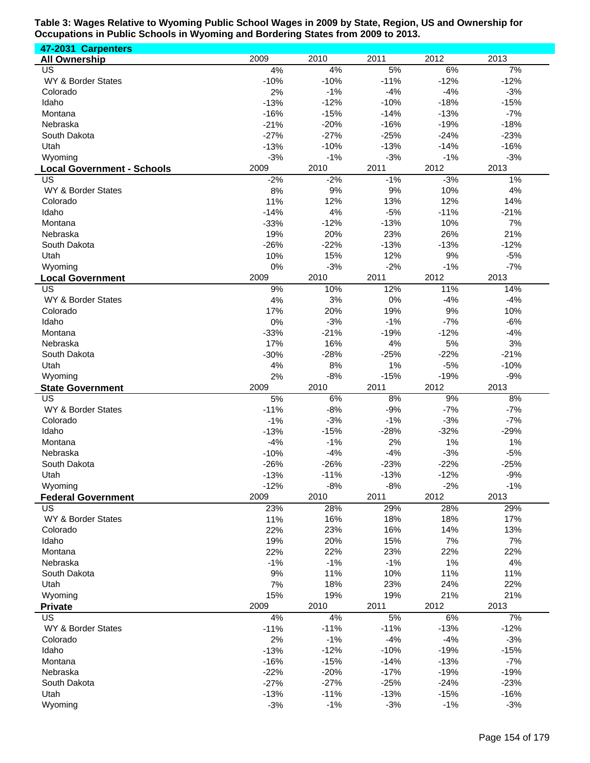**Table 3: Wages Relative to Wyoming Public School Wages in 2009 by State, Region, US and Ownership for Occupations in Public Schools in Wyoming and Bordering States from 2009 to 2013.**

**47-2031 Carpenters**

| All Ownership | 2009 | 2010 | 2011 | 2012 | 2013 |
|---|---|---|---|---|---|
| US | 4% | 4% | 5% | 6% | 7% |
| WY & Border States | -10% | -10% | -11% | -12% | -12% |
| Colorado | 2% | -1% | -4% | -4% | -3% |
| Idaho | -13% | -12% | -10% | -18% | -15% |
| Montana | -16% | -15% | -14% | -13% | -7% |
| Nebraska | -21% | -20% | -16% | -19% | -18% |
| South Dakota | -27% | -27% | -25% | -24% | -23% |
| Utah | -13% | -10% | -13% | -14% | -16% |
| Wyoming | -3% | -1% | -3% | -1% | -3% |
| **Local Government - Schools** | **2009** | **2010** | **2011** | **2012** | **2013** |
| US | -2% | -2% | -1% | -3% | 1% |
| WY & Border States | 8% | 9% | 9% | 10% | 4% |
| Colorado | 11% | 12% | 13% | 12% | 14% |
| Idaho | -14% | 4% | -5% | -11% | -21% |
| Montana | -33% | -12% | -13% | 10% | 7% |
| Nebraska | 19% | 20% | 23% | 26% | 21% |
| South Dakota | -26% | -22% | -13% | -13% | -12% |
| Utah | 10% | 15% | 12% | 9% | -5% |
| Wyoming | 0% | -3% | -2% | -1% | -7% |
| **Local Government** | **2009** | **2010** | **2011** | **2012** | **2013** |
| US | 9% | 10% | 12% | 11% | 14% |
| WY & Border States | 4% | 3% | 0% | -4% | -4% |
| Colorado | 17% | 20% | 19% | 9% | 10% |
| Idaho | 0% | -3% | -1% | -7% | -6% |
| Montana | -33% | -21% | -19% | -12% | -4% |
| Nebraska | 17% | 16% | 4% | 5% | 3% |
| South Dakota | -30% | -28% | -25% | -22% | -21% |
| Utah | 4% | 8% | 1% | -5% | -10% |
| Wyoming | 2% | -8% | -15% | -19% | -9% |
| **State Government** | **2009** | **2010** | **2011** | **2012** | **2013** |
| US | 5% | 6% | 8% | 9% | 8% |
| WY & Border States | -11% | -8% | -9% | -7% | -7% |
| Colorado | -1% | -3% | -1% | -3% | -7% |
| Idaho | -13% | -15% | -28% | -32% | -29% |
| Montana | -4% | -1% | 2% | 1% | 1% |
| Nebraska | -10% | -4% | -4% | -3% | -5% |
| South Dakota | -26% | -26% | -23% | -22% | -25% |
| Utah | -13% | -11% | -13% | -12% | -9% |
| Wyoming | -12% | -8% | -8% | -2% | -1% |
| **Federal Government** | **2009** | **2010** | **2011** | **2012** | **2013** |
| US | 23% | 28% | 29% | 28% | 29% |
| WY & Border States | 11% | 16% | 18% | 18% | 17% |
| Colorado | 22% | 23% | 16% | 14% | 13% |
| Idaho | 19% | 20% | 15% | 7% | 7% |
| Montana | 22% | 22% | 23% | 22% | 22% |
| Nebraska | -1% | -1% | -1% | 1% | 4% |
| South Dakota | 9% | 11% | 10% | 11% | 11% |
| Utah | 7% | 18% | 23% | 24% | 22% |
| Wyoming | 15% | 19% | 19% | 21% | 21% |
| **Private** | **2009** | **2010** | **2011** | **2012** | **2013** |
| US | 4% | 4% | 5% | 6% | 7% |
| WY & Border States | -11% | -11% | -11% | -13% | -12% |
| Colorado | 2% | -1% | -4% | -4% | -3% |
| Idaho | -13% | -12% | -10% | -19% | -15% |
| Montana | -16% | -15% | -14% | -13% | -7% |
| Nebraska | -22% | -20% | -17% | -19% | -19% |
| South Dakota | -27% | -27% | -25% | -24% | -23% |
| Utah | -13% | -11% | -13% | -15% | -16% |
| Wyoming | -3% | -1% | -3% | -1% | -3% |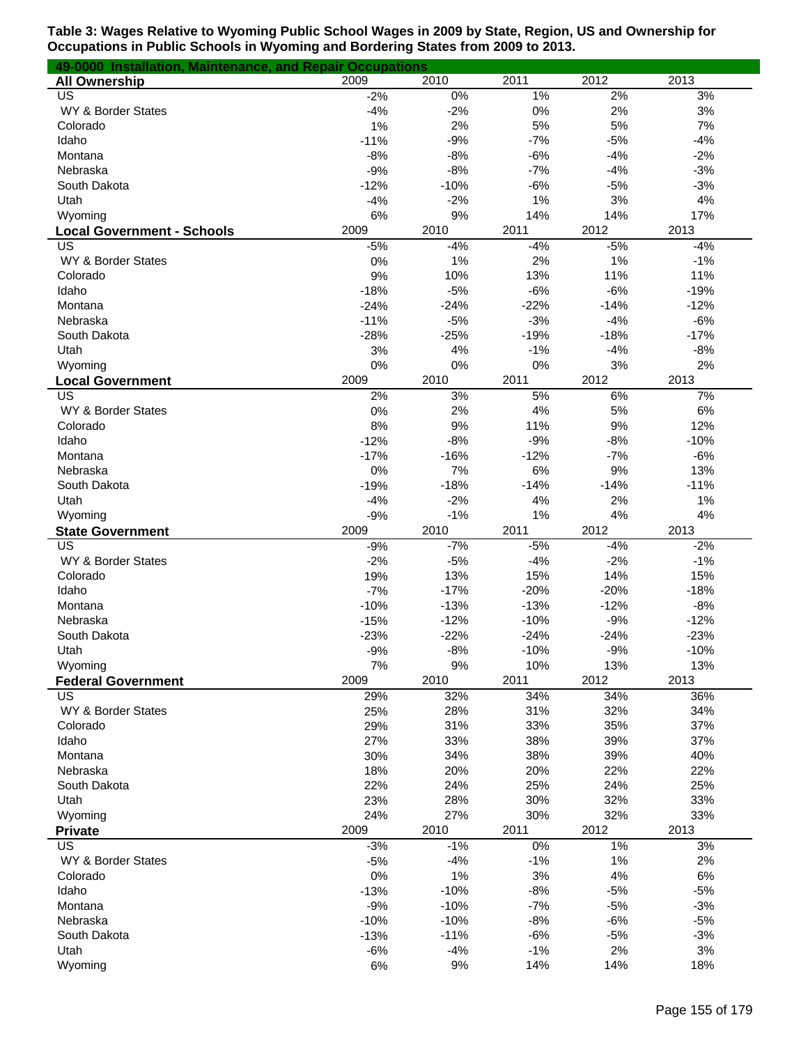**Table 3: Wages Relative to Wyoming Public School Wages in 2009 by State, Region, US and Ownership for Occupations in Public Schools in Wyoming and Bordering States from 2009 to 2013.**

**49-0000 Installation, Maintenance, and Repair Occupations**

| All Ownership | 2009 | 2010 | 2011 | 2012 | 2013 |
|---|---|---|---|---|---|
| US | -2% | 0% | 1% | 2% | 3% |
| WY & Border States | -4% | -2% | 0% | 2% | 3% |
| Colorado | 1% | 2% | 5% | 5% | 7% |
| Idaho | -11% | -9% | -7% | -5% | -4% |
| Montana | -8% | -8% | -6% | -4% | -2% |
| Nebraska | -9% | -8% | -7% | -4% | -3% |
| South Dakota | -12% | -10% | -6% | -5% | -3% |
| Utah | -4% | -2% | 1% | 3% | 4% |
| Wyoming | 6% | 9% | 14% | 14% | 17% |

| Local Government - Schools | 2009 | 2010 | 2011 | 2012 | 2013 |
|---|---|---|---|---|---|
| US | -5% | -4% | -4% | -5% | -4% |
| WY & Border States | 0% | 1% | 2% | 1% | -1% |
| Colorado | 9% | 10% | 13% | 11% | 11% |
| Idaho | -18% | -5% | -6% | -6% | -19% |
| Montana | -24% | -24% | -22% | -14% | -12% |
| Nebraska | -11% | -5% | -3% | -4% | -6% |
| South Dakota | -28% | -25% | -19% | -18% | -17% |
| Utah | 3% | 4% | -1% | -4% | -8% |
| Wyoming | 0% | 0% | 0% | 3% | 2% |

| Local Government | 2009 | 2010 | 2011 | 2012 | 2013 |
|---|---|---|---|---|---|
| US | 2% | 3% | 5% | 6% | 7% |
| WY & Border States | 0% | 2% | 4% | 5% | 6% |
| Colorado | 8% | 9% | 11% | 9% | 12% |
| Idaho | -12% | -8% | -9% | -8% | -10% |
| Montana | -17% | -16% | -12% | -7% | -6% |
| Nebraska | 0% | 7% | 6% | 9% | 13% |
| South Dakota | -19% | -18% | -14% | -14% | -11% |
| Utah | -4% | -2% | 4% | 2% | 1% |
| Wyoming | -9% | -1% | 1% | 4% | 4% |

| State Government | 2009 | 2010 | 2011 | 2012 | 2013 |
|---|---|---|---|---|---|
| US | -9% | -7% | -5% | -4% | -2% |
| WY & Border States | -2% | -5% | -4% | -2% | -1% |
| Colorado | 19% | 13% | 15% | 14% | 15% |
| Idaho | -7% | -17% | -20% | -20% | -18% |
| Montana | -10% | -13% | -13% | -12% | -8% |
| Nebraska | -15% | -12% | -10% | -9% | -12% |
| South Dakota | -23% | -22% | -24% | -24% | -23% |
| Utah | -9% | -8% | -10% | -9% | -10% |
| Wyoming | 7% | 9% | 10% | 13% | 13% |

| Federal Government | 2009 | 2010 | 2011 | 2012 | 2013 |
|---|---|---|---|---|---|
| US | 29% | 32% | 34% | 34% | 36% |
| WY & Border States | 25% | 28% | 31% | 32% | 34% |
| Colorado | 29% | 31% | 33% | 35% | 37% |
| Idaho | 27% | 33% | 38% | 39% | 37% |
| Montana | 30% | 34% | 38% | 39% | 40% |
| Nebraska | 18% | 20% | 20% | 22% | 22% |
| South Dakota | 22% | 24% | 25% | 24% | 25% |
| Utah | 23% | 28% | 30% | 32% | 33% |
| Wyoming | 24% | 27% | 30% | 32% | 33% |

| Private | 2009 | 2010 | 2011 | 2012 | 2013 |
|---|---|---|---|---|---|
| US | -3% | -1% | 0% | 1% | 3% |
| WY & Border States | -5% | -4% | -1% | 1% | 2% |
| Colorado | 0% | 1% | 3% | 4% | 6% |
| Idaho | -13% | -10% | -8% | -5% | -5% |
| Montana | -9% | -10% | -7% | -5% | -3% |
| Nebraska | -10% | -10% | -8% | -6% | -5% |
| South Dakota | -13% | -11% | -6% | -5% | -3% |
| Utah | -6% | -4% | -1% | 2% | 3% |
| Wyoming | 6% | 9% | 14% | 14% | 18% |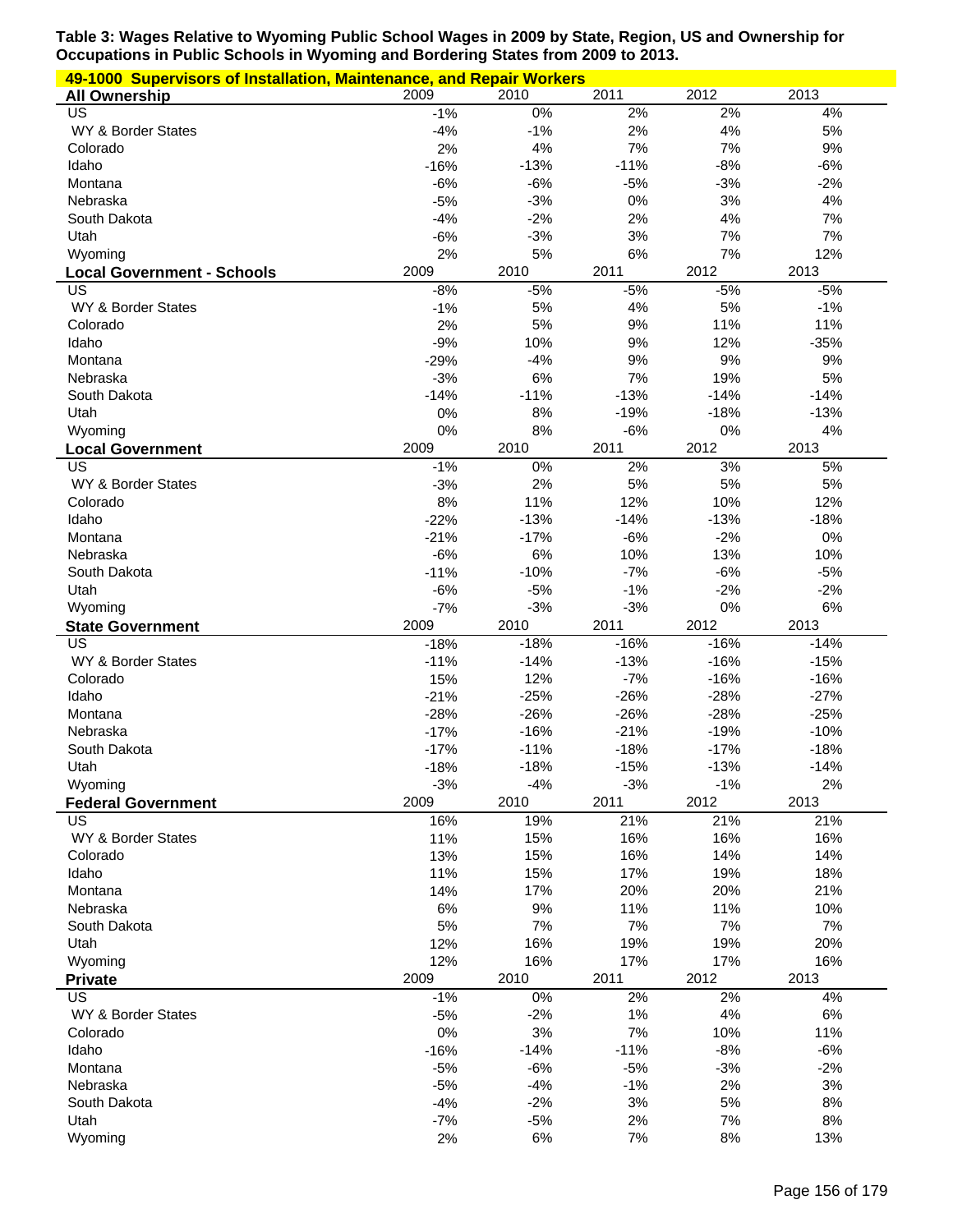**Table 3: Wages Relative to Wyoming Public School Wages in 2009 by State, Region, US and Ownership for Occupations in Public Schools in Wyoming and Bordering States from 2009 to 2013.**

**49-1000 Supervisors of Installation, Maintenance, and Repair Workers**

| All Ownership | 2009 | 2010 | 2011 | 2012 | 2013 |
|---|---|---|---|---|---|
| US | -1% | 0% | 2% | 2% | 4% |
| WY & Border States | -4% | -1% | 2% | 4% | 5% |
| Colorado | 2% | 4% | 7% | 7% | 9% |
| Idaho | -16% | -13% | -11% | -8% | -6% |
| Montana | -6% | -6% | -5% | -3% | -2% |
| Nebraska | -5% | -3% | 0% | 3% | 4% |
| South Dakota | -4% | -2% | 2% | 4% | 7% |
| Utah | -6% | -3% | 3% | 7% | 7% |
| Wyoming | 2% | 5% | 6% | 7% | 12% |

| Local Government - Schools | 2009 | 2010 | 2011 | 2012 | 2013 |
|---|---|---|---|---|---|
| US | -8% | -5% | -5% | -5% | -5% |
| WY & Border States | -1% | 5% | 4% | 5% | -1% |
| Colorado | 2% | 5% | 9% | 11% | 11% |
| Idaho | -9% | 10% | 9% | 12% | -35% |
| Montana | -29% | -4% | 9% | 9% | 9% |
| Nebraska | -3% | 6% | 7% | 19% | 5% |
| South Dakota | -14% | -11% | -13% | -14% | -14% |
| Utah | 0% | 8% | -19% | -18% | -13% |
| Wyoming | 0% | 8% | -6% | 0% | 4% |

| Local Government | 2009 | 2010 | 2011 | 2012 | 2013 |
|---|---|---|---|---|---|
| US | -1% | 0% | 2% | 3% | 5% |
| WY & Border States | -3% | 2% | 5% | 5% | 5% |
| Colorado | 8% | 11% | 12% | 10% | 12% |
| Idaho | -22% | -13% | -14% | -13% | -18% |
| Montana | -21% | -17% | -6% | -2% | 0% |
| Nebraska | -6% | 6% | 10% | 13% | 10% |
| South Dakota | -11% | -10% | -7% | -6% | -5% |
| Utah | -6% | -5% | -1% | -2% | -2% |
| Wyoming | -7% | -3% | -3% | 0% | 6% |

| State Government | 2009 | 2010 | 2011 | 2012 | 2013 |
|---|---|---|---|---|---|
| US | -18% | -18% | -16% | -16% | -14% |
| WY & Border States | -11% | -14% | -13% | -16% | -15% |
| Colorado | 15% | 12% | -7% | -16% | -16% |
| Idaho | -21% | -25% | -26% | -28% | -27% |
| Montana | -28% | -26% | -26% | -28% | -25% |
| Nebraska | -17% | -16% | -21% | -19% | -10% |
| South Dakota | -17% | -11% | -18% | -17% | -18% |
| Utah | -18% | -18% | -15% | -13% | -14% |
| Wyoming | -3% | -4% | -3% | -1% | 2% |

| Federal Government | 2009 | 2010 | 2011 | 2012 | 2013 |
|---|---|---|---|---|---|
| US | 16% | 19% | 21% | 21% | 21% |
| WY & Border States | 11% | 15% | 16% | 16% | 16% |
| Colorado | 13% | 15% | 16% | 14% | 14% |
| Idaho | 11% | 15% | 17% | 19% | 18% |
| Montana | 14% | 17% | 20% | 20% | 21% |
| Nebraska | 6% | 9% | 11% | 11% | 10% |
| South Dakota | 5% | 7% | 7% | 7% | 7% |
| Utah | 12% | 16% | 19% | 19% | 20% |
| Wyoming | 12% | 16% | 17% | 17% | 16% |

| Private | 2009 | 2010 | 2011 | 2012 | 2013 |
|---|---|---|---|---|---|
| US | -1% | 0% | 2% | 2% | 4% |
| WY & Border States | -5% | -2% | 1% | 4% | 6% |
| Colorado | 0% | 3% | 7% | 10% | 11% |
| Idaho | -16% | -14% | -11% | -8% | -6% |
| Montana | -5% | -6% | -5% | -3% | -2% |
| Nebraska | -5% | -4% | -1% | 2% | 3% |
| South Dakota | -4% | -2% | 3% | 5% | 8% |
| Utah | -7% | -5% | 2% | 7% | 8% |
| Wyoming | 2% | 6% | 7% | 8% | 13% |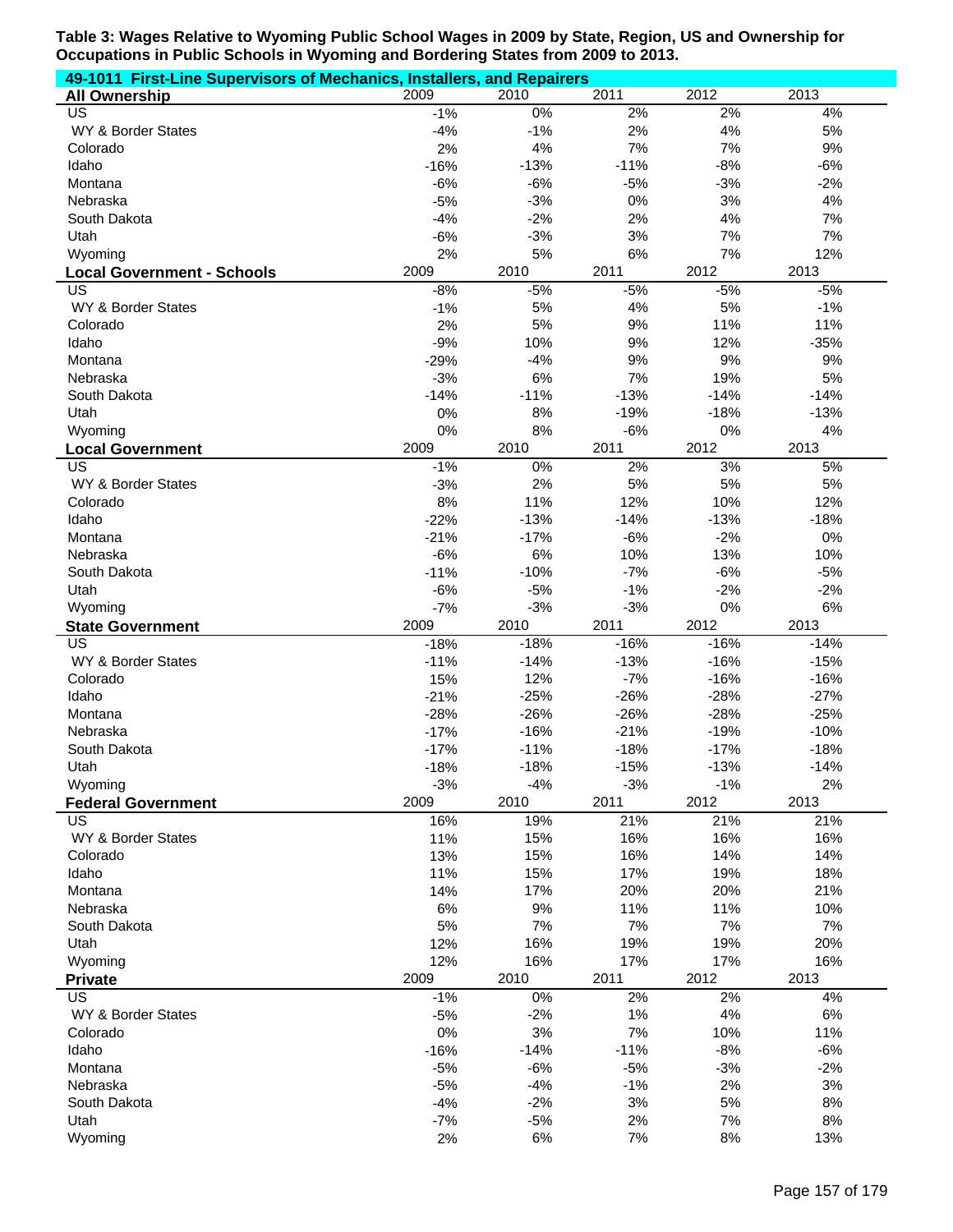**Table 3: Wages Relative to Wyoming Public School Wages in 2009 by State, Region, US and Ownership for Occupations in Public Schools in Wyoming and Bordering States from 2009 to 2013.**

**49-1011 First-Line Supervisors of Mechanics, Installers, and Repairers**

| All Ownership | 2009 | 2010 | 2011 | 2012 | 2013 |
|---|---|---|---|---|---|
| US | -1% | 0% | 2% | 2% | 4% |
| WY & Border States | -4% | -1% | 2% | 4% | 5% |
| Colorado | 2% | 4% | 7% | 7% | 9% |
| Idaho | -16% | -13% | -11% | -8% | -6% |
| Montana | -6% | -6% | -5% | -3% | -2% |
| Nebraska | -5% | -3% | 0% | 3% | 4% |
| South Dakota | -4% | -2% | 2% | 4% | 7% |
| Utah | -6% | -3% | 3% | 7% | 7% |
| Wyoming | 2% | 5% | 6% | 7% | 12% |
| **Local Government - Schools** | 2009 | 2010 | 2011 | 2012 | 2013 |
| US | -8% | -5% | -5% | -5% | -5% |
| WY & Border States | -1% | 5% | 4% | 5% | -1% |
| Colorado | 2% | 5% | 9% | 11% | 11% |
| Idaho | -9% | 10% | 9% | 12% | -35% |
| Montana | -29% | -4% | 9% | 9% | 9% |
| Nebraska | -3% | 6% | 7% | 19% | 5% |
| South Dakota | -14% | -11% | -13% | -14% | -14% |
| Utah | 0% | 8% | -19% | -18% | -13% |
| Wyoming | 0% | 8% | -6% | 0% | 4% |
| **Local Government** | 2009 | 2010 | 2011 | 2012 | 2013 |
| US | -1% | 0% | 2% | 3% | 5% |
| WY & Border States | -3% | 2% | 5% | 5% | 5% |
| Colorado | 8% | 11% | 12% | 10% | 12% |
| Idaho | -22% | -13% | -14% | -13% | -18% |
| Montana | -21% | -17% | -6% | -2% | 0% |
| Nebraska | -6% | 6% | 10% | 13% | 10% |
| South Dakota | -11% | -10% | -7% | -6% | -5% |
| Utah | -6% | -5% | -1% | -2% | -2% |
| Wyoming | -7% | -3% | -3% | 0% | 6% |
| **State Government** | 2009 | 2010 | 2011 | 2012 | 2013 |
| US | -18% | -18% | -16% | -16% | -14% |
| WY & Border States | -11% | -14% | -13% | -16% | -15% |
| Colorado | 15% | 12% | -7% | -16% | -16% |
| Idaho | -21% | -25% | -26% | -28% | -27% |
| Montana | -28% | -26% | -26% | -28% | -25% |
| Nebraska | -17% | -16% | -21% | -19% | -10% |
| South Dakota | -17% | -11% | -18% | -17% | -18% |
| Utah | -18% | -18% | -15% | -13% | -14% |
| Wyoming | -3% | -4% | -3% | -1% | 2% |
| **Federal Government** | 2009 | 2010 | 2011 | 2012 | 2013 |
| US | 16% | 19% | 21% | 21% | 21% |
| WY & Border States | 11% | 15% | 16% | 16% | 16% |
| Colorado | 13% | 15% | 16% | 14% | 14% |
| Idaho | 11% | 15% | 17% | 19% | 18% |
| Montana | 14% | 17% | 20% | 20% | 21% |
| Nebraska | 6% | 9% | 11% | 11% | 10% |
| South Dakota | 5% | 7% | 7% | 7% | 7% |
| Utah | 12% | 16% | 19% | 19% | 20% |
| Wyoming | 12% | 16% | 17% | 17% | 16% |
| **Private** | 2009 | 2010 | 2011 | 2012 | 2013 |
| US | -1% | 0% | 2% | 2% | 4% |
| WY & Border States | -5% | -2% | 1% | 4% | 6% |
| Colorado | 0% | 3% | 7% | 10% | 11% |
| Idaho | -16% | -14% | -11% | -8% | -6% |
| Montana | -5% | -6% | -5% | -3% | -2% |
| Nebraska | -5% | -4% | -1% | 2% | 3% |
| South Dakota | -4% | -2% | 3% | 5% | 8% |
| Utah | -7% | -5% | 2% | 7% | 8% |
| Wyoming | 2% | 6% | 7% | 8% | 13% |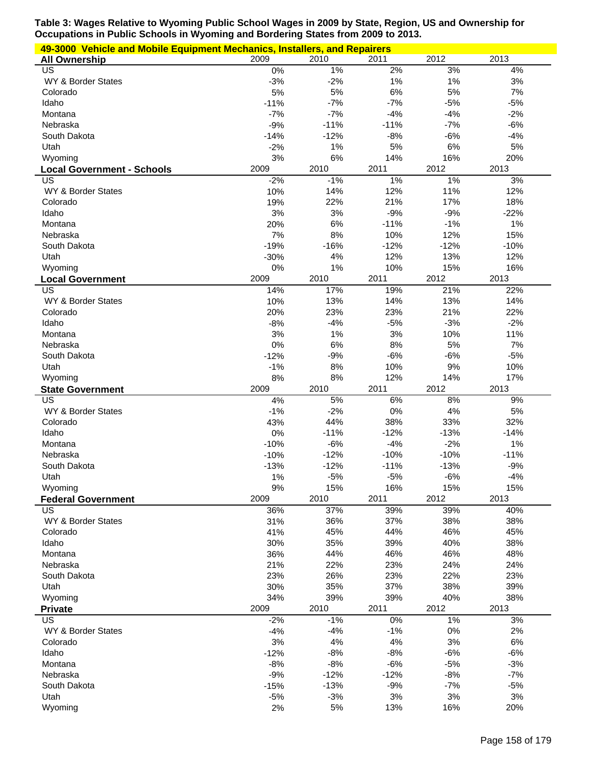**Table 3: Wages Relative to Wyoming Public School Wages in 2009 by State, Region, US and Ownership for Occupations in Public Schools in Wyoming and Bordering States from 2009 to 2013.**

**49-3000 Vehicle and Mobile Equipment Mechanics, Installers, and Repairers**

| **All Ownership** | 2009 | 2010 | 2011 | 2012 | 2013 |
|---|---|---|---|---|---|
| US | 0% | 1% | 2% | 3% | 4% |
| WY & Border States | -3% | -2% | 1% | 1% | 3% |
| Colorado | 5% | 5% | 6% | 5% | 7% |
| Idaho | -11% | -7% | -7% | -5% | -5% |
| Montana | -7% | -7% | -4% | -4% | -2% |
| Nebraska | -9% | -11% | -11% | -7% | -6% |
| South Dakota | -14% | -12% | -8% | -6% | -4% |
| Utah | -2% | 1% | 5% | 6% | 5% |
| Wyoming | 3% | 6% | 14% | 16% | 20% |
| **Local Government - Schools** | 2009 | 2010 | 2011 | 2012 | 2013 |
| US | -2% | -1% | 1% | 1% | 3% |
| WY & Border States | 10% | 14% | 12% | 11% | 12% |
| Colorado | 19% | 22% | 21% | 17% | 18% |
| Idaho | 3% | 3% | -9% | -9% | -22% |
| Montana | 20% | 6% | -11% | -1% | 1% |
| Nebraska | 7% | 8% | 10% | 12% | 15% |
| South Dakota | -19% | -16% | -12% | -12% | -10% |
| Utah | -30% | 4% | 12% | 13% | 12% |
| Wyoming | 0% | 1% | 10% | 15% | 16% |
| **Local Government** | 2009 | 2010 | 2011 | 2012 | 2013 |
| US | 14% | 17% | 19% | 21% | 22% |
| WY & Border States | 10% | 13% | 14% | 13% | 14% |
| Colorado | 20% | 23% | 23% | 21% | 22% |
| Idaho | -8% | -4% | -5% | -3% | -2% |
| Montana | 3% | 1% | 3% | 10% | 11% |
| Nebraska | 0% | 6% | 8% | 5% | 7% |
| South Dakota | -12% | -9% | -6% | -6% | -5% |
| Utah | -1% | 8% | 10% | 9% | 10% |
| Wyoming | 8% | 8% | 12% | 14% | 17% |
| **State Government** | 2009 | 2010 | 2011 | 2012 | 2013 |
| US | 4% | 5% | 6% | 8% | 9% |
| WY & Border States | -1% | -2% | 0% | 4% | 5% |
| Colorado | 43% | 44% | 38% | 33% | 32% |
| Idaho | 0% | -11% | -12% | -13% | -14% |
| Montana | -10% | -6% | -4% | -2% | 1% |
| Nebraska | -10% | -12% | -10% | -10% | -11% |
| South Dakota | -13% | -12% | -11% | -13% | -9% |
| Utah | 1% | -5% | -5% | -6% | -4% |
| Wyoming | 9% | 15% | 16% | 15% | 15% |
| **Federal Government** | 2009 | 2010 | 2011 | 2012 | 2013 |
| US | 36% | 37% | 39% | 39% | 40% |
| WY & Border States | 31% | 36% | 37% | 38% | 38% |
| Colorado | 41% | 45% | 44% | 46% | 45% |
| Idaho | 30% | 35% | 39% | 40% | 38% |
| Montana | 36% | 44% | 46% | 46% | 48% |
| Nebraska | 21% | 22% | 23% | 24% | 24% |
| South Dakota | 23% | 26% | 23% | 22% | 23% |
| Utah | 30% | 35% | 37% | 38% | 39% |
| Wyoming | 34% | 39% | 39% | 40% | 38% |
| **Private** | 2009 | 2010 | 2011 | 2012 | 2013 |
| US | -2% | -1% | 0% | 1% | 3% |
| WY & Border States | -4% | -4% | -1% | 0% | 2% |
| Colorado | 3% | 4% | 4% | 3% | 6% |
| Idaho | -12% | -8% | -8% | -6% | -6% |
| Montana | -8% | -8% | -6% | -5% | -3% |
| Nebraska | -9% | -12% | -12% | -8% | -7% |
| South Dakota | -15% | -13% | -9% | -7% | -5% |
| Utah | -5% | -3% | 3% | 3% | 3% |
| Wyoming | 2% | 5% | 13% | 16% | 20% |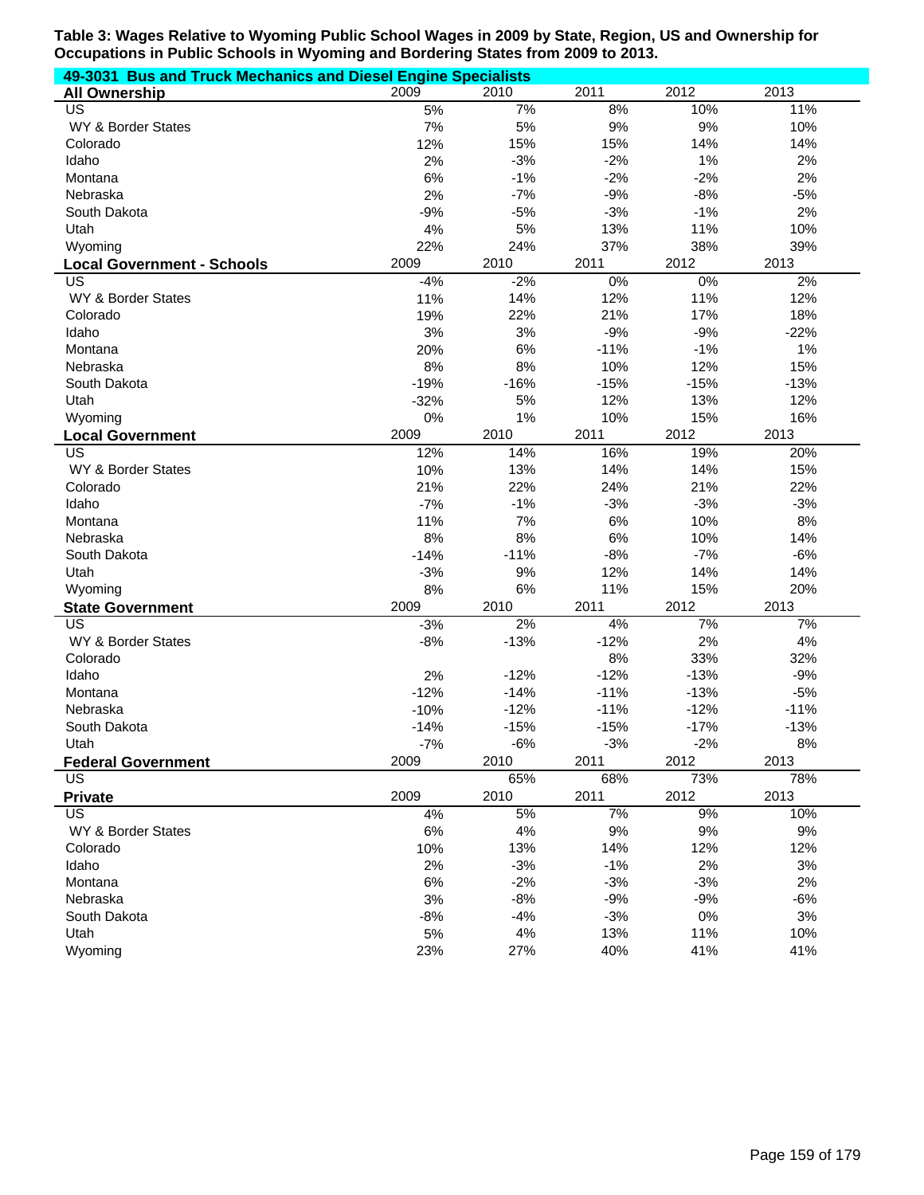**Table 3: Wages Relative to Wyoming Public School Wages in 2009 by State, Region, US and Ownership for Occupations in Public Schools in Wyoming and Bordering States from 2009 to 2013.**

**49-3031 Bus and Truck Mechanics and Diesel Engine Specialists**

| **All Ownership** | 2009 | 2010 | 2011 | 2012 | 2013 |
|---|---|---|---|---|---|
| US | 5% | 7% | 8% | 10% | 11% |
| WY & Border States | 7% | 5% | 9% | 9% | 10% |
| Colorado | 12% | 15% | 15% | 14% | 14% |
| Idaho | 2% | -3% | -2% | 1% | 2% |
| Montana | 6% | -1% | -2% | -2% | 2% |
| Nebraska | 2% | -7% | -9% | -8% | -5% |
| South Dakota | -9% | -5% | -3% | -1% | 2% |
| Utah | 4% | 5% | 13% | 11% | 10% |
| Wyoming | 22% | 24% | 37% | 38% | 39% |
| **Local Government - Schools** | 2009 | 2010 | 2011 | 2012 | 2013 |
| US | -4% | -2% | 0% | 0% | 2% |
| WY & Border States | 11% | 14% | 12% | 11% | 12% |
| Colorado | 19% | 22% | 21% | 17% | 18% |
| Idaho | 3% | 3% | -9% | -9% | -22% |
| Montana | 20% | 6% | -11% | -1% | 1% |
| Nebraska | 8% | 8% | 10% | 12% | 15% |
| South Dakota | -19% | -16% | -15% | -15% | -13% |
| Utah | -32% | 5% | 12% | 13% | 12% |
| Wyoming | 0% | 1% | 10% | 15% | 16% |
| **Local Government** | 2009 | 2010 | 2011 | 2012 | 2013 |
| US | 12% | 14% | 16% | 19% | 20% |
| WY & Border States | 10% | 13% | 14% | 14% | 15% |
| Colorado | 21% | 22% | 24% | 21% | 22% |
| Idaho | -7% | -1% | -3% | -3% | -3% |
| Montana | 11% | 7% | 6% | 10% | 8% |
| Nebraska | 8% | 8% | 6% | 10% | 14% |
| South Dakota | -14% | -11% | -8% | -7% | -6% |
| Utah | -3% | 9% | 12% | 14% | 14% |
| Wyoming | 8% | 6% | 11% | 15% | 20% |
| **State Government** | 2009 | 2010 | 2011 | 2012 | 2013 |
| US | -3% | 2% | 4% | 7% | 7% |
| WY & Border States | -8% | -13% | -12% | 2% | 4% |
| Colorado | | | 8% | 33% | 32% |
| Idaho | 2% | -12% | -12% | -13% | -9% |
| Montana | -12% | -14% | -11% | -13% | -5% |
| Nebraska | -10% | -12% | -11% | -12% | -11% |
| South Dakota | -14% | -15% | -15% | -17% | -13% |
| Utah | -7% | -6% | -3% | -2% | 8% |
| **Federal Government** | 2009 | 2010 | 2011 | 2012 | 2013 |
| US | | 65% | 68% | 73% | 78% |
| **Private** | 2009 | 2010 | 2011 | 2012 | 2013 |
| US | 4% | 5% | 7% | 9% | 10% |
| WY & Border States | 6% | 4% | 9% | 9% | 9% |
| Colorado | 10% | 13% | 14% | 12% | 12% |
| Idaho | 2% | -3% | -1% | 2% | 3% |
| Montana | 6% | -2% | -3% | -3% | 2% |
| Nebraska | 3% | -8% | -9% | -9% | -6% |
| South Dakota | -8% | -4% | -3% | 0% | 3% |
| Utah | 5% | 4% | 13% | 11% | 10% |
| Wyoming | 23% | 27% | 40% | 41% | 41% |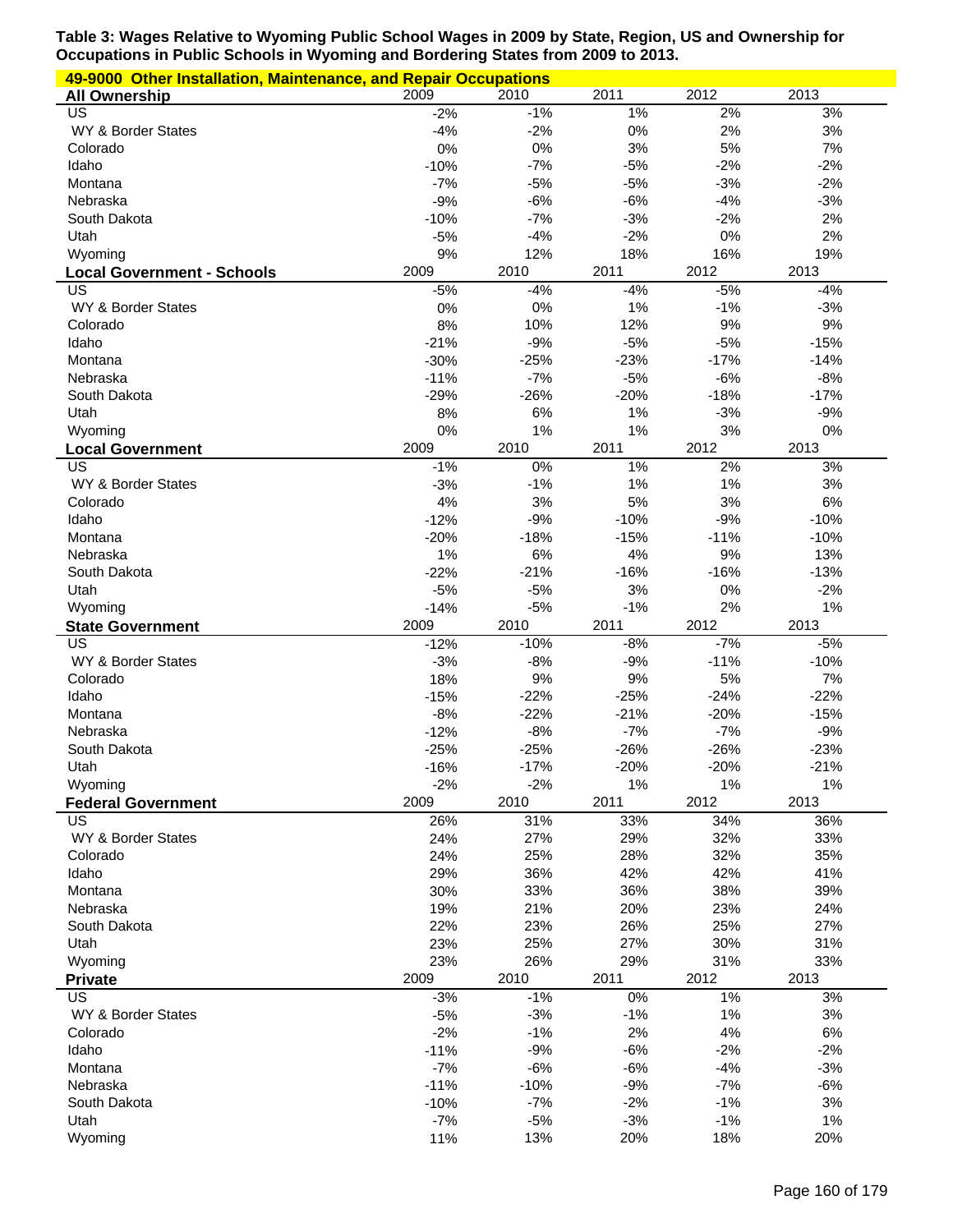**Table 3: Wages Relative to Wyoming Public School Wages in 2009 by State, Region, US and Ownership for Occupations in Public Schools in Wyoming and Bordering States from 2009 to 2013.**

**49-9000 Other Installation, Maintenance, and Repair Occupations**

| All Ownership | 2009 | 2010 | 2011 | 2012 | 2013 |
|---|---|---|---|---|---|
| US | -2% | -1% | 1% | 2% | 3% |
| WY & Border States | -4% | -2% | 0% | 2% | 3% |
| Colorado | 0% | 0% | 3% | 5% | 7% |
| Idaho | -10% | -7% | -5% | -2% | -2% |
| Montana | -7% | -5% | -5% | -3% | -2% |
| Nebraska | -9% | -6% | -6% | -4% | -3% |
| South Dakota | -10% | -7% | -3% | -2% | 2% |
| Utah | -5% | -4% | -2% | 0% | 2% |
| Wyoming | 9% | 12% | 18% | 16% | 19% |
| **Local Government - Schools** | **2009** | **2010** | **2011** | **2012** | **2013** |
| US | -5% | -4% | -4% | -5% | -4% |
| WY & Border States | 0% | 0% | 1% | -1% | -3% |
| Colorado | 8% | 10% | 12% | 9% | 9% |
| Idaho | -21% | -9% | -5% | -5% | -15% |
| Montana | -30% | -25% | -23% | -17% | -14% |
| Nebraska | -11% | -7% | -5% | -6% | -8% |
| South Dakota | -29% | -26% | -20% | -18% | -17% |
| Utah | 8% | 6% | 1% | -3% | -9% |
| Wyoming | 0% | 1% | 1% | 3% | 0% |
| **Local Government** | **2009** | **2010** | **2011** | **2012** | **2013** |
| US | -1% | 0% | 1% | 2% | 3% |
| WY & Border States | -3% | -1% | 1% | 1% | 3% |
| Colorado | 4% | 3% | 5% | 3% | 6% |
| Idaho | -12% | -9% | -10% | -9% | -10% |
| Montana | -20% | -18% | -15% | -11% | -10% |
| Nebraska | 1% | 6% | 4% | 9% | 13% |
| South Dakota | -22% | -21% | -16% | -16% | -13% |
| Utah | -5% | -5% | 3% | 0% | -2% |
| Wyoming | -14% | -5% | -1% | 2% | 1% |
| **State Government** | **2009** | **2010** | **2011** | **2012** | **2013** |
| US | -12% | -10% | -8% | -7% | -5% |
| WY & Border States | -3% | -8% | -9% | -11% | -10% |
| Colorado | 18% | 9% | 9% | 5% | 7% |
| Idaho | -15% | -22% | -25% | -24% | -22% |
| Montana | -8% | -22% | -21% | -20% | -15% |
| Nebraska | -12% | -8% | -7% | -7% | -9% |
| South Dakota | -25% | -25% | -26% | -26% | -23% |
| Utah | -16% | -17% | -20% | -20% | -21% |
| Wyoming | -2% | -2% | 1% | 1% | 1% |
| **Federal Government** | **2009** | **2010** | **2011** | **2012** | **2013** |
| US | 26% | 31% | 33% | 34% | 36% |
| WY & Border States | 24% | 27% | 29% | 32% | 33% |
| Colorado | 24% | 25% | 28% | 32% | 35% |
| Idaho | 29% | 36% | 42% | 42% | 41% |
| Montana | 30% | 33% | 36% | 38% | 39% |
| Nebraska | 19% | 21% | 20% | 23% | 24% |
| South Dakota | 22% | 23% | 26% | 25% | 27% |
| Utah | 23% | 25% | 27% | 30% | 31% |
| Wyoming | 23% | 26% | 29% | 31% | 33% |
| **Private** | **2009** | **2010** | **2011** | **2012** | **2013** |
| US | -3% | -1% | 0% | 1% | 3% |
| WY & Border States | -5% | -3% | -1% | 1% | 3% |
| Colorado | -2% | -1% | 2% | 4% | 6% |
| Idaho | -11% | -9% | -6% | -2% | -2% |
| Montana | -7% | -6% | -6% | -4% | -3% |
| Nebraska | -11% | -10% | -9% | -7% | -6% |
| South Dakota | -10% | -7% | -2% | -1% | 3% |
| Utah | -7% | -5% | -3% | -1% | 1% |
| Wyoming | 11% | 13% | 20% | 18% | 20% |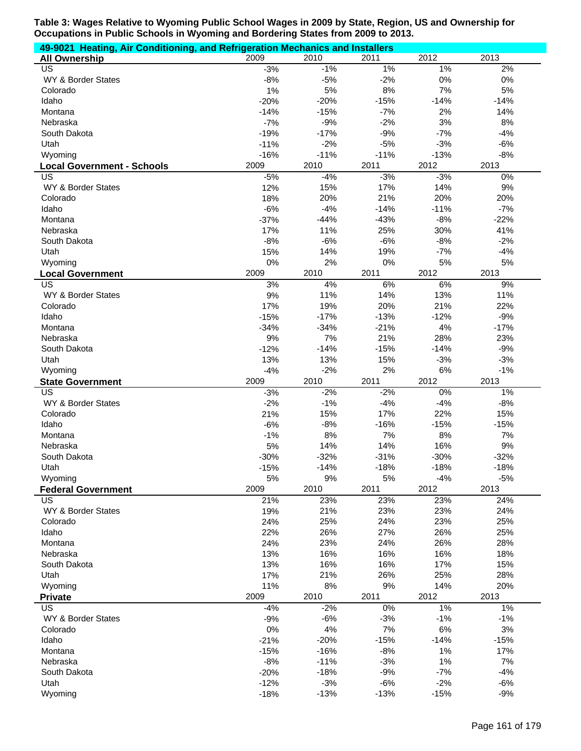**Table 3: Wages Relative to Wyoming Public School Wages in 2009 by State, Region, US and Ownership for Occupations in Public Schools in Wyoming and Bordering States from 2009 to 2013.**

**49-9021 Heating, Air Conditioning, and Refrigeration Mechanics and Installers**

| All Ownership | 2009 | 2010 | 2011 | 2012 | 2013 |
|---|---|---|---|---|---|
| US | -3% | -1% | 1% | 1% | 2% |
| WY & Border States | -8% | -5% | -2% | 0% | 0% |
| Colorado | 1% | 5% | 8% | 7% | 5% |
| Idaho | -20% | -20% | -15% | -14% | -14% |
| Montana | -14% | -15% | -7% | 2% | 14% |
| Nebraska | -7% | -9% | -2% | 3% | 8% |
| South Dakota | -19% | -17% | -9% | -7% | -4% |
| Utah | -11% | -2% | -5% | -3% | -6% |
| Wyoming | -16% | -11% | -11% | -13% | -8% |

| Local Government - Schools | 2009 | 2010 | 2011 | 2012 | 2013 |
|---|---|---|---|---|---|
| US | -5% | -4% | -3% | -3% | 0% |
| WY & Border States | 12% | 15% | 17% | 14% | 9% |
| Colorado | 18% | 20% | 21% | 20% | 20% |
| Idaho | -6% | -4% | -14% | -11% | -7% |
| Montana | -37% | -44% | -43% | -8% | -22% |
| Nebraska | 17% | 11% | 25% | 30% | 41% |
| South Dakota | -8% | -6% | -6% | -8% | -2% |
| Utah | 15% | 14% | 19% | -7% | -4% |
| Wyoming | 0% | 2% | 0% | 5% | 5% |

| Local Government | 2009 | 2010 | 2011 | 2012 | 2013 |
|---|---|---|---|---|---|
| US | 3% | 4% | 6% | 6% | 9% |
| WY & Border States | 9% | 11% | 14% | 13% | 11% |
| Colorado | 17% | 19% | 20% | 21% | 22% |
| Idaho | -15% | -17% | -13% | -12% | -9% |
| Montana | -34% | -34% | -21% | 4% | -17% |
| Nebraska | 9% | 7% | 21% | 28% | 23% |
| South Dakota | -12% | -14% | -15% | -14% | -9% |
| Utah | 13% | 13% | 15% | -3% | -3% |
| Wyoming | -4% | -2% | 2% | 6% | -1% |

| State Government | 2009 | 2010 | 2011 | 2012 | 2013 |
|---|---|---|---|---|---|
| US | -3% | -2% | -2% | 0% | 1% |
| WY & Border States | -2% | -1% | -4% | -4% | -8% |
| Colorado | 21% | 15% | 17% | 22% | 15% |
| Idaho | -6% | -8% | -16% | -15% | -15% |
| Montana | -1% | 8% | 7% | 8% | 7% |
| Nebraska | 5% | 14% | 14% | 16% | 9% |
| South Dakota | -30% | -32% | -31% | -30% | -32% |
| Utah | -15% | -14% | -18% | -18% | -18% |
| Wyoming | 5% | 9% | 5% | -4% | -5% |

| Federal Government | 2009 | 2010 | 2011 | 2012 | 2013 |
|---|---|---|---|---|---|
| US | 21% | 23% | 23% | 23% | 24% |
| WY & Border States | 19% | 21% | 23% | 23% | 24% |
| Colorado | 24% | 25% | 24% | 23% | 25% |
| Idaho | 22% | 26% | 27% | 26% | 25% |
| Montana | 24% | 23% | 24% | 26% | 28% |
| Nebraska | 13% | 16% | 16% | 16% | 18% |
| South Dakota | 13% | 16% | 16% | 17% | 15% |
| Utah | 17% | 21% | 26% | 25% | 28% |
| Wyoming | 11% | 8% | 9% | 14% | 20% |

| Private | 2009 | 2010 | 2011 | 2012 | 2013 |
|---|---|---|---|---|---|
| US | -4% | -2% | 0% | 1% | 1% |
| WY & Border States | -9% | -6% | -3% | -1% | -1% |
| Colorado | 0% | 4% | 7% | 6% | 3% |
| Idaho | -21% | -20% | -15% | -14% | -15% |
| Montana | -15% | -16% | -8% | 1% | 17% |
| Nebraska | -8% | -11% | -3% | 1% | 7% |
| South Dakota | -20% | -18% | -9% | -7% | -4% |
| Utah | -12% | -3% | -6% | -2% | -6% |
| Wyoming | -18% | -13% | -13% | -15% | -9% |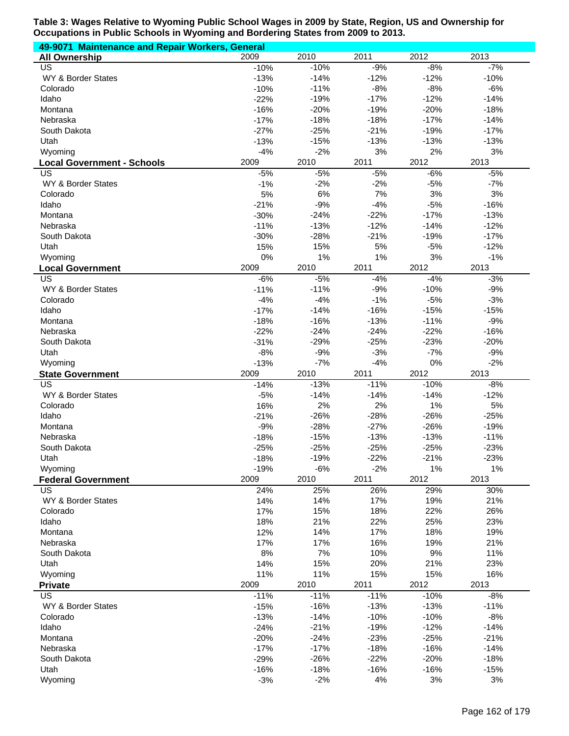**Table 3: Wages Relative to Wyoming Public School Wages in 2009 by State, Region, US and Ownership for Occupations in Public Schools in Wyoming and Bordering States from 2009 to 2013.**

**49-9071 Maintenance and Repair Workers, General**

| All Ownership | 2009 | 2010 | 2011 | 2012 | 2013 |
|---|---|---|---|---|---|
| US | -10% | -10% | -9% | -8% | -7% |
| WY & Border States | -13% | -14% | -12% | -12% | -10% |
| Colorado | -10% | -11% | -8% | -8% | -6% |
| Idaho | -22% | -19% | -17% | -12% | -14% |
| Montana | -16% | -20% | -19% | -20% | -18% |
| Nebraska | -17% | -18% | -18% | -17% | -14% |
| South Dakota | -27% | -25% | -21% | -19% | -17% |
| Utah | -13% | -15% | -13% | -13% | -13% |
| Wyoming | -4% | -2% | 3% | 2% | 3% |

| Local Government - Schools | 2009 | 2010 | 2011 | 2012 | 2013 |
|---|---|---|---|---|---|
| US | -5% | -5% | -5% | -6% | -5% |
| WY & Border States | -1% | -2% | -2% | -5% | -7% |
| Colorado | 5% | 6% | 7% | 3% | 3% |
| Idaho | -21% | -9% | -4% | -5% | -16% |
| Montana | -30% | -24% | -22% | -17% | -13% |
| Nebraska | -11% | -13% | -12% | -14% | -12% |
| South Dakota | -30% | -28% | -21% | -19% | -17% |
| Utah | 15% | 15% | 5% | -5% | -12% |
| Wyoming | 0% | 1% | 1% | 3% | -1% |

| Local Government | 2009 | 2010 | 2011 | 2012 | 2013 |
|---|---|---|---|---|---|
| US | -6% | -5% | -4% | -4% | -3% |
| WY & Border States | -11% | -11% | -9% | -10% | -9% |
| Colorado | -4% | -4% | -1% | -5% | -3% |
| Idaho | -17% | -14% | -16% | -15% | -15% |
| Montana | -18% | -16% | -13% | -11% | -9% |
| Nebraska | -22% | -24% | -24% | -22% | -16% |
| South Dakota | -31% | -29% | -25% | -23% | -20% |
| Utah | -8% | -9% | -3% | -7% | -9% |
| Wyoming | -13% | -7% | -4% | 0% | -2% |

| State Government | 2009 | 2010 | 2011 | 2012 | 2013 |
|---|---|---|---|---|---|
| US | -14% | -13% | -11% | -10% | -8% |
| WY & Border States | -5% | -14% | -14% | -14% | -12% |
| Colorado | 16% | 2% | 2% | 1% | 5% |
| Idaho | -21% | -26% | -28% | -26% | -25% |
| Montana | -9% | -28% | -27% | -26% | -19% |
| Nebraska | -18% | -15% | -13% | -13% | -11% |
| South Dakota | -25% | -25% | -25% | -25% | -23% |
| Utah | -18% | -19% | -22% | -21% | -23% |
| Wyoming | -19% | -6% | -2% | 1% | 1% |

| Federal Government | 2009 | 2010 | 2011 | 2012 | 2013 |
|---|---|---|---|---|---|
| US | 24% | 25% | 26% | 29% | 30% |
| WY & Border States | 14% | 14% | 17% | 19% | 21% |
| Colorado | 17% | 15% | 18% | 22% | 26% |
| Idaho | 18% | 21% | 22% | 25% | 23% |
| Montana | 12% | 14% | 17% | 18% | 19% |
| Nebraska | 17% | 17% | 16% | 19% | 21% |
| South Dakota | 8% | 7% | 10% | 9% | 11% |
| Utah | 14% | 15% | 20% | 21% | 23% |
| Wyoming | 11% | 11% | 15% | 15% | 16% |

| Private | 2009 | 2010 | 2011 | 2012 | 2013 |
|---|---|---|---|---|---|
| US | -11% | -11% | -11% | -10% | -8% |
| WY & Border States | -15% | -16% | -13% | -13% | -11% |
| Colorado | -13% | -14% | -10% | -10% | -8% |
| Idaho | -24% | -21% | -19% | -12% | -14% |
| Montana | -20% | -24% | -23% | -25% | -21% |
| Nebraska | -17% | -17% | -18% | -16% | -14% |
| South Dakota | -29% | -26% | -22% | -20% | -18% |
| Utah | -16% | -18% | -16% | -16% | -15% |
| Wyoming | -3% | -2% | 4% | 3% | 3% |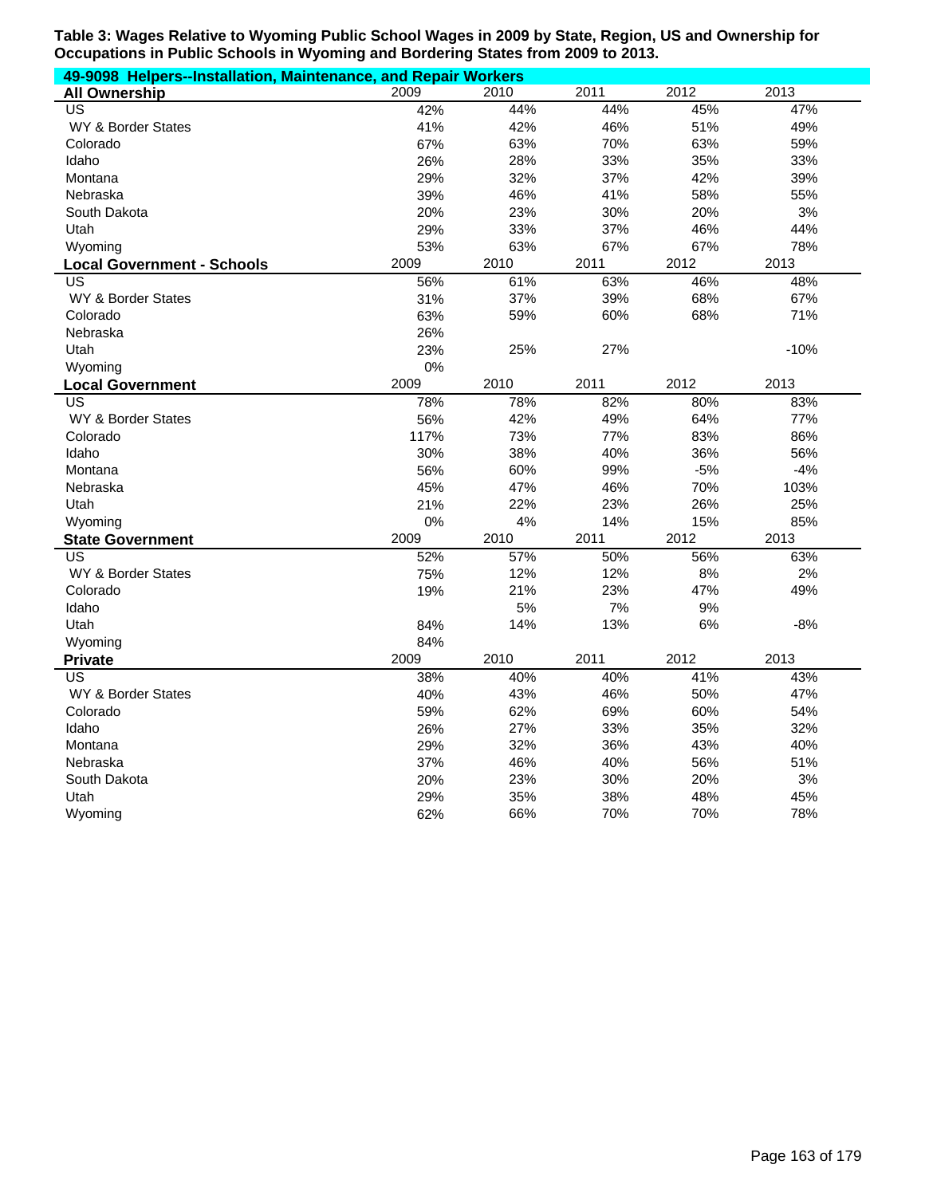**Table 3: Wages Relative to Wyoming Public School Wages in 2009 by State, Region, US and Ownership for Occupations in Public Schools in Wyoming and Bordering States from 2009 to 2013.**

**49-9098 Helpers--Installation, Maintenance, and Repair Workers**

| All Ownership | 2009 | 2010 | 2011 | 2012 | 2013 |
|---|---|---|---|---|---|
| US | 42% | 44% | 44% | 45% | 47% |
| WY & Border States | 41% | 42% | 46% | 51% | 49% |
| Colorado | 67% | 63% | 70% | 63% | 59% |
| Idaho | 26% | 28% | 33% | 35% | 33% |
| Montana | 29% | 32% | 37% | 42% | 39% |
| Nebraska | 39% | 46% | 41% | 58% | 55% |
| South Dakota | 20% | 23% | 30% | 20% | 3% |
| Utah | 29% | 33% | 37% | 46% | 44% |
| Wyoming | 53% | 63% | 67% | 67% | 78% |

| Local Government - Schools | 2009 | 2010 | 2011 | 2012 | 2013 |
|---|---|---|---|---|---|
| US | 56% | 61% | 63% | 46% | 48% |
| WY & Border States | 31% | 37% | 39% | 68% | 67% |
| Colorado | 63% | 59% | 60% | 68% | 71% |
| Nebraska | 26% | | | | |
| Utah | 23% | 25% | 27% | | -10% |
| Wyoming | 0% | | | | |

| Local Government | 2009 | 2010 | 2011 | 2012 | 2013 |
|---|---|---|---|---|---|
| US | 78% | 78% | 82% | 80% | 83% |
| WY & Border States | 56% | 42% | 49% | 64% | 77% |
| Colorado | 117% | 73% | 77% | 83% | 86% |
| Idaho | 30% | 38% | 40% | 36% | 56% |
| Montana | 56% | 60% | 99% | -5% | -4% |
| Nebraska | 45% | 47% | 46% | 70% | 103% |
| Utah | 21% | 22% | 23% | 26% | 25% |
| Wyoming | 0% | 4% | 14% | 15% | 85% |

| State Government | 2009 | 2010 | 2011 | 2012 | 2013 |
|---|---|---|---|---|---|
| US | 52% | 57% | 50% | 56% | 63% |
| WY & Border States | 75% | 12% | 12% | 8% | 2% |
| Colorado | 19% | 21% | 23% | 47% | 49% |
| Idaho | | 5% | 7% | 9% | |
| Utah | 84% | 14% | 13% | 6% | -8% |
| Wyoming | 84% | | | | |

| Private | 2009 | 2010 | 2011 | 2012 | 2013 |
|---|---|---|---|---|---|
| US | 38% | 40% | 40% | 41% | 43% |
| WY & Border States | 40% | 43% | 46% | 50% | 47% |
| Colorado | 59% | 62% | 69% | 60% | 54% |
| Idaho | 26% | 27% | 33% | 35% | 32% |
| Montana | 29% | 32% | 36% | 43% | 40% |
| Nebraska | 37% | 46% | 40% | 56% | 51% |
| South Dakota | 20% | 23% | 30% | 20% | 3% |
| Utah | 29% | 35% | 38% | 48% | 45% |
| Wyoming | 62% | 66% | 70% | 70% | 78% |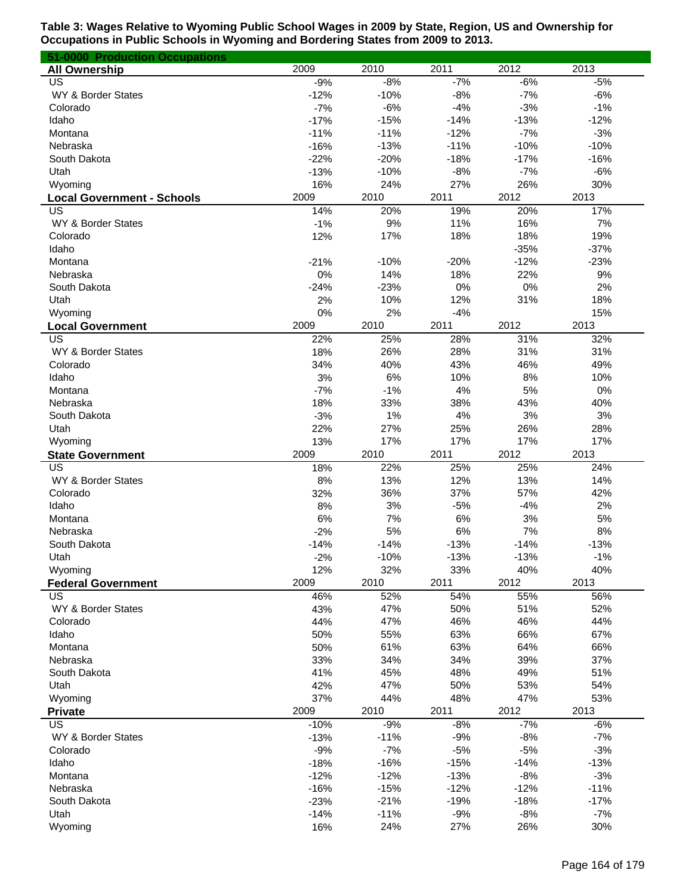**Table 3: Wages Relative to Wyoming Public School Wages in 2009 by State, Region, US and Ownership for Occupations in Public Schools in Wyoming and Bordering States from 2009 to 2013.**

**51-0000 Production Occupations**

| All Ownership | 2009 | 2010 | 2011 | 2012 | 2013 |
|---|---|---|---|---|---|
| US | -9% | -8% | -7% | -6% | -5% |
| WY & Border States | -12% | -10% | -8% | -7% | -6% |
| Colorado | -7% | -6% | -4% | -3% | -1% |
| Idaho | -17% | -15% | -14% | -13% | -12% |
| Montana | -11% | -11% | -12% | -7% | -3% |
| Nebraska | -16% | -13% | -11% | -10% | -10% |
| South Dakota | -22% | -20% | -18% | -17% | -16% |
| Utah | -13% | -10% | -8% | -7% | -6% |
| Wyoming | 16% | 24% | 27% | 26% | 30% |
| **Local Government - Schools** | **2009** | **2010** | **2011** | **2012** | **2013** |
| US | 14% | 20% | 19% | 20% | 17% |
| WY & Border States | -1% | 9% | 11% | 16% | 7% |
| Colorado | 12% | 17% | 18% | 18% | 19% |
| Idaho | | | | -35% | -37% |
| Montana | -21% | -10% | -20% | -12% | -23% |
| Nebraska | 0% | 14% | 18% | 22% | 9% |
| South Dakota | -24% | -23% | 0% | 0% | 2% |
| Utah | 2% | 10% | 12% | 31% | 18% |
| Wyoming | 0% | 2% | -4% | | 15% |
| **Local Government** | **2009** | **2010** | **2011** | **2012** | **2013** |
| US | 22% | 25% | 28% | 31% | 32% |
| WY & Border States | 18% | 26% | 28% | 31% | 31% |
| Colorado | 34% | 40% | 43% | 46% | 49% |
| Idaho | 3% | 6% | 10% | 8% | 10% |
| Montana | -7% | -1% | 4% | 5% | 0% |
| Nebraska | 18% | 33% | 38% | 43% | 40% |
| South Dakota | -3% | 1% | 4% | 3% | 3% |
| Utah | 22% | 27% | 25% | 26% | 28% |
| Wyoming | 13% | 17% | 17% | 17% | 17% |
| **State Government** | **2009** | **2010** | **2011** | **2012** | **2013** |
| US | 18% | 22% | 25% | 25% | 24% |
| WY & Border States | 8% | 13% | 12% | 13% | 14% |
| Colorado | 32% | 36% | 37% | 57% | 42% |
| Idaho | 8% | 3% | -5% | -4% | 2% |
| Montana | 6% | 7% | 6% | 3% | 5% |
| Nebraska | -2% | 5% | 6% | 7% | 8% |
| South Dakota | -14% | -14% | -13% | -14% | -13% |
| Utah | -2% | -10% | -13% | -13% | -1% |
| Wyoming | 12% | 32% | 33% | 40% | 40% |
| **Federal Government** | **2009** | **2010** | **2011** | **2012** | **2013** |
| US | 46% | 52% | 54% | 55% | 56% |
| WY & Border States | 43% | 47% | 50% | 51% | 52% |
| Colorado | 44% | 47% | 46% | 46% | 44% |
| Idaho | 50% | 55% | 63% | 66% | 67% |
| Montana | 50% | 61% | 63% | 64% | 66% |
| Nebraska | 33% | 34% | 34% | 39% | 37% |
| South Dakota | 41% | 45% | 48% | 49% | 51% |
| Utah | 42% | 47% | 50% | 53% | 54% |
| Wyoming | 37% | 44% | 48% | 47% | 53% |
| **Private** | **2009** | **2010** | **2011** | **2012** | **2013** |
| US | -10% | -9% | -8% | -7% | -6% |
| WY & Border States | -13% | -11% | -9% | -8% | -7% |
| Colorado | -9% | -7% | -5% | -5% | -3% |
| Idaho | -18% | -16% | -15% | -14% | -13% |
| Montana | -12% | -12% | -13% | -8% | -3% |
| Nebraska | -16% | -15% | -12% | -12% | -11% |
| South Dakota | -23% | -21% | -19% | -18% | -17% |
| Utah | -14% | -11% | -9% | -8% | -7% |
| Wyoming | 16% | 24% | 27% | 26% | 30% |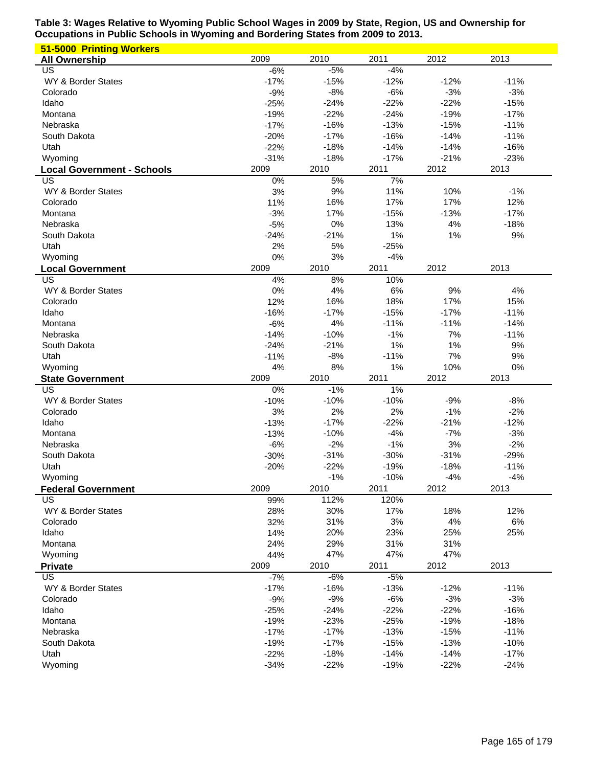**Table 3: Wages Relative to Wyoming Public School Wages in 2009 by State, Region, US and Ownership for Occupations in Public Schools in Wyoming and Bordering States from 2009 to 2013.**

**51-5000 Printing Workers**

| All Ownership | 2009 | 2010 | 2011 | 2012 | 2013 |
|---|---|---|---|---|---|
| US | -6% | -5% | -4% | | |
| WY & Border States | -17% | -15% | -12% | -12% | -11% |
| Colorado | -9% | -8% | -6% | -3% | -3% |
| Idaho | -25% | -24% | -22% | -22% | -15% |
| Montana | -19% | -22% | -24% | -19% | -17% |
| Nebraska | -17% | -16% | -13% | -15% | -11% |
| South Dakota | -20% | -17% | -16% | -14% | -11% |
| Utah | -22% | -18% | -14% | -14% | -16% |
| Wyoming | -31% | -18% | -17% | -21% | -23% |

| Local Government - Schools | 2009 | 2010 | 2011 | 2012 | 2013 |
|---|---|---|---|---|---|
| US | 0% | 5% | 7% | | |
| WY & Border States | 3% | 9% | 11% | 10% | -1% |
| Colorado | 11% | 16% | 17% | 17% | 12% |
| Montana | -3% | 17% | -15% | -13% | -17% |
| Nebraska | -5% | 0% | 13% | 4% | -18% |
| South Dakota | -24% | -21% | 1% | 1% | 9% |
| Utah | 2% | 5% | -25% | | |
| Wyoming | 0% | 3% | -4% | | |

| Local Government | 2009 | 2010 | 2011 | 2012 | 2013 |
|---|---|---|---|---|---|
| US | 4% | 8% | 10% | | |
| WY & Border States | 0% | 4% | 6% | 9% | 4% |
| Colorado | 12% | 16% | 18% | 17% | 15% |
| Idaho | -16% | -17% | -15% | -17% | -11% |
| Montana | -6% | 4% | -11% | -11% | -14% |
| Nebraska | -14% | -10% | -1% | 7% | -11% |
| South Dakota | -24% | -21% | 1% | 1% | 9% |
| Utah | -11% | -8% | -11% | 7% | 9% |
| Wyoming | 4% | 8% | 1% | 10% | 0% |

| State Government | 2009 | 2010 | 2011 | 2012 | 2013 |
|---|---|---|---|---|---|
| US | 0% | -1% | 1% | | |
| WY & Border States | -10% | -10% | -10% | -9% | -8% |
| Colorado | 3% | 2% | 2% | -1% | -2% |
| Idaho | -13% | -17% | -22% | -21% | -12% |
| Montana | -13% | -10% | -4% | -7% | -3% |
| Nebraska | -6% | -2% | -1% | 3% | -2% |
| South Dakota | -30% | -31% | -30% | -31% | -29% |
| Utah | -20% | -22% | -19% | -18% | -11% |
| Wyoming | | -1% | -10% | -4% | -4% |

| Federal Government | 2009 | 2010 | 2011 | 2012 | 2013 |
|---|---|---|---|---|---|
| US | 99% | 112% | 120% | | |
| WY & Border States | 28% | 30% | 17% | 18% | 12% |
| Colorado | 32% | 31% | 3% | 4% | 6% |
| Idaho | 14% | 20% | 23% | 25% | 25% |
| Montana | 24% | 29% | 31% | 31% | |
| Wyoming | 44% | 47% | 47% | 47% | |

| Private | 2009 | 2010 | 2011 | 2012 | 2013 |
|---|---|---|---|---|---|
| US | -7% | -6% | -5% | | |
| WY & Border States | -17% | -16% | -13% | -12% | -11% |
| Colorado | -9% | -9% | -6% | -3% | -3% |
| Idaho | -25% | -24% | -22% | -22% | -16% |
| Montana | -19% | -23% | -25% | -19% | -18% |
| Nebraska | -17% | -17% | -13% | -15% | -11% |
| South Dakota | -19% | -17% | -15% | -13% | -10% |
| Utah | -22% | -18% | -14% | -14% | -17% |
| Wyoming | -34% | -22% | -19% | -22% | -24% |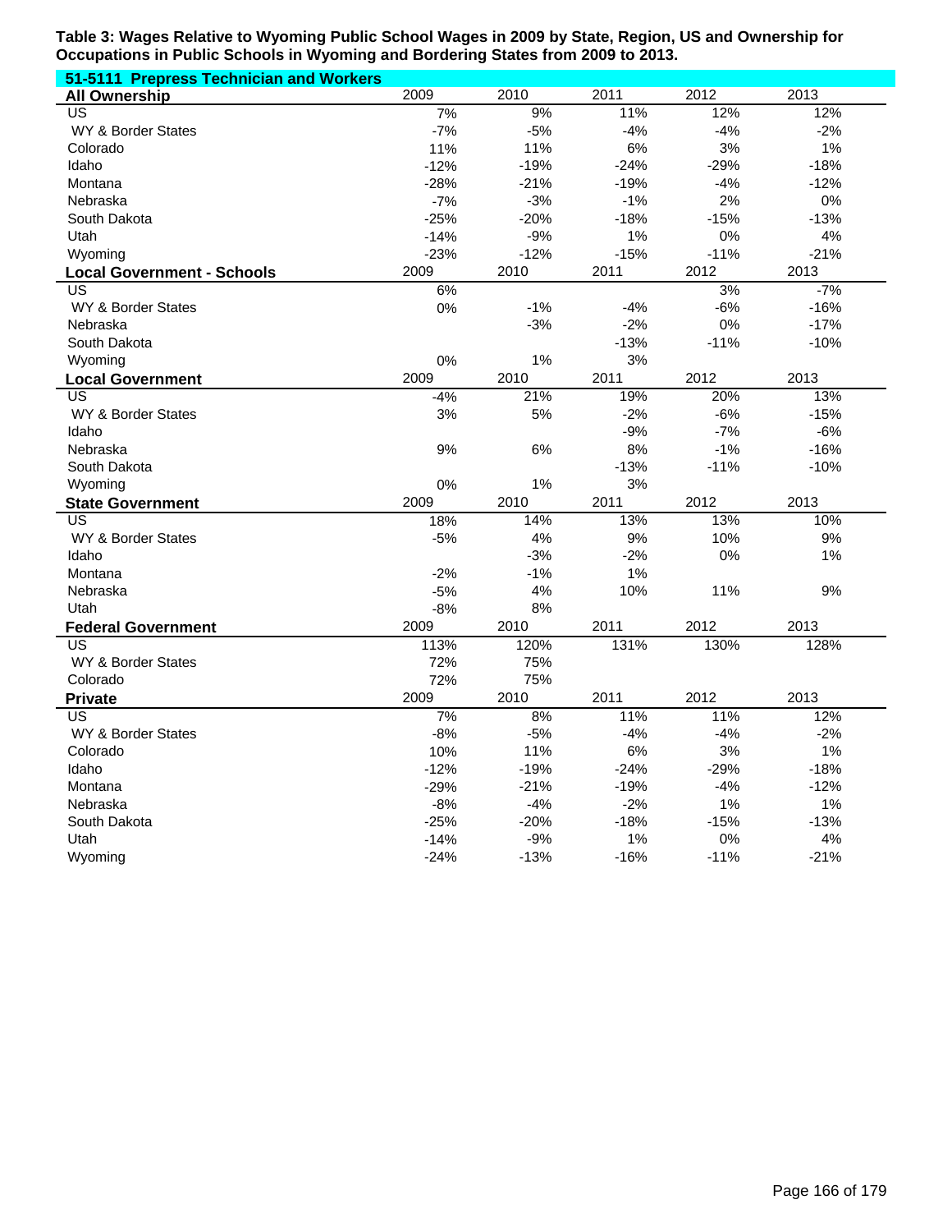**Table 3: Wages Relative to Wyoming Public School Wages in 2009 by State, Region, US and Ownership for Occupations in Public Schools in Wyoming and Bordering States from 2009 to 2013.**

**51-5111 Prepress Technician and Workers**

| **All Ownership** | 2009 | 2010 | 2011 | 2012 | 2013 |
|---|---|---|---|---|---|
| US | 7% | 9% | 11% | 12% | 12% |
| WY & Border States | -7% | -5% | -4% | -4% | -2% |
| Colorado | 11% | 11% | 6% | 3% | 1% |
| Idaho | -12% | -19% | -24% | -29% | -18% |
| Montana | -28% | -21% | -19% | -4% | -12% |
| Nebraska | -7% | -3% | -1% | 2% | 0% |
| South Dakota | -25% | -20% | -18% | -15% | -13% |
| Utah | -14% | -9% | 1% | 0% | 4% |
| Wyoming | -23% | -12% | -15% | -11% | -21% |

| **Local Government - Schools** | 2009 | 2010 | 2011 | 2012 | 2013 |
|---|---|---|---|---|---|
| US | 6% | | | 3% | -7% |
| WY & Border States | 0% | -1% | -4% | -6% | -16% |
| Nebraska | | -3% | -2% | 0% | -17% |
| South Dakota | | | -13% | -11% | -10% |
| Wyoming | 0% | 1% | 3% | | |

| **Local Government** | 2009 | 2010 | 2011 | 2012 | 2013 |
|---|---|---|---|---|---|
| US | -4% | 21% | 19% | 20% | 13% |
| WY & Border States | 3% | 5% | -2% | -6% | -15% |
| Idaho | | | -9% | -7% | -6% |
| Nebraska | 9% | 6% | 8% | -1% | -16% |
| South Dakota | | | -13% | -11% | -10% |
| Wyoming | 0% | 1% | 3% | | |

| **State Government** | 2009 | 2010 | 2011 | 2012 | 2013 |
|---|---|---|---|---|---|
| US | 18% | 14% | 13% | 13% | 10% |
| WY & Border States | -5% | 4% | 9% | 10% | 9% |
| Idaho | | -3% | -2% | 0% | 1% |
| Montana | -2% | -1% | 1% | | |
| Nebraska | -5% | 4% | 10% | 11% | 9% |
| Utah | -8% | 8% | | | |

| **Federal Government** | 2009 | 2010 | 2011 | 2012 | 2013 |
|---|---|---|---|---|---|
| US | 113% | 120% | 131% | 130% | 128% |
| WY & Border States | 72% | 75% | | | |
| Colorado | 72% | 75% | | | |

| **Private** | 2009 | 2010 | 2011 | 2012 | 2013 |
|---|---|---|---|---|---|
| US | 7% | 8% | 11% | 11% | 12% |
| WY & Border States | -8% | -5% | -4% | -4% | -2% |
| Colorado | 10% | 11% | 6% | 3% | 1% |
| Idaho | -12% | -19% | -24% | -29% | -18% |
| Montana | -29% | -21% | -19% | -4% | -12% |
| Nebraska | -8% | -4% | -2% | 1% | 1% |
| South Dakota | -25% | -20% | -18% | -15% | -13% |
| Utah | -14% | -9% | 1% | 0% | 4% |
| Wyoming | -24% | -13% | -16% | -11% | -21% |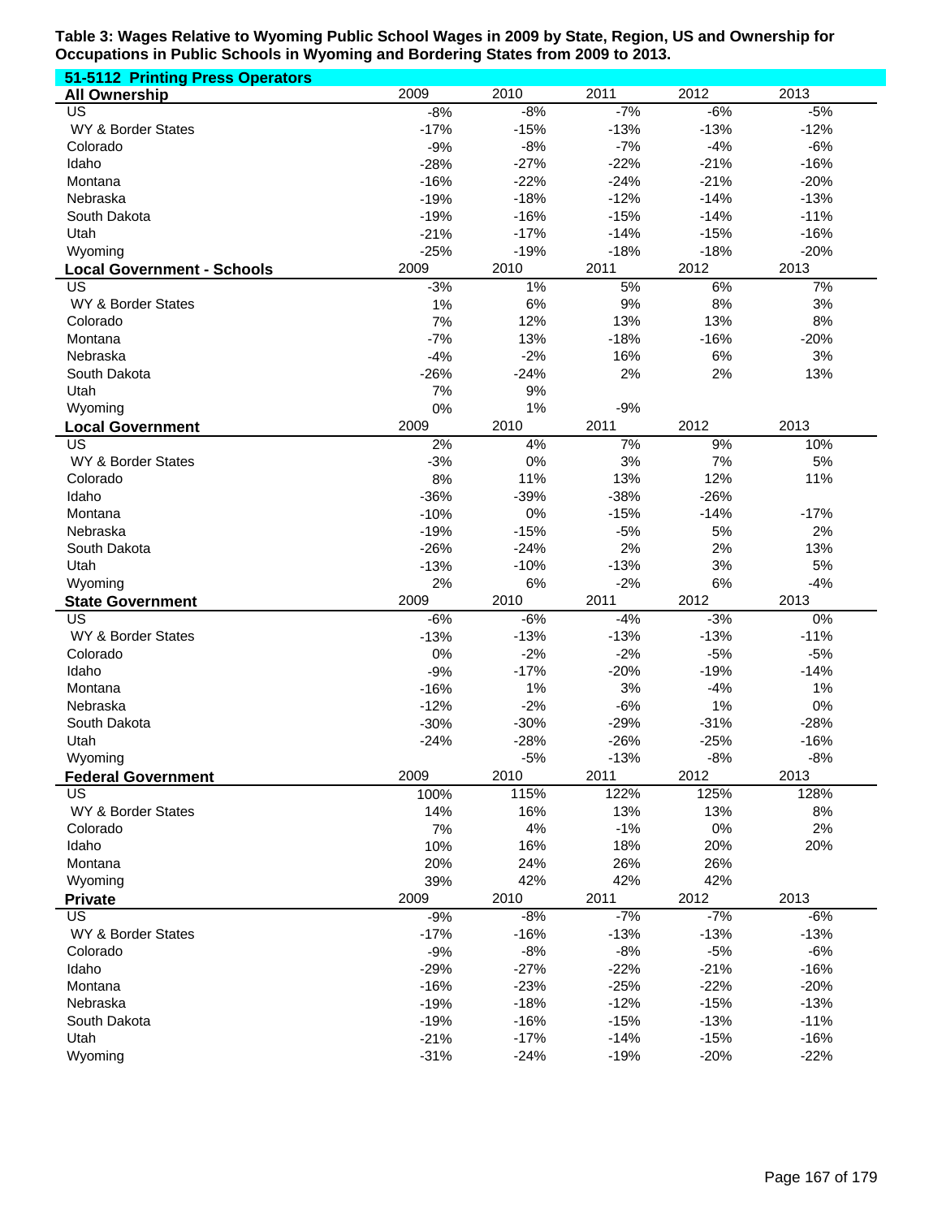**Table 3: Wages Relative to Wyoming Public School Wages in 2009 by State, Region, US and Ownership for Occupations in Public Schools in Wyoming and Bordering States from 2009 to 2013.**

**51-5112 Printing Press Operators**

| All Ownership | 2009 | 2010 | 2011 | 2012 | 2013 |
|---|---|---|---|---|---|
| US | -8% | -8% | -7% | -6% | -5% |
| WY & Border States | -17% | -15% | -13% | -13% | -12% |
| Colorado | -9% | -8% | -7% | -4% | -6% |
| Idaho | -28% | -27% | -22% | -21% | -16% |
| Montana | -16% | -22% | -24% | -21% | -20% |
| Nebraska | -19% | -18% | -12% | -14% | -13% |
| South Dakota | -19% | -16% | -15% | -14% | -11% |
| Utah | -21% | -17% | -14% | -15% | -16% |
| Wyoming | -25% | -19% | -18% | -18% | -20% |

| Local Government - Schools | 2009 | 2010 | 2011 | 2012 | 2013 |
|---|---|---|---|---|---|
| US | -3% | 1% | 5% | 6% | 7% |
| WY & Border States | 1% | 6% | 9% | 8% | 3% |
| Colorado | 7% | 12% | 13% | 13% | 8% |
| Montana | -7% | 13% | -18% | -16% | -20% |
| Nebraska | -4% | -2% | 16% | 6% | 3% |
| South Dakota | -26% | -24% | 2% | 2% | 13% |
| Utah | 7% | 9% | | | |
| Wyoming | 0% | 1% | -9% | | |

| Local Government | 2009 | 2010 | 2011 | 2012 | 2013 |
|---|---|---|---|---|---|
| US | 2% | 4% | 7% | 9% | 10% |
| WY & Border States | -3% | 0% | 3% | 7% | 5% |
| Colorado | 8% | 11% | 13% | 12% | 11% |
| Idaho | -36% | -39% | -38% | -26% | |
| Montana | -10% | 0% | -15% | -14% | -17% |
| Nebraska | -19% | -15% | -5% | 5% | 2% |
| South Dakota | -26% | -24% | 2% | 2% | 13% |
| Utah | -13% | -10% | -13% | 3% | 5% |
| Wyoming | 2% | 6% | -2% | 6% | -4% |

| State Government | 2009 | 2010 | 2011 | 2012 | 2013 |
|---|---|---|---|---|---|
| US | -6% | -6% | -4% | -3% | 0% |
| WY & Border States | -13% | -13% | -13% | -13% | -11% |
| Colorado | 0% | -2% | -2% | -5% | -5% |
| Idaho | -9% | -17% | -20% | -19% | -14% |
| Montana | -16% | 1% | 3% | -4% | 1% |
| Nebraska | -12% | -2% | -6% | 1% | 0% |
| South Dakota | -30% | -30% | -29% | -31% | -28% |
| Utah | -24% | -28% | -26% | -25% | -16% |
| Wyoming | | -5% | -13% | -8% | -8% |

| Federal Government | 2009 | 2010 | 2011 | 2012 | 2013 |
|---|---|---|---|---|---|
| US | 100% | 115% | 122% | 125% | 128% |
| WY & Border States | 14% | 16% | 13% | 13% | 8% |
| Colorado | 7% | 4% | -1% | 0% | 2% |
| Idaho | 10% | 16% | 18% | 20% | 20% |
| Montana | 20% | 24% | 26% | 26% | |
| Wyoming | 39% | 42% | 42% | 42% | |

| Private | 2009 | 2010 | 2011 | 2012 | 2013 |
|---|---|---|---|---|---|
| US | -9% | -8% | -7% | -7% | -6% |
| WY & Border States | -17% | -16% | -13% | -13% | -13% |
| Colorado | -9% | -8% | -8% | -5% | -6% |
| Idaho | -29% | -27% | -22% | -21% | -16% |
| Montana | -16% | -23% | -25% | -22% | -20% |
| Nebraska | -19% | -18% | -12% | -15% | -13% |
| South Dakota | -19% | -16% | -15% | -13% | -11% |
| Utah | -21% | -17% | -14% | -15% | -16% |
| Wyoming | -31% | -24% | -19% | -20% | -22% |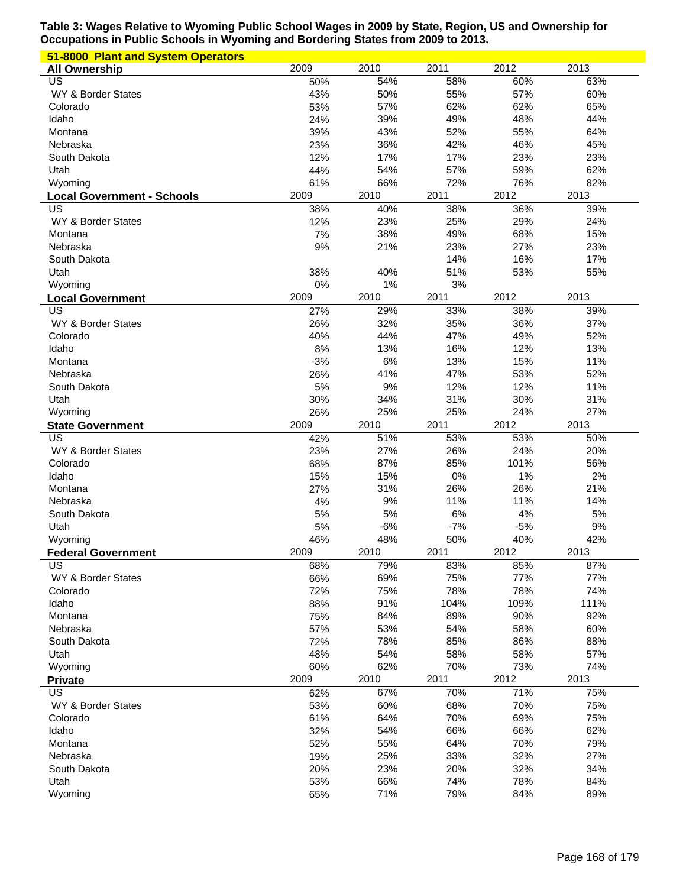**Table 3: Wages Relative to Wyoming Public School Wages in 2009 by State, Region, US and Ownership for Occupations in Public Schools in Wyoming and Bordering States from 2009 to 2013.**

**51-8000 Plant and System Operators**

| All Ownership | 2009 | 2010 | 2011 | 2012 | 2013 |
|---|---|---|---|---|---|
| US | 50% | 54% | 58% | 60% | 63% |
| WY & Border States | 43% | 50% | 55% | 57% | 60% |
| Colorado | 53% | 57% | 62% | 62% | 65% |
| Idaho | 24% | 39% | 49% | 48% | 44% |
| Montana | 39% | 43% | 52% | 55% | 64% |
| Nebraska | 23% | 36% | 42% | 46% | 45% |
| South Dakota | 12% | 17% | 17% | 23% | 23% |
| Utah | 44% | 54% | 57% | 59% | 62% |
| Wyoming | 61% | 66% | 72% | 76% | 82% |

| Local Government - Schools | 2009 | 2010 | 2011 | 2012 | 2013 |
|---|---|---|---|---|---|
| US | 38% | 40% | 38% | 36% | 39% |
| WY & Border States | 12% | 23% | 25% | 29% | 24% |
| Montana | 7% | 38% | 49% | 68% | 15% |
| Nebraska | 9% | 21% | 23% | 27% | 23% |
| South Dakota | | | 14% | 16% | 17% |
| Utah | 38% | 40% | 51% | 53% | 55% |
| Wyoming | 0% | 1% | 3% | | |

| Local Government | 2009 | 2010 | 2011 | 2012 | 2013 |
|---|---|---|---|---|---|
| US | 27% | 29% | 33% | 38% | 39% |
| WY & Border States | 26% | 32% | 35% | 36% | 37% |
| Colorado | 40% | 44% | 47% | 49% | 52% |
| Idaho | 8% | 13% | 16% | 12% | 13% |
| Montana | -3% | 6% | 13% | 15% | 11% |
| Nebraska | 26% | 41% | 47% | 53% | 52% |
| South Dakota | 5% | 9% | 12% | 12% | 11% |
| Utah | 30% | 34% | 31% | 30% | 31% |
| Wyoming | 26% | 25% | 25% | 24% | 27% |

| State Government | 2009 | 2010 | 2011 | 2012 | 2013 |
|---|---|---|---|---|---|
| US | 42% | 51% | 53% | 53% | 50% |
| WY & Border States | 23% | 27% | 26% | 24% | 20% |
| Colorado | 68% | 87% | 85% | 101% | 56% |
| Idaho | 15% | 15% | 0% | 1% | 2% |
| Montana | 27% | 31% | 26% | 26% | 21% |
| Nebraska | 4% | 9% | 11% | 11% | 14% |
| South Dakota | 5% | 5% | 6% | 4% | 5% |
| Utah | 5% | -6% | -7% | -5% | 9% |
| Wyoming | 46% | 48% | 50% | 40% | 42% |

| Federal Government | 2009 | 2010 | 2011 | 2012 | 2013 |
|---|---|---|---|---|---|
| US | 68% | 79% | 83% | 85% | 87% |
| WY & Border States | 66% | 69% | 75% | 77% | 77% |
| Colorado | 72% | 75% | 78% | 78% | 74% |
| Idaho | 88% | 91% | 104% | 109% | 111% |
| Montana | 75% | 84% | 89% | 90% | 92% |
| Nebraska | 57% | 53% | 54% | 58% | 60% |
| South Dakota | 72% | 78% | 85% | 86% | 88% |
| Utah | 48% | 54% | 58% | 58% | 57% |
| Wyoming | 60% | 62% | 70% | 73% | 74% |

| Private | 2009 | 2010 | 2011 | 2012 | 2013 |
|---|---|---|---|---|---|
| US | 62% | 67% | 70% | 71% | 75% |
| WY & Border States | 53% | 60% | 68% | 70% | 75% |
| Colorado | 61% | 64% | 70% | 69% | 75% |
| Idaho | 32% | 54% | 66% | 66% | 62% |
| Montana | 52% | 55% | 64% | 70% | 79% |
| Nebraska | 19% | 25% | 33% | 32% | 27% |
| South Dakota | 20% | 23% | 20% | 32% | 34% |
| Utah | 53% | 66% | 74% | 78% | 84% |
| Wyoming | 65% | 71% | 79% | 84% | 89% |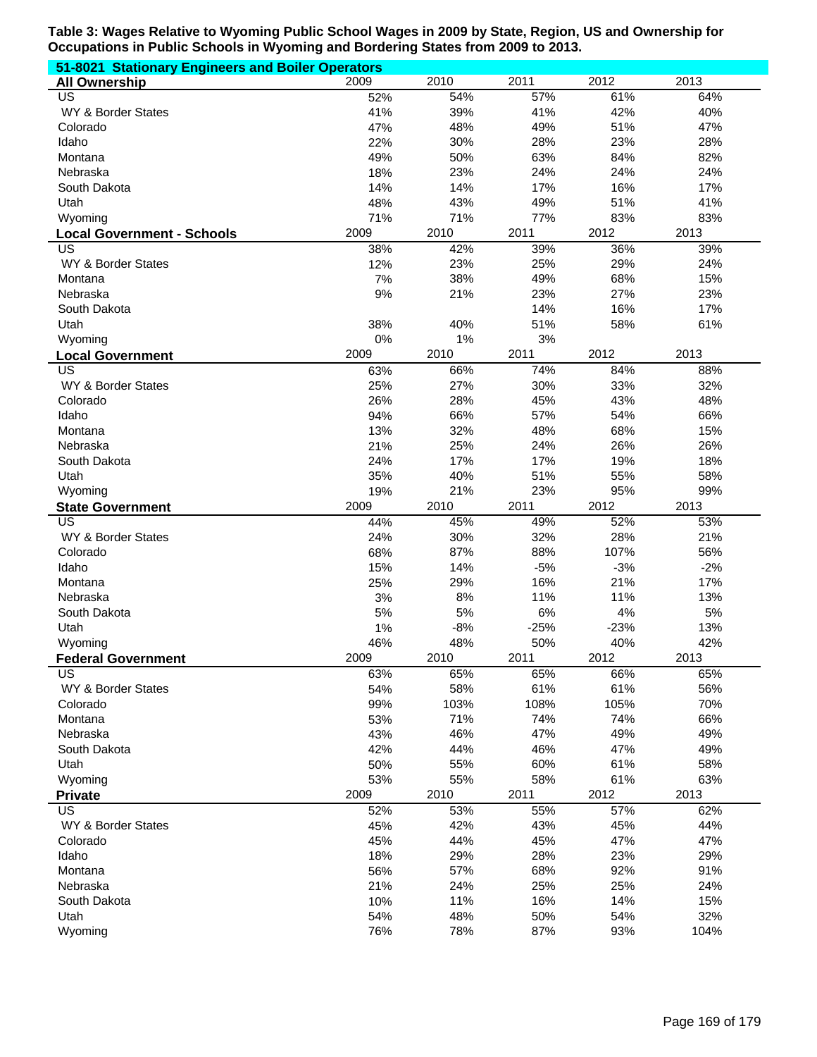**Table 3: Wages Relative to Wyoming Public School Wages in 2009 by State, Region, US and Ownership for Occupations in Public Schools in Wyoming and Bordering States from 2009 to 2013.**

**51-8021 Stationary Engineers and Boiler Operators**

| **All Ownership** | 2009 | 2010 | 2011 | 2012 | 2013 |
|---|---|---|---|---|---|
| US | 52% | 54% | 57% | 61% | 64% |
| WY & Border States | 41% | 39% | 41% | 42% | 40% |
| Colorado | 47% | 48% | 49% | 51% | 47% |
| Idaho | 22% | 30% | 28% | 23% | 28% |
| Montana | 49% | 50% | 63% | 84% | 82% |
| Nebraska | 18% | 23% | 24% | 24% | 24% |
| South Dakota | 14% | 14% | 17% | 16% | 17% |
| Utah | 48% | 43% | 49% | 51% | 41% |
| Wyoming | 71% | 71% | 77% | 83% | 83% |
| **Local Government - Schools** | 2009 | 2010 | 2011 | 2012 | 2013 |
| US | 38% | 42% | 39% | 36% | 39% |
| WY & Border States | 12% | 23% | 25% | 29% | 24% |
| Montana | 7% | 38% | 49% | 68% | 15% |
| Nebraska | 9% | 21% | 23% | 27% | 23% |
| South Dakota | | | 14% | 16% | 17% |
| Utah | 38% | 40% | 51% | 58% | 61% |
| Wyoming | 0% | 1% | 3% | | |
| **Local Government** | 2009 | 2010 | 2011 | 2012 | 2013 |
| US | 63% | 66% | 74% | 84% | 88% |
| WY & Border States | 25% | 27% | 30% | 33% | 32% |
| Colorado | 26% | 28% | 45% | 43% | 48% |
| Idaho | 94% | 66% | 57% | 54% | 66% |
| Montana | 13% | 32% | 48% | 68% | 15% |
| Nebraska | 21% | 25% | 24% | 26% | 26% |
| South Dakota | 24% | 17% | 17% | 19% | 18% |
| Utah | 35% | 40% | 51% | 55% | 58% |
| Wyoming | 19% | 21% | 23% | 95% | 99% |
| **State Government** | 2009 | 2010 | 2011 | 2012 | 2013 |
| US | 44% | 45% | 49% | 52% | 53% |
| WY & Border States | 24% | 30% | 32% | 28% | 21% |
| Colorado | 68% | 87% | 88% | 107% | 56% |
| Idaho | 15% | 14% | -5% | -3% | -2% |
| Montana | 25% | 29% | 16% | 21% | 17% |
| Nebraska | 3% | 8% | 11% | 11% | 13% |
| South Dakota | 5% | 5% | 6% | 4% | 5% |
| Utah | 1% | -8% | -25% | -23% | 13% |
| Wyoming | 46% | 48% | 50% | 40% | 42% |
| **Federal Government** | 2009 | 2010 | 2011 | 2012 | 2013 |
| US | 63% | 65% | 65% | 66% | 65% |
| WY & Border States | 54% | 58% | 61% | 61% | 56% |
| Colorado | 99% | 103% | 108% | 105% | 70% |
| Montana | 53% | 71% | 74% | 74% | 66% |
| Nebraska | 43% | 46% | 47% | 49% | 49% |
| South Dakota | 42% | 44% | 46% | 47% | 49% |
| Utah | 50% | 55% | 60% | 61% | 58% |
| Wyoming | 53% | 55% | 58% | 61% | 63% |
| **Private** | 2009 | 2010 | 2011 | 2012 | 2013 |
| US | 52% | 53% | 55% | 57% | 62% |
| WY & Border States | 45% | 42% | 43% | 45% | 44% |
| Colorado | 45% | 44% | 45% | 47% | 47% |
| Idaho | 18% | 29% | 28% | 23% | 29% |
| Montana | 56% | 57% | 68% | 92% | 91% |
| Nebraska | 21% | 24% | 25% | 25% | 24% |
| South Dakota | 10% | 11% | 16% | 14% | 15% |
| Utah | 54% | 48% | 50% | 54% | 32% |
| Wyoming | 76% | 78% | 87% | 93% | 104% |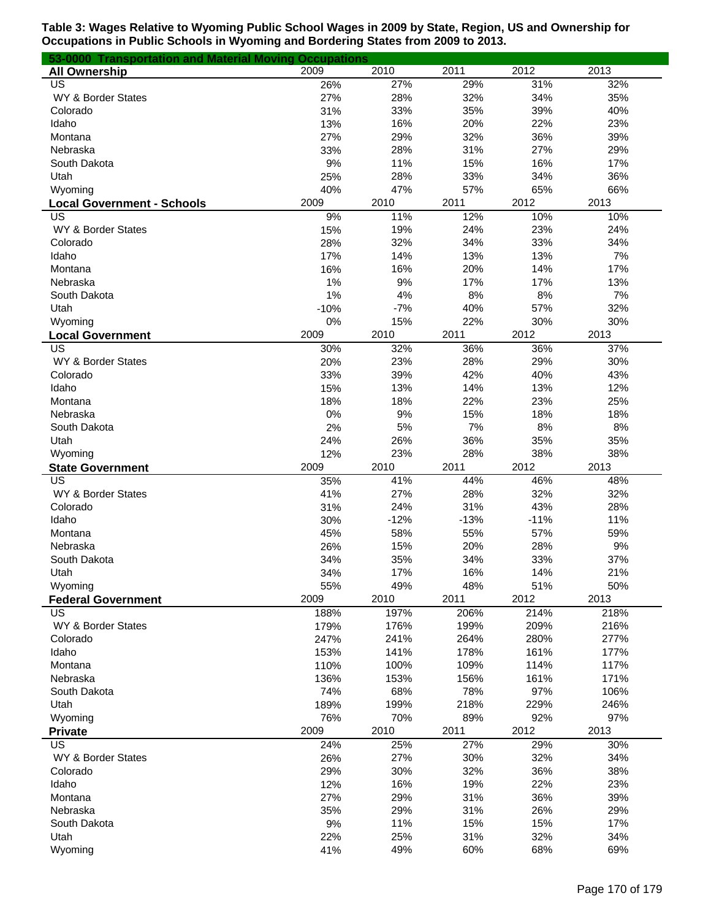**Table 3: Wages Relative to Wyoming Public School Wages in 2009 by State, Region, US and Ownership for Occupations in Public Schools in Wyoming and Bordering States from 2009 to 2013.**

**53-0000 Transportation and Material Moving Occupations**

| All Ownership | 2009 | 2010 | 2011 | 2012 | 2013 |
|---|---|---|---|---|---|
| US | 26% | 27% | 29% | 31% | 32% |
| WY & Border States | 27% | 28% | 32% | 34% | 35% |
| Colorado | 31% | 33% | 35% | 39% | 40% |
| Idaho | 13% | 16% | 20% | 22% | 23% |
| Montana | 27% | 29% | 32% | 36% | 39% |
| Nebraska | 33% | 28% | 31% | 27% | 29% |
| South Dakota | 9% | 11% | 15% | 16% | 17% |
| Utah | 25% | 28% | 33% | 34% | 36% |
| Wyoming | 40% | 47% | 57% | 65% | 66% |
| **Local Government - Schools** | 2009 | 2010 | 2011 | 2012 | 2013 |
| US | 9% | 11% | 12% | 10% | 10% |
| WY & Border States | 15% | 19% | 24% | 23% | 24% |
| Colorado | 28% | 32% | 34% | 33% | 34% |
| Idaho | 17% | 14% | 13% | 13% | 7% |
| Montana | 16% | 16% | 20% | 14% | 17% |
| Nebraska | 1% | 9% | 17% | 17% | 13% |
| South Dakota | 1% | 4% | 8% | 8% | 7% |
| Utah | -10% | -7% | 40% | 57% | 32% |
| Wyoming | 0% | 15% | 22% | 30% | 30% |
| **Local Government** | 2009 | 2010 | 2011 | 2012 | 2013 |
| US | 30% | 32% | 36% | 36% | 37% |
| WY & Border States | 20% | 23% | 28% | 29% | 30% |
| Colorado | 33% | 39% | 42% | 40% | 43% |
| Idaho | 15% | 13% | 14% | 13% | 12% |
| Montana | 18% | 18% | 22% | 23% | 25% |
| Nebraska | 0% | 9% | 15% | 18% | 18% |
| South Dakota | 2% | 5% | 7% | 8% | 8% |
| Utah | 24% | 26% | 36% | 35% | 35% |
| Wyoming | 12% | 23% | 28% | 38% | 38% |
| **State Government** | 2009 | 2010 | 2011 | 2012 | 2013 |
| US | 35% | 41% | 44% | 46% | 48% |
| WY & Border States | 41% | 27% | 28% | 32% | 32% |
| Colorado | 31% | 24% | 31% | 43% | 28% |
| Idaho | 30% | -12% | -13% | -11% | 11% |
| Montana | 45% | 58% | 55% | 57% | 59% |
| Nebraska | 26% | 15% | 20% | 28% | 9% |
| South Dakota | 34% | 35% | 34% | 33% | 37% |
| Utah | 34% | 17% | 16% | 14% | 21% |
| Wyoming | 55% | 49% | 48% | 51% | 50% |
| **Federal Government** | 2009 | 2010 | 2011 | 2012 | 2013 |
| US | 188% | 197% | 206% | 214% | 218% |
| WY & Border States | 179% | 176% | 199% | 209% | 216% |
| Colorado | 247% | 241% | 264% | 280% | 277% |
| Idaho | 153% | 141% | 178% | 161% | 177% |
| Montana | 110% | 100% | 109% | 114% | 117% |
| Nebraska | 136% | 153% | 156% | 161% | 171% |
| South Dakota | 74% | 68% | 78% | 97% | 106% |
| Utah | 189% | 199% | 218% | 229% | 246% |
| Wyoming | 76% | 70% | 89% | 92% | 97% |
| **Private** | 2009 | 2010 | 2011 | 2012 | 2013 |
| US | 24% | 25% | 27% | 29% | 30% |
| WY & Border States | 26% | 27% | 30% | 32% | 34% |
| Colorado | 29% | 30% | 32% | 36% | 38% |
| Idaho | 12% | 16% | 19% | 22% | 23% |
| Montana | 27% | 29% | 31% | 36% | 39% |
| Nebraska | 35% | 29% | 31% | 26% | 29% |
| South Dakota | 9% | 11% | 15% | 15% | 17% |
| Utah | 22% | 25% | 31% | 32% | 34% |
| Wyoming | 41% | 49% | 60% | 68% | 69% |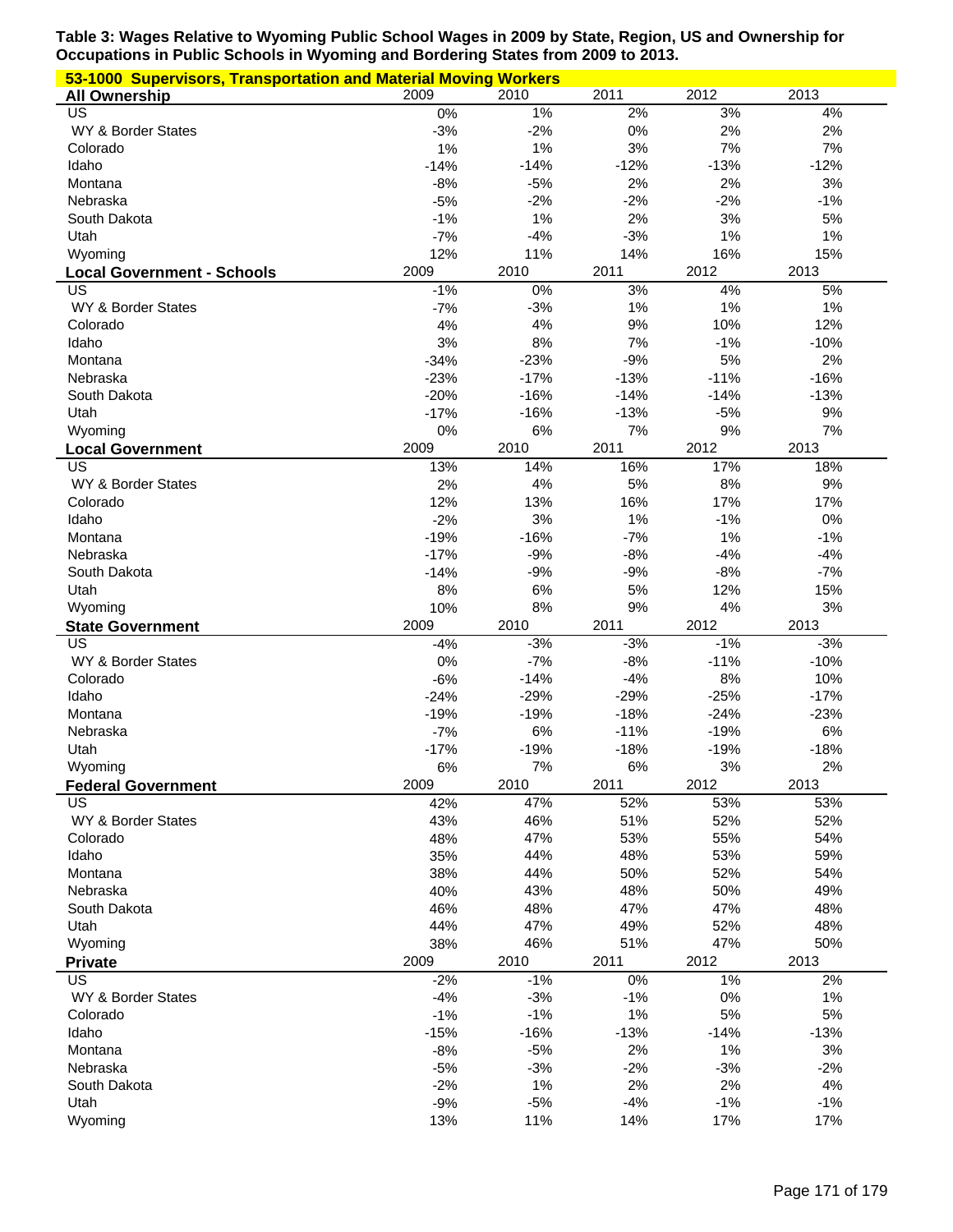**Table 3: Wages Relative to Wyoming Public School Wages in 2009 by State, Region, US and Ownership for Occupations in Public Schools in Wyoming and Bordering States from 2009 to 2013.**

**53-1000 Supervisors, Transportation and Material Moving Workers**

| All Ownership | 2009 | 2010 | 2011 | 2012 | 2013 |
|---|---|---|---|---|---|
| US | 0% | 1% | 2% | 3% | 4% |
| WY & Border States | -3% | -2% | 0% | 2% | 2% |
| Colorado | 1% | 1% | 3% | 7% | 7% |
| Idaho | -14% | -14% | -12% | -13% | -12% |
| Montana | -8% | -5% | 2% | 2% | 3% |
| Nebraska | -5% | -2% | -2% | -2% | -1% |
| South Dakota | -1% | 1% | 2% | 3% | 5% |
| Utah | -7% | -4% | -3% | 1% | 1% |
| Wyoming | 12% | 11% | 14% | 16% | 15% |

| Local Government - Schools | 2009 | 2010 | 2011 | 2012 | 2013 |
|---|---|---|---|---|---|
| US | -1% | 0% | 3% | 4% | 5% |
| WY & Border States | -7% | -3% | 1% | 1% | 1% |
| Colorado | 4% | 4% | 9% | 10% | 12% |
| Idaho | 3% | 8% | 7% | -1% | -10% |
| Montana | -34% | -23% | -9% | 5% | 2% |
| Nebraska | -23% | -17% | -13% | -11% | -16% |
| South Dakota | -20% | -16% | -14% | -14% | -13% |
| Utah | -17% | -16% | -13% | -5% | 9% |
| Wyoming | 0% | 6% | 7% | 9% | 7% |

| Local Government | 2009 | 2010 | 2011 | 2012 | 2013 |
|---|---|---|---|---|---|
| US | 13% | 14% | 16% | 17% | 18% |
| WY & Border States | 2% | 4% | 5% | 8% | 9% |
| Colorado | 12% | 13% | 16% | 17% | 17% |
| Idaho | -2% | 3% | 1% | -1% | 0% |
| Montana | -19% | -16% | -7% | 1% | -1% |
| Nebraska | -17% | -9% | -8% | -4% | -4% |
| South Dakota | -14% | -9% | -9% | -8% | -7% |
| Utah | 8% | 6% | 5% | 12% | 15% |
| Wyoming | 10% | 8% | 9% | 4% | 3% |

| State Government | 2009 | 2010 | 2011 | 2012 | 2013 |
|---|---|---|---|---|---|
| US | -4% | -3% | -3% | -1% | -3% |
| WY & Border States | 0% | -7% | -8% | -11% | -10% |
| Colorado | -6% | -14% | -4% | 8% | 10% |
| Idaho | -24% | -29% | -29% | -25% | -17% |
| Montana | -19% | -19% | -18% | -24% | -23% |
| Nebraska | -7% | 6% | -11% | -19% | 6% |
| Utah | -17% | -19% | -18% | -19% | -18% |
| Wyoming | 6% | 7% | 6% | 3% | 2% |

| Federal Government | 2009 | 2010 | 2011 | 2012 | 2013 |
|---|---|---|---|---|---|
| US | 42% | 47% | 52% | 53% | 53% |
| WY & Border States | 43% | 46% | 51% | 52% | 52% |
| Colorado | 48% | 47% | 53% | 55% | 54% |
| Idaho | 35% | 44% | 48% | 53% | 59% |
| Montana | 38% | 44% | 50% | 52% | 54% |
| Nebraska | 40% | 43% | 48% | 50% | 49% |
| South Dakota | 46% | 48% | 47% | 47% | 48% |
| Utah | 44% | 47% | 49% | 52% | 48% |
| Wyoming | 38% | 46% | 51% | 47% | 50% |

| Private | 2009 | 2010 | 2011 | 2012 | 2013 |
|---|---|---|---|---|---|
| US | -2% | -1% | 0% | 1% | 2% |
| WY & Border States | -4% | -3% | -1% | 0% | 1% |
| Colorado | -1% | -1% | 1% | 5% | 5% |
| Idaho | -15% | -16% | -13% | -14% | -13% |
| Montana | -8% | -5% | 2% | 1% | 3% |
| Nebraska | -5% | -3% | -2% | -3% | -2% |
| South Dakota | -2% | 1% | 2% | 2% | 4% |
| Utah | -9% | -5% | -4% | -1% | -1% |
| Wyoming | 13% | 11% | 14% | 17% | 17% |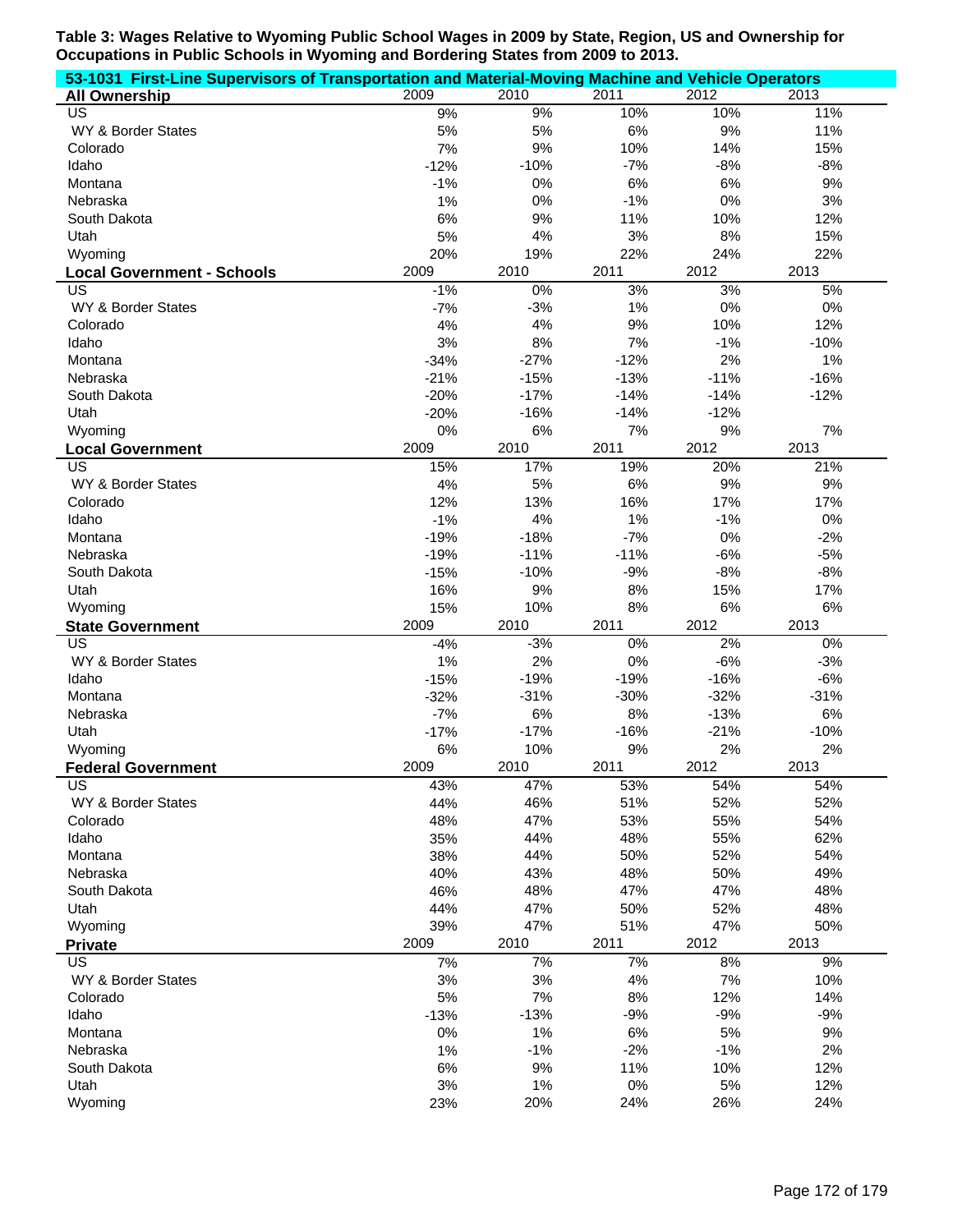**Table 3: Wages Relative to Wyoming Public School Wages in 2009 by State, Region, US and Ownership for Occupations in Public Schools in Wyoming and Bordering States from 2009 to 2013.**

**53-1031 First-Line Supervisors of Transportation and Material-Moving Machine and Vehicle Operators**

| All Ownership | 2009 | 2010 | 2011 | 2012 | 2013 |
|---|---|---|---|---|---|
| US | 9% | 9% | 10% | 10% | 11% |
| WY & Border States | 5% | 5% | 6% | 9% | 11% |
| Colorado | 7% | 9% | 10% | 14% | 15% |
| Idaho | -12% | -10% | -7% | -8% | -8% |
| Montana | -1% | 0% | 6% | 6% | 9% |
| Nebraska | 1% | 0% | -1% | 0% | 3% |
| South Dakota | 6% | 9% | 11% | 10% | 12% |
| Utah | 5% | 4% | 3% | 8% | 15% |
| Wyoming | 20% | 19% | 22% | 24% | 22% |
| **Local Government - Schools** | 2009 | 2010 | 2011 | 2012 | 2013 |
| US | -1% | 0% | 3% | 3% | 5% |
| WY & Border States | -7% | -3% | 1% | 0% | 0% |
| Colorado | 4% | 4% | 9% | 10% | 12% |
| Idaho | 3% | 8% | 7% | -1% | -10% |
| Montana | -34% | -27% | -12% | 2% | 1% |
| Nebraska | -21% | -15% | -13% | -11% | -16% |
| South Dakota | -20% | -17% | -14% | -14% | -12% |
| Utah | -20% | -16% | -14% | -12% | |
| Wyoming | 0% | 6% | 7% | 9% | 7% |
| **Local Government** | 2009 | 2010 | 2011 | 2012 | 2013 |
| US | 15% | 17% | 19% | 20% | 21% |
| WY & Border States | 4% | 5% | 6% | 9% | 9% |
| Colorado | 12% | 13% | 16% | 17% | 17% |
| Idaho | -1% | 4% | 1% | -1% | 0% |
| Montana | -19% | -18% | -7% | 0% | -2% |
| Nebraska | -19% | -11% | -11% | -6% | -5% |
| South Dakota | -15% | -10% | -9% | -8% | -8% |
| Utah | 16% | 9% | 8% | 15% | 17% |
| Wyoming | 15% | 10% | 8% | 6% | 6% |
| **State Government** | 2009 | 2010 | 2011 | 2012 | 2013 |
| US | -4% | -3% | 0% | 2% | 0% |
| WY & Border States | 1% | 2% | 0% | -6% | -3% |
| Idaho | -15% | -19% | -19% | -16% | -6% |
| Montana | -32% | -31% | -30% | -32% | -31% |
| Nebraska | -7% | 6% | 8% | -13% | 6% |
| Utah | -17% | -17% | -16% | -21% | -10% |
| Wyoming | 6% | 10% | 9% | 2% | 2% |
| **Federal Government** | 2009 | 2010 | 2011 | 2012 | 2013 |
| US | 43% | 47% | 53% | 54% | 54% |
| WY & Border States | 44% | 46% | 51% | 52% | 52% |
| Colorado | 48% | 47% | 53% | 55% | 54% |
| Idaho | 35% | 44% | 48% | 55% | 62% |
| Montana | 38% | 44% | 50% | 52% | 54% |
| Nebraska | 40% | 43% | 48% | 50% | 49% |
| South Dakota | 46% | 48% | 47% | 47% | 48% |
| Utah | 44% | 47% | 50% | 52% | 48% |
| Wyoming | 39% | 47% | 51% | 47% | 50% |
| **Private** | 2009 | 2010 | 2011 | 2012 | 2013 |
| US | 7% | 7% | 7% | 8% | 9% |
| WY & Border States | 3% | 3% | 4% | 7% | 10% |
| Colorado | 5% | 7% | 8% | 12% | 14% |
| Idaho | -13% | -13% | -9% | -9% | -9% |
| Montana | 0% | 1% | 6% | 5% | 9% |
| Nebraska | 1% | -1% | -2% | -1% | 2% |
| South Dakota | 6% | 9% | 11% | 10% | 12% |
| Utah | 3% | 1% | 0% | 5% | 12% |
| Wyoming | 23% | 20% | 24% | 26% | 24% |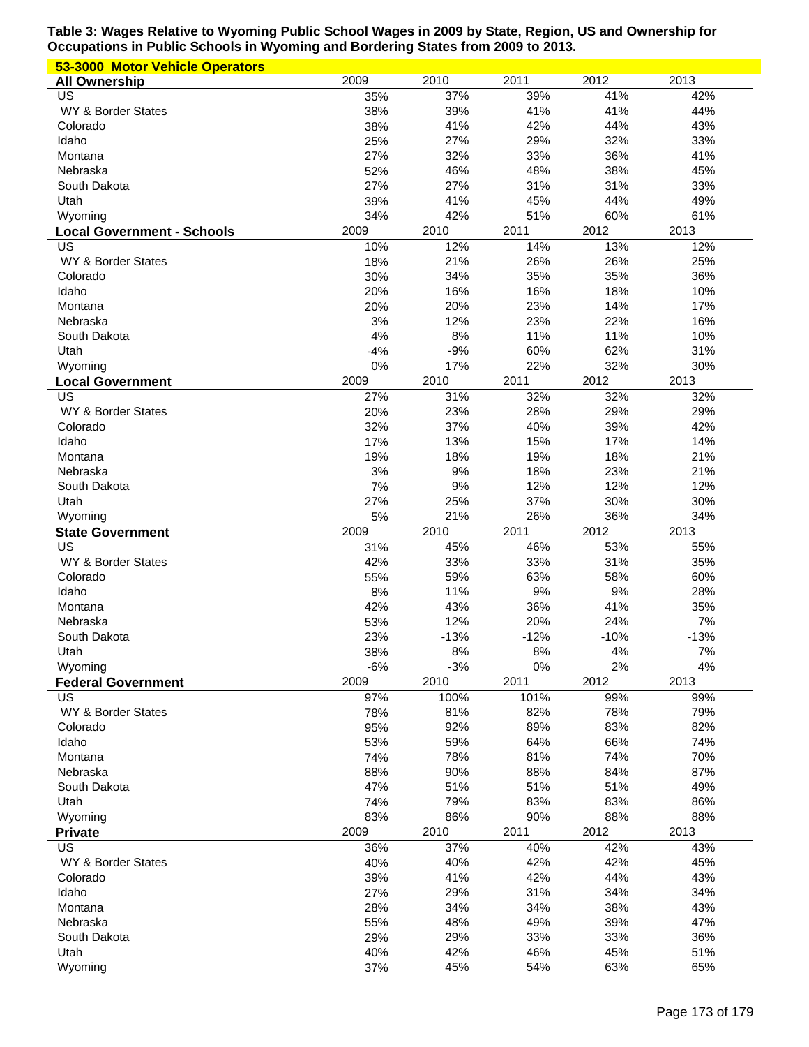**Table 3: Wages Relative to Wyoming Public School Wages in 2009 by State, Region, US and Ownership for Occupations in Public Schools in Wyoming and Bordering States from 2009 to 2013.**

**53-3000 Motor Vehicle Operators**

| All Ownership | 2009 | 2010 | 2011 | 2012 | 2013 |
|---|---|---|---|---|---|
| US | 35% | 37% | 39% | 41% | 42% |
| WY & Border States | 38% | 39% | 41% | 41% | 44% |
| Colorado | 38% | 41% | 42% | 44% | 43% |
| Idaho | 25% | 27% | 29% | 32% | 33% |
| Montana | 27% | 32% | 33% | 36% | 41% |
| Nebraska | 52% | 46% | 48% | 38% | 45% |
| South Dakota | 27% | 27% | 31% | 31% | 33% |
| Utah | 39% | 41% | 45% | 44% | 49% |
| Wyoming | 34% | 42% | 51% | 60% | 61% |

| Local Government - Schools | 2009 | 2010 | 2011 | 2012 | 2013 |
|---|---|---|---|---|---|
| US | 10% | 12% | 14% | 13% | 12% |
| WY & Border States | 18% | 21% | 26% | 26% | 25% |
| Colorado | 30% | 34% | 35% | 35% | 36% |
| Idaho | 20% | 16% | 16% | 18% | 10% |
| Montana | 20% | 20% | 23% | 14% | 17% |
| Nebraska | 3% | 12% | 23% | 22% | 16% |
| South Dakota | 4% | 8% | 11% | 11% | 10% |
| Utah | -4% | -9% | 60% | 62% | 31% |
| Wyoming | 0% | 17% | 22% | 32% | 30% |

| Local Government | 2009 | 2010 | 2011 | 2012 | 2013 |
|---|---|---|---|---|---|
| US | 27% | 31% | 32% | 32% | 32% |
| WY & Border States | 20% | 23% | 28% | 29% | 29% |
| Colorado | 32% | 37% | 40% | 39% | 42% |
| Idaho | 17% | 13% | 15% | 17% | 14% |
| Montana | 19% | 18% | 19% | 18% | 21% |
| Nebraska | 3% | 9% | 18% | 23% | 21% |
| South Dakota | 7% | 9% | 12% | 12% | 12% |
| Utah | 27% | 25% | 37% | 30% | 30% |
| Wyoming | 5% | 21% | 26% | 36% | 34% |

| State Government | 2009 | 2010 | 2011 | 2012 | 2013 |
|---|---|---|---|---|---|
| US | 31% | 45% | 46% | 53% | 55% |
| WY & Border States | 42% | 33% | 33% | 31% | 35% |
| Colorado | 55% | 59% | 63% | 58% | 60% |
| Idaho | 8% | 11% | 9% | 9% | 28% |
| Montana | 42% | 43% | 36% | 41% | 35% |
| Nebraska | 53% | 12% | 20% | 24% | 7% |
| South Dakota | 23% | -13% | -12% | -10% | -13% |
| Utah | 38% | 8% | 8% | 4% | 7% |
| Wyoming | -6% | -3% | 0% | 2% | 4% |

| Federal Government | 2009 | 2010 | 2011 | 2012 | 2013 |
|---|---|---|---|---|---|
| US | 97% | 100% | 101% | 99% | 99% |
| WY & Border States | 78% | 81% | 82% | 78% | 79% |
| Colorado | 95% | 92% | 89% | 83% | 82% |
| Idaho | 53% | 59% | 64% | 66% | 74% |
| Montana | 74% | 78% | 81% | 74% | 70% |
| Nebraska | 88% | 90% | 88% | 84% | 87% |
| South Dakota | 47% | 51% | 51% | 51% | 49% |
| Utah | 74% | 79% | 83% | 83% | 86% |
| Wyoming | 83% | 86% | 90% | 88% | 88% |

| Private | 2009 | 2010 | 2011 | 2012 | 2013 |
|---|---|---|---|---|---|
| US | 36% | 37% | 40% | 42% | 43% |
| WY & Border States | 40% | 40% | 42% | 42% | 45% |
| Colorado | 39% | 41% | 42% | 44% | 43% |
| Idaho | 27% | 29% | 31% | 34% | 34% |
| Montana | 28% | 34% | 34% | 38% | 43% |
| Nebraska | 55% | 48% | 49% | 39% | 47% |
| South Dakota | 29% | 29% | 33% | 33% | 36% |
| Utah | 40% | 42% | 46% | 45% | 51% |
| Wyoming | 37% | 45% | 54% | 63% | 65% |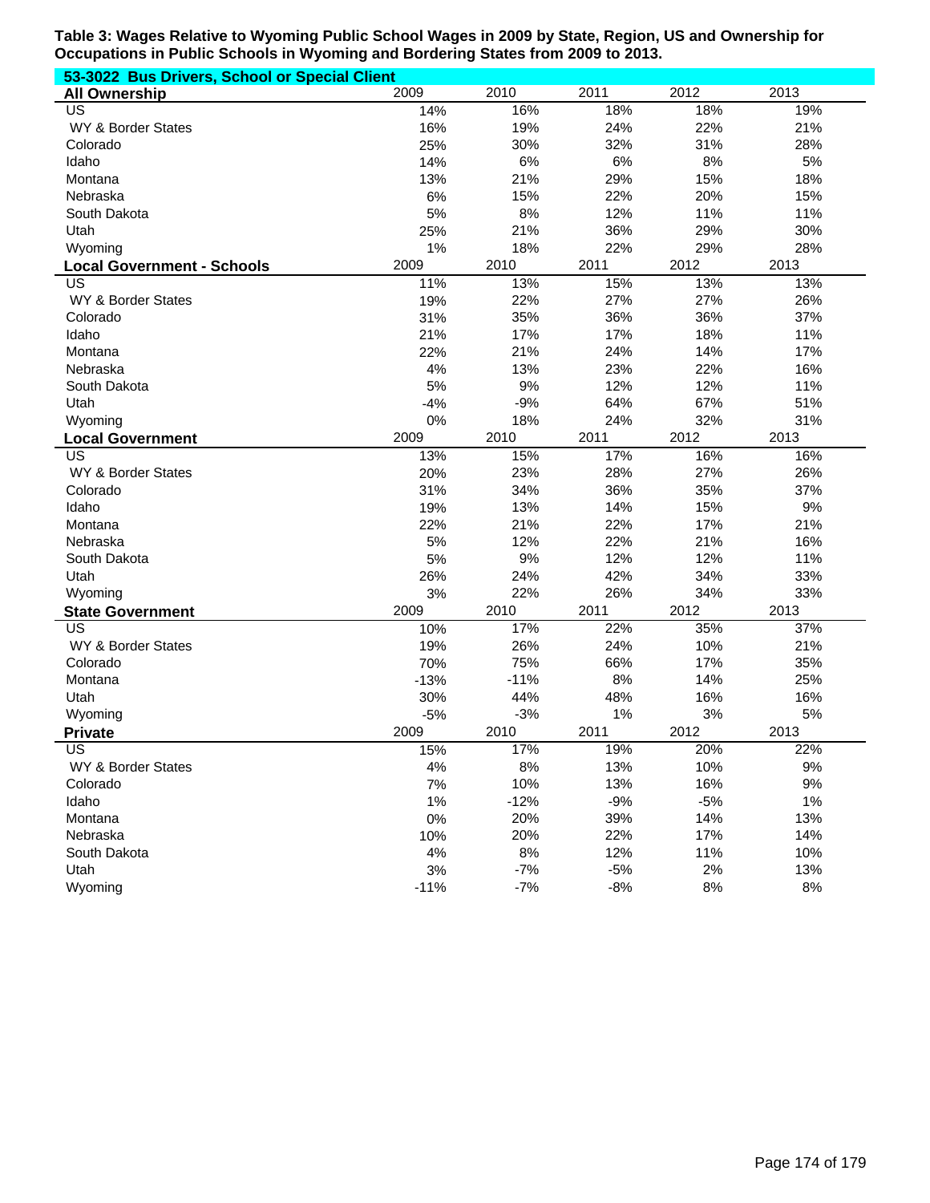**Table 3: Wages Relative to Wyoming Public School Wages in 2009 by State, Region, US and Ownership for Occupations in Public Schools in Wyoming and Bordering States from 2009 to 2013.**

**53-3022 Bus Drivers, School or Special Client**

| **All Ownership** | 2009 | 2010 | 2011 | 2012 | 2013 |
|---|---|---|---|---|---|
| US | 14% | 16% | 18% | 18% | 19% |
| WY & Border States | 16% | 19% | 24% | 22% | 21% |
| Colorado | 25% | 30% | 32% | 31% | 28% |
| Idaho | 14% | 6% | 6% | 8% | 5% |
| Montana | 13% | 21% | 29% | 15% | 18% |
| Nebraska | 6% | 15% | 22% | 20% | 15% |
| South Dakota | 5% | 8% | 12% | 11% | 11% |
| Utah | 25% | 21% | 36% | 29% | 30% |
| Wyoming | 1% | 18% | 22% | 29% | 28% |
| **Local Government - Schools** | 2009 | 2010 | 2011 | 2012 | 2013 |
| US | 11% | 13% | 15% | 13% | 13% |
| WY & Border States | 19% | 22% | 27% | 27% | 26% |
| Colorado | 31% | 35% | 36% | 36% | 37% |
| Idaho | 21% | 17% | 17% | 18% | 11% |
| Montana | 22% | 21% | 24% | 14% | 17% |
| Nebraska | 4% | 13% | 23% | 22% | 16% |
| South Dakota | 5% | 9% | 12% | 12% | 11% |
| Utah | -4% | -9% | 64% | 67% | 51% |
| Wyoming | 0% | 18% | 24% | 32% | 31% |
| **Local Government** | 2009 | 2010 | 2011 | 2012 | 2013 |
| US | 13% | 15% | 17% | 16% | 16% |
| WY & Border States | 20% | 23% | 28% | 27% | 26% |
| Colorado | 31% | 34% | 36% | 35% | 37% |
| Idaho | 19% | 13% | 14% | 15% | 9% |
| Montana | 22% | 21% | 22% | 17% | 21% |
| Nebraska | 5% | 12% | 22% | 21% | 16% |
| South Dakota | 5% | 9% | 12% | 12% | 11% |
| Utah | 26% | 24% | 42% | 34% | 33% |
| Wyoming | 3% | 22% | 26% | 34% | 33% |
| **State Government** | 2009 | 2010 | 2011 | 2012 | 2013 |
| US | 10% | 17% | 22% | 35% | 37% |
| WY & Border States | 19% | 26% | 24% | 10% | 21% |
| Colorado | 70% | 75% | 66% | 17% | 35% |
| Montana | -13% | -11% | 8% | 14% | 25% |
| Utah | 30% | 44% | 48% | 16% | 16% |
| Wyoming | -5% | -3% | 1% | 3% | 5% |
| **Private** | 2009 | 2010 | 2011 | 2012 | 2013 |
| US | 15% | 17% | 19% | 20% | 22% |
| WY & Border States | 4% | 8% | 13% | 10% | 9% |
| Colorado | 7% | 10% | 13% | 16% | 9% |
| Idaho | 1% | -12% | -9% | -5% | 1% |
| Montana | 0% | 20% | 39% | 14% | 13% |
| Nebraska | 10% | 20% | 22% | 17% | 14% |
| South Dakota | 4% | 8% | 12% | 11% | 10% |
| Utah | 3% | -7% | -5% | 2% | 13% |
| Wyoming | -11% | -7% | -8% | 8% | 8% |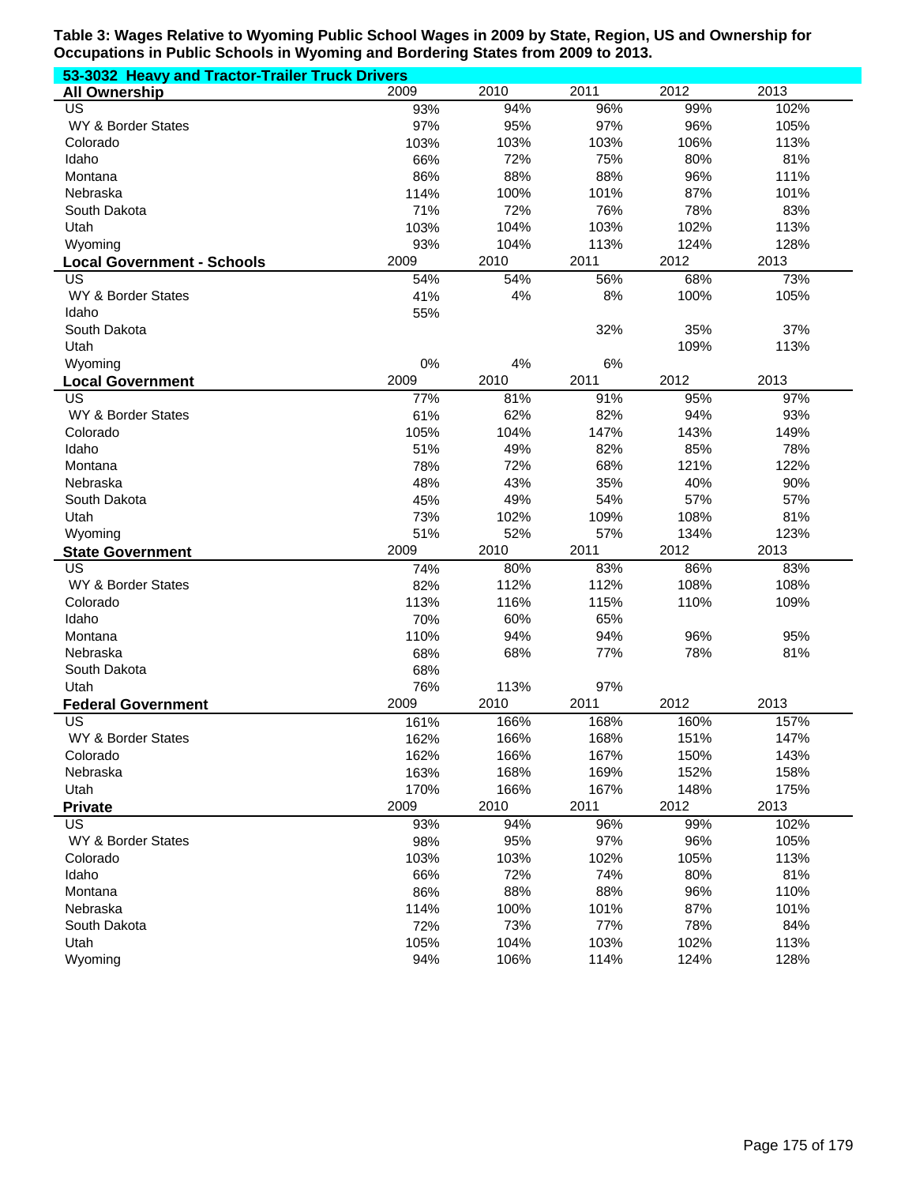**Table 3: Wages Relative to Wyoming Public School Wages in 2009 by State, Region, US and Ownership for Occupations in Public Schools in Wyoming and Bordering States from 2009 to 2013.**

**53-3032 Heavy and Tractor-Trailer Truck Drivers**

| **All Ownership** | 2009 | 2010 | 2011 | 2012 | 2013 |
|---|---|---|---|---|---|
| US | 93% | 94% | 96% | 99% | 102% |
| WY & Border States | 97% | 95% | 97% | 96% | 105% |
| Colorado | 103% | 103% | 103% | 106% | 113% |
| Idaho | 66% | 72% | 75% | 80% | 81% |
| Montana | 86% | 88% | 88% | 96% | 111% |
| Nebraska | 114% | 100% | 101% | 87% | 101% |
| South Dakota | 71% | 72% | 76% | 78% | 83% |
| Utah | 103% | 104% | 103% | 102% | 113% |
| Wyoming | 93% | 104% | 113% | 124% | 128% |
| **Local Government - Schools** | 2009 | 2010 | 2011 | 2012 | 2013 |
| US | 54% | 54% | 56% | 68% | 73% |
| WY & Border States | 41% | 4% | 8% | 100% | 105% |
| Idaho | 55% | | | | |
| South Dakota | | | 32% | 35% | 37% |
| Utah | | | | 109% | 113% |
| Wyoming | 0% | 4% | 6% | | |
| **Local Government** | 2009 | 2010 | 2011 | 2012 | 2013 |
| US | 77% | 81% | 91% | 95% | 97% |
| WY & Border States | 61% | 62% | 82% | 94% | 93% |
| Colorado | 105% | 104% | 147% | 143% | 149% |
| Idaho | 51% | 49% | 82% | 85% | 78% |
| Montana | 78% | 72% | 68% | 121% | 122% |
| Nebraska | 48% | 43% | 35% | 40% | 90% |
| South Dakota | 45% | 49% | 54% | 57% | 57% |
| Utah | 73% | 102% | 109% | 108% | 81% |
| Wyoming | 51% | 52% | 57% | 134% | 123% |
| **State Government** | 2009 | 2010 | 2011 | 2012 | 2013 |
| US | 74% | 80% | 83% | 86% | 83% |
| WY & Border States | 82% | 112% | 112% | 108% | 108% |
| Colorado | 113% | 116% | 115% | 110% | 109% |
| Idaho | 70% | 60% | 65% | | |
| Montana | 110% | 94% | 94% | 96% | 95% |
| Nebraska | 68% | 68% | 77% | 78% | 81% |
| South Dakota | 68% | | | | |
| Utah | 76% | 113% | 97% | | |
| **Federal Government** | 2009 | 2010 | 2011 | 2012 | 2013 |
| US | 161% | 166% | 168% | 160% | 157% |
| WY & Border States | 162% | 166% | 168% | 151% | 147% |
| Colorado | 162% | 166% | 167% | 150% | 143% |
| Nebraska | 163% | 168% | 169% | 152% | 158% |
| Utah | 170% | 166% | 167% | 148% | 175% |
| **Private** | 2009 | 2010 | 2011 | 2012 | 2013 |
| US | 93% | 94% | 96% | 99% | 102% |
| WY & Border States | 98% | 95% | 97% | 96% | 105% |
| Colorado | 103% | 103% | 102% | 105% | 113% |
| Idaho | 66% | 72% | 74% | 80% | 81% |
| Montana | 86% | 88% | 88% | 96% | 110% |
| Nebraska | 114% | 100% | 101% | 87% | 101% |
| South Dakota | 72% | 73% | 77% | 78% | 84% |
| Utah | 105% | 104% | 103% | 102% | 113% |
| Wyoming | 94% | 106% | 114% | 124% | 128% |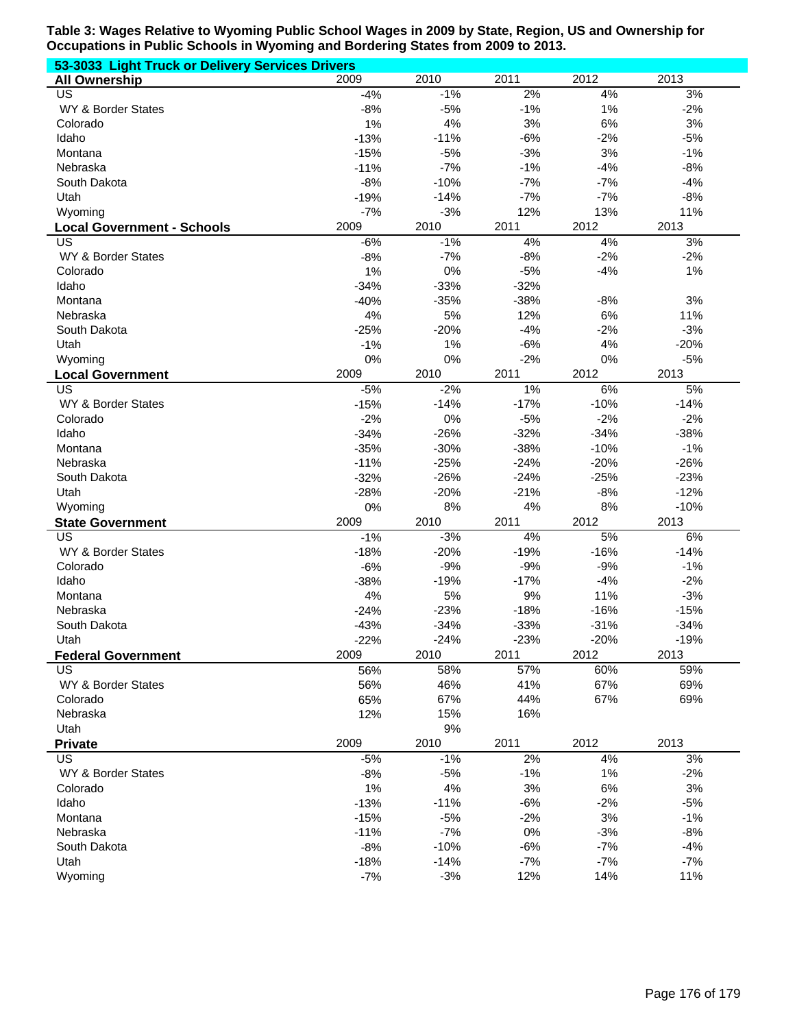**Table 3: Wages Relative to Wyoming Public School Wages in 2009 by State, Region, US and Ownership for Occupations in Public Schools in Wyoming and Bordering States from 2009 to 2013.**

**53-3033 Light Truck or Delivery Services Drivers**

| All Ownership | 2009 | 2010 | 2011 | 2012 | 2013 |
|---|---|---|---|---|---|
| US | -4% | -1% | 2% | 4% | 3% |
| WY & Border States | -8% | -5% | -1% | 1% | -2% |
| Colorado | 1% | 4% | 3% | 6% | 3% |
| Idaho | -13% | -11% | -6% | -2% | -5% |
| Montana | -15% | -5% | -3% | 3% | -1% |
| Nebraska | -11% | -7% | -1% | -4% | -8% |
| South Dakota | -8% | -10% | -7% | -7% | -4% |
| Utah | -19% | -14% | -7% | -7% | -8% |
| Wyoming | -7% | -3% | 12% | 13% | 11% |
| **Local Government - Schools** | 2009 | 2010 | 2011 | 2012 | 2013 |
| US | -6% | -1% | 4% | 4% | 3% |
| WY & Border States | -8% | -7% | -8% | -2% | -2% |
| Colorado | 1% | 0% | -5% | -4% | 1% |
| Idaho | -34% | -33% | -32% | | |
| Montana | -40% | -35% | -38% | -8% | 3% |
| Nebraska | 4% | 5% | 12% | 6% | 11% |
| South Dakota | -25% | -20% | -4% | -2% | -3% |
| Utah | -1% | 1% | -6% | 4% | -20% |
| Wyoming | 0% | 0% | -2% | 0% | -5% |
| **Local Government** | 2009 | 2010 | 2011 | 2012 | 2013 |
| US | -5% | -2% | 1% | 6% | 5% |
| WY & Border States | -15% | -14% | -17% | -10% | -14% |
| Colorado | -2% | 0% | -5% | -2% | -2% |
| Idaho | -34% | -26% | -32% | -34% | -38% |
| Montana | -35% | -30% | -38% | -10% | -1% |
| Nebraska | -11% | -25% | -24% | -20% | -26% |
| South Dakota | -32% | -26% | -24% | -25% | -23% |
| Utah | -28% | -20% | -21% | -8% | -12% |
| Wyoming | 0% | 8% | 4% | 8% | -10% |
| **State Government** | 2009 | 2010 | 2011 | 2012 | 2013 |
| US | -1% | -3% | 4% | 5% | 6% |
| WY & Border States | -18% | -20% | -19% | -16% | -14% |
| Colorado | -6% | -9% | -9% | -9% | -1% |
| Idaho | -38% | -19% | -17% | -4% | -2% |
| Montana | 4% | 5% | 9% | 11% | -3% |
| Nebraska | -24% | -23% | -18% | -16% | -15% |
| South Dakota | -43% | -34% | -33% | -31% | -34% |
| Utah | -22% | -24% | -23% | -20% | -19% |
| **Federal Government** | 2009 | 2010 | 2011 | 2012 | 2013 |
| US | 56% | 58% | 57% | 60% | 59% |
| WY & Border States | 56% | 46% | 41% | 67% | 69% |
| Colorado | 65% | 67% | 44% | 67% | 69% |
| Nebraska | 12% | 15% | 16% | | |
| Utah | | 9% | | | |
| **Private** | 2009 | 2010 | 2011 | 2012 | 2013 |
| US | -5% | -1% | 2% | 4% | 3% |
| WY & Border States | -8% | -5% | -1% | 1% | -2% |
| Colorado | 1% | 4% | 3% | 6% | 3% |
| Idaho | -13% | -11% | -6% | -2% | -5% |
| Montana | -15% | -5% | -2% | 3% | -1% |
| Nebraska | -11% | -7% | 0% | -3% | -8% |
| South Dakota | -8% | -10% | -6% | -7% | -4% |
| Utah | -18% | -14% | -7% | -7% | -7% |
| Wyoming | -7% | -3% | 12% | 14% | 11% |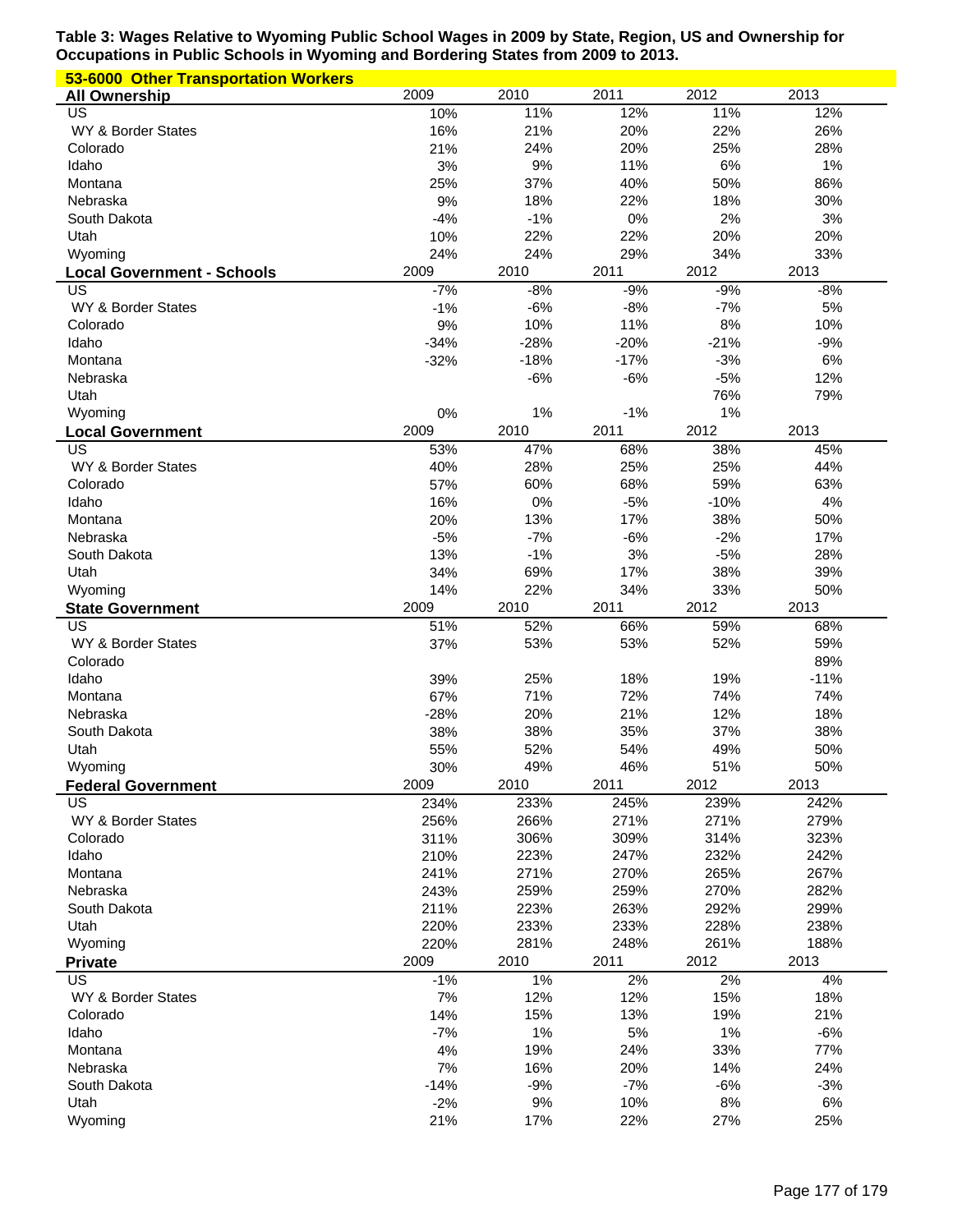**Table 3: Wages Relative to Wyoming Public School Wages in 2009 by State, Region, US and Ownership for Occupations in Public Schools in Wyoming and Bordering States from 2009 to 2013.**

**53-6000 Other Transportation Workers**

| All Ownership | 2009 | 2010 | 2011 | 2012 | 2013 |
|---|---|---|---|---|---|
| US | 10% | 11% | 12% | 11% | 12% |
| WY & Border States | 16% | 21% | 20% | 22% | 26% |
| Colorado | 21% | 24% | 20% | 25% | 28% |
| Idaho | 3% | 9% | 11% | 6% | 1% |
| Montana | 25% | 37% | 40% | 50% | 86% |
| Nebraska | 9% | 18% | 22% | 18% | 30% |
| South Dakota | -4% | -1% | 0% | 2% | 3% |
| Utah | 10% | 22% | 22% | 20% | 20% |
| Wyoming | 24% | 24% | 29% | 34% | 33% |

| Local Government - Schools | 2009 | 2010 | 2011 | 2012 | 2013 |
|---|---|---|---|---|---|
| US | -7% | -8% | -9% | -9% | -8% |
| WY & Border States | -1% | -6% | -8% | -7% | 5% |
| Colorado | 9% | 10% | 11% | 8% | 10% |
| Idaho | -34% | -28% | -20% | -21% | -9% |
| Montana | -32% | -18% | -17% | -3% | 6% |
| Nebraska | | -6% | -6% | -5% | 12% |
| Utah | | | | 76% | 79% |
| Wyoming | 0% | 1% | -1% | 1% | |

| Local Government | 2009 | 2010 | 2011 | 2012 | 2013 |
|---|---|---|---|---|---|
| US | 53% | 47% | 68% | 38% | 45% |
| WY & Border States | 40% | 28% | 25% | 25% | 44% |
| Colorado | 57% | 60% | 68% | 59% | 63% |
| Idaho | 16% | 0% | -5% | -10% | 4% |
| Montana | 20% | 13% | 17% | 38% | 50% |
| Nebraska | -5% | -7% | -6% | -2% | 17% |
| South Dakota | 13% | -1% | 3% | -5% | 28% |
| Utah | 34% | 69% | 17% | 38% | 39% |
| Wyoming | 14% | 22% | 34% | 33% | 50% |

| State Government | 2009 | 2010 | 2011 | 2012 | 2013 |
|---|---|---|---|---|---|
| US | 51% | 52% | 66% | 59% | 68% |
| WY & Border States | 37% | 53% | 53% | 52% | 59% |
| Colorado | | | | | 89% |
| Idaho | 39% | 25% | 18% | 19% | -11% |
| Montana | 67% | 71% | 72% | 74% | 74% |
| Nebraska | -28% | 20% | 21% | 12% | 18% |
| South Dakota | 38% | 38% | 35% | 37% | 38% |
| Utah | 55% | 52% | 54% | 49% | 50% |
| Wyoming | 30% | 49% | 46% | 51% | 50% |

| Federal Government | 2009 | 2010 | 2011 | 2012 | 2013 |
|---|---|---|---|---|---|
| US | 234% | 233% | 245% | 239% | 242% |
| WY & Border States | 256% | 266% | 271% | 271% | 279% |
| Colorado | 311% | 306% | 309% | 314% | 323% |
| Idaho | 210% | 223% | 247% | 232% | 242% |
| Montana | 241% | 271% | 270% | 265% | 267% |
| Nebraska | 243% | 259% | 259% | 270% | 282% |
| South Dakota | 211% | 223% | 263% | 292% | 299% |
| Utah | 220% | 233% | 233% | 228% | 238% |
| Wyoming | 220% | 281% | 248% | 261% | 188% |

| Private | 2009 | 2010 | 2011 | 2012 | 2013 |
|---|---|---|---|---|---|
| US | -1% | 1% | 2% | 2% | 4% |
| WY & Border States | 7% | 12% | 12% | 15% | 18% |
| Colorado | 14% | 15% | 13% | 19% | 21% |
| Idaho | -7% | 1% | 5% | 1% | -6% |
| Montana | 4% | 19% | 24% | 33% | 77% |
| Nebraska | 7% | 16% | 20% | 14% | 24% |
| South Dakota | -14% | -9% | -7% | -6% | -3% |
| Utah | -2% | 9% | 10% | 8% | 6% |
| Wyoming | 21% | 17% | 22% | 27% | 25% |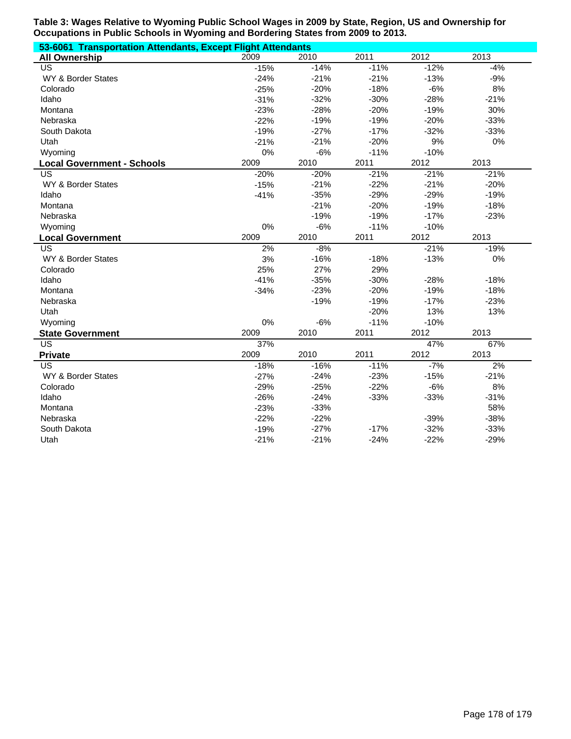**Table 3: Wages Relative to Wyoming Public School Wages in 2009 by State, Region, US and Ownership for Occupations in Public Schools in Wyoming and Bordering States from 2009 to 2013.**

**53-6061 Transportation Attendants, Except Flight Attendants**

| All Ownership | 2009 | 2010 | 2011 | 2012 | 2013 |
|---|---|---|---|---|---|
| US | -15% | -14% | -11% | -12% | -4% |
| WY & Border States | -24% | -21% | -21% | -13% | -9% |
| Colorado | -25% | -20% | -18% | -6% | 8% |
| Idaho | -31% | -32% | -30% | -28% | -21% |
| Montana | -23% | -28% | -20% | -19% | 30% |
| Nebraska | -22% | -19% | -19% | -20% | -33% |
| South Dakota | -19% | -27% | -17% | -32% | -33% |
| Utah | -21% | -21% | -20% | 9% | 0% |
| Wyoming | 0% | -6% | -11% | -10% | |

| Local Government - Schools | 2009 | 2010 | 2011 | 2012 | 2013 |
|---|---|---|---|---|---|
| US | -20% | -20% | -21% | -21% | -21% |
| WY & Border States | -15% | -21% | -22% | -21% | -20% |
| Idaho | -41% | -35% | -29% | -29% | -19% |
| Montana | | -21% | -20% | -19% | -18% |
| Nebraska | | -19% | -19% | -17% | -23% |
| Wyoming | 0% | -6% | -11% | -10% | |

| Local Government | 2009 | 2010 | 2011 | 2012 | 2013 |
|---|---|---|---|---|---|
| US | 2% | -8% | | -21% | -19% |
| WY & Border States | 3% | -16% | -18% | -13% | 0% |
| Colorado | 25% | 27% | 29% | | |
| Idaho | -41% | -35% | -30% | -28% | -18% |
| Montana | -34% | -23% | -20% | -19% | -18% |
| Nebraska | | -19% | -19% | -17% | -23% |
| Utah | | | -20% | 13% | 13% |
| Wyoming | 0% | -6% | -11% | -10% | |

| State Government | 2009 | 2010 | 2011 | 2012 | 2013 |
|---|---|---|---|---|---|
| US | 37% | | | 47% | 67% |

| Private | 2009 | 2010 | 2011 | 2012 | 2013 |
|---|---|---|---|---|---|
| US | -18% | -16% | -11% | -7% | 2% |
| WY & Border States | -27% | -24% | -23% | -15% | -21% |
| Colorado | -29% | -25% | -22% | -6% | 8% |
| Idaho | -26% | -24% | -33% | -33% | -31% |
| Montana | -23% | -33% | | | 58% |
| Nebraska | -22% | -22% | | -39% | -38% |
| South Dakota | -19% | -27% | -17% | -32% | -33% |
| Utah | -21% | -21% | -24% | -22% | -29% |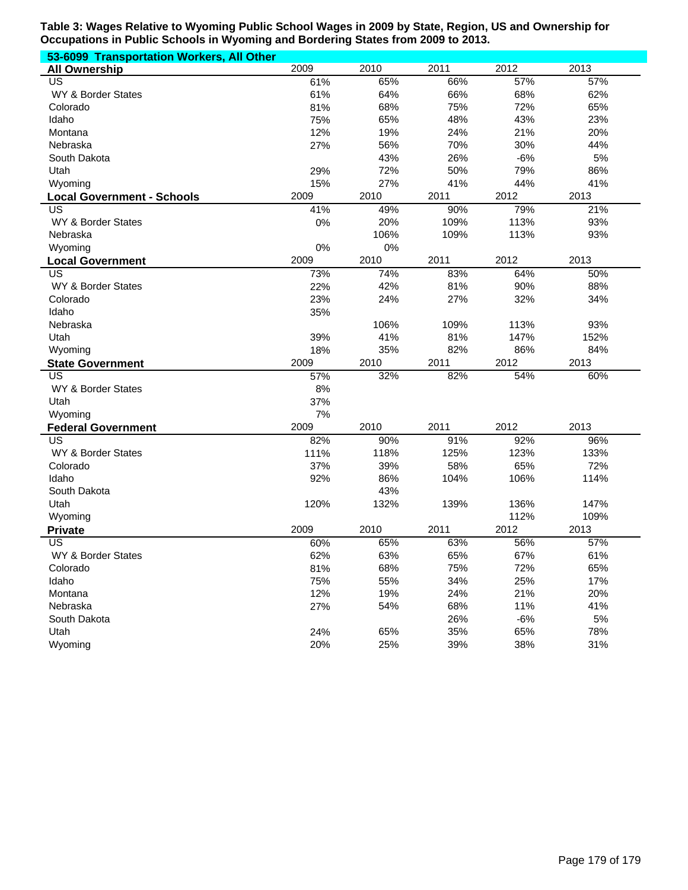**Table 3: Wages Relative to Wyoming Public School Wages in 2009 by State, Region, US and Ownership for Occupations in Public Schools in Wyoming and Bordering States from 2009 to 2013.**

**53-6099 Transportation Workers, All Other**

| All Ownership | 2009 | 2010 | 2011 | 2012 | 2013 |
|---|---|---|---|---|---|
| US | 61% | 65% | 66% | 57% | 57% |
| WY & Border States | 61% | 64% | 66% | 68% | 62% |
| Colorado | 81% | 68% | 75% | 72% | 65% |
| Idaho | 75% | 65% | 48% | 43% | 23% |
| Montana | 12% | 19% | 24% | 21% | 20% |
| Nebraska | 27% | 56% | 70% | 30% | 44% |
| South Dakota | | 43% | 26% | -6% | 5% |
| Utah | 29% | 72% | 50% | 79% | 86% |
| Wyoming | 15% | 27% | 41% | 44% | 41% |

| Local Government - Schools | 2009 | 2010 | 2011 | 2012 | 2013 |
|---|---|---|---|---|---|
| US | 41% | 49% | 90% | 79% | 21% |
| WY & Border States | 0% | 20% | 109% | 113% | 93% |
| Nebraska | | 106% | 109% | 113% | 93% |
| Wyoming | 0% | 0% | | | |

| Local Government | 2009 | 2010 | 2011 | 2012 | 2013 |
|---|---|---|---|---|---|
| US | 73% | 74% | 83% | 64% | 50% |
| WY & Border States | 22% | 42% | 81% | 90% | 88% |
| Colorado | 23% | 24% | 27% | 32% | 34% |
| Idaho | 35% | | | | |
| Nebraska | | 106% | 109% | 113% | 93% |
| Utah | 39% | 41% | 81% | 147% | 152% |
| Wyoming | 18% | 35% | 82% | 86% | 84% |

| State Government | 2009 | 2010 | 2011 | 2012 | 2013 |
|---|---|---|---|---|---|
| US | 57% | 32% | 82% | 54% | 60% |
| WY & Border States | 8% | | | | |
| Utah | 37% | | | | |
| Wyoming | 7% | | | | |

| Federal Government | 2009 | 2010 | 2011 | 2012 | 2013 |
|---|---|---|---|---|---|
| US | 82% | 90% | 91% | 92% | 96% |
| WY & Border States | 111% | 118% | 125% | 123% | 133% |
| Colorado | 37% | 39% | 58% | 65% | 72% |
| Idaho | 92% | 86% | 104% | 106% | 114% |
| South Dakota | | 43% | | | |
| Utah | 120% | 132% | 139% | 136% | 147% |
| Wyoming | | | | 112% | 109% |

| Private | 2009 | 2010 | 2011 | 2012 | 2013 |
|---|---|---|---|---|---|
| US | 60% | 65% | 63% | 56% | 57% |
| WY & Border States | 62% | 63% | 65% | 67% | 61% |
| Colorado | 81% | 68% | 75% | 72% | 65% |
| Idaho | 75% | 55% | 34% | 25% | 17% |
| Montana | 12% | 19% | 24% | 21% | 20% |
| Nebraska | 27% | 54% | 68% | 11% | 41% |
| South Dakota | | | 26% | -6% | 5% |
| Utah | 24% | 65% | 35% | 65% | 78% |
| Wyoming | 20% | 25% | 39% | 38% | 31% |